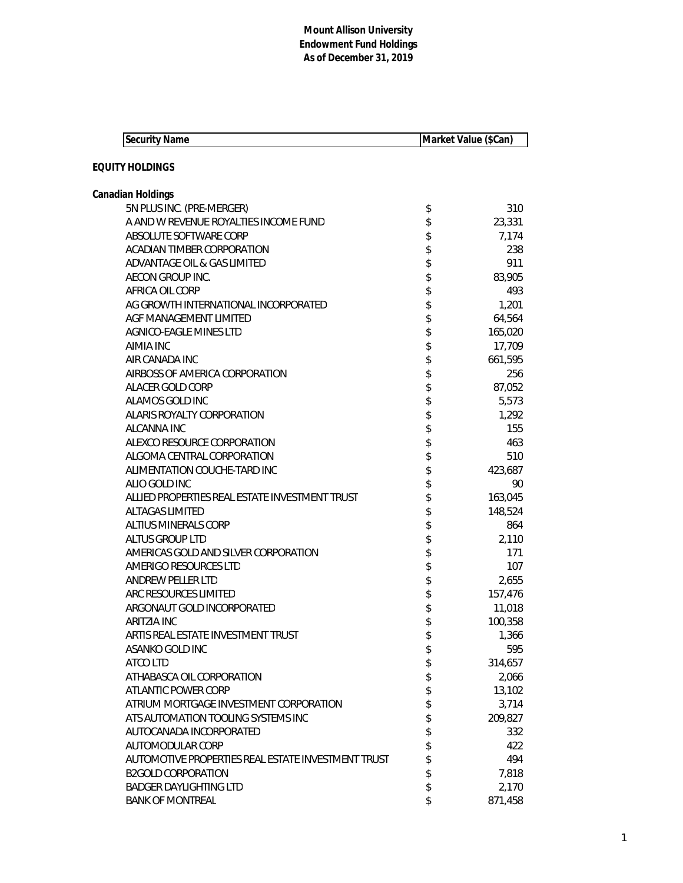# Mount Allison University
## Endowment Fund Holdings
### As of December 31, 2019

| Security Name | Market Value ($Can) |
|---|---|
| **EQUITY HOLDINGS** | |
| **Canadian Holdings** | |
| 5N PLUS INC. (PRE-MERGER) | $ 310 |
| A AND W REVENUE ROYALTIES INCOME FUND | $ 23,331 |
| ABSOLUTE SOFTWARE CORP | $ 7,174 |
| ACADIAN TIMBER CORPORATION | $ 238 |
| ADVANTAGE OIL & GAS LIMITED | $ 911 |
| AECON GROUP INC. | $ 83,905 |
| AFRICA OIL CORP | $ 493 |
| AG GROWTH INTERNATIONAL INCORPORATED | $ 1,201 |
| AGF MANAGEMENT LIMITED | $ 64,564 |
| AGNICO-EAGLE MINES LTD | $ 165,020 |
| AIMIA INC | $ 17,709 |
| AIR CANADA INC | $ 661,595 |
| AIRBOSS OF AMERICA CORPORATION | $ 256 |
| ALACER GOLD CORP | $ 87,052 |
| ALAMOS GOLD INC | $ 5,573 |
| ALARIS ROYALTY CORPORATION | $ 1,292 |
| ALCANNA INC | $ 155 |
| ALEXCO RESOURCE CORPORATION | $ 463 |
| ALGOMA CENTRAL CORPORATION | $ 510 |
| ALIMENTATION COUCHE-TARD INC | $ 423,687 |
| ALIO GOLD INC | $ 90 |
| ALLIED PROPERTIES REAL ESTATE INVESTMENT TRUST | $ 163,045 |
| ALTAGAS LIMITED | $ 148,524 |
| ALTIUS MINERALS CORP | $ 864 |
| ALTUS GROUP LTD | $ 2,110 |
| AMERICAS GOLD AND SILVER CORPORATION | $ 171 |
| AMERIGO RESOURCES LTD | $ 107 |
| ANDREW PELLER LTD | $ 2,655 |
| ARC RESOURCES LIMITED | $ 157,476 |
| ARGONAUT GOLD INCORPORATED | $ 11,018 |
| ARITZIA INC | $ 100,358 |
| ARTIS REAL ESTATE INVESTMENT TRUST | $ 1,366 |
| ASANKO GOLD INC | $ 595 |
| ATCO LTD | $ 314,657 |
| ATHABASCA OIL CORPORATION | $ 2,066 |
| ATLANTIC POWER CORP | $ 13,102 |
| ATRIUM MORTGAGE INVESTMENT CORPORATION | $ 3,714 |
| ATS AUTOMATION TOOLING SYSTEMS INC | $ 209,827 |
| AUTOCANADA INCORPORATED | $ 332 |
| AUTOMODULAR CORP | $ 422 |
| AUTOMOTIVE PROPERTIES REAL ESTATE INVESTMENT TRUST | $ 494 |
| B2GOLD CORPORATION | $ 7,818 |
| BADGER DAYLIGHTING LTD | $ 2,170 |
| BANK OF MONTREAL | $ 871,458 |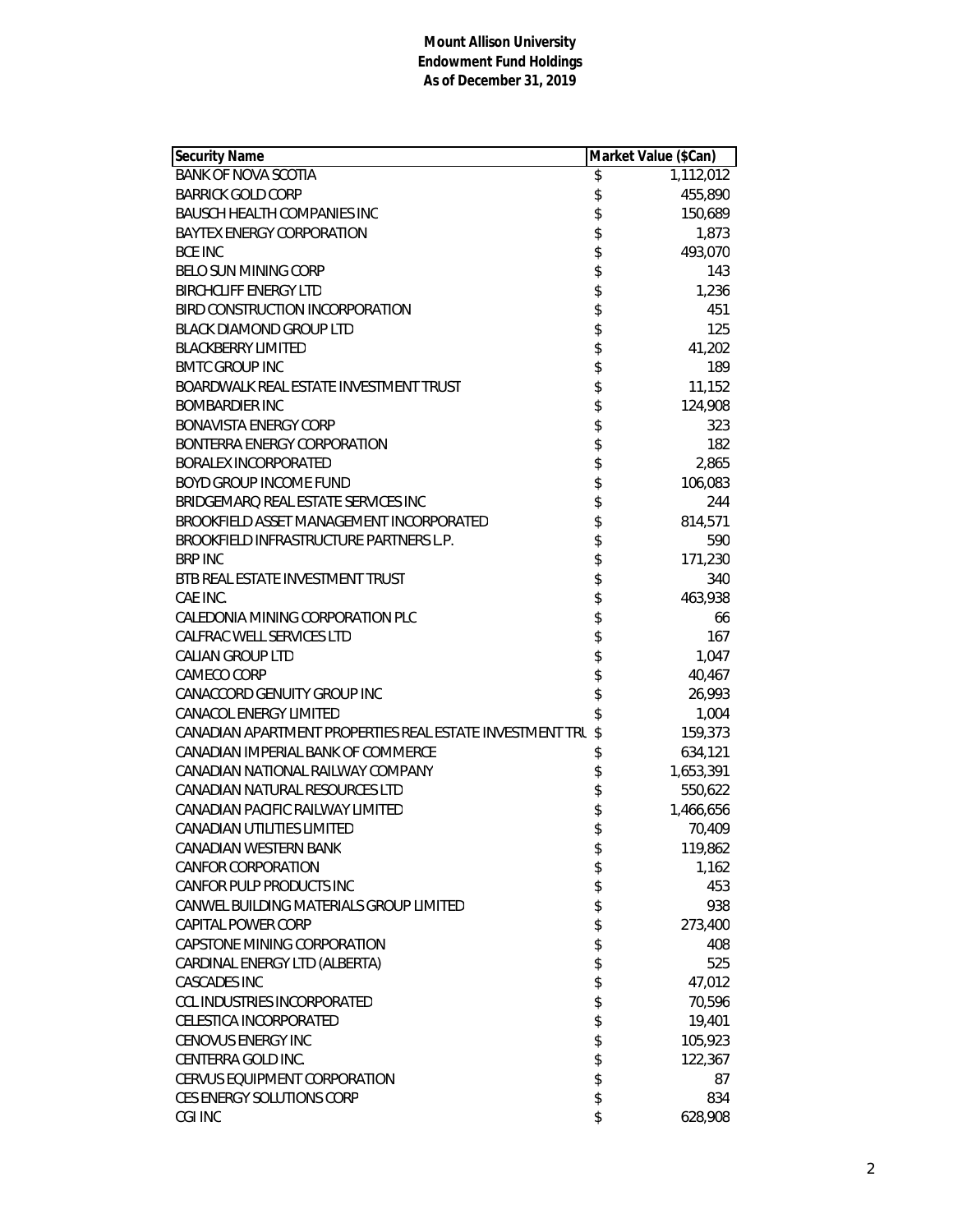**Mount Allison University**
**Endowment Fund Holdings**
**As of December 31, 2019**

| Security Name | Market Value ($Can) |
| --- | --- |
| BANK OF NOVA SCOTIA | $ 1,112,012 |
| BARRICK GOLD CORP | $ 455,890 |
| BAUSCH HEALTH COMPANIES INC | $ 150,689 |
| BAYTEX ENERGY CORPORATION | $ 1,873 |
| BCE INC | $ 493,070 |
| BELO SUN MINING CORP | $ 143 |
| BIRCHCLIFF ENERGY LTD | $ 1,236 |
| BIRD CONSTRUCTION INCORPORATION | $ 451 |
| BLACK DIAMOND GROUP LTD | $ 125 |
| BLACKBERRY LIMITED | $ 41,202 |
| BMTC GROUP INC | $ 189 |
| BOARDWALK REAL ESTATE INVESTMENT TRUST | $ 11,152 |
| BOMBARDIER INC | $ 124,908 |
| BONAVISTA ENERGY CORP | $ 323 |
| BONTERRA ENERGY CORPORATION | $ 182 |
| BORALEX INCORPORATED | $ 2,865 |
| BOYD GROUP INCOME FUND | $ 106,083 |
| BRIDGEMARQ REAL ESTATE SERVICES INC | $ 244 |
| BROOKFIELD ASSET MANAGEMENT INCORPORATED | $ 814,571 |
| BROOKFIELD INFRASTRUCTURE PARTNERS L.P. | $ 590 |
| BRP INC | $ 171,230 |
| BTB REAL ESTATE INVESTMENT TRUST | $ 340 |
| CAE INC. | $ 463,938 |
| CALEDONIA MINING CORPORATION PLC | $ 66 |
| CALFRAC WELL SERVICES LTD | $ 167 |
| CALIAN GROUP LTD | $ 1,047 |
| CAMECO CORP | $ 40,467 |
| CANACCORD GENUITY GROUP INC | $ 26,993 |
| CANACOL ENERGY LIMITED | $ 1,004 |
| CANADIAN APARTMENT PROPERTIES REAL ESTATE INVESTMENT TRU | $ 159,373 |
| CANADIAN IMPERIAL BANK OF COMMERCE | $ 634,121 |
| CANADIAN NATIONAL RAILWAY COMPANY | $ 1,653,391 |
| CANADIAN NATURAL RESOURCES LTD | $ 550,622 |
| CANADIAN PACIFIC RAILWAY LIMITED | $ 1,466,656 |
| CANADIAN UTILITIES LIMITED | $ 70,409 |
| CANADIAN WESTERN BANK | $ 119,862 |
| CANFOR CORPORATION | $ 1,162 |
| CANFOR PULP PRODUCTS INC | $ 453 |
| CANWEL BUILDING MATERIALS GROUP LIMITED | $ 938 |
| CAPITAL POWER CORP | $ 273,400 |
| CAPSTONE MINING CORPORATION | $ 408 |
| CARDINAL ENERGY LTD (ALBERTA) | $ 525 |
| CASCADES INC | $ 47,012 |
| CCL INDUSTRIES INCORPORATED | $ 70,596 |
| CELESTICA INCORPORATED | $ 19,401 |
| CENOVUS ENERGY INC | $ 105,923 |
| CENTERRA GOLD INC. | $ 122,367 |
| CERVUS EQUIPMENT CORPORATION | $ 87 |
| CES ENERGY SOLUTIONS CORP | $ 834 |
| CGI INC | $ 628,908 |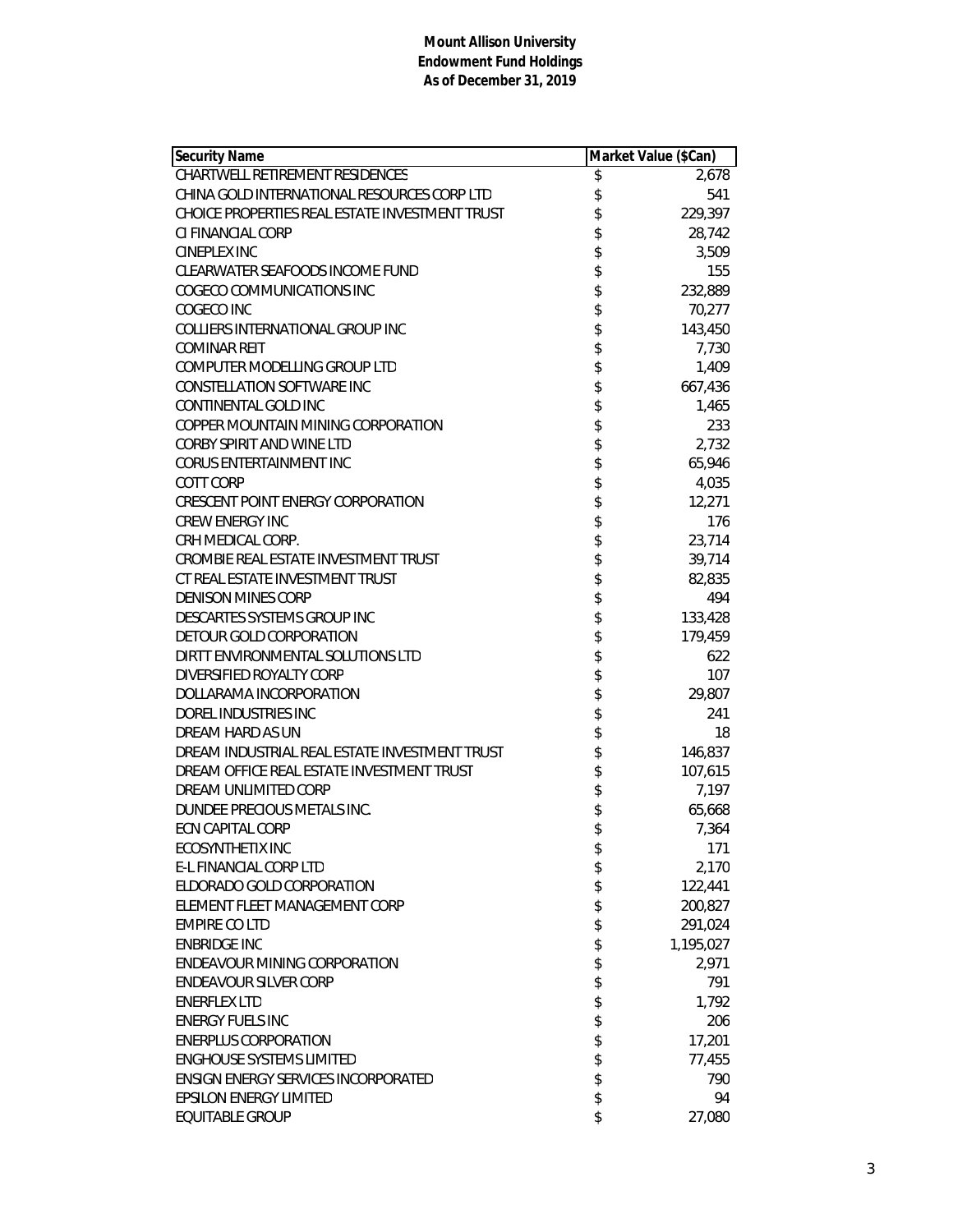**Mount Allison University**
**Endowment Fund Holdings**
**As of December 31, 2019**

| Security Name | Market Value ($Can) |
|---|---|
| CHARTWELL RETIREMENT RESIDENCES | $ 2,678 |
| CHINA GOLD INTERNATIONAL RESOURCES CORP LTD | $ 541 |
| CHOICE PROPERTIES REAL ESTATE INVESTMENT TRUST | $ 229,397 |
| CI FINANCIAL CORP | $ 28,742 |
| CINEPLEX INC | $ 3,509 |
| CLEARWATER SEAFOODS INCOME FUND | $ 155 |
| COGECO COMMUNICATIONS INC | $ 232,889 |
| COGECO INC | $ 70,277 |
| COLLIERS INTERNATIONAL GROUP INC | $ 143,450 |
| COMINAR REIT | $ 7,730 |
| COMPUTER MODELLING GROUP LTD | $ 1,409 |
| CONSTELLATION SOFTWARE INC | $ 667,436 |
| CONTINENTAL GOLD INC | $ 1,465 |
| COPPER MOUNTAIN MINING CORPORATION | $ 233 |
| CORBY SPIRIT AND WINE LTD | $ 2,732 |
| CORUS ENTERTAINMENT INC | $ 65,946 |
| COTT CORP | $ 4,035 |
| CRESCENT POINT ENERGY CORPORATION | $ 12,271 |
| CREW ENERGY INC | $ 176 |
| CRH MEDICAL CORP. | $ 23,714 |
| CROMBIE REAL ESTATE INVESTMENT TRUST | $ 39,714 |
| CT REAL ESTATE INVESTMENT TRUST | $ 82,835 |
| DENISON MINES CORP | $ 494 |
| DESCARTES SYSTEMS GROUP INC | $ 133,428 |
| DETOUR GOLD CORPORATION | $ 179,459 |
| DIRTT ENVIRONMENTAL SOLUTIONS LTD | $ 622 |
| DIVERSIFIED ROYALTY CORP | $ 107 |
| DOLLARAMA INCORPORATION | $ 29,807 |
| DOREL INDUSTRIES INC | $ 241 |
| DREAM HARD AS UN | $ 18 |
| DREAM INDUSTRIAL REAL ESTATE INVESTMENT TRUST | $ 146,837 |
| DREAM OFFICE REAL ESTATE INVESTMENT TRUST | $ 107,615 |
| DREAM UNLIMITED CORP | $ 7,197 |
| DUNDEE PRECIOUS METALS INC. | $ 65,668 |
| ECN CAPITAL CORP | $ 7,364 |
| ECOSYNTHETIX INC | $ 171 |
| E-L FINANCIAL CORP LTD | $ 2,170 |
| ELDORADO GOLD CORPORATION | $ 122,441 |
| ELEMENT FLEET MANAGEMENT CORP | $ 200,827 |
| EMPIRE CO LTD | $ 291,024 |
| ENBRIDGE INC | $ 1,195,027 |
| ENDEAVOUR MINING CORPORATION | $ 2,971 |
| ENDEAVOUR SILVER CORP | $ 791 |
| ENERFLEX LTD | $ 1,792 |
| ENERGY FUELS INC | $ 206 |
| ENERPLUS CORPORATION | $ 17,201 |
| ENGHOUSE SYSTEMS LIMITED | $ 77,455 |
| ENSIGN ENERGY SERVICES INCORPORATED | $ 790 |
| EPSILON ENERGY LIMITED | $ 94 |
| EQUITABLE GROUP | $ 27,080 |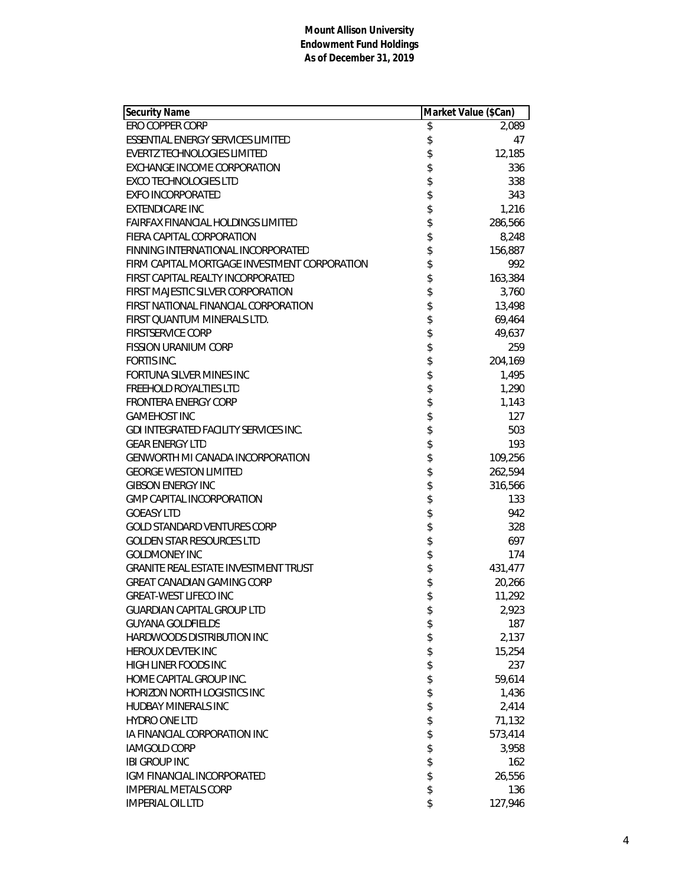**Mount Allison University**
**Endowment Fund Holdings**
**As of December 31, 2019**

| Security Name | Market Value ($Can) |
|---|---|
| ERO COPPER CORP | $ 2,089 |
| ESSENTIAL ENERGY SERVICES LIMITED | $ 47 |
| EVERTZ TECHNOLOGIES LIMITED | $ 12,185 |
| EXCHANGE INCOME CORPORATION | $ 336 |
| EXCO TECHNOLOGIES LTD | $ 338 |
| EXFO INCORPORATED | $ 343 |
| EXTENDICARE INC | $ 1,216 |
| FAIRFAX FINANCIAL HOLDINGS LIMITED | $ 286,566 |
| FIERA CAPITAL CORPORATION | $ 8,248 |
| FINNING INTERNATIONAL INCORPORATED | $ 156,887 |
| FIRM CAPITAL MORTGAGE INVESTMENT CORPORATION | $ 992 |
| FIRST CAPITAL REALTY INCORPORATED | $ 163,384 |
| FIRST MAJESTIC SILVER CORPORATION | $ 3,760 |
| FIRST NATIONAL FINANCIAL CORPORATION | $ 13,498 |
| FIRST QUANTUM MINERALS LTD. | $ 69,464 |
| FIRSTSERVICE CORP | $ 49,637 |
| FISSION URANIUM CORP | $ 259 |
| FORTIS INC. | $ 204,169 |
| FORTUNA SILVER MINES INC | $ 1,495 |
| FREEHOLD ROYALTIES LTD | $ 1,290 |
| FRONTERA ENERGY CORP | $ 1,143 |
| GAMEHOST INC | $ 127 |
| GDI INTEGRATED FACILITY SERVICES INC. | $ 503 |
| GEAR ENERGY LTD | $ 193 |
| GENWORTH MI CANADA INCORPORATION | $ 109,256 |
| GEORGE WESTON LIMITED | $ 262,594 |
| GIBSON ENERGY INC | $ 316,566 |
| GMP CAPITAL INCORPORATION | $ 133 |
| GOEASY LTD | $ 942 |
| GOLD STANDARD VENTURES CORP | $ 328 |
| GOLDEN STAR RESOURCES LTD | $ 697 |
| GOLDMONEY INC | $ 174 |
| GRANITE REAL ESTATE INVESTMENT TRUST | $ 431,477 |
| GREAT CANADIAN GAMING CORP | $ 20,266 |
| GREAT-WEST LIFECO INC | $ 11,292 |
| GUARDIAN CAPITAL GROUP LTD | $ 2,923 |
| GUYANA GOLDFIELDS | $ 187 |
| HARDWOODS DISTRIBUTION INC | $ 2,137 |
| HEROUX DEVTEK INC | $ 15,254 |
| HIGH LINER FOODS INC | $ 237 |
| HOME CAPITAL GROUP INC. | $ 59,614 |
| HORIZON NORTH LOGISTICS INC | $ 1,436 |
| HUDBAY MINERALS INC | $ 2,414 |
| HYDRO ONE LTD | $ 71,132 |
| IA FINANCIAL CORPORATION INC | $ 573,414 |
| IAMGOLD CORP | $ 3,958 |
| IBI GROUP INC | $ 162 |
| IGM FINANCIAL INCORPORATED | $ 26,556 |
| IMPERIAL METALS CORP | $ 136 |
| IMPERIAL OIL LTD | $ 127,946 |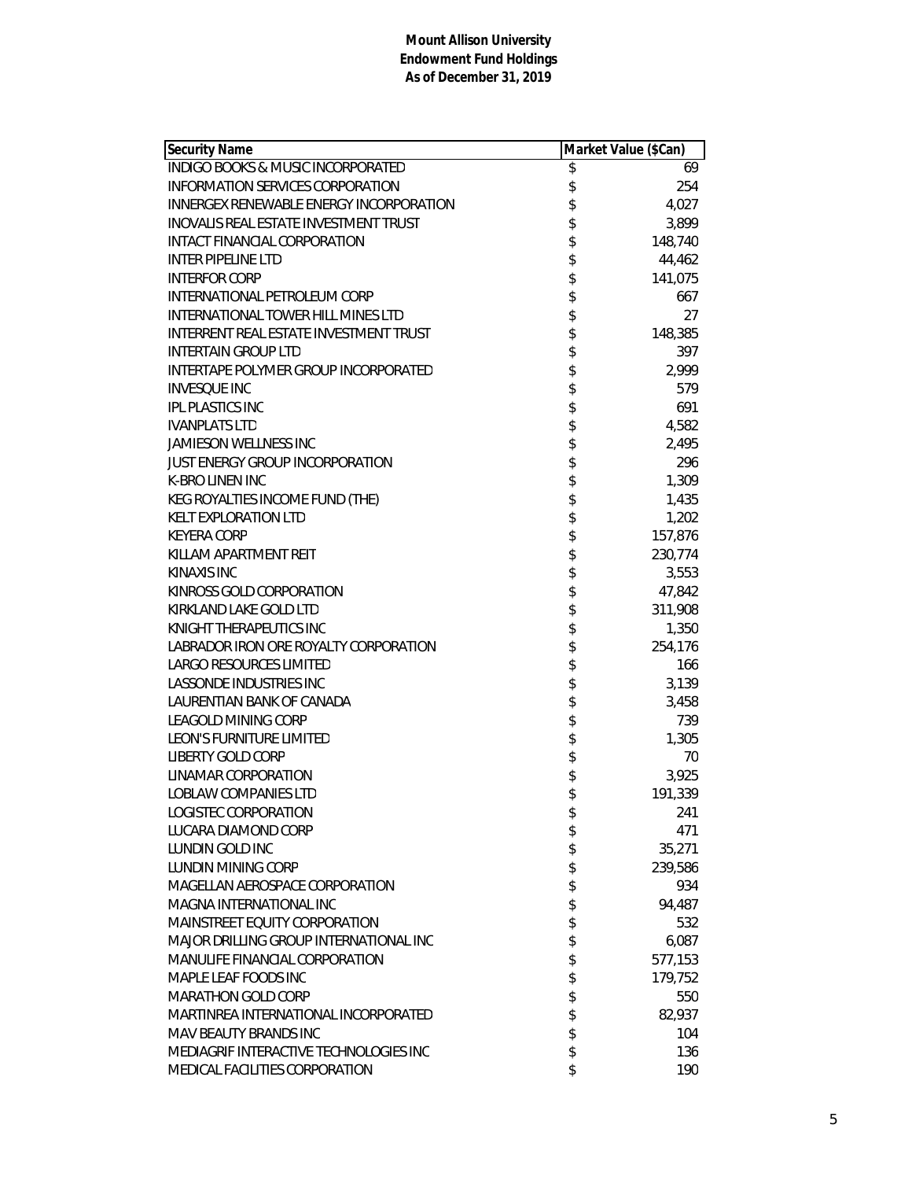**Mount Allison University**
**Endowment Fund Holdings**
**As of December 31, 2019**

| Security Name | Market Value ($Can) |
|---|---|
| INDIGO BOOKS & MUSIC INCORPORATED | $ 69 |
| INFORMATION SERVICES CORPORATION | $ 254 |
| INNERGEX RENEWABLE ENERGY INCORPORATION | $ 4,027 |
| INOVALIS REAL ESTATE INVESTMENT TRUST | $ 3,899 |
| INTACT FINANCIAL CORPORATION | $ 148,740 |
| INTER PIPELINE LTD | $ 44,462 |
| INTERFOR CORP | $ 141,075 |
| INTERNATIONAL PETROLEUM CORP | $ 667 |
| INTERNATIONAL TOWER HILL MINES LTD | $ 27 |
| INTERRENT REAL ESTATE INVESTMENT TRUST | $ 148,385 |
| INTERTAIN GROUP LTD | $ 397 |
| INTERTAPE POLYMER GROUP INCORPORATED | $ 2,999 |
| INVESQUE INC | $ 579 |
| IPL PLASTICS INC | $ 691 |
| IVANPLATS LTD | $ 4,582 |
| JAMIESON WELLNESS INC | $ 2,495 |
| JUST ENERGY GROUP INCORPORATION | $ 296 |
| K-BRO LINEN INC | $ 1,309 |
| KEG ROYALTIES INCOME FUND (THE) | $ 1,435 |
| KELT EXPLORATION LTD | $ 1,202 |
| KEYERA CORP | $ 157,876 |
| KILLAM APARTMENT REIT | $ 230,774 |
| KINAXIS INC | $ 3,553 |
| KINROSS GOLD CORPORATION | $ 47,842 |
| KIRKLAND LAKE GOLD LTD | $ 311,908 |
| KNIGHT THERAPEUTICS INC | $ 1,350 |
| LABRADOR IRON ORE ROYALTY CORPORATION | $ 254,176 |
| LARGO RESOURCES LIMITED | $ 166 |
| LASSONDE INDUSTRIES INC | $ 3,139 |
| LAURENTIAN BANK OF CANADA | $ 3,458 |
| LEAGOLD MINING CORP | $ 739 |
| LEON'S FURNITURE LIMITED | $ 1,305 |
| LIBERTY GOLD CORP | $ 70 |
| LINAMAR CORPORATION | $ 3,925 |
| LOBLAW COMPANIES LTD | $ 191,339 |
| LOGISTEC CORPORATION | $ 241 |
| LUCARA DIAMOND CORP | $ 471 |
| LUNDIN GOLD INC | $ 35,271 |
| LUNDIN MINING CORP | $ 239,586 |
| MAGELLAN AEROSPACE CORPORATION | $ 934 |
| MAGNA INTERNATIONAL INC | $ 94,487 |
| MAINSTREET EQUITY CORPORATION | $ 532 |
| MAJOR DRILLING GROUP INTERNATIONAL INC | $ 6,087 |
| MANULIFE FINANCIAL CORPORATION | $ 577,153 |
| MAPLE LEAF FOODS INC | $ 179,752 |
| MARATHON GOLD CORP | $ 550 |
| MARTINREA INTERNATIONAL INCORPORATED | $ 82,937 |
| MAV BEAUTY BRANDS INC | $ 104 |
| MEDIAGRIF INTERACTIVE TECHNOLOGIES INC | $ 136 |
| MEDICAL FACILITIES CORPORATION | $ 190 |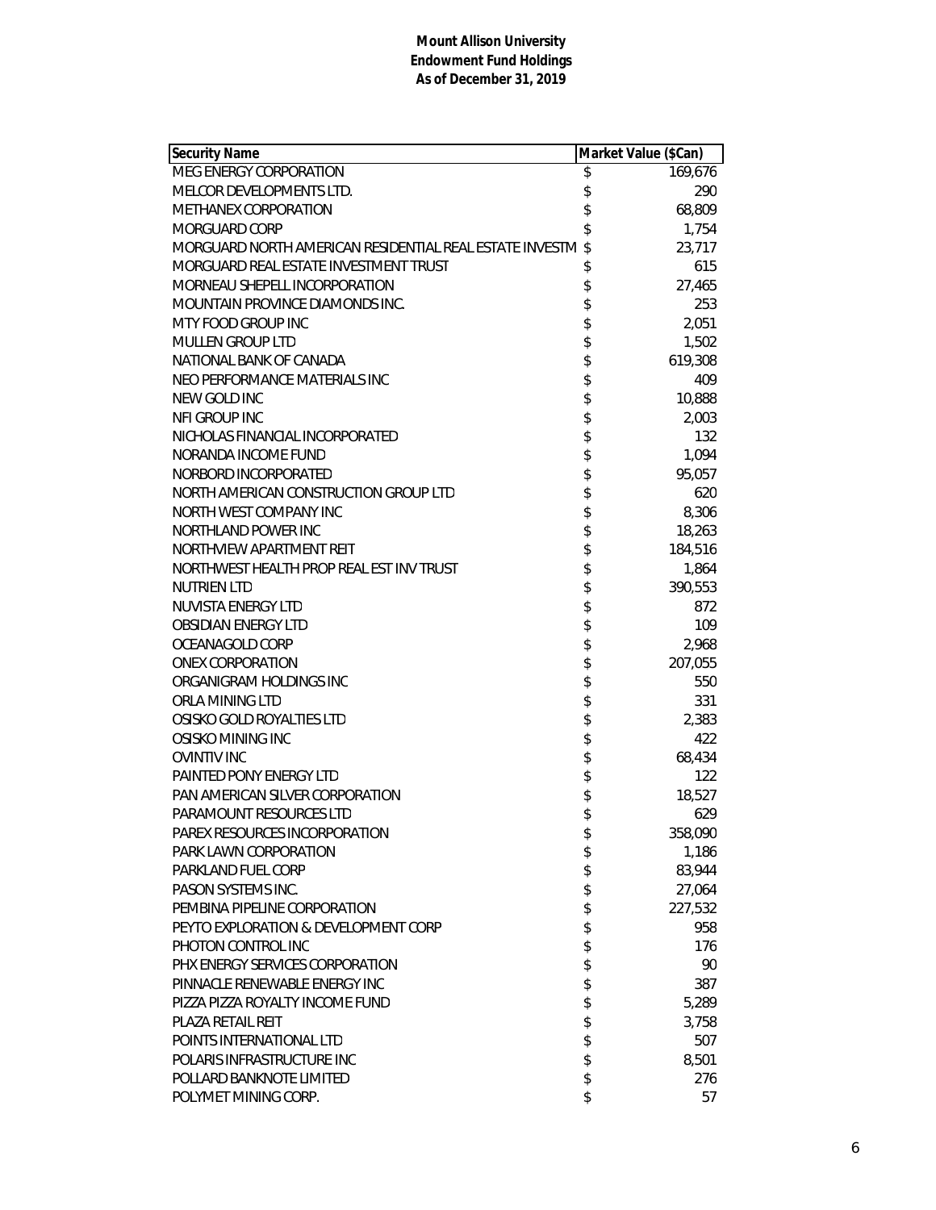**Mount Allison University**
**Endowment Fund Holdings**
**As of December 31, 2019**

| Security Name | Market Value ($Can) |
|---|---|
| MEG ENERGY CORPORATION | $ 169,676 |
| MELCOR DEVELOPMENTS LTD. | $ 290 |
| METHANEX CORPORATION | $ 68,809 |
| MORGUARD CORP | $ 1,754 |
| MORGUARD NORTH AMERICAN RESIDENTIAL REAL ESTATE INVESTM | $ 23,717 |
| MORGUARD REAL ESTATE INVESTMENT TRUST | $ 615 |
| MORNEAU SHEPELL INCORPORATION | $ 27,465 |
| MOUNTAIN PROVINCE DIAMONDS INC. | $ 253 |
| MTY FOOD GROUP INC | $ 2,051 |
| MULLEN GROUP LTD | $ 1,502 |
| NATIONAL BANK OF CANADA | $ 619,308 |
| NEO PERFORMANCE MATERIALS INC | $ 409 |
| NEW GOLD INC | $ 10,888 |
| NFI GROUP INC | $ 2,003 |
| NICHOLAS FINANCIAL INCORPORATED | $ 132 |
| NORANDA INCOME FUND | $ 1,094 |
| NORBORD INCORPORATED | $ 95,057 |
| NORTH AMERICAN CONSTRUCTION GROUP LTD | $ 620 |
| NORTH WEST COMPANY INC | $ 8,306 |
| NORTHLAND POWER INC | $ 18,263 |
| NORTHVIEW APARTMENT REIT | $ 184,516 |
| NORTHWEST HEALTH PROP REAL EST INV TRUST | $ 1,864 |
| NUTRIEN LTD | $ 390,553 |
| NUVISTA ENERGY LTD | $ 872 |
| OBSIDIAN ENERGY LTD | $ 109 |
| OCEANAGOLD CORP | $ 2,968 |
| ONEX CORPORATION | $ 207,055 |
| ORGANIGRAM HOLDINGS INC | $ 550 |
| ORLA MINING LTD | $ 331 |
| OSISKO GOLD ROYALTIES LTD | $ 2,383 |
| OSISKO MINING INC | $ 422 |
| OVINTIV INC | $ 68,434 |
| PAINTED PONY ENERGY LTD | $ 122 |
| PAN AMERICAN SILVER CORPORATION | $ 18,527 |
| PARAMOUNT RESOURCES LTD | $ 629 |
| PAREX RESOURCES INCORPORATION | $ 358,090 |
| PARK LAWN CORPORATION | $ 1,186 |
| PARKLAND FUEL CORP | $ 83,944 |
| PASON SYSTEMS INC. | $ 27,064 |
| PEMBINA PIPELINE CORPORATION | $ 227,532 |
| PEYTO EXPLORATION & DEVELOPMENT CORP | $ 958 |
| PHOTON CONTROL INC | $ 176 |
| PHX ENERGY SERVICES CORPORATION | $ 90 |
| PINNACLE RENEWABLE ENERGY INC | $ 387 |
| PIZZA PIZZA ROYALTY INCOME FUND | $ 5,289 |
| PLAZA RETAIL REIT | $ 3,758 |
| POINTS INTERNATIONAL LTD | $ 507 |
| POLARIS INFRASTRUCTURE INC | $ 8,501 |
| POLLARD BANKNOTE LIMITED | $ 276 |
| POLYMET MINING CORP. | $ 57 |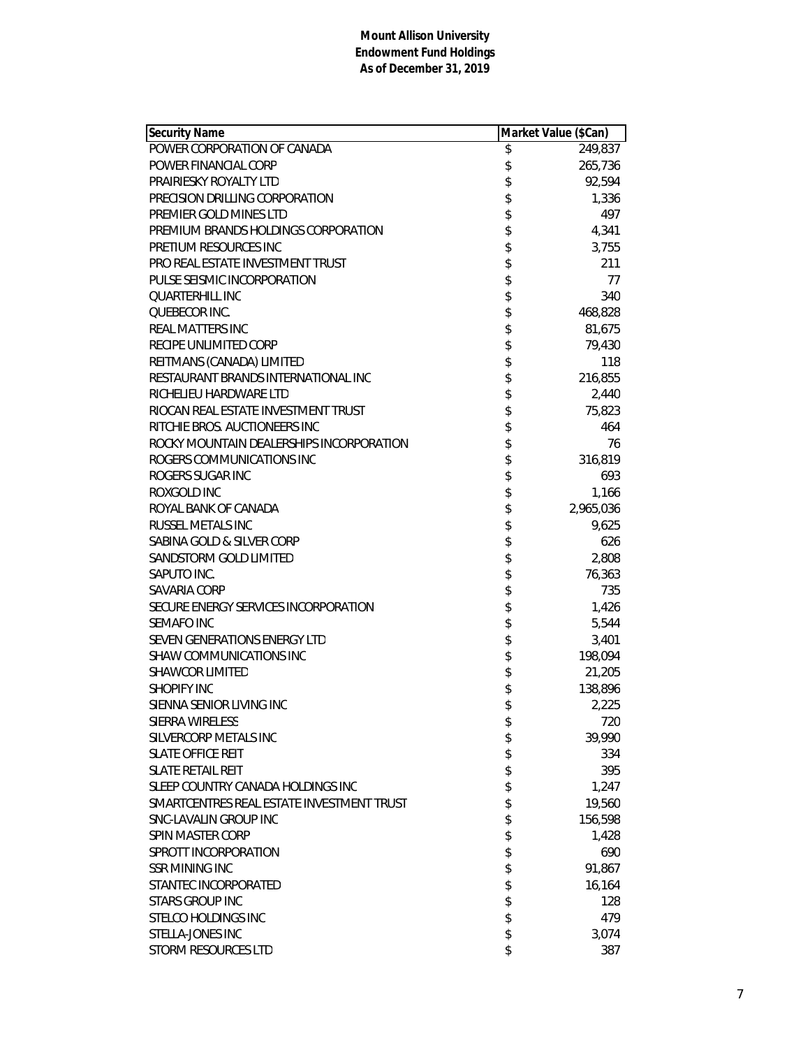**Mount Allison University**
**Endowment Fund Holdings**
**As of December 31, 2019**

| Security Name | Market Value ($Can) |
|---|---|
| POWER CORPORATION OF CANADA | $ 249,837 |
| POWER FINANCIAL CORP | $ 265,736 |
| PRAIRIESKY ROYALTY LTD | $ 92,594 |
| PRECISION DRILLING CORPORATION | $ 1,336 |
| PREMIER GOLD MINES LTD | $ 497 |
| PREMIUM BRANDS HOLDINGS CORPORATION | $ 4,341 |
| PRETIUM RESOURCES INC | $ 3,755 |
| PRO REAL ESTATE INVESTMENT TRUST | $ 211 |
| PULSE SEISMIC INCORPORATION | $ 77 |
| QUARTERHILL INC | $ 340 |
| QUEBECOR INC. | $ 468,828 |
| REAL MATTERS INC | $ 81,675 |
| RECIPE UNLIMITED CORP | $ 79,430 |
| REITMANS (CANADA) LIMITED | $ 118 |
| RESTAURANT BRANDS INTERNATIONAL INC | $ 216,855 |
| RICHELIEU HARDWARE LTD | $ 2,440 |
| RIOCAN REAL ESTATE INVESTMENT TRUST | $ 75,823 |
| RITCHIE BROS. AUCTIONEERS INC | $ 464 |
| ROCKY MOUNTAIN DEALERSHIPS INCORPORATION | $ 76 |
| ROGERS COMMUNICATIONS INC | $ 316,819 |
| ROGERS SUGAR INC | $ 693 |
| ROXGOLD INC | $ 1,166 |
| ROYAL BANK OF CANADA | $ 2,965,036 |
| RUSSEL METALS INC | $ 9,625 |
| SABINA GOLD & SILVER CORP | $ 626 |
| SANDSTORM GOLD LIMITED | $ 2,808 |
| SAPUTO INC. | $ 76,363 |
| SAVARIA CORP | $ 735 |
| SECURE ENERGY SERVICES INCORPORATION | $ 1,426 |
| SEMAFO INC | $ 5,544 |
| SEVEN GENERATIONS ENERGY LTD | $ 3,401 |
| SHAW COMMUNICATIONS INC | $ 198,094 |
| SHAWCOR LIMITED | $ 21,205 |
| SHOPIFY INC | $ 138,896 |
| SIENNA SENIOR LIVING INC | $ 2,225 |
| SIERRA WIRELESS | $ 720 |
| SILVERCORP METALS INC | $ 39,990 |
| SLATE OFFICE REIT | $ 334 |
| SLATE RETAIL REIT | $ 395 |
| SLEEP COUNTRY CANADA HOLDINGS INC | $ 1,247 |
| SMARTCENTRES REAL ESTATE INVESTMENT TRUST | $ 19,560 |
| SNC-LAVALIN GROUP INC | $ 156,598 |
| SPIN MASTER CORP | $ 1,428 |
| SPROTT INCORPORATION | $ 690 |
| SSR MINING INC | $ 91,867 |
| STANTEC INCORPORATED | $ 16,164 |
| STARS GROUP INC | $ 128 |
| STELCO HOLDINGS INC | $ 479 |
| STELLA-JONES INC | $ 3,074 |
| STORM RESOURCES LTD | $ 387 |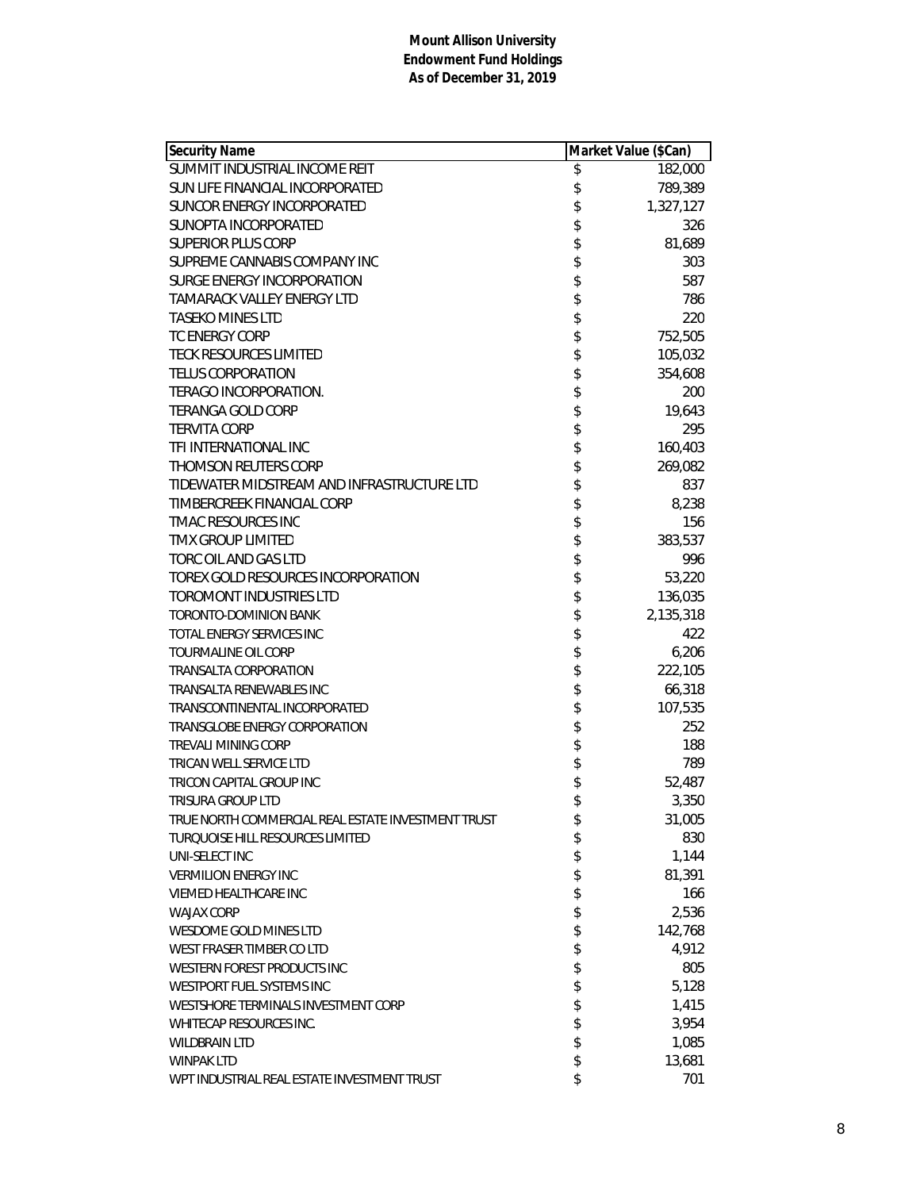**Mount Allison University**
**Endowment Fund Holdings**
**As of December 31, 2019**

| Security Name | Market Value ($Can) |
|---|---|
| SUMMIT INDUSTRIAL INCOME REIT | $ 182,000 |
| SUN LIFE FINANCIAL INCORPORATED | $ 789,389 |
| SUNCOR ENERGY INCORPORATED | $ 1,327,127 |
| SUNOPTA INCORPORATED | $ 326 |
| SUPERIOR PLUS CORP | $ 81,689 |
| SUPREME CANNABIS COMPANY INC | $ 303 |
| SURGE ENERGY INCORPORATION | $ 587 |
| TAMARACK VALLEY ENERGY LTD | $ 786 |
| TASEKO MINES LTD | $ 220 |
| TC ENERGY CORP | $ 752,505 |
| TECK RESOURCES LIMITED | $ 105,032 |
| TELUS CORPORATION | $ 354,608 |
| TERAGO INCORPORATION. | $ 200 |
| TERANGA GOLD CORP | $ 19,643 |
| TERVITA CORP | $ 295 |
| TFI INTERNATIONAL INC | $ 160,403 |
| THOMSON REUTERS CORP | $ 269,082 |
| TIDEWATER MIDSTREAM AND INFRASTRUCTURE LTD | $ 837 |
| TIMBERCREEK FINANCIAL CORP | $ 8,238 |
| TMAC RESOURCES INC | $ 156 |
| TMX GROUP LIMITED | $ 383,537 |
| TORC OIL AND GAS LTD | $ 996 |
| TOREX GOLD RESOURCES INCORPORATION | $ 53,220 |
| TOROMONT INDUSTRIES LTD | $ 136,035 |
| TORONTO-DOMINION BANK | $ 2,135,318 |
| TOTAL ENERGY SERVICES INC | $ 422 |
| TOURMALINE OIL CORP | $ 6,206 |
| TRANSALTA CORPORATION | $ 222,105 |
| TRANSALTA RENEWABLES INC | $ 66,318 |
| TRANSCONTINENTAL INCORPORATED | $ 107,535 |
| TRANSGLOBE ENERGY CORPORATION | $ 252 |
| TREVALI MINING CORP | $ 188 |
| TRICAN WELL SERVICE LTD | $ 789 |
| TRICON CAPITAL GROUP INC | $ 52,487 |
| TRISURA GROUP LTD | $ 3,350 |
| TRUE NORTH COMMERCIAL REAL ESTATE INVESTMENT TRUST | $ 31,005 |
| TURQUOISE HILL RESOURCES LIMITED | $ 830 |
| UNI-SELECT INC | $ 1,144 |
| VERMILION ENERGY INC | $ 81,391 |
| VIEMED HEALTHCARE INC | $ 166 |
| WAJAX CORP | $ 2,536 |
| WESDOME GOLD MINES LTD | $ 142,768 |
| WEST FRASER TIMBER CO LTD | $ 4,912 |
| WESTERN FOREST PRODUCTS INC | $ 805 |
| WESTPORT FUEL SYSTEMS INC | $ 5,128 |
| WESTSHORE TERMINALS INVESTMENT CORP | $ 1,415 |
| WHITECAP RESOURCES INC. | $ 3,954 |
| WILDBRAIN LTD | $ 1,085 |
| WINPAK LTD | $ 13,681 |
| WPT INDUSTRIAL REAL ESTATE INVESTMENT TRUST | $ 701 |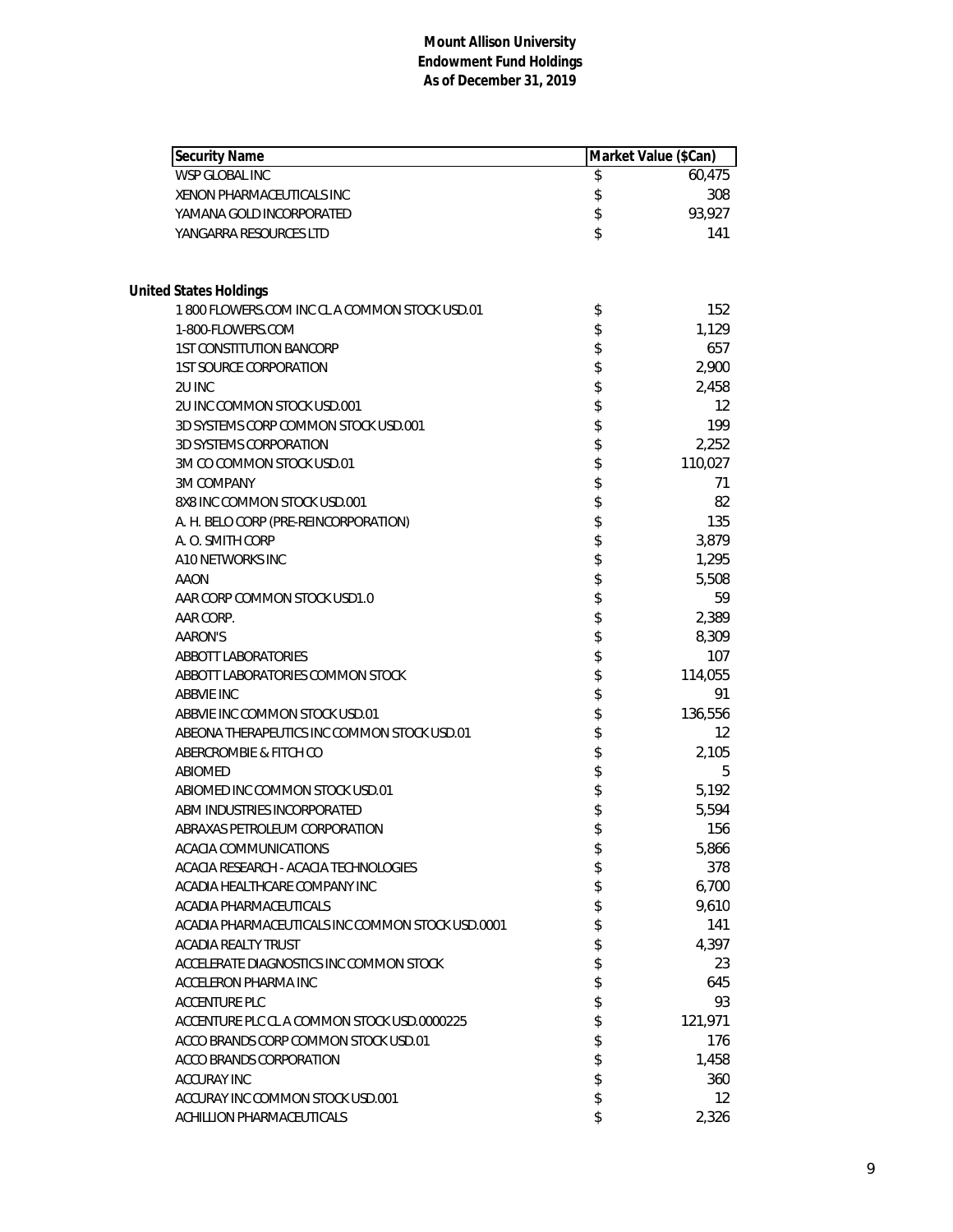# Mount Allison University
## Endowment Fund Holdings
### As of December 31, 2019

| Security Name | Market Value ($Can) |
| --- | --- |
| WSP GLOBAL INC | $ 60,475 |
| XENON PHARMACEUTICALS INC | $ 308 |
| YAMANA GOLD INCORPORATED | $ 93,927 |
| YANGARRA RESOURCES LTD | $ 141 |

**United States Holdings**

| Security Name | Market Value ($Can) |
| --- | --- |
| 1 800 FLOWERS.COM INC CL A COMMON STOCK USD.01 | $ 152 |
| 1-800-FLOWERS.COM | $ 1,129 |
| 1ST CONSTITUTION BANCORP | $ 657 |
| 1ST SOURCE CORPORATION | $ 2,900 |
| 2U INC | $ 2,458 |
| 2U INC COMMON STOCK USD.001 | $ 12 |
| 3D SYSTEMS CORP COMMON STOCK USD.001 | $ 199 |
| 3D SYSTEMS CORPORATION | $ 2,252 |
| 3M CO COMMON STOCK USD.01 | $ 110,027 |
| 3M COMPANY | $ 71 |
| 8X8 INC COMMON STOCK USD.001 | $ 82 |
| A. H. BELO CORP (PRE-REINCORPORATION) | $ 135 |
| A. O. SMITH CORP | $ 3,879 |
| A10 NETWORKS INC | $ 1,295 |
| AAON | $ 5,508 |
| AAR CORP COMMON STOCK USD1.0 | $ 59 |
| AAR CORP. | $ 2,389 |
| AARON'S | $ 8,309 |
| ABBOTT LABORATORIES | $ 107 |
| ABBOTT LABORATORIES COMMON STOCK | $ 114,055 |
| ABBVIE INC | $ 91 |
| ABBVIE INC COMMON STOCK USD.01 | $ 136,556 |
| ABEONA THERAPEUTICS INC COMMON STOCK USD.01 | $ 12 |
| ABERCROMBIE & FITCH CO | $ 2,105 |
| ABIOMED | $ 5 |
| ABIOMED INC COMMON STOCK USD.01 | $ 5,192 |
| ABM INDUSTRIES INCORPORATED | $ 5,594 |
| ABRAXAS PETROLEUM CORPORATION | $ 156 |
| ACACIA COMMUNICATIONS | $ 5,866 |
| ACACIA RESEARCH - ACACIA TECHNOLOGIES | $ 378 |
| ACADIA HEALTHCARE COMPANY INC | $ 6,700 |
| ACADIA PHARMACEUTICALS | $ 9,610 |
| ACADIA PHARMACEUTICALS INC COMMON STOCK USD.0001 | $ 141 |
| ACADIA REALTY TRUST | $ 4,397 |
| ACCELERATE DIAGNOSTICS INC COMMON STOCK | $ 23 |
| ACCELERON PHARMA INC | $ 645 |
| ACCENTURE PLC | $ 93 |
| ACCENTURE PLC CL A COMMON STOCK USD.0000225 | $ 121,971 |
| ACCO BRANDS CORP COMMON STOCK USD.01 | $ 176 |
| ACCO BRANDS CORPORATION | $ 1,458 |
| ACCURAY INC | $ 360 |
| ACCURAY INC COMMON STOCK USD.001 | $ 12 |
| ACHILLION PHARMACEUTICALS | $ 2,326 |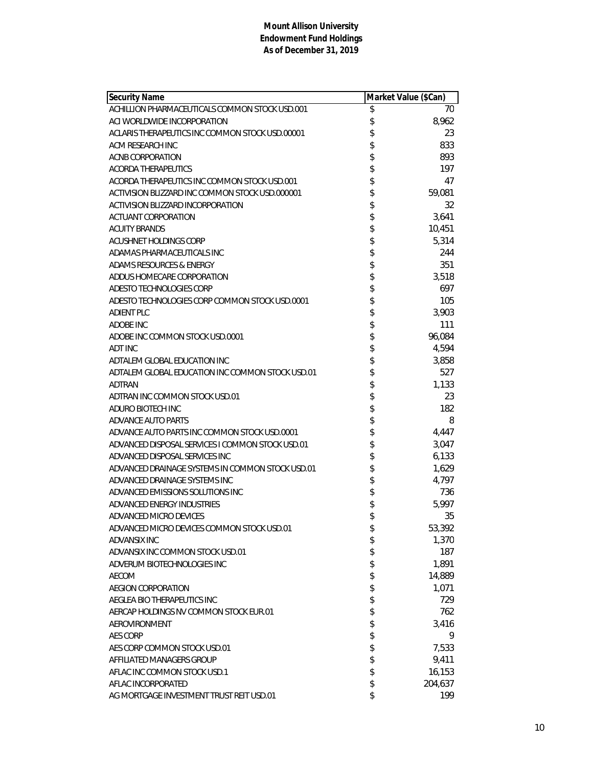**Mount Allison University**
**Endowment Fund Holdings**
**As of December 31, 2019**

| Security Name | Market Value ($Can) |
|---|---|
| ACHILLION PHARMACEUTICALS COMMON STOCK USD.001 | $ 70 |
| ACI WORLDWIDE INCORPORATION | $ 8,962 |
| ACLARIS THERAPEUTICS INC COMMON STOCK USD.00001 | $ 23 |
| ACM RESEARCH INC | $ 833 |
| ACNB CORPORATION | $ 893 |
| ACORDA THERAPEUTICS | $ 197 |
| ACORDA THERAPEUTICS INC COMMON STOCK USD.001 | $ 47 |
| ACTIVISION BLIZZARD INC COMMON STOCK USD.000001 | $ 59,081 |
| ACTIVISION BLIZZARD INCORPORATION | $ 32 |
| ACTUANT CORPORATION | $ 3,641 |
| ACUITY BRANDS | $ 10,451 |
| ACUSHNET HOLDINGS CORP | $ 5,314 |
| ADAMAS PHARMACEUTICALS INC | $ 244 |
| ADAMS RESOURCES & ENERGY | $ 351 |
| ADDUS HOMECARE CORPORATION | $ 3,518 |
| ADESTO TECHNOLOGIES CORP | $ 697 |
| ADESTO TECHNOLOGIES CORP COMMON STOCK USD.0001 | $ 105 |
| ADIENT PLC | $ 3,903 |
| ADOBE INC | $ 111 |
| ADOBE INC COMMON STOCK USD.0001 | $ 96,084 |
| ADT INC | $ 4,594 |
| ADTALEM GLOBAL EDUCATION INC | $ 3,858 |
| ADTALEM GLOBAL EDUCATION INC COMMON STOCK USD.01 | $ 527 |
| ADTRAN | $ 1,133 |
| ADTRAN INC COMMON STOCK USD.01 | $ 23 |
| ADURO BIOTECH INC | $ 182 |
| ADVANCE AUTO PARTS | $ 8 |
| ADVANCE AUTO PARTS INC COMMON STOCK USD.0001 | $ 4,447 |
| ADVANCED DISPOSAL SERVICES I COMMON STOCK USD.01 | $ 3,047 |
| ADVANCED DISPOSAL SERVICES INC | $ 6,133 |
| ADVANCED DRAINAGE SYSTEMS IN COMMON STOCK USD.01 | $ 1,629 |
| ADVANCED DRAINAGE SYSTEMS INC | $ 4,797 |
| ADVANCED EMISSIONS SOLUTIONS INC | $ 736 |
| ADVANCED ENERGY INDUSTRIES | $ 5,997 |
| ADVANCED MICRO DEVICES | $ 35 |
| ADVANCED MICRO DEVICES COMMON STOCK USD.01 | $ 53,392 |
| ADVANSIX INC | $ 1,370 |
| ADVANSIX INC COMMON STOCK USD.01 | $ 187 |
| ADVERUM BIOTECHNOLOGIES INC | $ 1,891 |
| AECOM | $ 14,889 |
| AEGION CORPORATION | $ 1,071 |
| AEGLEA BIO THERAPEUTICS INC | $ 729 |
| AERCAP HOLDINGS NV COMMON STOCK EUR.01 | $ 762 |
| AEROVIRONMENT | $ 3,416 |
| AES CORP | $ 9 |
| AES CORP COMMON STOCK USD.01 | $ 7,533 |
| AFFILIATED MANAGERS GROUP | $ 9,411 |
| AFLAC INC COMMON STOCK USD.1 | $ 16,153 |
| AFLAC INCORPORATED | $ 204,637 |
| AG MORTGAGE INVESTMENT TRUST REIT USD.01 | $ 199 |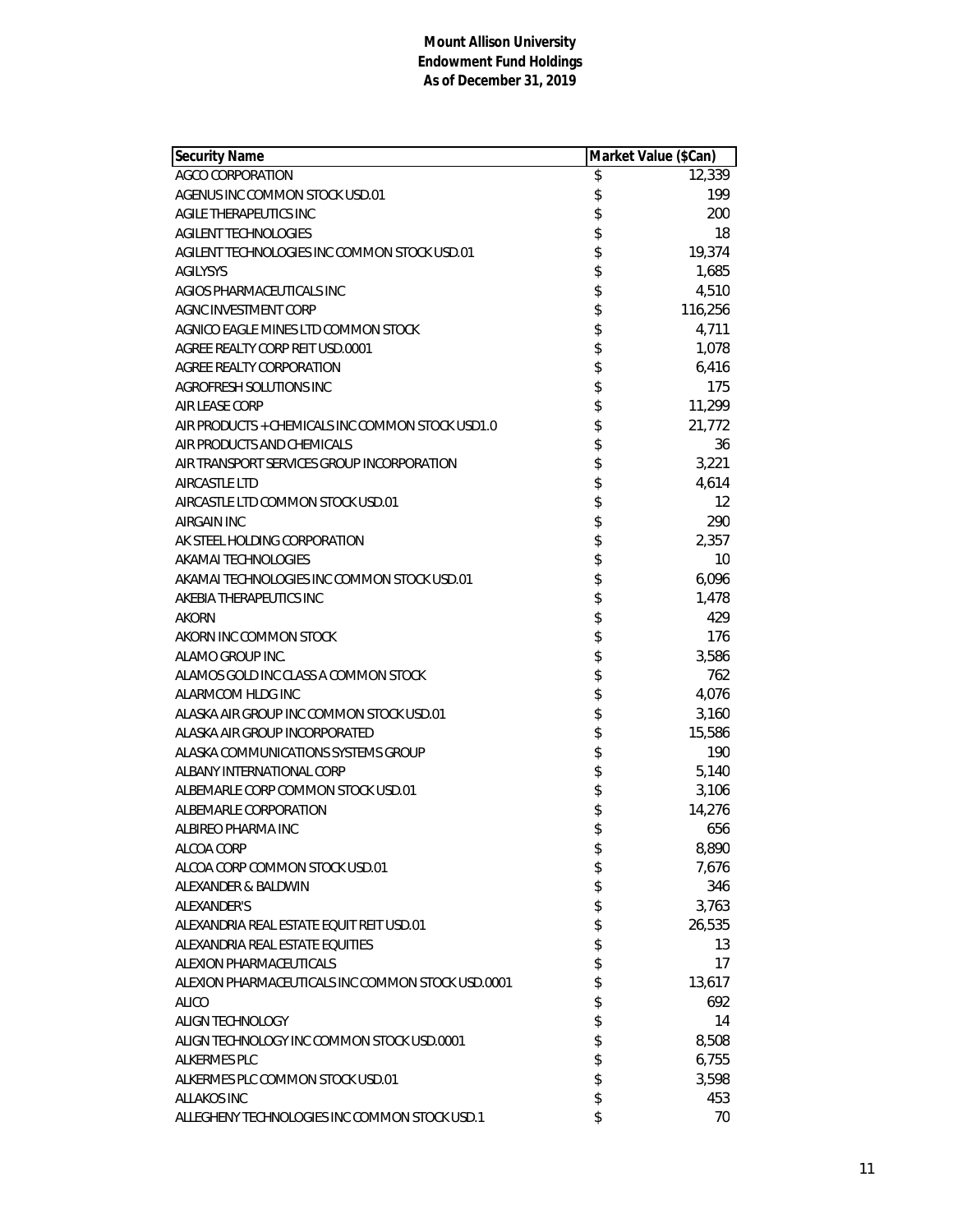**Mount Allison University**
**Endowment Fund Holdings**
**As of December 31, 2019**

| Security Name | Market Value ($Can) |
|---|---|
| AGCO CORPORATION | $ 12,339 |
| AGENUS INC COMMON STOCK USD.01 | $ 199 |
| AGILE THERAPEUTICS INC | $ 200 |
| AGILENT TECHNOLOGIES | $ 18 |
| AGILENT TECHNOLOGIES INC COMMON STOCK USD.01 | $ 19,374 |
| AGILYSYS | $ 1,685 |
| AGIOS PHARMACEUTICALS INC | $ 4,510 |
| AGNC INVESTMENT CORP | $ 116,256 |
| AGNICO EAGLE MINES LTD COMMON STOCK | $ 4,711 |
| AGREE REALTY CORP REIT USD.0001 | $ 1,078 |
| AGREE REALTY CORPORATION | $ 6,416 |
| AGROFRESH SOLUTIONS INC | $ 175 |
| AIR LEASE CORP | $ 11,299 |
| AIR PRODUCTS + CHEMICALS INC COMMON STOCK USD1.0 | $ 21,772 |
| AIR PRODUCTS AND CHEMICALS | $ 36 |
| AIR TRANSPORT SERVICES GROUP INCORPORATION | $ 3,221 |
| AIRCASTLE LTD | $ 4,614 |
| AIRCASTLE LTD COMMON STOCK USD.01 | $ 12 |
| AIRGAIN INC | $ 290 |
| AK STEEL HOLDING CORPORATION | $ 2,357 |
| AKAMAI TECHNOLOGIES | $ 10 |
| AKAMAI TECHNOLOGIES INC COMMON STOCK USD.01 | $ 6,096 |
| AKEBIA THERAPEUTICS INC | $ 1,478 |
| AKORN | $ 429 |
| AKORN INC COMMON STOCK | $ 176 |
| ALAMO GROUP INC. | $ 3,586 |
| ALAMOS GOLD INC CLASS A COMMON STOCK | $ 762 |
| ALARMCOM HLDG INC | $ 4,076 |
| ALASKA AIR GROUP INC COMMON STOCK USD.01 | $ 3,160 |
| ALASKA AIR GROUP INCORPORATED | $ 15,586 |
| ALASKA COMMUNICATIONS SYSTEMS GROUP | $ 190 |
| ALBANY INTERNATIONAL CORP | $ 5,140 |
| ALBEMARLE CORP COMMON STOCK USD.01 | $ 3,106 |
| ALBEMARLE CORPORATION | $ 14,276 |
| ALBIREO PHARMA INC | $ 656 |
| ALCOA CORP | $ 8,890 |
| ALCOA CORP COMMON STOCK USD.01 | $ 7,676 |
| ALEXANDER & BALDWIN | $ 346 |
| ALEXANDER'S | $ 3,763 |
| ALEXANDRIA REAL ESTATE EQUIT REIT USD.01 | $ 26,535 |
| ALEXANDRIA REAL ESTATE EQUITIES | $ 13 |
| ALEXION PHARMACEUTICALS | $ 17 |
| ALEXION PHARMACEUTICALS INC COMMON STOCK USD.0001 | $ 13,617 |
| ALICO | $ 692 |
| ALIGN TECHNOLOGY | $ 14 |
| ALIGN TECHNOLOGY INC COMMON STOCK USD.0001 | $ 8,508 |
| ALKERMES PLC | $ 6,755 |
| ALKERMES PLC COMMON STOCK USD.01 | $ 3,598 |
| ALLAKOS INC | $ 453 |
| ALLEGHENY TECHNOLOGIES INC COMMON STOCK USD.1 | $ 70 |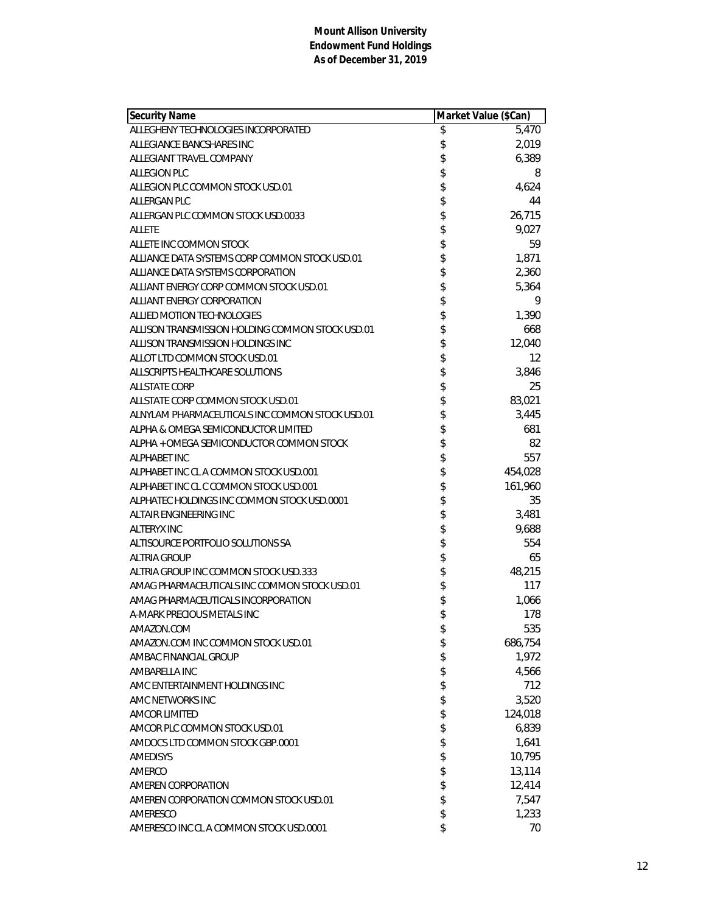**Mount Allison University**
**Endowment Fund Holdings**
**As of December 31, 2019**

| Security Name | Market Value ($Can) |
|---|---|
| ALLEGHENY TECHNOLOGIES INCORPORATED | $ 5,470 |
| ALLEGIANCE BANCSHARES INC | $ 2,019 |
| ALLEGIANT TRAVEL COMPANY | $ 6,389 |
| ALLEGION PLC | $ 8 |
| ALLEGION PLC COMMON STOCK USD.01 | $ 4,624 |
| ALLERGAN PLC | $ 44 |
| ALLERGAN PLC COMMON STOCK USD.0033 | $ 26,715 |
| ALLETE | $ 9,027 |
| ALLETE INC COMMON STOCK | $ 59 |
| ALLIANCE DATA SYSTEMS CORP COMMON STOCK USD.01 | $ 1,871 |
| ALLIANCE DATA SYSTEMS CORPORATION | $ 2,360 |
| ALLIANT ENERGY CORP COMMON STOCK USD.01 | $ 5,364 |
| ALLIANT ENERGY CORPORATION | $ 9 |
| ALLIED MOTION TECHNOLOGIES | $ 1,390 |
| ALLISON TRANSMISSION HOLDING COMMON STOCK USD.01 | $ 668 |
| ALLISON TRANSMISSION HOLDINGS INC | $ 12,040 |
| ALLOT LTD COMMON STOCK USD.01 | $ 12 |
| ALLSCRIPTS HEALTHCARE SOLUTIONS | $ 3,846 |
| ALLSTATE CORP | $ 25 |
| ALLSTATE CORP COMMON STOCK USD.01 | $ 83,021 |
| ALNYLAM PHARMACEUTICALS INC COMMON STOCK USD.01 | $ 3,445 |
| ALPHA & OMEGA SEMICONDUCTOR LIMITED | $ 681 |
| ALPHA + OMEGA SEMICONDUCTOR COMMON STOCK | $ 82 |
| ALPHABET INC | $ 557 |
| ALPHABET INC CL A COMMON STOCK USD.001 | $ 454,028 |
| ALPHABET INC CL C COMMON STOCK USD.001 | $ 161,960 |
| ALPHATEC HOLDINGS INC COMMON STOCK USD.0001 | $ 35 |
| ALTAIR ENGINEERING INC | $ 3,481 |
| ALTERYX INC | $ 9,688 |
| ALTISOURCE PORTFOLIO SOLUTIONS SA | $ 554 |
| ALTRIA GROUP | $ 65 |
| ALTRIA GROUP INC COMMON STOCK USD.333 | $ 48,215 |
| AMAG PHARMACEUTICALS INC COMMON STOCK USD.01 | $ 117 |
| AMAG PHARMACEUTICALS INCORPORATION | $ 1,066 |
| A-MARK PRECIOUS METALS INC | $ 178 |
| AMAZON.COM | $ 535 |
| AMAZON.COM INC COMMON STOCK USD.01 | $ 686,754 |
| AMBAC FINANCIAL GROUP | $ 1,972 |
| AMBARELLA INC | $ 4,566 |
| AMC ENTERTAINMENT HOLDINGS INC | $ 712 |
| AMC NETWORKS INC | $ 3,520 |
| AMCOR LIMITED | $ 124,018 |
| AMCOR PLC COMMON STOCK USD.01 | $ 6,839 |
| AMDOCS LTD COMMON STOCK GBP.0001 | $ 1,641 |
| AMEDISYS | $ 10,795 |
| AMERCO | $ 13,114 |
| AMEREN CORPORATION | $ 12,414 |
| AMEREN CORPORATION COMMON STOCK USD.01 | $ 7,547 |
| AMERESCO | $ 1,233 |
| AMERESCO INC CL A COMMON STOCK USD.0001 | $ 70 |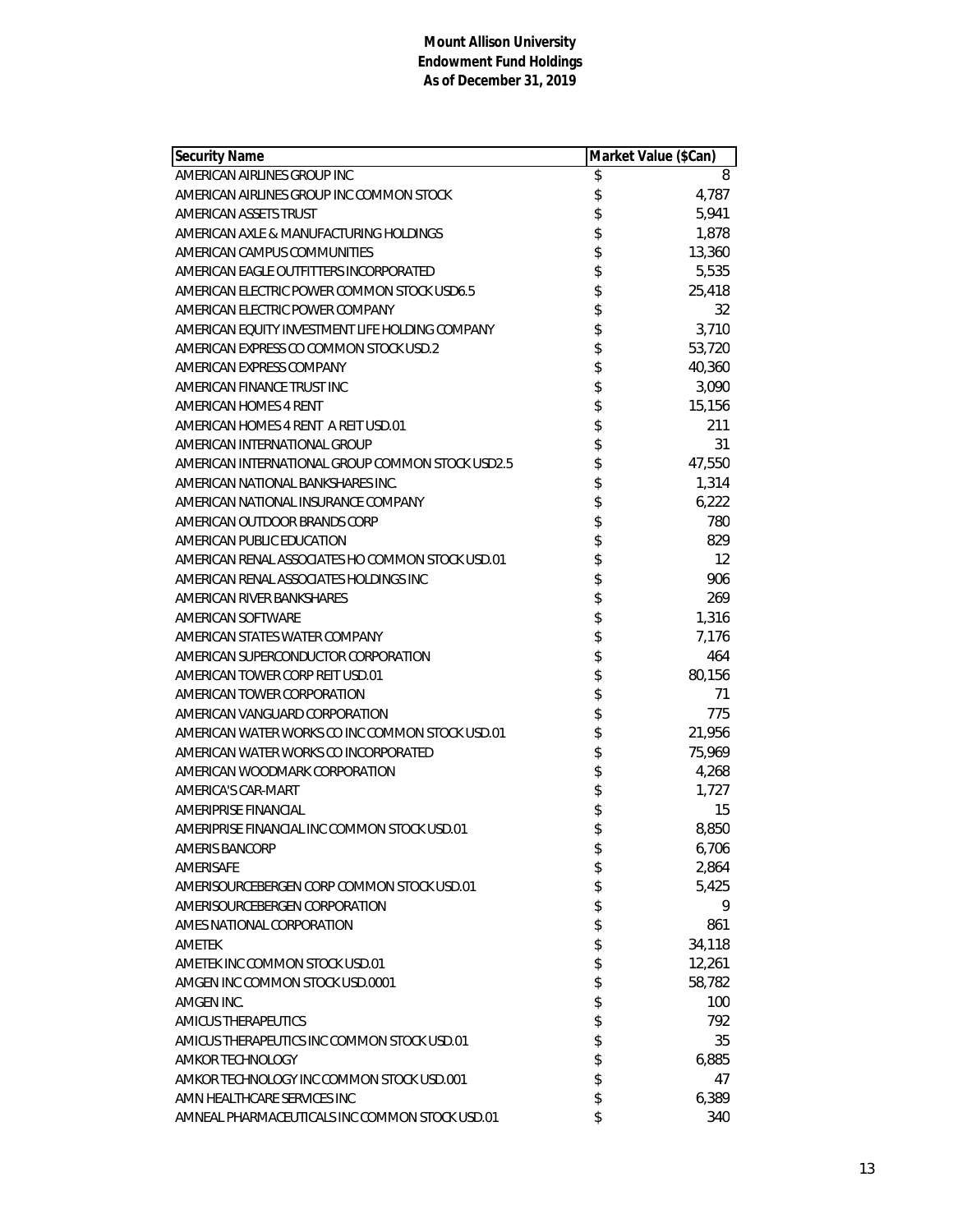**Mount Allison University**
**Endowment Fund Holdings**
**As of December 31, 2019**

| Security Name | Market Value ($Can) |
|---|---|
| AMERICAN AIRLINES GROUP INC | $ 8 |
| AMERICAN AIRLINES GROUP INC COMMON STOCK | $ 4,787 |
| AMERICAN ASSETS TRUST | $ 5,941 |
| AMERICAN AXLE & MANUFACTURING HOLDINGS | $ 1,878 |
| AMERICAN CAMPUS COMMUNITIES | $ 13,360 |
| AMERICAN EAGLE OUTFITTERS INCORPORATED | $ 5,535 |
| AMERICAN ELECTRIC POWER COMMON STOCK USD6.5 | $ 25,418 |
| AMERICAN ELECTRIC POWER COMPANY | $ 32 |
| AMERICAN EQUITY INVESTMENT LIFE HOLDING COMPANY | $ 3,710 |
| AMERICAN EXPRESS CO COMMON STOCK USD.2 | $ 53,720 |
| AMERICAN EXPRESS COMPANY | $ 40,360 |
| AMERICAN FINANCE TRUST INC | $ 3,090 |
| AMERICAN HOMES 4 RENT | $ 15,156 |
| AMERICAN HOMES 4 RENT A REIT USD.01 | $ 211 |
| AMERICAN INTERNATIONAL GROUP | $ 31 |
| AMERICAN INTERNATIONAL GROUP COMMON STOCK USD2.5 | $ 47,550 |
| AMERICAN NATIONAL BANKSHARES INC. | $ 1,314 |
| AMERICAN NATIONAL INSURANCE COMPANY | $ 6,222 |
| AMERICAN OUTDOOR BRANDS CORP | $ 780 |
| AMERICAN PUBLIC EDUCATION | $ 829 |
| AMERICAN RENAL ASSOCIATES HO COMMON STOCK USD.01 | $ 12 |
| AMERICAN RENAL ASSOCIATES HOLDINGS INC | $ 906 |
| AMERICAN RIVER BANKSHARES | $ 269 |
| AMERICAN SOFTWARE | $ 1,316 |
| AMERICAN STATES WATER COMPANY | $ 7,176 |
| AMERICAN SUPERCONDUCTOR CORPORATION | $ 464 |
| AMERICAN TOWER CORP REIT USD.01 | $ 80,156 |
| AMERICAN TOWER CORPORATION | $ 71 |
| AMERICAN VANGUARD CORPORATION | $ 775 |
| AMERICAN WATER WORKS CO INC COMMON STOCK USD.01 | $ 21,956 |
| AMERICAN WATER WORKS CO INCORPORATED | $ 75,969 |
| AMERICAN WOODMARK CORPORATION | $ 4,268 |
| AMERICA'S CAR-MART | $ 1,727 |
| AMERIPRISE FINANCIAL | $ 15 |
| AMERIPRISE FINANCIAL INC COMMON STOCK USD.01 | $ 8,850 |
| AMERIS BANCORP | $ 6,706 |
| AMERISAFE | $ 2,864 |
| AMERISOURCEBERGEN CORP COMMON STOCK USD.01 | $ 5,425 |
| AMERISOURCEBERGEN CORPORATION | $ 9 |
| AMES NATIONAL CORPORATION | $ 861 |
| AMETEK | $ 34,118 |
| AMETEK INC COMMON STOCK USD.01 | $ 12,261 |
| AMGEN INC COMMON STOCK USD.0001 | $ 58,782 |
| AMGEN INC. | $ 100 |
| AMICUS THERAPEUTICS | $ 792 |
| AMICUS THERAPEUTICS INC COMMON STOCK USD.01 | $ 35 |
| AMKOR TECHNOLOGY | $ 6,885 |
| AMKOR TECHNOLOGY INC COMMON STOCK USD.001 | $ 47 |
| AMN HEALTHCARE SERVICES INC | $ 6,389 |
| AMNEAL PHARMACEUTICALS INC COMMON STOCK USD.01 | $ 340 |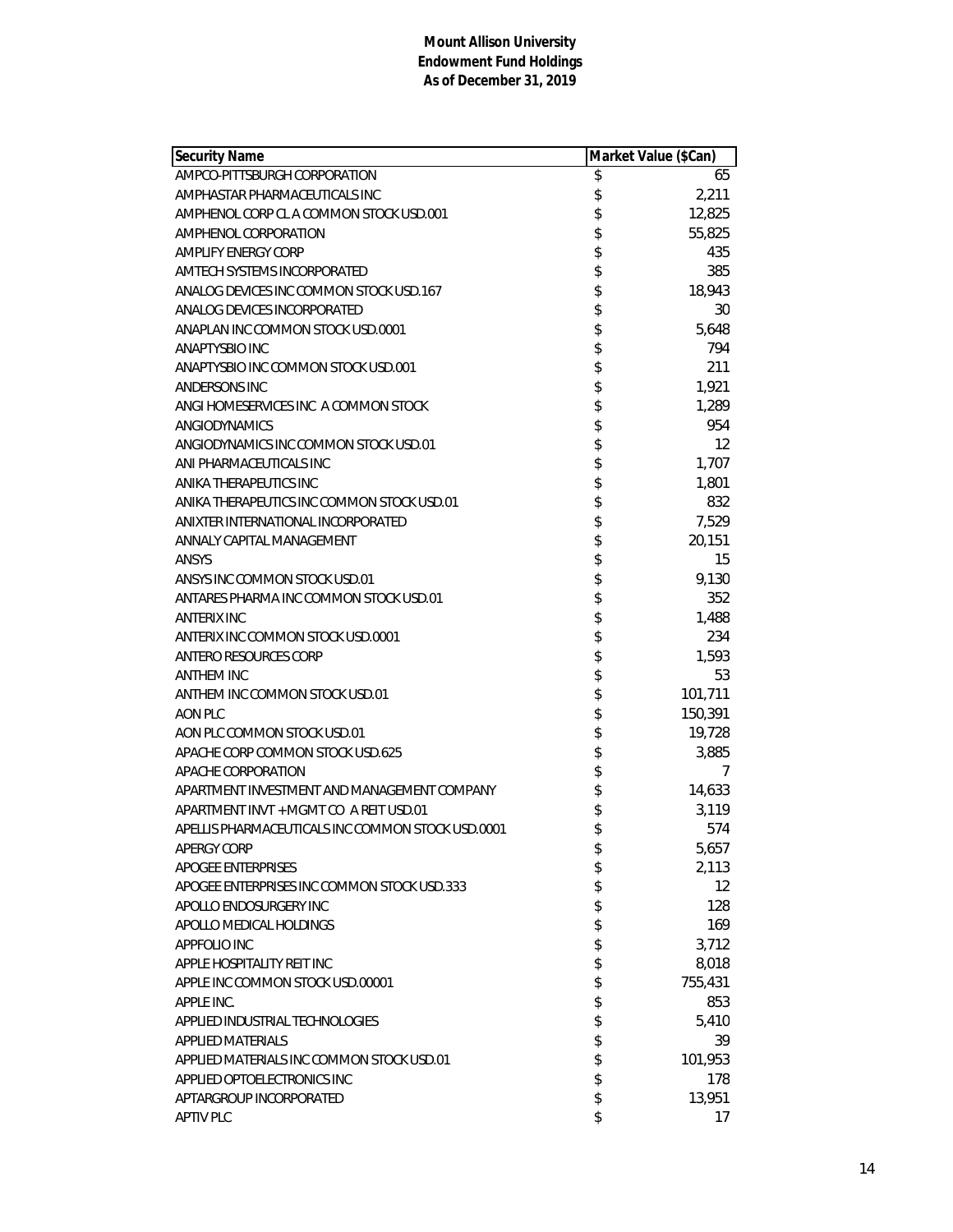**Mount Allison University**
**Endowment Fund Holdings**
**As of December 31, 2019**

| Security Name | Market Value ($Can) |
|---|---|
| AMPCO-PITTSBURGH CORPORATION | $ 65 |
| AMPHASTAR PHARMACEUTICALS INC | $ 2,211 |
| AMPHENOL CORP CL A COMMON STOCK USD.001 | $ 12,825 |
| AMPHENOL CORPORATION | $ 55,825 |
| AMPLIFY ENERGY CORP | $ 435 |
| AMTECH SYSTEMS INCORPORATED | $ 385 |
| ANALOG DEVICES INC COMMON STOCK USD.167 | $ 18,943 |
| ANALOG DEVICES INCORPORATED | $ 30 |
| ANAPLAN INC COMMON STOCK USD.0001 | $ 5,648 |
| ANAPTYSBIO INC | $ 794 |
| ANAPTYSBIO INC COMMON STOCK USD.001 | $ 211 |
| ANDERSONS INC | $ 1,921 |
| ANGI HOMESERVICES INC A COMMON STOCK | $ 1,289 |
| ANGIODYNAMICS | $ 954 |
| ANGIODYNAMICS INC COMMON STOCK USD.01 | $ 12 |
| ANI PHARMACEUTICALS INC | $ 1,707 |
| ANIKA THERAPEUTICS INC | $ 1,801 |
| ANIKA THERAPEUTICS INC COMMON STOCK USD.01 | $ 832 |
| ANIXTER INTERNATIONAL INCORPORATED | $ 7,529 |
| ANNALY CAPITAL MANAGEMENT | $ 20,151 |
| ANSYS | $ 15 |
| ANSYS INC COMMON STOCK USD.01 | $ 9,130 |
| ANTARES PHARMA INC COMMON STOCK USD.01 | $ 352 |
| ANTERIX INC | $ 1,488 |
| ANTERIX INC COMMON STOCK USD.0001 | $ 234 |
| ANTERO RESOURCES CORP | $ 1,593 |
| ANTHEM INC | $ 53 |
| ANTHEM INC COMMON STOCK USD.01 | $ 101,711 |
| AON PLC | $ 150,391 |
| AON PLC COMMON STOCK USD.01 | $ 19,728 |
| APACHE CORP COMMON STOCK USD.625 | $ 3,885 |
| APACHE CORPORATION | $ 7 |
| APARTMENT INVESTMENT AND MANAGEMENT COMPANY | $ 14,633 |
| APARTMENT INVT + MGMT CO A REIT USD.01 | $ 3,119 |
| APELLIS PHARMACEUTICALS INC COMMON STOCK USD.0001 | $ 574 |
| APERGY CORP | $ 5,657 |
| APOGEE ENTERPRISES | $ 2,113 |
| APOGEE ENTERPRISES INC COMMON STOCK USD.333 | $ 12 |
| APOLLO ENDOSURGERY INC | $ 128 |
| APOLLO MEDICAL HOLDINGS | $ 169 |
| APPFOLIO INC | $ 3,712 |
| APPLE HOSPITALITY REIT INC | $ 8,018 |
| APPLE INC COMMON STOCK USD.00001 | $ 755,431 |
| APPLE INC. | $ 853 |
| APPLIED INDUSTRIAL TECHNOLOGIES | $ 5,410 |
| APPLIED MATERIALS | $ 39 |
| APPLIED MATERIALS INC COMMON STOCK USD.01 | $ 101,953 |
| APPLIED OPTOELECTRONICS INC | $ 178 |
| APTARGROUP INCORPORATED | $ 13,951 |
| APTIV PLC | $ 17 |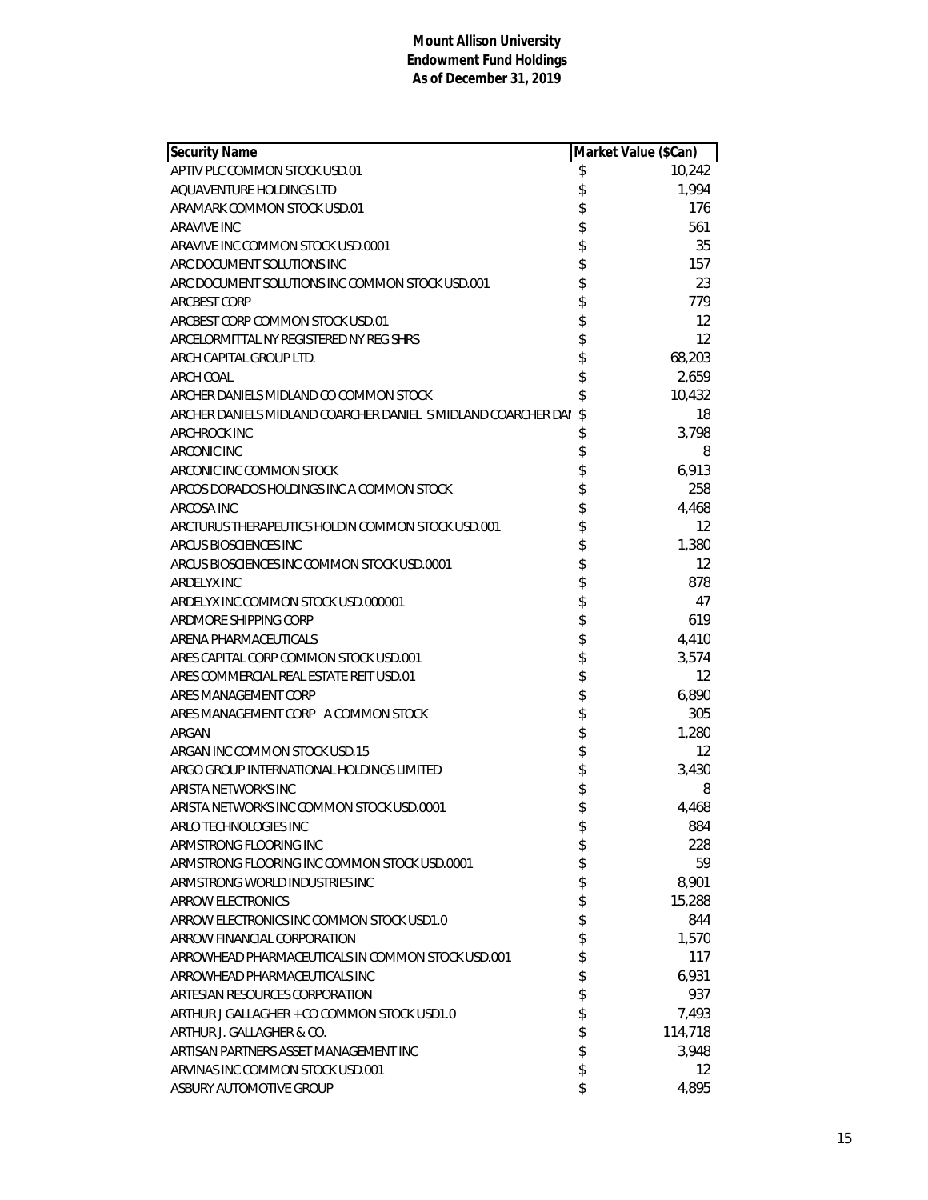**Mount Allison University**
**Endowment Fund Holdings**
**As of December 31, 2019**

| Security Name | Market Value ($Can) |
|---|---|
| APTIV PLC COMMON STOCK USD.01 | $ 10,242 |
| AQUAVENTURE HOLDINGS LTD | $ 1,994 |
| ARAMARK COMMON STOCK USD.01 | $ 176 |
| ARAVIVE INC | $ 561 |
| ARAVIVE INC COMMON STOCK USD.0001 | $ 35 |
| ARC DOCUMENT SOLUTIONS INC | $ 157 |
| ARC DOCUMENT SOLUTIONS INC COMMON STOCK USD.001 | $ 23 |
| ARCBEST CORP | $ 779 |
| ARCBEST CORP COMMON STOCK USD.01 | $ 12 |
| ARCELORMITTAL NY REGISTERED NY REG SHRS | $ 12 |
| ARCH CAPITAL GROUP LTD. | $ 68,203 |
| ARCH COAL | $ 2,659 |
| ARCHER DANIELS MIDLAND CO COMMON STOCK | $ 10,432 |
| ARCHER DANIELS MIDLAND COARCHER DANIEL S MIDLAND COARCHER DAI | $ 18 |
| ARCHROCK INC | $ 3,798 |
| ARCONIC INC | $ 8 |
| ARCONIC INC COMMON STOCK | $ 6,913 |
| ARCOS DORADOS HOLDINGS INC A COMMON STOCK | $ 258 |
| ARCOSA INC | $ 4,468 |
| ARCTURUS THERAPEUTICS HOLDIN COMMON STOCK USD.001 | $ 12 |
| ARCUS BIOSCIENCES INC | $ 1,380 |
| ARCUS BIOSCIENCES INC COMMON STOCK USD.0001 | $ 12 |
| ARDELYX INC | $ 878 |
| ARDELYX INC COMMON STOCK USD.000001 | $ 47 |
| ARDMORE SHIPPING CORP | $ 619 |
| ARENA PHARMACEUTICALS | $ 4,410 |
| ARES CAPITAL CORP COMMON STOCK USD.001 | $ 3,574 |
| ARES COMMERCIAL REAL ESTATE REIT USD.01 | $ 12 |
| ARES MANAGEMENT CORP | $ 6,890 |
| ARES MANAGEMENT CORP A COMMON STOCK | $ 305 |
| ARGAN | $ 1,280 |
| ARGAN INC COMMON STOCK USD.15 | $ 12 |
| ARGO GROUP INTERNATIONAL HOLDINGS LIMITED | $ 3,430 |
| ARISTA NETWORKS INC | $ 8 |
| ARISTA NETWORKS INC COMMON STOCK USD.0001 | $ 4,468 |
| ARLO TECHNOLOGIES INC | $ 884 |
| ARMSTRONG FLOORING INC | $ 228 |
| ARMSTRONG FLOORING INC COMMON STOCK USD.0001 | $ 59 |
| ARMSTRONG WORLD INDUSTRIES INC | $ 8,901 |
| ARROW ELECTRONICS | $ 15,288 |
| ARROW ELECTRONICS INC COMMON STOCK USD1.0 | $ 844 |
| ARROW FINANCIAL CORPORATION | $ 1,570 |
| ARROWHEAD PHARMACEUTICALS IN COMMON STOCK USD.001 | $ 117 |
| ARROWHEAD PHARMACEUTICALS INC | $ 6,931 |
| ARTESIAN RESOURCES CORPORATION | $ 937 |
| ARTHUR J GALLAGHER + CO COMMON STOCK USD1.0 | $ 7,493 |
| ARTHUR J. GALLAGHER & CO. | $ 114,718 |
| ARTISAN PARTNERS ASSET MANAGEMENT INC | $ 3,948 |
| ARVINAS INC COMMON STOCK USD.001 | $ 12 |
| ASBURY AUTOMOTIVE GROUP | $ 4,895 |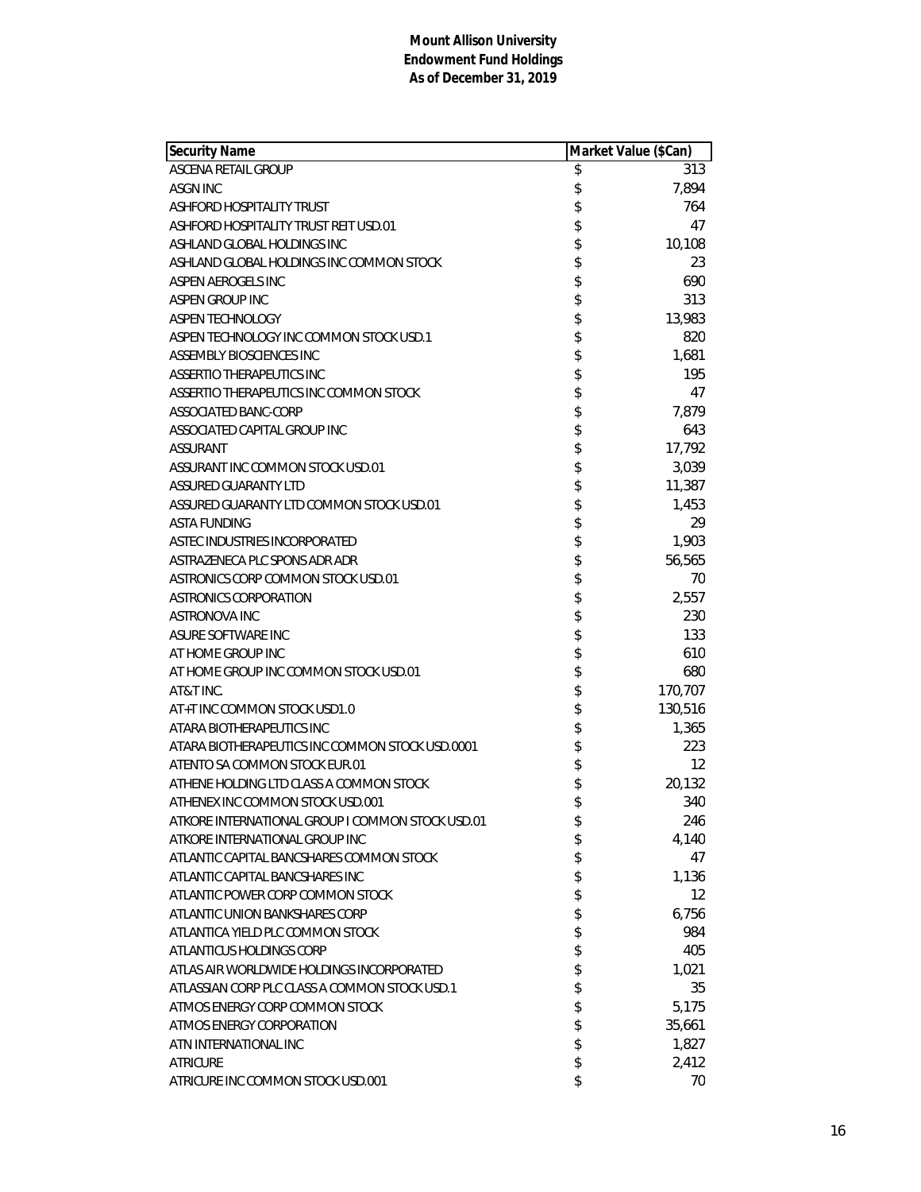**Mount Allison University**
**Endowment Fund Holdings**
**As of December 31, 2019**

| Security Name | Market Value ($Can) |
|---|---|
| ASCENA RETAIL GROUP | $ 313 |
| ASGN INC | $ 7,894 |
| ASHFORD HOSPITALITY TRUST | $ 764 |
| ASHFORD HOSPITALITY TRUST REIT USD.01 | $ 47 |
| ASHLAND GLOBAL HOLDINGS INC | $ 10,108 |
| ASHLAND GLOBAL HOLDINGS INC COMMON STOCK | $ 23 |
| ASPEN AEROGELS INC | $ 690 |
| ASPEN GROUP INC | $ 313 |
| ASPEN TECHNOLOGY | $ 13,983 |
| ASPEN TECHNOLOGY INC COMMON STOCK USD.1 | $ 820 |
| ASSEMBLY BIOSCIENCES INC | $ 1,681 |
| ASSERTIO THERAPEUTICS INC | $ 195 |
| ASSERTIO THERAPEUTICS INC COMMON STOCK | $ 47 |
| ASSOCIATED BANC-CORP | $ 7,879 |
| ASSOCIATED CAPITAL GROUP INC | $ 643 |
| ASSURANT | $ 17,792 |
| ASSURANT INC COMMON STOCK USD.01 | $ 3,039 |
| ASSURED GUARANTY LTD | $ 11,387 |
| ASSURED GUARANTY LTD COMMON STOCK USD.01 | $ 1,453 |
| ASTA FUNDING | $ 29 |
| ASTEC INDUSTRIES INCORPORATED | $ 1,903 |
| ASTRAZENECA PLC SPONS ADR ADR | $ 56,565 |
| ASTRONICS CORP COMMON STOCK USD.01 | $ 70 |
| ASTRONICS CORPORATION | $ 2,557 |
| ASTRONOVA INC | $ 230 |
| ASURE SOFTWARE INC | $ 133 |
| AT HOME GROUP INC | $ 610 |
| AT HOME GROUP INC COMMON STOCK USD.01 | $ 680 |
| AT&T INC. | $ 170,707 |
| AT+T INC COMMON STOCK USD1.0 | $ 130,516 |
| ATARA BIOTHERAPEUTICS INC | $ 1,365 |
| ATARA BIOTHERAPEUTICS INC COMMON STOCK USD.0001 | $ 223 |
| ATENTO SA COMMON STOCK EUR.01 | $ 12 |
| ATHENE HOLDING LTD CLASS A COMMON STOCK | $ 20,132 |
| ATHENEX INC COMMON STOCK USD.001 | $ 340 |
| ATKORE INTERNATIONAL GROUP I COMMON STOCK USD.01 | $ 246 |
| ATKORE INTERNATIONAL GROUP INC | $ 4,140 |
| ATLANTIC CAPITAL BANCSHARES COMMON STOCK | $ 47 |
| ATLANTIC CAPITAL BANCSHARES INC | $ 1,136 |
| ATLANTIC POWER CORP COMMON STOCK | $ 12 |
| ATLANTIC UNION BANKSHARES CORP | $ 6,756 |
| ATLANTICA YIELD PLC COMMON STOCK | $ 984 |
| ATLANTICUS HOLDINGS CORP | $ 405 |
| ATLAS AIR WORLDWIDE HOLDINGS INCORPORATED | $ 1,021 |
| ATLASSIAN CORP PLC CLASS A COMMON STOCK USD.1 | $ 35 |
| ATMOS ENERGY CORP COMMON STOCK | $ 5,175 |
| ATMOS ENERGY CORPORATION | $ 35,661 |
| ATN INTERNATIONAL INC | $ 1,827 |
| ATRICURE | $ 2,412 |
| ATRICURE INC COMMON STOCK USD.001 | $ 70 |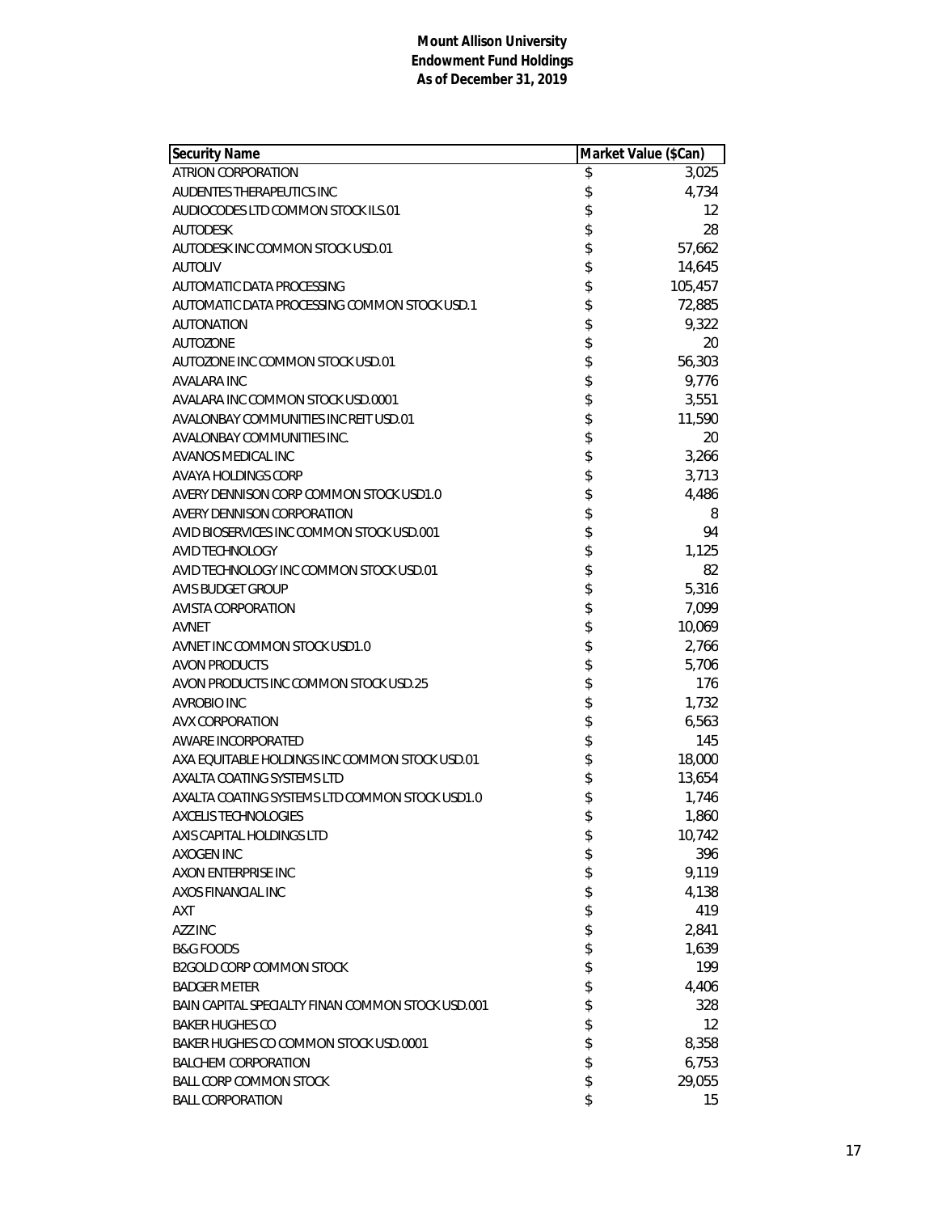**Mount Allison University**
**Endowment Fund Holdings**
**As of December 31, 2019**

| Security Name | Market Value ($Can) |
|---|---|
| ATRION CORPORATION | $ 3,025 |
| AUDENTES THERAPEUTICS INC | $ 4,734 |
| AUDIOCODES LTD COMMON STOCK ILS.01 | $ 12 |
| AUTODESK | $ 28 |
| AUTODESK INC COMMON STOCK USD.01 | $ 57,662 |
| AUTOLIV | $ 14,645 |
| AUTOMATIC DATA PROCESSING | $ 105,457 |
| AUTOMATIC DATA PROCESSING COMMON STOCK USD.1 | $ 72,885 |
| AUTONATION | $ 9,322 |
| AUTOZONE | $ 20 |
| AUTOZONE INC COMMON STOCK USD.01 | $ 56,303 |
| AVALARA INC | $ 9,776 |
| AVALARA INC COMMON STOCK USD.0001 | $ 3,551 |
| AVALONBAY COMMUNITIES INC REIT USD.01 | $ 11,590 |
| AVALONBAY COMMUNITIES INC. | $ 20 |
| AVANOS MEDICAL INC | $ 3,266 |
| AVAYA HOLDINGS CORP | $ 3,713 |
| AVERY DENNISON CORP COMMON STOCK USD1.0 | $ 4,486 |
| AVERY DENNISON CORPORATION | $ 8 |
| AVID BIOSERVICES INC COMMON STOCK USD.001 | $ 94 |
| AVID TECHNOLOGY | $ 1,125 |
| AVID TECHNOLOGY INC COMMON STOCK USD.01 | $ 82 |
| AVIS BUDGET GROUP | $ 5,316 |
| AVISTA CORPORATION | $ 7,099 |
| AVNET | $ 10,069 |
| AVNET INC COMMON STOCK USD1.0 | $ 2,766 |
| AVON PRODUCTS | $ 5,706 |
| AVON PRODUCTS INC COMMON STOCK USD.25 | $ 176 |
| AVROBIO INC | $ 1,732 |
| AVX CORPORATION | $ 6,563 |
| AWARE INCORPORATED | $ 145 |
| AXA EQUITABLE HOLDINGS INC COMMON STOCK USD.01 | $ 18,000 |
| AXALTA COATING SYSTEMS LTD | $ 13,654 |
| AXALTA COATING SYSTEMS LTD COMMON STOCK USD1.0 | $ 1,746 |
| AXCELIS TECHNOLOGIES | $ 1,860 |
| AXIS CAPITAL HOLDINGS LTD | $ 10,742 |
| AXOGEN INC | $ 396 |
| AXON ENTERPRISE INC | $ 9,119 |
| AXOS FINANCIAL INC | $ 4,138 |
| AXT | $ 419 |
| AZZ INC | $ 2,841 |
| B&G FOODS | $ 1,639 |
| B2GOLD CORP COMMON STOCK | $ 199 |
| BADGER METER | $ 4,406 |
| BAIN CAPITAL SPECIALTY FINAN COMMON STOCK USD.001 | $ 328 |
| BAKER HUGHES CO | $ 12 |
| BAKER HUGHES CO COMMON STOCK USD.0001 | $ 8,358 |
| BALCHEM CORPORATION | $ 6,753 |
| BALL CORP COMMON STOCK | $ 29,055 |
| BALL CORPORATION | $ 15 |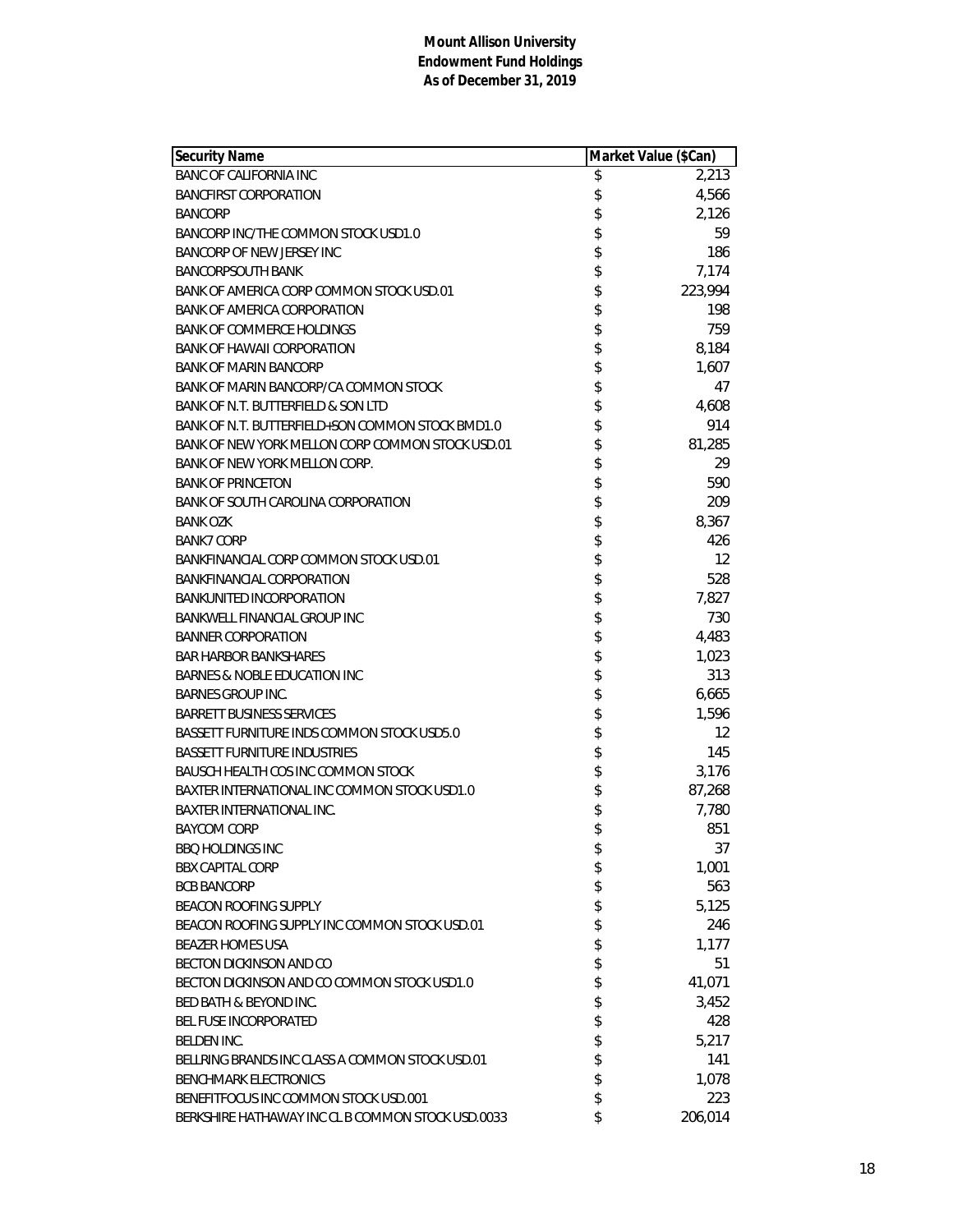**Mount Allison University**
**Endowment Fund Holdings**
**As of December 31, 2019**

| Security Name | Market Value ($Can) |
|---|---|
| BANC OF CALIFORNIA INC | $ 2,213 |
| BANCFIRST CORPORATION | $ 4,566 |
| BANCORP | $ 2,126 |
| BANCORP INC/THE COMMON STOCK USD1.0 | $ 59 |
| BANCORP OF NEW JERSEY INC | $ 186 |
| BANCORPSOUTH BANK | $ 7,174 |
| BANK OF AMERICA CORP COMMON STOCK USD.01 | $ 223,994 |
| BANK OF AMERICA CORPORATION | $ 198 |
| BANK OF COMMERCE HOLDINGS | $ 759 |
| BANK OF HAWAII CORPORATION | $ 8,184 |
| BANK OF MARIN BANCORP | $ 1,607 |
| BANK OF MARIN BANCORP/CA COMMON STOCK | $ 47 |
| BANK OF N.T. BUTTERFIELD & SON LTD | $ 4,608 |
| BANK OF N.T. BUTTERFIELD+SON COMMON STOCK BMD1.0 | $ 914 |
| BANK OF NEW YORK MELLON CORP COMMON STOCK USD.01 | $ 81,285 |
| BANK OF NEW YORK MELLON CORP. | $ 29 |
| BANK OF PRINCETON | $ 590 |
| BANK OF SOUTH CAROLINA CORPORATION | $ 209 |
| BANK OZK | $ 8,367 |
| BANK7 CORP | $ 426 |
| BANKFINANCIAL CORP COMMON STOCK USD.01 | $ 12 |
| BANKFINANCIAL CORPORATION | $ 528 |
| BANKUNITED INCORPORATION | $ 7,827 |
| BANKWELL FINANCIAL GROUP INC | $ 730 |
| BANNER CORPORATION | $ 4,483 |
| BAR HARBOR BANKSHARES | $ 1,023 |
| BARNES & NOBLE EDUCATION INC | $ 313 |
| BARNES GROUP INC. | $ 6,665 |
| BARRETT BUSINESS SERVICES | $ 1,596 |
| BASSETT FURNITURE INDS COMMON STOCK USD5.0 | $ 12 |
| BASSETT FURNITURE INDUSTRIES | $ 145 |
| BAUSCH HEALTH COS INC COMMON STOCK | $ 3,176 |
| BAXTER INTERNATIONAL INC COMMON STOCK USD1.0 | $ 87,268 |
| BAXTER INTERNATIONAL INC. | $ 7,780 |
| BAYCOM CORP | $ 851 |
| BBQ HOLDINGS INC | $ 37 |
| BBX CAPITAL CORP | $ 1,001 |
| BCB BANCORP | $ 563 |
| BEACON ROOFING SUPPLY | $ 5,125 |
| BEACON ROOFING SUPPLY INC COMMON STOCK USD.01 | $ 246 |
| BEAZER HOMES USA | $ 1,177 |
| BECTON DICKINSON AND CO | $ 51 |
| BECTON DICKINSON AND CO COMMON STOCK USD1.0 | $ 41,071 |
| BED BATH & BEYOND INC. | $ 3,452 |
| BEL FUSE INCORPORATED | $ 428 |
| BELDEN INC. | $ 5,217 |
| BELLRING BRANDS INC CLASS A COMMON STOCK USD.01 | $ 141 |
| BENCHMARK ELECTRONICS | $ 1,078 |
| BENEFITFOCUS INC COMMON STOCK USD.001 | $ 223 |
| BERKSHIRE HATHAWAY INC CL B COMMON STOCK USD.0033 | $ 206,014 |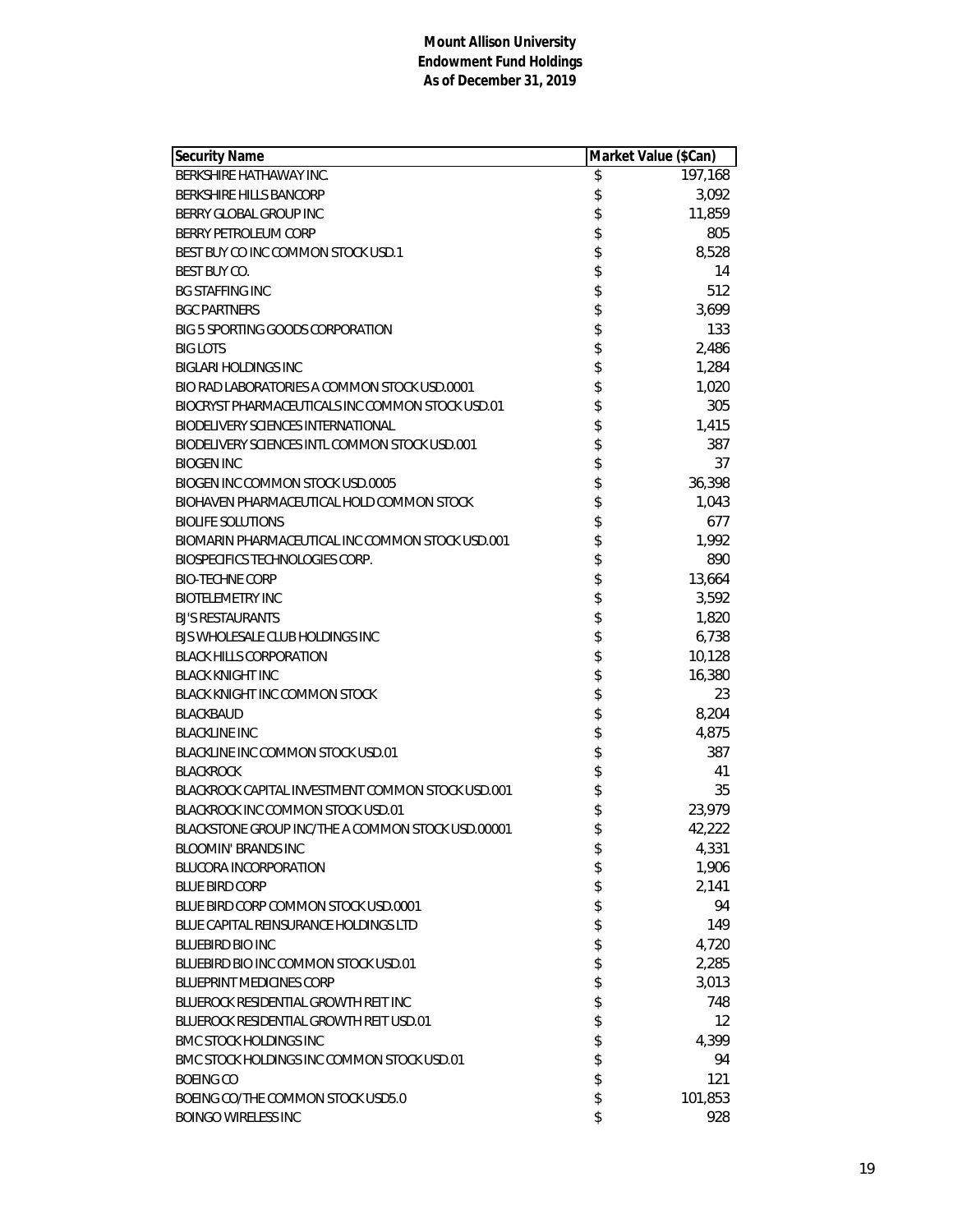**Mount Allison University**
**Endowment Fund Holdings**
**As of December 31, 2019**

| Security Name | Market Value ($Can) |
|---|---|
| BERKSHIRE HATHAWAY INC. | $ 197,168 |
| BERKSHIRE HILLS BANCORP | $ 3,092 |
| BERRY GLOBAL GROUP INC | $ 11,859 |
| BERRY PETROLEUM CORP | $ 805 |
| BEST BUY CO INC COMMON STOCK USD.1 | $ 8,528 |
| BEST BUY CO. | $ 14 |
| BG STAFFING INC | $ 512 |
| BGC PARTNERS | $ 3,699 |
| BIG 5 SPORTING GOODS CORPORATION | $ 133 |
| BIG LOTS | $ 2,486 |
| BIGLARI HOLDINGS INC | $ 1,284 |
| BIO RAD LABORATORIES A COMMON STOCK USD.0001 | $ 1,020 |
| BIOCRYST PHARMACEUTICALS INC COMMON STOCK USD.01 | $ 305 |
| BIODELIVERY SCIENCES INTERNATIONAL | $ 1,415 |
| BIODELIVERY SCIENCES INTL COMMON STOCK USD.001 | $ 387 |
| BIOGEN INC | $ 37 |
| BIOGEN INC COMMON STOCK USD.0005 | $ 36,398 |
| BIOHAVEN PHARMACEUTICAL HOLD COMMON STOCK | $ 1,043 |
| BIOLIFE SOLUTIONS | $ 677 |
| BIOMARIN PHARMACEUTICAL INC COMMON STOCK USD.001 | $ 1,992 |
| BIOSPECIFICS TECHNOLOGIES CORP. | $ 890 |
| BIO-TECHNE CORP | $ 13,664 |
| BIOTELEMETRY INC | $ 3,592 |
| BJ'S RESTAURANTS | $ 1,820 |
| BJS WHOLESALE CLUB HOLDINGS INC | $ 6,738 |
| BLACK HILLS CORPORATION | $ 10,128 |
| BLACK KNIGHT INC | $ 16,380 |
| BLACK KNIGHT INC COMMON STOCK | $ 23 |
| BLACKBAUD | $ 8,204 |
| BLACKLINE INC | $ 4,875 |
| BLACKLINE INC COMMON STOCK USD.01 | $ 387 |
| BLACKROCK | $ 41 |
| BLACKROCK CAPITAL INVESTMENT COMMON STOCK USD.001 | $ 35 |
| BLACKROCK INC COMMON STOCK USD.01 | $ 23,979 |
| BLACKSTONE GROUP INC/THE A COMMON STOCK USD.00001 | $ 42,222 |
| BLOOMIN' BRANDS INC | $ 4,331 |
| BLUCORA INCORPORATION | $ 1,906 |
| BLUE BIRD CORP | $ 2,141 |
| BLUE BIRD CORP COMMON STOCK USD.0001 | $ 94 |
| BLUE CAPITAL REINSURANCE HOLDINGS LTD | $ 149 |
| BLUEBIRD BIO INC | $ 4,720 |
| BLUEBIRD BIO INC COMMON STOCK USD.01 | $ 2,285 |
| BLUEPRINT MEDICINES CORP | $ 3,013 |
| BLUEROCK RESIDENTIAL GROWTH REIT INC | $ 748 |
| BLUEROCK RESIDENTIAL GROWTH REIT USD.01 | $ 12 |
| BMC STOCK HOLDINGS INC | $ 4,399 |
| BMC STOCK HOLDINGS INC COMMON STOCK USD.01 | $ 94 |
| BOEING CO | $ 121 |
| BOEING CO/THE COMMON STOCK USD5.0 | $ 101,853 |
| BOINGO WIRELESS INC | $ 928 |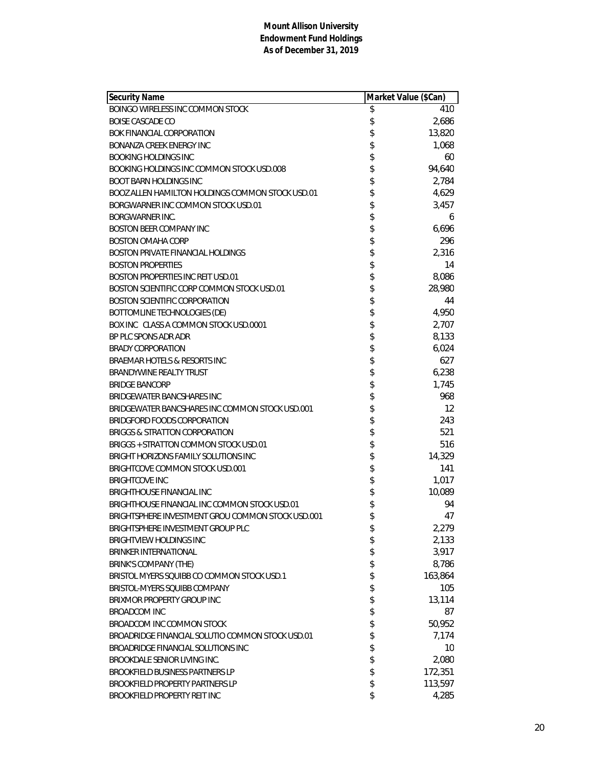**Mount Allison University**
**Endowment Fund Holdings**
**As of December 31, 2019**

| Security Name | Market Value ($Can) |
|---|---|
| BOINGO WIRELESS INC COMMON STOCK | $ 410 |
| BOISE CASCADE CO | $ 2,686 |
| BOK FINANCIAL CORPORATION | $ 13,820 |
| BONANZA CREEK ENERGY INC | $ 1,068 |
| BOOKING HOLDINGS INC | $ 60 |
| BOOKING HOLDINGS INC COMMON STOCK USD.008 | $ 94,640 |
| BOOT BARN HOLDINGS INC | $ 2,784 |
| BOOZ ALLEN HAMILTON HOLDINGS COMMON STOCK USD.01 | $ 4,629 |
| BORGWARNER INC COMMON STOCK USD.01 | $ 3,457 |
| BORGWARNER INC. | $ 6 |
| BOSTON BEER COMPANY INC | $ 6,696 |
| BOSTON OMAHA CORP | $ 296 |
| BOSTON PRIVATE FINANCIAL HOLDINGS | $ 2,316 |
| BOSTON PROPERTIES | $ 14 |
| BOSTON PROPERTIES INC REIT USD.01 | $ 8,086 |
| BOSTON SCIENTIFIC CORP COMMON STOCK USD.01 | $ 28,980 |
| BOSTON SCIENTIFIC CORPORATION | $ 44 |
| BOTTOMLINE TECHNOLOGIES (DE) | $ 4,950 |
| BOX INC CLASS A COMMON STOCK USD.0001 | $ 2,707 |
| BP PLC SPONS ADR ADR | $ 8,133 |
| BRADY CORPORATION | $ 6,024 |
| BRAEMAR HOTELS & RESORTS INC | $ 627 |
| BRANDYWINE REALTY TRUST | $ 6,238 |
| BRIDGE BANCORP | $ 1,745 |
| BRIDGEWATER BANCSHARES INC | $ 968 |
| BRIDGEWATER BANCSHARES INC COMMON STOCK USD.001 | $ 12 |
| BRIDGFORD FOODS CORPORATION | $ 243 |
| BRIGGS & STRATTON CORPORATION | $ 521 |
| BRIGGS + STRATTON COMMON STOCK USD.01 | $ 516 |
| BRIGHT HORIZONS FAMILY SOLUTIONS INC | $ 14,329 |
| BRIGHTCOVE COMMON STOCK USD.001 | $ 141 |
| BRIGHTCOVE INC | $ 1,017 |
| BRIGHTHOUSE FINANCIAL INC | $ 10,089 |
| BRIGHTHOUSE FINANCIAL INC COMMON STOCK USD.01 | $ 94 |
| BRIGHTSPHERE INVESTMENT GROU COMMON STOCK USD.001 | $ 47 |
| BRIGHTSPHERE INVESTMENT GROUP PLC | $ 2,279 |
| BRIGHTVIEW HOLDINGS INC | $ 2,133 |
| BRINKER INTERNATIONAL | $ 3,917 |
| BRINK'S COMPANY (THE) | $ 8,786 |
| BRISTOL MYERS SQUIBB CO COMMON STOCK USD.1 | $ 163,864 |
| BRISTOL-MYERS SQUIBB COMPANY | $ 105 |
| BRIXMOR PROPERTY GROUP INC | $ 13,114 |
| BROADCOM INC | $ 87 |
| BROADCOM INC COMMON STOCK | $ 50,952 |
| BROADRIDGE FINANCIAL SOLUTIO COMMON STOCK USD.01 | $ 7,174 |
| BROADRIDGE FINANCIAL SOLUTIONS INC | $ 10 |
| BROOKDALE SENIOR LIVING INC. | $ 2,080 |
| BROOKFIELD BUSINESS PARTNERS LP | $ 172,351 |
| BROOKFIELD PROPERTY PARTNERS LP | $ 113,597 |
| BROOKFIELD PROPERTY REIT INC | $ 4,285 |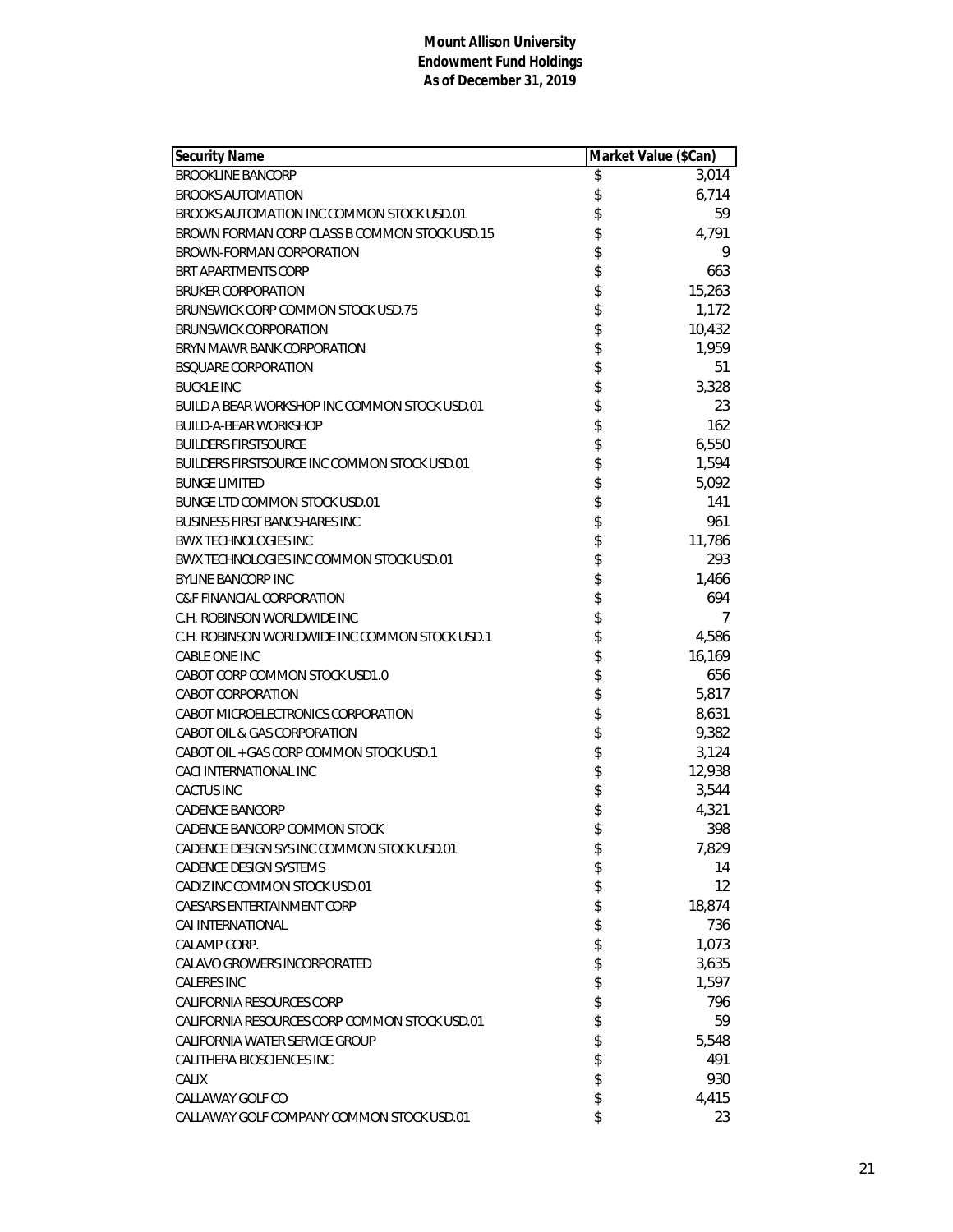**Mount Allison University**
**Endowment Fund Holdings**
**As of December 31, 2019**

| Security Name | Market Value ($Can) |
|---|---|
| BROOKLINE BANCORP | $ 3,014 |
| BROOKS AUTOMATION | $ 6,714 |
| BROOKS AUTOMATION INC COMMON STOCK USD.01 | $ 59 |
| BROWN FORMAN CORP CLASS B COMMON STOCK USD.15 | $ 4,791 |
| BROWN-FORMAN CORPORATION | $ 9 |
| BRT APARTMENTS CORP | $ 663 |
| BRUKER CORPORATION | $ 15,263 |
| BRUNSWICK CORP COMMON STOCK USD.75 | $ 1,172 |
| BRUNSWICK CORPORATION | $ 10,432 |
| BRYN MAWR BANK CORPORATION | $ 1,959 |
| BSQUARE CORPORATION | $ 51 |
| BUCKLE INC | $ 3,328 |
| BUILD A BEAR WORKSHOP INC COMMON STOCK USD.01 | $ 23 |
| BUILD-A-BEAR WORKSHOP | $ 162 |
| BUILDERS FIRSTSOURCE | $ 6,550 |
| BUILDERS FIRSTSOURCE INC COMMON STOCK USD.01 | $ 1,594 |
| BUNGE LIMITED | $ 5,092 |
| BUNGE LTD COMMON STOCK USD.01 | $ 141 |
| BUSINESS FIRST BANCSHARES INC | $ 961 |
| BWX TECHNOLOGIES INC | $ 11,786 |
| BWX TECHNOLOGIES INC COMMON STOCK USD.01 | $ 293 |
| BYLINE BANCORP INC | $ 1,466 |
| C&F FINANCIAL CORPORATION | $ 694 |
| C.H. ROBINSON WORLDWIDE INC | $ 7 |
| C.H. ROBINSON WORLDWIDE INC COMMON STOCK USD.1 | $ 4,586 |
| CABLE ONE INC | $ 16,169 |
| CABOT CORP COMMON STOCK USD1.0 | $ 656 |
| CABOT CORPORATION | $ 5,817 |
| CABOT MICROELECTRONICS CORPORATION | $ 8,631 |
| CABOT OIL & GAS CORPORATION | $ 9,382 |
| CABOT OIL + GAS CORP COMMON STOCK USD.1 | $ 3,124 |
| CACI INTERNATIONAL INC | $ 12,938 |
| CACTUS INC | $ 3,544 |
| CADENCE BANCORP | $ 4,321 |
| CADENCE BANCORP COMMON STOCK | $ 398 |
| CADENCE DESIGN SYS INC COMMON STOCK USD.01 | $ 7,829 |
| CADENCE DESIGN SYSTEMS | $ 14 |
| CADIZ INC COMMON STOCK USD.01 | $ 12 |
| CAESARS ENTERTAINMENT CORP | $ 18,874 |
| CAI INTERNATIONAL | $ 736 |
| CALAMP CORP. | $ 1,073 |
| CALAVO GROWERS INCORPORATED | $ 3,635 |
| CALERES INC | $ 1,597 |
| CALIFORNIA RESOURCES CORP | $ 796 |
| CALIFORNIA RESOURCES CORP COMMON STOCK USD.01 | $ 59 |
| CALIFORNIA WATER SERVICE GROUP | $ 5,548 |
| CALITHERA BIOSCIENCES INC | $ 491 |
| CALIX | $ 930 |
| CALLAWAY GOLF CO | $ 4,415 |
| CALLAWAY GOLF COMPANY COMMON STOCK USD.01 | $ 23 |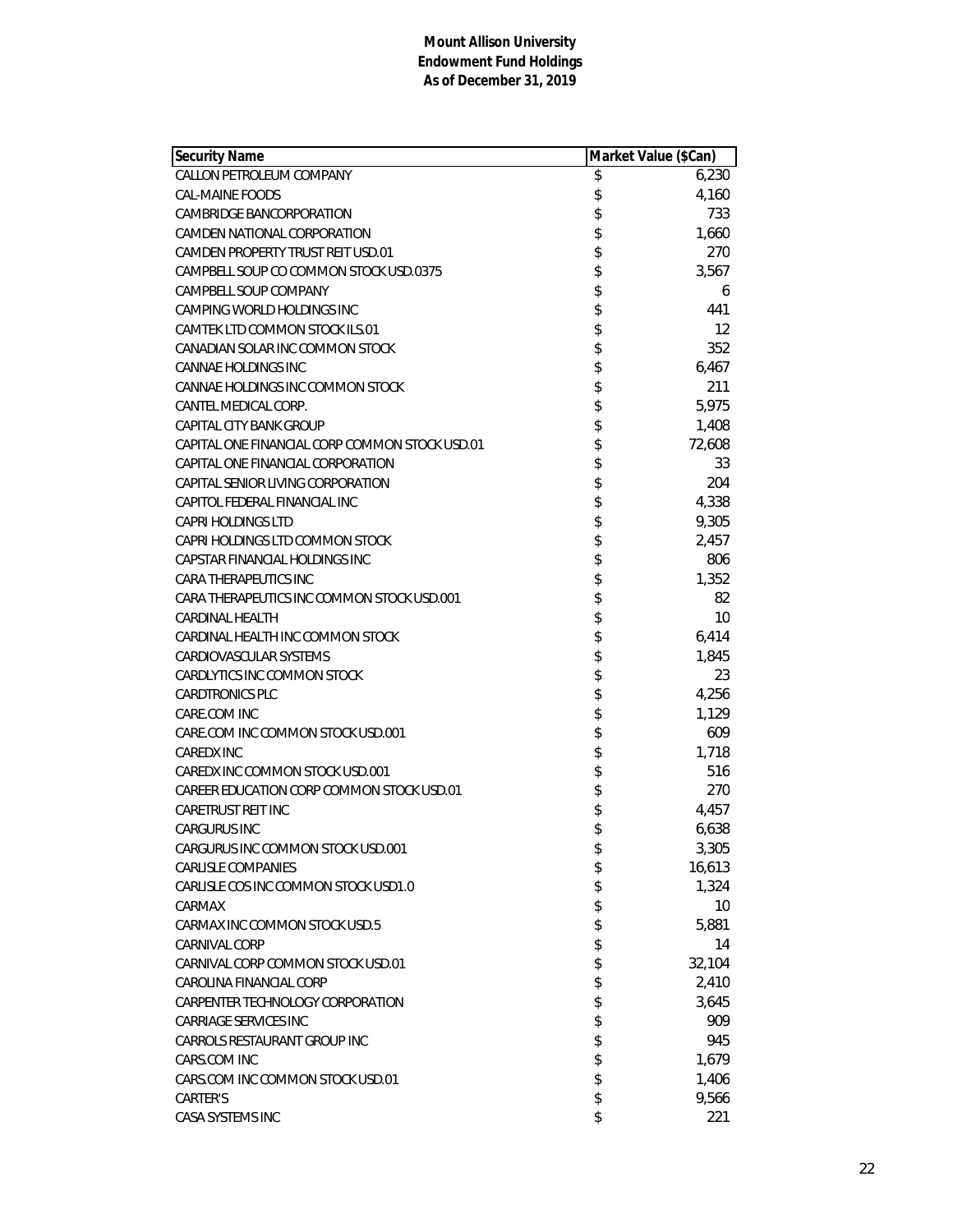**Mount Allison University**
**Endowment Fund Holdings**
**As of December 31, 2019**

| Security Name | Market Value ($Can) |
|---|---|
| CALLON PETROLEUM COMPANY | $ 6,230 |
| CAL-MAINE FOODS | $ 4,160 |
| CAMBRIDGE BANCORPORATION | $ 733 |
| CAMDEN NATIONAL CORPORATION | $ 1,660 |
| CAMDEN PROPERTY TRUST REIT USD.01 | $ 270 |
| CAMPBELL SOUP CO COMMON STOCK USD.0375 | $ 3,567 |
| CAMPBELL SOUP COMPANY | $ 6 |
| CAMPING WORLD HOLDINGS INC | $ 441 |
| CAMTEK LTD COMMON STOCK ILS.01 | $ 12 |
| CANADIAN SOLAR INC COMMON STOCK | $ 352 |
| CANNAE HOLDINGS INC | $ 6,467 |
| CANNAE HOLDINGS INC COMMON STOCK | $ 211 |
| CANTEL MEDICAL CORP. | $ 5,975 |
| CAPITAL CITY BANK GROUP | $ 1,408 |
| CAPITAL ONE FINANCIAL CORP COMMON STOCK USD.01 | $ 72,608 |
| CAPITAL ONE FINANCIAL CORPORATION | $ 33 |
| CAPITAL SENIOR LIVING CORPORATION | $ 204 |
| CAPITOL FEDERAL FINANCIAL INC | $ 4,338 |
| CAPRI HOLDINGS LTD | $ 9,305 |
| CAPRI HOLDINGS LTD COMMON STOCK | $ 2,457 |
| CAPSTAR FINANCIAL HOLDINGS INC | $ 806 |
| CARA THERAPEUTICS INC | $ 1,352 |
| CARA THERAPEUTICS INC COMMON STOCK USD.001 | $ 82 |
| CARDINAL HEALTH | $ 10 |
| CARDINAL HEALTH INC COMMON STOCK | $ 6,414 |
| CARDIOVASCULAR SYSTEMS | $ 1,845 |
| CARDLYTICS INC COMMON STOCK | $ 23 |
| CARDTRONICS PLC | $ 4,256 |
| CARE.COM INC | $ 1,129 |
| CARE.COM INC COMMON STOCK USD.001 | $ 609 |
| CAREDX INC | $ 1,718 |
| CAREDX INC COMMON STOCK USD.001 | $ 516 |
| CAREER EDUCATION CORP COMMON STOCK USD.01 | $ 270 |
| CARETRUST REIT INC | $ 4,457 |
| CARGURUS INC | $ 6,638 |
| CARGURUS INC COMMON STOCK USD.001 | $ 3,305 |
| CARLISLE COMPANIES | $ 16,613 |
| CARLISLE COS INC COMMON STOCK USD1.0 | $ 1,324 |
| CARMAX | $ 10 |
| CARMAX INC COMMON STOCK USD.5 | $ 5,881 |
| CARNIVAL CORP | $ 14 |
| CARNIVAL CORP COMMON STOCK USD.01 | $ 32,104 |
| CAROLINA FINANCIAL CORP | $ 2,410 |
| CARPENTER TECHNOLOGY CORPORATION | $ 3,645 |
| CARRIAGE SERVICES INC | $ 909 |
| CARROLS RESTAURANT GROUP INC | $ 945 |
| CARS.COM INC | $ 1,679 |
| CARS.COM INC COMMON STOCK USD.01 | $ 1,406 |
| CARTER'S | $ 9,566 |
| CASA SYSTEMS INC | $ 221 |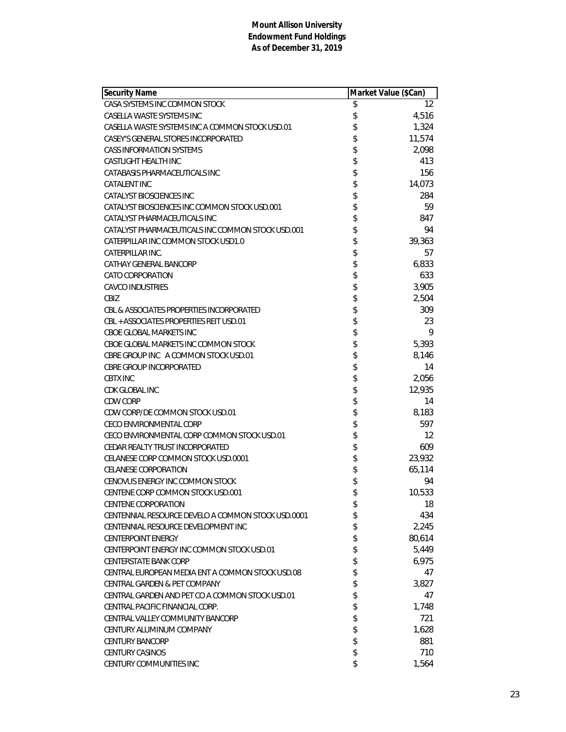**Mount Allison University**
**Endowment Fund Holdings**
**As of December 31, 2019**

| Security Name | Market Value ($Can) |
|---|---|
| CASA SYSTEMS INC COMMON STOCK | $ 12 |
| CASELLA WASTE SYSTEMS INC | $ 4,516 |
| CASELLA WASTE SYSTEMS INC A COMMON STOCK USD.01 | $ 1,324 |
| CASEY'S GENERAL STORES INCORPORATED | $ 11,574 |
| CASS INFORMATION SYSTEMS | $ 2,098 |
| CASTLIGHT HEALTH INC | $ 413 |
| CATABASIS PHARMACEUTICALS INC | $ 156 |
| CATALENT INC | $ 14,073 |
| CATALYST BIOSCIENCES INC | $ 284 |
| CATALYST BIOSCIENCES INC COMMON STOCK USD.001 | $ 59 |
| CATALYST PHARMACEUTICALS INC | $ 847 |
| CATALYST PHARMACEUTICALS INC COMMON STOCK USD.001 | $ 94 |
| CATERPILLAR INC COMMON STOCK USD1.0 | $ 39,363 |
| CATERPILLAR INC. | $ 57 |
| CATHAY GENERAL BANCORP | $ 6,833 |
| CATO CORPORATION | $ 633 |
| CAVCO INDUSTRIES | $ 3,905 |
| CBIZ | $ 2,504 |
| CBL & ASSOCIATES PROPERTIES INCORPORATED | $ 309 |
| CBL + ASSOCIATES PROPERTIES REIT USD.01 | $ 23 |
| CBOE GLOBAL MARKETS INC | $ 9 |
| CBOE GLOBAL MARKETS INC COMMON STOCK | $ 5,393 |
| CBRE GROUP INC A COMMON STOCK USD.01 | $ 8,146 |
| CBRE GROUP INCORPORATED | $ 14 |
| CBTX INC | $ 2,056 |
| CDK GLOBAL INC | $ 12,935 |
| CDW CORP | $ 14 |
| CDW CORP/DE COMMON STOCK USD.01 | $ 8,183 |
| CECO ENVIRONMENTAL CORP | $ 597 |
| CECO ENVIRONMENTAL CORP COMMON STOCK USD.01 | $ 12 |
| CEDAR REALTY TRUST INCORPORATED | $ 609 |
| CELANESE CORP COMMON STOCK USD.0001 | $ 23,932 |
| CELANESE CORPORATION | $ 65,114 |
| CENOVUS ENERGY INC COMMON STOCK | $ 94 |
| CENTENE CORP COMMON STOCK USD.001 | $ 10,533 |
| CENTENE CORPORATION | $ 18 |
| CENTENNIAL RESOURCE DEVELO A COMMON STOCK USD.0001 | $ 434 |
| CENTENNIAL RESOURCE DEVELOPMENT INC | $ 2,245 |
| CENTERPOINT ENERGY | $ 80,614 |
| CENTERPOINT ENERGY INC COMMON STOCK USD.01 | $ 5,449 |
| CENTERSTATE BANK CORP | $ 6,975 |
| CENTRAL EUROPEAN MEDIA ENT A COMMON STOCK USD.08 | $ 47 |
| CENTRAL GARDEN & PET COMPANY | $ 3,827 |
| CENTRAL GARDEN AND PET CO A COMMON STOCK USD.01 | $ 47 |
| CENTRAL PACIFIC FINANCIAL CORP. | $ 1,748 |
| CENTRAL VALLEY COMMUNITY BANCORP | $ 721 |
| CENTURY ALUMINUM COMPANY | $ 1,628 |
| CENTURY BANCORP | $ 881 |
| CENTURY CASINOS | $ 710 |
| CENTURY COMMUNITIES INC | $ 1,564 |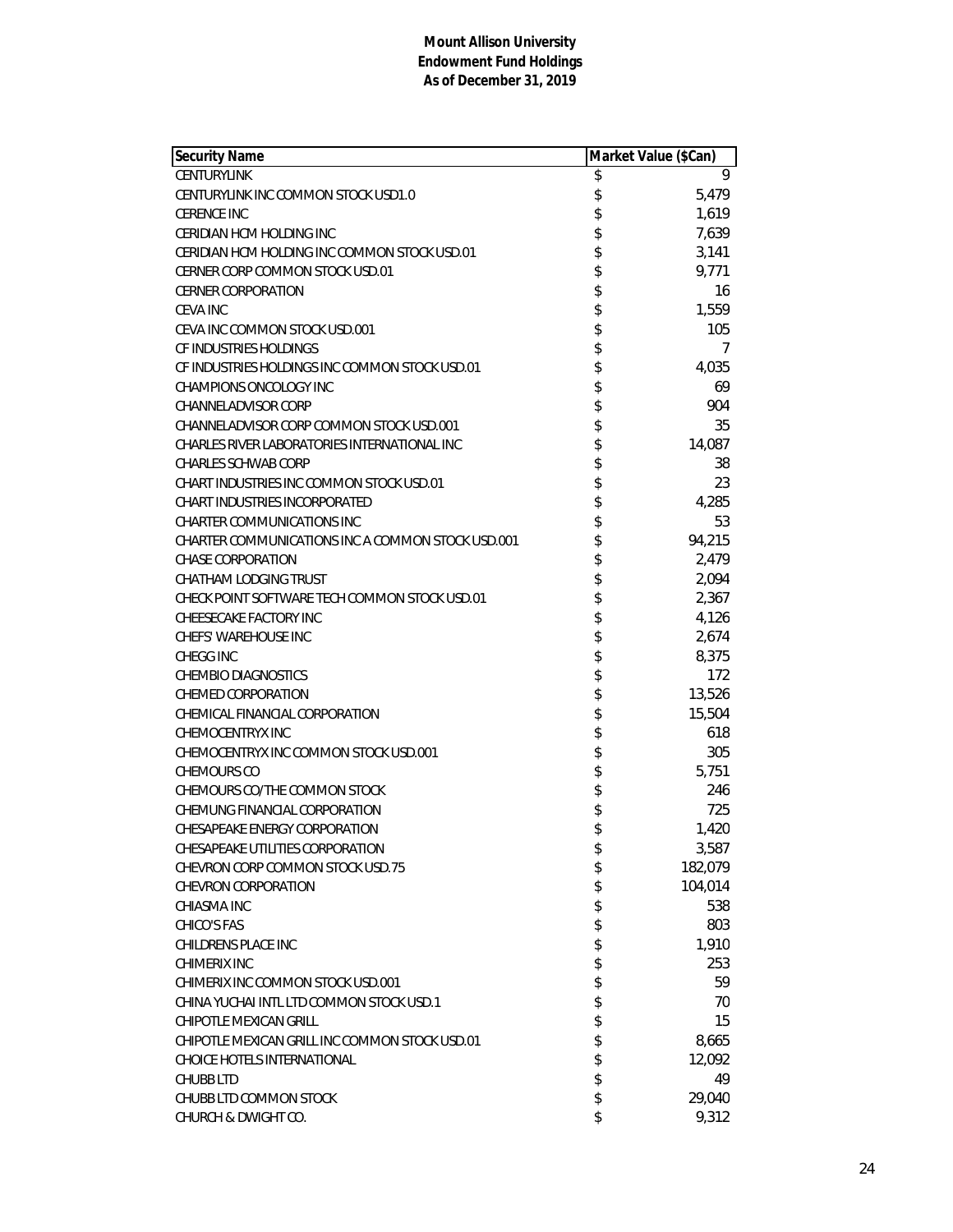**Mount Allison University**
**Endowment Fund Holdings**
**As of December 31, 2019**

| Security Name | Market Value ($Can) |
|---|---|
| CENTURYLINK | $ 9 |
| CENTURYLINK INC COMMON STOCK USD1.0 | $ 5,479 |
| CERENCE INC | $ 1,619 |
| CERIDIAN HCM HOLDING INC | $ 7,639 |
| CERIDIAN HCM HOLDING INC COMMON STOCK USD.01 | $ 3,141 |
| CERNER CORP COMMON STOCK USD.01 | $ 9,771 |
| CERNER CORPORATION | $ 16 |
| CEVA INC | $ 1,559 |
| CEVA INC COMMON STOCK USD.001 | $ 105 |
| CF INDUSTRIES HOLDINGS | $ 7 |
| CF INDUSTRIES HOLDINGS INC COMMON STOCK USD.01 | $ 4,035 |
| CHAMPIONS ONCOLOGY INC | $ 69 |
| CHANNELADVISOR CORP | $ 904 |
| CHANNELADVISOR CORP COMMON STOCK USD.001 | $ 35 |
| CHARLES RIVER LABORATORIES INTERNATIONAL INC | $ 14,087 |
| CHARLES SCHWAB CORP | $ 38 |
| CHART INDUSTRIES INC COMMON STOCK USD.01 | $ 23 |
| CHART INDUSTRIES INCORPORATED | $ 4,285 |
| CHARTER COMMUNICATIONS INC | $ 53 |
| CHARTER COMMUNICATIONS INC A COMMON STOCK USD.001 | $ 94,215 |
| CHASE CORPORATION | $ 2,479 |
| CHATHAM LODGING TRUST | $ 2,094 |
| CHECK POINT SOFTWARE TECH COMMON STOCK USD.01 | $ 2,367 |
| CHEESECAKE FACTORY INC | $ 4,126 |
| CHEFS' WAREHOUSE INC | $ 2,674 |
| CHEGG INC | $ 8,375 |
| CHEMBIO DIAGNOSTICS | $ 172 |
| CHEMED CORPORATION | $ 13,526 |
| CHEMICAL FINANCIAL CORPORATION | $ 15,504 |
| CHEMOCENTRYX INC | $ 618 |
| CHEMOCENTRYX INC COMMON STOCK USD.001 | $ 305 |
| CHEMOURS CO | $ 5,751 |
| CHEMOURS CO/THE COMMON STOCK | $ 246 |
| CHEMUNG FINANCIAL CORPORATION | $ 725 |
| CHESAPEAKE ENERGY CORPORATION | $ 1,420 |
| CHESAPEAKE UTILITIES CORPORATION | $ 3,587 |
| CHEVRON CORP COMMON STOCK USD.75 | $ 182,079 |
| CHEVRON CORPORATION | $ 104,014 |
| CHIASMA INC | $ 538 |
| CHICO'S FAS | $ 803 |
| CHILDRENS PLACE INC | $ 1,910 |
| CHIMERIX INC | $ 253 |
| CHIMERIX INC COMMON STOCK USD.001 | $ 59 |
| CHINA YUCHAI INTL LTD COMMON STOCK USD.1 | $ 70 |
| CHIPOTLE MEXICAN GRILL | $ 15 |
| CHIPOTLE MEXICAN GRILL INC COMMON STOCK USD.01 | $ 8,665 |
| CHOICE HOTELS INTERNATIONAL | $ 12,092 |
| CHUBB LTD | $ 49 |
| CHUBB LTD COMMON STOCK | $ 29,040 |
| CHURCH & DWIGHT CO. | $ 9,312 |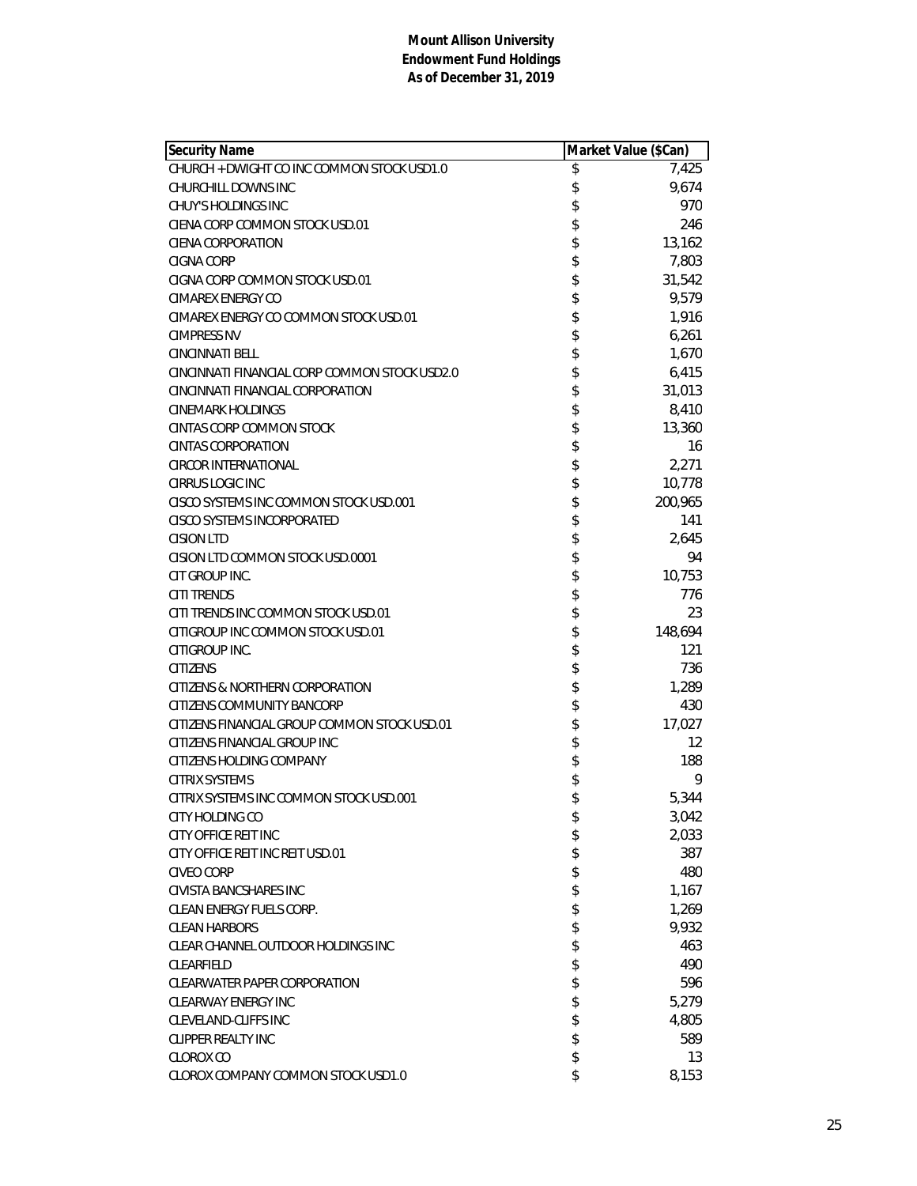**Mount Allison University**
**Endowment Fund Holdings**
**As of December 31, 2019**

| Security Name | Market Value ($Can) |
|---|---|
| CHURCH + DWIGHT CO INC COMMON STOCK USD1.0 | $ 7,425 |
| CHURCHILL DOWNS INC | $ 9,674 |
| CHUY'S HOLDINGS INC | $ 970 |
| CIENA CORP COMMON STOCK USD.01 | $ 246 |
| CIENA CORPORATION | $ 13,162 |
| CIGNA CORP | $ 7,803 |
| CIGNA CORP COMMON STOCK USD.01 | $ 31,542 |
| CIMAREX ENERGY CO | $ 9,579 |
| CIMAREX ENERGY CO COMMON STOCK USD.01 | $ 1,916 |
| CIMPRESS NV | $ 6,261 |
| CINCINNATI BELL | $ 1,670 |
| CINCINNATI FINANCIAL CORP COMMON STOCK USD2.0 | $ 6,415 |
| CINCINNATI FINANCIAL CORPORATION | $ 31,013 |
| CINEMARK HOLDINGS | $ 8,410 |
| CINTAS CORP COMMON STOCK | $ 13,360 |
| CINTAS CORPORATION | $ 16 |
| CIRCOR INTERNATIONAL | $ 2,271 |
| CIRRUS LOGIC INC | $ 10,778 |
| CISCO SYSTEMS INC COMMON STOCK USD.001 | $ 200,965 |
| CISCO SYSTEMS INCORPORATED | $ 141 |
| CISION LTD | $ 2,645 |
| CISION LTD COMMON STOCK USD.0001 | $ 94 |
| CIT GROUP INC. | $ 10,753 |
| CITI TRENDS | $ 776 |
| CITI TRENDS INC COMMON STOCK USD.01 | $ 23 |
| CITIGROUP INC COMMON STOCK USD.01 | $ 148,694 |
| CITIGROUP INC. | $ 121 |
| CITIZENS | $ 736 |
| CITIZENS & NORTHERN CORPORATION | $ 1,289 |
| CITIZENS COMMUNITY BANCORP | $ 430 |
| CITIZENS FINANCIAL GROUP COMMON STOCK USD.01 | $ 17,027 |
| CITIZENS FINANCIAL GROUP INC | $ 12 |
| CITIZENS HOLDING COMPANY | $ 188 |
| CITRIX SYSTEMS | $ 9 |
| CITRIX SYSTEMS INC COMMON STOCK USD.001 | $ 5,344 |
| CITY HOLDING CO | $ 3,042 |
| CITY OFFICE REIT INC | $ 2,033 |
| CITY OFFICE REIT INC REIT USD.01 | $ 387 |
| CIVEO CORP | $ 480 |
| CIVISTA BANCSHARES INC | $ 1,167 |
| CLEAN ENERGY FUELS CORP. | $ 1,269 |
| CLEAN HARBORS | $ 9,932 |
| CLEAR CHANNEL OUTDOOR HOLDINGS INC | $ 463 |
| CLEARFIELD | $ 490 |
| CLEARWATER PAPER CORPORATION | $ 596 |
| CLEARWAY ENERGY INC | $ 5,279 |
| CLEVELAND-CLIFFS INC | $ 4,805 |
| CLIPPER REALTY INC | $ 589 |
| CLOROX CO | $ 13 |
| CLOROX COMPANY COMMON STOCK USD1.0 | $ 8,153 |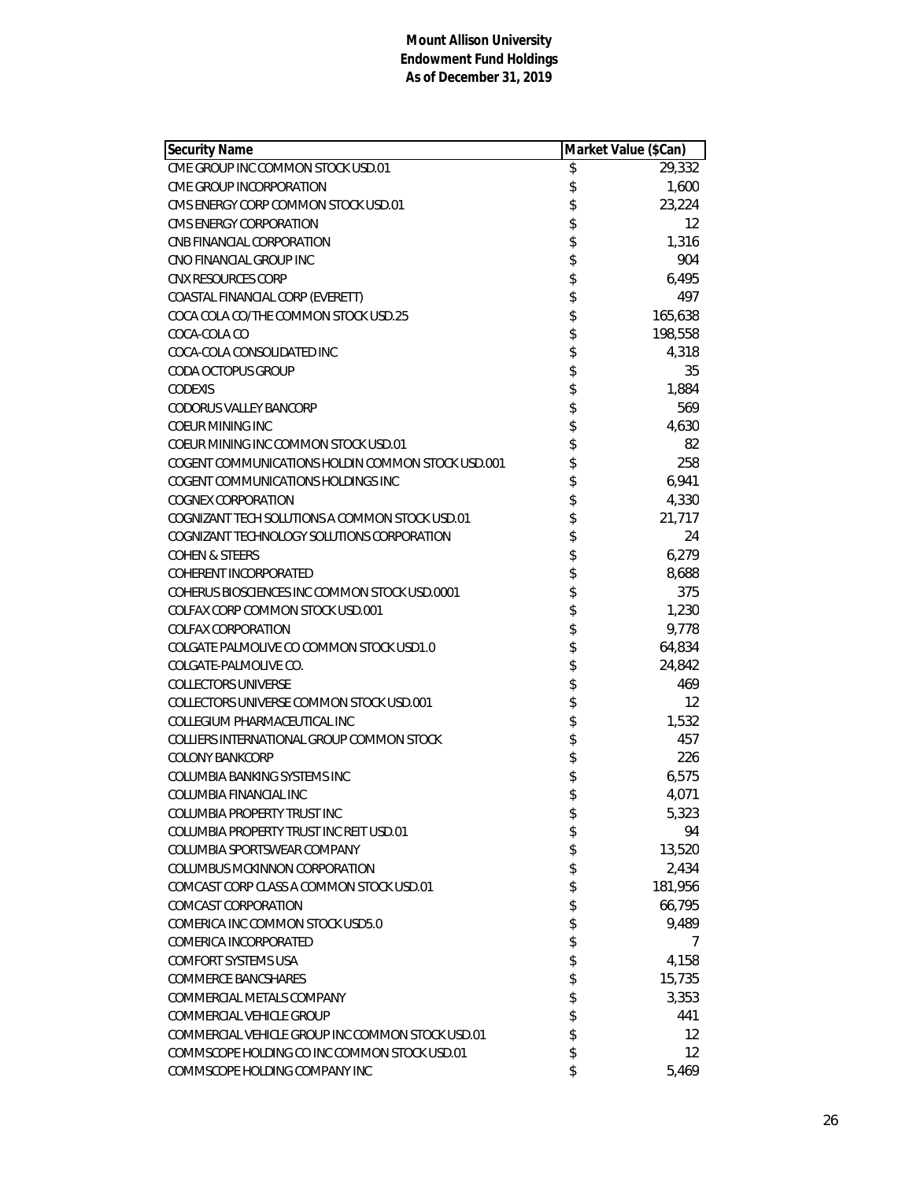**Mount Allison University**
**Endowment Fund Holdings**
**As of December 31, 2019**

| Security Name | Market Value ($Can) |
|---|---|
| CME GROUP INC COMMON STOCK USD.01 | $ 29,332 |
| CME GROUP INCORPORATION | $ 1,600 |
| CMS ENERGY CORP COMMON STOCK USD.01 | $ 23,224 |
| CMS ENERGY CORPORATION | $ 12 |
| CNB FINANCIAL CORPORATION | $ 1,316 |
| CNO FINANCIAL GROUP INC | $ 904 |
| CNX RESOURCES CORP | $ 6,495 |
| COASTAL FINANCIAL CORP (EVERETT) | $ 497 |
| COCA COLA CO/THE COMMON STOCK USD.25 | $ 165,638 |
| COCA-COLA CO | $ 198,558 |
| COCA-COLA CONSOLIDATED INC | $ 4,318 |
| CODA OCTOPUS GROUP | $ 35 |
| CODEXIS | $ 1,884 |
| CODORUS VALLEY BANCORP | $ 569 |
| COEUR MINING INC | $ 4,630 |
| COEUR MINING INC COMMON STOCK USD.01 | $ 82 |
| COGENT COMMUNICATIONS HOLDIN COMMON STOCK USD.001 | $ 258 |
| COGENT COMMUNICATIONS HOLDINGS INC | $ 6,941 |
| COGNEX CORPORATION | $ 4,330 |
| COGNIZANT TECH SOLUTIONS A COMMON STOCK USD.01 | $ 21,717 |
| COGNIZANT TECHNOLOGY SOLUTIONS CORPORATION | $ 24 |
| COHEN & STEERS | $ 6,279 |
| COHERENT INCORPORATED | $ 8,688 |
| COHERUS BIOSCIENCES INC COMMON STOCK USD.0001 | $ 375 |
| COLFAX CORP COMMON STOCK USD.001 | $ 1,230 |
| COLFAX CORPORATION | $ 9,778 |
| COLGATE PALMOLIVE CO COMMON STOCK USD1.0 | $ 64,834 |
| COLGATE-PALMOLIVE CO. | $ 24,842 |
| COLLECTORS UNIVERSE | $ 469 |
| COLLECTORS UNIVERSE COMMON STOCK USD.001 | $ 12 |
| COLLEGIUM PHARMACEUTICAL INC | $ 1,532 |
| COLLIERS INTERNATIONAL GROUP COMMON STOCK | $ 457 |
| COLONY BANKCORP | $ 226 |
| COLUMBIA BANKING SYSTEMS INC | $ 6,575 |
| COLUMBIA FINANCIAL INC | $ 4,071 |
| COLUMBIA PROPERTY TRUST INC | $ 5,323 |
| COLUMBIA PROPERTY TRUST INC REIT USD.01 | $ 94 |
| COLUMBIA SPORTSWEAR COMPANY | $ 13,520 |
| COLUMBUS MCKINNON CORPORATION | $ 2,434 |
| COMCAST CORP CLASS A COMMON STOCK USD.01 | $ 181,956 |
| COMCAST CORPORATION | $ 66,795 |
| COMERICA INC COMMON STOCK USD5.0 | $ 9,489 |
| COMERICA INCORPORATED | $ 7 |
| COMFORT SYSTEMS USA | $ 4,158 |
| COMMERCE BANCSHARES | $ 15,735 |
| COMMERCIAL METALS COMPANY | $ 3,353 |
| COMMERCIAL VEHICLE GROUP | $ 441 |
| COMMERCIAL VEHICLE GROUP INC COMMON STOCK USD.01 | $ 12 |
| COMMSCOPE HOLDING CO INC COMMON STOCK USD.01 | $ 12 |
| COMMSCOPE HOLDING COMPANY INC | $ 5,469 |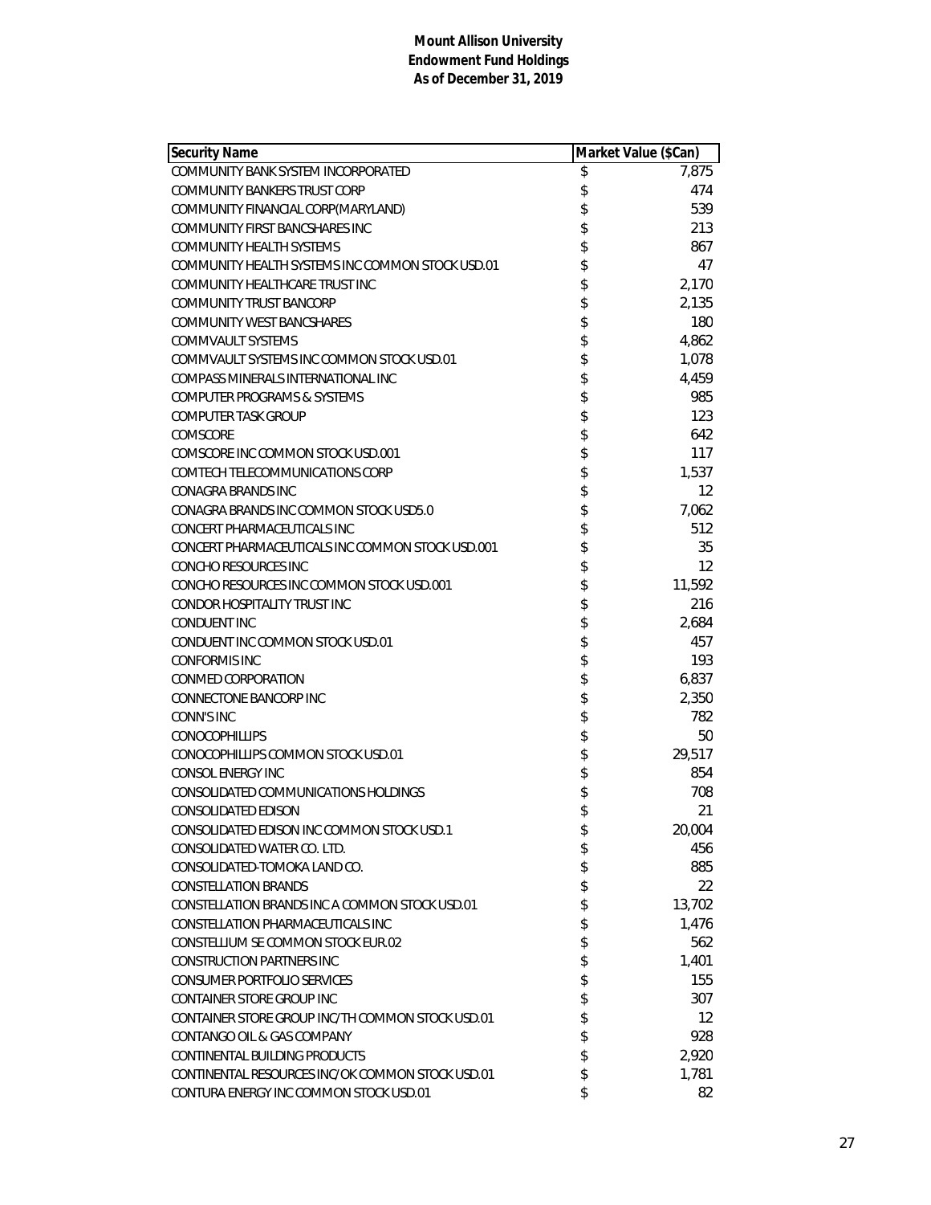**Mount Allison University**
**Endowment Fund Holdings**
**As of December 31, 2019**

| Security Name | Market Value ($Can) |
|---|---|
| COMMUNITY BANK SYSTEM INCORPORATED | $ 7,875 |
| COMMUNITY BANKERS TRUST CORP | $ 474 |
| COMMUNITY FINANCIAL CORP(MARYLAND) | $ 539 |
| COMMUNITY FIRST BANCSHARES INC | $ 213 |
| COMMUNITY HEALTH SYSTEMS | $ 867 |
| COMMUNITY HEALTH SYSTEMS INC COMMON STOCK USD.01 | $ 47 |
| COMMUNITY HEALTHCARE TRUST INC | $ 2,170 |
| COMMUNITY TRUST BANCORP | $ 2,135 |
| COMMUNITY WEST BANCSHARES | $ 180 |
| COMMVAULT SYSTEMS | $ 4,862 |
| COMMVAULT SYSTEMS INC COMMON STOCK USD.01 | $ 1,078 |
| COMPASS MINERALS INTERNATIONAL INC | $ 4,459 |
| COMPUTER PROGRAMS & SYSTEMS | $ 985 |
| COMPUTER TASK GROUP | $ 123 |
| COMSCORE | $ 642 |
| COMSCORE INC COMMON STOCK USD.001 | $ 117 |
| COMTECH TELECOMMUNICATIONS CORP | $ 1,537 |
| CONAGRA BRANDS INC | $ 12 |
| CONAGRA BRANDS INC COMMON STOCK USD5.0 | $ 7,062 |
| CONCERT PHARMACEUTICALS INC | $ 512 |
| CONCERT PHARMACEUTICALS INC COMMON STOCK USD.001 | $ 35 |
| CONCHO RESOURCES INC | $ 12 |
| CONCHO RESOURCES INC COMMON STOCK USD.001 | $ 11,592 |
| CONDOR HOSPITALITY TRUST INC | $ 216 |
| CONDUENT INC | $ 2,684 |
| CONDUENT INC COMMON STOCK USD.01 | $ 457 |
| CONFORMIS INC | $ 193 |
| CONMED CORPORATION | $ 6,837 |
| CONNECTONE BANCORP INC | $ 2,350 |
| CONN'S INC | $ 782 |
| CONOCOPHILLIPS | $ 50 |
| CONOCOPHILLIPS COMMON STOCK USD.01 | $ 29,517 |
| CONSOL ENERGY INC | $ 854 |
| CONSOLIDATED COMMUNICATIONS HOLDINGS | $ 708 |
| CONSOLIDATED EDISON | $ 21 |
| CONSOLIDATED EDISON INC COMMON STOCK USD.1 | $ 20,004 |
| CONSOLIDATED WATER CO. LTD. | $ 456 |
| CONSOLIDATED-TOMOKA LAND CO. | $ 885 |
| CONSTELLATION BRANDS | $ 22 |
| CONSTELLATION BRANDS INC A COMMON STOCK USD.01 | $ 13,702 |
| CONSTELLATION PHARMACEUTICALS INC | $ 1,476 |
| CONSTELLIUM SE COMMON STOCK EUR.02 | $ 562 |
| CONSTRUCTION PARTNERS INC | $ 1,401 |
| CONSUMER PORTFOLIO SERVICES | $ 155 |
| CONTAINER STORE GROUP INC | $ 307 |
| CONTAINER STORE GROUP INC/TH COMMON STOCK USD.01 | $ 12 |
| CONTANGO OIL & GAS COMPANY | $ 928 |
| CONTINENTAL BUILDING PRODUCTS | $ 2,920 |
| CONTINENTAL RESOURCES INC/OK COMMON STOCK USD.01 | $ 1,781 |
| CONTURA ENERGY INC COMMON STOCK USD.01 | $ 82 |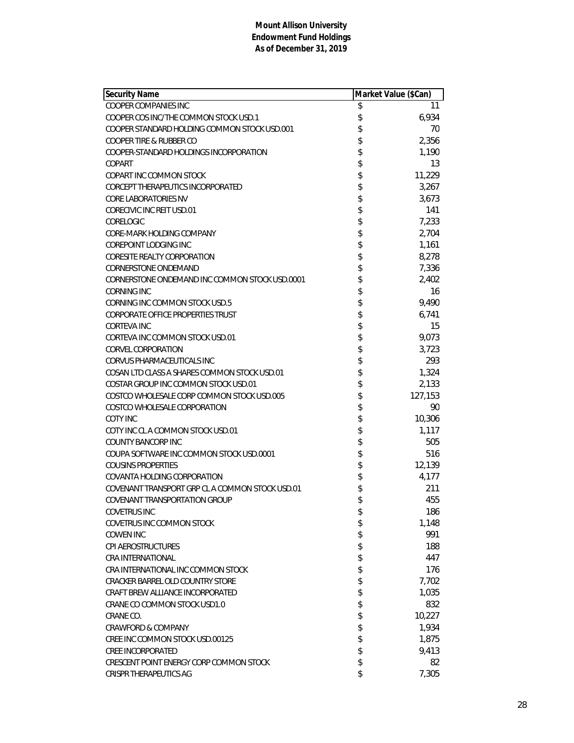**Mount Allison University**
**Endowment Fund Holdings**
**As of December 31, 2019**

| Security Name | Market Value ($Can) |
|---|---|
| COOPER COMPANIES INC | $ 11 |
| COOPER COS INC/THE COMMON STOCK USD.1 | $ 6,934 |
| COOPER STANDARD HOLDING COMMON STOCK USD.001 | $ 70 |
| COOPER TIRE & RUBBER CO | $ 2,356 |
| COOPER-STANDARD HOLDINGS INCORPORATION | $ 1,190 |
| COPART | $ 13 |
| COPART INC COMMON STOCK | $ 11,229 |
| CORCEPT THERAPEUTICS INCORPORATED | $ 3,267 |
| CORE LABORATORIES NV | $ 3,673 |
| CORECIVIC INC REIT USD.01 | $ 141 |
| CORELOGIC | $ 7,233 |
| CORE-MARK HOLDING COMPANY | $ 2,704 |
| COREPOINT LODGING INC | $ 1,161 |
| CORESITE REALTY CORPORATION | $ 8,278 |
| CORNERSTONE ONDEMAND | $ 7,336 |
| CORNERSTONE ONDEMAND INC COMMON STOCK USD.0001 | $ 2,402 |
| CORNING INC | $ 16 |
| CORNING INC COMMON STOCK USD.5 | $ 9,490 |
| CORPORATE OFFICE PROPERTIES TRUST | $ 6,741 |
| CORTEVA INC | $ 15 |
| CORTEVA INC COMMON STOCK USD.01 | $ 9,073 |
| CORVEL CORPORATION | $ 3,723 |
| CORVUS PHARMACEUTICALS INC | $ 293 |
| COSAN LTD CLASS A SHARES COMMON STOCK USD.01 | $ 1,324 |
| COSTAR GROUP INC COMMON STOCK USD.01 | $ 2,133 |
| COSTCO WHOLESALE CORP COMMON STOCK USD.005 | $ 127,153 |
| COSTCO WHOLESALE CORPORATION | $ 90 |
| COTY INC | $ 10,306 |
| COTY INC CL A COMMON STOCK USD.01 | $ 1,117 |
| COUNTY BANCORP INC | $ 505 |
| COUPA SOFTWARE INC COMMON STOCK USD.0001 | $ 516 |
| COUSINS PROPERTIES | $ 12,139 |
| COVANTA HOLDING CORPORATION | $ 4,177 |
| COVENANT TRANSPORT GRP CL A COMMON STOCK USD.01 | $ 211 |
| COVENANT TRANSPORTATION GROUP | $ 455 |
| COVETRUS INC | $ 186 |
| COVETRUS INC COMMON STOCK | $ 1,148 |
| COWEN INC | $ 991 |
| CPI AEROSTRUCTURES | $ 188 |
| CRA INTERNATIONAL | $ 447 |
| CRA INTERNATIONAL INC COMMON STOCK | $ 176 |
| CRACKER BARREL OLD COUNTRY STORE | $ 7,702 |
| CRAFT BREW ALLIANCE INCORPORATED | $ 1,035 |
| CRANE CO COMMON STOCK USD1.0 | $ 832 |
| CRANE CO. | $ 10,227 |
| CRAWFORD & COMPANY | $ 1,934 |
| CREE INC COMMON STOCK USD.00125 | $ 1,875 |
| CREE INCORPORATED | $ 9,413 |
| CRESCENT POINT ENERGY CORP COMMON STOCK | $ 82 |
| CRISPR THERAPEUTICS AG | $ 7,305 |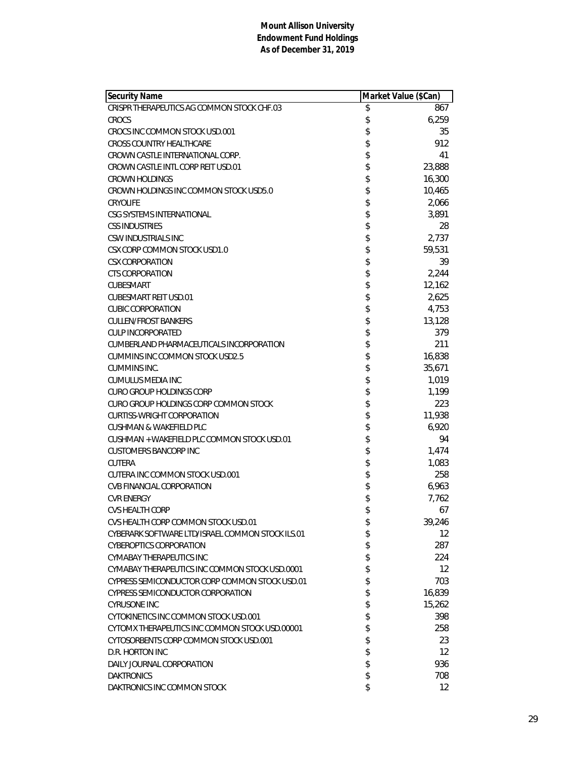**Mount Allison University**
**Endowment Fund Holdings**
**As of December 31, 2019**

| Security Name | Market Value ($Can) |
|---|---|
| CRISPR THERAPEUTICS AG COMMON STOCK CHF.03 | $ 867 |
| CROCS | $ 6,259 |
| CROCS INC COMMON STOCK USD.001 | $ 35 |
| CROSS COUNTRY HEALTHCARE | $ 912 |
| CROWN CASTLE INTERNATIONAL CORP. | $ 41 |
| CROWN CASTLE INTL CORP REIT USD.01 | $ 23,888 |
| CROWN HOLDINGS | $ 16,300 |
| CROWN HOLDINGS INC COMMON STOCK USD5.0 | $ 10,465 |
| CRYOLIFE | $ 2,066 |
| CSG SYSTEMS INTERNATIONAL | $ 3,891 |
| CSS INDUSTRIES | $ 28 |
| CSW INDUSTRIALS INC | $ 2,737 |
| CSX CORP COMMON STOCK USD1.0 | $ 59,531 |
| CSX CORPORATION | $ 39 |
| CTS CORPORATION | $ 2,244 |
| CUBESMART | $ 12,162 |
| CUBESMART REIT USD.01 | $ 2,625 |
| CUBIC CORPORATION | $ 4,753 |
| CULLEN/FROST BANKERS | $ 13,128 |
| CULP INCORPORATED | $ 379 |
| CUMBERLAND PHARMACEUTICALS INCORPORATION | $ 211 |
| CUMMINS INC COMMON STOCK USD2.5 | $ 16,838 |
| CUMMINS INC. | $ 35,671 |
| CUMULUS MEDIA INC | $ 1,019 |
| CURO GROUP HOLDINGS CORP | $ 1,199 |
| CURO GROUP HOLDINGS CORP COMMON STOCK | $ 223 |
| CURTISS-WRIGHT CORPORATION | $ 11,938 |
| CUSHMAN & WAKEFIELD PLC | $ 6,920 |
| CUSHMAN + WAKEFIELD PLC COMMON STOCK USD.01 | $ 94 |
| CUSTOMERS BANCORP INC | $ 1,474 |
| CUTERA | $ 1,083 |
| CUTERA INC COMMON STOCK USD.001 | $ 258 |
| CVB FINANCIAL CORPORATION | $ 6,963 |
| CVR ENERGY | $ 7,762 |
| CVS HEALTH CORP | $ 67 |
| CVS HEALTH CORP COMMON STOCK USD.01 | $ 39,246 |
| CYBERARK SOFTWARE LTD/ISRAEL COMMON STOCK ILS.01 | $ 12 |
| CYBEROPTICS CORPORATION | $ 287 |
| CYMABAY THERAPEUTICS INC | $ 224 |
| CYMABAY THERAPEUTICS INC COMMON STOCK USD.0001 | $ 12 |
| CYPRESS SEMICONDUCTOR CORP COMMON STOCK USD.01 | $ 703 |
| CYPRESS SEMICONDUCTOR CORPORATION | $ 16,839 |
| CYRUSONE INC | $ 15,262 |
| CYTOKINETICS INC COMMON STOCK USD.001 | $ 398 |
| CYTOMX THERAPEUTICS INC COMMON STOCK USD.00001 | $ 258 |
| CYTOSORBENTS CORP COMMON STOCK USD.001 | $ 23 |
| D.R. HORTON INC | $ 12 |
| DAILY JOURNAL CORPORATION | $ 936 |
| DAKTRONICS | $ 708 |
| DAKTRONICS INC COMMON STOCK | $ 12 |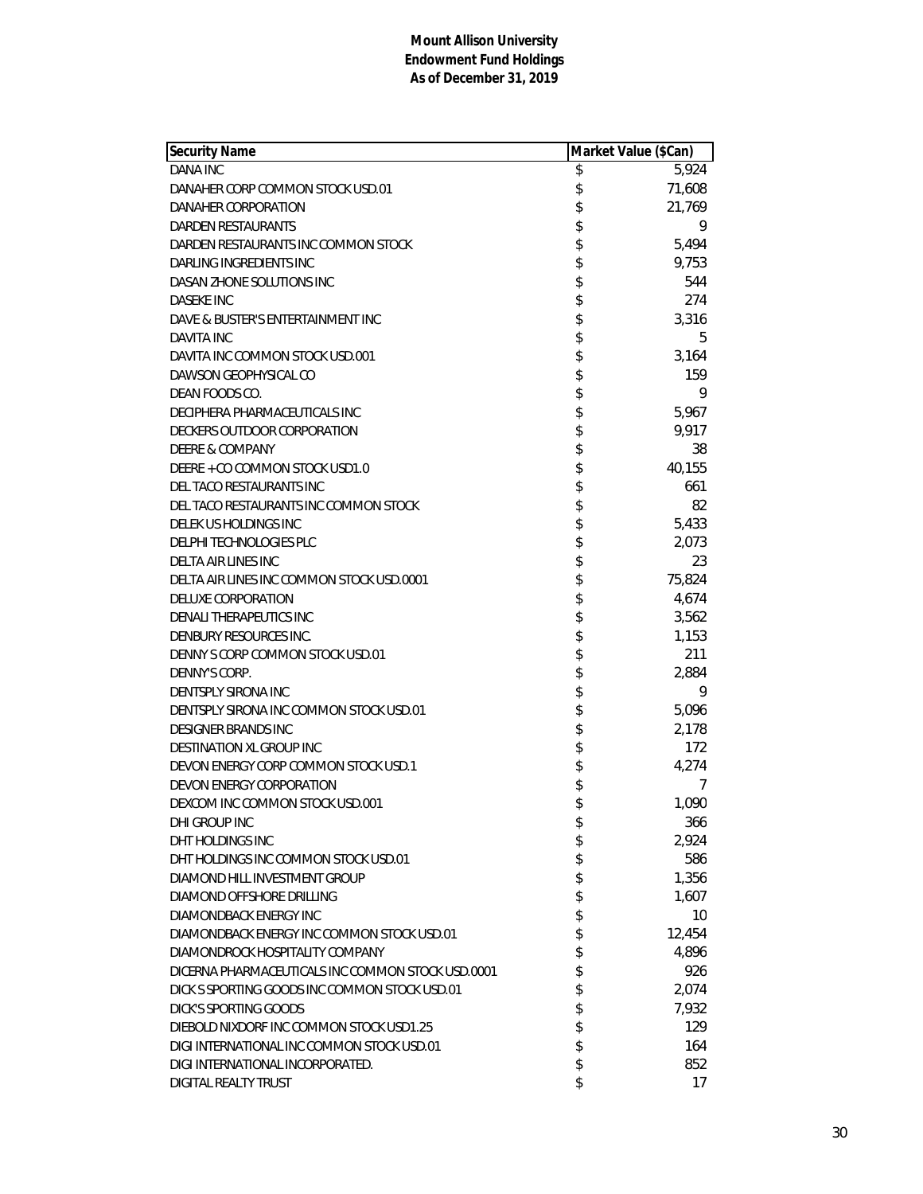**Mount Allison University**
**Endowment Fund Holdings**
**As of December 31, 2019**

| Security Name | Market Value ($Can) |
|---|---|
| DANA INC | $ 5,924 |
| DANAHER CORP COMMON STOCK USD.01 | $ 71,608 |
| DANAHER CORPORATION | $ 21,769 |
| DARDEN RESTAURANTS | $ 9 |
| DARDEN RESTAURANTS INC COMMON STOCK | $ 5,494 |
| DARLING INGREDIENTS INC | $ 9,753 |
| DASAN ZHONE SOLUTIONS INC | $ 544 |
| DASEKE INC | $ 274 |
| DAVE & BUSTER'S ENTERTAINMENT INC | $ 3,316 |
| DAVITA INC | $ 5 |
| DAVITA INC COMMON STOCK USD.001 | $ 3,164 |
| DAWSON GEOPHYSICAL CO | $ 159 |
| DEAN FOODS CO. | $ 9 |
| DECIPHERA PHARMACEUTICALS INC | $ 5,967 |
| DECKERS OUTDOOR CORPORATION | $ 9,917 |
| DEERE & COMPANY | $ 38 |
| DEERE + CO COMMON STOCK USD1.0 | $ 40,155 |
| DEL TACO RESTAURANTS INC | $ 661 |
| DEL TACO RESTAURANTS INC COMMON STOCK | $ 82 |
| DELEK US HOLDINGS INC | $ 5,433 |
| DELPHI TECHNOLOGIES PLC | $ 2,073 |
| DELTA AIR LINES INC | $ 23 |
| DELTA AIR LINES INC COMMON STOCK USD.0001 | $ 75,824 |
| DELUXE CORPORATION | $ 4,674 |
| DENALI THERAPEUTICS INC | $ 3,562 |
| DENBURY RESOURCES INC. | $ 1,153 |
| DENNY S CORP COMMON STOCK USD.01 | $ 211 |
| DENNY'S CORP. | $ 2,884 |
| DENTSPLY SIRONA INC | $ 9 |
| DENTSPLY SIRONA INC COMMON STOCK USD.01 | $ 5,096 |
| DESIGNER BRANDS INC | $ 2,178 |
| DESTINATION XL GROUP INC | $ 172 |
| DEVON ENERGY CORP COMMON STOCK USD.1 | $ 4,274 |
| DEVON ENERGY CORPORATION | $ 7 |
| DEXCOM INC COMMON STOCK USD.001 | $ 1,090 |
| DHI GROUP INC | $ 366 |
| DHT HOLDINGS INC | $ 2,924 |
| DHT HOLDINGS INC COMMON STOCK USD.01 | $ 586 |
| DIAMOND HILL INVESTMENT GROUP | $ 1,356 |
| DIAMOND OFFSHORE DRILLING | $ 1,607 |
| DIAMONDBACK ENERGY INC | $ 10 |
| DIAMONDBACK ENERGY INC COMMON STOCK USD.01 | $ 12,454 |
| DIAMONDROCK HOSPITALITY COMPANY | $ 4,896 |
| DICERNA PHARMACEUTICALS INC COMMON STOCK USD.0001 | $ 926 |
| DICK S SPORTING GOODS INC COMMON STOCK USD.01 | $ 2,074 |
| DICK'S SPORTING GOODS | $ 7,932 |
| DIEBOLD NIXDORF INC COMMON STOCK USD1.25 | $ 129 |
| DIGI INTERNATIONAL INC COMMON STOCK USD.01 | $ 164 |
| DIGI INTERNATIONAL INCORPORATED. | $ 852 |
| DIGITAL REALTY TRUST | $ 17 |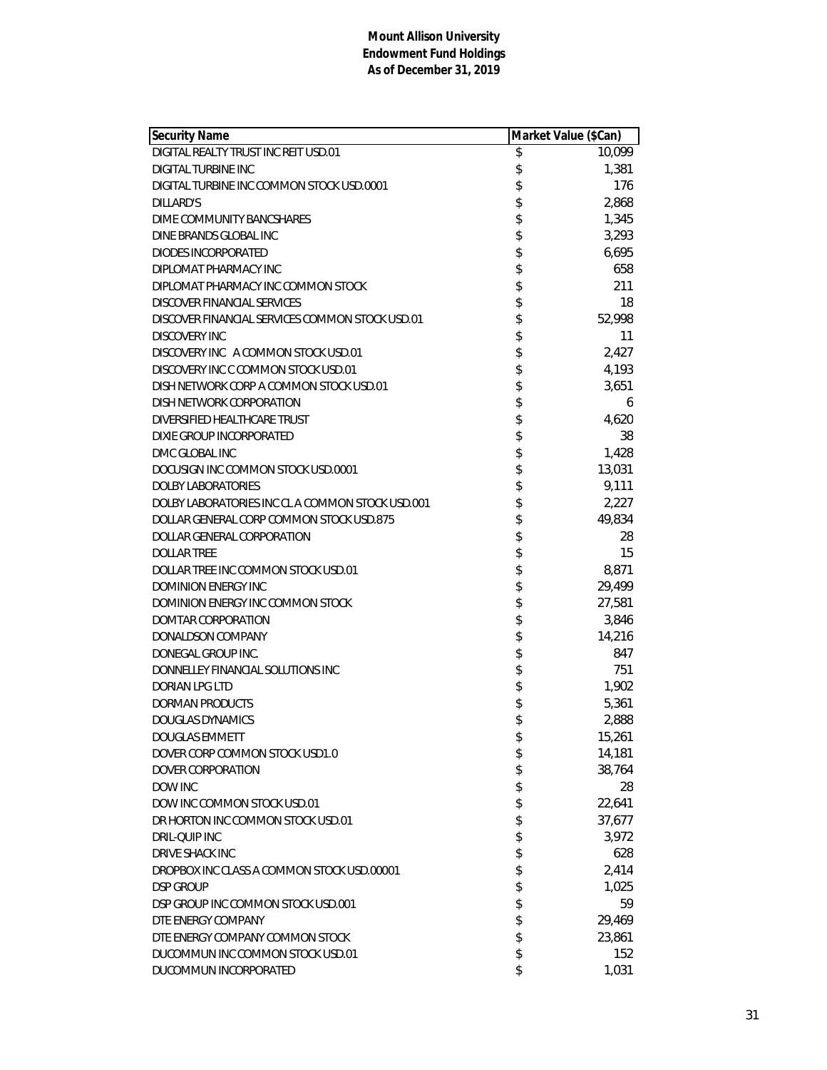**Mount Allison University**
**Endowment Fund Holdings**
**As of December 31, 2019**

| Security Name | Market Value ($Can) |
|---|---|
| DIGITAL REALTY TRUST INC REIT USD.01 | $ 10,099 |
| DIGITAL TURBINE INC | $ 1,381 |
| DIGITAL TURBINE INC COMMON STOCK USD.0001 | $ 176 |
| DILLARD'S | $ 2,868 |
| DIME COMMUNITY BANCSHARES | $ 1,345 |
| DINE BRANDS GLOBAL INC | $ 3,293 |
| DIODES INCORPORATED | $ 6,695 |
| DIPLOMAT PHARMACY INC | $ 658 |
| DIPLOMAT PHARMACY INC COMMON STOCK | $ 211 |
| DISCOVER FINANCIAL SERVICES | $ 18 |
| DISCOVER FINANCIAL SERVICES COMMON STOCK USD.01 | $ 52,998 |
| DISCOVERY INC | $ 11 |
| DISCOVERY INC A COMMON STOCK USD.01 | $ 2,427 |
| DISCOVERY INC C COMMON STOCK USD.01 | $ 4,193 |
| DISH NETWORK CORP A COMMON STOCK USD.01 | $ 3,651 |
| DISH NETWORK CORPORATION | $ 6 |
| DIVERSIFIED HEALTHCARE TRUST | $ 4,620 |
| DIXIE GROUP INCORPORATED | $ 38 |
| DMC GLOBAL INC | $ 1,428 |
| DOCUSIGN INC COMMON STOCK USD.0001 | $ 13,031 |
| DOLBY LABORATORIES | $ 9,111 |
| DOLBY LABORATORIES INC CL A COMMON STOCK USD.001 | $ 2,227 |
| DOLLAR GENERAL CORP COMMON STOCK USD.875 | $ 49,834 |
| DOLLAR GENERAL CORPORATION | $ 28 |
| DOLLAR TREE | $ 15 |
| DOLLAR TREE INC COMMON STOCK USD.01 | $ 8,871 |
| DOMINION ENERGY INC | $ 29,499 |
| DOMINION ENERGY INC COMMON STOCK | $ 27,581 |
| DOMTAR CORPORATION | $ 3,846 |
| DONALDSON COMPANY | $ 14,216 |
| DONEGAL GROUP INC. | $ 847 |
| DONNELLEY FINANCIAL SOLUTIONS INC | $ 751 |
| DORIAN LPG LTD | $ 1,902 |
| DORMAN PRODUCTS | $ 5,361 |
| DOUGLAS DYNAMICS | $ 2,888 |
| DOUGLAS EMMETT | $ 15,261 |
| DOVER CORP COMMON STOCK USD1.0 | $ 14,181 |
| DOVER CORPORATION | $ 38,764 |
| DOW INC | $ 28 |
| DOW INC COMMON STOCK USD.01 | $ 22,641 |
| DR HORTON INC COMMON STOCK USD.01 | $ 37,677 |
| DRIL-QUIP INC | $ 3,972 |
| DRIVE SHACK INC | $ 628 |
| DROPBOX INC CLASS A COMMON STOCK USD.00001 | $ 2,414 |
| DSP GROUP | $ 1,025 |
| DSP GROUP INC COMMON STOCK USD.001 | $ 59 |
| DTE ENERGY COMPANY | $ 29,469 |
| DTE ENERGY COMPANY COMMON STOCK | $ 23,861 |
| DUCOMMUN INC COMMON STOCK USD.01 | $ 152 |
| DUCOMMUN INCORPORATED | $ 1,031 |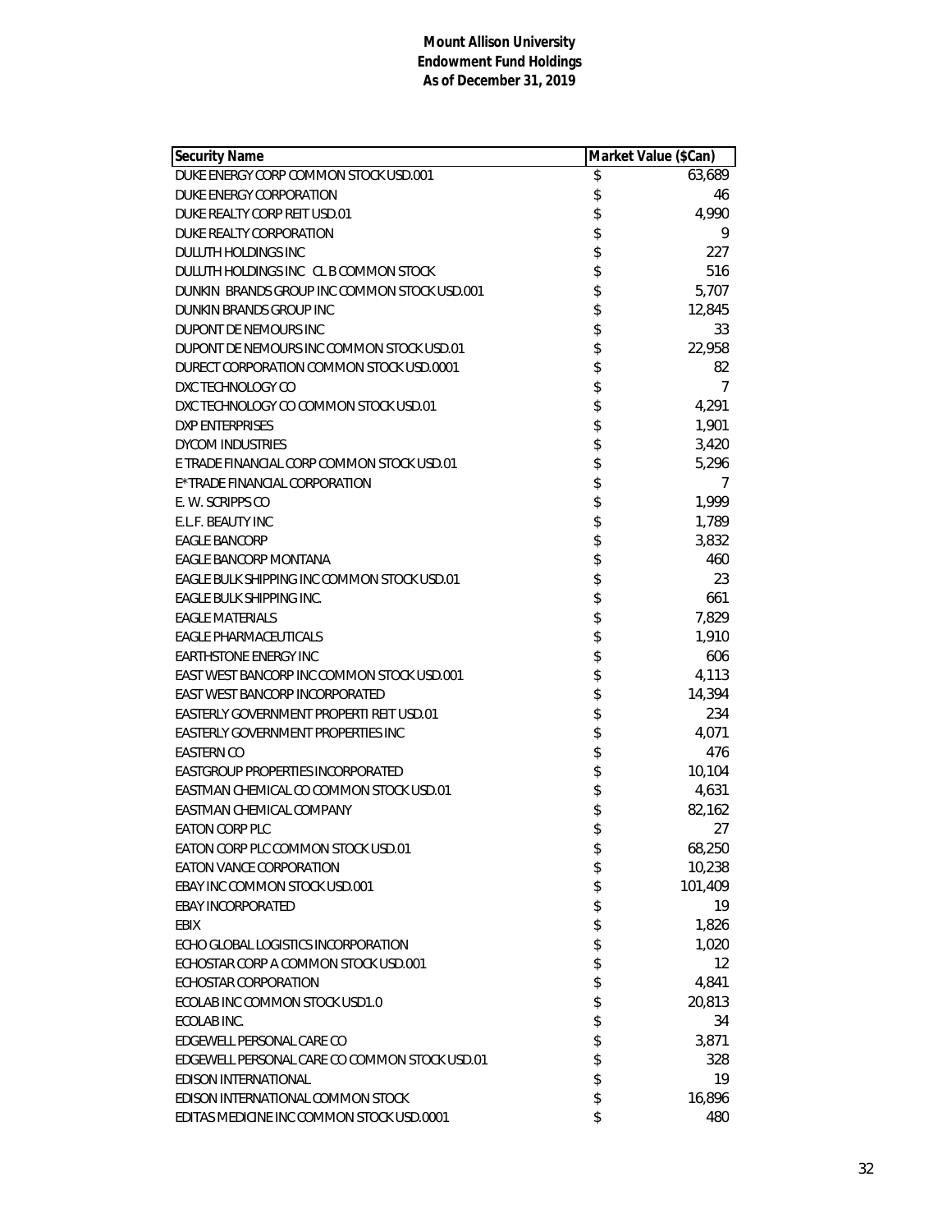**Mount Allison University**
**Endowment Fund Holdings**
**As of December 31, 2019**

| Security Name | Market Value ($Can) |
|---|---|
| DUKE ENERGY CORP COMMON STOCK USD.001 | $ 63,689 |
| DUKE ENERGY CORPORATION | $ 46 |
| DUKE REALTY CORP REIT USD.01 | $ 4,990 |
| DUKE REALTY CORPORATION | $ 9 |
| DULUTH HOLDINGS INC | $ 227 |
| DULUTH HOLDINGS INC CL B COMMON STOCK | $ 516 |
| DUNKIN BRANDS GROUP INC COMMON STOCK USD.001 | $ 5,707 |
| DUNKIN BRANDS GROUP INC | $ 12,845 |
| DUPONT DE NEMOURS INC | $ 33 |
| DUPONT DE NEMOURS INC COMMON STOCK USD.01 | $ 22,958 |
| DURECT CORPORATION COMMON STOCK USD.0001 | $ 82 |
| DXC TECHNOLOGY CO | $ 7 |
| DXC TECHNOLOGY CO COMMON STOCK USD.01 | $ 4,291 |
| DXP ENTERPRISES | $ 1,901 |
| DYCOM INDUSTRIES | $ 3,420 |
| E TRADE FINANCIAL CORP COMMON STOCK USD.01 | $ 5,296 |
| E*TRADE FINANCIAL CORPORATION | $ 7 |
| E. W. SCRIPPS CO | $ 1,999 |
| E.L.F. BEAUTY INC | $ 1,789 |
| EAGLE BANCORP | $ 3,832 |
| EAGLE BANCORP MONTANA | $ 460 |
| EAGLE BULK SHIPPING INC COMMON STOCK USD.01 | $ 23 |
| EAGLE BULK SHIPPING INC. | $ 661 |
| EAGLE MATERIALS | $ 7,829 |
| EAGLE PHARMACEUTICALS | $ 1,910 |
| EARTHSTONE ENERGY INC | $ 606 |
| EAST WEST BANCORP INC COMMON STOCK USD.001 | $ 4,113 |
| EAST WEST BANCORP INCORPORATED | $ 14,394 |
| EASTERLY GOVERNMENT PROPERTI REIT USD.01 | $ 234 |
| EASTERLY GOVERNMENT PROPERTIES INC | $ 4,071 |
| EASTERN CO | $ 476 |
| EASTGROUP PROPERTIES INCORPORATED | $ 10,104 |
| EASTMAN CHEMICAL CO COMMON STOCK USD.01 | $ 4,631 |
| EASTMAN CHEMICAL COMPANY | $ 82,162 |
| EATON CORP PLC | $ 27 |
| EATON CORP PLC COMMON STOCK USD.01 | $ 68,250 |
| EATON VANCE CORPORATION | $ 10,238 |
| EBAY INC COMMON STOCK USD.001 | $ 101,409 |
| EBAY INCORPORATED | $ 19 |
| EBIX | $ 1,826 |
| ECHO GLOBAL LOGISTICS INCORPORATION | $ 1,020 |
| ECHOSTAR CORP A COMMON STOCK USD.001 | $ 12 |
| ECHOSTAR CORPORATION | $ 4,841 |
| ECOLAB INC COMMON STOCK USD1.0 | $ 20,813 |
| ECOLAB INC. | $ 34 |
| EDGEWELL PERSONAL CARE CO | $ 3,871 |
| EDGEWELL PERSONAL CARE CO COMMON STOCK USD.01 | $ 328 |
| EDISON INTERNATIONAL | $ 19 |
| EDISON INTERNATIONAL COMMON STOCK | $ 16,896 |
| EDITAS MEDICINE INC COMMON STOCK USD.0001 | $ 480 |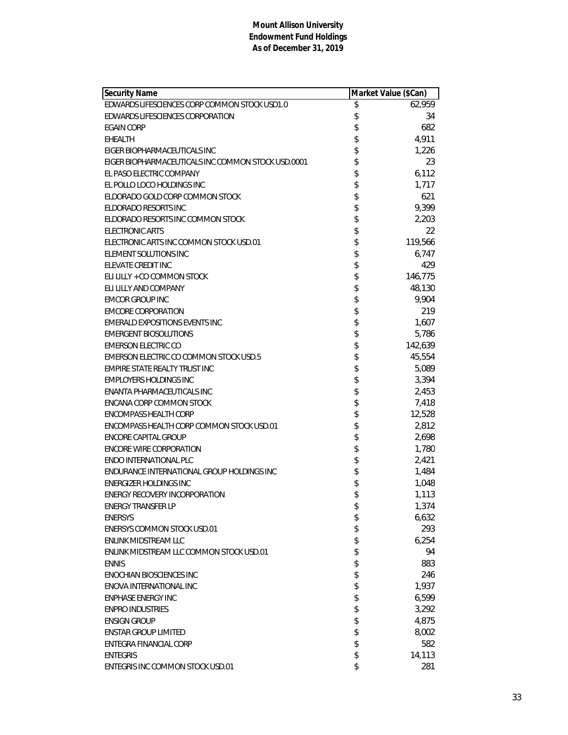**Mount Allison University**
**Endowment Fund Holdings**
**As of December 31, 2019**

| Security Name | Market Value ($Can) |
|---|---|
| EDWARDS LIFESCIENCES CORP COMMON STOCK USD1.0 | $ 62,959 |
| EDWARDS LIFESCIENCES CORPORATION | $ 34 |
| EGAIN CORP | $ 682 |
| EHEALTH | $ 4,911 |
| EIGER BIOPHARMACEUTICALS INC | $ 1,226 |
| EIGER BIOPHARMACEUTICALS INC COMMON STOCK USD.0001 | $ 23 |
| EL PASO ELECTRIC COMPANY | $ 6,112 |
| EL POLLO LOCO HOLDINGS INC | $ 1,717 |
| ELDORADO GOLD CORP COMMON STOCK | $ 621 |
| ELDORADO RESORTS INC | $ 9,399 |
| ELDORADO RESORTS INC COMMON STOCK | $ 2,203 |
| ELECTRONIC ARTS | $ 22 |
| ELECTRONIC ARTS INC COMMON STOCK USD.01 | $ 119,566 |
| ELEMENT SOLUTIONS INC | $ 6,747 |
| ELEVATE CREDIT INC | $ 429 |
| ELI LILLY + CO COMMON STOCK | $ 146,775 |
| ELI LILLY AND COMPANY | $ 48,130 |
| EMCOR GROUP INC | $ 9,904 |
| EMCORE CORPORATION | $ 219 |
| EMERALD EXPOSITIONS EVENTS INC | $ 1,607 |
| EMERGENT BIOSOLUTIONS | $ 5,786 |
| EMERSON ELECTRIC CO | $ 142,639 |
| EMERSON ELECTRIC CO COMMON STOCK USD.5 | $ 45,554 |
| EMPIRE STATE REALTY TRUST INC | $ 5,089 |
| EMPLOYERS HOLDINGS INC | $ 3,394 |
| ENANTA PHARMACEUTICALS INC | $ 2,453 |
| ENCANA CORP COMMON STOCK | $ 7,418 |
| ENCOMPASS HEALTH CORP | $ 12,528 |
| ENCOMPASS HEALTH CORP COMMON STOCK USD.01 | $ 2,812 |
| ENCORE CAPITAL GROUP | $ 2,698 |
| ENCORE WIRE CORPORATION | $ 1,780 |
| ENDO INTERNATIONAL PLC | $ 2,421 |
| ENDURANCE INTERNATIONAL GROUP HOLDINGS INC | $ 1,484 |
| ENERGIZER HOLDINGS INC | $ 1,048 |
| ENERGY RECOVERY INCORPORATION | $ 1,113 |
| ENERGY TRANSFER LP | $ 1,374 |
| ENERSYS | $ 6,632 |
| ENERSYS COMMON STOCK USD.01 | $ 293 |
| ENLINK MIDSTREAM LLC | $ 6,254 |
| ENLINK MIDSTREAM LLC COMMON STOCK USD.01 | $ 94 |
| ENNIS | $ 883 |
| ENOCHIAN BIOSCIENCES INC | $ 246 |
| ENOVA INTERNATIONAL INC | $ 1,937 |
| ENPHASE ENERGY INC | $ 6,599 |
| ENPRO INDUSTRIES | $ 3,292 |
| ENSIGN GROUP | $ 4,875 |
| ENSTAR GROUP LIMITED | $ 8,002 |
| ENTEGRA FINANCIAL CORP | $ 582 |
| ENTEGRIS | $ 14,113 |
| ENTEGRIS INC COMMON STOCK USD.01 | $ 281 |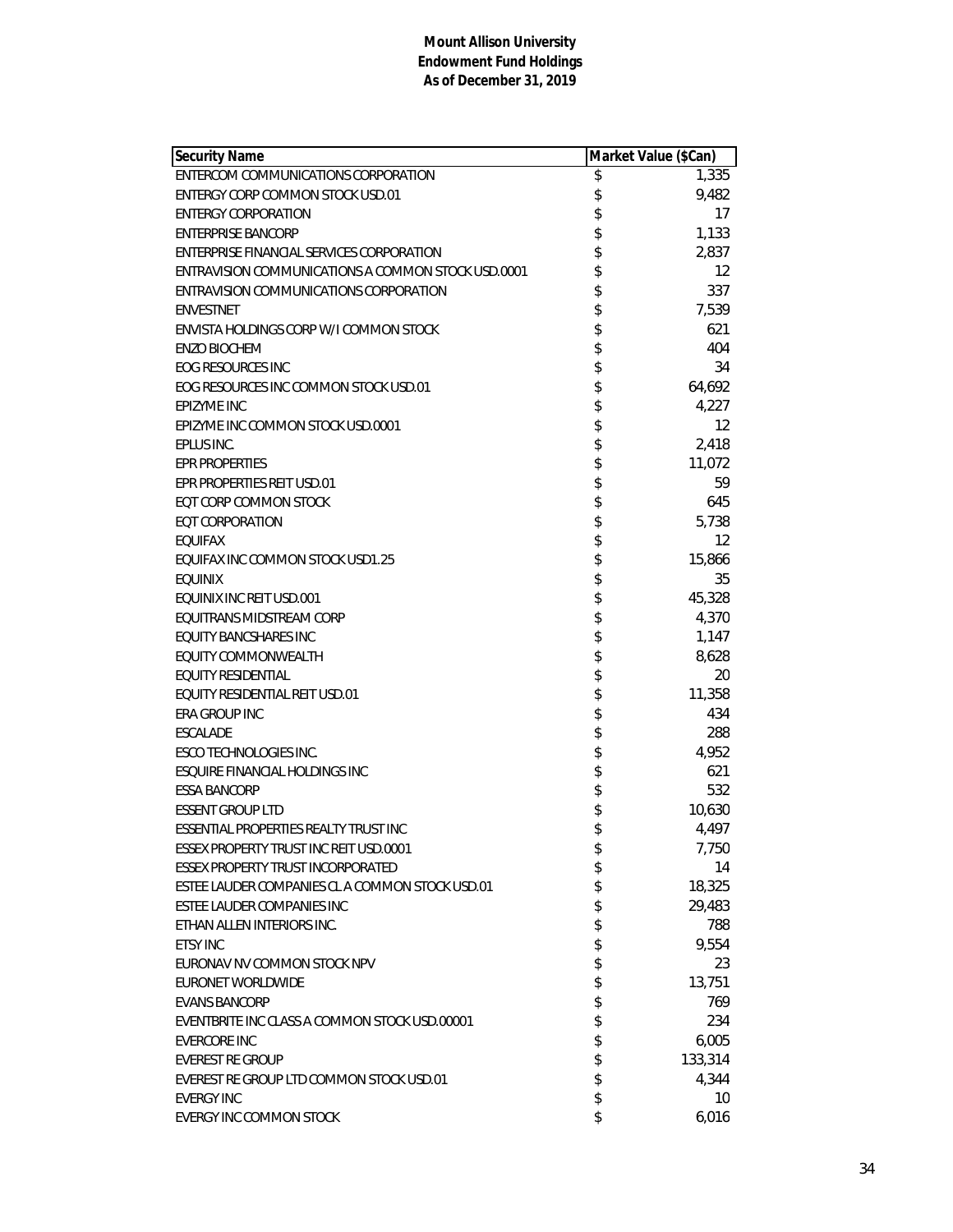**Mount Allison University**
**Endowment Fund Holdings**
**As of December 31, 2019**

| Security Name | Market Value ($Can) |
|---|---|
| ENTERCOM COMMUNICATIONS CORPORATION | $ 1,335 |
| ENTERGY CORP COMMON STOCK USD.01 | $ 9,482 |
| ENTERGY CORPORATION | $ 17 |
| ENTERPRISE BANCORP | $ 1,133 |
| ENTERPRISE FINANCIAL SERVICES CORPORATION | $ 2,837 |
| ENTRAVISION COMMUNICATIONS A COMMON STOCK USD.0001 | $ 12 |
| ENTRAVISION COMMUNICATIONS CORPORATION | $ 337 |
| ENVESTNET | $ 7,539 |
| ENVISTA HOLDINGS CORP W/I COMMON STOCK | $ 621 |
| ENZO BIOCHEM | $ 404 |
| EOG RESOURCES INC | $ 34 |
| EOG RESOURCES INC COMMON STOCK USD.01 | $ 64,692 |
| EPIZYME INC | $ 4,227 |
| EPIZYME INC COMMON STOCK USD.0001 | $ 12 |
| EPLUS INC. | $ 2,418 |
| EPR PROPERTIES | $ 11,072 |
| EPR PROPERTIES REIT USD.01 | $ 59 |
| EQT CORP COMMON STOCK | $ 645 |
| EQT CORPORATION | $ 5,738 |
| EQUIFAX | $ 12 |
| EQUIFAX INC COMMON STOCK USD1.25 | $ 15,866 |
| EQUINIX | $ 35 |
| EQUINIX INC REIT USD.001 | $ 45,328 |
| EQUITRANS MIDSTREAM CORP | $ 4,370 |
| EQUITY BANCSHARES INC | $ 1,147 |
| EQUITY COMMONWEALTH | $ 8,628 |
| EQUITY RESIDENTIAL | $ 20 |
| EQUITY RESIDENTIAL REIT USD.01 | $ 11,358 |
| ERA GROUP INC | $ 434 |
| ESCALADE | $ 288 |
| ESCO TECHNOLOGIES INC. | $ 4,952 |
| ESQUIRE FINANCIAL HOLDINGS INC | $ 621 |
| ESSA BANCORP | $ 532 |
| ESSENT GROUP LTD | $ 10,630 |
| ESSENTIAL PROPERTIES REALTY TRUST INC | $ 4,497 |
| ESSEX PROPERTY TRUST INC REIT USD.0001 | $ 7,750 |
| ESSEX PROPERTY TRUST INCORPORATED | $ 14 |
| ESTEE LAUDER COMPANIES CL A COMMON STOCK USD.01 | $ 18,325 |
| ESTEE LAUDER COMPANIES INC | $ 29,483 |
| ETHAN ALLEN INTERIORS INC. | $ 788 |
| ETSY INC | $ 9,554 |
| EURONAV NV COMMON STOCK NPV | $ 23 |
| EURONET WORLDWIDE | $ 13,751 |
| EVANS BANCORP | $ 769 |
| EVENTBRITE INC CLASS A COMMON STOCK USD.00001 | $ 234 |
| EVERCORE INC | $ 6,005 |
| EVEREST RE GROUP | $ 133,314 |
| EVEREST RE GROUP LTD COMMON STOCK USD.01 | $ 4,344 |
| EVERGY INC | $ 10 |
| EVERGY INC COMMON STOCK | $ 6,016 |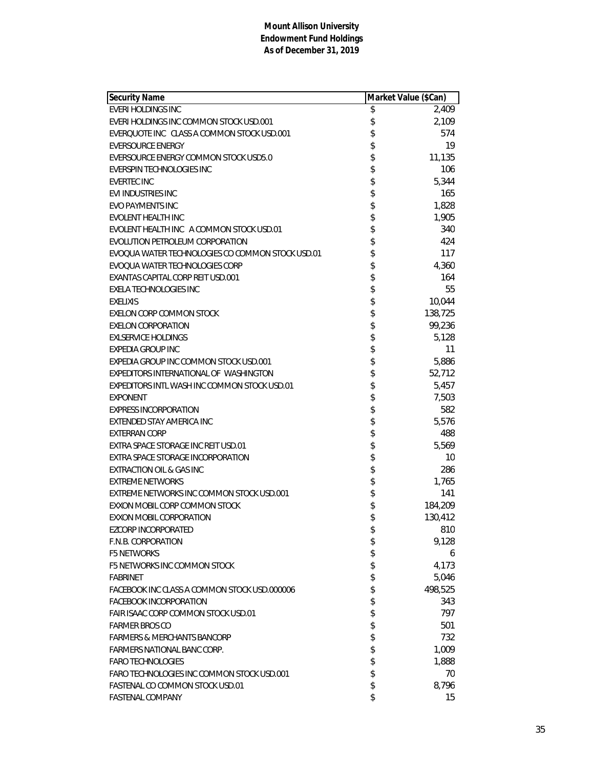**Mount Allison University**
**Endowment Fund Holdings**
**As of December 31, 2019**

| Security Name | Market Value ($Can) |
|---|---|
| EVERI HOLDINGS INC | $ 2,409 |
| EVERI HOLDINGS INC COMMON STOCK USD.001 | $ 2,109 |
| EVERQUOTE INC CLASS A COMMON STOCK USD.001 | $ 574 |
| EVERSOURCE ENERGY | $ 19 |
| EVERSOURCE ENERGY COMMON STOCK USD5.0 | $ 11,135 |
| EVERSPIN TECHNOLOGIES INC | $ 106 |
| EVERTEC INC | $ 5,344 |
| EVI INDUSTRIES INC | $ 165 |
| EVO PAYMENTS INC | $ 1,828 |
| EVOLENT HEALTH INC | $ 1,905 |
| EVOLENT HEALTH INC A COMMON STOCK USD.01 | $ 340 |
| EVOLUTION PETROLEUM CORPORATION | $ 424 |
| EVOQUA WATER TECHNOLOGIES CO COMMON STOCK USD.01 | $ 117 |
| EVOQUA WATER TECHNOLOGIES CORP | $ 4,360 |
| EXANTAS CAPITAL CORP REIT USD.001 | $ 164 |
| EXELA TECHNOLOGIES INC | $ 55 |
| EXELIXIS | $ 10,044 |
| EXELON CORP COMMON STOCK | $ 138,725 |
| EXELON CORPORATION | $ 99,236 |
| EXLSERVICE HOLDINGS | $ 5,128 |
| EXPEDIA GROUP INC | $ 11 |
| EXPEDIA GROUP INC COMMON STOCK USD.001 | $ 5,886 |
| EXPEDITORS INTERNATIONAL OF WASHINGTON | $ 52,712 |
| EXPEDITORS INTL WASH INC COMMON STOCK USD.01 | $ 5,457 |
| EXPONENT | $ 7,503 |
| EXPRESS INCORPORATION | $ 582 |
| EXTENDED STAY AMERICA INC | $ 5,576 |
| EXTERRAN CORP | $ 488 |
| EXTRA SPACE STORAGE INC REIT USD.01 | $ 5,569 |
| EXTRA SPACE STORAGE INCORPORATION | $ 10 |
| EXTRACTION OIL & GAS INC | $ 286 |
| EXTREME NETWORKS | $ 1,765 |
| EXTREME NETWORKS INC COMMON STOCK USD.001 | $ 141 |
| EXXON MOBIL CORP COMMON STOCK | $ 184,209 |
| EXXON MOBIL CORPORATION | $ 130,412 |
| EZCORP INCORPORATED | $ 810 |
| F.N.B. CORPORATION | $ 9,128 |
| F5 NETWORKS | $ 6 |
| F5 NETWORKS INC COMMON STOCK | $ 4,173 |
| FABRINET | $ 5,046 |
| FACEBOOK INC CLASS A COMMON STOCK USD.000006 | $ 498,525 |
| FACEBOOK INCORPORATION | $ 343 |
| FAIR ISAAC CORP COMMON STOCK USD.01 | $ 797 |
| FARMER BROS CO | $ 501 |
| FARMERS & MERCHANTS BANCORP | $ 732 |
| FARMERS NATIONAL BANC CORP. | $ 1,009 |
| FARO TECHNOLOGIES | $ 1,888 |
| FARO TECHNOLOGIES INC COMMON STOCK USD.001 | $ 70 |
| FASTENAL CO COMMON STOCK USD.01 | $ 8,796 |
| FASTENAL COMPANY | $ 15 |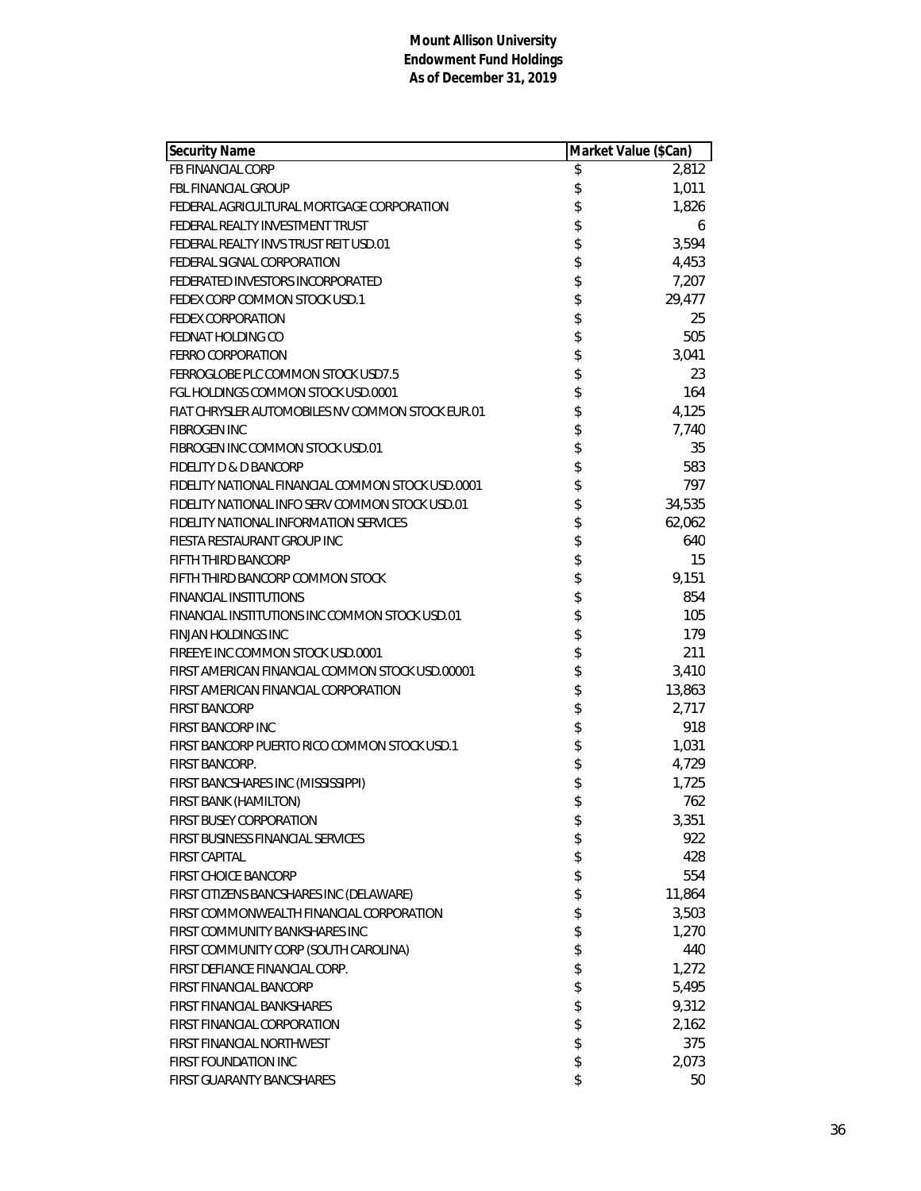**Mount Allison University**
**Endowment Fund Holdings**
**As of December 31, 2019**

| Security Name | Market Value ($Can) |
|---|---|
| FB FINANCIAL CORP | $ 2,812 |
| FBL FINANCIAL GROUP | $ 1,011 |
| FEDERAL AGRICULTURAL MORTGAGE CORPORATION | $ 1,826 |
| FEDERAL REALTY INVESTMENT TRUST | $ 6 |
| FEDERAL REALTY INVS TRUST REIT USD.01 | $ 3,594 |
| FEDERAL SIGNAL CORPORATION | $ 4,453 |
| FEDERATED INVESTORS INCORPORATED | $ 7,207 |
| FEDEX CORP COMMON STOCK USD.1 | $ 29,477 |
| FEDEX CORPORATION | $ 25 |
| FEDNAT HOLDING CO | $ 505 |
| FERRO CORPORATION | $ 3,041 |
| FERROGLOBE PLC COMMON STOCK USD7.5 | $ 23 |
| FGL HOLDINGS COMMON STOCK USD.0001 | $ 164 |
| FIAT CHRYSLER AUTOMOBILES NV COMMON STOCK EUR.01 | $ 4,125 |
| FIBROGEN INC | $ 7,740 |
| FIBROGEN INC COMMON STOCK USD.01 | $ 35 |
| FIDELITY D & D BANCORP | $ 583 |
| FIDELITY NATIONAL FINANCIAL COMMON STOCK USD.0001 | $ 797 |
| FIDELITY NATIONAL INFO SERV COMMON STOCK USD.01 | $ 34,535 |
| FIDELITY NATIONAL INFORMATION SERVICES | $ 62,062 |
| FIESTA RESTAURANT GROUP INC | $ 640 |
| FIFTH THIRD BANCORP | $ 15 |
| FIFTH THIRD BANCORP COMMON STOCK | $ 9,151 |
| FINANCIAL INSTITUTIONS | $ 854 |
| FINANCIAL INSTITUTIONS INC COMMON STOCK USD.01 | $ 105 |
| FINJAN HOLDINGS INC | $ 179 |
| FIREEYE INC COMMON STOCK USD.0001 | $ 211 |
| FIRST AMERICAN FINANCIAL COMMON STOCK USD.00001 | $ 3,410 |
| FIRST AMERICAN FINANCIAL CORPORATION | $ 13,863 |
| FIRST BANCORP | $ 2,717 |
| FIRST BANCORP INC | $ 918 |
| FIRST BANCORP PUERTO RICO COMMON STOCK USD.1 | $ 1,031 |
| FIRST BANCORP. | $ 4,729 |
| FIRST BANCSHARES INC (MISSISSIPPI) | $ 1,725 |
| FIRST BANK (HAMILTON) | $ 762 |
| FIRST BUSEY CORPORATION | $ 3,351 |
| FIRST BUSINESS FINANCIAL SERVICES | $ 922 |
| FIRST CAPITAL | $ 428 |
| FIRST CHOICE BANCORP | $ 554 |
| FIRST CITIZENS BANCSHARES INC (DELAWARE) | $ 11,864 |
| FIRST COMMONWEALTH FINANCIAL CORPORATION | $ 3,503 |
| FIRST COMMUNITY BANKSHARES INC | $ 1,270 |
| FIRST COMMUNITY CORP (SOUTH CAROLINA) | $ 440 |
| FIRST DEFIANCE FINANCIAL CORP. | $ 1,272 |
| FIRST FINANCIAL BANCORP | $ 5,495 |
| FIRST FINANCIAL BANKSHARES | $ 9,312 |
| FIRST FINANCIAL CORPORATION | $ 2,162 |
| FIRST FINANCIAL NORTHWEST | $ 375 |
| FIRST FOUNDATION INC | $ 2,073 |
| FIRST GUARANTY BANCSHARES | $ 50 |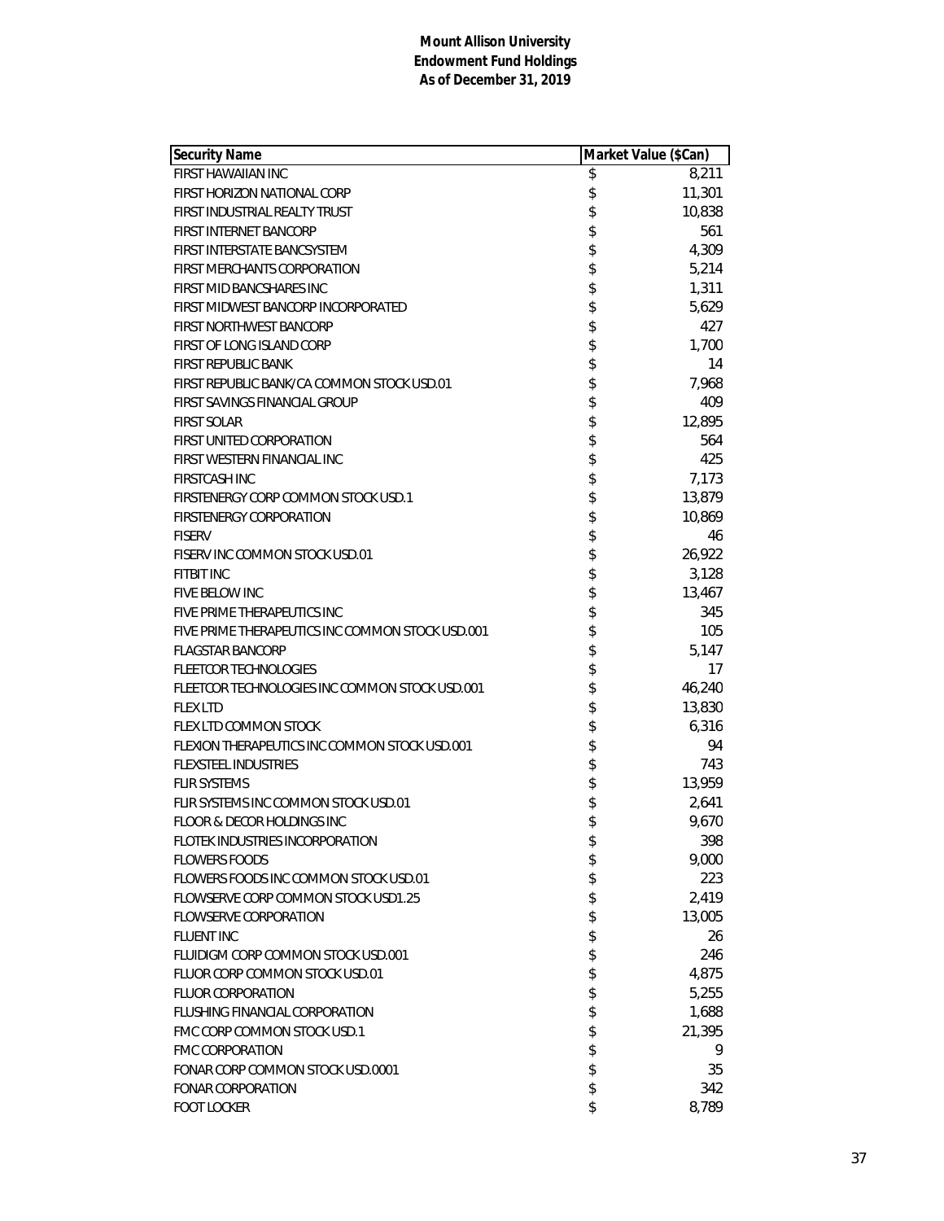**Mount Allison University**
**Endowment Fund Holdings**
**As of December 31, 2019**

| Security Name | Market Value ($Can) |
|---|---|
| FIRST HAWAIIAN INC | $ 8,211 |
| FIRST HORIZON NATIONAL CORP | $ 11,301 |
| FIRST INDUSTRIAL REALTY TRUST | $ 10,838 |
| FIRST INTERNET BANCORP | $ 561 |
| FIRST INTERSTATE BANCSYSTEM | $ 4,309 |
| FIRST MERCHANTS CORPORATION | $ 5,214 |
| FIRST MID BANCSHARES INC | $ 1,311 |
| FIRST MIDWEST BANCORP INCORPORATED | $ 5,629 |
| FIRST NORTHWEST BANCORP | $ 427 |
| FIRST OF LONG ISLAND CORP | $ 1,700 |
| FIRST REPUBLIC BANK | $ 14 |
| FIRST REPUBLIC BANK/CA COMMON STOCK USD.01 | $ 7,968 |
| FIRST SAVINGS FINANCIAL GROUP | $ 409 |
| FIRST SOLAR | $ 12,895 |
| FIRST UNITED CORPORATION | $ 564 |
| FIRST WESTERN FINANCIAL INC | $ 425 |
| FIRSTCASH INC | $ 7,173 |
| FIRSTENERGY CORP COMMON STOCK USD.1 | $ 13,879 |
| FIRSTENERGY CORPORATION | $ 10,869 |
| FISERV | $ 46 |
| FISERV INC COMMON STOCK USD.01 | $ 26,922 |
| FITBIT INC | $ 3,128 |
| FIVE BELOW INC | $ 13,467 |
| FIVE PRIME THERAPEUTICS INC | $ 345 |
| FIVE PRIME THERAPEUTICS INC COMMON STOCK USD.001 | $ 105 |
| FLAGSTAR BANCORP | $ 5,147 |
| FLEETCOR TECHNOLOGIES | $ 17 |
| FLEETCOR TECHNOLOGIES INC COMMON STOCK USD.001 | $ 46,240 |
| FLEX LTD | $ 13,830 |
| FLEX LTD COMMON STOCK | $ 6,316 |
| FLEXION THERAPEUTICS INC COMMON STOCK USD.001 | $ 94 |
| FLEXSTEEL INDUSTRIES | $ 743 |
| FLIR SYSTEMS | $ 13,959 |
| FLIR SYSTEMS INC COMMON STOCK USD.01 | $ 2,641 |
| FLOOR & DECOR HOLDINGS INC | $ 9,670 |
| FLOTEK INDUSTRIES INCORPORATION | $ 398 |
| FLOWERS FOODS | $ 9,000 |
| FLOWERS FOODS INC COMMON STOCK USD.01 | $ 223 |
| FLOWSERVE CORP COMMON STOCK USD1.25 | $ 2,419 |
| FLOWSERVE CORPORATION | $ 13,005 |
| FLUENT INC | $ 26 |
| FLUIDIGM CORP COMMON STOCK USD.001 | $ 246 |
| FLUOR CORP COMMON STOCK USD.01 | $ 4,875 |
| FLUOR CORPORATION | $ 5,255 |
| FLUSHING FINANCIAL CORPORATION | $ 1,688 |
| FMC CORP COMMON STOCK USD.1 | $ 21,395 |
| FMC CORPORATION | $ 9 |
| FONAR CORP COMMON STOCK USD.0001 | $ 35 |
| FONAR CORPORATION | $ 342 |
| FOOT LOCKER | $ 8,789 |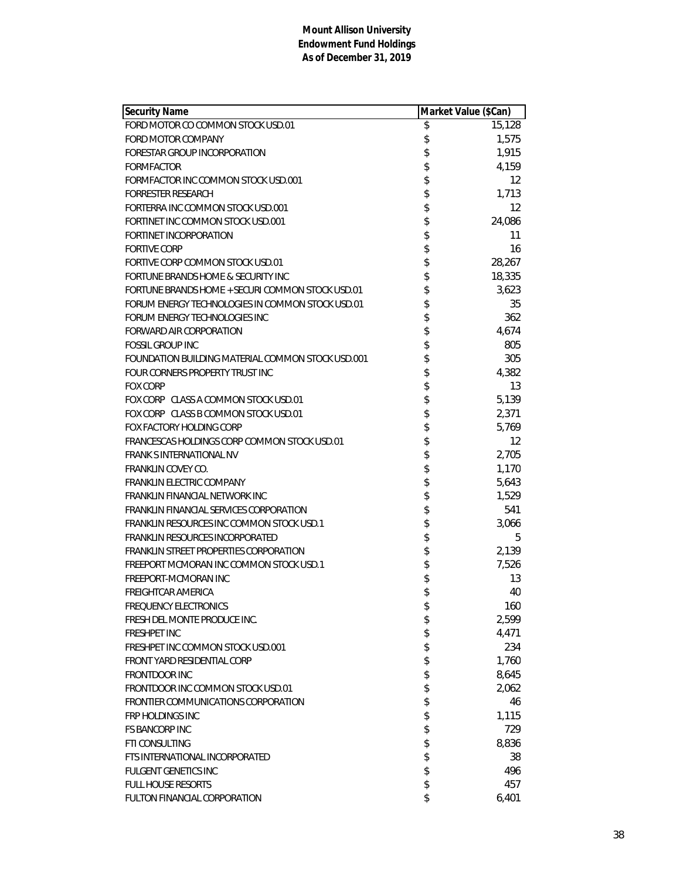**Mount Allison University**
**Endowment Fund Holdings**
**As of December 31, 2019**

| Security Name | Market Value ($Can) |
|---|---|
| FORD MOTOR CO COMMON STOCK USD.01 | $ 15,128 |
| FORD MOTOR COMPANY | $ 1,575 |
| FORESTAR GROUP INCORPORATION | $ 1,915 |
| FORMFACTOR | $ 4,159 |
| FORMFACTOR INC COMMON STOCK USD.001 | $ 12 |
| FORRESTER RESEARCH | $ 1,713 |
| FORTERRA INC COMMON STOCK USD.001 | $ 12 |
| FORTINET INC COMMON STOCK USD.001 | $ 24,086 |
| FORTINET INCORPORATION | $ 11 |
| FORTIVE CORP | $ 16 |
| FORTIVE CORP COMMON STOCK USD.01 | $ 28,267 |
| FORTUNE BRANDS HOME & SECURITY INC | $ 18,335 |
| FORTUNE BRANDS HOME + SECURI COMMON STOCK USD.01 | $ 3,623 |
| FORUM ENERGY TECHNOLOGIES IN COMMON STOCK USD.01 | $ 35 |
| FORUM ENERGY TECHNOLOGIES INC | $ 362 |
| FORWARD AIR CORPORATION | $ 4,674 |
| FOSSIL GROUP INC | $ 805 |
| FOUNDATION BUILDING MATERIAL COMMON STOCK USD.001 | $ 305 |
| FOUR CORNERS PROPERTY TRUST INC | $ 4,382 |
| FOX CORP | $ 13 |
| FOX CORP CLASS A COMMON STOCK USD.01 | $ 5,139 |
| FOX CORP CLASS B COMMON STOCK USD.01 | $ 2,371 |
| FOX FACTORY HOLDING CORP | $ 5,769 |
| FRANCESCAS HOLDINGS CORP COMMON STOCK USD.01 | $ 12 |
| FRANK S INTERNATIONAL NV | $ 2,705 |
| FRANKLIN COVEY CO. | $ 1,170 |
| FRANKLIN ELECTRIC COMPANY | $ 5,643 |
| FRANKLIN FINANCIAL NETWORK INC | $ 1,529 |
| FRANKLIN FINANCIAL SERVICES CORPORATION | $ 541 |
| FRANKLIN RESOURCES INC COMMON STOCK USD.1 | $ 3,066 |
| FRANKLIN RESOURCES INCORPORATED | $ 5 |
| FRANKLIN STREET PROPERTIES CORPORATION | $ 2,139 |
| FREEPORT MCMORAN INC COMMON STOCK USD.1 | $ 7,526 |
| FREEPORT-MCMORAN INC | $ 13 |
| FREIGHTCAR AMERICA | $ 40 |
| FREQUENCY ELECTRONICS | $ 160 |
| FRESH DEL MONTE PRODUCE INC. | $ 2,599 |
| FRESHPET INC | $ 4,471 |
| FRESHPET INC COMMON STOCK USD.001 | $ 234 |
| FRONT YARD RESIDENTIAL CORP | $ 1,760 |
| FRONTDOOR INC | $ 8,645 |
| FRONTDOOR INC COMMON STOCK USD.01 | $ 2,062 |
| FRONTIER COMMUNICATIONS CORPORATION | $ 46 |
| FRP HOLDINGS INC | $ 1,115 |
| FS BANCORP INC | $ 729 |
| FTI CONSULTING | $ 8,836 |
| FTS INTERNATIONAL INCORPORATED | $ 38 |
| FULGENT GENETICS INC | $ 496 |
| FULL HOUSE RESORTS | $ 457 |
| FULTON FINANCIAL CORPORATION | $ 6,401 |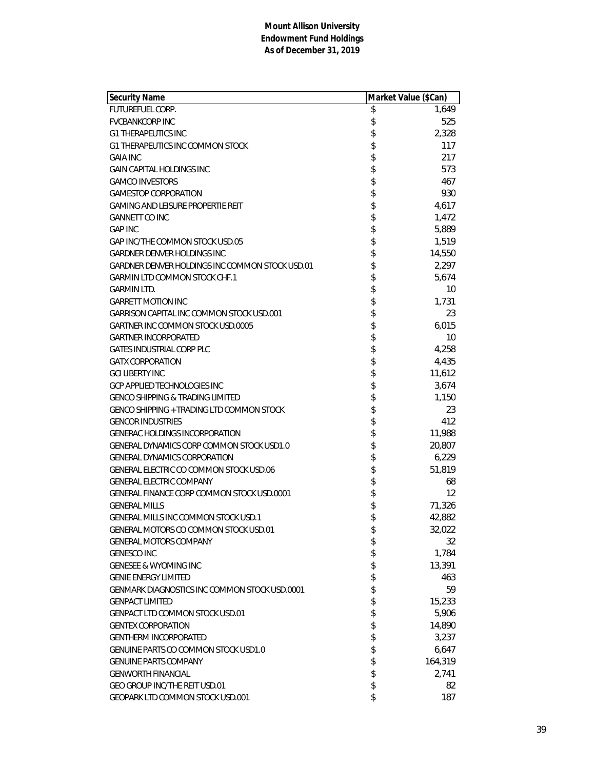**Mount Allison University**
**Endowment Fund Holdings**
**As of December 31, 2019**

| Security Name | Market Value ($Can) |
|---|---|
| FUTUREFUEL CORP. | $ 1,649 |
| FVCBANKCORP INC | $ 525 |
| G1 THERAPEUTICS INC | $ 2,328 |
| G1 THERAPEUTICS INC COMMON STOCK | $ 117 |
| GAIA INC | $ 217 |
| GAIN CAPITAL HOLDINGS INC | $ 573 |
| GAMCO INVESTORS | $ 467 |
| GAMESTOP CORPORATION | $ 930 |
| GAMING AND LEISURE PROPERTIE REIT | $ 4,617 |
| GANNETT CO INC | $ 1,472 |
| GAP INC | $ 5,889 |
| GAP INC/THE COMMON STOCK USD.05 | $ 1,519 |
| GARDNER DENVER HOLDINGS INC | $ 14,550 |
| GARDNER DENVER HOLDINGS INC COMMON STOCK USD.01 | $ 2,297 |
| GARMIN LTD COMMON STOCK CHF.1 | $ 5,674 |
| GARMIN LTD. | $ 10 |
| GARRETT MOTION INC | $ 1,731 |
| GARRISON CAPITAL INC COMMON STOCK USD.001 | $ 23 |
| GARTNER INC COMMON STOCK USD.0005 | $ 6,015 |
| GARTNER INCORPORATED | $ 10 |
| GATES INDUSTRIAL CORP PLC | $ 4,258 |
| GATX CORPORATION | $ 4,435 |
| GCI LIBERTY INC | $ 11,612 |
| GCP APPLIED TECHNOLOGIES INC | $ 3,674 |
| GENCO SHIPPING & TRADING LIMITED | $ 1,150 |
| GENCO SHIPPING + TRADING LTD COMMON STOCK | $ 23 |
| GENCOR INDUSTRIES | $ 412 |
| GENERAC HOLDINGS INCORPORATION | $ 11,988 |
| GENERAL DYNAMICS CORP COMMON STOCK USD1.0 | $ 20,807 |
| GENERAL DYNAMICS CORPORATION | $ 6,229 |
| GENERAL ELECTRIC CO COMMON STOCK USD.06 | $ 51,819 |
| GENERAL ELECTRIC COMPANY | $ 68 |
| GENERAL FINANCE CORP COMMON STOCK USD.0001 | $ 12 |
| GENERAL MILLS | $ 71,326 |
| GENERAL MILLS INC COMMON STOCK USD.1 | $ 42,882 |
| GENERAL MOTORS CO COMMON STOCK USD.01 | $ 32,022 |
| GENERAL MOTORS COMPANY | $ 32 |
| GENESCO INC | $ 1,784 |
| GENESEE & WYOMING INC | $ 13,391 |
| GENIE ENERGY LIMITED | $ 463 |
| GENMARK DIAGNOSTICS INC COMMON STOCK USD.0001 | $ 59 |
| GENPACT LIMITED | $ 15,233 |
| GENPACT LTD COMMON STOCK USD.01 | $ 5,906 |
| GENTEX CORPORATION | $ 14,890 |
| GENTHERM INCORPORATED | $ 3,237 |
| GENUINE PARTS CO COMMON STOCK USD1.0 | $ 6,647 |
| GENUINE PARTS COMPANY | $ 164,319 |
| GENWORTH FINANCIAL | $ 2,741 |
| GEO GROUP INC/THE REIT USD.01 | $ 82 |
| GEOPARK LTD COMMON STOCK USD.001 | $ 187 |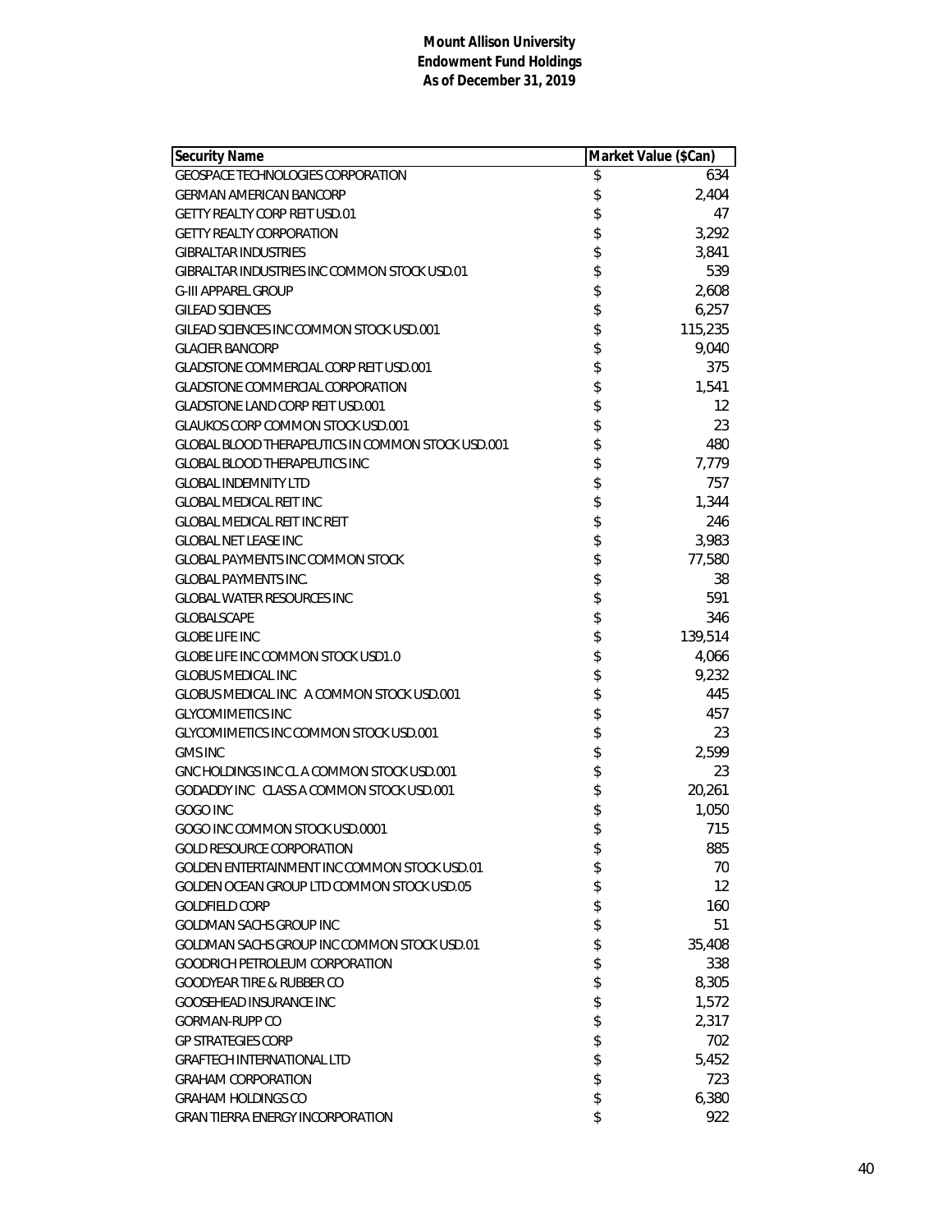**Mount Allison University**
**Endowment Fund Holdings**
**As of December 31, 2019**

| Security Name | Market Value ($Can) |
|---|---|
| GEOSPACE TECHNOLOGIES CORPORATION | $ 634 |
| GERMAN AMERICAN BANCORP | $ 2,404 |
| GETTY REALTY CORP REIT USD.01 | $ 47 |
| GETTY REALTY CORPORATION | $ 3,292 |
| GIBRALTAR INDUSTRIES | $ 3,841 |
| GIBRALTAR INDUSTRIES INC COMMON STOCK USD.01 | $ 539 |
| G-III APPAREL GROUP | $ 2,608 |
| GILEAD SCIENCES | $ 6,257 |
| GILEAD SCIENCES INC COMMON STOCK USD.001 | $ 115,235 |
| GLACIER BANCORP | $ 9,040 |
| GLADSTONE COMMERCIAL CORP REIT USD.001 | $ 375 |
| GLADSTONE COMMERCIAL CORPORATION | $ 1,541 |
| GLADSTONE LAND CORP REIT USD.001 | $ 12 |
| GLAUKOS CORP COMMON STOCK USD.001 | $ 23 |
| GLOBAL BLOOD THERAPEUTICS IN COMMON STOCK USD.001 | $ 480 |
| GLOBAL BLOOD THERAPEUTICS INC | $ 7,779 |
| GLOBAL INDEMNITY LTD | $ 757 |
| GLOBAL MEDICAL REIT INC | $ 1,344 |
| GLOBAL MEDICAL REIT INC REIT | $ 246 |
| GLOBAL NET LEASE INC | $ 3,983 |
| GLOBAL PAYMENTS INC COMMON STOCK | $ 77,580 |
| GLOBAL PAYMENTS INC. | $ 38 |
| GLOBAL WATER RESOURCES INC | $ 591 |
| GLOBALSCAPE | $ 346 |
| GLOBE LIFE INC | $ 139,514 |
| GLOBE LIFE INC COMMON STOCK USD1.0 | $ 4,066 |
| GLOBUS MEDICAL INC | $ 9,232 |
| GLOBUS MEDICAL INC A COMMON STOCK USD.001 | $ 445 |
| GLYCOMIMETICS INC | $ 457 |
| GLYCOMIMETICS INC COMMON STOCK USD.001 | $ 23 |
| GMS INC | $ 2,599 |
| GNC HOLDINGS INC CL A COMMON STOCK USD.001 | $ 23 |
| GODADDY INC CLASS A COMMON STOCK USD.001 | $ 20,261 |
| GOGO INC | $ 1,050 |
| GOGO INC COMMON STOCK USD.0001 | $ 715 |
| GOLD RESOURCE CORPORATION | $ 885 |
| GOLDEN ENTERTAINMENT INC COMMON STOCK USD.01 | $ 70 |
| GOLDEN OCEAN GROUP LTD COMMON STOCK USD.05 | $ 12 |
| GOLDFIELD CORP | $ 160 |
| GOLDMAN SACHS GROUP INC | $ 51 |
| GOLDMAN SACHS GROUP INC COMMON STOCK USD.01 | $ 35,408 |
| GOODRICH PETROLEUM CORPORATION | $ 338 |
| GOODYEAR TIRE & RUBBER CO | $ 8,305 |
| GOOSEHEAD INSURANCE INC | $ 1,572 |
| GORMAN-RUPP CO | $ 2,317 |
| GP STRATEGIES CORP | $ 702 |
| GRAFTECH INTERNATIONAL LTD | $ 5,452 |
| GRAHAM CORPORATION | $ 723 |
| GRAHAM HOLDINGS CO | $ 6,380 |
| GRAN TIERRA ENERGY INCORPORATION | $ 922 |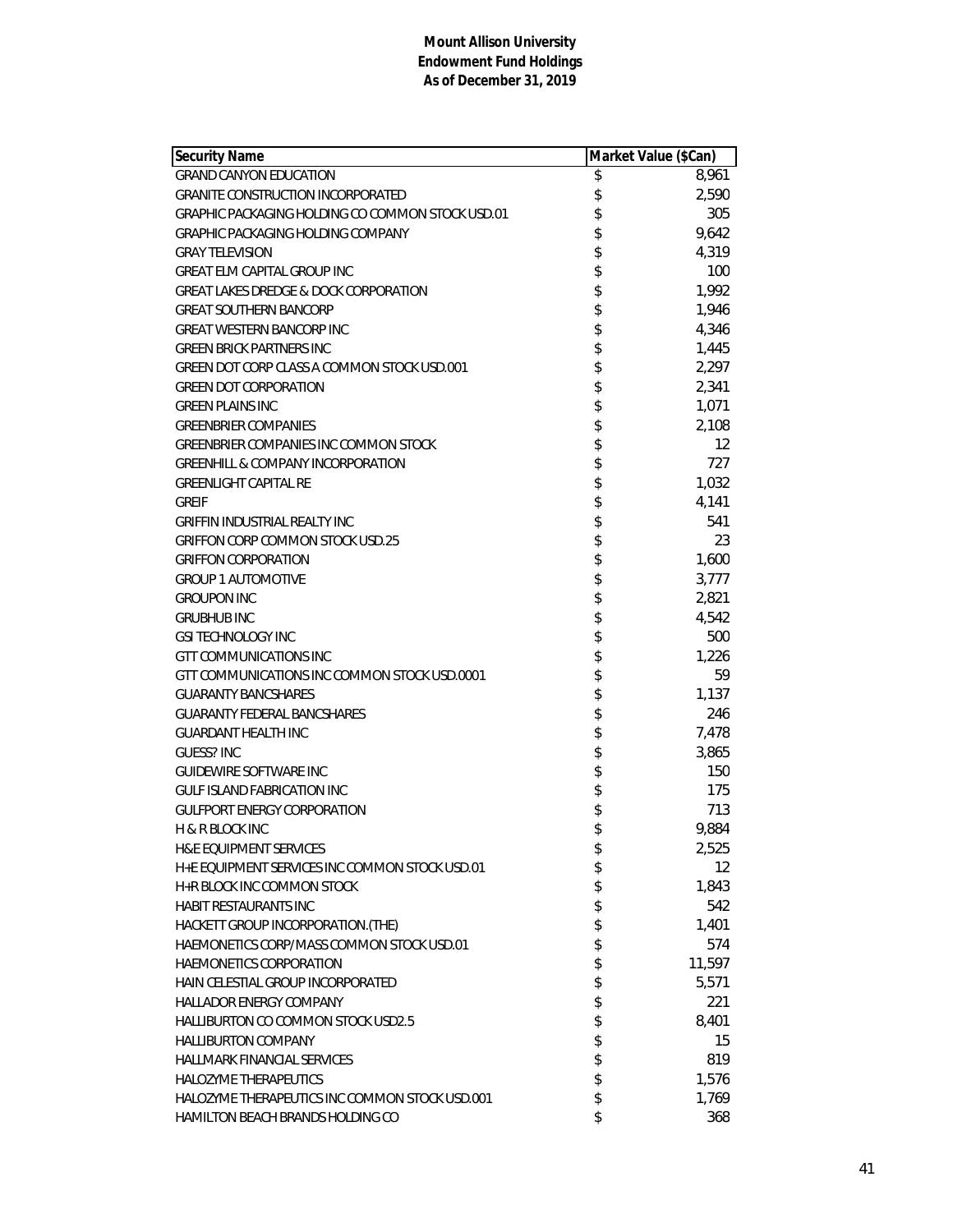**Mount Allison University**
**Endowment Fund Holdings**
**As of December 31, 2019**

| Security Name | Market Value ($Can) |
|---|---|
| GRAND CANYON EDUCATION | $ 8,961 |
| GRANITE CONSTRUCTION INCORPORATED | $ 2,590 |
| GRAPHIC PACKAGING HOLDING CO COMMON STOCK USD.01 | $ 305 |
| GRAPHIC PACKAGING HOLDING COMPANY | $ 9,642 |
| GRAY TELEVISION | $ 4,319 |
| GREAT ELM CAPITAL GROUP INC | $ 100 |
| GREAT LAKES DREDGE & DOCK CORPORATION | $ 1,992 |
| GREAT SOUTHERN BANCORP | $ 1,946 |
| GREAT WESTERN BANCORP INC | $ 4,346 |
| GREEN BRICK PARTNERS INC | $ 1,445 |
| GREEN DOT CORP CLASS A COMMON STOCK USD.001 | $ 2,297 |
| GREEN DOT CORPORATION | $ 2,341 |
| GREEN PLAINS INC | $ 1,071 |
| GREENBRIER COMPANIES | $ 2,108 |
| GREENBRIER COMPANIES INC COMMON STOCK | $ 12 |
| GREENHILL & COMPANY INCORPORATION | $ 727 |
| GREENLIGHT CAPITAL RE | $ 1,032 |
| GREIF | $ 4,141 |
| GRIFFIN INDUSTRIAL REALTY INC | $ 541 |
| GRIFFON CORP COMMON STOCK USD.25 | $ 23 |
| GRIFFON CORPORATION | $ 1,600 |
| GROUP 1 AUTOMOTIVE | $ 3,777 |
| GROUPON INC | $ 2,821 |
| GRUBHUB INC | $ 4,542 |
| GSI TECHNOLOGY INC | $ 500 |
| GTT COMMUNICATIONS INC | $ 1,226 |
| GTT COMMUNICATIONS INC COMMON STOCK USD.0001 | $ 59 |
| GUARANTY BANCSHARES | $ 1,137 |
| GUARANTY FEDERAL BANCSHARES | $ 246 |
| GUARDANT HEALTH INC | $ 7,478 |
| GUESS? INC | $ 3,865 |
| GUIDEWIRE SOFTWARE INC | $ 150 |
| GULF ISLAND FABRICATION INC | $ 175 |
| GULFPORT ENERGY CORPORATION | $ 713 |
| H & R BLOCK INC | $ 9,884 |
| H&E EQUIPMENT SERVICES | $ 2,525 |
| H+E EQUIPMENT SERVICES INC COMMON STOCK USD.01 | $ 12 |
| H+R BLOCK INC COMMON STOCK | $ 1,843 |
| HABIT RESTAURANTS INC | $ 542 |
| HACKETT GROUP INCORPORATION.(THE) | $ 1,401 |
| HAEMONETICS CORP/MASS COMMON STOCK USD.01 | $ 574 |
| HAEMONETICS CORPORATION | $ 11,597 |
| HAIN CELESTIAL GROUP INCORPORATED | $ 5,571 |
| HALLADOR ENERGY COMPANY | $ 221 |
| HALLIBURTON CO COMMON STOCK USD2.5 | $ 8,401 |
| HALLIBURTON COMPANY | $ 15 |
| HALLMARK FINANCIAL SERVICES | $ 819 |
| HALOZYME THERAPEUTICS | $ 1,576 |
| HALOZYME THERAPEUTICS INC COMMON STOCK USD.001 | $ 1,769 |
| HAMILTON BEACH BRANDS HOLDING CO | $ 368 |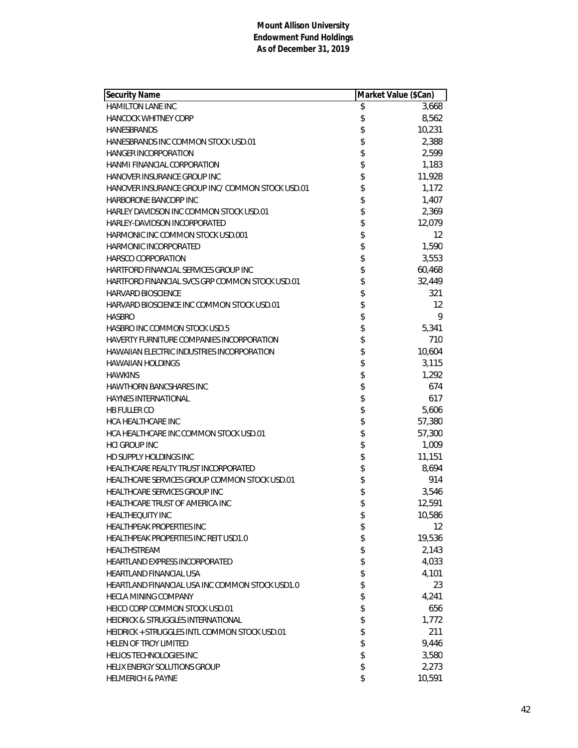**Mount Allison University**
**Endowment Fund Holdings**
**As of December 31, 2019**

| Security Name | Market Value ($Can) |
|---|---|
| HAMILTON LANE INC | $ 3,668 |
| HANCOCK WHITNEY CORP | $ 8,562 |
| HANESBRANDS | $ 10,231 |
| HANESBRANDS INC COMMON STOCK USD.01 | $ 2,388 |
| HANGER INCORPORATION | $ 2,599 |
| HANMI FINANCIAL CORPORATION | $ 1,183 |
| HANOVER INSURANCE GROUP INC | $ 11,928 |
| HANOVER INSURANCE GROUP INC/ COMMON STOCK USD.01 | $ 1,172 |
| HARBORONE BANCORP INC | $ 1,407 |
| HARLEY DAVIDSON INC COMMON STOCK USD.01 | $ 2,369 |
| HARLEY-DAVIDSON INCORPORATED | $ 12,079 |
| HARMONIC INC COMMON STOCK USD.001 | $ 12 |
| HARMONIC INCORPORATED | $ 1,590 |
| HARSCO CORPORATION | $ 3,553 |
| HARTFORD FINANCIAL SERVICES GROUP INC | $ 60,468 |
| HARTFORD FINANCIAL SVCS GRP COMMON STOCK USD.01 | $ 32,449 |
| HARVARD BIOSCIENCE | $ 321 |
| HARVARD BIOSCIENCE INC COMMON STOCK USD.01 | $ 12 |
| HASBRO | $ 9 |
| HASBRO INC COMMON STOCK USD.5 | $ 5,341 |
| HAVERTY FURNITURE COMPANIES INCORPORATION | $ 710 |
| HAWAIIAN ELECTRIC INDUSTRIES INCORPORATION | $ 10,604 |
| HAWAIIAN HOLDINGS | $ 3,115 |
| HAWKINS | $ 1,292 |
| HAWTHORN BANCSHARES INC | $ 674 |
| HAYNES INTERNATIONAL | $ 617 |
| HB FULLER CO | $ 5,606 |
| HCA HEALTHCARE INC | $ 57,380 |
| HCA HEALTHCARE INC COMMON STOCK USD.01 | $ 57,300 |
| HCI GROUP INC | $ 1,009 |
| HD SUPPLY HOLDINGS INC | $ 11,151 |
| HEALTHCARE REALTY TRUST INCORPORATED | $ 8,694 |
| HEALTHCARE SERVICES GROUP COMMON STOCK USD.01 | $ 914 |
| HEALTHCARE SERVICES GROUP INC | $ 3,546 |
| HEALTHCARE TRUST OF AMERICA INC | $ 12,591 |
| HEALTHEQUITY INC | $ 10,586 |
| HEALTHPEAK PROPERTIES INC | $ 12 |
| HEALTHPEAK PROPERTIES INC REIT USD1.0 | $ 19,536 |
| HEALTHSTREAM | $ 2,143 |
| HEARTLAND EXPRESS INCORPORATED | $ 4,033 |
| HEARTLAND FINANCIAL USA | $ 4,101 |
| HEARTLAND FINANCIAL USA INC COMMON STOCK USD1.0 | $ 23 |
| HECLA MINING COMPANY | $ 4,241 |
| HEICO CORP COMMON STOCK USD.01 | $ 656 |
| HEIDRICK & STRUGGLES INTERNATIONAL | $ 1,772 |
| HEIDRICK + STRUGGLES INTL COMMON STOCK USD.01 | $ 211 |
| HELEN OF TROY LIMITED | $ 9,446 |
| HELIOS TECHNOLOGIES INC | $ 3,580 |
| HELIX ENERGY SOLUTIONS GROUP | $ 2,273 |
| HELMERICH & PAYNE | $ 10,591 |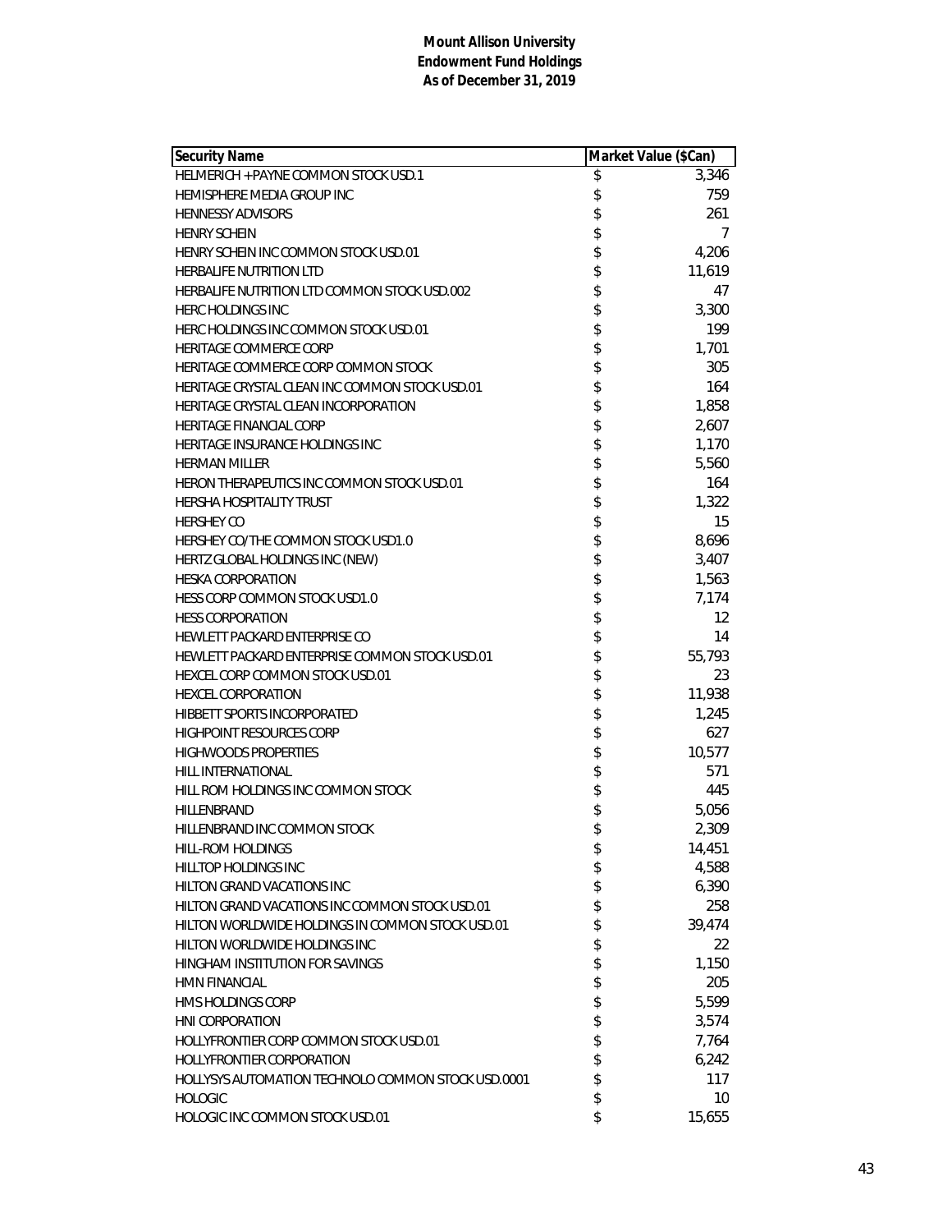**Mount Allison University**
**Endowment Fund Holdings**
**As of December 31, 2019**

| Security Name | Market Value ($Can) |
|---|---|
| HELMERICH + PAYNE COMMON STOCK USD.1 | $ 3,346 |
| HEMISPHERE MEDIA GROUP INC | $ 759 |
| HENNESSY ADVISORS | $ 261 |
| HENRY SCHEIN | $ 7 |
| HENRY SCHEIN INC COMMON STOCK USD.01 | $ 4,206 |
| HERBALIFE NUTRITION LTD | $ 11,619 |
| HERBALIFE NUTRITION LTD COMMON STOCK USD.002 | $ 47 |
| HERC HOLDINGS INC | $ 3,300 |
| HERC HOLDINGS INC COMMON STOCK USD.01 | $ 199 |
| HERITAGE COMMERCE CORP | $ 1,701 |
| HERITAGE COMMERCE CORP COMMON STOCK | $ 305 |
| HERITAGE CRYSTAL CLEAN INC COMMON STOCK USD.01 | $ 164 |
| HERITAGE CRYSTAL CLEAN INCORPORATION | $ 1,858 |
| HERITAGE FINANCIAL CORP | $ 2,607 |
| HERITAGE INSURANCE HOLDINGS INC | $ 1,170 |
| HERMAN MILLER | $ 5,560 |
| HERON THERAPEUTICS INC COMMON STOCK USD.01 | $ 164 |
| HERSHA HOSPITALITY TRUST | $ 1,322 |
| HERSHEY CO | $ 15 |
| HERSHEY CO/THE COMMON STOCK USD1.0 | $ 8,696 |
| HERTZ GLOBAL HOLDINGS INC (NEW) | $ 3,407 |
| HESKA CORPORATION | $ 1,563 |
| HESS CORP COMMON STOCK USD1.0 | $ 7,174 |
| HESS CORPORATION | $ 12 |
| HEWLETT PACKARD ENTERPRISE CO | $ 14 |
| HEWLETT PACKARD ENTERPRISE COMMON STOCK USD.01 | $ 55,793 |
| HEXCEL CORP COMMON STOCK USD.01 | $ 23 |
| HEXCEL CORPORATION | $ 11,938 |
| HIBBETT SPORTS INCORPORATED | $ 1,245 |
| HIGHPOINT RESOURCES CORP | $ 627 |
| HIGHWOODS PROPERTIES | $ 10,577 |
| HILL INTERNATIONAL | $ 571 |
| HILL ROM HOLDINGS INC COMMON STOCK | $ 445 |
| HILLENBRAND | $ 5,056 |
| HILLENBRAND INC COMMON STOCK | $ 2,309 |
| HILL-ROM HOLDINGS | $ 14,451 |
| HILLTOP HOLDINGS INC | $ 4,588 |
| HILTON GRAND VACATIONS INC | $ 6,390 |
| HILTON GRAND VACATIONS INC COMMON STOCK USD.01 | $ 258 |
| HILTON WORLDWIDE HOLDINGS IN COMMON STOCK USD.01 | $ 39,474 |
| HILTON WORLDWIDE HOLDINGS INC | $ 22 |
| HINGHAM INSTITUTION FOR SAVINGS | $ 1,150 |
| HMN FINANCIAL | $ 205 |
| HMS HOLDINGS CORP | $ 5,599 |
| HNI CORPORATION | $ 3,574 |
| HOLLYFRONTIER CORP COMMON STOCK USD.01 | $ 7,764 |
| HOLLYFRONTIER CORPORATION | $ 6,242 |
| HOLLYSYS AUTOMATION TECHNOLO COMMON STOCK USD.0001 | $ 117 |
| HOLOGIC | $ 10 |
| HOLOGIC INC COMMON STOCK USD.01 | $ 15,655 |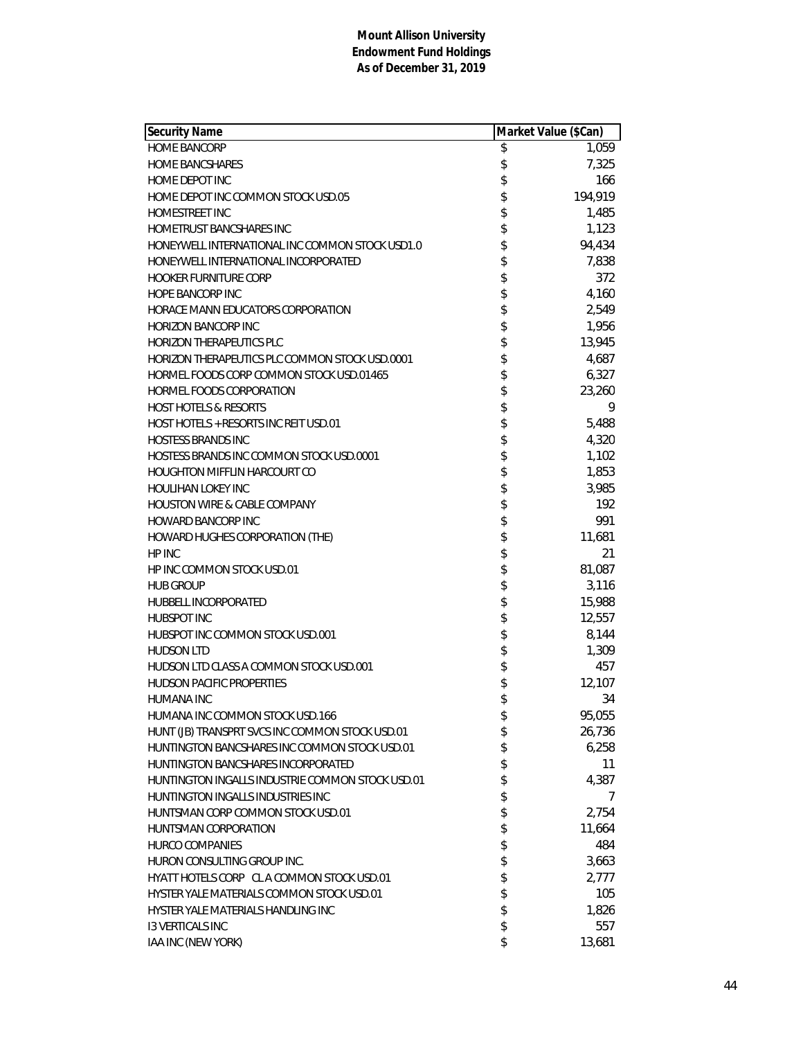**Mount Allison University**
**Endowment Fund Holdings**
**As of December 31, 2019**

| Security Name | Market Value ($Can) |
|---|---|
| HOME BANCORP | $ 1,059 |
| HOME BANCSHARES | $ 7,325 |
| HOME DEPOT INC | $ 166 |
| HOME DEPOT INC COMMON STOCK USD.05 | $ 194,919 |
| HOMESTREET INC | $ 1,485 |
| HOMETRUST BANCSHARES INC | $ 1,123 |
| HONEYWELL INTERNATIONAL INC COMMON STOCK USD1.0 | $ 94,434 |
| HONEYWELL INTERNATIONAL INCORPORATED | $ 7,838 |
| HOOKER FURNITURE CORP | $ 372 |
| HOPE BANCORP INC | $ 4,160 |
| HORACE MANN EDUCATORS CORPORATION | $ 2,549 |
| HORIZON BANCORP INC | $ 1,956 |
| HORIZON THERAPEUTICS PLC | $ 13,945 |
| HORIZON THERAPEUTICS PLC COMMON STOCK USD.0001 | $ 4,687 |
| HORMEL FOODS CORP COMMON STOCK USD.01465 | $ 6,327 |
| HORMEL FOODS CORPORATION | $ 23,260 |
| HOST HOTELS & RESORTS | $ 9 |
| HOST HOTELS + RESORTS INC REIT USD.01 | $ 5,488 |
| HOSTESS BRANDS INC | $ 4,320 |
| HOSTESS BRANDS INC COMMON STOCK USD.0001 | $ 1,102 |
| HOUGHTON MIFFLIN HARCOURT CO | $ 1,853 |
| HOULIHAN LOKEY INC | $ 3,985 |
| HOUSTON WIRE & CABLE COMPANY | $ 192 |
| HOWARD BANCORP INC | $ 991 |
| HOWARD HUGHES CORPORATION (THE) | $ 11,681 |
| HP INC | $ 21 |
| HP INC COMMON STOCK USD.01 | $ 81,087 |
| HUB GROUP | $ 3,116 |
| HUBBELL INCORPORATED | $ 15,988 |
| HUBSPOT INC | $ 12,557 |
| HUBSPOT INC COMMON STOCK USD.001 | $ 8,144 |
| HUDSON LTD | $ 1,309 |
| HUDSON LTD CLASS A COMMON STOCK USD.001 | $ 457 |
| HUDSON PACIFIC PROPERTIES | $ 12,107 |
| HUMANA INC | $ 34 |
| HUMANA INC COMMON STOCK USD.166 | $ 95,055 |
| HUNT (JB) TRANSPRT SVCS INC COMMON STOCK USD.01 | $ 26,736 |
| HUNTINGTON BANCSHARES INC COMMON STOCK USD.01 | $ 6,258 |
| HUNTINGTON BANCSHARES INCORPORATED | $ 11 |
| HUNTINGTON INGALLS INDUSTRIE COMMON STOCK USD.01 | $ 4,387 |
| HUNTINGTON INGALLS INDUSTRIES INC | $ 7 |
| HUNTSMAN CORP COMMON STOCK USD.01 | $ 2,754 |
| HUNTSMAN CORPORATION | $ 11,664 |
| HURCO COMPANIES | $ 484 |
| HURON CONSULTING GROUP INC. | $ 3,663 |
| HYATT HOTELS CORP CL A COMMON STOCK USD.01 | $ 2,777 |
| HYSTER YALE MATERIALS COMMON STOCK USD.01 | $ 105 |
| HYSTER YALE MATERIALS HANDLING INC | $ 1,826 |
| I3 VERTICALS INC | $ 557 |
| IAA INC (NEW YORK) | $ 13,681 |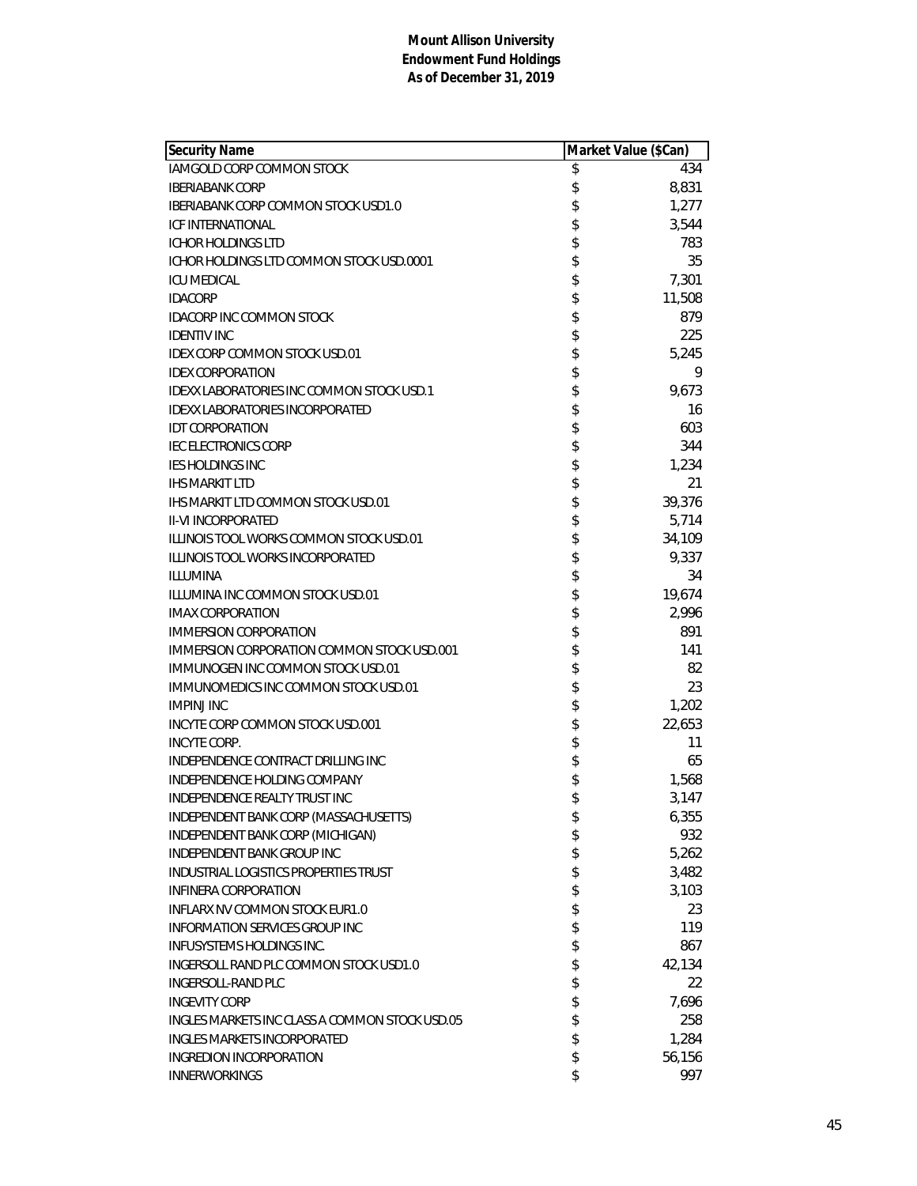**Mount Allison University**
**Endowment Fund Holdings**
**As of December 31, 2019**

| Security Name | Market Value ($Can) |
|---|---|
| IAMGOLD CORP COMMON STOCK | $ 434 |
| IBERIABANK CORP | $ 8,831 |
| IBERIABANK CORP COMMON STOCK USD1.0 | $ 1,277 |
| ICF INTERNATIONAL | $ 3,544 |
| ICHOR HOLDINGS LTD | $ 783 |
| ICHOR HOLDINGS LTD COMMON STOCK USD.0001 | $ 35 |
| ICU MEDICAL | $ 7,301 |
| IDACORP | $ 11,508 |
| IDACORP INC COMMON STOCK | $ 879 |
| IDENTIV INC | $ 225 |
| IDEX CORP COMMON STOCK USD.01 | $ 5,245 |
| IDEX CORPORATION | $ 9 |
| IDEXX LABORATORIES INC COMMON STOCK USD.1 | $ 9,673 |
| IDEXX LABORATORIES INCORPORATED | $ 16 |
| IDT CORPORATION | $ 603 |
| IEC ELECTRONICS CORP | $ 344 |
| IES HOLDINGS INC | $ 1,234 |
| IHS MARKIT LTD | $ 21 |
| IHS MARKIT LTD COMMON STOCK USD.01 | $ 39,376 |
| II-VI INCORPORATED | $ 5,714 |
| ILLINOIS TOOL WORKS COMMON STOCK USD.01 | $ 34,109 |
| ILLINOIS TOOL WORKS INCORPORATED | $ 9,337 |
| ILLUMINA | $ 34 |
| ILLUMINA INC COMMON STOCK USD.01 | $ 19,674 |
| IMAX CORPORATION | $ 2,996 |
| IMMERSION CORPORATION | $ 891 |
| IMMERSION CORPORATION COMMON STOCK USD.001 | $ 141 |
| IMMUNOGEN INC COMMON STOCK USD.01 | $ 82 |
| IMMUNOMEDICS INC COMMON STOCK USD.01 | $ 23 |
| IMPINJ INC | $ 1,202 |
| INCYTE CORP COMMON STOCK USD.001 | $ 22,653 |
| INCYTE CORP. | $ 11 |
| INDEPENDENCE CONTRACT DRILLING INC | $ 65 |
| INDEPENDENCE HOLDING COMPANY | $ 1,568 |
| INDEPENDENCE REALTY TRUST INC | $ 3,147 |
| INDEPENDENT BANK CORP (MASSACHUSETTS) | $ 6,355 |
| INDEPENDENT BANK CORP (MICHIGAN) | $ 932 |
| INDEPENDENT BANK GROUP INC | $ 5,262 |
| INDUSTRIAL LOGISTICS PROPERTIES TRUST | $ 3,482 |
| INFINERA CORPORATION | $ 3,103 |
| INFLARX NV COMMON STOCK EUR1.0 | $ 23 |
| INFORMATION SERVICES GROUP INC | $ 119 |
| INFUSYSTEMS HOLDINGS INC. | $ 867 |
| INGERSOLL RAND PLC COMMON STOCK USD1.0 | $ 42,134 |
| INGERSOLL-RAND PLC | $ 22 |
| INGEVITY CORP | $ 7,696 |
| INGLES MARKETS INC CLASS A COMMON STOCK USD.05 | $ 258 |
| INGLES MARKETS INCORPORATED | $ 1,284 |
| INGREDION INCORPORATION | $ 56,156 |
| INNERWORKINGS | $ 997 |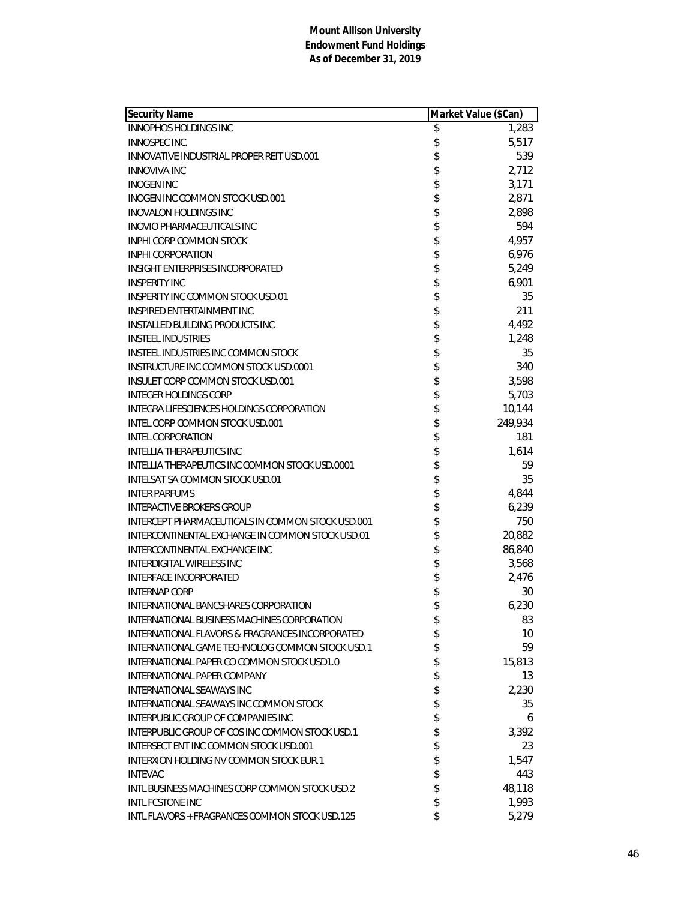**Mount Allison University**
**Endowment Fund Holdings**
**As of December 31, 2019**

| Security Name | Market Value ($Can) |
|---|---|
| INNOPHOS HOLDINGS INC | $ 1,283 |
| INNOSPEC INC. | $ 5,517 |
| INNOVATIVE INDUSTRIAL PROPER REIT USD.001 | $ 539 |
| INNOVIVA INC | $ 2,712 |
| INOGEN INC | $ 3,171 |
| INOGEN INC COMMON STOCK USD.001 | $ 2,871 |
| INOVALON HOLDINGS INC | $ 2,898 |
| INOVIO PHARMACEUTICALS INC | $ 594 |
| INPHI CORP COMMON STOCK | $ 4,957 |
| INPHI CORPORATION | $ 6,976 |
| INSIGHT ENTERPRISES INCORPORATED | $ 5,249 |
| INSPERITY INC | $ 6,901 |
| INSPERITY INC COMMON STOCK USD.01 | $ 35 |
| INSPIRED ENTERTAINMENT INC | $ 211 |
| INSTALLED BUILDING PRODUCTS INC | $ 4,492 |
| INSTEEL INDUSTRIES | $ 1,248 |
| INSTEEL INDUSTRIES INC COMMON STOCK | $ 35 |
| INSTRUCTURE INC COMMON STOCK USD.0001 | $ 340 |
| INSULET CORP COMMON STOCK USD.001 | $ 3,598 |
| INTEGER HOLDINGS CORP | $ 5,703 |
| INTEGRA LIFESCIENCES HOLDINGS CORPORATION | $ 10,144 |
| INTEL CORP COMMON STOCK USD.001 | $ 249,934 |
| INTEL CORPORATION | $ 181 |
| INTELLIA THERAPEUTICS INC | $ 1,614 |
| INTELLIA THERAPEUTICS INC COMMON STOCK USD.0001 | $ 59 |
| INTELSAT SA COMMON STOCK USD.01 | $ 35 |
| INTER PARFUMS | $ 4,844 |
| INTERACTIVE BROKERS GROUP | $ 6,239 |
| INTERCEPT PHARMACEUTICALS IN COMMON STOCK USD.001 | $ 750 |
| INTERCONTINENTAL EXCHANGE IN COMMON STOCK USD.01 | $ 20,882 |
| INTERCONTINENTAL EXCHANGE INC | $ 86,840 |
| INTERDIGITAL WIRELESS INC | $ 3,568 |
| INTERFACE INCORPORATED | $ 2,476 |
| INTERNAP CORP | $ 30 |
| INTERNATIONAL BANCSHARES CORPORATION | $ 6,230 |
| INTERNATIONAL BUSINESS MACHINES CORPORATION | $ 83 |
| INTERNATIONAL FLAVORS & FRAGRANCES INCORPORATED | $ 10 |
| INTERNATIONAL GAME TECHNOLOG COMMON STOCK USD.1 | $ 59 |
| INTERNATIONAL PAPER CO COMMON STOCK USD1.0 | $ 15,813 |
| INTERNATIONAL PAPER COMPANY | $ 13 |
| INTERNATIONAL SEAWAYS INC | $ 2,230 |
| INTERNATIONAL SEAWAYS INC COMMON STOCK | $ 35 |
| INTERPUBLIC GROUP OF COMPANIES INC | $ 6 |
| INTERPUBLIC GROUP OF COS INC COMMON STOCK USD.1 | $ 3,392 |
| INTERSECT ENT INC COMMON STOCK USD.001 | $ 23 |
| INTERXION HOLDING NV COMMON STOCK EUR.1 | $ 1,547 |
| INTEVAC | $ 443 |
| INTL BUSINESS MACHINES CORP COMMON STOCK USD.2 | $ 48,118 |
| INTL FCSTONE INC | $ 1,993 |
| INTL FLAVORS + FRAGRANCES COMMON STOCK USD.125 | $ 5,279 |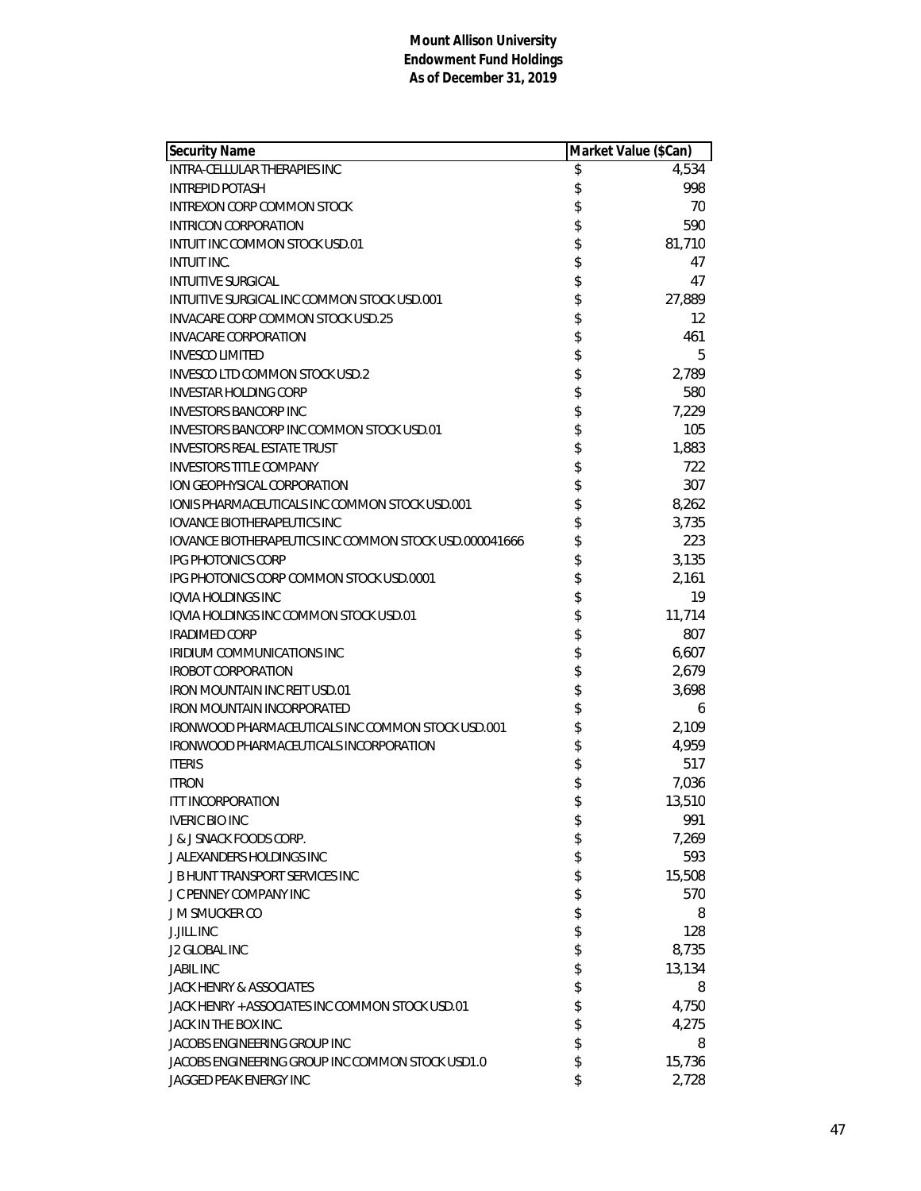**Mount Allison University**
**Endowment Fund Holdings**
**As of December 31, 2019**

| Security Name | Market Value ($Can) |
|---|---|
| INTRA-CELLULAR THERAPIES INC | $ 4,534 |
| INTREPID POTASH | $ 998 |
| INTREXON CORP COMMON STOCK | $ 70 |
| INTRICON CORPORATION | $ 590 |
| INTUIT INC COMMON STOCK USD.01 | $ 81,710 |
| INTUIT INC. | $ 47 |
| INTUITIVE SURGICAL | $ 47 |
| INTUITIVE SURGICAL INC COMMON STOCK USD.001 | $ 27,889 |
| INVACARE CORP COMMON STOCK USD.25 | $ 12 |
| INVACARE CORPORATION | $ 461 |
| INVESCO LIMITED | $ 5 |
| INVESCO LTD COMMON STOCK USD.2 | $ 2,789 |
| INVESTAR HOLDING CORP | $ 580 |
| INVESTORS BANCORP INC | $ 7,229 |
| INVESTORS BANCORP INC COMMON STOCK USD.01 | $ 105 |
| INVESTORS REAL ESTATE TRUST | $ 1,883 |
| INVESTORS TITLE COMPANY | $ 722 |
| ION GEOPHYSICAL CORPORATION | $ 307 |
| IONIS PHARMACEUTICALS INC COMMON STOCK USD.001 | $ 8,262 |
| IOVANCE BIOTHERAPEUTICS INC | $ 3,735 |
| IOVANCE BIOTHERAPEUTICS INC COMMON STOCK USD.000041666 | $ 223 |
| IPG PHOTONICS CORP | $ 3,135 |
| IPG PHOTONICS CORP COMMON STOCK USD.0001 | $ 2,161 |
| IQVIA HOLDINGS INC | $ 19 |
| IQVIA HOLDINGS INC COMMON STOCK USD.01 | $ 11,714 |
| IRADIMED CORP | $ 807 |
| IRIDIUM COMMUNICATIONS INC | $ 6,607 |
| IROBOT CORPORATION | $ 2,679 |
| IRON MOUNTAIN INC REIT USD.01 | $ 3,698 |
| IRON MOUNTAIN INCORPORATED | $ 6 |
| IRONWOOD PHARMACEUTICALS INC COMMON STOCK USD.001 | $ 2,109 |
| IRONWOOD PHARMACEUTICALS INCORPORATION | $ 4,959 |
| ITERIS | $ 517 |
| ITRON | $ 7,036 |
| ITT INCORPORATION | $ 13,510 |
| IVERIC BIO INC | $ 991 |
| J & J SNACK FOODS CORP. | $ 7,269 |
| J ALEXANDERS HOLDINGS INC | $ 593 |
| J B HUNT TRANSPORT SERVICES INC | $ 15,508 |
| J C PENNEY COMPANY INC | $ 570 |
| J M SMUCKER CO | $ 8 |
| J.JILL INC | $ 128 |
| J2 GLOBAL INC | $ 8,735 |
| JABIL INC | $ 13,134 |
| JACK HENRY & ASSOCIATES | $ 8 |
| JACK HENRY + ASSOCIATES INC COMMON STOCK USD.01 | $ 4,750 |
| JACK IN THE BOX INC. | $ 4,275 |
| JACOBS ENGINEERING GROUP INC | $ 8 |
| JACOBS ENGINEERING GROUP INC COMMON STOCK USD1.0 | $ 15,736 |
| JAGGED PEAK ENERGY INC | $ 2,728 |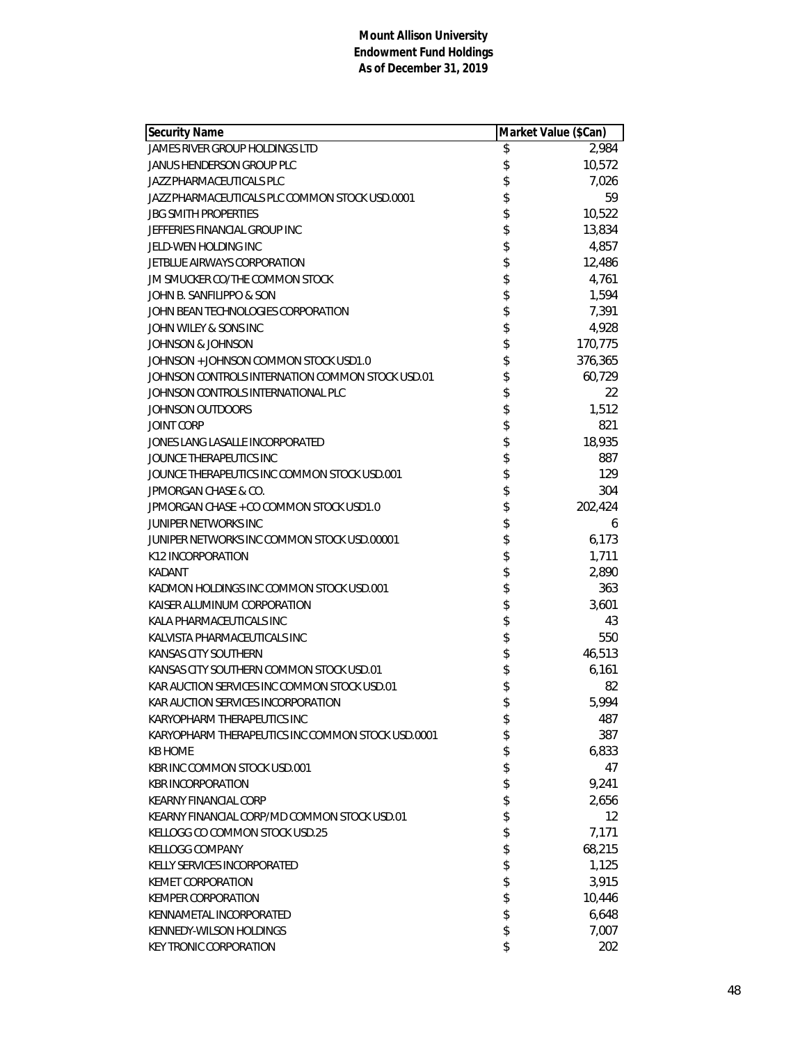**Mount Allison University**
**Endowment Fund Holdings**
**As of December 31, 2019**

| Security Name | Market Value ($Can) |
|---|---|
| JAMES RIVER GROUP HOLDINGS LTD | $ 2,984 |
| JANUS HENDERSON GROUP PLC | $ 10,572 |
| JAZZ PHARMACEUTICALS PLC | $ 7,026 |
| JAZZ PHARMACEUTICALS PLC COMMON STOCK USD.0001 | $ 59 |
| JBG SMITH PROPERTIES | $ 10,522 |
| JEFFERIES FINANCIAL GROUP INC | $ 13,834 |
| JELD-WEN HOLDING INC | $ 4,857 |
| JETBLUE AIRWAYS CORPORATION | $ 12,486 |
| JM SMUCKER CO/THE COMMON STOCK | $ 4,761 |
| JOHN B. SANFILIPPO & SON | $ 1,594 |
| JOHN BEAN TECHNOLOGIES CORPORATION | $ 7,391 |
| JOHN WILEY & SONS INC | $ 4,928 |
| JOHNSON & JOHNSON | $ 170,775 |
| JOHNSON + JOHNSON COMMON STOCK USD1.0 | $ 376,365 |
| JOHNSON CONTROLS INTERNATION COMMON STOCK USD.01 | $ 60,729 |
| JOHNSON CONTROLS INTERNATIONAL PLC | $ 22 |
| JOHNSON OUTDOORS | $ 1,512 |
| JOINT CORP | $ 821 |
| JONES LANG LASALLE INCORPORATED | $ 18,935 |
| JOUNCE THERAPEUTICS INC | $ 887 |
| JOUNCE THERAPEUTICS INC COMMON STOCK USD.001 | $ 129 |
| JPMORGAN CHASE & CO. | $ 304 |
| JPMORGAN CHASE + CO COMMON STOCK USD1.0 | $ 202,424 |
| JUNIPER NETWORKS INC | $ 6 |
| JUNIPER NETWORKS INC COMMON STOCK USD.00001 | $ 6,173 |
| K12 INCORPORATION | $ 1,711 |
| KADANT | $ 2,890 |
| KADMON HOLDINGS INC COMMON STOCK USD.001 | $ 363 |
| KAISER ALUMINUM CORPORATION | $ 3,601 |
| KALA PHARMACEUTICALS INC | $ 43 |
| KALVISTA PHARMACEUTICALS INC | $ 550 |
| KANSAS CITY SOUTHERN | $ 46,513 |
| KANSAS CITY SOUTHERN COMMON STOCK USD.01 | $ 6,161 |
| KAR AUCTION SERVICES INC COMMON STOCK USD.01 | $ 82 |
| KAR AUCTION SERVICES INCORPORATION | $ 5,994 |
| KARYOPHARM THERAPEUTICS INC | $ 487 |
| KARYOPHARM THERAPEUTICS INC COMMON STOCK USD.0001 | $ 387 |
| KB HOME | $ 6,833 |
| KBR INC COMMON STOCK USD.001 | $ 47 |
| KBR INCORPORATION | $ 9,241 |
| KEARNY FINANCIAL CORP | $ 2,656 |
| KEARNY FINANCIAL CORP/MD COMMON STOCK USD.01 | $ 12 |
| KELLOGG CO COMMON STOCK USD.25 | $ 7,171 |
| KELLOGG COMPANY | $ 68,215 |
| KELLY SERVICES INCORPORATED | $ 1,125 |
| KEMET CORPORATION | $ 3,915 |
| KEMPER CORPORATION | $ 10,446 |
| KENNAMETAL INCORPORATED | $ 6,648 |
| KENNEDY-WILSON HOLDINGS | $ 7,007 |
| KEY TRONIC CORPORATION | $ 202 |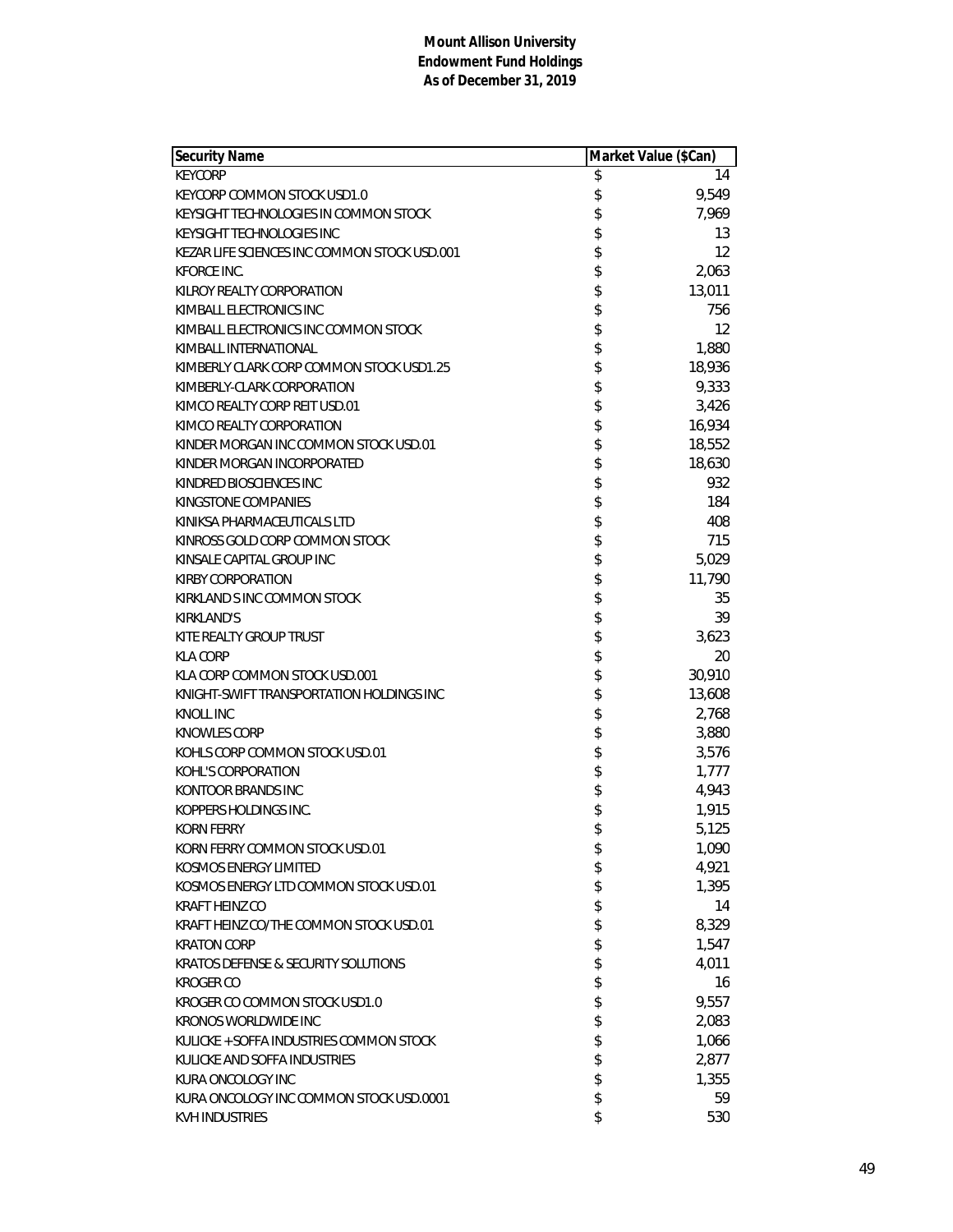**Mount Allison University**
**Endowment Fund Holdings**
**As of December 31, 2019**

| Security Name | Market Value ($Can) |
|---|---|
| KEYCORP | $ 14 |
| KEYCORP COMMON STOCK USD1.0 | $ 9,549 |
| KEYSIGHT TECHNOLOGIES IN COMMON STOCK | $ 7,969 |
| KEYSIGHT TECHNOLOGIES INC | $ 13 |
| KEZAR LIFE SCIENCES INC COMMON STOCK USD.001 | $ 12 |
| KFORCE INC. | $ 2,063 |
| KILROY REALTY CORPORATION | $ 13,011 |
| KIMBALL ELECTRONICS INC | $ 756 |
| KIMBALL ELECTRONICS INC COMMON STOCK | $ 12 |
| KIMBALL INTERNATIONAL | $ 1,880 |
| KIMBERLY CLARK CORP COMMON STOCK USD1.25 | $ 18,936 |
| KIMBERLY-CLARK CORPORATION | $ 9,333 |
| KIMCO REALTY CORP REIT USD.01 | $ 3,426 |
| KIMCO REALTY CORPORATION | $ 16,934 |
| KINDER MORGAN INC COMMON STOCK USD.01 | $ 18,552 |
| KINDER MORGAN INCORPORATED | $ 18,630 |
| KINDRED BIOSCIENCES INC | $ 932 |
| KINGSTONE COMPANIES | $ 184 |
| KINIKSA PHARMACEUTICALS LTD | $ 408 |
| KINROSS GOLD CORP COMMON STOCK | $ 715 |
| KINSALE CAPITAL GROUP INC | $ 5,029 |
| KIRBY CORPORATION | $ 11,790 |
| KIRKLAND S INC COMMON STOCK | $ 35 |
| KIRKLAND'S | $ 39 |
| KITE REALTY GROUP TRUST | $ 3,623 |
| KLA CORP | $ 20 |
| KLA CORP COMMON STOCK USD.001 | $ 30,910 |
| KNIGHT-SWIFT TRANSPORTATION HOLDINGS INC | $ 13,608 |
| KNOLL INC | $ 2,768 |
| KNOWLES CORP | $ 3,880 |
| KOHLS CORP COMMON STOCK USD.01 | $ 3,576 |
| KOHL'S CORPORATION | $ 1,777 |
| KONTOOR BRANDS INC | $ 4,943 |
| KOPPERS HOLDINGS INC. | $ 1,915 |
| KORN FERRY | $ 5,125 |
| KORN FERRY COMMON STOCK USD.01 | $ 1,090 |
| KOSMOS ENERGY LIMITED | $ 4,921 |
| KOSMOS ENERGY LTD COMMON STOCK USD.01 | $ 1,395 |
| KRAFT HEINZ CO | $ 14 |
| KRAFT HEINZ CO/THE COMMON STOCK USD.01 | $ 8,329 |
| KRATON CORP | $ 1,547 |
| KRATOS DEFENSE & SECURITY SOLUTIONS | $ 4,011 |
| KROGER CO | $ 16 |
| KROGER CO COMMON STOCK USD1.0 | $ 9,557 |
| KRONOS WORLDWIDE INC | $ 2,083 |
| KULICKE + SOFFA INDUSTRIES COMMON STOCK | $ 1,066 |
| KULICKE AND SOFFA INDUSTRIES | $ 2,877 |
| KURA ONCOLOGY INC | $ 1,355 |
| KURA ONCOLOGY INC COMMON STOCK USD.0001 | $ 59 |
| KVH INDUSTRIES | $ 530 |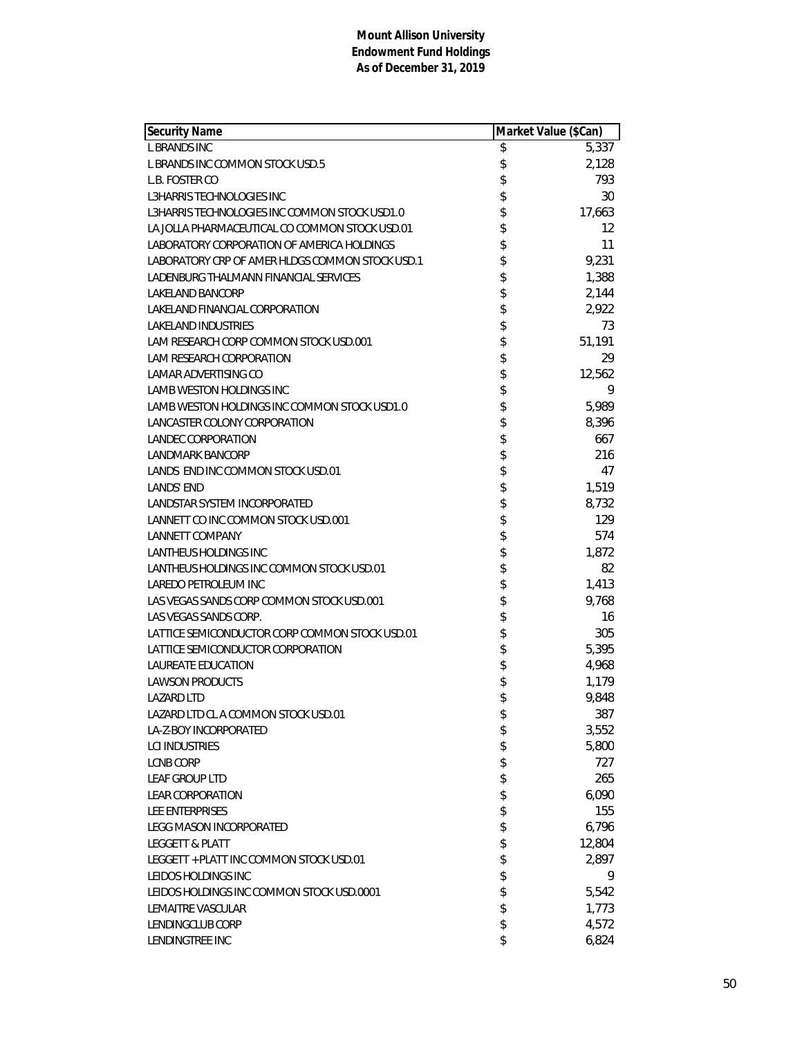**Mount Allison University**
**Endowment Fund Holdings**
**As of December 31, 2019**

| Security Name | Market Value ($Can) |
|---|---|
| L BRANDS INC | $ 5,337 |
| L BRANDS INC COMMON STOCK USD.5 | $ 2,128 |
| L.B. FOSTER CO | $ 793 |
| L3HARRIS TECHNOLOGIES INC | $ 30 |
| L3HARRIS TECHNOLOGIES INC COMMON STOCK USD1.0 | $ 17,663 |
| LA JOLLA PHARMACEUTICAL CO COMMON STOCK USD.01 | $ 12 |
| LABORATORY CORPORATION OF AMERICA HOLDINGS | $ 11 |
| LABORATORY CRP OF AMER HLDGS COMMON STOCK USD.1 | $ 9,231 |
| LADENBURG THALMANN FINANCIAL SERVICES | $ 1,388 |
| LAKELAND BANCORP | $ 2,144 |
| LAKELAND FINANCIAL CORPORATION | $ 2,922 |
| LAKELAND INDUSTRIES | $ 73 |
| LAM RESEARCH CORP COMMON STOCK USD.001 | $ 51,191 |
| LAM RESEARCH CORPORATION | $ 29 |
| LAMAR ADVERTISING CO | $ 12,562 |
| LAMB WESTON HOLDINGS INC | $ 9 |
| LAMB WESTON HOLDINGS INC COMMON STOCK USD1.0 | $ 5,989 |
| LANCASTER COLONY CORPORATION | $ 8,396 |
| LANDEC CORPORATION | $ 667 |
| LANDMARK BANCORP | $ 216 |
| LANDS END INC COMMON STOCK USD.01 | $ 47 |
| LANDS' END | $ 1,519 |
| LANDSTAR SYSTEM INCORPORATED | $ 8,732 |
| LANNETT CO INC COMMON STOCK USD.001 | $ 129 |
| LANNETT COMPANY | $ 574 |
| LANTHEUS HOLDINGS INC | $ 1,872 |
| LANTHEUS HOLDINGS INC COMMON STOCK USD.01 | $ 82 |
| LAREDO PETROLEUM INC | $ 1,413 |
| LAS VEGAS SANDS CORP COMMON STOCK USD.001 | $ 9,768 |
| LAS VEGAS SANDS CORP. | $ 16 |
| LATTICE SEMICONDUCTOR CORP COMMON STOCK USD.01 | $ 305 |
| LATTICE SEMICONDUCTOR CORPORATION | $ 5,395 |
| LAUREATE EDUCATION | $ 4,968 |
| LAWSON PRODUCTS | $ 1,179 |
| LAZARD LTD | $ 9,848 |
| LAZARD LTD CL A COMMON STOCK USD.01 | $ 387 |
| LA-Z-BOY INCORPORATED | $ 3,552 |
| LCI INDUSTRIES | $ 5,800 |
| LCNB CORP | $ 727 |
| LEAF GROUP LTD | $ 265 |
| LEAR CORPORATION | $ 6,090 |
| LEE ENTERPRISES | $ 155 |
| LEGG MASON INCORPORATED | $ 6,796 |
| LEGGETT & PLATT | $ 12,804 |
| LEGGETT + PLATT INC COMMON STOCK USD.01 | $ 2,897 |
| LEIDOS HOLDINGS INC | $ 9 |
| LEIDOS HOLDINGS INC COMMON STOCK USD.0001 | $ 5,542 |
| LEMAITRE VASCULAR | $ 1,773 |
| LENDINGCLUB CORP | $ 4,572 |
| LENDINGTREE INC | $ 6,824 |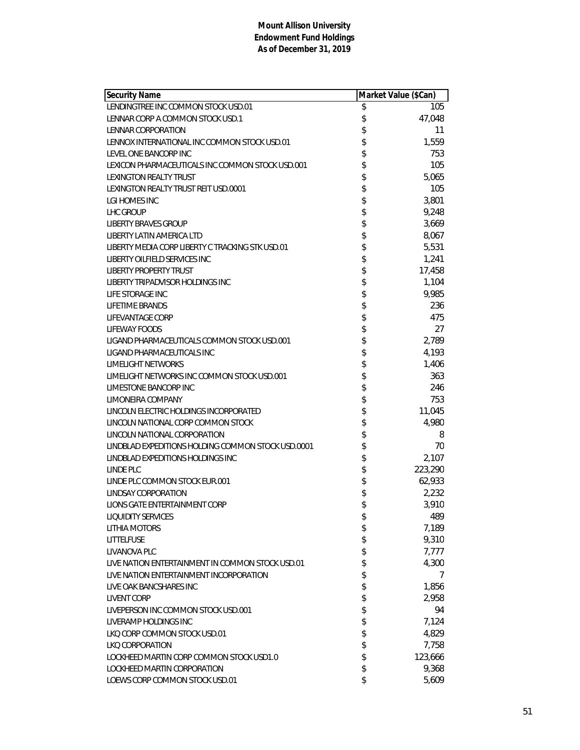**Mount Allison University**
**Endowment Fund Holdings**
**As of December 31, 2019**

| Security Name | Market Value ($Can) |
|---|---|
| LENDINGTREE INC COMMON STOCK USD.01 | $ 105 |
| LENNAR CORP A COMMON STOCK USD.1 | $ 47,048 |
| LENNAR CORPORATION | $ 11 |
| LENNOX INTERNATIONAL INC COMMON STOCK USD.01 | $ 1,559 |
| LEVEL ONE BANCORP INC | $ 753 |
| LEXICON PHARMACEUTICALS INC COMMON STOCK USD.001 | $ 105 |
| LEXINGTON REALTY TRUST | $ 5,065 |
| LEXINGTON REALTY TRUST REIT USD.0001 | $ 105 |
| LGI HOMES INC | $ 3,801 |
| LHC GROUP | $ 9,248 |
| LIBERTY BRAVES GROUP | $ 3,669 |
| LIBERTY LATIN AMERICA LTD | $ 8,067 |
| LIBERTY MEDIA CORP LIBERTY C TRACKING STK USD.01 | $ 5,531 |
| LIBERTY OILFIELD SERVICES INC | $ 1,241 |
| LIBERTY PROPERTY TRUST | $ 17,458 |
| LIBERTY TRIPADVISOR HOLDINGS INC | $ 1,104 |
| LIFE STORAGE INC | $ 9,985 |
| LIFETIME BRANDS | $ 236 |
| LIFEVANTAGE CORP | $ 475 |
| LIFEWAY FOODS | $ 27 |
| LIGAND PHARMACEUTICALS COMMON STOCK USD.001 | $ 2,789 |
| LIGAND PHARMACEUTICALS INC | $ 4,193 |
| LIMELIGHT NETWORKS | $ 1,406 |
| LIMELIGHT NETWORKS INC COMMON STOCK USD.001 | $ 363 |
| LIMESTONE BANCORP INC | $ 246 |
| LIMONEIRA COMPANY | $ 753 |
| LINCOLN ELECTRIC HOLDINGS INCORPORATED | $ 11,045 |
| LINCOLN NATIONAL CORP COMMON STOCK | $ 4,980 |
| LINCOLN NATIONAL CORPORATION | $ 8 |
| LINDBLAD EXPEDITIONS HOLDING COMMON STOCK USD.0001 | $ 70 |
| LINDBLAD EXPEDITIONS HOLDINGS INC | $ 2,107 |
| LINDE PLC | $ 223,290 |
| LINDE PLC COMMON STOCK EUR.001 | $ 62,933 |
| LINDSAY CORPORATION | $ 2,232 |
| LIONS GATE ENTERTAINMENT CORP | $ 3,910 |
| LIQUIDITY SERVICES | $ 489 |
| LITHIA MOTORS | $ 7,189 |
| LITTELFUSE | $ 9,310 |
| LIVANOVA PLC | $ 7,777 |
| LIVE NATION ENTERTAINMENT IN COMMON STOCK USD.01 | $ 4,300 |
| LIVE NATION ENTERTAINMENT INCORPORATION | $ 7 |
| LIVE OAK BANCSHARES INC | $ 1,856 |
| LIVENT CORP | $ 2,958 |
| LIVEPERSON INC COMMON STOCK USD.001 | $ 94 |
| LIVERAMP HOLDINGS INC | $ 7,124 |
| LKQ CORP COMMON STOCK USD.01 | $ 4,829 |
| LKQ CORPORATION | $ 7,758 |
| LOCKHEED MARTIN CORP COMMON STOCK USD1.0 | $ 123,666 |
| LOCKHEED MARTIN CORPORATION | $ 9,368 |
| LOEWS CORP COMMON STOCK USD.01 | $ 5,609 |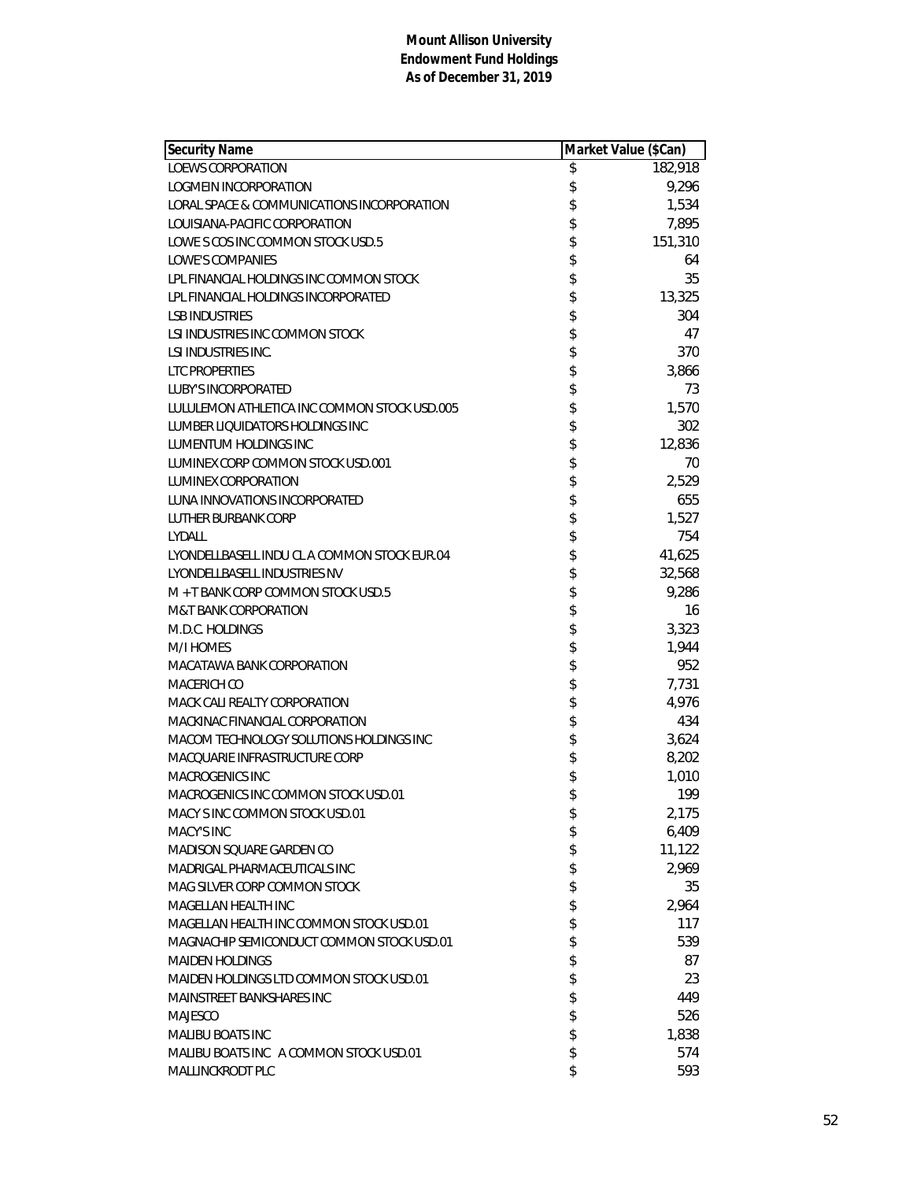**Mount Allison University**
**Endowment Fund Holdings**
**As of December 31, 2019**

| Security Name | Market Value ($Can) |
|---|---|
| LOEWS CORPORATION | $ 182,918 |
| LOGMEIN INCORPORATION | $ 9,296 |
| LORAL SPACE & COMMUNICATIONS INCORPORATION | $ 1,534 |
| LOUISIANA-PACIFIC CORPORATION | $ 7,895 |
| LOWE S COS INC COMMON STOCK USD.5 | $ 151,310 |
| LOWE'S COMPANIES | $ 64 |
| LPL FINANCIAL HOLDINGS INC COMMON STOCK | $ 35 |
| LPL FINANCIAL HOLDINGS INCORPORATED | $ 13,325 |
| LSB INDUSTRIES | $ 304 |
| LSI INDUSTRIES INC COMMON STOCK | $ 47 |
| LSI INDUSTRIES INC. | $ 370 |
| LTC PROPERTIES | $ 3,866 |
| LUBY'S INCORPORATED | $ 73 |
| LULULEMON ATHLETICA INC COMMON STOCK USD.005 | $ 1,570 |
| LUMBER LIQUIDATORS HOLDINGS INC | $ 302 |
| LUMENTUM HOLDINGS INC | $ 12,836 |
| LUMINEX CORP COMMON STOCK USD.001 | $ 70 |
| LUMINEX CORPORATION | $ 2,529 |
| LUNA INNOVATIONS INCORPORATED | $ 655 |
| LUTHER BURBANK CORP | $ 1,527 |
| LYDALL | $ 754 |
| LYONDELLBASELL INDU CL A COMMON STOCK EUR.04 | $ 41,625 |
| LYONDELLBASELL INDUSTRIES NV | $ 32,568 |
| M + T BANK CORP COMMON STOCK USD.5 | $ 9,286 |
| M&T BANK CORPORATION | $ 16 |
| M.D.C. HOLDINGS | $ 3,323 |
| M/I HOMES | $ 1,944 |
| MACATAWA BANK CORPORATION | $ 952 |
| MACERICH CO | $ 7,731 |
| MACK CALI REALTY CORPORATION | $ 4,976 |
| MACKINAC FINANCIAL CORPORATION | $ 434 |
| MACOM TECHNOLOGY SOLUTIONS HOLDINGS INC | $ 3,624 |
| MACQUARIE INFRASTRUCTURE CORP | $ 8,202 |
| MACROGENICS INC | $ 1,010 |
| MACROGENICS INC COMMON STOCK USD.01 | $ 199 |
| MACY S INC COMMON STOCK USD.01 | $ 2,175 |
| MACY'S INC | $ 6,409 |
| MADISON SQUARE GARDEN CO | $ 11,122 |
| MADRIGAL PHARMACEUTICALS INC | $ 2,969 |
| MAG SILVER CORP COMMON STOCK | $ 35 |
| MAGELLAN HEALTH INC | $ 2,964 |
| MAGELLAN HEALTH INC COMMON STOCK USD.01 | $ 117 |
| MAGNACHIP SEMICONDUCT COMMON STOCK USD.01 | $ 539 |
| MAIDEN HOLDINGS | $ 87 |
| MAIDEN HOLDINGS LTD COMMON STOCK USD.01 | $ 23 |
| MAINSTREET BANKSHARES INC | $ 449 |
| MAJESCO | $ 526 |
| MALIBU BOATS INC | $ 1,838 |
| MALIBU BOATS INC A COMMON STOCK USD.01 | $ 574 |
| MALLINCKRODT PLC | $ 593 |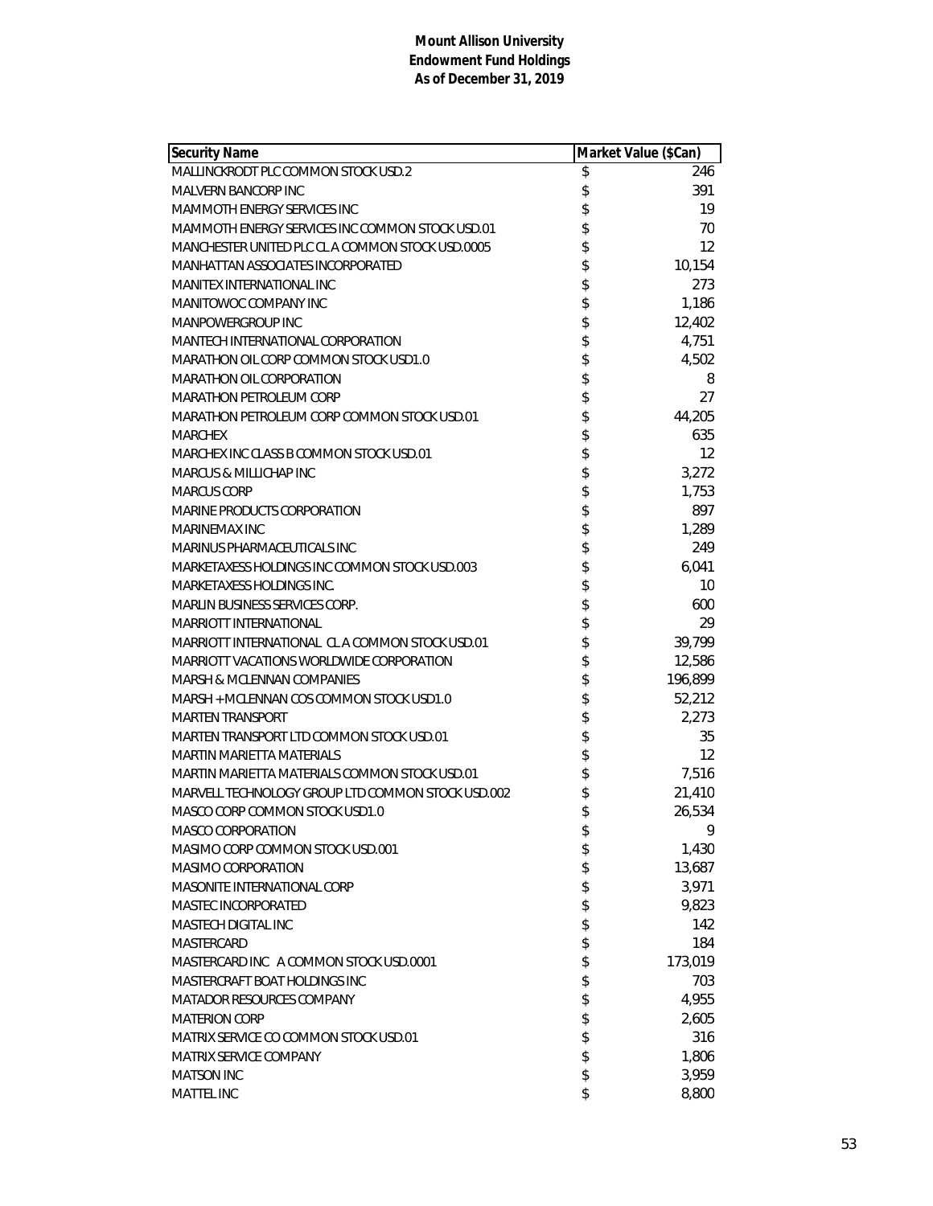**Mount Allison University**
**Endowment Fund Holdings**
**As of December 31, 2019**

| Security Name | Market Value ($Can) |
|---|---|
| MALLINCKRODT PLC COMMON STOCK USD.2 | $ 246 |
| MALVERN BANCORP INC | $ 391 |
| MAMMOTH ENERGY SERVICES INC | $ 19 |
| MAMMOTH ENERGY SERVICES INC COMMON STOCK USD.01 | $ 70 |
| MANCHESTER UNITED PLC CL A COMMON STOCK USD.0005 | $ 12 |
| MANHATTAN ASSOCIATES INCORPORATED | $ 10,154 |
| MANITEX INTERNATIONAL INC | $ 273 |
| MANITOWOC COMPANY INC | $ 1,186 |
| MANPOWERGROUP INC | $ 12,402 |
| MANTECH INTERNATIONAL CORPORATION | $ 4,751 |
| MARATHON OIL CORP COMMON STOCK USD1.0 | $ 4,502 |
| MARATHON OIL CORPORATION | $ 8 |
| MARATHON PETROLEUM CORP | $ 27 |
| MARATHON PETROLEUM CORP COMMON STOCK USD.01 | $ 44,205 |
| MARCHEX | $ 635 |
| MARCHEX INC CLASS B COMMON STOCK USD.01 | $ 12 |
| MARCUS & MILLICHAP INC | $ 3,272 |
| MARCUS CORP | $ 1,753 |
| MARINE PRODUCTS CORPORATION | $ 897 |
| MARINEMAX INC | $ 1,289 |
| MARINUS PHARMACEUTICALS INC | $ 249 |
| MARKETAXESS HOLDINGS INC COMMON STOCK USD.003 | $ 6,041 |
| MARKETAXESS HOLDINGS INC. | $ 10 |
| MARLIN BUSINESS SERVICES CORP. | $ 600 |
| MARRIOTT INTERNATIONAL | $ 29 |
| MARRIOTT INTERNATIONAL CL A COMMON STOCK USD.01 | $ 39,799 |
| MARRIOTT VACATIONS WORLDWIDE CORPORATION | $ 12,586 |
| MARSH & MCLENNAN COMPANIES | $ 196,899 |
| MARSH + MCLENNAN COS COMMON STOCK USD1.0 | $ 52,212 |
| MARTEN TRANSPORT | $ 2,273 |
| MARTEN TRANSPORT LTD COMMON STOCK USD.01 | $ 35 |
| MARTIN MARIETTA MATERIALS | $ 12 |
| MARTIN MARIETTA MATERIALS COMMON STOCK USD.01 | $ 7,516 |
| MARVELL TECHNOLOGY GROUP LTD COMMON STOCK USD.002 | $ 21,410 |
| MASCO CORP COMMON STOCK USD1.0 | $ 26,534 |
| MASCO CORPORATION | $ 9 |
| MASIMO CORP COMMON STOCK USD.001 | $ 1,430 |
| MASIMO CORPORATION | $ 13,687 |
| MASONITE INTERNATIONAL CORP | $ 3,971 |
| MASTEC INCORPORATED | $ 9,823 |
| MASTECH DIGITAL INC | $ 142 |
| MASTERCARD | $ 184 |
| MASTERCARD INC A COMMON STOCK USD.0001 | $ 173,019 |
| MASTERCRAFT BOAT HOLDINGS INC | $ 703 |
| MATADOR RESOURCES COMPANY | $ 4,955 |
| MATERION CORP | $ 2,605 |
| MATRIX SERVICE CO COMMON STOCK USD.01 | $ 316 |
| MATRIX SERVICE COMPANY | $ 1,806 |
| MATSON INC | $ 3,959 |
| MATTEL INC | $ 8,800 |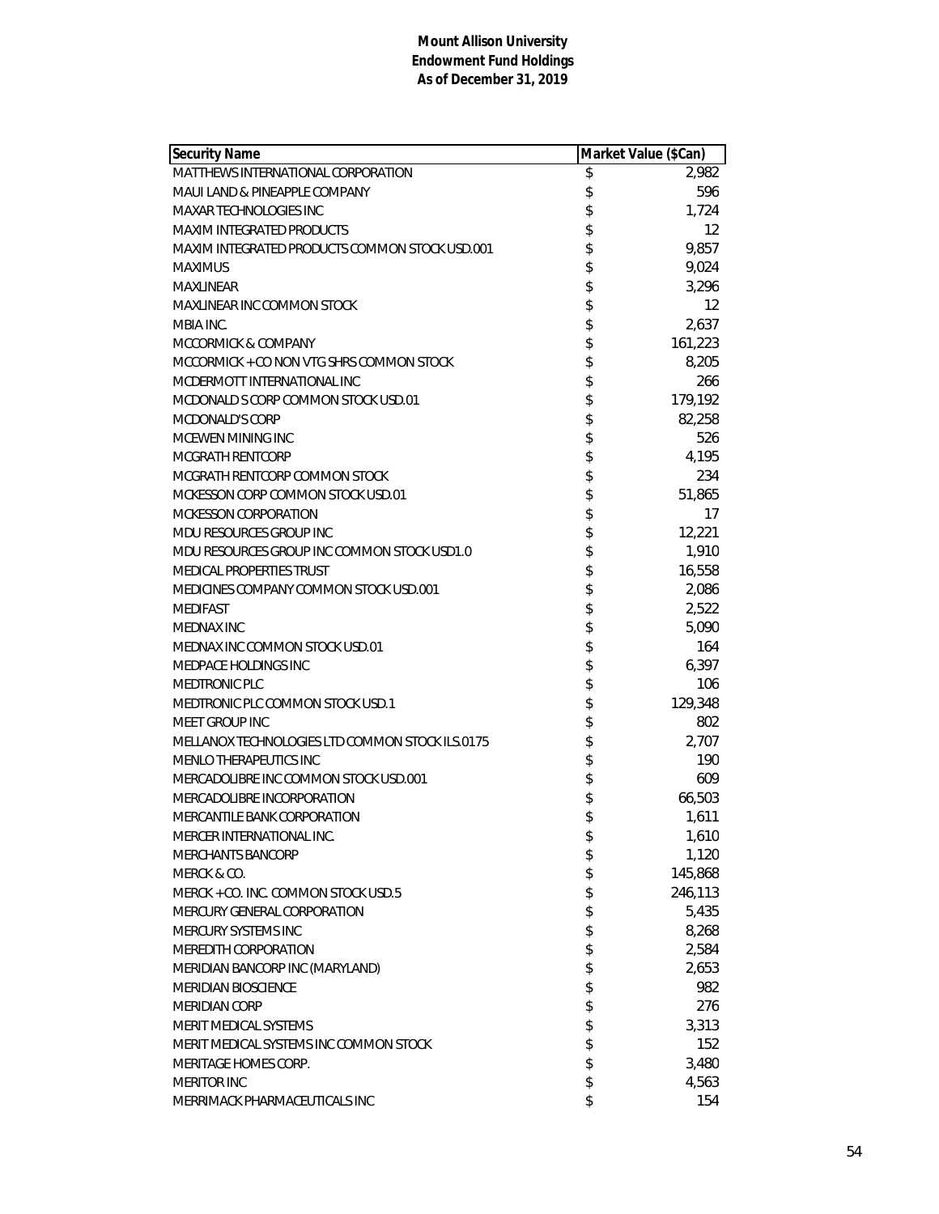**Mount Allison University**
**Endowment Fund Holdings**
**As of December 31, 2019**

| Security Name | Market Value ($Can) |
|---|---|
| MATTHEWS INTERNATIONAL CORPORATION | $ 2,982 |
| MAUI LAND & PINEAPPLE COMPANY | $ 596 |
| MAXAR TECHNOLOGIES INC | $ 1,724 |
| MAXIM INTEGRATED PRODUCTS | $ 12 |
| MAXIM INTEGRATED PRODUCTS COMMON STOCK USD.001 | $ 9,857 |
| MAXIMUS | $ 9,024 |
| MAXLINEAR | $ 3,296 |
| MAXLINEAR INC COMMON STOCK | $ 12 |
| MBIA INC. | $ 2,637 |
| MCCORMICK & COMPANY | $ 161,223 |
| MCCORMICK + CO NON VTG SHRS COMMON STOCK | $ 8,205 |
| MCDERMOTT INTERNATIONAL INC | $ 266 |
| MCDONALD S CORP COMMON STOCK USD.01 | $ 179,192 |
| MCDONALD'S CORP | $ 82,258 |
| MCEWEN MINING INC | $ 526 |
| MCGRATH RENTCORP | $ 4,195 |
| MCGRATH RENTCORP COMMON STOCK | $ 234 |
| MCKESSON CORP COMMON STOCK USD.01 | $ 51,865 |
| MCKESSON CORPORATION | $ 17 |
| MDU RESOURCES GROUP INC | $ 12,221 |
| MDU RESOURCES GROUP INC COMMON STOCK USD1.0 | $ 1,910 |
| MEDICAL PROPERTIES TRUST | $ 16,558 |
| MEDICINES COMPANY COMMON STOCK USD.001 | $ 2,086 |
| MEDIFAST | $ 2,522 |
| MEDNAX INC | $ 5,090 |
| MEDNAX INC COMMON STOCK USD.01 | $ 164 |
| MEDPACE HOLDINGS INC | $ 6,397 |
| MEDTRONIC PLC | $ 106 |
| MEDTRONIC PLC COMMON STOCK USD.1 | $ 129,348 |
| MEET GROUP INC | $ 802 |
| MELLANOX TECHNOLOGIES LTD COMMON STOCK ILS.0175 | $ 2,707 |
| MENLO THERAPEUTICS INC | $ 190 |
| MERCADOLIBRE INC COMMON STOCK USD.001 | $ 609 |
| MERCADOLIBRE INCORPORATION | $ 66,503 |
| MERCANTILE BANK CORPORATION | $ 1,611 |
| MERCER INTERNATIONAL INC. | $ 1,610 |
| MERCHANTS BANCORP | $ 1,120 |
| MERCK & CO. | $ 145,868 |
| MERCK + CO. INC. COMMON STOCK USD.5 | $ 246,113 |
| MERCURY GENERAL CORPORATION | $ 5,435 |
| MERCURY SYSTEMS INC | $ 8,268 |
| MEREDITH CORPORATION | $ 2,584 |
| MERIDIAN BANCORP INC (MARYLAND) | $ 2,653 |
| MERIDIAN BIOSCIENCE | $ 982 |
| MERIDIAN CORP | $ 276 |
| MERIT MEDICAL SYSTEMS | $ 3,313 |
| MERIT MEDICAL SYSTEMS INC COMMON STOCK | $ 152 |
| MERITAGE HOMES CORP. | $ 3,480 |
| MERITOR INC | $ 4,563 |
| MERRIMACK PHARMACEUTICALS INC | $ 154 |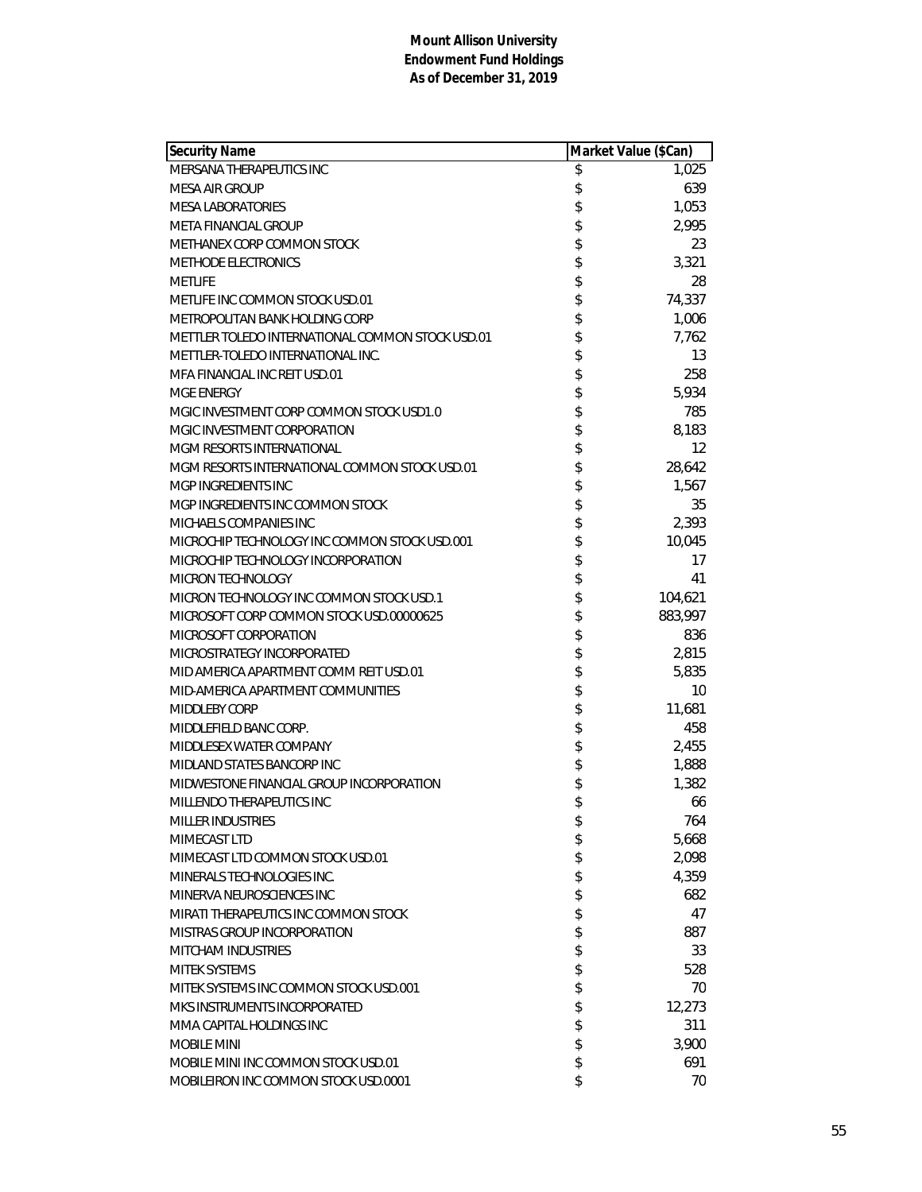**Mount Allison University**
**Endowment Fund Holdings**
**As of December 31, 2019**

| Security Name | Market Value ($Can) |
|---|---|
| MERSANA THERAPEUTICS INC | $ 1,025 |
| MESA AIR GROUP | $ 639 |
| MESA LABORATORIES | $ 1,053 |
| META FINANCIAL GROUP | $ 2,995 |
| METHANEX CORP COMMON STOCK | $ 23 |
| METHODE ELECTRONICS | $ 3,321 |
| METLIFE | $ 28 |
| METLIFE INC COMMON STOCK USD.01 | $ 74,337 |
| METROPOLITAN BANK HOLDING CORP | $ 1,006 |
| METTLER TOLEDO INTERNATIONAL COMMON STOCK USD.01 | $ 7,762 |
| METTLER-TOLEDO INTERNATIONAL INC. | $ 13 |
| MFA FINANCIAL INC REIT USD.01 | $ 258 |
| MGE ENERGY | $ 5,934 |
| MGIC INVESTMENT CORP COMMON STOCK USD1.0 | $ 785 |
| MGIC INVESTMENT CORPORATION | $ 8,183 |
| MGM RESORTS INTERNATIONAL | $ 12 |
| MGM RESORTS INTERNATIONAL COMMON STOCK USD.01 | $ 28,642 |
| MGP INGREDIENTS INC | $ 1,567 |
| MGP INGREDIENTS INC COMMON STOCK | $ 35 |
| MICHAELS COMPANIES INC | $ 2,393 |
| MICROCHIP TECHNOLOGY INC COMMON STOCK USD.001 | $ 10,045 |
| MICROCHIP TECHNOLOGY INCORPORATION | $ 17 |
| MICRON TECHNOLOGY | $ 41 |
| MICRON TECHNOLOGY INC COMMON STOCK USD.1 | $ 104,621 |
| MICROSOFT CORP COMMON STOCK USD.00000625 | $ 883,997 |
| MICROSOFT CORPORATION | $ 836 |
| MICROSTRATEGY INCORPORATED | $ 2,815 |
| MID AMERICA APARTMENT COMM REIT USD.01 | $ 5,835 |
| MID-AMERICA APARTMENT COMMUNITIES | $ 10 |
| MIDDLEBY CORP | $ 11,681 |
| MIDDLEFIELD BANC CORP. | $ 458 |
| MIDDLESEX WATER COMPANY | $ 2,455 |
| MIDLAND STATES BANCORP INC | $ 1,888 |
| MIDWESTONE FINANCIAL GROUP INCORPORATION | $ 1,382 |
| MILLENDO THERAPEUTICS INC | $ 66 |
| MILLER INDUSTRIES | $ 764 |
| MIMECAST LTD | $ 5,668 |
| MIMECAST LTD COMMON STOCK USD.01 | $ 2,098 |
| MINERALS TECHNOLOGIES INC. | $ 4,359 |
| MINERVA NEUROSCIENCES INC | $ 682 |
| MIRATI THERAPEUTICS INC COMMON STOCK | $ 47 |
| MISTRAS GROUP INCORPORATION | $ 887 |
| MITCHAM INDUSTRIES | $ 33 |
| MITEK SYSTEMS | $ 528 |
| MITEK SYSTEMS INC COMMON STOCK USD.001 | $ 70 |
| MKS INSTRUMENTS INCORPORATED | $ 12,273 |
| MMA CAPITAL HOLDINGS INC | $ 311 |
| MOBILE MINI | $ 3,900 |
| MOBILE MINI INC COMMON STOCK USD.01 | $ 691 |
| MOBILEIRON INC COMMON STOCK USD.0001 | $ 70 |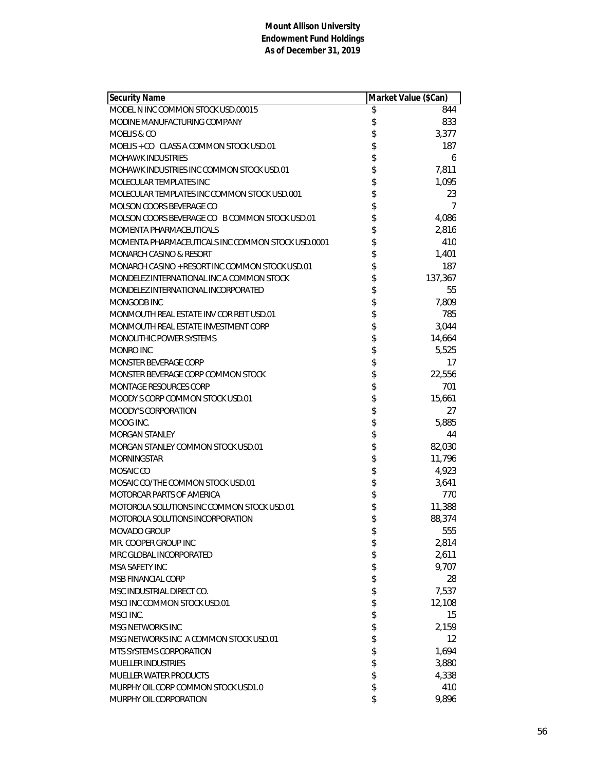**Mount Allison University**
**Endowment Fund Holdings**
**As of December 31, 2019**

| Security Name | Market Value ($Can) |
|---|---|
| MODEL N INC COMMON STOCK USD.00015 | $ 844 |
| MODINE MANUFACTURING COMPANY | $ 833 |
| MOELIS & CO | $ 3,377 |
| MOELIS + CO CLASS A COMMON STOCK USD.01 | $ 187 |
| MOHAWK INDUSTRIES | $ 6 |
| MOHAWK INDUSTRIES INC COMMON STOCK USD.01 | $ 7,811 |
| MOLECULAR TEMPLATES INC | $ 1,095 |
| MOLECULAR TEMPLATES INC COMMON STOCK USD.001 | $ 23 |
| MOLSON COORS BEVERAGE CO | $ 7 |
| MOLSON COORS BEVERAGE CO B COMMON STOCK USD.01 | $ 4,086 |
| MOMENTA PHARMACEUTICALS | $ 2,816 |
| MOMENTA PHARMACEUTICALS INC COMMON STOCK USD.0001 | $ 410 |
| MONARCH CASINO & RESORT | $ 1,401 |
| MONARCH CASINO + RESORT INC COMMON STOCK USD.01 | $ 187 |
| MONDELEZ INTERNATIONAL INC A COMMON STOCK | $ 137,367 |
| MONDELEZ INTERNATIONAL INCORPORATED | $ 55 |
| MONGODB INC | $ 7,809 |
| MONMOUTH REAL ESTATE INV COR REIT USD.01 | $ 785 |
| MONMOUTH REAL ESTATE INVESTMENT CORP | $ 3,044 |
| MONOLITHIC POWER SYSTEMS | $ 14,664 |
| MONRO INC | $ 5,525 |
| MONSTER BEVERAGE CORP | $ 17 |
| MONSTER BEVERAGE CORP COMMON STOCK | $ 22,556 |
| MONTAGE RESOURCES CORP | $ 701 |
| MOODY S CORP COMMON STOCK USD.01 | $ 15,661 |
| MOODY'S CORPORATION | $ 27 |
| MOOG INC. | $ 5,885 |
| MORGAN STANLEY | $ 44 |
| MORGAN STANLEY COMMON STOCK USD.01 | $ 82,030 |
| MORNINGSTAR | $ 11,796 |
| MOSAIC CO | $ 4,923 |
| MOSAIC CO/THE COMMON STOCK USD.01 | $ 3,641 |
| MOTORCAR PARTS OF AMERICA | $ 770 |
| MOTOROLA SOLUTIONS INC COMMON STOCK USD.01 | $ 11,388 |
| MOTOROLA SOLUTIONS INCORPORATION | $ 88,374 |
| MOVADO GROUP | $ 555 |
| MR. COOPER GROUP INC | $ 2,814 |
| MRC GLOBAL INCORPORATED | $ 2,611 |
| MSA SAFETY INC | $ 9,707 |
| MSB FINANCIAL CORP | $ 28 |
| MSC INDUSTRIAL DIRECT CO. | $ 7,537 |
| MSCI INC COMMON STOCK USD.01 | $ 12,108 |
| MSCI INC. | $ 15 |
| MSG NETWORKS INC | $ 2,159 |
| MSG NETWORKS INC A COMMON STOCK USD.01 | $ 12 |
| MTS SYSTEMS CORPORATION | $ 1,694 |
| MUELLER INDUSTRIES | $ 3,880 |
| MUELLER WATER PRODUCTS | $ 4,338 |
| MURPHY OIL CORP COMMON STOCK USD1.0 | $ 410 |
| MURPHY OIL CORPORATION | $ 9,896 |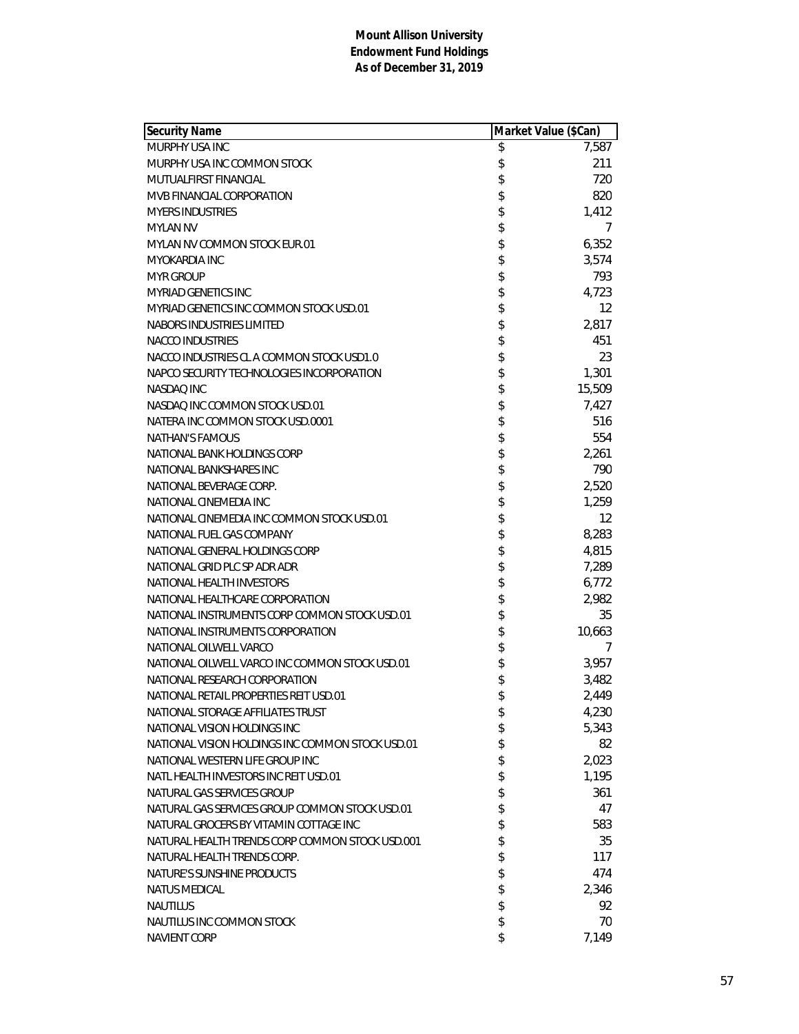**Mount Allison University**
**Endowment Fund Holdings**
**As of December 31, 2019**

| Security Name | Market Value ($Can) |
|---|---|
| MURPHY USA INC | $ 7,587 |
| MURPHY USA INC COMMON STOCK | $ 211 |
| MUTUALFIRST FINANCIAL | $ 720 |
| MVB FINANCIAL CORPORATION | $ 820 |
| MYERS INDUSTRIES | $ 1,412 |
| MYLAN NV | $ 7 |
| MYLAN NV COMMON STOCK EUR.01 | $ 6,352 |
| MYOKARDIA INC | $ 3,574 |
| MYR GROUP | $ 793 |
| MYRIAD GENETICS INC | $ 4,723 |
| MYRIAD GENETICS INC COMMON STOCK USD.01 | $ 12 |
| NABORS INDUSTRIES LIMITED | $ 2,817 |
| NACCO INDUSTRIES | $ 451 |
| NACCO INDUSTRIES CL A COMMON STOCK USD1.0 | $ 23 |
| NAPCO SECURITY TECHNOLOGIES INCORPORATION | $ 1,301 |
| NASDAQ INC | $ 15,509 |
| NASDAQ INC COMMON STOCK USD.01 | $ 7,427 |
| NATERA INC COMMON STOCK USD.0001 | $ 516 |
| NATHAN'S FAMOUS | $ 554 |
| NATIONAL BANK HOLDINGS CORP | $ 2,261 |
| NATIONAL BANKSHARES INC | $ 790 |
| NATIONAL BEVERAGE CORP. | $ 2,520 |
| NATIONAL CINEMEDIA INC | $ 1,259 |
| NATIONAL CINEMEDIA INC COMMON STOCK USD.01 | $ 12 |
| NATIONAL FUEL GAS COMPANY | $ 8,283 |
| NATIONAL GENERAL HOLDINGS CORP | $ 4,815 |
| NATIONAL GRID PLC SP ADR ADR | $ 7,289 |
| NATIONAL HEALTH INVESTORS | $ 6,772 |
| NATIONAL HEALTHCARE CORPORATION | $ 2,982 |
| NATIONAL INSTRUMENTS CORP COMMON STOCK USD.01 | $ 35 |
| NATIONAL INSTRUMENTS CORPORATION | $ 10,663 |
| NATIONAL OILWELL VARCO | $ 7 |
| NATIONAL OILWELL VARCO INC COMMON STOCK USD.01 | $ 3,957 |
| NATIONAL RESEARCH CORPORATION | $ 3,482 |
| NATIONAL RETAIL PROPERTIES REIT USD.01 | $ 2,449 |
| NATIONAL STORAGE AFFILIATES TRUST | $ 4,230 |
| NATIONAL VISION HOLDINGS INC | $ 5,343 |
| NATIONAL VISION HOLDINGS INC COMMON STOCK USD.01 | $ 82 |
| NATIONAL WESTERN LIFE GROUP INC | $ 2,023 |
| NATL HEALTH INVESTORS INC REIT USD.01 | $ 1,195 |
| NATURAL GAS SERVICES GROUP | $ 361 |
| NATURAL GAS SERVICES GROUP COMMON STOCK USD.01 | $ 47 |
| NATURAL GROCERS BY VITAMIN COTTAGE INC | $ 583 |
| NATURAL HEALTH TRENDS CORP COMMON STOCK USD.001 | $ 35 |
| NATURAL HEALTH TRENDS CORP. | $ 117 |
| NATURE'S SUNSHINE PRODUCTS | $ 474 |
| NATUS MEDICAL | $ 2,346 |
| NAUTILUS | $ 92 |
| NAUTILUS INC COMMON STOCK | $ 70 |
| NAVIENT CORP | $ 7,149 |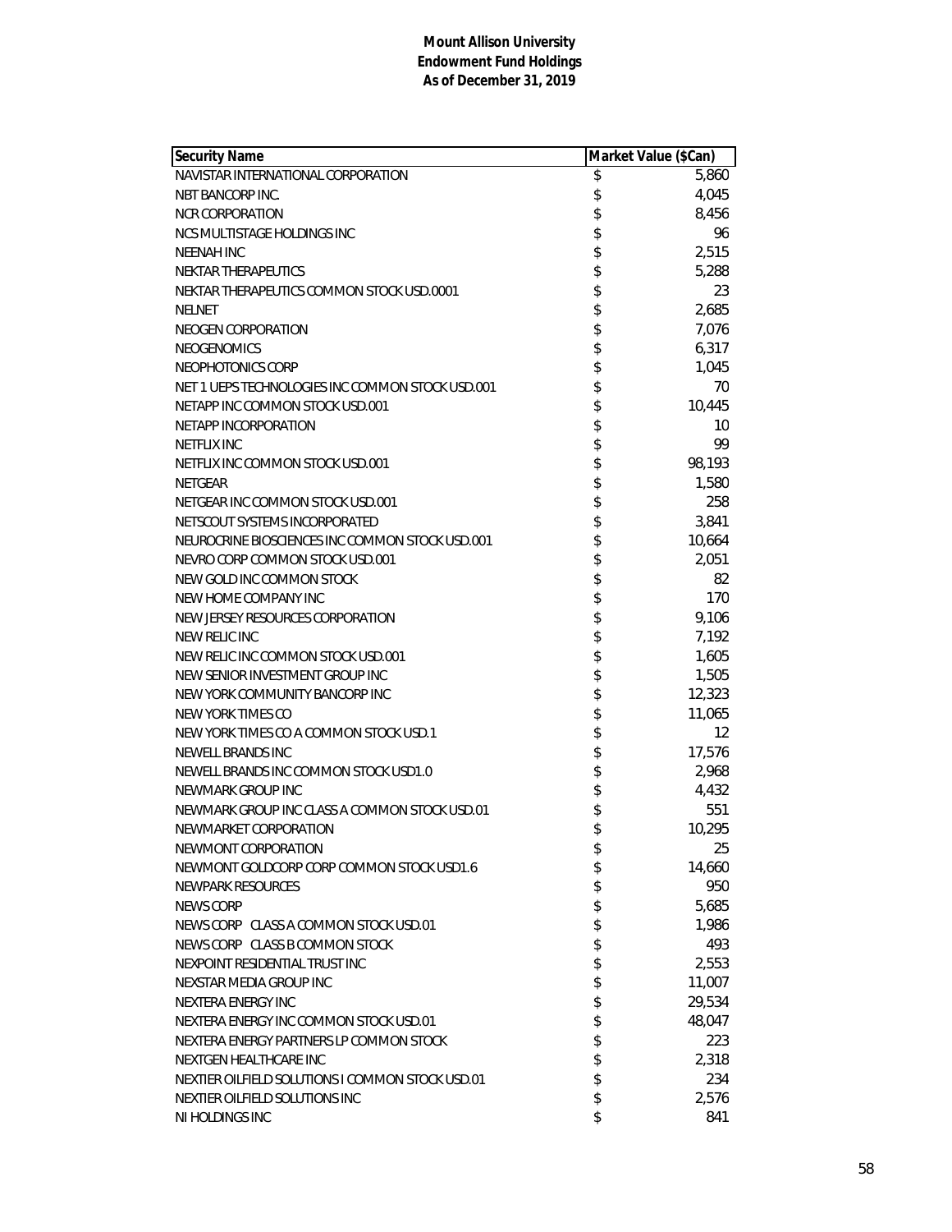**Mount Allison University**
**Endowment Fund Holdings**
**As of December 31, 2019**

| Security Name | Market Value ($Can) |
|---|---|
| NAVISTAR INTERNATIONAL CORPORATION | $ 5,860 |
| NBT BANCORP INC. | $ 4,045 |
| NCR CORPORATION | $ 8,456 |
| NCS MULTISTAGE HOLDINGS INC | $ 96 |
| NEENAH INC | $ 2,515 |
| NEKTAR THERAPEUTICS | $ 5,288 |
| NEKTAR THERAPEUTICS COMMON STOCK USD.0001 | $ 23 |
| NELNET | $ 2,685 |
| NEOGEN CORPORATION | $ 7,076 |
| NEOGENOMICS | $ 6,317 |
| NEOPHOTONICS CORP | $ 1,045 |
| NET 1 UEPS TECHNOLOGIES INC COMMON STOCK USD.001 | $ 70 |
| NETAPP INC COMMON STOCK USD.001 | $ 10,445 |
| NETAPP INCORPORATION | $ 10 |
| NETFLIX INC | $ 99 |
| NETFLIX INC COMMON STOCK USD.001 | $ 98,193 |
| NETGEAR | $ 1,580 |
| NETGEAR INC COMMON STOCK USD.001 | $ 258 |
| NETSCOUT SYSTEMS INCORPORATED | $ 3,841 |
| NEUROCRINE BIOSCIENCES INC COMMON STOCK USD.001 | $ 10,664 |
| NEVRO CORP COMMON STOCK USD.001 | $ 2,051 |
| NEW GOLD INC COMMON STOCK | $ 82 |
| NEW HOME COMPANY INC | $ 170 |
| NEW JERSEY RESOURCES CORPORATION | $ 9,106 |
| NEW RELIC INC | $ 7,192 |
| NEW RELIC INC COMMON STOCK USD.001 | $ 1,605 |
| NEW SENIOR INVESTMENT GROUP INC | $ 1,505 |
| NEW YORK COMMUNITY BANCORP INC | $ 12,323 |
| NEW YORK TIMES CO | $ 11,065 |
| NEW YORK TIMES CO A COMMON STOCK USD.1 | $ 12 |
| NEWELL BRANDS INC | $ 17,576 |
| NEWELL BRANDS INC COMMON STOCK USD1.0 | $ 2,968 |
| NEWMARK GROUP INC | $ 4,432 |
| NEWMARK GROUP INC CLASS A COMMON STOCK USD.01 | $ 551 |
| NEWMARKET CORPORATION | $ 10,295 |
| NEWMONT CORPORATION | $ 25 |
| NEWMONT GOLDCORP CORP COMMON STOCK USD1.6 | $ 14,660 |
| NEWPARK RESOURCES | $ 950 |
| NEWS CORP | $ 5,685 |
| NEWS CORP CLASS A COMMON STOCK USD.01 | $ 1,986 |
| NEWS CORP CLASS B COMMON STOCK | $ 493 |
| NEXPOINT RESIDENTIAL TRUST INC | $ 2,553 |
| NEXSTAR MEDIA GROUP INC | $ 11,007 |
| NEXTERA ENERGY INC | $ 29,534 |
| NEXTERA ENERGY INC COMMON STOCK USD.01 | $ 48,047 |
| NEXTERA ENERGY PARTNERS LP COMMON STOCK | $ 223 |
| NEXTGEN HEALTHCARE INC | $ 2,318 |
| NEXTIER OILFIELD SOLUTIONS I COMMON STOCK USD.01 | $ 234 |
| NEXTIER OILFIELD SOLUTIONS INC | $ 2,576 |
| NI HOLDINGS INC | $ 841 |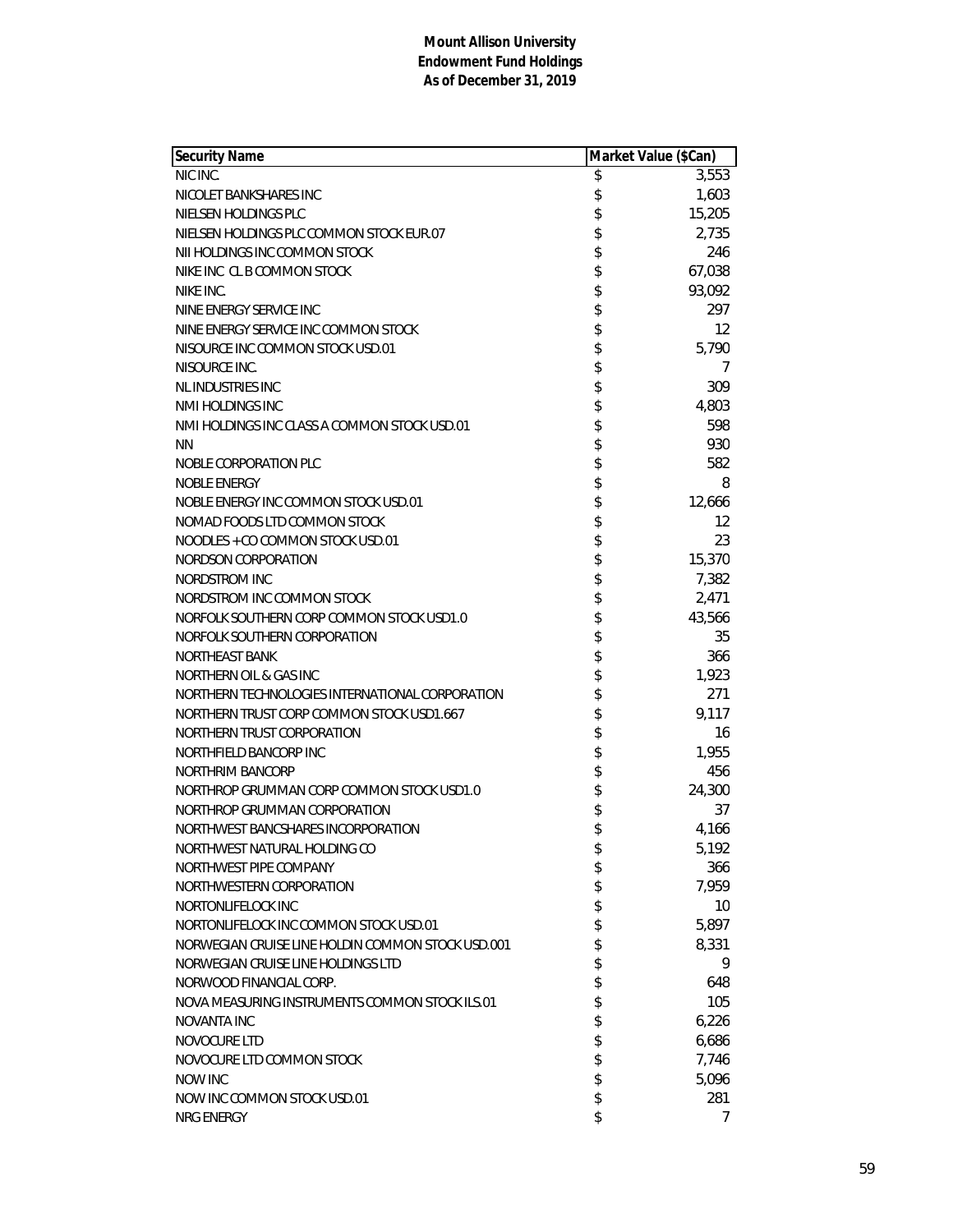**Mount Allison University**
**Endowment Fund Holdings**
**As of December 31, 2019**

| Security Name | Market Value ($Can) |
|---|---|
| NIC INC. | $ 3,553 |
| NICOLET BANKSHARES INC | $ 1,603 |
| NIELSEN HOLDINGS PLC | $ 15,205 |
| NIELSEN HOLDINGS PLC COMMON STOCK EUR.07 | $ 2,735 |
| NII HOLDINGS INC COMMON STOCK | $ 246 |
| NIKE INC CL B COMMON STOCK | $ 67,038 |
| NIKE INC. | $ 93,092 |
| NINE ENERGY SERVICE INC | $ 297 |
| NINE ENERGY SERVICE INC COMMON STOCK | $ 12 |
| NISOURCE INC COMMON STOCK USD.01 | $ 5,790 |
| NISOURCE INC. | $ 7 |
| NL INDUSTRIES INC | $ 309 |
| NMI HOLDINGS INC | $ 4,803 |
| NMI HOLDINGS INC CLASS A COMMON STOCK USD.01 | $ 598 |
| NN | $ 930 |
| NOBLE CORPORATION PLC | $ 582 |
| NOBLE ENERGY | $ 8 |
| NOBLE ENERGY INC COMMON STOCK USD.01 | $ 12,666 |
| NOMAD FOODS LTD COMMON STOCK | $ 12 |
| NOODLES + CO COMMON STOCK USD.01 | $ 23 |
| NORDSON CORPORATION | $ 15,370 |
| NORDSTROM INC | $ 7,382 |
| NORDSTROM INC COMMON STOCK | $ 2,471 |
| NORFOLK SOUTHERN CORP COMMON STOCK USD1.0 | $ 43,566 |
| NORFOLK SOUTHERN CORPORATION | $ 35 |
| NORTHEAST BANK | $ 366 |
| NORTHERN OIL & GAS INC | $ 1,923 |
| NORTHERN TECHNOLOGIES INTERNATIONAL CORPORATION | $ 271 |
| NORTHERN TRUST CORP COMMON STOCK USD1.667 | $ 9,117 |
| NORTHERN TRUST CORPORATION | $ 16 |
| NORTHFIELD BANCORP INC | $ 1,955 |
| NORTHRIM BANCORP | $ 456 |
| NORTHROP GRUMMAN CORP COMMON STOCK USD1.0 | $ 24,300 |
| NORTHROP GRUMMAN CORPORATION | $ 37 |
| NORTHWEST BANCSHARES INCORPORATION | $ 4,166 |
| NORTHWEST NATURAL HOLDING CO | $ 5,192 |
| NORTHWEST PIPE COMPANY | $ 366 |
| NORTHWESTERN CORPORATION | $ 7,959 |
| NORTONLIFELOCK INC | $ 10 |
| NORTONLIFELOCK INC COMMON STOCK USD.01 | $ 5,897 |
| NORWEGIAN CRUISE LINE HOLDIN COMMON STOCK USD.001 | $ 8,331 |
| NORWEGIAN CRUISE LINE HOLDINGS LTD | $ 9 |
| NORWOOD FINANCIAL CORP. | $ 648 |
| NOVA MEASURING INSTRUMENTS COMMON STOCK ILS.01 | $ 105 |
| NOVANTA INC | $ 6,226 |
| NOVOCURE LTD | $ 6,686 |
| NOVOCURE LTD COMMON STOCK | $ 7,746 |
| NOW INC | $ 5,096 |
| NOW INC COMMON STOCK USD.01 | $ 281 |
| NRG ENERGY | $ 7 |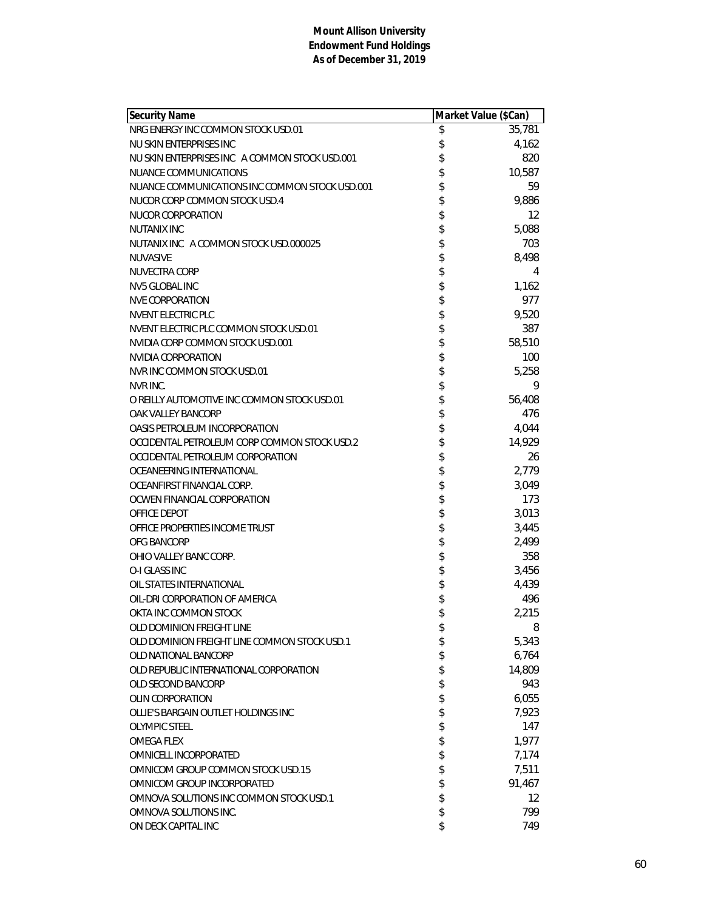**Mount Allison University**
**Endowment Fund Holdings**
**As of December 31, 2019**

| Security Name | Market Value ($Can) |
|---|---|
| NRG ENERGY INC COMMON STOCK USD.01 | $ 35,781 |
| NU SKIN ENTERPRISES INC | $ 4,162 |
| NU SKIN ENTERPRISES INC A COMMON STOCK USD.001 | $ 820 |
| NUANCE COMMUNICATIONS | $ 10,587 |
| NUANCE COMMUNICATIONS INC COMMON STOCK USD.001 | $ 59 |
| NUCOR CORP COMMON STOCK USD.4 | $ 9,886 |
| NUCOR CORPORATION | $ 12 |
| NUTANIX INC | $ 5,088 |
| NUTANIX INC A COMMON STOCK USD.000025 | $ 703 |
| NUVASIVE | $ 8,498 |
| NUVECTRA CORP | $ 4 |
| NV5 GLOBAL INC | $ 1,162 |
| NVE CORPORATION | $ 977 |
| NVENT ELECTRIC PLC | $ 9,520 |
| NVENT ELECTRIC PLC COMMON STOCK USD.01 | $ 387 |
| NVIDIA CORP COMMON STOCK USD.001 | $ 58,510 |
| NVIDIA CORPORATION | $ 100 |
| NVR INC COMMON STOCK USD.01 | $ 5,258 |
| NVR INC. | $ 9 |
| O REILLY AUTOMOTIVE INC COMMON STOCK USD.01 | $ 56,408 |
| OAK VALLEY BANCORP | $ 476 |
| OASIS PETROLEUM INCORPORATION | $ 4,044 |
| OCCIDENTAL PETROLEUM CORP COMMON STOCK USD.2 | $ 14,929 |
| OCCIDENTAL PETROLEUM CORPORATION | $ 26 |
| OCEANEERING INTERNATIONAL | $ 2,779 |
| OCEANFIRST FINANCIAL CORP. | $ 3,049 |
| OCWEN FINANCIAL CORPORATION | $ 173 |
| OFFICE DEPOT | $ 3,013 |
| OFFICE PROPERTIES INCOME TRUST | $ 3,445 |
| OFG BANCORP | $ 2,499 |
| OHIO VALLEY BANC CORP. | $ 358 |
| O-I GLASS INC | $ 3,456 |
| OIL STATES INTERNATIONAL | $ 4,439 |
| OIL-DRI CORPORATION OF AMERICA | $ 496 |
| OKTA INC COMMON STOCK | $ 2,215 |
| OLD DOMINION FREIGHT LINE | $ 8 |
| OLD DOMINION FREIGHT LINE COMMON STOCK USD.1 | $ 5,343 |
| OLD NATIONAL BANCORP | $ 6,764 |
| OLD REPUBLIC INTERNATIONAL CORPORATION | $ 14,809 |
| OLD SECOND BANCORP | $ 943 |
| OLIN CORPORATION | $ 6,055 |
| OLLIE'S BARGAIN OUTLET HOLDINGS INC | $ 7,923 |
| OLYMPIC STEEL | $ 147 |
| OMEGA FLEX | $ 1,977 |
| OMNICELL INCORPORATED | $ 7,174 |
| OMNICOM GROUP COMMON STOCK USD.15 | $ 7,511 |
| OMNICOM GROUP INCORPORATED | $ 91,467 |
| OMNOVA SOLUTIONS INC COMMON STOCK USD.1 | $ 12 |
| OMNOVA SOLUTIONS INC. | $ 799 |
| ON DECK CAPITAL INC | $ 749 |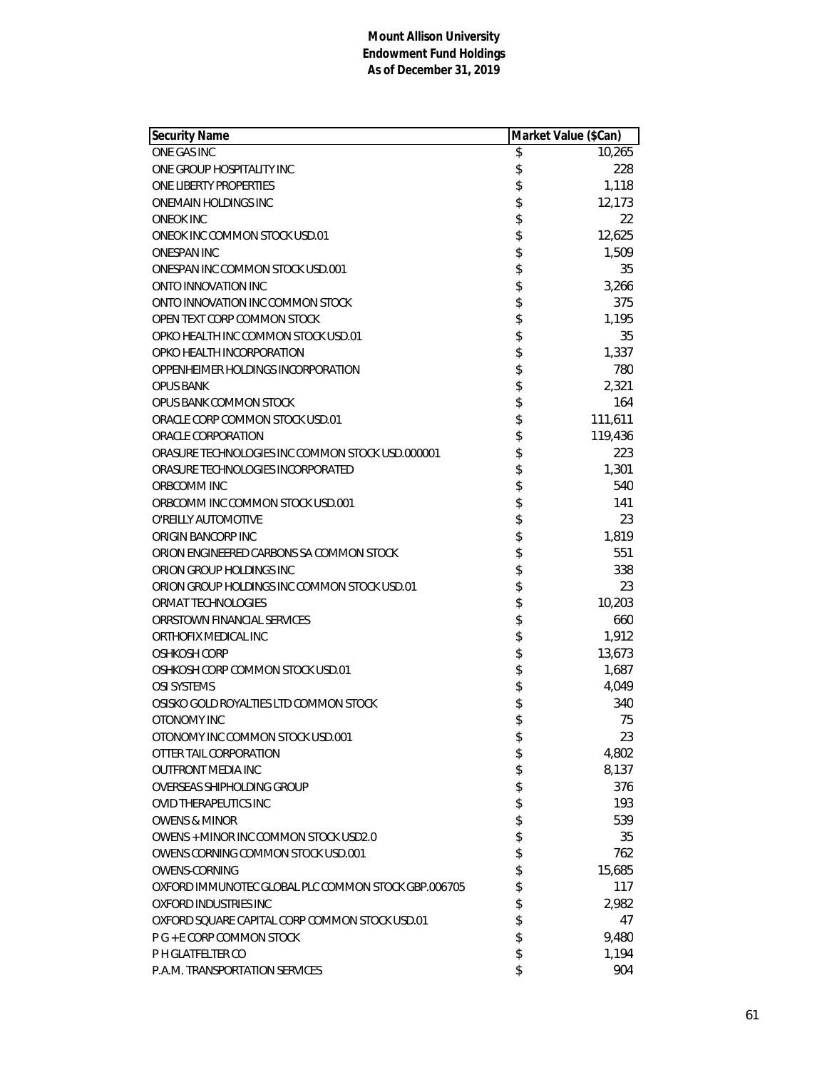**Mount Allison University**
**Endowment Fund Holdings**
**As of December 31, 2019**

| Security Name | Market Value ($Can) |
|---|---|
| ONE GAS INC | $ 10,265 |
| ONE GROUP HOSPITALITY INC | $ 228 |
| ONE LIBERTY PROPERTIES | $ 1,118 |
| ONEMAIN HOLDINGS INC | $ 12,173 |
| ONEOK INC | $ 22 |
| ONEOK INC COMMON STOCK USD.01 | $ 12,625 |
| ONESPAN INC | $ 1,509 |
| ONESPAN INC COMMON STOCK USD.001 | $ 35 |
| ONTO INNOVATION INC | $ 3,266 |
| ONTO INNOVATION INC COMMON STOCK | $ 375 |
| OPEN TEXT CORP COMMON STOCK | $ 1,195 |
| OPKO HEALTH INC COMMON STOCK USD.01 | $ 35 |
| OPKO HEALTH INCORPORATION | $ 1,337 |
| OPPENHEIMER HOLDINGS INCORPORATION | $ 780 |
| OPUS BANK | $ 2,321 |
| OPUS BANK COMMON STOCK | $ 164 |
| ORACLE CORP COMMON STOCK USD.01 | $ 111,611 |
| ORACLE CORPORATION | $ 119,436 |
| ORASURE TECHNOLOGIES INC COMMON STOCK USD.000001 | $ 223 |
| ORASURE TECHNOLOGIES INCORPORATED | $ 1,301 |
| ORBCOMM INC | $ 540 |
| ORBCOMM INC COMMON STOCK USD.001 | $ 141 |
| O'REILLY AUTOMOTIVE | $ 23 |
| ORIGIN BANCORP INC | $ 1,819 |
| ORION ENGINEERED CARBONS SA COMMON STOCK | $ 551 |
| ORION GROUP HOLDINGS INC | $ 338 |
| ORION GROUP HOLDINGS INC COMMON STOCK USD.01 | $ 23 |
| ORMAT TECHNOLOGIES | $ 10,203 |
| ORRSTOWN FINANCIAL SERVICES | $ 660 |
| ORTHOFIX MEDICAL INC | $ 1,912 |
| OSHKOSH CORP | $ 13,673 |
| OSHKOSH CORP COMMON STOCK USD.01 | $ 1,687 |
| OSI SYSTEMS | $ 4,049 |
| OSISKO GOLD ROYALTIES LTD COMMON STOCK | $ 340 |
| OTONOMY INC | $ 75 |
| OTONOMY INC COMMON STOCK USD.001 | $ 23 |
| OTTER TAIL CORPORATION | $ 4,802 |
| OUTFRONT MEDIA INC | $ 8,137 |
| OVERSEAS SHIPHOLDING GROUP | $ 376 |
| OVID THERAPEUTICS INC | $ 193 |
| OWENS & MINOR | $ 539 |
| OWENS + MINOR INC COMMON STOCK USD2.0 | $ 35 |
| OWENS CORNING COMMON STOCK USD.001 | $ 762 |
| OWENS-CORNING | $ 15,685 |
| OXFORD IMMUNOTEC GLOBAL PLC COMMON STOCK GBP.006705 | $ 117 |
| OXFORD INDUSTRIES INC | $ 2,982 |
| OXFORD SQUARE CAPITAL CORP COMMON STOCK USD.01 | $ 47 |
| P G + E CORP COMMON STOCK | $ 9,480 |
| P H GLATFELTER CO | $ 1,194 |
| P.A.M. TRANSPORTATION SERVICES | $ 904 |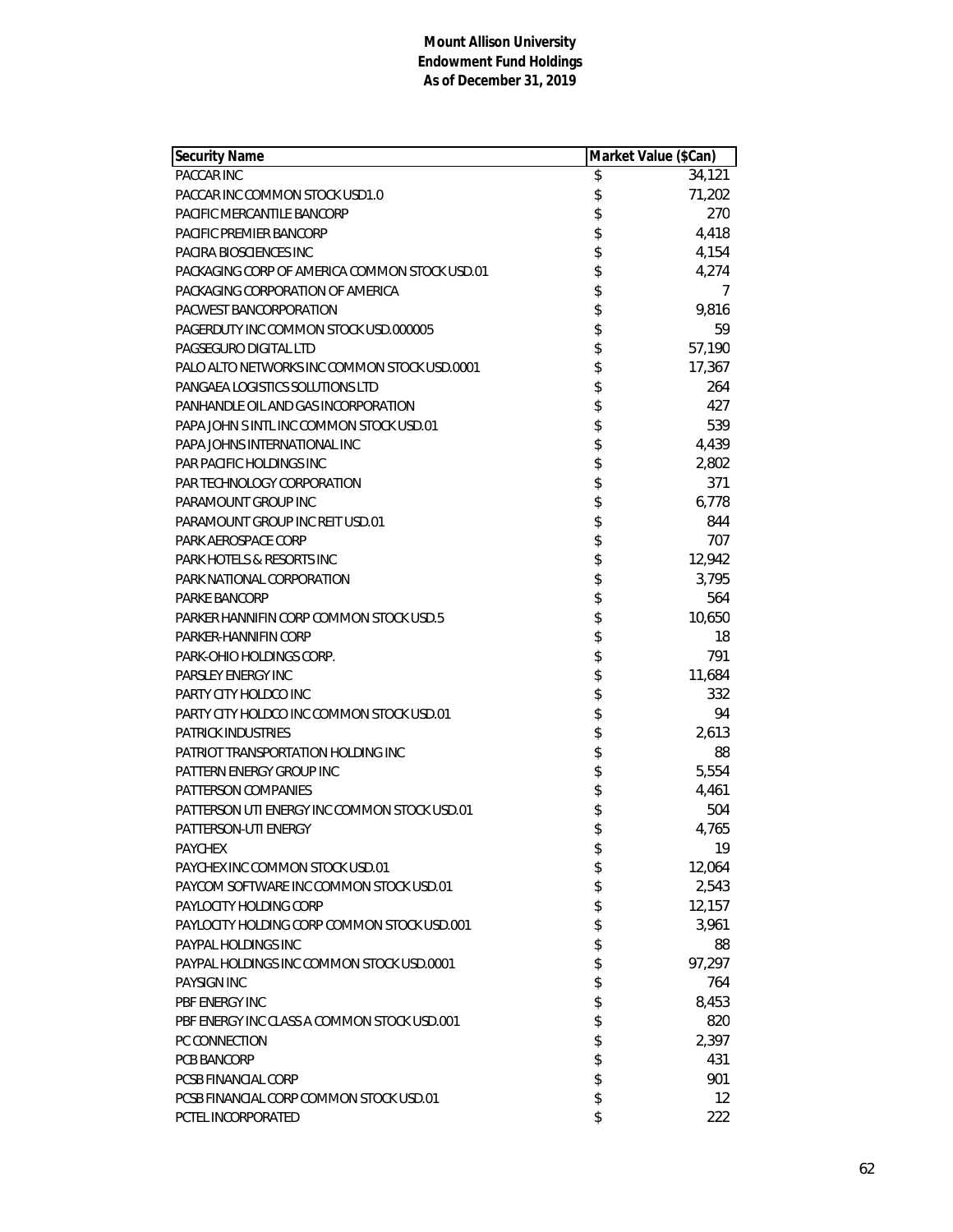**Mount Allison University**
**Endowment Fund Holdings**
**As of December 31, 2019**

| Security Name | Market Value ($Can) |
|---|---|
| PACCAR INC | $ 34,121 |
| PACCAR INC COMMON STOCK USD1.0 | $ 71,202 |
| PACIFIC MERCANTILE BANCORP | $ 270 |
| PACIFIC PREMIER BANCORP | $ 4,418 |
| PACIRA BIOSCIENCES INC | $ 4,154 |
| PACKAGING CORP OF AMERICA COMMON STOCK USD.01 | $ 4,274 |
| PACKAGING CORPORATION OF AMERICA | $ 7 |
| PACWEST BANCORPORATION | $ 9,816 |
| PAGERDUTY INC COMMON STOCK USD.000005 | $ 59 |
| PAGSEGURO DIGITAL LTD | $ 57,190 |
| PALO ALTO NETWORKS INC COMMON STOCK USD.0001 | $ 17,367 |
| PANGAEA LOGISTICS SOLUTIONS LTD | $ 264 |
| PANHANDLE OIL AND GAS INCORPORATION | $ 427 |
| PAPA JOHN S INTL INC COMMON STOCK USD.01 | $ 539 |
| PAPA JOHNS INTERNATIONAL INC | $ 4,439 |
| PAR PACIFIC HOLDINGS INC | $ 2,802 |
| PAR TECHNOLOGY CORPORATION | $ 371 |
| PARAMOUNT GROUP INC | $ 6,778 |
| PARAMOUNT GROUP INC REIT USD.01 | $ 844 |
| PARK AEROSPACE CORP | $ 707 |
| PARK HOTELS & RESORTS INC | $ 12,942 |
| PARK NATIONAL CORPORATION | $ 3,795 |
| PARKE BANCORP | $ 564 |
| PARKER HANNIFIN CORP COMMON STOCK USD.5 | $ 10,650 |
| PARKER-HANNIFIN CORP | $ 18 |
| PARK-OHIO HOLDINGS CORP. | $ 791 |
| PARSLEY ENERGY INC | $ 11,684 |
| PARTY CITY HOLDCO INC | $ 332 |
| PARTY CITY HOLDCO INC COMMON STOCK USD.01 | $ 94 |
| PATRICK INDUSTRIES | $ 2,613 |
| PATRIOT TRANSPORTATION HOLDING INC | $ 88 |
| PATTERN ENERGY GROUP INC | $ 5,554 |
| PATTERSON COMPANIES | $ 4,461 |
| PATTERSON UTI ENERGY INC COMMON STOCK USD.01 | $ 504 |
| PATTERSON-UTI ENERGY | $ 4,765 |
| PAYCHEX | $ 19 |
| PAYCHEX INC COMMON STOCK USD.01 | $ 12,064 |
| PAYCOM SOFTWARE INC COMMON STOCK USD.01 | $ 2,543 |
| PAYLOCITY HOLDING CORP | $ 12,157 |
| PAYLOCITY HOLDING CORP COMMON STOCK USD.001 | $ 3,961 |
| PAYPAL HOLDINGS INC | $ 88 |
| PAYPAL HOLDINGS INC COMMON STOCK USD.0001 | $ 97,297 |
| PAYSIGN INC | $ 764 |
| PBF ENERGY INC | $ 8,453 |
| PBF ENERGY INC CLASS A COMMON STOCK USD.001 | $ 820 |
| PC CONNECTION | $ 2,397 |
| PCB BANCORP | $ 431 |
| PCSB FINANCIAL CORP | $ 901 |
| PCSB FINANCIAL CORP COMMON STOCK USD.01 | $ 12 |
| PCTEL INCORPORATED | $ 222 |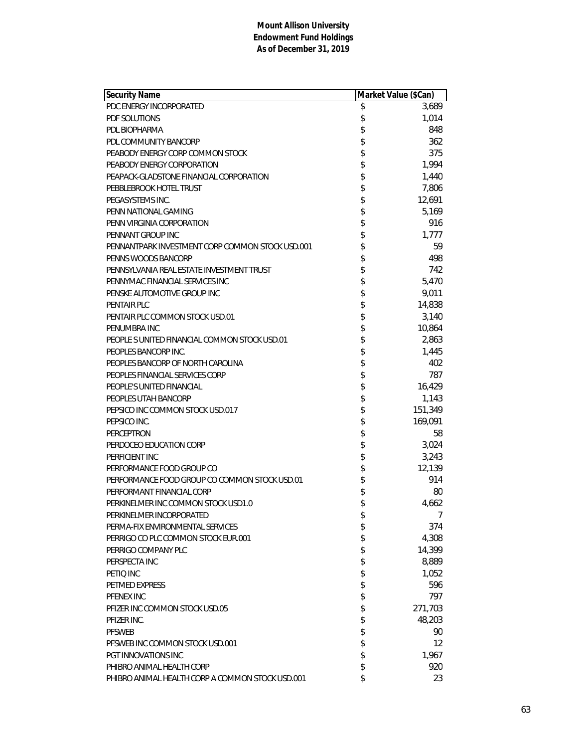**Mount Allison University**
**Endowment Fund Holdings**
**As of December 31, 2019**

| Security Name | Market Value ($Can) |
|---|---|
| PDC ENERGY INCORPORATED | $ 3,689 |
| PDF SOLUTIONS | $ 1,014 |
| PDL BIOPHARMA | $ 848 |
| PDL COMMUNITY BANCORP | $ 362 |
| PEABODY ENERGY CORP COMMON STOCK | $ 375 |
| PEABODY ENERGY CORPORATION | $ 1,994 |
| PEAPACK-GLADSTONE FINANCIAL CORPORATION | $ 1,440 |
| PEBBLEBROOK HOTEL TRUST | $ 7,806 |
| PEGASYSTEMS INC. | $ 12,691 |
| PENN NATIONAL GAMING | $ 5,169 |
| PENN VIRGINIA CORPORATION | $ 916 |
| PENNANT GROUP INC | $ 1,777 |
| PENNANTPARK INVESTMENT CORP COMMON STOCK USD.001 | $ 59 |
| PENNS WOODS BANCORP | $ 498 |
| PENNSYLVANIA REAL ESTATE INVESTMENT TRUST | $ 742 |
| PENNYMAC FINANCIAL SERVICES INC | $ 5,470 |
| PENSKE AUTOMOTIVE GROUP INC | $ 9,011 |
| PENTAIR PLC | $ 14,838 |
| PENTAIR PLC COMMON STOCK USD.01 | $ 3,140 |
| PENUMBRA INC | $ 10,864 |
| PEOPLE S UNITED FINANCIAL COMMON STOCK USD.01 | $ 2,863 |
| PEOPLES BANCORP INC. | $ 1,445 |
| PEOPLES BANCORP OF NORTH CAROLINA | $ 402 |
| PEOPLES FINANCIAL SERVICES CORP | $ 787 |
| PEOPLE'S UNITED FINANCIAL | $ 16,429 |
| PEOPLES UTAH BANCORP | $ 1,143 |
| PEPSICO INC COMMON STOCK USD.017 | $ 151,349 |
| PEPSICO INC. | $ 169,091 |
| PERCEPTRON | $ 58 |
| PERDOCEO EDUCATION CORP | $ 3,024 |
| PERFICIENT INC | $ 3,243 |
| PERFORMANCE FOOD GROUP CO | $ 12,139 |
| PERFORMANCE FOOD GROUP CO COMMON STOCK USD.01 | $ 914 |
| PERFORMANT FINANCIAL CORP | $ 80 |
| PERKINELMER INC COMMON STOCK USD1.0 | $ 4,662 |
| PERKINELMER INCORPORATED | $ 7 |
| PERMA-FIX ENVIRONMENTAL SERVICES | $ 374 |
| PERRIGO CO PLC COMMON STOCK EUR.001 | $ 4,308 |
| PERRIGO COMPANY PLC | $ 14,399 |
| PERSPECTA INC | $ 8,889 |
| PETIQ INC | $ 1,052 |
| PETMED EXPRESS | $ 596 |
| PFENEX INC | $ 797 |
| PFIZER INC COMMON STOCK USD.05 | $ 271,703 |
| PFIZER INC. | $ 48,203 |
| PFSWEB | $ 90 |
| PFSWEB INC COMMON STOCK USD.001 | $ 12 |
| PGT INNOVATIONS INC | $ 1,967 |
| PHIBRO ANIMAL HEALTH CORP | $ 920 |
| PHIBRO ANIMAL HEALTH CORP A COMMON STOCK USD.001 | $ 23 |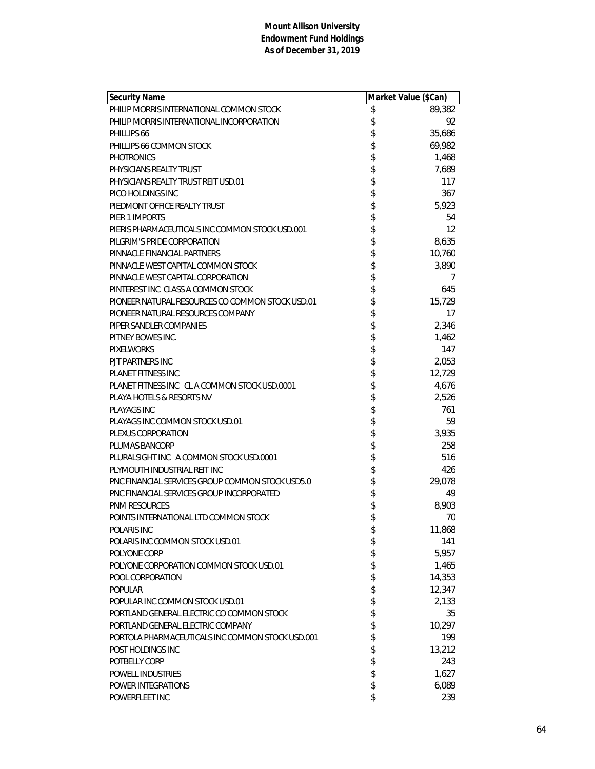# Mount Allison University
## Endowment Fund Holdings
### As of December 31, 2019

| Security Name | Market Value ($Can) |
|---|---|
| PHILIP MORRIS INTERNATIONAL COMMON STOCK | $ 89,382 |
| PHILIP MORRIS INTERNATIONAL INCORPORATION | $ 92 |
| PHILLIPS 66 | $ 35,686 |
| PHILLIPS 66 COMMON STOCK | $ 69,982 |
| PHOTRONICS | $ 1,468 |
| PHYSICIANS REALTY TRUST | $ 7,689 |
| PHYSICIANS REALTY TRUST REIT USD.01 | $ 117 |
| PICO HOLDINGS INC | $ 367 |
| PIEDMONT OFFICE REALTY TRUST | $ 5,923 |
| PIER 1 IMPORTS | $ 54 |
| PIERIS PHARMACEUTICALS INC COMMON STOCK USD.001 | $ 12 |
| PILGRIM'S PRIDE CORPORATION | $ 8,635 |
| PINNACLE FINANCIAL PARTNERS | $ 10,760 |
| PINNACLE WEST CAPITAL COMMON STOCK | $ 3,890 |
| PINNACLE WEST CAPITAL CORPORATION | $ 7 |
| PINTEREST INC CLASS A COMMON STOCK | $ 645 |
| PIONEER NATURAL RESOURCES CO COMMON STOCK USD.01 | $ 15,729 |
| PIONEER NATURAL RESOURCES COMPANY | $ 17 |
| PIPER SANDLER COMPANIES | $ 2,346 |
| PITNEY BOWES INC. | $ 1,462 |
| PIXELWORKS | $ 147 |
| PJT PARTNERS INC | $ 2,053 |
| PLANET FITNESS INC | $ 12,729 |
| PLANET FITNESS INC CL A COMMON STOCK USD.0001 | $ 4,676 |
| PLAYA HOTELS & RESORTS NV | $ 2,526 |
| PLAYAGS INC | $ 761 |
| PLAYAGS INC COMMON STOCK USD.01 | $ 59 |
| PLEXUS CORPORATION | $ 3,935 |
| PLUMAS BANCORP | $ 258 |
| PLURALSIGHT INC A COMMON STOCK USD.0001 | $ 516 |
| PLYMOUTH INDUSTRIAL REIT INC | $ 426 |
| PNC FINANCIAL SERVICES GROUP COMMON STOCK USD5.0 | $ 29,078 |
| PNC FINANCIAL SERVICES GROUP INCORPORATED | $ 49 |
| PNM RESOURCES | $ 8,903 |
| POINTS INTERNATIONAL LTD COMMON STOCK | $ 70 |
| POLARIS INC | $ 11,868 |
| POLARIS INC COMMON STOCK USD.01 | $ 141 |
| POLYONE CORP | $ 5,957 |
| POLYONE CORPORATION COMMON STOCK USD.01 | $ 1,465 |
| POOL CORPORATION | $ 14,353 |
| POPULAR | $ 12,347 |
| POPULAR INC COMMON STOCK USD.01 | $ 2,133 |
| PORTLAND GENERAL ELECTRIC CO COMMON STOCK | $ 35 |
| PORTLAND GENERAL ELECTRIC COMPANY | $ 10,297 |
| PORTOLA PHARMACEUTICALS INC COMMON STOCK USD.001 | $ 199 |
| POST HOLDINGS INC | $ 13,212 |
| POTBELLY CORP | $ 243 |
| POWELL INDUSTRIES | $ 1,627 |
| POWER INTEGRATIONS | $ 6,089 |
| POWERFLEET INC | $ 239 |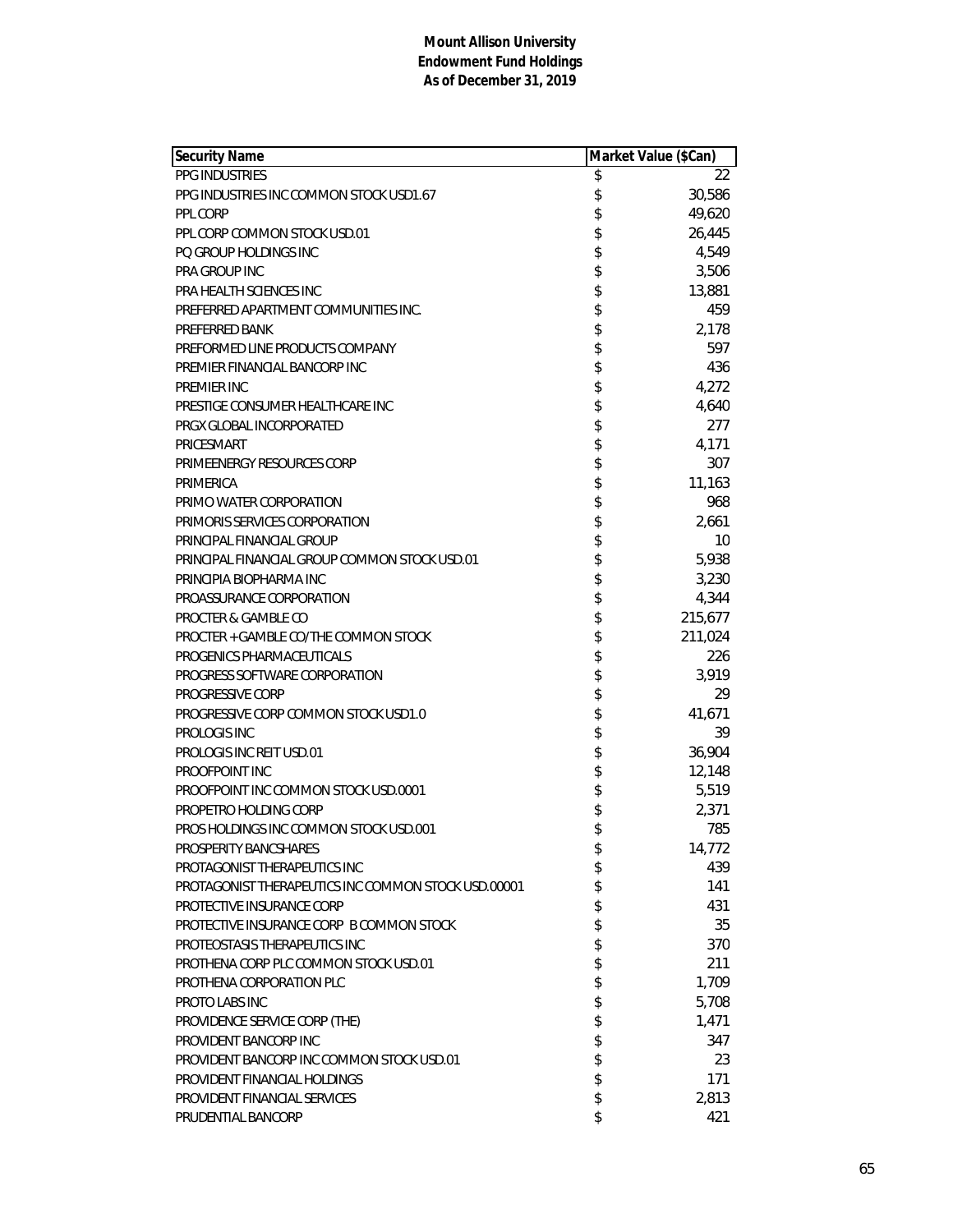**Mount Allison University**
**Endowment Fund Holdings**
**As of December 31, 2019**

| Security Name | Market Value ($Can) |
|---|---|
| PPG INDUSTRIES | $ 22 |
| PPG INDUSTRIES INC COMMON STOCK USD1.67 | $ 30,586 |
| PPL CORP | $ 49,620 |
| PPL CORP COMMON STOCK USD.01 | $ 26,445 |
| PQ GROUP HOLDINGS INC | $ 4,549 |
| PRA GROUP INC | $ 3,506 |
| PRA HEALTH SCIENCES INC | $ 13,881 |
| PREFERRED APARTMENT COMMUNITIES INC. | $ 459 |
| PREFERRED BANK | $ 2,178 |
| PREFORMED LINE PRODUCTS COMPANY | $ 597 |
| PREMIER FINANCIAL BANCORP INC | $ 436 |
| PREMIER INC | $ 4,272 |
| PRESTIGE CONSUMER HEALTHCARE INC | $ 4,640 |
| PRGX GLOBAL INCORPORATED | $ 277 |
| PRICESMART | $ 4,171 |
| PRIMEENERGY RESOURCES CORP | $ 307 |
| PRIMERICA | $ 11,163 |
| PRIMO WATER CORPORATION | $ 968 |
| PRIMORIS SERVICES CORPORATION | $ 2,661 |
| PRINCIPAL FINANCIAL GROUP | $ 10 |
| PRINCIPAL FINANCIAL GROUP COMMON STOCK USD.01 | $ 5,938 |
| PRINCIPIA BIOPHARMA INC | $ 3,230 |
| PROASSURANCE CORPORATION | $ 4,344 |
| PROCTER & GAMBLE CO | $ 215,677 |
| PROCTER + GAMBLE CO/THE COMMON STOCK | $ 211,024 |
| PROGENICS PHARMACEUTICALS | $ 226 |
| PROGRESS SOFTWARE CORPORATION | $ 3,919 |
| PROGRESSIVE CORP | $ 29 |
| PROGRESSIVE CORP COMMON STOCK USD1.0 | $ 41,671 |
| PROLOGIS INC | $ 39 |
| PROLOGIS INC REIT USD.01 | $ 36,904 |
| PROOFPOINT INC | $ 12,148 |
| PROOFPOINT INC COMMON STOCK USD.0001 | $ 5,519 |
| PROPETRO HOLDING CORP | $ 2,371 |
| PROS HOLDINGS INC COMMON STOCK USD.001 | $ 785 |
| PROSPERITY BANCSHARES | $ 14,772 |
| PROTAGONIST THERAPEUTICS INC | $ 439 |
| PROTAGONIST THERAPEUTICS INC COMMON STOCK USD.00001 | $ 141 |
| PROTECTIVE INSURANCE CORP | $ 431 |
| PROTECTIVE INSURANCE CORP B COMMON STOCK | $ 35 |
| PROTEOSTASIS THERAPEUTICS INC | $ 370 |
| PROTHENA CORP PLC COMMON STOCK USD.01 | $ 211 |
| PROTHENA CORPORATION PLC | $ 1,709 |
| PROTO LABS INC | $ 5,708 |
| PROVIDENCE SERVICE CORP (THE) | $ 1,471 |
| PROVIDENT BANCORP INC | $ 347 |
| PROVIDENT BANCORP INC COMMON STOCK USD.01 | $ 23 |
| PROVIDENT FINANCIAL HOLDINGS | $ 171 |
| PROVIDENT FINANCIAL SERVICES | $ 2,813 |
| PRUDENTIAL BANCORP | $ 421 |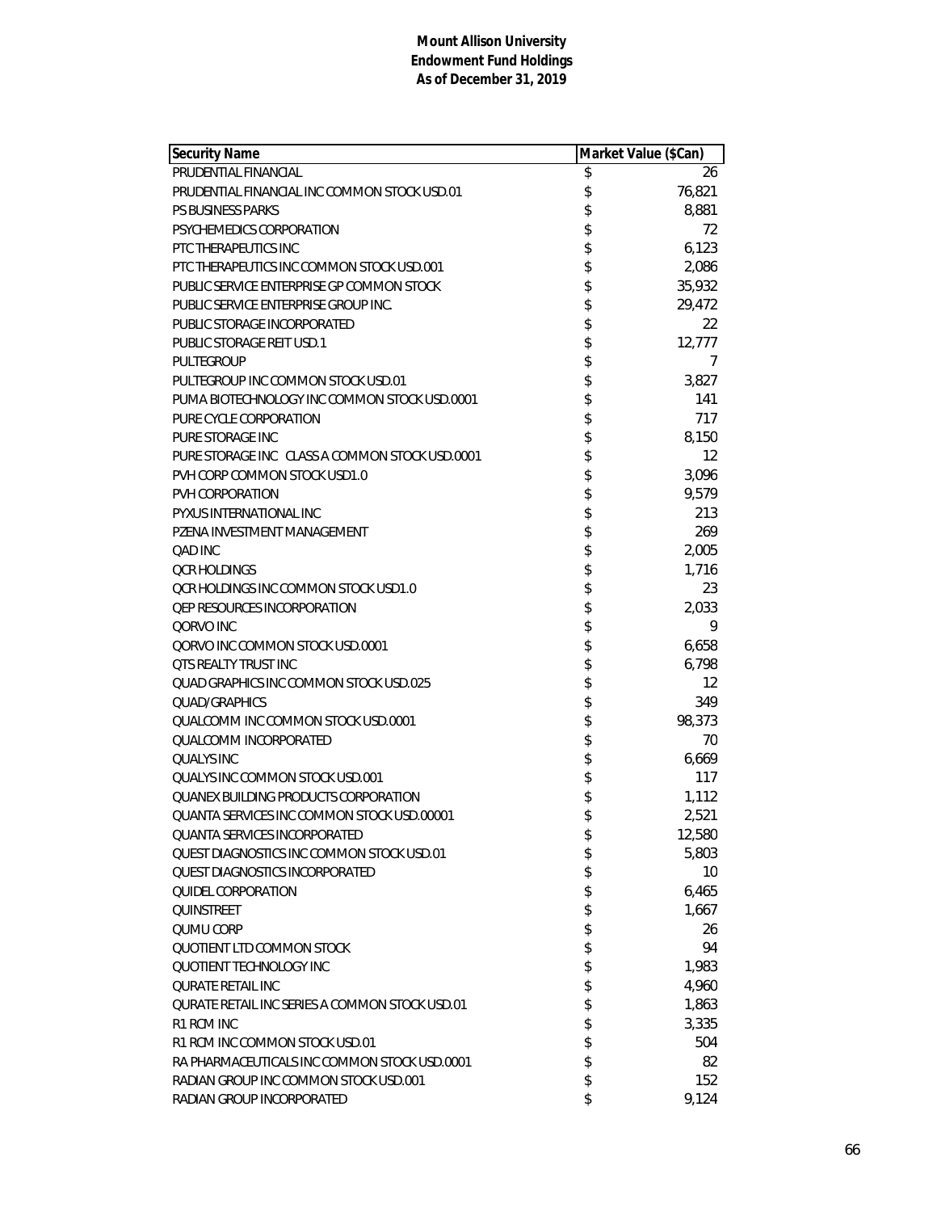**Mount Allison University**
**Endowment Fund Holdings**
**As of December 31, 2019**

| Security Name | Market Value ($Can) |
|---|---|
| PRUDENTIAL FINANCIAL | $ 26 |
| PRUDENTIAL FINANCIAL INC COMMON STOCK USD.01 | $ 76,821 |
| PS BUSINESS PARKS | $ 8,881 |
| PSYCHEMEDICS CORPORATION | $ 72 |
| PTC THERAPEUTICS INC | $ 6,123 |
| PTC THERAPEUTICS INC COMMON STOCK USD.001 | $ 2,086 |
| PUBLIC SERVICE ENTERPRISE GP COMMON STOCK | $ 35,932 |
| PUBLIC SERVICE ENTERPRISE GROUP INC. | $ 29,472 |
| PUBLIC STORAGE INCORPORATED | $ 22 |
| PUBLIC STORAGE REIT USD.1 | $ 12,777 |
| PULTEGROUP | $ 7 |
| PULTEGROUP INC COMMON STOCK USD.01 | $ 3,827 |
| PUMA BIOTECHNOLOGY INC COMMON STOCK USD.0001 | $ 141 |
| PURE CYCLE CORPORATION | $ 717 |
| PURE STORAGE INC | $ 8,150 |
| PURE STORAGE INC CLASS A COMMON STOCK USD.0001 | $ 12 |
| PVH CORP COMMON STOCK USD1.0 | $ 3,096 |
| PVH CORPORATION | $ 9,579 |
| PYXUS INTERNATIONAL INC | $ 213 |
| PZENA INVESTMENT MANAGEMENT | $ 269 |
| QAD INC | $ 2,005 |
| QCR HOLDINGS | $ 1,716 |
| QCR HOLDINGS INC COMMON STOCK USD1.0 | $ 23 |
| QEP RESOURCES INCORPORATION | $ 2,033 |
| QORVO INC | $ 9 |
| QORVO INC COMMON STOCK USD.0001 | $ 6,658 |
| QTS REALTY TRUST INC | $ 6,798 |
| QUAD GRAPHICS INC COMMON STOCK USD.025 | $ 12 |
| QUAD/GRAPHICS | $ 349 |
| QUALCOMM INC COMMON STOCK USD.0001 | $ 98,373 |
| QUALCOMM INCORPORATED | $ 70 |
| QUALYS INC | $ 6,669 |
| QUALYS INC COMMON STOCK USD.001 | $ 117 |
| QUANEX BUILDING PRODUCTS CORPORATION | $ 1,112 |
| QUANTA SERVICES INC COMMON STOCK USD.00001 | $ 2,521 |
| QUANTA SERVICES INCORPORATED | $ 12,580 |
| QUEST DIAGNOSTICS INC COMMON STOCK USD.01 | $ 5,803 |
| QUEST DIAGNOSTICS INCORPORATED | $ 10 |
| QUIDEL CORPORATION | $ 6,465 |
| QUINSTREET | $ 1,667 |
| QUMU CORP | $ 26 |
| QUOTIENT LTD COMMON STOCK | $ 94 |
| QUOTIENT TECHNOLOGY INC | $ 1,983 |
| QURATE RETAIL INC | $ 4,960 |
| QURATE RETAIL INC SERIES A COMMON STOCK USD.01 | $ 1,863 |
| R1 RCM INC | $ 3,335 |
| R1 RCM INC COMMON STOCK USD.01 | $ 504 |
| RA PHARMACEUTICALS INC COMMON STOCK USD.0001 | $ 82 |
| RADIAN GROUP INC COMMON STOCK USD.001 | $ 152 |
| RADIAN GROUP INCORPORATED | $ 9,124 |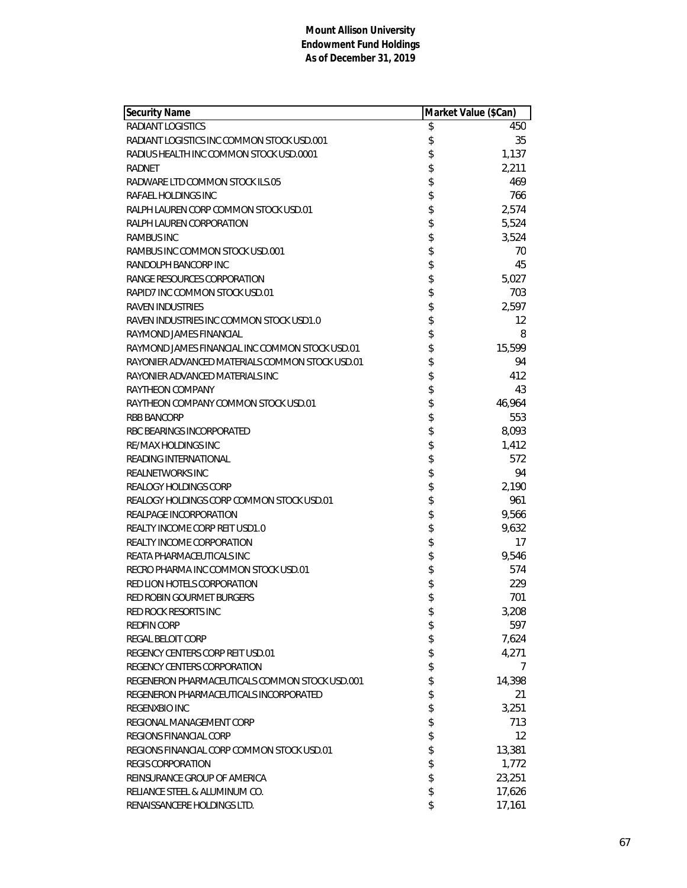**Mount Allison University**
**Endowment Fund Holdings**
**As of December 31, 2019**

| Security Name | Market Value ($Can) |
|---|---|
| RADIANT LOGISTICS | $ 450 |
| RADIANT LOGISTICS INC COMMON STOCK USD.001 | $ 35 |
| RADIUS HEALTH INC COMMON STOCK USD.0001 | $ 1,137 |
| RADNET | $ 2,211 |
| RADWARE LTD COMMON STOCK ILS.05 | $ 469 |
| RAFAEL HOLDINGS INC | $ 766 |
| RALPH LAUREN CORP COMMON STOCK USD.01 | $ 2,574 |
| RALPH LAUREN CORPORATION | $ 5,524 |
| RAMBUS INC | $ 3,524 |
| RAMBUS INC COMMON STOCK USD.001 | $ 70 |
| RANDOLPH BANCORP INC | $ 45 |
| RANGE RESOURCES CORPORATION | $ 5,027 |
| RAPID7 INC COMMON STOCK USD.01 | $ 703 |
| RAVEN INDUSTRIES | $ 2,597 |
| RAVEN INDUSTRIES INC COMMON STOCK USD1.0 | $ 12 |
| RAYMOND JAMES FINANCIAL | $ 8 |
| RAYMOND JAMES FINANCIAL INC COMMON STOCK USD.01 | $ 15,599 |
| RAYONIER ADVANCED MATERIALS COMMON STOCK USD.01 | $ 94 |
| RAYONIER ADVANCED MATERIALS INC | $ 412 |
| RAYTHEON COMPANY | $ 43 |
| RAYTHEON COMPANY COMMON STOCK USD.01 | $ 46,964 |
| RBB BANCORP | $ 553 |
| RBC BEARINGS INCORPORATED | $ 8,093 |
| RE/MAX HOLDINGS INC | $ 1,412 |
| READING INTERNATIONAL | $ 572 |
| REALNETWORKS INC | $ 94 |
| REALOGY HOLDINGS CORP | $ 2,190 |
| REALOGY HOLDINGS CORP COMMON STOCK USD.01 | $ 961 |
| REALPAGE INCORPORATION | $ 9,566 |
| REALTY INCOME CORP REIT USD1.0 | $ 9,632 |
| REALTY INCOME CORPORATION | $ 17 |
| REATA PHARMACEUTICALS INC | $ 9,546 |
| RECRO PHARMA INC COMMON STOCK USD.01 | $ 574 |
| RED LION HOTELS CORPORATION | $ 229 |
| RED ROBIN GOURMET BURGERS | $ 701 |
| RED ROCK RESORTS INC | $ 3,208 |
| REDFIN CORP | $ 597 |
| REGAL BELOIT CORP | $ 7,624 |
| REGENCY CENTERS CORP REIT USD.01 | $ 4,271 |
| REGENCY CENTERS CORPORATION | $ 7 |
| REGENERON PHARMACEUTICALS COMMON STOCK USD.001 | $ 14,398 |
| REGENERON PHARMACEUTICALS INCORPORATED | $ 21 |
| REGENXBIO INC | $ 3,251 |
| REGIONAL MANAGEMENT CORP | $ 713 |
| REGIONS FINANCIAL CORP | $ 12 |
| REGIONS FINANCIAL CORP COMMON STOCK USD.01 | $ 13,381 |
| REGIS CORPORATION | $ 1,772 |
| REINSURANCE GROUP OF AMERICA | $ 23,251 |
| RELIANCE STEEL & ALUMINUM CO. | $ 17,626 |
| RENAISSANCERE HOLDINGS LTD. | $ 17,161 |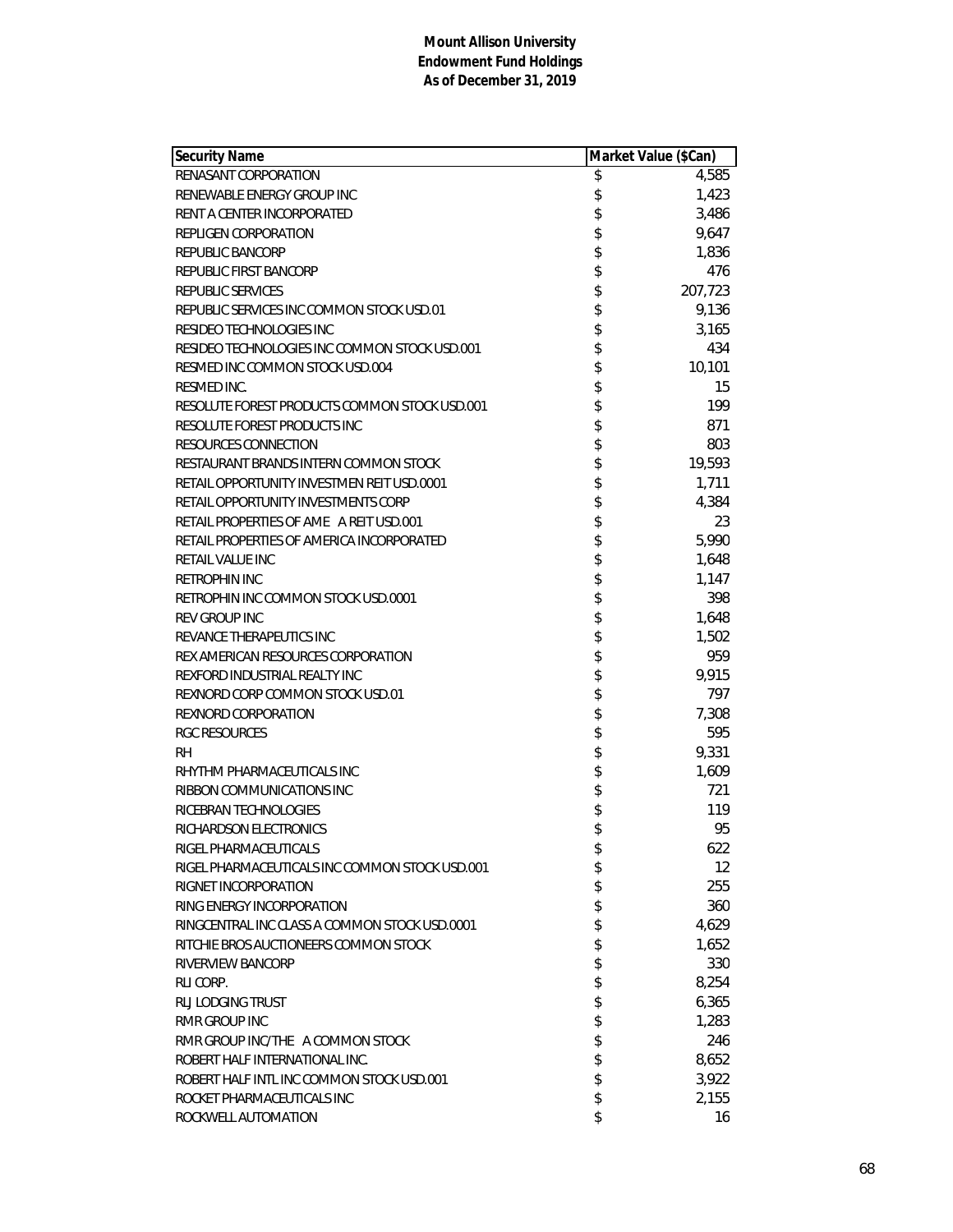**Mount Allison University**
**Endowment Fund Holdings**
**As of December 31, 2019**

| Security Name | Market Value ($Can) |
|---|---|
| RENASANT CORPORATION | $ 4,585 |
| RENEWABLE ENERGY GROUP INC | $ 1,423 |
| RENT A CENTER INCORPORATED | $ 3,486 |
| REPLIGEN CORPORATION | $ 9,647 |
| REPUBLIC BANCORP | $ 1,836 |
| REPUBLIC FIRST BANCORP | $ 476 |
| REPUBLIC SERVICES | $ 207,723 |
| REPUBLIC SERVICES INC COMMON STOCK USD.01 | $ 9,136 |
| RESIDEO TECHNOLOGIES INC | $ 3,165 |
| RESIDEO TECHNOLOGIES INC COMMON STOCK USD.001 | $ 434 |
| RESMED INC COMMON STOCK USD.004 | $ 10,101 |
| RESMED INC. | $ 15 |
| RESOLUTE FOREST PRODUCTS COMMON STOCK USD.001 | $ 199 |
| RESOLUTE FOREST PRODUCTS INC | $ 871 |
| RESOURCES CONNECTION | $ 803 |
| RESTAURANT BRANDS INTERN COMMON STOCK | $ 19,593 |
| RETAIL OPPORTUNITY INVESTMEN REIT USD.0001 | $ 1,711 |
| RETAIL OPPORTUNITY INVESTMENTS CORP | $ 4,384 |
| RETAIL PROPERTIES OF AME A REIT USD.001 | $ 23 |
| RETAIL PROPERTIES OF AMERICA INCORPORATED | $ 5,990 |
| RETAIL VALUE INC | $ 1,648 |
| RETROPHIN INC | $ 1,147 |
| RETROPHIN INC COMMON STOCK USD.0001 | $ 398 |
| REV GROUP INC | $ 1,648 |
| REVANCE THERAPEUTICS INC | $ 1,502 |
| REX AMERICAN RESOURCES CORPORATION | $ 959 |
| REXFORD INDUSTRIAL REALTY INC | $ 9,915 |
| REXNORD CORP COMMON STOCK USD.01 | $ 797 |
| REXNORD CORPORATION | $ 7,308 |
| RGC RESOURCES | $ 595 |
| RH | $ 9,331 |
| RHYTHM PHARMACEUTICALS INC | $ 1,609 |
| RIBBON COMMUNICATIONS INC | $ 721 |
| RICEBRAN TECHNOLOGIES | $ 119 |
| RICHARDSON ELECTRONICS | $ 95 |
| RIGEL PHARMACEUTICALS | $ 622 |
| RIGEL PHARMACEUTICALS INC COMMON STOCK USD.001 | $ 12 |
| RIGNET INCORPORATION | $ 255 |
| RING ENERGY INCORPORATION | $ 360 |
| RINGCENTRAL INC CLASS A COMMON STOCK USD.0001 | $ 4,629 |
| RITCHIE BROS AUCTIONEERS COMMON STOCK | $ 1,652 |
| RIVERVIEW BANCORP | $ 330 |
| RLI CORP. | $ 8,254 |
| RLJ LODGING TRUST | $ 6,365 |
| RMR GROUP INC | $ 1,283 |
| RMR GROUP INC/THE A COMMON STOCK | $ 246 |
| ROBERT HALF INTERNATIONAL INC. | $ 8,652 |
| ROBERT HALF INTL INC COMMON STOCK USD.001 | $ 3,922 |
| ROCKET PHARMACEUTICALS INC | $ 2,155 |
| ROCKWELL AUTOMATION | $ 16 |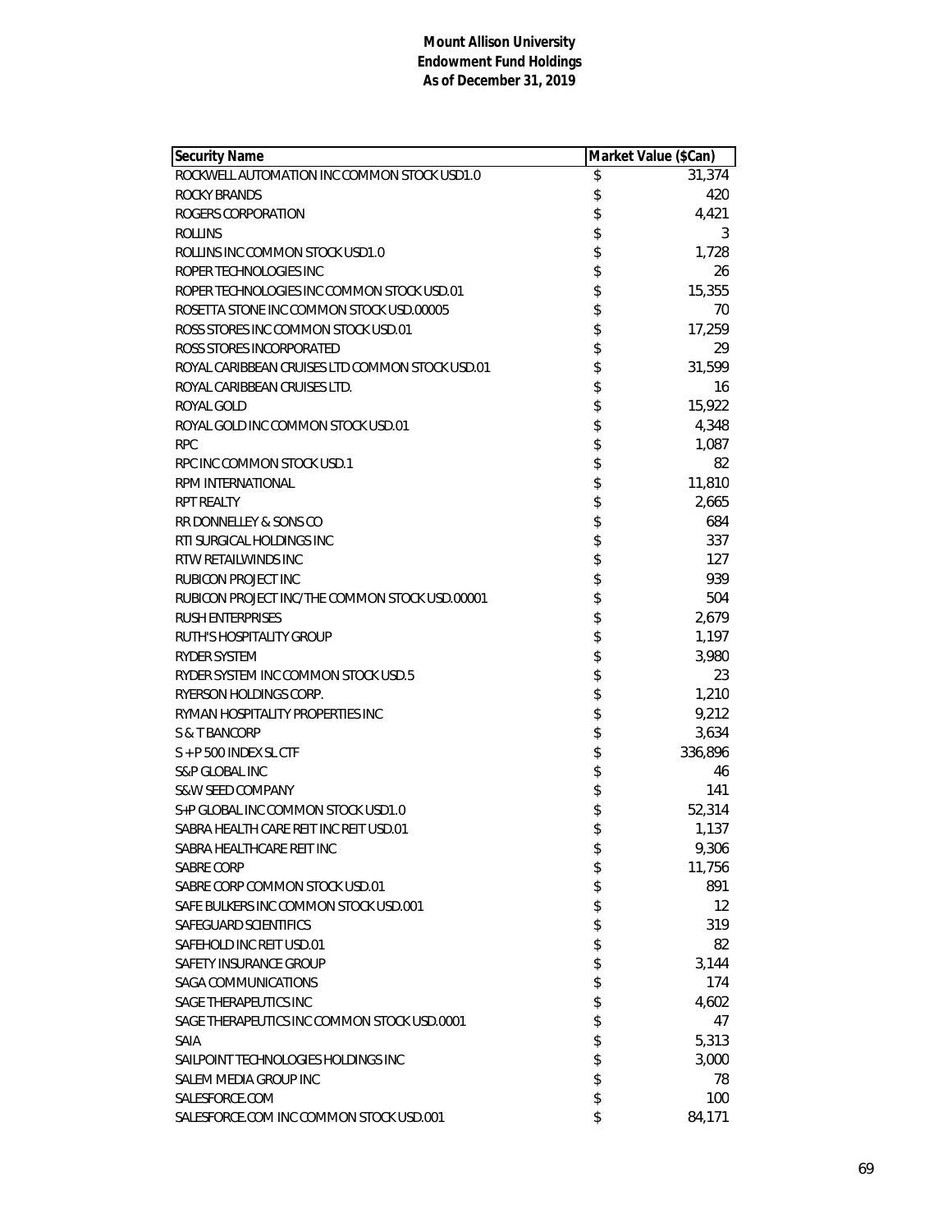**Mount Allison University**
**Endowment Fund Holdings**
**As of December 31, 2019**

| Security Name | Market Value ($Can) |
|---|---|
| ROCKWELL AUTOMATION INC COMMON STOCK USD1.0 | $ 31,374 |
| ROCKY BRANDS | $ 420 |
| ROGERS CORPORATION | $ 4,421 |
| ROLLINS | $ 3 |
| ROLLINS INC COMMON STOCK USD1.0 | $ 1,728 |
| ROPER TECHNOLOGIES INC | $ 26 |
| ROPER TECHNOLOGIES INC COMMON STOCK USD.01 | $ 15,355 |
| ROSETTA STONE INC COMMON STOCK USD.00005 | $ 70 |
| ROSS STORES INC COMMON STOCK USD.01 | $ 17,259 |
| ROSS STORES INCORPORATED | $ 29 |
| ROYAL CARIBBEAN CRUISES LTD COMMON STOCK USD.01 | $ 31,599 |
| ROYAL CARIBBEAN CRUISES LTD. | $ 16 |
| ROYAL GOLD | $ 15,922 |
| ROYAL GOLD INC COMMON STOCK USD.01 | $ 4,348 |
| RPC | $ 1,087 |
| RPC INC COMMON STOCK USD.1 | $ 82 |
| RPM INTERNATIONAL | $ 11,810 |
| RPT REALTY | $ 2,665 |
| RR DONNELLEY & SONS CO | $ 684 |
| RTI SURGICAL HOLDINGS INC | $ 337 |
| RTW RETAILWINDS INC | $ 127 |
| RUBICON PROJECT INC | $ 939 |
| RUBICON PROJECT INC/THE COMMON STOCK USD.00001 | $ 504 |
| RUSH ENTERPRISES | $ 2,679 |
| RUTH'S HOSPITALITY GROUP | $ 1,197 |
| RYDER SYSTEM | $ 3,980 |
| RYDER SYSTEM INC COMMON STOCK USD.5 | $ 23 |
| RYERSON HOLDINGS CORP. | $ 1,210 |
| RYMAN HOSPITALITY PROPERTIES INC | $ 9,212 |
| S & T BANCORP | $ 3,634 |
| S + P 500 INDEX SL CTF | $ 336,896 |
| S&P GLOBAL INC | $ 46 |
| S&W SEED COMPANY | $ 141 |
| S+P GLOBAL INC COMMON STOCK USD1.0 | $ 52,314 |
| SABRA HEALTH CARE REIT INC REIT USD.01 | $ 1,137 |
| SABRA HEALTHCARE REIT INC | $ 9,306 |
| SABRE CORP | $ 11,756 |
| SABRE CORP COMMON STOCK USD.01 | $ 891 |
| SAFE BULKERS INC COMMON STOCK USD.001 | $ 12 |
| SAFEGUARD SCIENTIFICS | $ 319 |
| SAFEHOLD INC REIT USD.01 | $ 82 |
| SAFETY INSURANCE GROUP | $ 3,144 |
| SAGA COMMUNICATIONS | $ 174 |
| SAGE THERAPEUTICS INC | $ 4,602 |
| SAGE THERAPEUTICS INC COMMON STOCK USD.0001 | $ 47 |
| SAIA | $ 5,313 |
| SAILPOINT TECHNOLOGIES HOLDINGS INC | $ 3,000 |
| SALEM MEDIA GROUP INC | $ 78 |
| SALESFORCE.COM | $ 100 |
| SALESFORCE.COM INC COMMON STOCK USD.001 | $ 84,171 |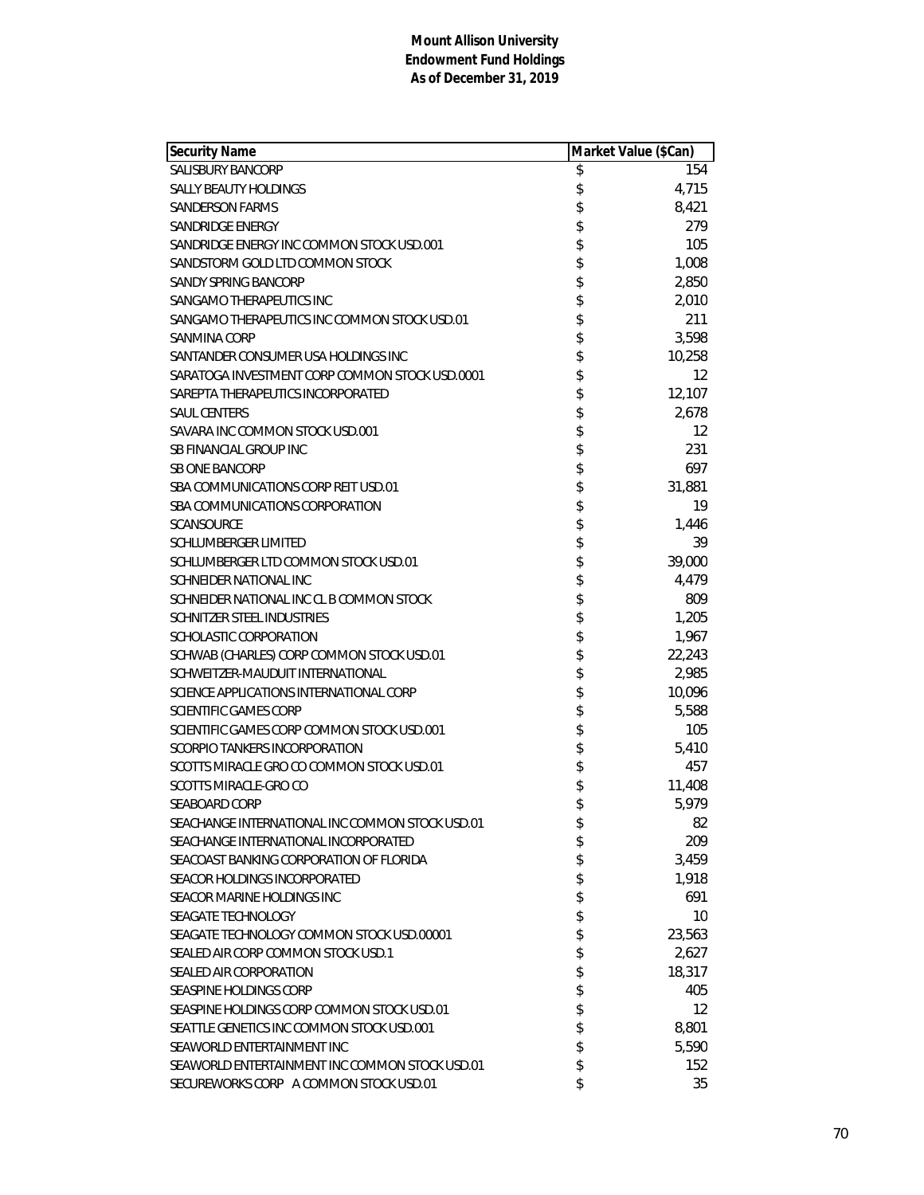**Mount Allison University**
**Endowment Fund Holdings**
**As of December 31, 2019**

| Security Name | Market Value ($Can) |
|---|---|
| SALISBURY BANCORP | $ 154 |
| SALLY BEAUTY HOLDINGS | $ 4,715 |
| SANDERSON FARMS | $ 8,421 |
| SANDRIDGE ENERGY | $ 279 |
| SANDRIDGE ENERGY INC COMMON STOCK USD.001 | $ 105 |
| SANDSTORM GOLD LTD COMMON STOCK | $ 1,008 |
| SANDY SPRING BANCORP | $ 2,850 |
| SANGAMO THERAPEUTICS INC | $ 2,010 |
| SANGAMO THERAPEUTICS INC COMMON STOCK USD.01 | $ 211 |
| SANMINA CORP | $ 3,598 |
| SANTANDER CONSUMER USA HOLDINGS INC | $ 10,258 |
| SARATOGA INVESTMENT CORP COMMON STOCK USD.0001 | $ 12 |
| SAREPTA THERAPEUTICS INCORPORATED | $ 12,107 |
| SAUL CENTERS | $ 2,678 |
| SAVARA INC COMMON STOCK USD.001 | $ 12 |
| SB FINANCIAL GROUP INC | $ 231 |
| SB ONE BANCORP | $ 697 |
| SBA COMMUNICATIONS CORP REIT USD.01 | $ 31,881 |
| SBA COMMUNICATIONS CORPORATION | $ 19 |
| SCANSOURCE | $ 1,446 |
| SCHLUMBERGER LIMITED | $ 39 |
| SCHLUMBERGER LTD COMMON STOCK USD.01 | $ 39,000 |
| SCHNEIDER NATIONAL INC | $ 4,479 |
| SCHNEIDER NATIONAL INC CL B COMMON STOCK | $ 809 |
| SCHNITZER STEEL INDUSTRIES | $ 1,205 |
| SCHOLASTIC CORPORATION | $ 1,967 |
| SCHWAB (CHARLES) CORP COMMON STOCK USD.01 | $ 22,243 |
| SCHWEITZER-MAUDUIT INTERNATIONAL | $ 2,985 |
| SCIENCE APPLICATIONS INTERNATIONAL CORP | $ 10,096 |
| SCIENTIFIC GAMES CORP | $ 5,588 |
| SCIENTIFIC GAMES CORP COMMON STOCK USD.001 | $ 105 |
| SCORPIO TANKERS INCORPORATION | $ 5,410 |
| SCOTTS MIRACLE GRO CO COMMON STOCK USD.01 | $ 457 |
| SCOTTS MIRACLE-GRO CO | $ 11,408 |
| SEABOARD CORP | $ 5,979 |
| SEACHANGE INTERNATIONAL INC COMMON STOCK USD.01 | $ 82 |
| SEACHANGE INTERNATIONAL INCORPORATED | $ 209 |
| SEACOAST BANKING CORPORATION OF FLORIDA | $ 3,459 |
| SEACOR HOLDINGS INCORPORATED | $ 1,918 |
| SEACOR MARINE HOLDINGS INC | $ 691 |
| SEAGATE TECHNOLOGY | $ 10 |
| SEAGATE TECHNOLOGY COMMON STOCK USD.00001 | $ 23,563 |
| SEALED AIR CORP COMMON STOCK USD.1 | $ 2,627 |
| SEALED AIR CORPORATION | $ 18,317 |
| SEASPINE HOLDINGS CORP | $ 405 |
| SEASPINE HOLDINGS CORP COMMON STOCK USD.01 | $ 12 |
| SEATTLE GENETICS INC COMMON STOCK USD.001 | $ 8,801 |
| SEAWORLD ENTERTAINMENT INC | $ 5,590 |
| SEAWORLD ENTERTAINMENT INC COMMON STOCK USD.01 | $ 152 |
| SECUREWORKS CORP A COMMON STOCK USD.01 | $ 35 |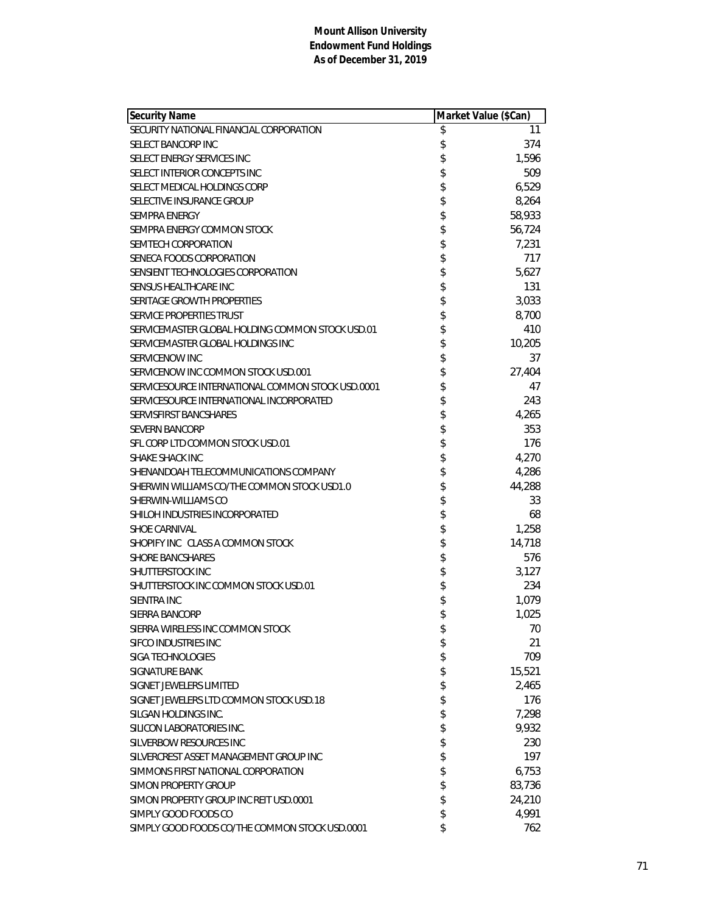**Mount Allison University**
**Endowment Fund Holdings**
**As of December 31, 2019**

| Security Name | Market Value ($Can) |
|---|---|
| SECURITY NATIONAL FINANCIAL CORPORATION | $ 11 |
| SELECT BANCORP INC | $ 374 |
| SELECT ENERGY SERVICES INC | $ 1,596 |
| SELECT INTERIOR CONCEPTS INC | $ 509 |
| SELECT MEDICAL HOLDINGS CORP | $ 6,529 |
| SELECTIVE INSURANCE GROUP | $ 8,264 |
| SEMPRA ENERGY | $ 58,933 |
| SEMPRA ENERGY COMMON STOCK | $ 56,724 |
| SEMTECH CORPORATION | $ 7,231 |
| SENECA FOODS CORPORATION | $ 717 |
| SENSIENT TECHNOLOGIES CORPORATION | $ 5,627 |
| SENSUS HEALTHCARE INC | $ 131 |
| SERITAGE GROWTH PROPERTIES | $ 3,033 |
| SERVICE PROPERTIES TRUST | $ 8,700 |
| SERVICEMASTER GLOBAL HOLDING COMMON STOCK USD.01 | $ 410 |
| SERVICEMASTER GLOBAL HOLDINGS INC | $ 10,205 |
| SERVICENOW INC | $ 37 |
| SERVICENOW INC COMMON STOCK USD.001 | $ 27,404 |
| SERVICESOURCE INTERNATIONAL COMMON STOCK USD.0001 | $ 47 |
| SERVICESOURCE INTERNATIONAL INCORPORATED | $ 243 |
| SERVISFIRST BANCSHARES | $ 4,265 |
| SEVERN BANCORP | $ 353 |
| SFL CORP LTD COMMON STOCK USD.01 | $ 176 |
| SHAKE SHACK INC | $ 4,270 |
| SHENANDOAH TELECOMMUNICATIONS COMPANY | $ 4,286 |
| SHERWIN WILLIAMS CO/THE COMMON STOCK USD1.0 | $ 44,288 |
| SHERWIN-WILLIAMS CO | $ 33 |
| SHILOH INDUSTRIES INCORPORATED | $ 68 |
| SHOE CARNIVAL | $ 1,258 |
| SHOPIFY INC CLASS A COMMON STOCK | $ 14,718 |
| SHORE BANCSHARES | $ 576 |
| SHUTTERSTOCK INC | $ 3,127 |
| SHUTTERSTOCK INC COMMON STOCK USD.01 | $ 234 |
| SIENTRA INC | $ 1,079 |
| SIERRA BANCORP | $ 1,025 |
| SIERRA WIRELESS INC COMMON STOCK | $ 70 |
| SIFCO INDUSTRIES INC | $ 21 |
| SIGA TECHNOLOGIES | $ 709 |
| SIGNATURE BANK | $ 15,521 |
| SIGNET JEWELERS LIMITED | $ 2,465 |
| SIGNET JEWELERS LTD COMMON STOCK USD.18 | $ 176 |
| SILGAN HOLDINGS INC. | $ 7,298 |
| SILICON LABORATORIES INC. | $ 9,932 |
| SILVERBOW RESOURCES INC | $ 230 |
| SILVERCREST ASSET MANAGEMENT GROUP INC | $ 197 |
| SIMMONS FIRST NATIONAL CORPORATION | $ 6,753 |
| SIMON PROPERTY GROUP | $ 83,736 |
| SIMON PROPERTY GROUP INC REIT USD.0001 | $ 24,210 |
| SIMPLY GOOD FOODS CO | $ 4,991 |
| SIMPLY GOOD FOODS CO/THE COMMON STOCK USD.0001 | $ 762 |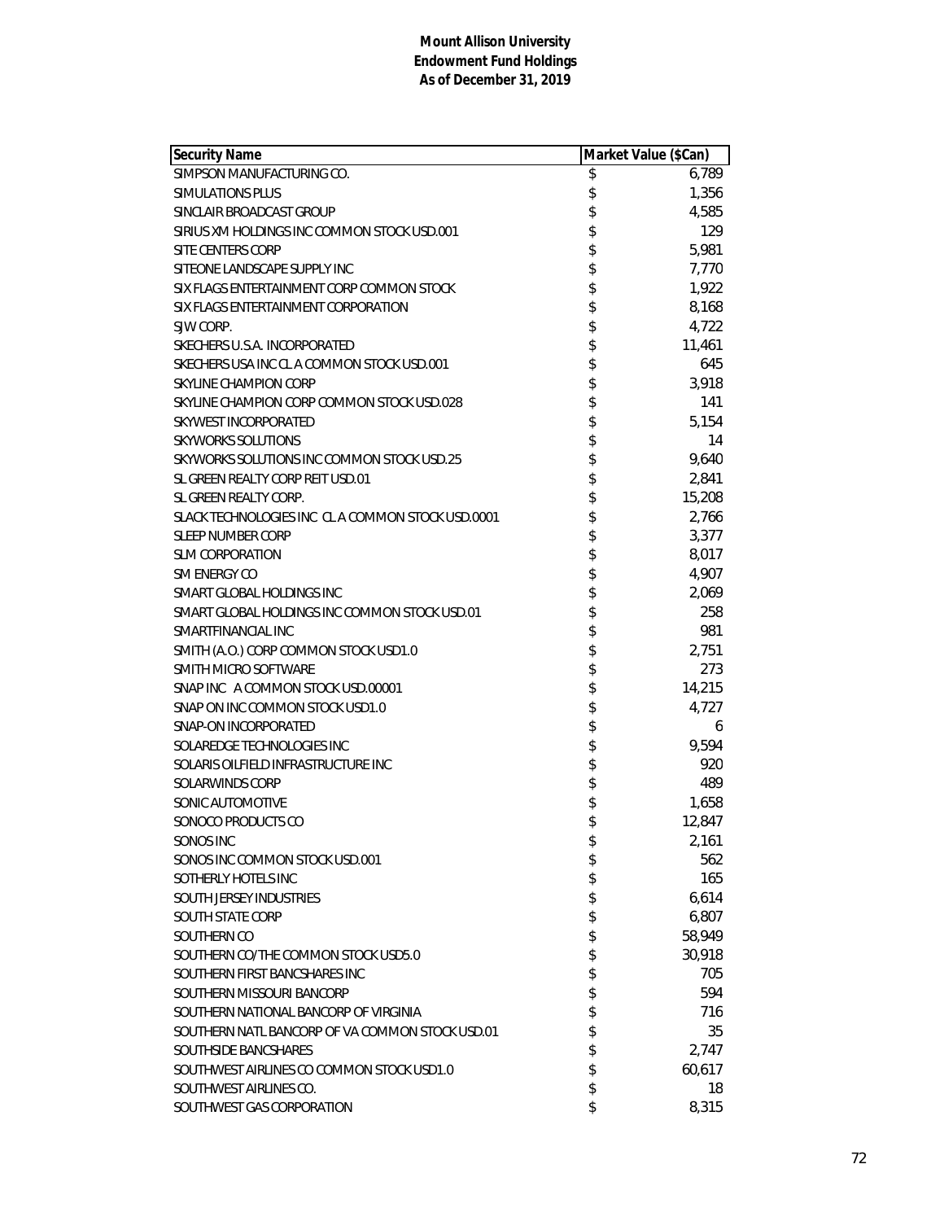**Mount Allison University**
**Endowment Fund Holdings**
**As of December 31, 2019**

| Security Name | Market Value ($Can) |
|---|---|
| SIMPSON MANUFACTURING CO. | $ 6,789 |
| SIMULATIONS PLUS | $ 1,356 |
| SINCLAIR BROADCAST GROUP | $ 4,585 |
| SIRIUS XM HOLDINGS INC COMMON STOCK USD.001 | $ 129 |
| SITE CENTERS CORP | $ 5,981 |
| SITEONE LANDSCAPE SUPPLY INC | $ 7,770 |
| SIX FLAGS ENTERTAINMENT CORP COMMON STOCK | $ 1,922 |
| SIX FLAGS ENTERTAINMENT CORPORATION | $ 8,168 |
| SJW CORP. | $ 4,722 |
| SKECHERS U.S.A. INCORPORATED | $ 11,461 |
| SKECHERS USA INC CL A COMMON STOCK USD.001 | $ 645 |
| SKYLINE CHAMPION CORP | $ 3,918 |
| SKYLINE CHAMPION CORP COMMON STOCK USD.028 | $ 141 |
| SKYWEST INCORPORATED | $ 5,154 |
| SKYWORKS SOLUTIONS | $ 14 |
| SKYWORKS SOLUTIONS INC COMMON STOCK USD.25 | $ 9,640 |
| SL GREEN REALTY CORP REIT USD.01 | $ 2,841 |
| SL GREEN REALTY CORP. | $ 15,208 |
| SLACK TECHNOLOGIES INC CL A COMMON STOCK USD.0001 | $ 2,766 |
| SLEEP NUMBER CORP | $ 3,377 |
| SLM CORPORATION | $ 8,017 |
| SM ENERGY CO | $ 4,907 |
| SMART GLOBAL HOLDINGS INC | $ 2,069 |
| SMART GLOBAL HOLDINGS INC COMMON STOCK USD.01 | $ 258 |
| SMARTFINANCIAL INC | $ 981 |
| SMITH (A.O.) CORP COMMON STOCK USD1.0 | $ 2,751 |
| SMITH MICRO SOFTWARE | $ 273 |
| SNAP INC A COMMON STOCK USD.00001 | $ 14,215 |
| SNAP ON INC COMMON STOCK USD1.0 | $ 4,727 |
| SNAP-ON INCORPORATED | $ 6 |
| SOLAREDGE TECHNOLOGIES INC | $ 9,594 |
| SOLARIS OILFIELD INFRASTRUCTURE INC | $ 920 |
| SOLARWINDS CORP | $ 489 |
| SONIC AUTOMOTIVE | $ 1,658 |
| SONOCO PRODUCTS CO | $ 12,847 |
| SONOS INC | $ 2,161 |
| SONOS INC COMMON STOCK USD.001 | $ 562 |
| SOTHERLY HOTELS INC | $ 165 |
| SOUTH JERSEY INDUSTRIES | $ 6,614 |
| SOUTH STATE CORP | $ 6,807 |
| SOUTHERN CO | $ 58,949 |
| SOUTHERN CO/THE COMMON STOCK USD5.0 | $ 30,918 |
| SOUTHERN FIRST BANCSHARES INC | $ 705 |
| SOUTHERN MISSOURI BANCORP | $ 594 |
| SOUTHERN NATIONAL BANCORP OF VIRGINIA | $ 716 |
| SOUTHERN NATL BANCORP OF VA COMMON STOCK USD.01 | $ 35 |
| SOUTHSIDE BANCSHARES | $ 2,747 |
| SOUTHWEST AIRLINES CO COMMON STOCK USD1.0 | $ 60,617 |
| SOUTHWEST AIRLINES CO. | $ 18 |
| SOUTHWEST GAS CORPORATION | $ 8,315 |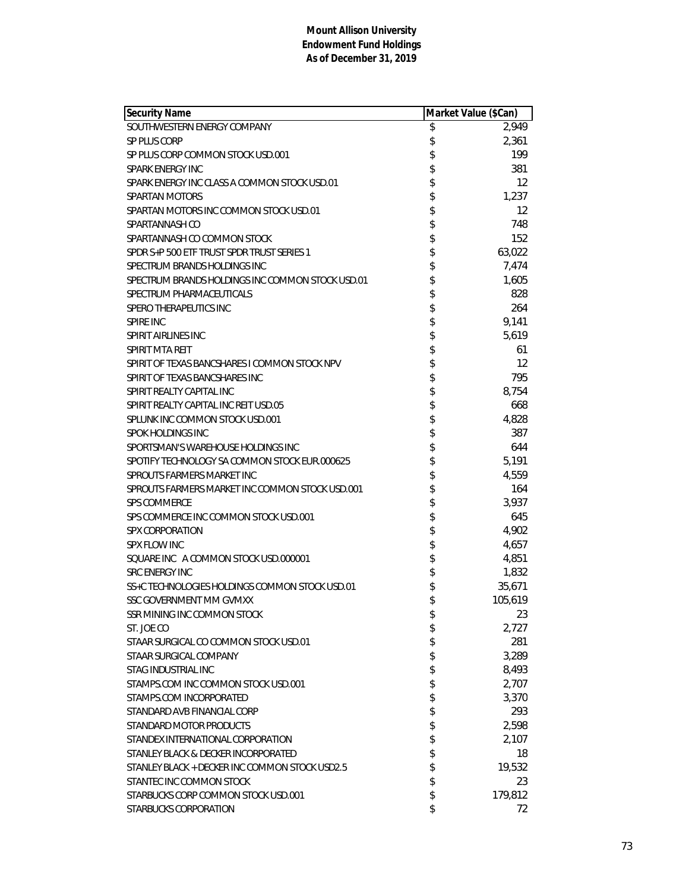**Mount Allison University**
**Endowment Fund Holdings**
**As of December 31, 2019**

| Security Name | Market Value ($Can) |
|---|---|
| SOUTHWESTERN ENERGY COMPANY | $ 2,949 |
| SP PLUS CORP | $ 2,361 |
| SP PLUS CORP COMMON STOCK USD.001 | $ 199 |
| SPARK ENERGY INC | $ 381 |
| SPARK ENERGY INC CLASS A COMMON STOCK USD.01 | $ 12 |
| SPARTAN MOTORS | $ 1,237 |
| SPARTAN MOTORS INC COMMON STOCK USD.01 | $ 12 |
| SPARTANNASH CO | $ 748 |
| SPARTANNASH CO COMMON STOCK | $ 152 |
| SPDR S+P 500 ETF TRUST SPDR TRUST SERIES 1 | $ 63,022 |
| SPECTRUM BRANDS HOLDINGS INC | $ 7,474 |
| SPECTRUM BRANDS HOLDINGS INC COMMON STOCK USD.01 | $ 1,605 |
| SPECTRUM PHARMACEUTICALS | $ 828 |
| SPERO THERAPEUTICS INC | $ 264 |
| SPIRE INC | $ 9,141 |
| SPIRIT AIRLINES INC | $ 5,619 |
| SPIRIT MTA REIT | $ 61 |
| SPIRIT OF TEXAS BANCSHARES I COMMON STOCK NPV | $ 12 |
| SPIRIT OF TEXAS BANCSHARES INC | $ 795 |
| SPIRIT REALTY CAPITAL INC | $ 8,754 |
| SPIRIT REALTY CAPITAL INC REIT USD.05 | $ 668 |
| SPLUNK INC COMMON STOCK USD.001 | $ 4,828 |
| SPOK HOLDINGS INC | $ 387 |
| SPORTSMAN'S WAREHOUSE HOLDINGS INC | $ 644 |
| SPOTIFY TECHNOLOGY SA COMMON STOCK EUR.000625 | $ 5,191 |
| SPROUTS FARMERS MARKET INC | $ 4,559 |
| SPROUTS FARMERS MARKET INC COMMON STOCK USD.001 | $ 164 |
| SPS COMMERCE | $ 3,937 |
| SPS COMMERCE INC COMMON STOCK USD.001 | $ 645 |
| SPX CORPORATION | $ 4,902 |
| SPX FLOW INC | $ 4,657 |
| SQUARE INC A COMMON STOCK USD.000001 | $ 4,851 |
| SRC ENERGY INC | $ 1,832 |
| SS+C TECHNOLOGIES HOLDINGS COMMON STOCK USD.01 | $ 35,671 |
| SSC GOVERNMENT MM GVMXX | $ 105,619 |
| SSR MINING INC COMMON STOCK | $ 23 |
| ST. JOE CO | $ 2,727 |
| STAAR SURGICAL CO COMMON STOCK USD.01 | $ 281 |
| STAAR SURGICAL COMPANY | $ 3,289 |
| STAG INDUSTRIAL INC | $ 8,493 |
| STAMPS.COM INC COMMON STOCK USD.001 | $ 2,707 |
| STAMPS.COM INCORPORATED | $ 3,370 |
| STANDARD AVB FINANCIAL CORP | $ 293 |
| STANDARD MOTOR PRODUCTS | $ 2,598 |
| STANDEX INTERNATIONAL CORPORATION | $ 2,107 |
| STANLEY BLACK & DECKER INCORPORATED | $ 18 |
| STANLEY BLACK + DECKER INC COMMON STOCK USD2.5 | $ 19,532 |
| STANTEC INC COMMON STOCK | $ 23 |
| STARBUCKS CORP COMMON STOCK USD.001 | $ 179,812 |
| STARBUCKS CORPORATION | $ 72 |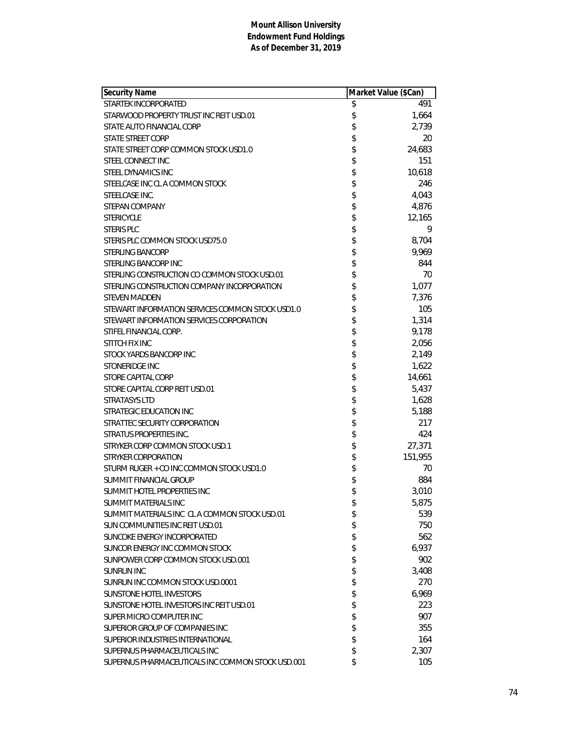**Mount Allison University**
**Endowment Fund Holdings**
**As of December 31, 2019**

| Security Name | Market Value ($Can) |
|---|---|
| STARTEK INCORPORATED | $ 491 |
| STARWOOD PROPERTY TRUST INC REIT USD.01 | $ 1,664 |
| STATE AUTO FINANCIAL CORP | $ 2,739 |
| STATE STREET CORP | $ 20 |
| STATE STREET CORP COMMON STOCK USD1.0 | $ 24,683 |
| STEEL CONNECT INC | $ 151 |
| STEEL DYNAMICS INC | $ 10,618 |
| STEELCASE INC CL A COMMON STOCK | $ 246 |
| STEELCASE INC. | $ 4,043 |
| STEPAN COMPANY | $ 4,876 |
| STERICYCLE | $ 12,165 |
| STERIS PLC | $ 9 |
| STERIS PLC COMMON STOCK USD75.0 | $ 8,704 |
| STERLING BANCORP | $ 9,969 |
| STERLING BANCORP INC | $ 844 |
| STERLING CONSTRUCTION CO COMMON STOCK USD.01 | $ 70 |
| STERLING CONSTRUCTION COMPANY INCORPORATION | $ 1,077 |
| STEVEN MADDEN | $ 7,376 |
| STEWART INFORMATION SERVICES COMMON STOCK USD1.0 | $ 105 |
| STEWART INFORMATION SERVICES CORPORATION | $ 1,314 |
| STIFEL FINANCIAL CORP. | $ 9,178 |
| STITCH FIX INC | $ 2,056 |
| STOCK YARDS BANCORP INC | $ 2,149 |
| STONERIDGE INC | $ 1,622 |
| STORE CAPITAL CORP | $ 14,661 |
| STORE CAPITAL CORP REIT USD.01 | $ 5,437 |
| STRATASYS LTD | $ 1,628 |
| STRATEGIC EDUCATION INC | $ 5,188 |
| STRATTEC SECURITY CORPORATION | $ 217 |
| STRATUS PROPERTIES INC. | $ 424 |
| STRYKER CORP COMMON STOCK USD.1 | $ 27,371 |
| STRYKER CORPORATION | $ 151,955 |
| STURM RUGER + CO INC COMMON STOCK USD1.0 | $ 70 |
| SUMMIT FINANCIAL GROUP | $ 884 |
| SUMMIT HOTEL PROPERTIES INC | $ 3,010 |
| SUMMIT MATERIALS INC | $ 5,875 |
| SUMMIT MATERIALS INC CL A COMMON STOCK USD.01 | $ 539 |
| SUN COMMUNITIES INC REIT USD.01 | $ 750 |
| SUNCOKE ENERGY INCORPORATED | $ 562 |
| SUNCOR ENERGY INC COMMON STOCK | $ 6,937 |
| SUNPOWER CORP COMMON STOCK USD.001 | $ 902 |
| SUNRUN INC | $ 3,408 |
| SUNRUN INC COMMON STOCK USD.0001 | $ 270 |
| SUNSTONE HOTEL INVESTORS | $ 6,969 |
| SUNSTONE HOTEL INVESTORS INC REIT USD.01 | $ 223 |
| SUPER MICRO COMPUTER INC | $ 907 |
| SUPERIOR GROUP OF COMPANIES INC | $ 355 |
| SUPERIOR INDUSTRIES INTERNATIONAL | $ 164 |
| SUPERNUS PHARMACEUTICALS INC | $ 2,307 |
| SUPERNUS PHARMACEUTICALS INC COMMON STOCK USD.001 | $ 105 |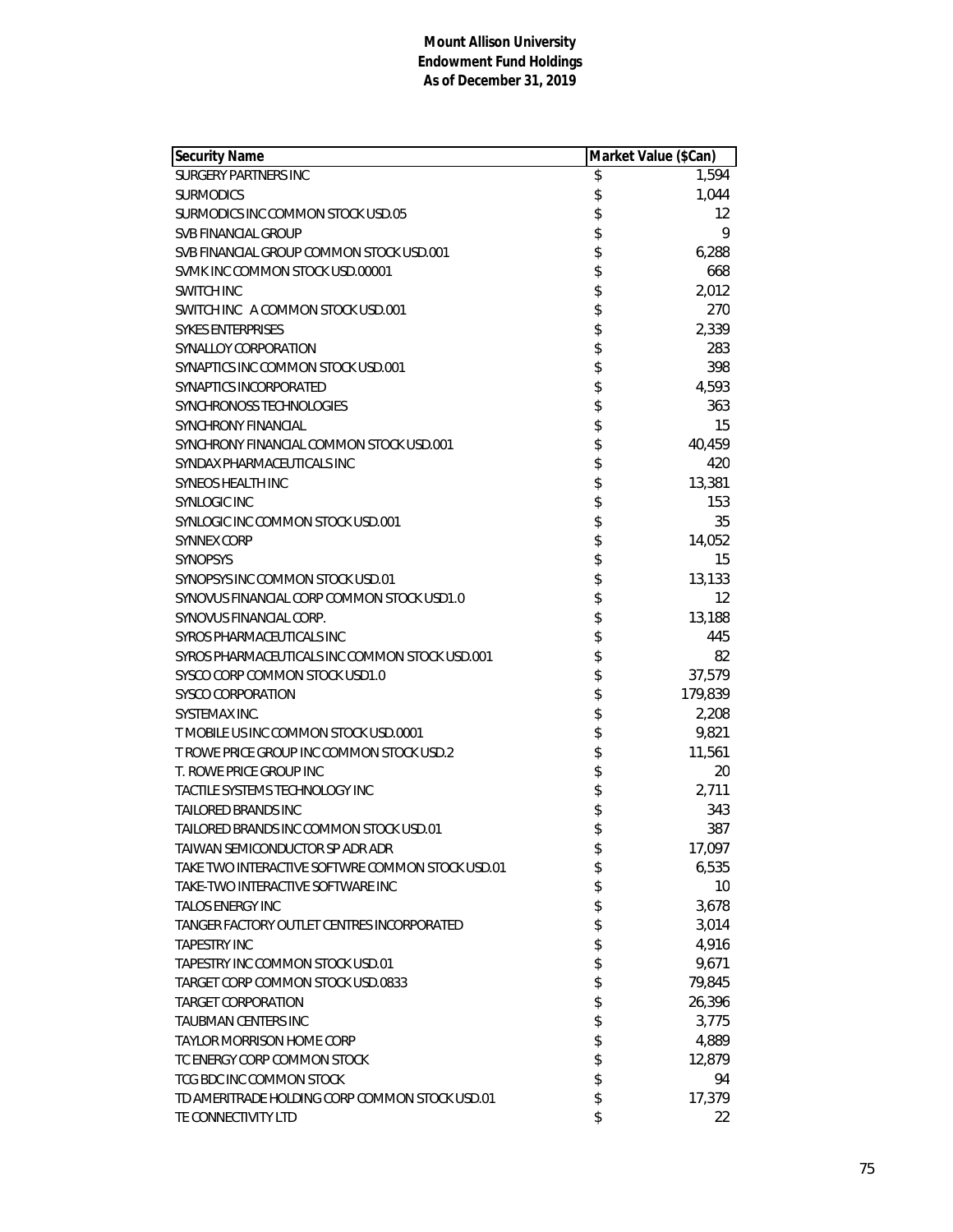**Mount Allison University**
**Endowment Fund Holdings**
**As of December 31, 2019**

| Security Name | Market Value ($Can) |
|---|---|
| SURGERY PARTNERS INC | $ 1,594 |
| SURMODICS | $ 1,044 |
| SURMODICS INC COMMON STOCK USD.05 | $ 12 |
| SVB FINANCIAL GROUP | $ 9 |
| SVB FINANCIAL GROUP COMMON STOCK USD.001 | $ 6,288 |
| SVMK INC COMMON STOCK USD.00001 | $ 668 |
| SWITCH INC | $ 2,012 |
| SWITCH INC A COMMON STOCK USD.001 | $ 270 |
| SYKES ENTERPRISES | $ 2,339 |
| SYNALLOY CORPORATION | $ 283 |
| SYNAPTICS INC COMMON STOCK USD.001 | $ 398 |
| SYNAPTICS INCORPORATED | $ 4,593 |
| SYNCHRONOSS TECHNOLOGIES | $ 363 |
| SYNCHRONY FINANCIAL | $ 15 |
| SYNCHRONY FINANCIAL COMMON STOCK USD.001 | $ 40,459 |
| SYNDAX PHARMACEUTICALS INC | $ 420 |
| SYNEOS HEALTH INC | $ 13,381 |
| SYNLOGIC INC | $ 153 |
| SYNLOGIC INC COMMON STOCK USD.001 | $ 35 |
| SYNNEX CORP | $ 14,052 |
| SYNOPSYS | $ 15 |
| SYNOPSYS INC COMMON STOCK USD.01 | $ 13,133 |
| SYNOVUS FINANCIAL CORP COMMON STOCK USD1.0 | $ 12 |
| SYNOVUS FINANCIAL CORP. | $ 13,188 |
| SYROS PHARMACEUTICALS INC | $ 445 |
| SYROS PHARMACEUTICALS INC COMMON STOCK USD.001 | $ 82 |
| SYSCO CORP COMMON STOCK USD1.0 | $ 37,579 |
| SYSCO CORPORATION | $ 179,839 |
| SYSTEMAX INC. | $ 2,208 |
| T MOBILE US INC COMMON STOCK USD.0001 | $ 9,821 |
| T ROWE PRICE GROUP INC COMMON STOCK USD.2 | $ 11,561 |
| T. ROWE PRICE GROUP INC | $ 20 |
| TACTILE SYSTEMS TECHNOLOGY INC | $ 2,711 |
| TAILORED BRANDS INC | $ 343 |
| TAILORED BRANDS INC COMMON STOCK USD.01 | $ 387 |
| TAIWAN SEMICONDUCTOR SP ADR ADR | $ 17,097 |
| TAKE TWO INTERACTIVE SOFTWRE COMMON STOCK USD.01 | $ 6,535 |
| TAKE-TWO INTERACTIVE SOFTWARE INC | $ 10 |
| TALOS ENERGY INC | $ 3,678 |
| TANGER FACTORY OUTLET CENTRES INCORPORATED | $ 3,014 |
| TAPESTRY INC | $ 4,916 |
| TAPESTRY INC COMMON STOCK USD.01 | $ 9,671 |
| TARGET CORP COMMON STOCK USD.0833 | $ 79,845 |
| TARGET CORPORATION | $ 26,396 |
| TAUBMAN CENTERS INC | $ 3,775 |
| TAYLOR MORRISON HOME CORP | $ 4,889 |
| TC ENERGY CORP COMMON STOCK | $ 12,879 |
| TCG BDC INC COMMON STOCK | $ 94 |
| TD AMERITRADE HOLDING CORP COMMON STOCK USD.01 | $ 17,379 |
| TE CONNECTIVITY LTD | $ 22 |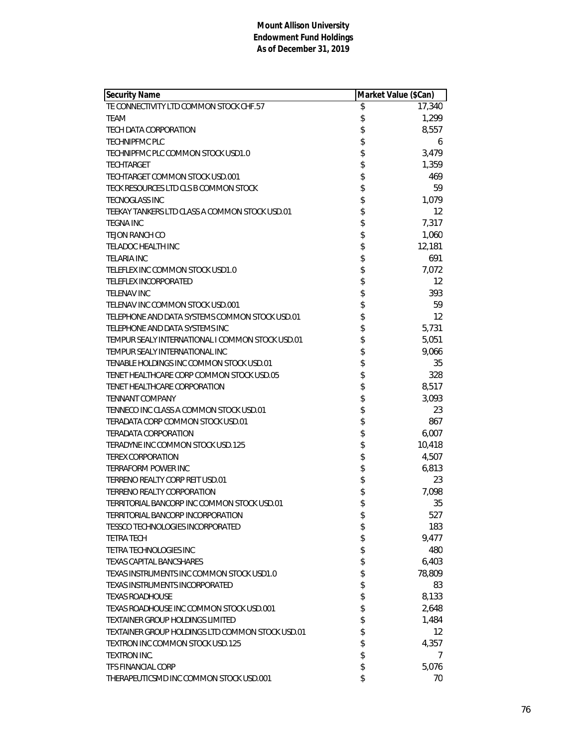**Mount Allison University**
**Endowment Fund Holdings**
**As of December 31, 2019**

| Security Name | Market Value ($Can) |
|---|---|
| TE CONNECTIVITY LTD COMMON STOCK CHF.57 | $ 17,340 |
| TEAM | $ 1,299 |
| TECH DATA CORPORATION | $ 8,557 |
| TECHNIPFMC PLC | $ 6 |
| TECHNIPFMC PLC COMMON STOCK USD1.0 | $ 3,479 |
| TECHTARGET | $ 1,359 |
| TECHTARGET COMMON STOCK USD.001 | $ 469 |
| TECK RESOURCES LTD CLS B COMMON STOCK | $ 59 |
| TECNOGLASS INC | $ 1,079 |
| TEEKAY TANKERS LTD CLASS A COMMON STOCK USD.01 | $ 12 |
| TEGNA INC | $ 7,317 |
| TEJON RANCH CO | $ 1,060 |
| TELADOC HEALTH INC | $ 12,181 |
| TELARIA INC | $ 691 |
| TELEFLEX INC COMMON STOCK USD1.0 | $ 7,072 |
| TELEFLEX INCORPORATED | $ 12 |
| TELENAV INC | $ 393 |
| TELENAV INC COMMON STOCK USD.001 | $ 59 |
| TELEPHONE AND DATA SYSTEMS COMMON STOCK USD.01 | $ 12 |
| TELEPHONE AND DATA SYSTEMS INC | $ 5,731 |
| TEMPUR SEALY INTERNATIONAL I COMMON STOCK USD.01 | $ 5,051 |
| TEMPUR SEALY INTERNATIONAL INC | $ 9,066 |
| TENABLE HOLDINGS INC COMMON STOCK USD.01 | $ 35 |
| TENET HEALTHCARE CORP COMMON STOCK USD.05 | $ 328 |
| TENET HEALTHCARE CORPORATION | $ 8,517 |
| TENNANT COMPANY | $ 3,093 |
| TENNECO INC CLASS A COMMON STOCK USD.01 | $ 23 |
| TERADATA CORP COMMON STOCK USD.01 | $ 867 |
| TERADATA CORPORATION | $ 6,007 |
| TERADYNE INC COMMON STOCK USD.125 | $ 10,418 |
| TEREX CORPORATION | $ 4,507 |
| TERRAFORM POWER INC | $ 6,813 |
| TERRENO REALTY CORP REIT USD.01 | $ 23 |
| TERRENO REALTY CORPORATION | $ 7,098 |
| TERRITORIAL BANCORP INC COMMON STOCK USD.01 | $ 35 |
| TERRITORIAL BANCORP INCORPORATION | $ 527 |
| TESSCO TECHNOLOGIES INCORPORATED | $ 183 |
| TETRA TECH | $ 9,477 |
| TETRA TECHNOLOGIES INC | $ 480 |
| TEXAS CAPITAL BANCSHARES | $ 6,403 |
| TEXAS INSTRUMENTS INC COMMON STOCK USD1.0 | $ 78,809 |
| TEXAS INSTRUMENTS INCORPORATED | $ 83 |
| TEXAS ROADHOUSE | $ 8,133 |
| TEXAS ROADHOUSE INC COMMON STOCK USD.001 | $ 2,648 |
| TEXTAINER GROUP HOLDINGS LIMITED | $ 1,484 |
| TEXTAINER GROUP HOLDINGS LTD COMMON STOCK USD.01 | $ 12 |
| TEXTRON INC COMMON STOCK USD.125 | $ 4,357 |
| TEXTRON INC. | $ 7 |
| TFS FINANCIAL CORP | $ 5,076 |
| THERAPEUTICSMD INC COMMON STOCK USD.001 | $ 70 |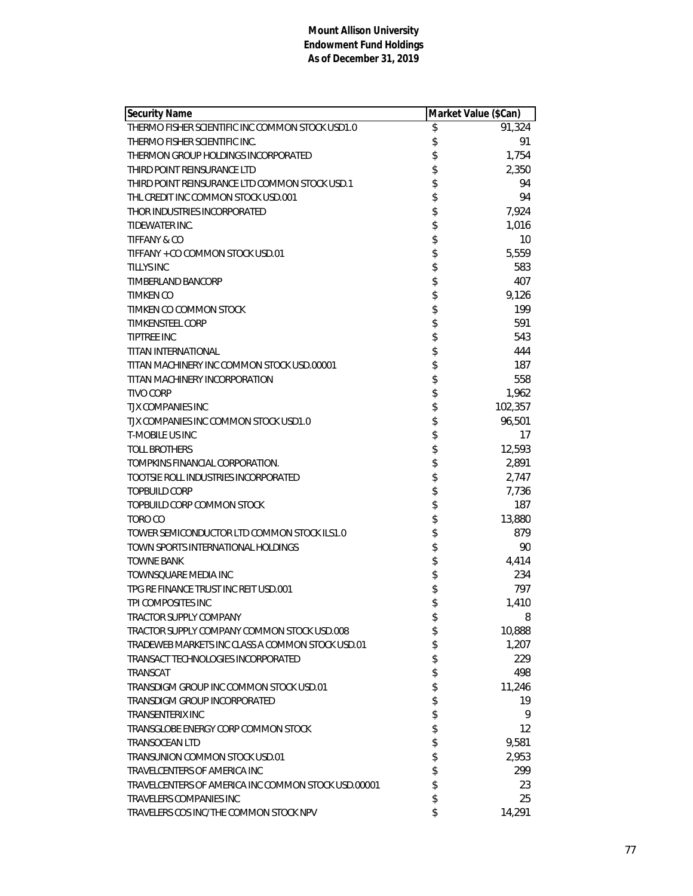**Mount Allison University**
**Endowment Fund Holdings**
**As of December 31, 2019**

| Security Name | Market Value ($Can) |
|---|---|
| THERMO FISHER SCIENTIFIC INC COMMON STOCK USD1.0 | $ 91,324 |
| THERMO FISHER SCIENTIFIC INC. | $ 91 |
| THERMON GROUP HOLDINGS INCORPORATED | $ 1,754 |
| THIRD POINT REINSURANCE LTD | $ 2,350 |
| THIRD POINT REINSURANCE LTD COMMON STOCK USD.1 | $ 94 |
| THL CREDIT INC COMMON STOCK USD.001 | $ 94 |
| THOR INDUSTRIES INCORPORATED | $ 7,924 |
| TIDEWATER INC. | $ 1,016 |
| TIFFANY & CO | $ 10 |
| TIFFANY + CO COMMON STOCK USD.01 | $ 5,559 |
| TILLYS INC | $ 583 |
| TIMBERLAND BANCORP | $ 407 |
| TIMKEN CO | $ 9,126 |
| TIMKEN CO COMMON STOCK | $ 199 |
| TIMKENSTEEL CORP | $ 591 |
| TIPTREE INC | $ 543 |
| TITAN INTERNATIONAL | $ 444 |
| TITAN MACHINERY INC COMMON STOCK USD.00001 | $ 187 |
| TITAN MACHINERY INCORPORATION | $ 558 |
| TIVO CORP | $ 1,962 |
| TJX COMPANIES INC | $ 102,357 |
| TJX COMPANIES INC COMMON STOCK USD1.0 | $ 96,501 |
| T-MOBILE US INC | $ 17 |
| TOLL BROTHERS | $ 12,593 |
| TOMPKINS FINANCIAL CORPORATION. | $ 2,891 |
| TOOTSIE ROLL INDUSTRIES INCORPORATED | $ 2,747 |
| TOPBUILD CORP | $ 7,736 |
| TOPBUILD CORP COMMON STOCK | $ 187 |
| TORO CO | $ 13,880 |
| TOWER SEMICONDUCTOR LTD COMMON STOCK ILS1.0 | $ 879 |
| TOWN SPORTS INTERNATIONAL HOLDINGS | $ 90 |
| TOWNE BANK | $ 4,414 |
| TOWNSQUARE MEDIA INC | $ 234 |
| TPG RE FINANCE TRUST INC REIT USD.001 | $ 797 |
| TPI COMPOSITES INC | $ 1,410 |
| TRACTOR SUPPLY COMPANY | $ 8 |
| TRACTOR SUPPLY COMPANY COMMON STOCK USD.008 | $ 10,888 |
| TRADEWEB MARKETS INC CLASS A COMMON STOCK USD.01 | $ 1,207 |
| TRANSACT TECHNOLOGIES INCORPORATED | $ 229 |
| TRANSCAT | $ 498 |
| TRANSDIGM GROUP INC COMMON STOCK USD.01 | $ 11,246 |
| TRANSDIGM GROUP INCORPORATED | $ 19 |
| TRANSENTERIX INC | $ 9 |
| TRANSGLOBE ENERGY CORP COMMON STOCK | $ 12 |
| TRANSOCEAN LTD | $ 9,581 |
| TRANSUNION COMMON STOCK USD.01 | $ 2,953 |
| TRAVELCENTERS OF AMERICA INC | $ 299 |
| TRAVELCENTERS OF AMERICA INC COMMON STOCK USD.00001 | $ 23 |
| TRAVELERS COMPANIES INC | $ 25 |
| TRAVELERS COS INC/THE COMMON STOCK NPV | $ 14,291 |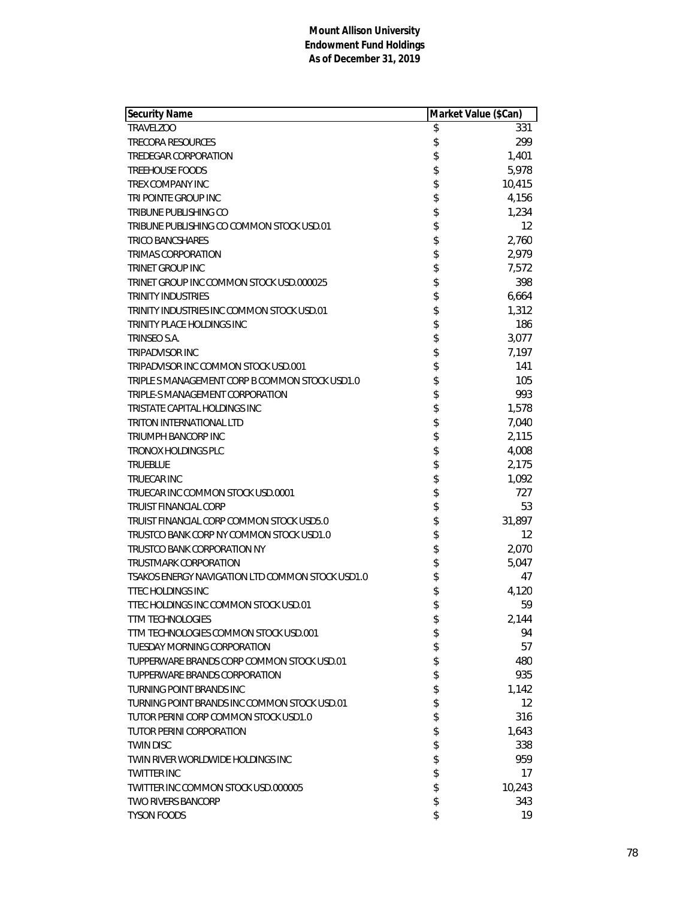**Mount Allison University**
**Endowment Fund Holdings**
**As of December 31, 2019**

| Security Name | Market Value ($Can) |
|---|---|
| TRAVELZOO | $ 331 |
| TRECORA RESOURCES | $ 299 |
| TREDEGAR CORPORATION | $ 1,401 |
| TREEHOUSE FOODS | $ 5,978 |
| TREX COMPANY INC | $ 10,415 |
| TRI POINTE GROUP INC | $ 4,156 |
| TRIBUNE PUBLISHING CO | $ 1,234 |
| TRIBUNE PUBLISHING CO COMMON STOCK USD.01 | $ 12 |
| TRICO BANCSHARES | $ 2,760 |
| TRIMAS CORPORATION | $ 2,979 |
| TRINET GROUP INC | $ 7,572 |
| TRINET GROUP INC COMMON STOCK USD.000025 | $ 398 |
| TRINITY INDUSTRIES | $ 6,664 |
| TRINITY INDUSTRIES INC COMMON STOCK USD.01 | $ 1,312 |
| TRINITY PLACE HOLDINGS INC | $ 186 |
| TRINSEO S.A. | $ 3,077 |
| TRIPADVISOR INC | $ 7,197 |
| TRIPADVISOR INC COMMON STOCK USD.001 | $ 141 |
| TRIPLE S MANAGEMENT CORP B COMMON STOCK USD1.0 | $ 105 |
| TRIPLE-S MANAGEMENT CORPORATION | $ 993 |
| TRISTATE CAPITAL HOLDINGS INC | $ 1,578 |
| TRITON INTERNATIONAL LTD | $ 7,040 |
| TRIUMPH BANCORP INC | $ 2,115 |
| TRONOX HOLDINGS PLC | $ 4,008 |
| TRUEBLUE | $ 2,175 |
| TRUECAR INC | $ 1,092 |
| TRUECAR INC COMMON STOCK USD.0001 | $ 727 |
| TRUIST FINANCIAL CORP | $ 53 |
| TRUIST FINANCIAL CORP COMMON STOCK USD5.0 | $ 31,897 |
| TRUSTCO BANK CORP NY COMMON STOCK USD1.0 | $ 12 |
| TRUSTCO BANK CORPORATION NY | $ 2,070 |
| TRUSTMARK CORPORATION | $ 5,047 |
| TSAKOS ENERGY NAVIGATION LTD COMMON STOCK USD1.0 | $ 47 |
| TTEC HOLDINGS INC | $ 4,120 |
| TTEC HOLDINGS INC COMMON STOCK USD.01 | $ 59 |
| TTM TECHNOLOGIES | $ 2,144 |
| TTM TECHNOLOGIES COMMON STOCK USD.001 | $ 94 |
| TUESDAY MORNING CORPORATION | $ 57 |
| TUPPERWARE BRANDS CORP COMMON STOCK USD.01 | $ 480 |
| TUPPERWARE BRANDS CORPORATION | $ 935 |
| TURNING POINT BRANDS INC | $ 1,142 |
| TURNING POINT BRANDS INC COMMON STOCK USD.01 | $ 12 |
| TUTOR PERINI CORP COMMON STOCK USD1.0 | $ 316 |
| TUTOR PERINI CORPORATION | $ 1,643 |
| TWIN DISC | $ 338 |
| TWIN RIVER WORLDWIDE HOLDINGS INC | $ 959 |
| TWITTER INC | $ 17 |
| TWITTER INC COMMON STOCK USD.000005 | $ 10,243 |
| TWO RIVERS BANCORP | $ 343 |
| TYSON FOODS | $ 19 |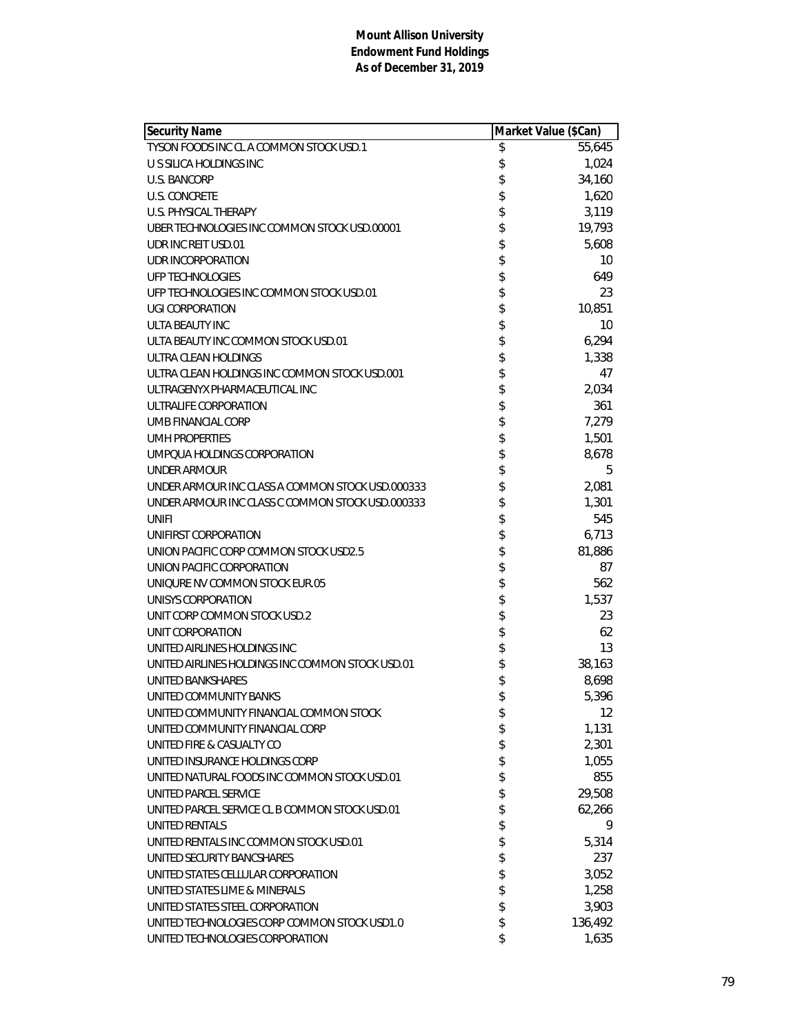**Mount Allison University**
**Endowment Fund Holdings**
**As of December 31, 2019**

| Security Name | Market Value ($Can) |
|---|---|
| TYSON FOODS INC CL A COMMON STOCK USD.1 | $ 55,645 |
| U S SILICA HOLDINGS INC | $ 1,024 |
| U.S. BANCORP | $ 34,160 |
| U.S. CONCRETE | $ 1,620 |
| U.S. PHYSICAL THERAPY | $ 3,119 |
| UBER TECHNOLOGIES INC COMMON STOCK USD.00001 | $ 19,793 |
| UDR INC REIT USD.01 | $ 5,608 |
| UDR INCORPORATION | $ 10 |
| UFP TECHNOLOGIES | $ 649 |
| UFP TECHNOLOGIES INC COMMON STOCK USD.01 | $ 23 |
| UGI CORPORATION | $ 10,851 |
| ULTA BEAUTY INC | $ 10 |
| ULTA BEAUTY INC COMMON STOCK USD.01 | $ 6,294 |
| ULTRA CLEAN HOLDINGS | $ 1,338 |
| ULTRA CLEAN HOLDINGS INC COMMON STOCK USD.001 | $ 47 |
| ULTRAGENYX PHARMACEUTICAL INC | $ 2,034 |
| ULTRALIFE CORPORATION | $ 361 |
| UMB FINANCIAL CORP | $ 7,279 |
| UMH PROPERTIES | $ 1,501 |
| UMPQUA HOLDINGS CORPORATION | $ 8,678 |
| UNDER ARMOUR | $ 5 |
| UNDER ARMOUR INC CLASS A COMMON STOCK USD.000333 | $ 2,081 |
| UNDER ARMOUR INC CLASS C COMMON STOCK USD.000333 | $ 1,301 |
| UNIFI | $ 545 |
| UNIFIRST CORPORATION | $ 6,713 |
| UNION PACIFIC CORP COMMON STOCK USD2.5 | $ 81,886 |
| UNION PACIFIC CORPORATION | $ 87 |
| UNIQURE NV COMMON STOCK EUR.05 | $ 562 |
| UNISYS CORPORATION | $ 1,537 |
| UNIT CORP COMMON STOCK USD.2 | $ 23 |
| UNIT CORPORATION | $ 62 |
| UNITED AIRLINES HOLDINGS INC | $ 13 |
| UNITED AIRLINES HOLDINGS INC COMMON STOCK USD.01 | $ 38,163 |
| UNITED BANKSHARES | $ 8,698 |
| UNITED COMMUNITY BANKS | $ 5,396 |
| UNITED COMMUNITY FINANCIAL COMMON STOCK | $ 12 |
| UNITED COMMUNITY FINANCIAL CORP | $ 1,131 |
| UNITED FIRE & CASUALTY CO | $ 2,301 |
| UNITED INSURANCE HOLDINGS CORP | $ 1,055 |
| UNITED NATURAL FOODS INC COMMON STOCK USD.01 | $ 855 |
| UNITED PARCEL SERVICE | $ 29,508 |
| UNITED PARCEL SERVICE CL B COMMON STOCK USD.01 | $ 62,266 |
| UNITED RENTALS | $ 9 |
| UNITED RENTALS INC COMMON STOCK USD.01 | $ 5,314 |
| UNITED SECURITY BANCSHARES | $ 237 |
| UNITED STATES CELLULAR CORPORATION | $ 3,052 |
| UNITED STATES LIME & MINERALS | $ 1,258 |
| UNITED STATES STEEL CORPORATION | $ 3,903 |
| UNITED TECHNOLOGIES CORP COMMON STOCK USD1.0 | $ 136,492 |
| UNITED TECHNOLOGIES CORPORATION | $ 1,635 |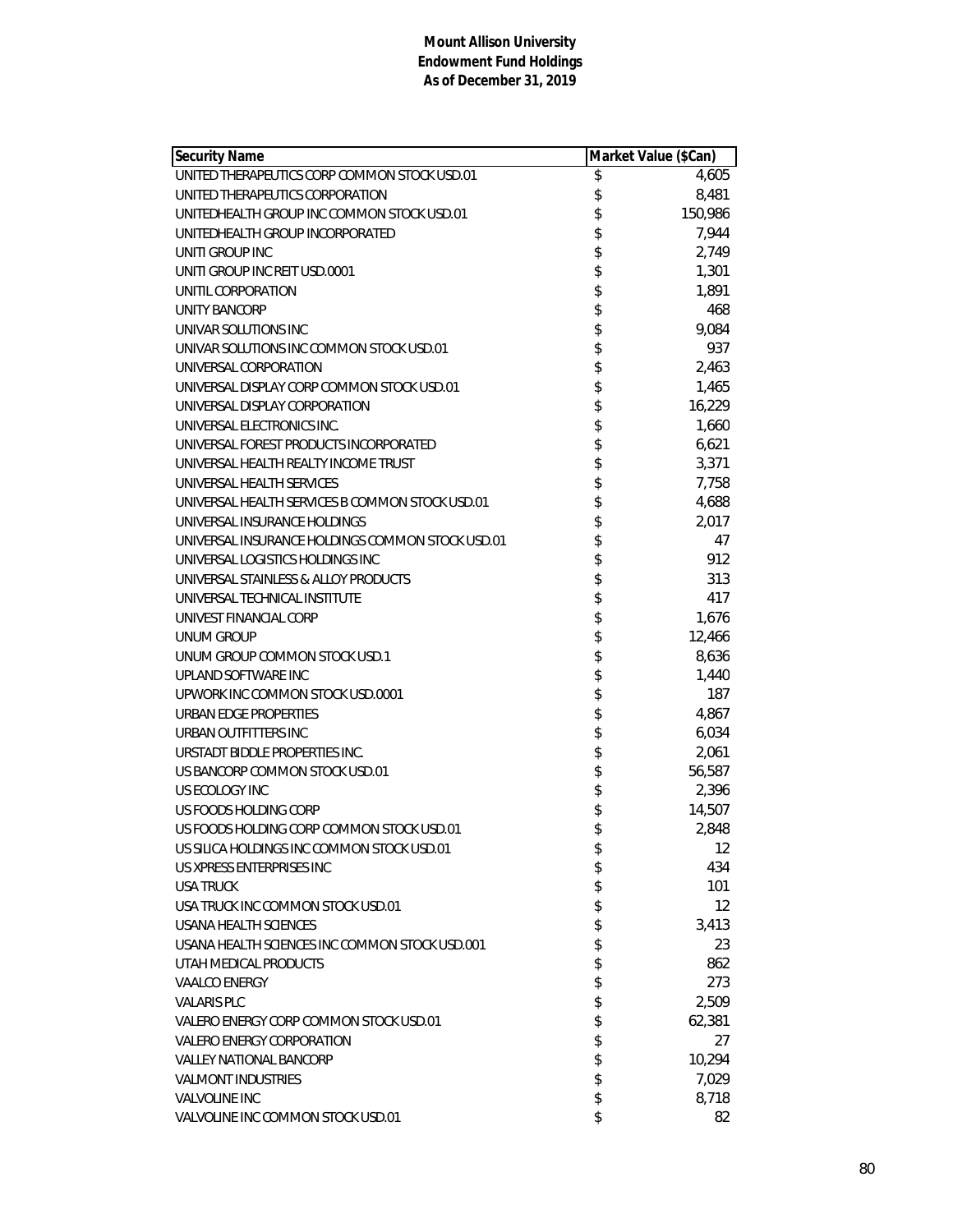**Mount Allison University**
**Endowment Fund Holdings**
**As of December 31, 2019**

| Security Name | Market Value ($Can) |
|---|---|
| UNITED THERAPEUTICS CORP COMMON STOCK USD.01 | $ 4,605 |
| UNITED THERAPEUTICS CORPORATION | $ 8,481 |
| UNITEDHEALTH GROUP INC COMMON STOCK USD.01 | $ 150,986 |
| UNITEDHEALTH GROUP INCORPORATED | $ 7,944 |
| UNITI GROUP INC | $ 2,749 |
| UNITI GROUP INC REIT USD.0001 | $ 1,301 |
| UNITIL CORPORATION | $ 1,891 |
| UNITY BANCORP | $ 468 |
| UNIVAR SOLUTIONS INC | $ 9,084 |
| UNIVAR SOLUTIONS INC COMMON STOCK USD.01 | $ 937 |
| UNIVERSAL CORPORATION | $ 2,463 |
| UNIVERSAL DISPLAY CORP COMMON STOCK USD.01 | $ 1,465 |
| UNIVERSAL DISPLAY CORPORATION | $ 16,229 |
| UNIVERSAL ELECTRONICS INC. | $ 1,660 |
| UNIVERSAL FOREST PRODUCTS INCORPORATED | $ 6,621 |
| UNIVERSAL HEALTH REALTY INCOME TRUST | $ 3,371 |
| UNIVERSAL HEALTH SERVICES | $ 7,758 |
| UNIVERSAL HEALTH SERVICES B COMMON STOCK USD.01 | $ 4,688 |
| UNIVERSAL INSURANCE HOLDINGS | $ 2,017 |
| UNIVERSAL INSURANCE HOLDINGS COMMON STOCK USD.01 | $ 47 |
| UNIVERSAL LOGISTICS HOLDINGS INC | $ 912 |
| UNIVERSAL STAINLESS & ALLOY PRODUCTS | $ 313 |
| UNIVERSAL TECHNICAL INSTITUTE | $ 417 |
| UNIVEST FINANCIAL CORP | $ 1,676 |
| UNUM GROUP | $ 12,466 |
| UNUM GROUP COMMON STOCK USD.1 | $ 8,636 |
| UPLAND SOFTWARE INC | $ 1,440 |
| UPWORK INC COMMON STOCK USD.0001 | $ 187 |
| URBAN EDGE PROPERTIES | $ 4,867 |
| URBAN OUTFITTERS INC | $ 6,034 |
| URSTADT BIDDLE PROPERTIES INC. | $ 2,061 |
| US BANCORP COMMON STOCK USD.01 | $ 56,587 |
| US ECOLOGY INC | $ 2,396 |
| US FOODS HOLDING CORP | $ 14,507 |
| US FOODS HOLDING CORP COMMON STOCK USD.01 | $ 2,848 |
| US SILICA HOLDINGS INC COMMON STOCK USD.01 | $ 12 |
| US XPRESS ENTERPRISES INC | $ 434 |
| USA TRUCK | $ 101 |
| USA TRUCK INC COMMON STOCK USD.01 | $ 12 |
| USANA HEALTH SCIENCES | $ 3,413 |
| USANA HEALTH SCIENCES INC COMMON STOCK USD.001 | $ 23 |
| UTAH MEDICAL PRODUCTS | $ 862 |
| VAALCO ENERGY | $ 273 |
| VALARIS PLC | $ 2,509 |
| VALERO ENERGY CORP COMMON STOCK USD.01 | $ 62,381 |
| VALERO ENERGY CORPORATION | $ 27 |
| VALLEY NATIONAL BANCORP | $ 10,294 |
| VALMONT INDUSTRIES | $ 7,029 |
| VALVOLINE INC | $ 8,718 |
| VALVOLINE INC COMMON STOCK USD.01 | $ 82 |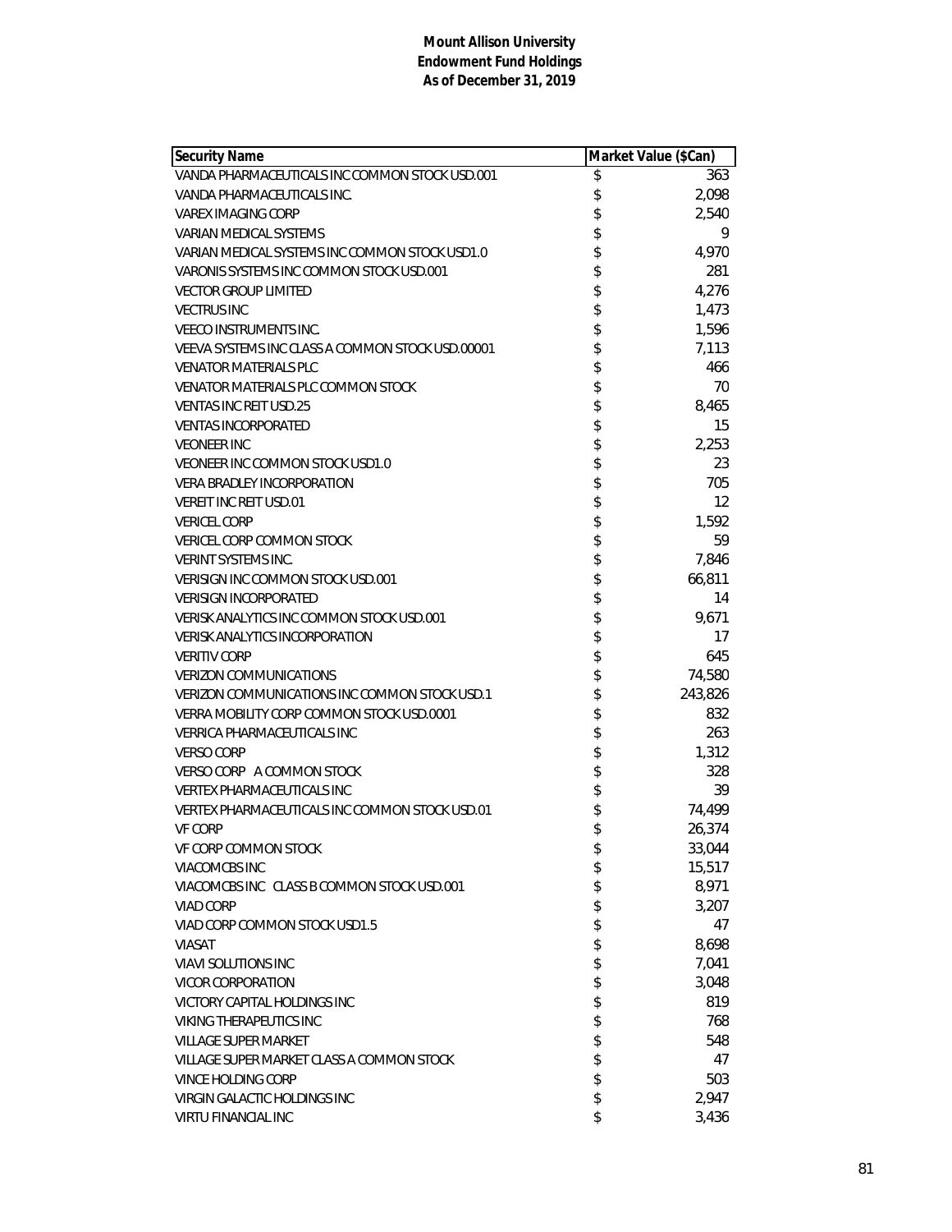**Mount Allison University**
**Endowment Fund Holdings**
**As of December 31, 2019**

| Security Name | Market Value ($Can) |
|---|---|
| VANDA PHARMACEUTICALS INC COMMON STOCK USD.001 | $ 363 |
| VANDA PHARMACEUTICALS INC. | $ 2,098 |
| VAREX IMAGING CORP | $ 2,540 |
| VARIAN MEDICAL SYSTEMS | $ 9 |
| VARIAN MEDICAL SYSTEMS INC COMMON STOCK USD1.0 | $ 4,970 |
| VARONIS SYSTEMS INC COMMON STOCK USD.001 | $ 281 |
| VECTOR GROUP LIMITED | $ 4,276 |
| VECTRUS INC | $ 1,473 |
| VEECO INSTRUMENTS INC. | $ 1,596 |
| VEEVA SYSTEMS INC CLASS A COMMON STOCK USD.00001 | $ 7,113 |
| VENATOR MATERIALS PLC | $ 466 |
| VENATOR MATERIALS PLC COMMON STOCK | $ 70 |
| VENTAS INC REIT USD.25 | $ 8,465 |
| VENTAS INCORPORATED | $ 15 |
| VEONEER INC | $ 2,253 |
| VEONEER INC COMMON STOCK USD1.0 | $ 23 |
| VERA BRADLEY INCORPORATION | $ 705 |
| VEREIT INC REIT USD.01 | $ 12 |
| VERICEL CORP | $ 1,592 |
| VERICEL CORP COMMON STOCK | $ 59 |
| VERINT SYSTEMS INC. | $ 7,846 |
| VERISIGN INC COMMON STOCK USD.001 | $ 66,811 |
| VERISIGN INCORPORATED | $ 14 |
| VERISK ANALYTICS INC COMMON STOCK USD.001 | $ 9,671 |
| VERISK ANALYTICS INCORPORATION | $ 17 |
| VERITIV CORP | $ 645 |
| VERIZON COMMUNICATIONS | $ 74,580 |
| VERIZON COMMUNICATIONS INC COMMON STOCK USD.1 | $ 243,826 |
| VERRA MOBILITY CORP COMMON STOCK USD.0001 | $ 832 |
| VERRICA PHARMACEUTICALS INC | $ 263 |
| VERSO CORP | $ 1,312 |
| VERSO CORP A COMMON STOCK | $ 328 |
| VERTEX PHARMACEUTICALS INC | $ 39 |
| VERTEX PHARMACEUTICALS INC COMMON STOCK USD.01 | $ 74,499 |
| VF CORP | $ 26,374 |
| VF CORP COMMON STOCK | $ 33,044 |
| VIACOMCBS INC | $ 15,517 |
| VIACOMCBS INC CLASS B COMMON STOCK USD.001 | $ 8,971 |
| VIAD CORP | $ 3,207 |
| VIAD CORP COMMON STOCK USD1.5 | $ 47 |
| VIASAT | $ 8,698 |
| VIAVI SOLUTIONS INC | $ 7,041 |
| VICOR CORPORATION | $ 3,048 |
| VICTORY CAPITAL HOLDINGS INC | $ 819 |
| VIKING THERAPEUTICS INC | $ 768 |
| VILLAGE SUPER MARKET | $ 548 |
| VILLAGE SUPER MARKET CLASS A COMMON STOCK | $ 47 |
| VINCE HOLDING CORP | $ 503 |
| VIRGIN GALACTIC HOLDINGS INC | $ 2,947 |
| VIRTU FINANCIAL INC | $ 3,436 |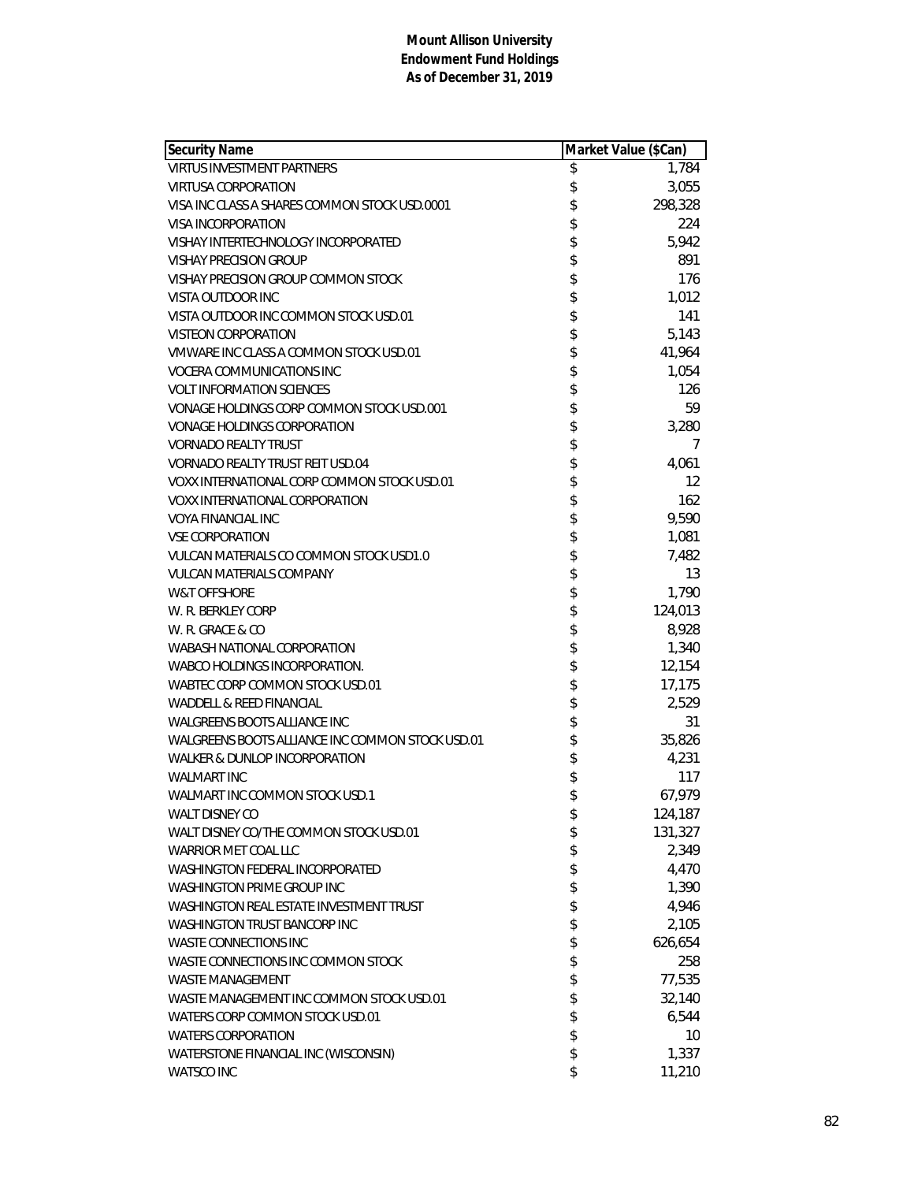**Mount Allison University**
**Endowment Fund Holdings**
**As of December 31, 2019**

| Security Name | Market Value ($Can) |
|---|---|
| VIRTUS INVESTMENT PARTNERS | $ 1,784 |
| VIRTUSA CORPORATION | $ 3,055 |
| VISA INC CLASS A SHARES COMMON STOCK USD.0001 | $ 298,328 |
| VISA INCORPORATION | $ 224 |
| VISHAY INTERTECHNOLOGY INCORPORATED | $ 5,942 |
| VISHAY PRECISION GROUP | $ 891 |
| VISHAY PRECISION GROUP COMMON STOCK | $ 176 |
| VISTA OUTDOOR INC | $ 1,012 |
| VISTA OUTDOOR INC COMMON STOCK USD.01 | $ 141 |
| VISTEON CORPORATION | $ 5,143 |
| VMWARE INC CLASS A COMMON STOCK USD.01 | $ 41,964 |
| VOCERA COMMUNICATIONS INC | $ 1,054 |
| VOLT INFORMATION SCIENCES | $ 126 |
| VONAGE HOLDINGS CORP COMMON STOCK USD.001 | $ 59 |
| VONAGE HOLDINGS CORPORATION | $ 3,280 |
| VORNADO REALTY TRUST | $ 7 |
| VORNADO REALTY TRUST REIT USD.04 | $ 4,061 |
| VOXX INTERNATIONAL CORP COMMON STOCK USD.01 | $ 12 |
| VOXX INTERNATIONAL CORPORATION | $ 162 |
| VOYA FINANCIAL INC | $ 9,590 |
| VSE CORPORATION | $ 1,081 |
| VULCAN MATERIALS CO COMMON STOCK USD1.0 | $ 7,482 |
| VULCAN MATERIALS COMPANY | $ 13 |
| W&T OFFSHORE | $ 1,790 |
| W. R. BERKLEY CORP | $ 124,013 |
| W. R. GRACE & CO | $ 8,928 |
| WABASH NATIONAL CORPORATION | $ 1,340 |
| WABCO HOLDINGS INCORPORATION. | $ 12,154 |
| WABTEC CORP COMMON STOCK USD.01 | $ 17,175 |
| WADDELL & REED FINANCIAL | $ 2,529 |
| WALGREENS BOOTS ALLIANCE INC | $ 31 |
| WALGREENS BOOTS ALLIANCE INC COMMON STOCK USD.01 | $ 35,826 |
| WALKER & DUNLOP INCORPORATION | $ 4,231 |
| WALMART INC | $ 117 |
| WALMART INC COMMON STOCK USD.1 | $ 67,979 |
| WALT DISNEY CO | $ 124,187 |
| WALT DISNEY CO/THE COMMON STOCK USD.01 | $ 131,327 |
| WARRIOR MET COAL LLC | $ 2,349 |
| WASHINGTON FEDERAL INCORPORATED | $ 4,470 |
| WASHINGTON PRIME GROUP INC | $ 1,390 |
| WASHINGTON REAL ESTATE INVESTMENT TRUST | $ 4,946 |
| WASHINGTON TRUST BANCORP INC | $ 2,105 |
| WASTE CONNECTIONS INC | $ 626,654 |
| WASTE CONNECTIONS INC COMMON STOCK | $ 258 |
| WASTE MANAGEMENT | $ 77,535 |
| WASTE MANAGEMENT INC COMMON STOCK USD.01 | $ 32,140 |
| WATERS CORP COMMON STOCK USD.01 | $ 6,544 |
| WATERS CORPORATION | $ 10 |
| WATERSTONE FINANCIAL INC (WISCONSIN) | $ 1,337 |
| WATSCO INC | $ 11,210 |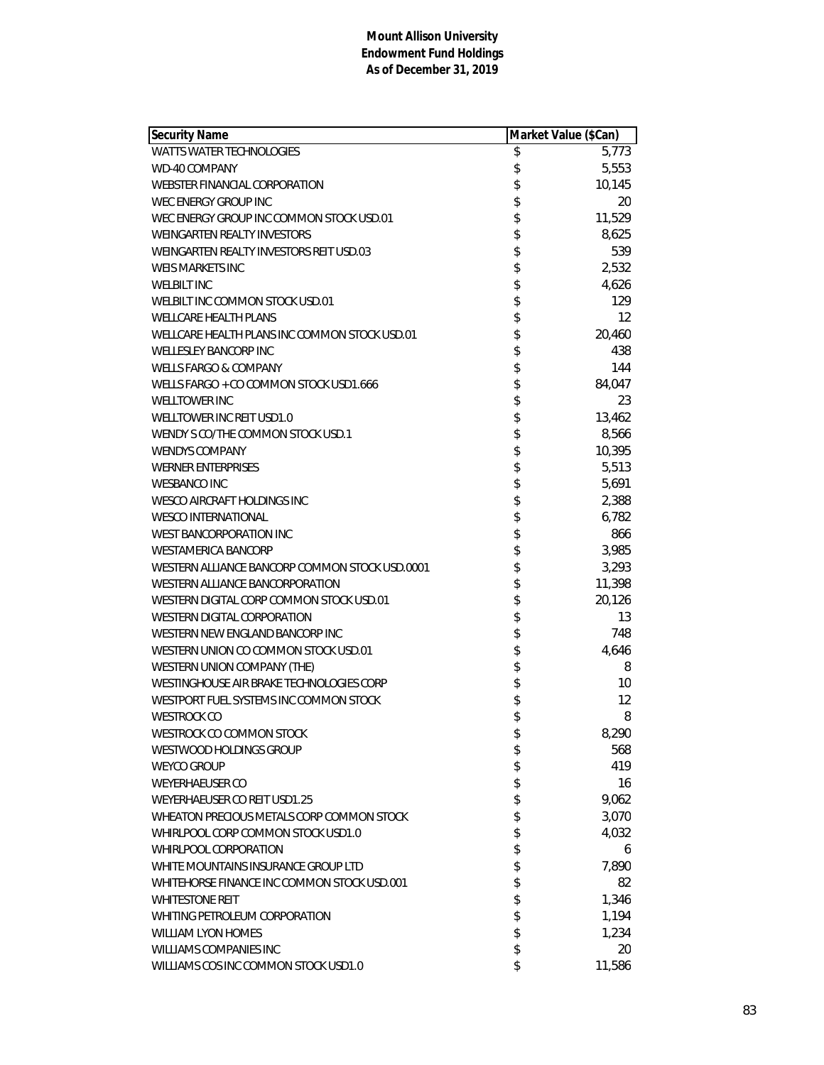**Mount Allison University**
**Endowment Fund Holdings**
**As of December 31, 2019**

| Security Name | Market Value ($Can) |
|---|---|
| WATTS WATER TECHNOLOGIES | $ 5,773 |
| WD-40 COMPANY | $ 5,553 |
| WEBSTER FINANCIAL CORPORATION | $ 10,145 |
| WEC ENERGY GROUP INC | $ 20 |
| WEC ENERGY GROUP INC COMMON STOCK USD.01 | $ 11,529 |
| WEINGARTEN REALTY INVESTORS | $ 8,625 |
| WEINGARTEN REALTY INVESTORS REIT USD.03 | $ 539 |
| WEIS MARKETS INC | $ 2,532 |
| WELBILT INC | $ 4,626 |
| WELBILT INC COMMON STOCK USD.01 | $ 129 |
| WELLCARE HEALTH PLANS | $ 12 |
| WELLCARE HEALTH PLANS INC COMMON STOCK USD.01 | $ 20,460 |
| WELLESLEY BANCORP INC | $ 438 |
| WELLS FARGO & COMPANY | $ 144 |
| WELLS FARGO + CO COMMON STOCK USD1.666 | $ 84,047 |
| WELLTOWER INC | $ 23 |
| WELLTOWER INC REIT USD1.0 | $ 13,462 |
| WENDY S CO/THE COMMON STOCK USD.1 | $ 8,566 |
| WENDYS COMPANY | $ 10,395 |
| WERNER ENTERPRISES | $ 5,513 |
| WESBANCO INC | $ 5,691 |
| WESCO AIRCRAFT HOLDINGS INC | $ 2,388 |
| WESCO INTERNATIONAL | $ 6,782 |
| WEST BANCORPORATION INC | $ 866 |
| WESTAMERICA BANCORP | $ 3,985 |
| WESTERN ALLIANCE BANCORP COMMON STOCK USD.0001 | $ 3,293 |
| WESTERN ALLIANCE BANCORPORATION | $ 11,398 |
| WESTERN DIGITAL CORP COMMON STOCK USD.01 | $ 20,126 |
| WESTERN DIGITAL CORPORATION | $ 13 |
| WESTERN NEW ENGLAND BANCORP INC | $ 748 |
| WESTERN UNION CO COMMON STOCK USD.01 | $ 4,646 |
| WESTERN UNION COMPANY (THE) | $ 8 |
| WESTINGHOUSE AIR BRAKE TECHNOLOGIES CORP | $ 10 |
| WESTPORT FUEL SYSTEMS INC COMMON STOCK | $ 12 |
| WESTROCK CO | $ 8 |
| WESTROCK CO COMMON STOCK | $ 8,290 |
| WESTWOOD HOLDINGS GROUP | $ 568 |
| WEYCO GROUP | $ 419 |
| WEYERHAEUSER CO | $ 16 |
| WEYERHAEUSER CO REIT USD1.25 | $ 9,062 |
| WHEATON PRECIOUS METALS CORP COMMON STOCK | $ 3,070 |
| WHIRLPOOL CORP COMMON STOCK USD1.0 | $ 4,032 |
| WHIRLPOOL CORPORATION | $ 6 |
| WHITE MOUNTAINS INSURANCE GROUP LTD | $ 7,890 |
| WHITEHORSE FINANCE INC COMMON STOCK USD.001 | $ 82 |
| WHITESTONE REIT | $ 1,346 |
| WHITING PETROLEUM CORPORATION | $ 1,194 |
| WILLIAM LYON HOMES | $ 1,234 |
| WILLIAMS COMPANIES INC | $ 20 |
| WILLIAMS COS INC COMMON STOCK USD1.0 | $ 11,586 |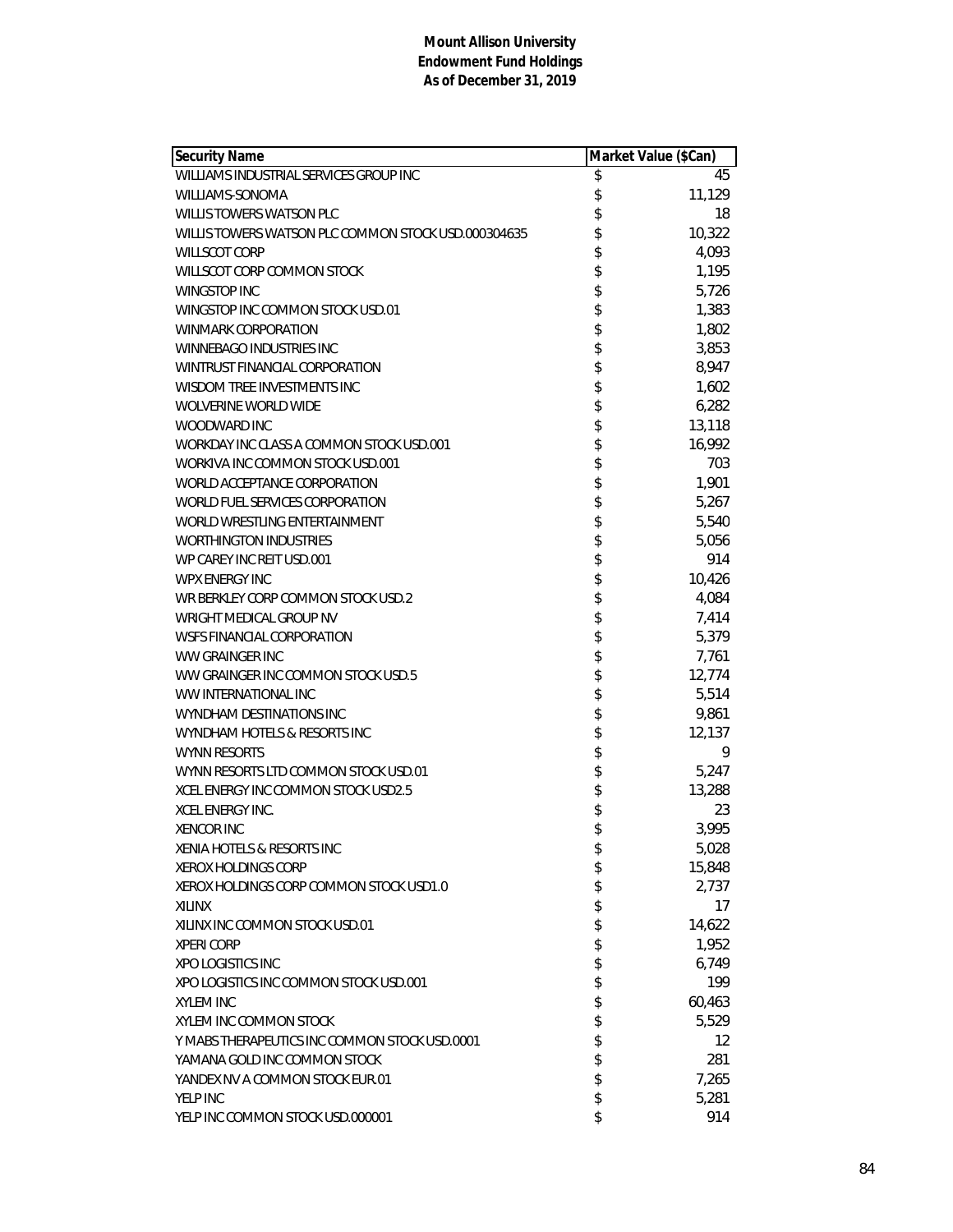**Mount Allison University**
**Endowment Fund Holdings**
**As of December 31, 2019**

| Security Name | Market Value ($Can) |
|---|---|
| WILLIAMS INDUSTRIAL SERVICES GROUP INC | $ 45 |
| WILLIAMS-SONOMA | $ 11,129 |
| WILLIS TOWERS WATSON PLC | $ 18 |
| WILLIS TOWERS WATSON PLC COMMON STOCK USD.000304635 | $ 10,322 |
| WILLSCOT CORP | $ 4,093 |
| WILLSCOT CORP COMMON STOCK | $ 1,195 |
| WINGSTOP INC | $ 5,726 |
| WINGSTOP INC COMMON STOCK USD.01 | $ 1,383 |
| WINMARK CORPORATION | $ 1,802 |
| WINNEBAGO INDUSTRIES INC | $ 3,853 |
| WINTRUST FINANCIAL CORPORATION | $ 8,947 |
| WISDOM TREE INVESTMENTS INC | $ 1,602 |
| WOLVERINE WORLD WIDE | $ 6,282 |
| WOODWARD INC | $ 13,118 |
| WORKDAY INC CLASS A COMMON STOCK USD.001 | $ 16,992 |
| WORKIVA INC COMMON STOCK USD.001 | $ 703 |
| WORLD ACCEPTANCE CORPORATION | $ 1,901 |
| WORLD FUEL SERVICES CORPORATION | $ 5,267 |
| WORLD WRESTLING ENTERTAINMENT | $ 5,540 |
| WORTHINGTON INDUSTRIES | $ 5,056 |
| WP CAREY INC REIT USD.001 | $ 914 |
| WPX ENERGY INC | $ 10,426 |
| WR BERKLEY CORP COMMON STOCK USD.2 | $ 4,084 |
| WRIGHT MEDICAL GROUP NV | $ 7,414 |
| WSFS FINANCIAL CORPORATION | $ 5,379 |
| WW GRAINGER INC | $ 7,761 |
| WW GRAINGER INC COMMON STOCK USD.5 | $ 12,774 |
| WW INTERNATIONAL INC | $ 5,514 |
| WYNDHAM DESTINATIONS INC | $ 9,861 |
| WYNDHAM HOTELS & RESORTS INC | $ 12,137 |
| WYNN RESORTS | $ 9 |
| WYNN RESORTS LTD COMMON STOCK USD.01 | $ 5,247 |
| XCEL ENERGY INC COMMON STOCK USD2.5 | $ 13,288 |
| XCEL ENERGY INC. | $ 23 |
| XENCOR INC | $ 3,995 |
| XENIA HOTELS & RESORTS INC | $ 5,028 |
| XEROX HOLDINGS CORP | $ 15,848 |
| XEROX HOLDINGS CORP COMMON STOCK USD1.0 | $ 2,737 |
| XILINX | $ 17 |
| XILINX INC COMMON STOCK USD.01 | $ 14,622 |
| XPERI CORP | $ 1,952 |
| XPO LOGISTICS INC | $ 6,749 |
| XPO LOGISTICS INC COMMON STOCK USD.001 | $ 199 |
| XYLEM INC | $ 60,463 |
| XYLEM INC COMMON STOCK | $ 5,529 |
| Y MABS THERAPEUTICS INC COMMON STOCK USD.0001 | $ 12 |
| YAMANA GOLD INC COMMON STOCK | $ 281 |
| YANDEX NV A COMMON STOCK EUR.01 | $ 7,265 |
| YELP INC | $ 5,281 |
| YELP INC COMMON STOCK USD.000001 | $ 914 |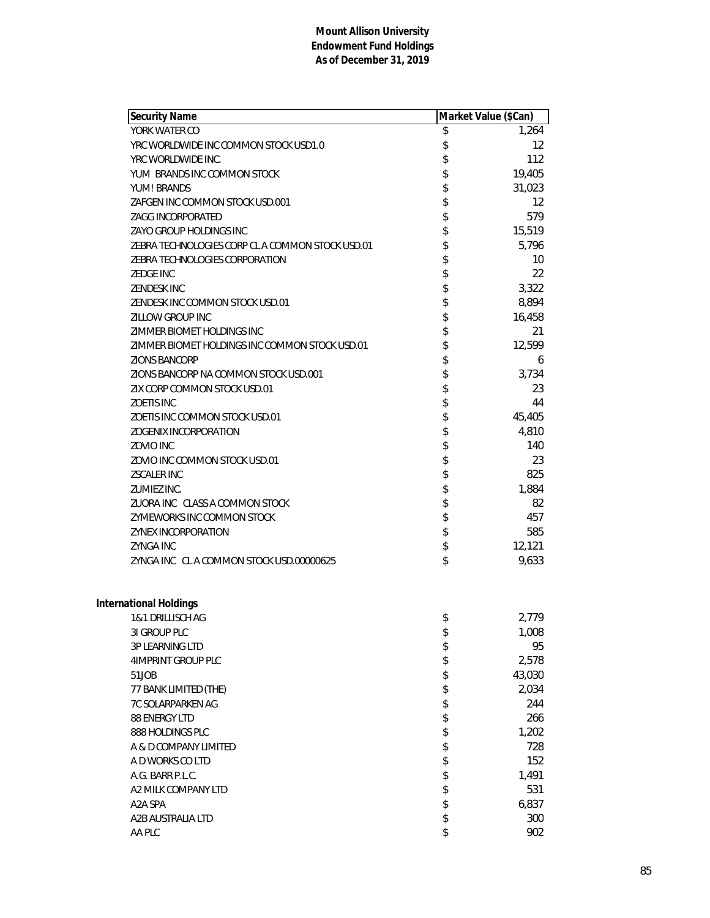**Mount Allison University**
**Endowment Fund Holdings**
**As of December 31, 2019**

| Security Name | Market Value ($Can) |
|---|---|
| YORK WATER CO | $ 1,264 |
| YRC WORLDWIDE INC COMMON STOCK USD1.0 | $ 12 |
| YRC WORLDWIDE INC. | $ 112 |
| YUM BRANDS INC COMMON STOCK | $ 19,405 |
| YUM! BRANDS | $ 31,023 |
| ZAFGEN INC COMMON STOCK USD.001 | $ 12 |
| ZAGG INCORPORATED | $ 579 |
| ZAYO GROUP HOLDINGS INC | $ 15,519 |
| ZEBRA TECHNOLOGIES CORP CL A COMMON STOCK USD.01 | $ 5,796 |
| ZEBRA TECHNOLOGIES CORPORATION | $ 10 |
| ZEDGE INC | $ 22 |
| ZENDESK INC | $ 3,322 |
| ZENDESK INC COMMON STOCK USD.01 | $ 8,894 |
| ZILLOW GROUP INC | $ 16,458 |
| ZIMMER BIOMET HOLDINGS INC | $ 21 |
| ZIMMER BIOMET HOLDINGS INC COMMON STOCK USD.01 | $ 12,599 |
| ZIONS BANCORP | $ 6 |
| ZIONS BANCORP NA COMMON STOCK USD.001 | $ 3,734 |
| ZIX CORP COMMON STOCK USD.01 | $ 23 |
| ZOETIS INC | $ 44 |
| ZOETIS INC COMMON STOCK USD.01 | $ 45,405 |
| ZOGENIX INCORPORATION | $ 4,810 |
| ZOVIO INC | $ 140 |
| ZOVIO INC COMMON STOCK USD.01 | $ 23 |
| ZSCALER INC | $ 825 |
| ZUMIEZ INC. | $ 1,884 |
| ZUORA INC CLASS A COMMON STOCK | $ 82 |
| ZYMEWORKS INC COMMON STOCK | $ 457 |
| ZYNEX INCORPORATION | $ 585 |
| ZYNGA INC | $ 12,121 |
| ZYNGA INC CL A COMMON STOCK USD.00000625 | $ 9,633 |

**International Holdings**

| Security Name | Market Value ($Can) |
|---|---|
| 1&1 DRILLISCH AG | $ 2,779 |
| 3I GROUP PLC | $ 1,008 |
| 3P LEARNING LTD | $ 95 |
| 4IMPRINT GROUP PLC | $ 2,578 |
| 51JOB | $ 43,030 |
| 77 BANK LIMITED (THE) | $ 2,034 |
| 7C SOLARPARKEN AG | $ 244 |
| 88 ENERGY LTD | $ 266 |
| 888 HOLDINGS PLC | $ 1,202 |
| A & D COMPANY LIMITED | $ 728 |
| A D WORKS CO LTD | $ 152 |
| A.G. BARR P.L.C. | $ 1,491 |
| A2 MILK COMPANY LTD | $ 531 |
| A2A SPA | $ 6,837 |
| A2B AUSTRALIA LTD | $ 300 |
| AA PLC | $ 902 |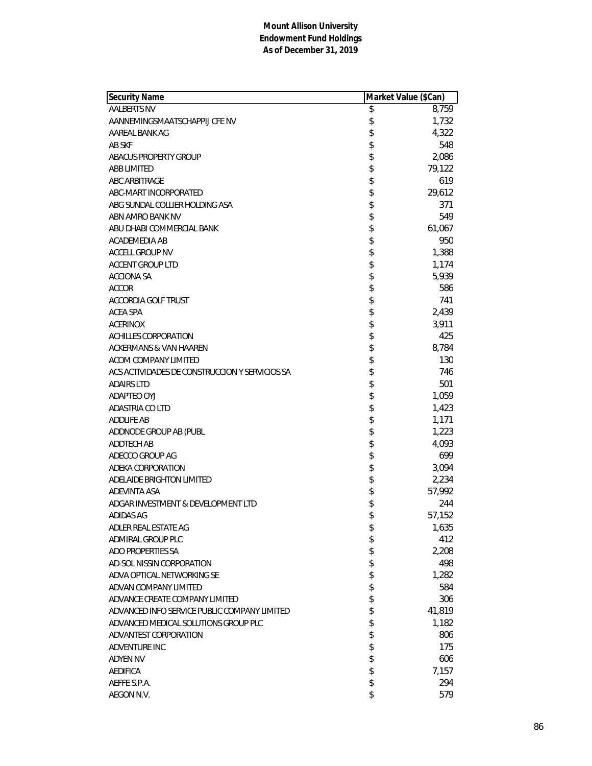**Mount Allison University**
**Endowment Fund Holdings**
**As of December 31, 2019**

| Security Name | Market Value ($Can) |
|---|---|
| AALBERTS NV | $ 8,759 |
| AANNEMINGSMAATSCHAPPIJ CFE NV | $ 1,732 |
| AAREAL BANK AG | $ 4,322 |
| AB SKF | $ 548 |
| ABACUS PROPERTY GROUP | $ 2,086 |
| ABB LIMITED | $ 79,122 |
| ABC ARBITRAGE | $ 619 |
| ABC-MART INCORPORATED | $ 29,612 |
| ABG SUNDAL COLLIER HOLDING ASA | $ 371 |
| ABN AMRO BANK NV | $ 549 |
| ABU DHABI COMMERCIAL BANK | $ 61,067 |
| ACADEMEDIA AB | $ 950 |
| ACCELL GROUP NV | $ 1,388 |
| ACCENT GROUP LTD | $ 1,174 |
| ACCIONA SA | $ 5,939 |
| ACCOR | $ 586 |
| ACCORDIA GOLF TRUST | $ 741 |
| ACEA SPA | $ 2,439 |
| ACERINOX | $ 3,911 |
| ACHILLES CORPORATION | $ 425 |
| ACKERMANS & VAN HAAREN | $ 8,784 |
| ACOM COMPANY LIMITED | $ 130 |
| ACS ACTIVIDADES DE CONSTRUCCION Y SERVICIOS SA | $ 746 |
| ADAIRS LTD | $ 501 |
| ADAPTEO OYJ | $ 1,059 |
| ADASTRIA CO LTD | $ 1,423 |
| ADDLIFE AB | $ 1,171 |
| ADDNODE GROUP AB (PUBL | $ 1,223 |
| ADDTECH AB | $ 4,093 |
| ADECCO GROUP AG | $ 699 |
| ADEKA CORPORATION | $ 3,094 |
| ADELAIDE BRIGHTON LIMITED | $ 2,234 |
| ADEVINTA ASA | $ 57,992 |
| ADGAR INVESTMENT & DEVELOPMENT LTD | $ 244 |
| ADIDAS AG | $ 57,152 |
| ADLER REAL ESTATE AG | $ 1,635 |
| ADMIRAL GROUP PLC | $ 412 |
| ADO PROPERTIES SA | $ 2,208 |
| AD-SOL NISSIN CORPORATION | $ 498 |
| ADVA OPTICAL NETWORKING SE | $ 1,282 |
| ADVAN COMPANY LIMITED | $ 584 |
| ADVANCE CREATE COMPANY LIMITED | $ 306 |
| ADVANCED INFO SERVICE PUBLIC COMPANY LIMITED | $ 41,819 |
| ADVANCED MEDICAL SOLUTIONS GROUP PLC | $ 1,182 |
| ADVANTEST CORPORATION | $ 806 |
| ADVENTURE INC | $ 175 |
| ADYEN NV | $ 606 |
| AEDIFICA | $ 7,157 |
| AEFFE S.P.A. | $ 294 |
| AEGON N.V. | $ 579 |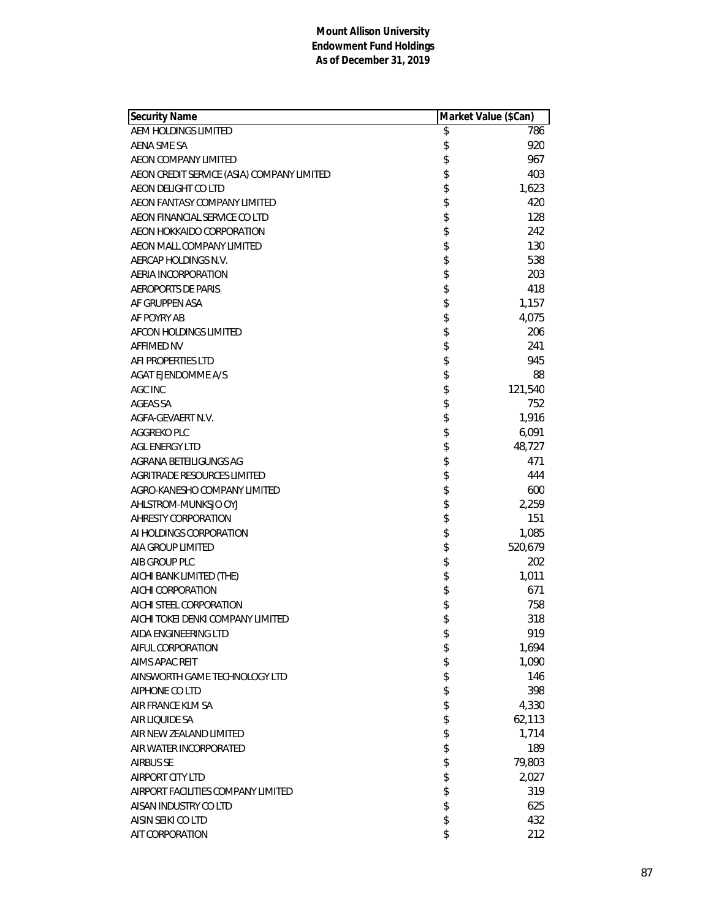**Mount Allison University**
**Endowment Fund Holdings**
**As of December 31, 2019**

| Security Name | Market Value ($Can) |
|---|---|
| AEM HOLDINGS LIMITED | $ 786 |
| AENA SME SA | $ 920 |
| AEON COMPANY LIMITED | $ 967 |
| AEON CREDIT SERVICE (ASIA) COMPANY LIMITED | $ 403 |
| AEON DELIGHT CO LTD | $ 1,623 |
| AEON FANTASY COMPANY LIMITED | $ 420 |
| AEON FINANCIAL SERVICE CO LTD | $ 128 |
| AEON HOKKAIDO CORPORATION | $ 242 |
| AEON MALL COMPANY LIMITED | $ 130 |
| AERCAP HOLDINGS N.V. | $ 538 |
| AERIA INCORPORATION | $ 203 |
| AEROPORTS DE PARIS | $ 418 |
| AF GRUPPEN ASA | $ 1,157 |
| AF POYRY AB | $ 4,075 |
| AFCON HOLDINGS LIMITED | $ 206 |
| AFFIMED NV | $ 241 |
| AFI PROPERTIES LTD | $ 945 |
| AGAT EJENDOMME A/S | $ 88 |
| AGC INC | $ 121,540 |
| AGEAS SA | $ 752 |
| AGFA-GEVAERT N.V. | $ 1,916 |
| AGGREKO PLC | $ 6,091 |
| AGL ENERGY LTD | $ 48,727 |
| AGRANA BETEILIGUNGS AG | $ 471 |
| AGRITRADE RESOURCES LIMITED | $ 444 |
| AGRO-KANESHO COMPANY LIMITED | $ 600 |
| AHLSTROM-MUNKSJO OYJ | $ 2,259 |
| AHRESTY CORPORATION | $ 151 |
| AI HOLDINGS CORPORATION | $ 1,085 |
| AIA GROUP LIMITED | $ 520,679 |
| AIB GROUP PLC | $ 202 |
| AICHI BANK LIMITED (THE) | $ 1,011 |
| AICHI CORPORATION | $ 671 |
| AICHI STEEL CORPORATION | $ 758 |
| AICHI TOKEI DENKI COMPANY LIMITED | $ 318 |
| AIDA ENGINEERING LTD | $ 919 |
| AIFUL CORPORATION | $ 1,694 |
| AIMS APAC REIT | $ 1,090 |
| AINSWORTH GAME TECHNOLOGY LTD | $ 146 |
| AIPHONE CO LTD | $ 398 |
| AIR FRANCE KLM SA | $ 4,330 |
| AIR LIQUIDE SA | $ 62,113 |
| AIR NEW ZEALAND LIMITED | $ 1,714 |
| AIR WATER INCORPORATED | $ 189 |
| AIRBUS SE | $ 79,803 |
| AIRPORT CITY LTD | $ 2,027 |
| AIRPORT FACILITIES COMPANY LIMITED | $ 319 |
| AISAN INDUSTRY CO LTD | $ 625 |
| AISIN SEIKI CO LTD | $ 432 |
| AIT CORPORATION | $ 212 |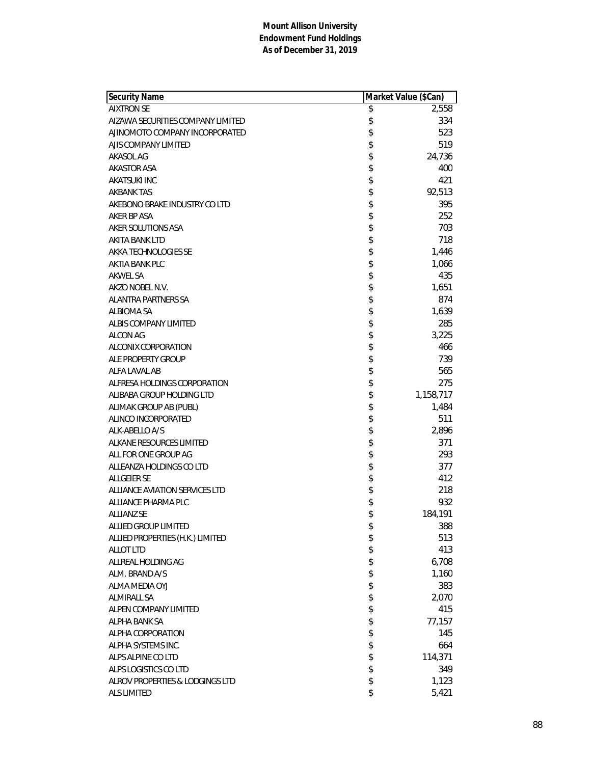**Mount Allison University**
**Endowment Fund Holdings**
**As of December 31, 2019**

| Security Name | Market Value ($Can) |
|---|---|
| AIXTRON SE | $ 2,558 |
| AIZAWA SECURITIES COMPANY LIMITED | $ 334 |
| AJINOMOTO COMPANY INCORPORATED | $ 523 |
| AJIS COMPANY LIMITED | $ 519 |
| AKASOL AG | $ 24,736 |
| AKASTOR ASA | $ 400 |
| AKATSUKI INC | $ 421 |
| AKBANK TAS | $ 92,513 |
| AKEBONO BRAKE INDUSTRY CO LTD | $ 395 |
| AKER BP ASA | $ 252 |
| AKER SOLUTIONS ASA | $ 703 |
| AKITA BANK LTD | $ 718 |
| AKKA TECHNOLOGIES SE | $ 1,446 |
| AKTIA BANK PLC | $ 1,066 |
| AKWEL SA | $ 435 |
| AKZO NOBEL N.V. | $ 1,651 |
| ALANTRA PARTNERS SA | $ 874 |
| ALBIOMA SA | $ 1,639 |
| ALBIS COMPANY LIMITED | $ 285 |
| ALCON AG | $ 3,225 |
| ALCONIX CORPORATION | $ 466 |
| ALE PROPERTY GROUP | $ 739 |
| ALFA LAVAL AB | $ 565 |
| ALFRESA HOLDINGS CORPORATION | $ 275 |
| ALIBABA GROUP HOLDING LTD | $ 1,158,717 |
| ALIMAK GROUP AB (PUBL) | $ 1,484 |
| ALINCO INCORPORATED | $ 511 |
| ALK-ABELLO A/S | $ 2,896 |
| ALKANE RESOURCES LIMITED | $ 371 |
| ALL FOR ONE GROUP AG | $ 293 |
| ALLEANZA HOLDINGS CO LTD | $ 377 |
| ALLGEIER SE | $ 412 |
| ALLIANCE AVIATION SERVICES LTD | $ 218 |
| ALLIANCE PHARMA PLC | $ 932 |
| ALLIANZ SE | $ 184,191 |
| ALLIED GROUP LIMITED | $ 388 |
| ALLIED PROPERTIES (H.K.) LIMITED | $ 513 |
| ALLOT LTD | $ 413 |
| ALLREAL HOLDING AG | $ 6,708 |
| ALM. BRAND A/S | $ 1,160 |
| ALMA MEDIA OYJ | $ 383 |
| ALMIRALL SA | $ 2,070 |
| ALPEN COMPANY LIMITED | $ 415 |
| ALPHA BANK SA | $ 77,157 |
| ALPHA CORPORATION | $ 145 |
| ALPHA SYSTEMS INC. | $ 664 |
| ALPS ALPINE CO LTD | $ 114,371 |
| ALPS LOGISTICS CO LTD | $ 349 |
| ALROV PROPERTIES & LODGINGS LTD | $ 1,123 |
| ALS LIMITED | $ 5,421 |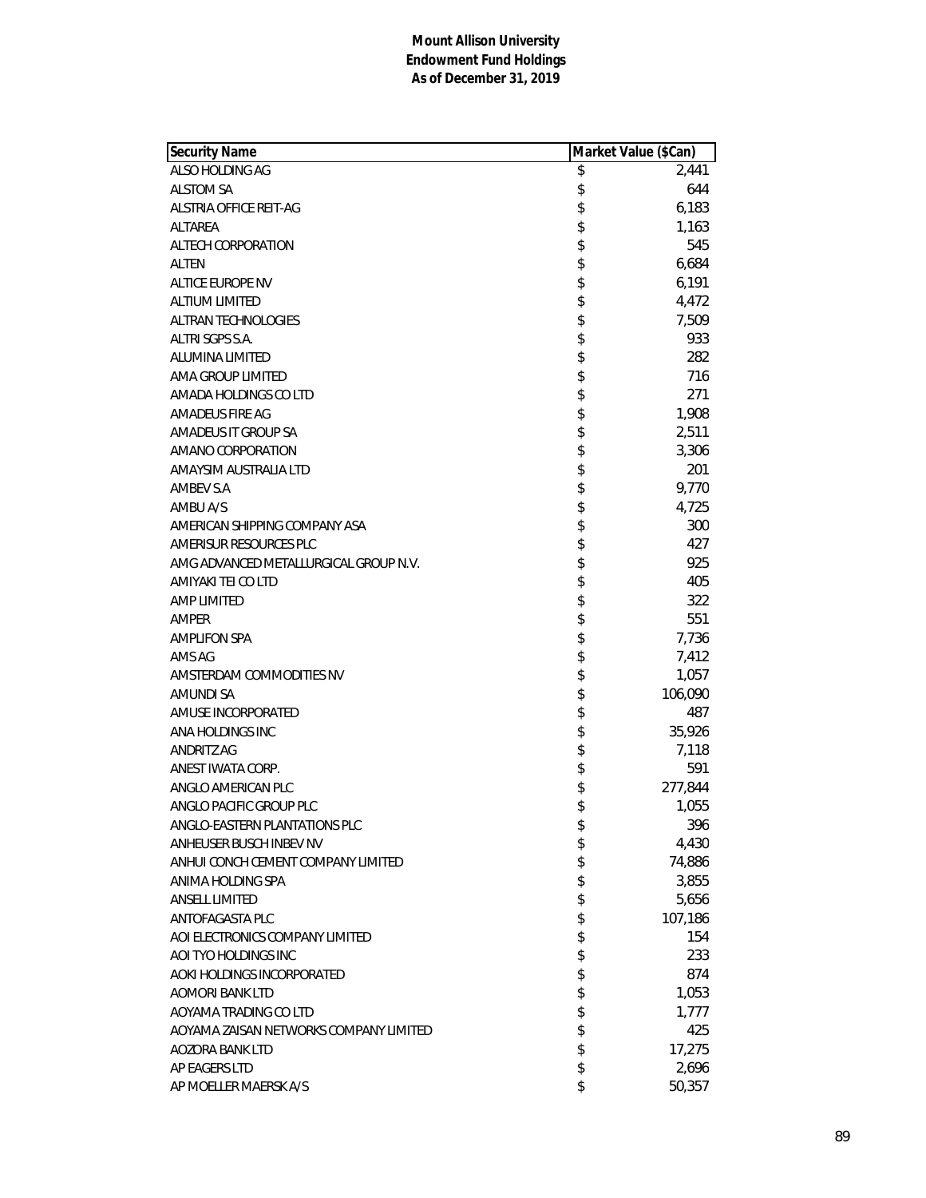**Mount Allison University**
**Endowment Fund Holdings**
**As of December 31, 2019**

| Security Name | Market Value ($Can) |
|---|---|
| ALSO HOLDING AG | $ 2,441 |
| ALSTOM SA | $ 644 |
| ALSTRIA OFFICE REIT-AG | $ 6,183 |
| ALTAREA | $ 1,163 |
| ALTECH CORPORATION | $ 545 |
| ALTEN | $ 6,684 |
| ALTICE EUROPE NV | $ 6,191 |
| ALTIUM LIMITED | $ 4,472 |
| ALTRAN TECHNOLOGIES | $ 7,509 |
| ALTRI SGPS S.A. | $ 933 |
| ALUMINA LIMITED | $ 282 |
| AMA GROUP LIMITED | $ 716 |
| AMADA HOLDINGS CO LTD | $ 271 |
| AMADEUS FIRE AG | $ 1,908 |
| AMADEUS IT GROUP SA | $ 2,511 |
| AMANO CORPORATION | $ 3,306 |
| AMAYSIM AUSTRALIA LTD | $ 201 |
| AMBEV S.A | $ 9,770 |
| AMBU A/S | $ 4,725 |
| AMERICAN SHIPPING COMPANY ASA | $ 300 |
| AMERISUR RESOURCES PLC | $ 427 |
| AMG ADVANCED METALLURGICAL GROUP N.V. | $ 925 |
| AMIYAKI TEI CO LTD | $ 405 |
| AMP LIMITED | $ 322 |
| AMPER | $ 551 |
| AMPLIFON SPA | $ 7,736 |
| AMS AG | $ 7,412 |
| AMSTERDAM COMMODITIES NV | $ 1,057 |
| AMUNDI SA | $ 106,090 |
| AMUSE INCORPORATED | $ 487 |
| ANA HOLDINGS INC | $ 35,926 |
| ANDRITZ AG | $ 7,118 |
| ANEST IWATA CORP. | $ 591 |
| ANGLO AMERICAN PLC | $ 277,844 |
| ANGLO PACIFIC GROUP PLC | $ 1,055 |
| ANGLO-EASTERN PLANTATIONS PLC | $ 396 |
| ANHEUSER BUSCH INBEV NV | $ 4,430 |
| ANHUI CONCH CEMENT COMPANY LIMITED | $ 74,886 |
| ANIMA HOLDING SPA | $ 3,855 |
| ANSELL LIMITED | $ 5,656 |
| ANTOFAGASTA PLC | $ 107,186 |
| AOI ELECTRONICS COMPANY LIMITED | $ 154 |
| AOI TYO HOLDINGS INC | $ 233 |
| AOKI HOLDINGS INCORPORATED | $ 874 |
| AOMORI BANK LTD | $ 1,053 |
| AOYAMA TRADING CO LTD | $ 1,777 |
| AOYAMA ZAISAN NETWORKS COMPANY LIMITED | $ 425 |
| AOZORA BANK LTD | $ 17,275 |
| AP EAGERS LTD | $ 2,696 |
| AP MOELLER MAERSK A/S | $ 50,357 |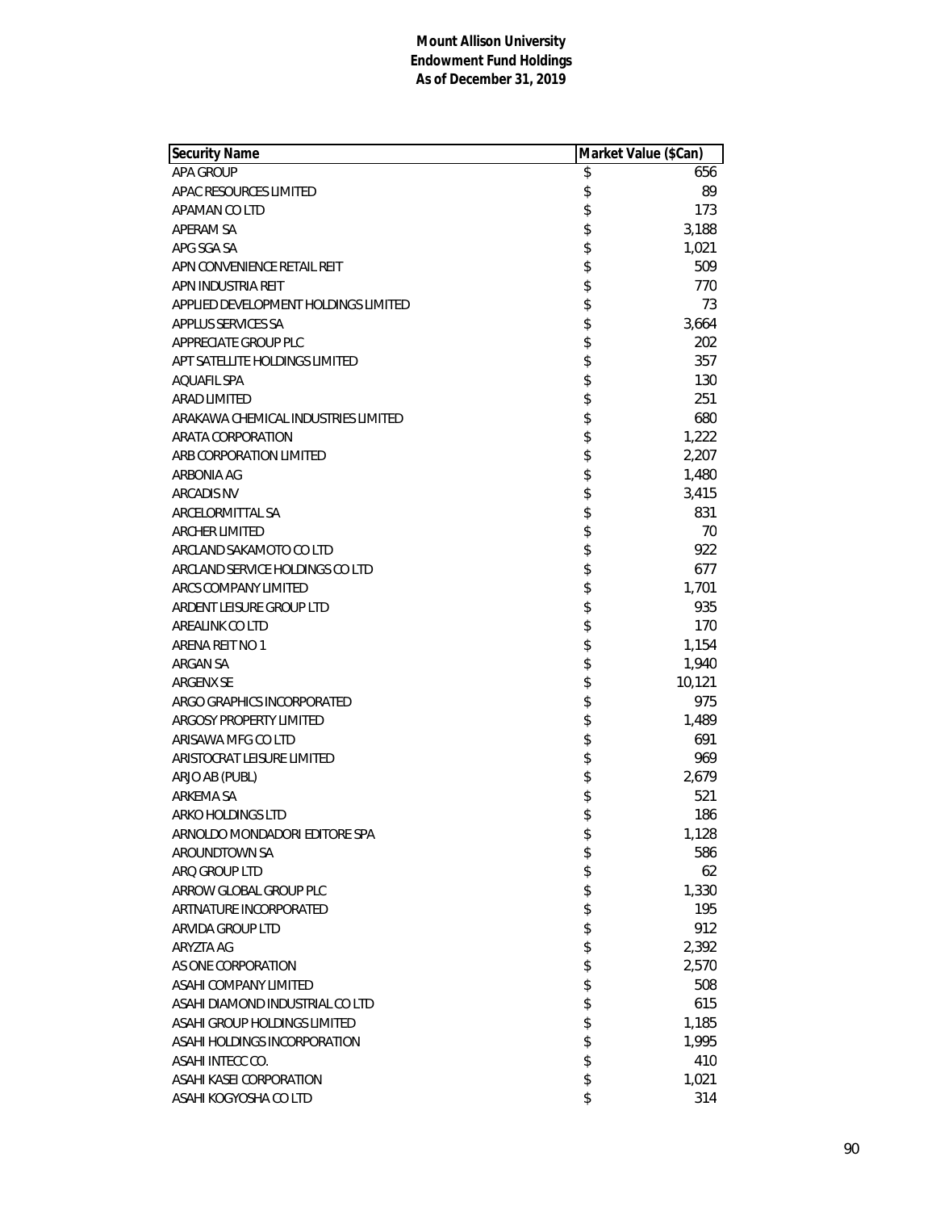**Mount Allison University**
**Endowment Fund Holdings**
**As of December 31, 2019**

| Security Name | Market Value ($Can) |
|---|---|
| APA GROUP | $ 656 |
| APAC RESOURCES LIMITED | $ 89 |
| APAMAN CO LTD | $ 173 |
| APERAM SA | $ 3,188 |
| APG SGA SA | $ 1,021 |
| APN CONVENIENCE RETAIL REIT | $ 509 |
| APN INDUSTRIA REIT | $ 770 |
| APPLIED DEVELOPMENT HOLDINGS LIMITED | $ 73 |
| APPLUS SERVICES SA | $ 3,664 |
| APPRECIATE GROUP PLC | $ 202 |
| APT SATELLITE HOLDINGS LIMITED | $ 357 |
| AQUAFIL SPA | $ 130 |
| ARAD LIMITED | $ 251 |
| ARAKAWA CHEMICAL INDUSTRIES LIMITED | $ 680 |
| ARATA CORPORATION | $ 1,222 |
| ARB CORPORATION LIMITED | $ 2,207 |
| ARBONIA AG | $ 1,480 |
| ARCADIS NV | $ 3,415 |
| ARCELORMITTAL SA | $ 831 |
| ARCHER LIMITED | $ 70 |
| ARCLAND SAKAMOTO CO LTD | $ 922 |
| ARCLAND SERVICE HOLDINGS CO LTD | $ 677 |
| ARCS COMPANY LIMITED | $ 1,701 |
| ARDENT LEISURE GROUP LTD | $ 935 |
| AREALINK CO LTD | $ 170 |
| ARENA REIT NO 1 | $ 1,154 |
| ARGAN SA | $ 1,940 |
| ARGENX SE | $ 10,121 |
| ARGO GRAPHICS INCORPORATED | $ 975 |
| ARGOSY PROPERTY LIMITED | $ 1,489 |
| ARISAWA MFG CO LTD | $ 691 |
| ARISTOCRAT LEISURE LIMITED | $ 969 |
| ARJO AB (PUBL) | $ 2,679 |
| ARKEMA SA | $ 521 |
| ARKO HOLDINGS LTD | $ 186 |
| ARNOLDO MONDADORI EDITORE SPA | $ 1,128 |
| AROUNDTOWN SA | $ 586 |
| ARQ GROUP LTD | $ 62 |
| ARROW GLOBAL GROUP PLC | $ 1,330 |
| ARTNATURE INCORPORATED | $ 195 |
| ARVIDA GROUP LTD | $ 912 |
| ARYZTA AG | $ 2,392 |
| AS ONE CORPORATION | $ 2,570 |
| ASAHI COMPANY LIMITED | $ 508 |
| ASAHI DIAMOND INDUSTRIAL CO LTD | $ 615 |
| ASAHI GROUP HOLDINGS LIMITED | $ 1,185 |
| ASAHI HOLDINGS INCORPORATION | $ 1,995 |
| ASAHI INTECC CO. | $ 410 |
| ASAHI KASEI CORPORATION | $ 1,021 |
| ASAHI KOGYOSHA CO LTD | $ 314 |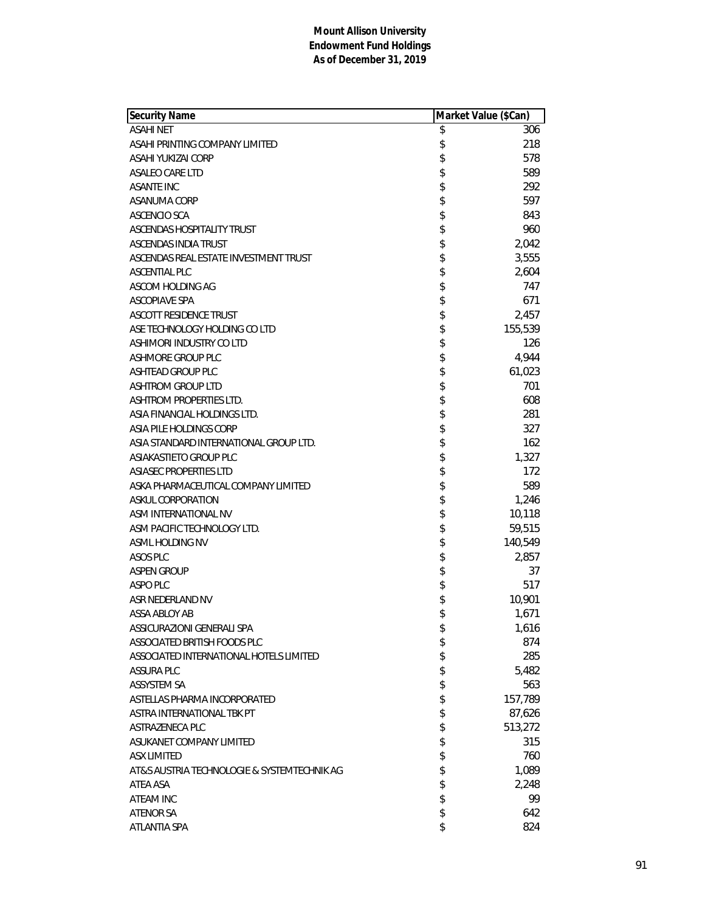**Mount Allison University**
**Endowment Fund Holdings**
**As of December 31, 2019**

| Security Name | Market Value ($Can) |
|---|---|
| ASAHI NET | $ 306 |
| ASAHI PRINTING COMPANY LIMITED | $ 218 |
| ASAHI YUKIZAI CORP | $ 578 |
| ASALEO CARE LTD | $ 589 |
| ASANTE INC | $ 292 |
| ASANUMA CORP | $ 597 |
| ASCENCIO SCA | $ 843 |
| ASCENDAS HOSPITALITY TRUST | $ 960 |
| ASCENDAS INDIA TRUST | $ 2,042 |
| ASCENDAS REAL ESTATE INVESTMENT TRUST | $ 3,555 |
| ASCENTIAL PLC | $ 2,604 |
| ASCOM HOLDING AG | $ 747 |
| ASCOPIAVE SPA | $ 671 |
| ASCOTT RESIDENCE TRUST | $ 2,457 |
| ASE TECHNOLOGY HOLDING CO LTD | $ 155,539 |
| ASHIMORI INDUSTRY CO LTD | $ 126 |
| ASHMORE GROUP PLC | $ 4,944 |
| ASHTEAD GROUP PLC | $ 61,023 |
| ASHTROM GROUP LTD | $ 701 |
| ASHTROM PROPERTIES LTD. | $ 608 |
| ASIA FINANCIAL HOLDINGS LTD. | $ 281 |
| ASIA PILE HOLDINGS CORP | $ 327 |
| ASIA STANDARD INTERNATIONAL GROUP LTD. | $ 162 |
| ASIAKASTIETO GROUP PLC | $ 1,327 |
| ASIASEC PROPERTIES LTD | $ 172 |
| ASKA PHARMACEUTICAL COMPANY LIMITED | $ 589 |
| ASKUL CORPORATION | $ 1,246 |
| ASM INTERNATIONAL NV | $ 10,118 |
| ASM PACIFIC TECHNOLOGY LTD. | $ 59,515 |
| ASML HOLDING NV | $ 140,549 |
| ASOS PLC | $ 2,857 |
| ASPEN GROUP | $ 37 |
| ASPO PLC | $ 517 |
| ASR NEDERLAND NV | $ 10,901 |
| ASSA ABLOY AB | $ 1,671 |
| ASSICURAZIONI GENERALI SPA | $ 1,616 |
| ASSOCIATED BRITISH FOODS PLC | $ 874 |
| ASSOCIATED INTERNATIONAL HOTELS LIMITED | $ 285 |
| ASSURA PLC | $ 5,482 |
| ASSYSTEM SA | $ 563 |
| ASTELLAS PHARMA INCORPORATED | $ 157,789 |
| ASTRA INTERNATIONAL TBK PT | $ 87,626 |
| ASTRAZENECA PLC | $ 513,272 |
| ASUKANET COMPANY LIMITED | $ 315 |
| ASX LIMITED | $ 760 |
| AT&S AUSTRIA TECHNOLOGIE & SYSTEMTECHNIK AG | $ 1,089 |
| ATEA ASA | $ 2,248 |
| ATEAM INC | $ 99 |
| ATENOR SA | $ 642 |
| ATLANTIA SPA | $ 824 |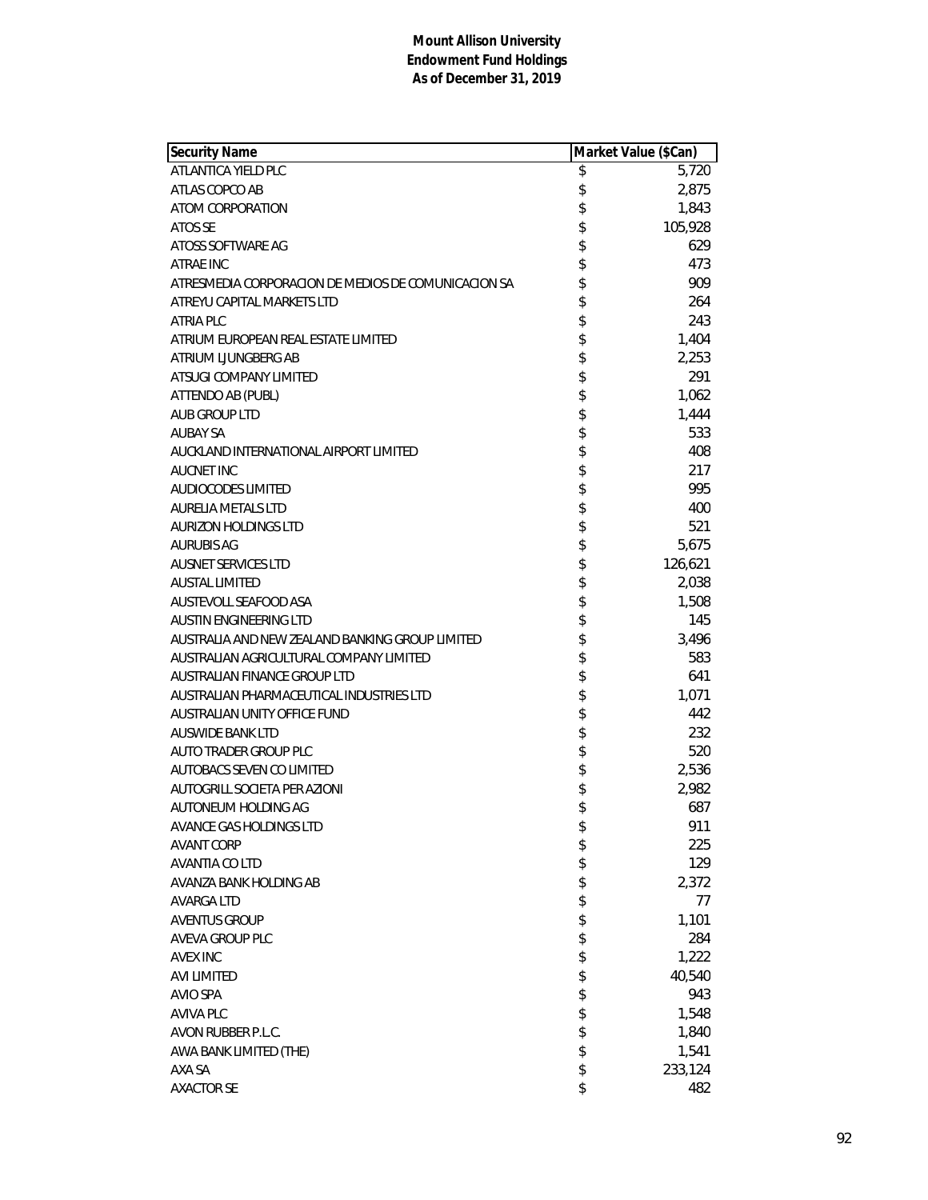**Mount Allison University**
**Endowment Fund Holdings**
**As of December 31, 2019**

| Security Name | Market Value ($Can) |
|---|---|
| ATLANTICA YIELD PLC | $ 5,720 |
| ATLAS COPCO AB | $ 2,875 |
| ATOM CORPORATION | $ 1,843 |
| ATOS SE | $ 105,928 |
| ATOSS SOFTWARE AG | $ 629 |
| ATRAE INC | $ 473 |
| ATRESMEDIA CORPORACION DE MEDIOS DE COMUNICACION SA | $ 909 |
| ATREYU CAPITAL MARKETS LTD | $ 264 |
| ATRIA PLC | $ 243 |
| ATRIUM EUROPEAN REAL ESTATE LIMITED | $ 1,404 |
| ATRIUM LJUNGBERG AB | $ 2,253 |
| ATSUGI COMPANY LIMITED | $ 291 |
| ATTENDO AB (PUBL) | $ 1,062 |
| AUB GROUP LTD | $ 1,444 |
| AUBAY SA | $ 533 |
| AUCKLAND INTERNATIONAL AIRPORT LIMITED | $ 408 |
| AUCNET INC | $ 217 |
| AUDIOCODES LIMITED | $ 995 |
| AURELIA METALS LTD | $ 400 |
| AURIZON HOLDINGS LTD | $ 521 |
| AURUBIS AG | $ 5,675 |
| AUSNET SERVICES LTD | $ 126,621 |
| AUSTAL LIMITED | $ 2,038 |
| AUSTEVOLL SEAFOOD ASA | $ 1,508 |
| AUSTIN ENGINEERING LTD | $ 145 |
| AUSTRALIA AND NEW ZEALAND BANKING GROUP LIMITED | $ 3,496 |
| AUSTRALIAN AGRICULTURAL COMPANY LIMITED | $ 583 |
| AUSTRALIAN FINANCE GROUP LTD | $ 641 |
| AUSTRALIAN PHARMACEUTICAL INDUSTRIES LTD | $ 1,071 |
| AUSTRALIAN UNITY OFFICE FUND | $ 442 |
| AUSWIDE BANK LTD | $ 232 |
| AUTO TRADER GROUP PLC | $ 520 |
| AUTOBACS SEVEN CO LIMITED | $ 2,536 |
| AUTOGRILL SOCIETA PER AZIONI | $ 2,982 |
| AUTONEUM HOLDING AG | $ 687 |
| AVANCE GAS HOLDINGS LTD | $ 911 |
| AVANT CORP | $ 225 |
| AVANTIA CO LTD | $ 129 |
| AVANZA BANK HOLDING AB | $ 2,372 |
| AVARGA LTD | $ 77 |
| AVENTUS GROUP | $ 1,101 |
| AVEVA GROUP PLC | $ 284 |
| AVEX INC | $ 1,222 |
| AVI LIMITED | $ 40,540 |
| AVIO SPA | $ 943 |
| AVIVA PLC | $ 1,548 |
| AVON RUBBER P.L.C. | $ 1,840 |
| AWA BANK LIMITED (THE) | $ 1,541 |
| AXA SA | $ 233,124 |
| AXACTOR SE | $ 482 |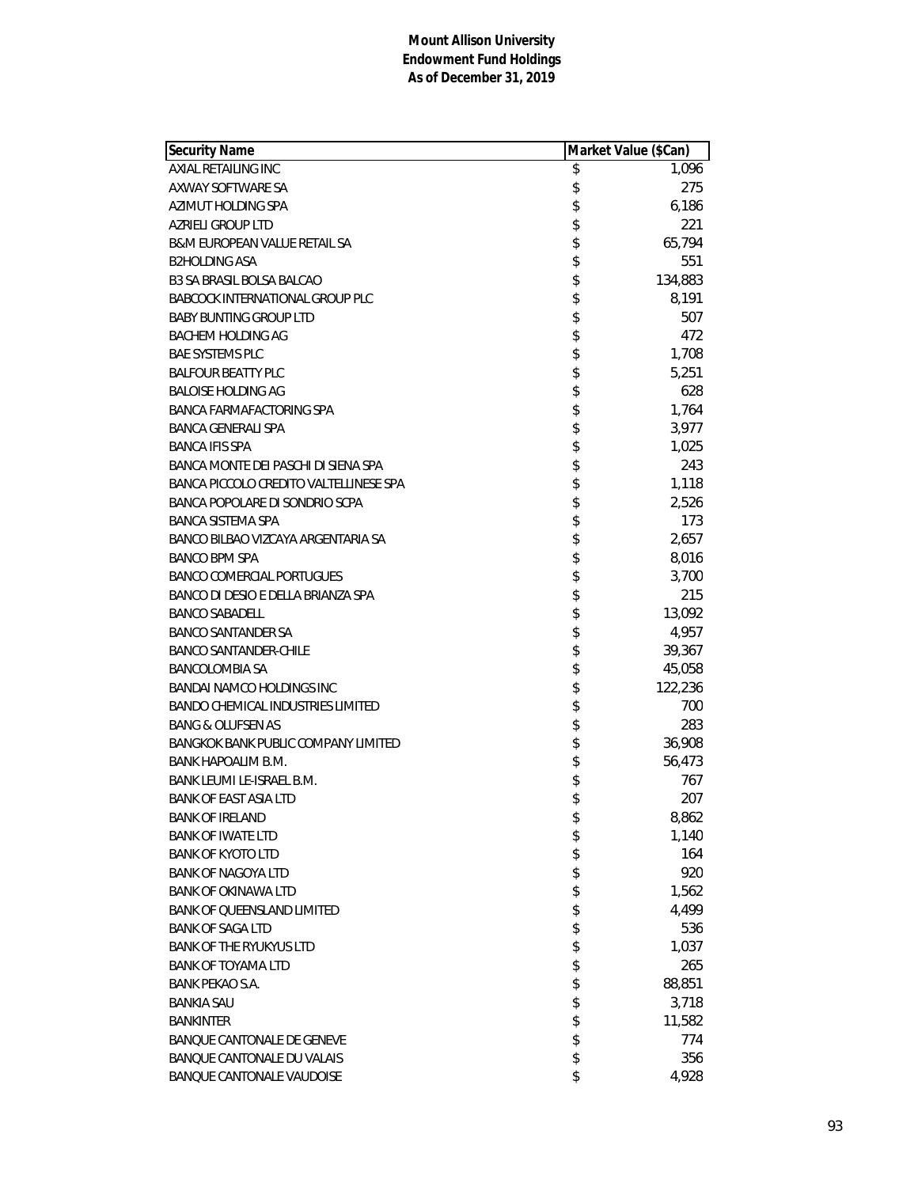**Mount Allison University**
**Endowment Fund Holdings**
**As of December 31, 2019**

| Security Name | Market Value ($Can) |
|---|---|
| AXIAL RETAILING INC | $ 1,096 |
| AXWAY SOFTWARE SA | $ 275 |
| AZIMUT HOLDING SPA | $ 6,186 |
| AZRIELI GROUP LTD | $ 221 |
| B&M EUROPEAN VALUE RETAIL SA | $ 65,794 |
| B2HOLDING ASA | $ 551 |
| B3 SA BRASIL BOLSA BALCAO | $ 134,883 |
| BABCOCK INTERNATIONAL GROUP PLC | $ 8,191 |
| BABY BUNTING GROUP LTD | $ 507 |
| BACHEM HOLDING AG | $ 472 |
| BAE SYSTEMS PLC | $ 1,708 |
| BALFOUR BEATTY PLC | $ 5,251 |
| BALOISE HOLDING AG | $ 628 |
| BANCA FARMAFACTORING SPA | $ 1,764 |
| BANCA GENERALI SPA | $ 3,977 |
| BANCA IFIS SPA | $ 1,025 |
| BANCA MONTE DEI PASCHI DI SIENA SPA | $ 243 |
| BANCA PICCOLO CREDITO VALTELLINESE SPA | $ 1,118 |
| BANCA POPOLARE DI SONDRIO SCPA | $ 2,526 |
| BANCA SISTEMA SPA | $ 173 |
| BANCO BILBAO VIZCAYA ARGENTARIA SA | $ 2,657 |
| BANCO BPM SPA | $ 8,016 |
| BANCO COMERCIAL PORTUGUES | $ 3,700 |
| BANCO DI DESIO E DELLA BRIANZA SPA | $ 215 |
| BANCO SABADELL | $ 13,092 |
| BANCO SANTANDER SA | $ 4,957 |
| BANCO SANTANDER-CHILE | $ 39,367 |
| BANCOLOMBIA SA | $ 45,058 |
| BANDAI NAMCO HOLDINGS INC | $ 122,236 |
| BANDO CHEMICAL INDUSTRIES LIMITED | $ 700 |
| BANG & OLUFSEN AS | $ 283 |
| BANGKOK BANK PUBLIC COMPANY LIMITED | $ 36,908 |
| BANK HAPOALIM B.M. | $ 56,473 |
| BANK LEUMI LE-ISRAEL B.M. | $ 767 |
| BANK OF EAST ASIA LTD | $ 207 |
| BANK OF IRELAND | $ 8,862 |
| BANK OF IWATE LTD | $ 1,140 |
| BANK OF KYOTO LTD | $ 164 |
| BANK OF NAGOYA LTD | $ 920 |
| BANK OF OKINAWA LTD | $ 1,562 |
| BANK OF QUEENSLAND LIMITED | $ 4,499 |
| BANK OF SAGA LTD | $ 536 |
| BANK OF THE RYUKYUS LTD | $ 1,037 |
| BANK OF TOYAMA LTD | $ 265 |
| BANK PEKAO S.A. | $ 88,851 |
| BANKIA SAU | $ 3,718 |
| BANKINTER | $ 11,582 |
| BANQUE CANTONALE DE GENEVE | $ 774 |
| BANQUE CANTONALE DU VALAIS | $ 356 |
| BANQUE CANTONALE VAUDOISE | $ 4,928 |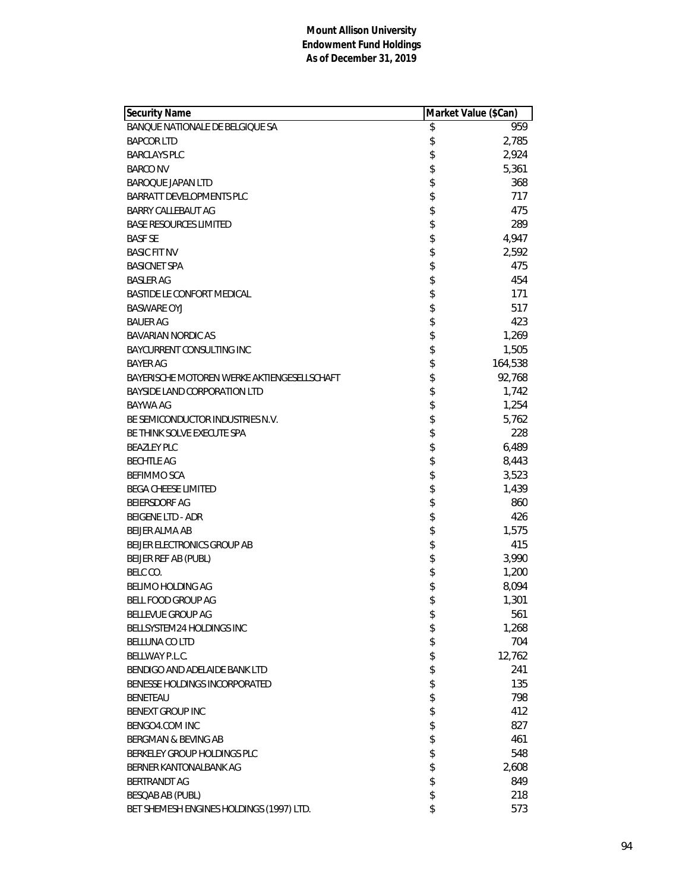**Mount Allison University**
**Endowment Fund Holdings**
**As of December 31, 2019**

| Security Name | Market Value ($Can) |
|---|---|
| BANQUE NATIONALE DE BELGIQUE SA | $ 959 |
| BAPCOR LTD | $ 2,785 |
| BARCLAYS PLC | $ 2,924 |
| BARCO NV | $ 5,361 |
| BAROQUE JAPAN LTD | $ 368 |
| BARRATT DEVELOPMENTS PLC | $ 717 |
| BARRY CALLEBAUT AG | $ 475 |
| BASE RESOURCES LIMITED | $ 289 |
| BASF SE | $ 4,947 |
| BASIC FIT NV | $ 2,592 |
| BASICNET SPA | $ 475 |
| BASLER AG | $ 454 |
| BASTIDE LE CONFORT MEDICAL | $ 171 |
| BASWARE OYJ | $ 517 |
| BAUER AG | $ 423 |
| BAVARIAN NORDIC AS | $ 1,269 |
| BAYCURRENT CONSULTING INC | $ 1,505 |
| BAYER AG | $ 164,538 |
| BAYERISCHE MOTOREN WERKE AKTIENGESELLSCHAFT | $ 92,768 |
| BAYSIDE LAND CORPORATION LTD | $ 1,742 |
| BAYWA AG | $ 1,254 |
| BE SEMICONDUCTOR INDUSTRIES N.V. | $ 5,762 |
| BE THINK SOLVE EXECUTE SPA | $ 228 |
| BEAZLEY PLC | $ 6,489 |
| BECHTLE AG | $ 8,443 |
| BEFIMMO SCA | $ 3,523 |
| BEGA CHEESE LIMITED | $ 1,439 |
| BEIERSDORF AG | $ 860 |
| BEIGENE LTD - ADR | $ 426 |
| BEIJER ALMA AB | $ 1,575 |
| BEIJER ELECTRONICS GROUP AB | $ 415 |
| BEIJER REF AB (PUBL) | $ 3,990 |
| BELC CO. | $ 1,200 |
| BELIMO HOLDING AG | $ 8,094 |
| BELL FOOD GROUP AG | $ 1,301 |
| BELLEVUE GROUP AG | $ 561 |
| BELLSYSTEM24 HOLDINGS INC | $ 1,268 |
| BELLUNA CO LTD | $ 704 |
| BELLWAY P.L.C. | $ 12,762 |
| BENDIGO AND ADELAIDE BANK LTD | $ 241 |
| BENESSE HOLDINGS INCORPORATED | $ 135 |
| BENETEAU | $ 798 |
| BENEXT GROUP INC | $ 412 |
| BENGO4.COM INC | $ 827 |
| BERGMAN & BEVING AB | $ 461 |
| BERKELEY GROUP HOLDINGS PLC | $ 548 |
| BERNER KANTONALBANK AG | $ 2,608 |
| BERTRANDT AG | $ 849 |
| BESQAB AB (PUBL) | $ 218 |
| BET SHEMESH ENGINES HOLDINGS (1997) LTD. | $ 573 |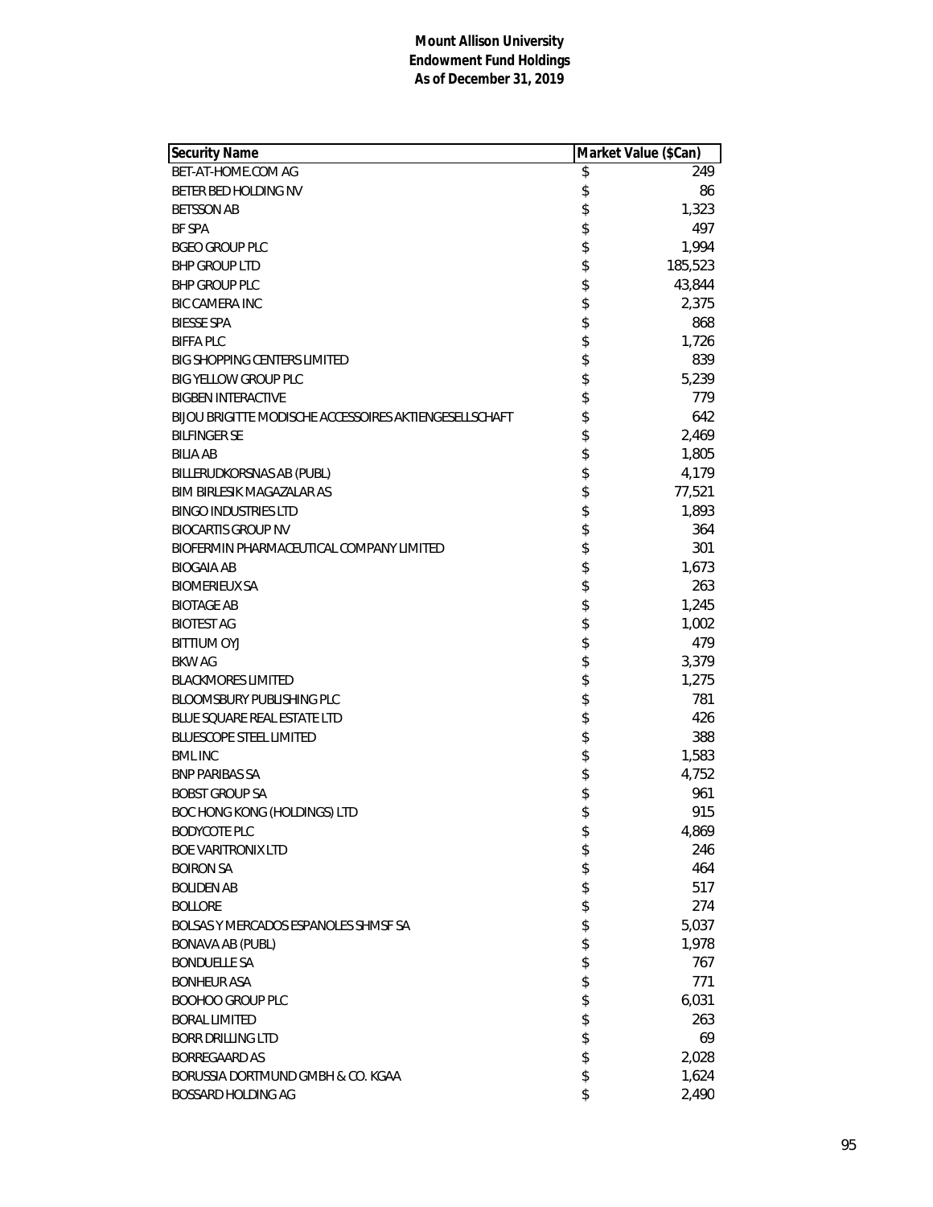**Mount Allison University**
**Endowment Fund Holdings**
**As of December 31, 2019**

| Security Name | Market Value ($Can) |
|---|---|
| BET-AT-HOME.COM AG | $ 249 |
| BETER BED HOLDING NV | $ 86 |
| BETSSON AB | $ 1,323 |
| BF SPA | $ 497 |
| BGEO GROUP PLC | $ 1,994 |
| BHP GROUP LTD | $ 185,523 |
| BHP GROUP PLC | $ 43,844 |
| BIC CAMERA INC | $ 2,375 |
| BIESSE SPA | $ 868 |
| BIFFA PLC | $ 1,726 |
| BIG SHOPPING CENTERS LIMITED | $ 839 |
| BIG YELLOW GROUP PLC | $ 5,239 |
| BIGBEN INTERACTIVE | $ 779 |
| BIJOU BRIGITTE MODISCHE ACCESSOIRES AKTIENGESELLSCHAFT | $ 642 |
| BILFINGER SE | $ 2,469 |
| BILIA AB | $ 1,805 |
| BILLERUDKORSNAS AB (PUBL) | $ 4,179 |
| BIM BIRLESIK MAGAZALAR AS | $ 77,521 |
| BINGO INDUSTRIES LTD | $ 1,893 |
| BIOCARTIS GROUP NV | $ 364 |
| BIOFERMIN PHARMACEUTICAL COMPANY LIMITED | $ 301 |
| BIOGAIA AB | $ 1,673 |
| BIOMERIEUX SA | $ 263 |
| BIOTAGE AB | $ 1,245 |
| BIOTEST AG | $ 1,002 |
| BITTIUM OYJ | $ 479 |
| BKW AG | $ 3,379 |
| BLACKMORES LIMITED | $ 1,275 |
| BLOOMSBURY PUBLISHING PLC | $ 781 |
| BLUE SQUARE REAL ESTATE LTD | $ 426 |
| BLUESCOPE STEEL LIMITED | $ 388 |
| BML INC | $ 1,583 |
| BNP PARIBAS SA | $ 4,752 |
| BOBST GROUP SA | $ 961 |
| BOC HONG KONG (HOLDINGS) LTD | $ 915 |
| BODYCOTE PLC | $ 4,869 |
| BOE VARITRONIX LTD | $ 246 |
| BOIRON SA | $ 464 |
| BOLIDEN AB | $ 517 |
| BOLLORE | $ 274 |
| BOLSAS Y MERCADOS ESPANOLES SHMSF SA | $ 5,037 |
| BONAVA AB (PUBL) | $ 1,978 |
| BONDUELLE SA | $ 767 |
| BONHEUR ASA | $ 771 |
| BOOHOO GROUP PLC | $ 6,031 |
| BORAL LIMITED | $ 263 |
| BORR DRILLING LTD | $ 69 |
| BORREGAARD AS | $ 2,028 |
| BORUSSIA DORTMUND GMBH & CO. KGAA | $ 1,624 |
| BOSSARD HOLDING AG | $ 2,490 |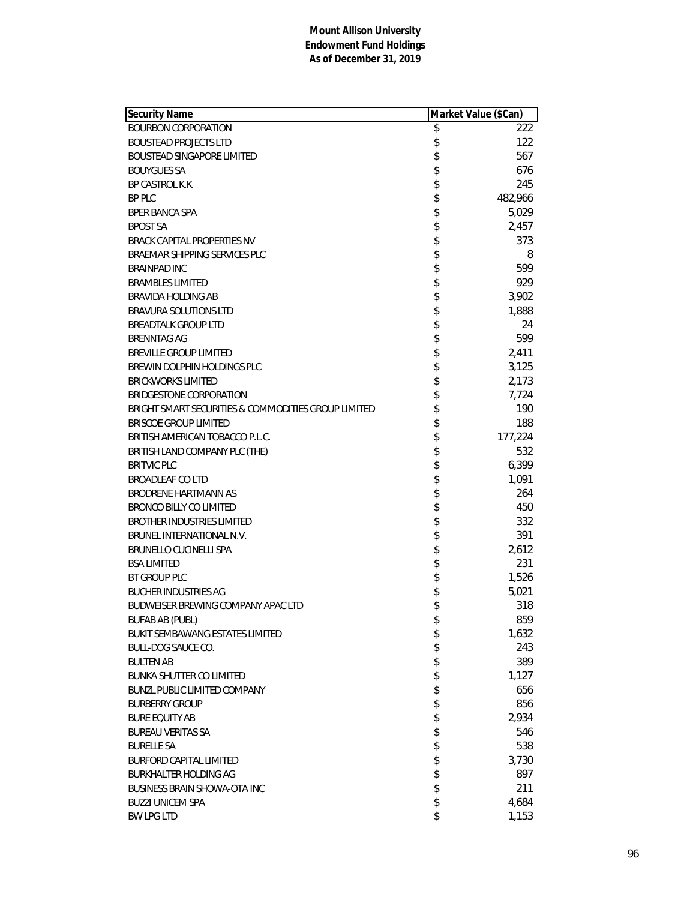**Mount Allison University**
**Endowment Fund Holdings**
**As of December 31, 2019**

| Security Name | Market Value ($Can) |
|---|---|
| BOURBON CORPORATION | $ 222 |
| BOUSTEAD PROJECTS LTD | $ 122 |
| BOUSTEAD SINGAPORE LIMITED | $ 567 |
| BOUYGUES SA | $ 676 |
| BP CASTROL K.K | $ 245 |
| BP PLC | $ 482,966 |
| BPER BANCA SPA | $ 5,029 |
| BPOST SA | $ 2,457 |
| BRACK CAPITAL PROPERTIES NV | $ 373 |
| BRAEMAR SHIPPING SERVICES PLC | $ 8 |
| BRAINPAD INC | $ 599 |
| BRAMBLES LIMITED | $ 929 |
| BRAVIDA HOLDING AB | $ 3,902 |
| BRAVURA SOLUTIONS LTD | $ 1,888 |
| BREADTALK GROUP LTD | $ 24 |
| BRENNTAG AG | $ 599 |
| BREVILLE GROUP LIMITED | $ 2,411 |
| BREWIN DOLPHIN HOLDINGS PLC | $ 3,125 |
| BRICKWORKS LIMITED | $ 2,173 |
| BRIDGESTONE CORPORATION | $ 7,724 |
| BRIGHT SMART SECURITIES & COMMODITIES GROUP LIMITED | $ 190 |
| BRISCOE GROUP LIMITED | $ 188 |
| BRITISH AMERICAN TOBACCO P.L.C. | $ 177,224 |
| BRITISH LAND COMPANY PLC (THE) | $ 532 |
| BRITVIC PLC | $ 6,399 |
| BROADLEAF CO LTD | $ 1,091 |
| BRODRENE HARTMANN AS | $ 264 |
| BRONCO BILLY CO LIMITED | $ 450 |
| BROTHER INDUSTRIES LIMITED | $ 332 |
| BRUNEL INTERNATIONAL N.V. | $ 391 |
| BRUNELLO CUCINELLI SPA | $ 2,612 |
| BSA LIMITED | $ 231 |
| BT GROUP PLC | $ 1,526 |
| BUCHER INDUSTRIES AG | $ 5,021 |
| BUDWEISER BREWING COMPANY APAC LTD | $ 318 |
| BUFAB AB (PUBL) | $ 859 |
| BUKIT SEMBAWANG ESTATES LIMITED | $ 1,632 |
| BULL-DOG SAUCE CO. | $ 243 |
| BULTEN AB | $ 389 |
| BUNKA SHUTTER CO LIMITED | $ 1,127 |
| BUNZL PUBLIC LIMITED COMPANY | $ 656 |
| BURBERRY GROUP | $ 856 |
| BURE EQUITY AB | $ 2,934 |
| BUREAU VERITAS SA | $ 546 |
| BURELLE SA | $ 538 |
| BURFORD CAPITAL LIMITED | $ 3,730 |
| BURKHALTER HOLDING AG | $ 897 |
| BUSINESS BRAIN SHOWA-OTA INC | $ 211 |
| BUZZI UNICEM SPA | $ 4,684 |
| BW LPG LTD | $ 1,153 |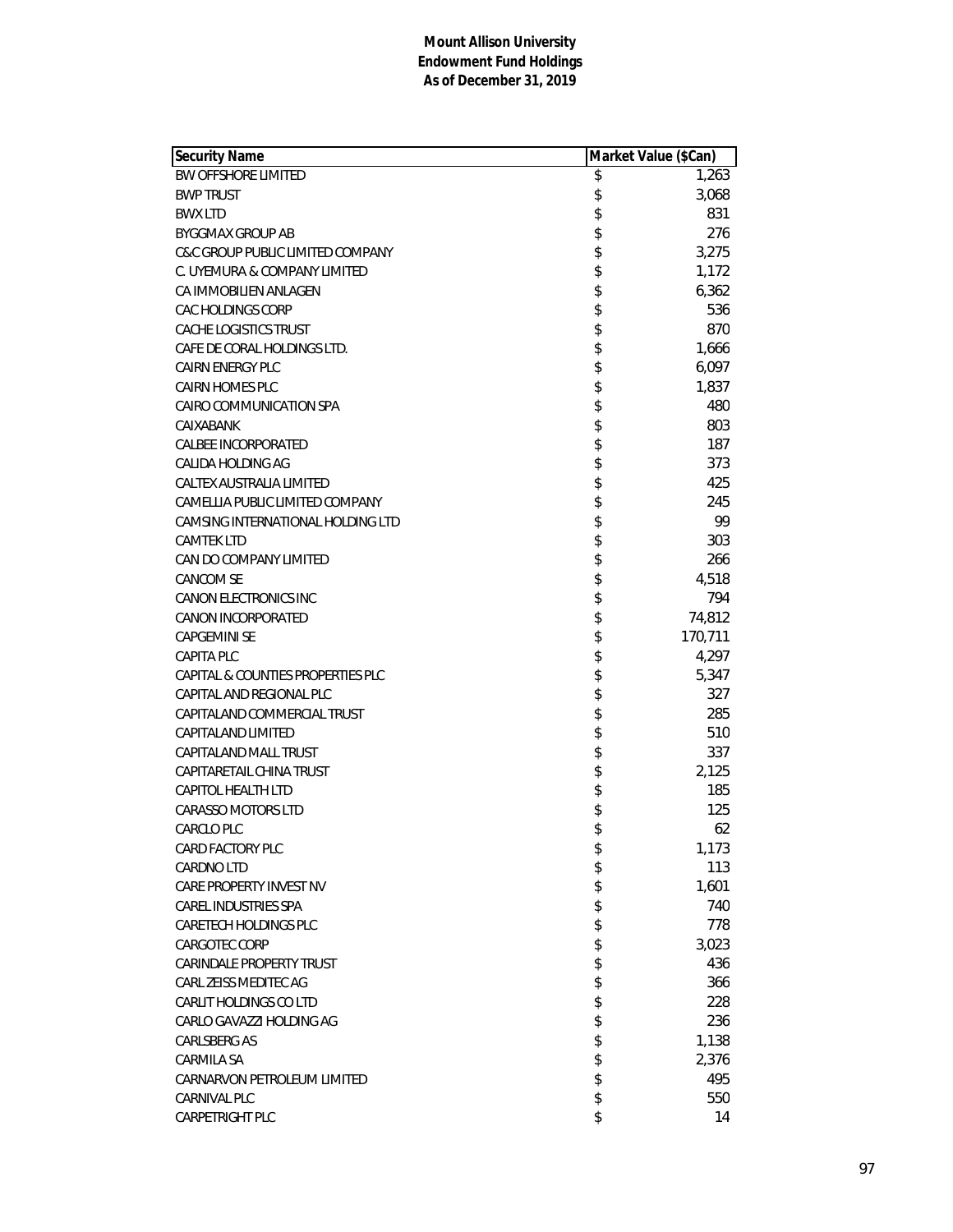**Mount Allison University**
**Endowment Fund Holdings**
**As of December 31, 2019**

| Security Name | Market Value ($Can) |
|---|---|
| BW OFFSHORE LIMITED | $ 1,263 |
| BWP TRUST | $ 3,068 |
| BWX LTD | $ 831 |
| BYGGMAX GROUP AB | $ 276 |
| C&C GROUP PUBLIC LIMITED COMPANY | $ 3,275 |
| C. UYEMURA & COMPANY LIMITED | $ 1,172 |
| CA IMMOBILIEN ANLAGEN | $ 6,362 |
| CAC HOLDINGS CORP | $ 536 |
| CACHE LOGISTICS TRUST | $ 870 |
| CAFE DE CORAL HOLDINGS LTD. | $ 1,666 |
| CAIRN ENERGY PLC | $ 6,097 |
| CAIRN HOMES PLC | $ 1,837 |
| CAIRO COMMUNICATION SPA | $ 480 |
| CAIXABANK | $ 803 |
| CALBEE INCORPORATED | $ 187 |
| CALIDA HOLDING AG | $ 373 |
| CALTEX AUSTRALIA LIMITED | $ 425 |
| CAMELLIA PUBLIC LIMITED COMPANY | $ 245 |
| CAMSING INTERNATIONAL HOLDING LTD | $ 99 |
| CAMTEK LTD | $ 303 |
| CAN DO COMPANY LIMITED | $ 266 |
| CANCOM SE | $ 4,518 |
| CANON ELECTRONICS INC | $ 794 |
| CANON INCORPORATED | $ 74,812 |
| CAPGEMINI SE | $ 170,711 |
| CAPITA PLC | $ 4,297 |
| CAPITAL & COUNTIES PROPERTIES PLC | $ 5,347 |
| CAPITAL AND REGIONAL PLC | $ 327 |
| CAPITALAND COMMERCIAL TRUST | $ 285 |
| CAPITALAND LIMITED | $ 510 |
| CAPITALAND MALL TRUST | $ 337 |
| CAPITARETAIL CHINA TRUST | $ 2,125 |
| CAPITOL HEALTH LTD | $ 185 |
| CARASSO MOTORS LTD | $ 125 |
| CARCLO PLC | $ 62 |
| CARD FACTORY PLC | $ 1,173 |
| CARDNO LTD | $ 113 |
| CARE PROPERTY INVEST NV | $ 1,601 |
| CAREL INDUSTRIES SPA | $ 740 |
| CARETECH HOLDINGS PLC | $ 778 |
| CARGOTEC CORP | $ 3,023 |
| CARINDALE PROPERTY TRUST | $ 436 |
| CARL ZEISS MEDITEC AG | $ 366 |
| CARLIT HOLDINGS CO LTD | $ 228 |
| CARLO GAVAZZI HOLDING AG | $ 236 |
| CARLSBERG AS | $ 1,138 |
| CARMILA SA | $ 2,376 |
| CARNARVON PETROLEUM LIMITED | $ 495 |
| CARNIVAL PLC | $ 550 |
| CARPETRIGHT PLC | $ 14 |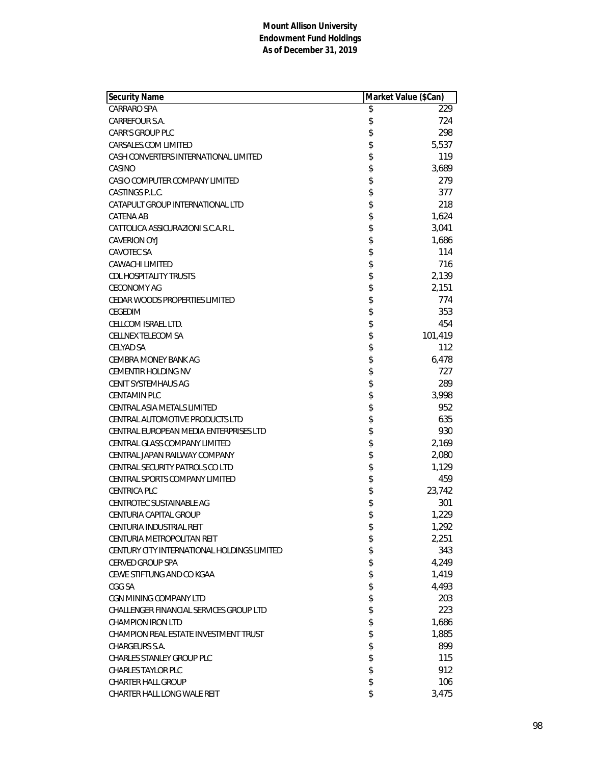**Mount Allison University**
**Endowment Fund Holdings**
**As of December 31, 2019**

| Security Name | Market Value ($Can) |
|---|---|
| CARRARO SPA | $ 229 |
| CARREFOUR S.A. | $ 724 |
| CARR'S GROUP PLC | $ 298 |
| CARSALES.COM LIMITED | $ 5,537 |
| CASH CONVERTERS INTERNATIONAL LIMITED | $ 119 |
| CASINO | $ 3,689 |
| CASIO COMPUTER COMPANY LIMITED | $ 279 |
| CASTINGS P.L.C. | $ 377 |
| CATAPULT GROUP INTERNATIONAL LTD | $ 218 |
| CATENA AB | $ 1,624 |
| CATTOLICA ASSICURAZIONI S.C.A.R.L. | $ 3,041 |
| CAVERION OYJ | $ 1,686 |
| CAVOTEC SA | $ 114 |
| CAWACHI LIMITED | $ 716 |
| CDL HOSPITALITY TRUSTS | $ 2,139 |
| CECONOMY AG | $ 2,151 |
| CEDAR WOODS PROPERTIES LIMITED | $ 774 |
| CEGEDIM | $ 353 |
| CELLCOM ISRAEL LTD. | $ 454 |
| CELLNEX TELECOM SA | $ 101,419 |
| CELYAD SA | $ 112 |
| CEMBRA MONEY BANK AG | $ 6,478 |
| CEMENTIR HOLDING NV | $ 727 |
| CENIT SYSTEMHAUS AG | $ 289 |
| CENTAMIN PLC | $ 3,998 |
| CENTRAL ASIA METALS LIMITED | $ 952 |
| CENTRAL AUTOMOTIVE PRODUCTS LTD | $ 635 |
| CENTRAL EUROPEAN MEDIA ENTERPRISES LTD | $ 930 |
| CENTRAL GLASS COMPANY LIMITED | $ 2,169 |
| CENTRAL JAPAN RAILWAY COMPANY | $ 2,080 |
| CENTRAL SECURITY PATROLS CO LTD | $ 1,129 |
| CENTRAL SPORTS COMPANY LIMITED | $ 459 |
| CENTRICA PLC | $ 23,742 |
| CENTROTEC SUSTAINABLE AG | $ 301 |
| CENTURIA CAPITAL GROUP | $ 1,229 |
| CENTURIA INDUSTRIAL REIT | $ 1,292 |
| CENTURIA METROPOLITAN REIT | $ 2,251 |
| CENTURY CITY INTERNATIONAL HOLDINGS LIMITED | $ 343 |
| CERVED GROUP SPA | $ 4,249 |
| CEWE STIFTUNG AND CO KGAA | $ 1,419 |
| CGG SA | $ 4,493 |
| CGN MINING COMPANY LTD | $ 203 |
| CHALLENGER FINANCIAL SERVICES GROUP LTD | $ 223 |
| CHAMPION IRON LTD | $ 1,686 |
| CHAMPION REAL ESTATE INVESTMENT TRUST | $ 1,885 |
| CHARGEURS S.A. | $ 899 |
| CHARLES STANLEY GROUP PLC | $ 115 |
| CHARLES TAYLOR PLC | $ 912 |
| CHARTER HALL GROUP | $ 106 |
| CHARTER HALL LONG WALE REIT | $ 3,475 |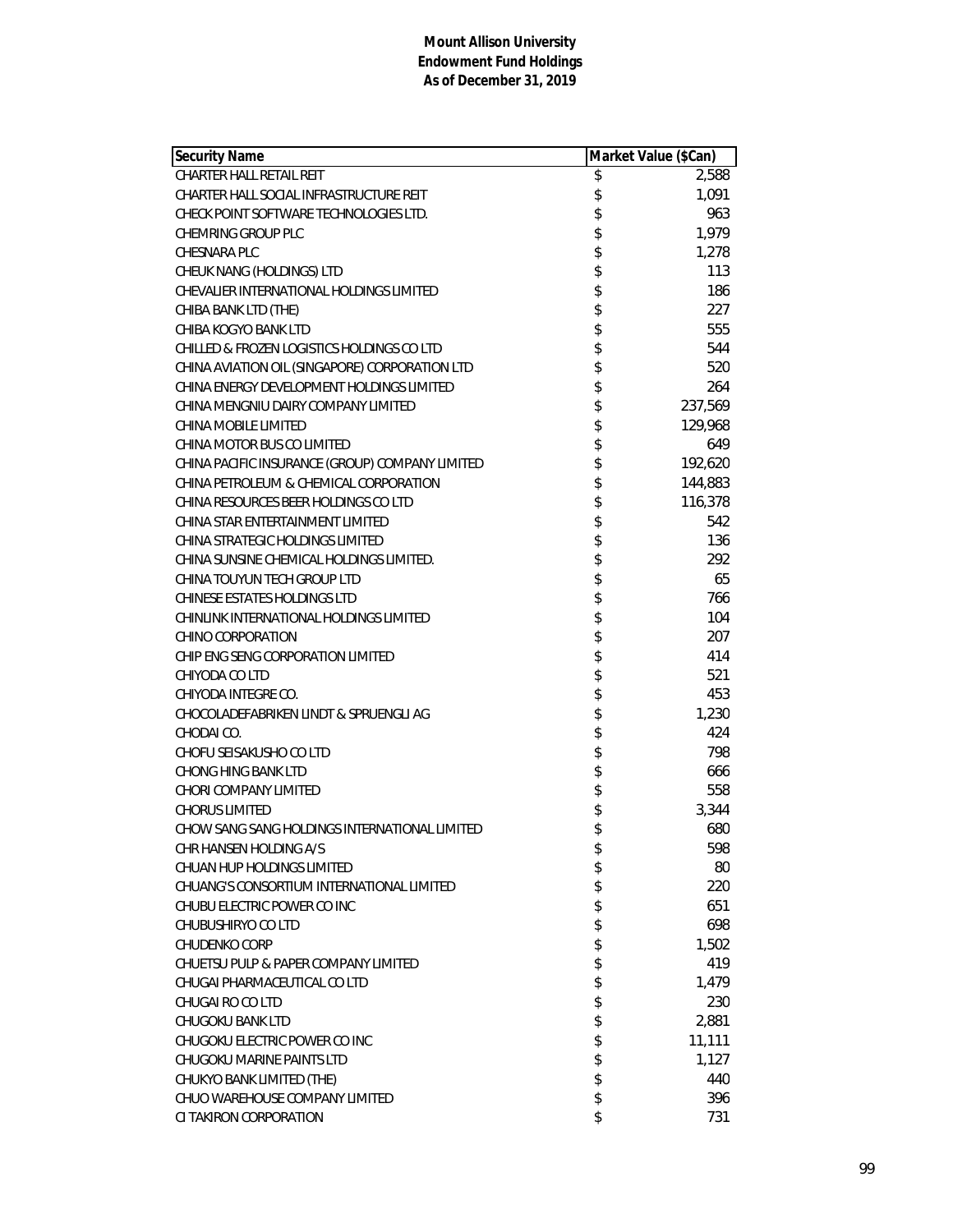**Mount Allison University**
**Endowment Fund Holdings**
**As of December 31, 2019**

| Security Name | Market Value ($Can) |
|---|---|
| CHARTER HALL RETAIL REIT | $ 2,588 |
| CHARTER HALL SOCIAL INFRASTRUCTURE REIT | $ 1,091 |
| CHECK POINT SOFTWARE TECHNOLOGIES LTD. | $ 963 |
| CHEMRING GROUP PLC | $ 1,979 |
| CHESNARA PLC | $ 1,278 |
| CHEUK NANG (HOLDINGS) LTD | $ 113 |
| CHEVALIER INTERNATIONAL HOLDINGS LIMITED | $ 186 |
| CHIBA BANK LTD (THE) | $ 227 |
| CHIBA KOGYO BANK LTD | $ 555 |
| CHILLED & FROZEN LOGISTICS HOLDINGS CO LTD | $ 544 |
| CHINA AVIATION OIL (SINGAPORE) CORPORATION LTD | $ 520 |
| CHINA ENERGY DEVELOPMENT HOLDINGS LIMITED | $ 264 |
| CHINA MENGNIU DAIRY COMPANY LIMITED | $ 237,569 |
| CHINA MOBILE LIMITED | $ 129,968 |
| CHINA MOTOR BUS CO LIMITED | $ 649 |
| CHINA PACIFIC INSURANCE (GROUP) COMPANY LIMITED | $ 192,620 |
| CHINA PETROLEUM & CHEMICAL CORPORATION | $ 144,883 |
| CHINA RESOURCES BEER HOLDINGS CO LTD | $ 116,378 |
| CHINA STAR ENTERTAINMENT LIMITED | $ 542 |
| CHINA STRATEGIC HOLDINGS LIMITED | $ 136 |
| CHINA SUNSINE CHEMICAL HOLDINGS LIMITED. | $ 292 |
| CHINA TOUYUN TECH GROUP LTD | $ 65 |
| CHINESE ESTATES HOLDINGS LTD | $ 766 |
| CHINLINK INTERNATIONAL HOLDINGS LIMITED | $ 104 |
| CHINO CORPORATION | $ 207 |
| CHIP ENG SENG CORPORATION LIMITED | $ 414 |
| CHIYODA CO LTD | $ 521 |
| CHIYODA INTEGRE CO. | $ 453 |
| CHOCOLADEFABRIKEN LINDT & SPRUENGLI AG | $ 1,230 |
| CHODAI CO. | $ 424 |
| CHOFU SEISAKUSHO CO LTD | $ 798 |
| CHONG HING BANK LTD | $ 666 |
| CHORI COMPANY LIMITED | $ 558 |
| CHORUS LIMITED | $ 3,344 |
| CHOW SANG SANG HOLDINGS INTERNATIONAL LIMITED | $ 680 |
| CHR HANSEN HOLDING A/S | $ 598 |
| CHUAN HUP HOLDINGS LIMITED | $ 80 |
| CHUANG'S CONSORTIUM INTERNATIONAL LIMITED | $ 220 |
| CHUBU ELECTRIC POWER CO INC | $ 651 |
| CHUBUSHIRYO CO LTD | $ 698 |
| CHUDENKO CORP | $ 1,502 |
| CHUETSU PULP & PAPER COMPANY LIMITED | $ 419 |
| CHUGAI PHARMACEUTICAL CO LTD | $ 1,479 |
| CHUGAI RO CO LTD | $ 230 |
| CHUGOKU BANK LTD | $ 2,881 |
| CHUGOKU ELECTRIC POWER CO INC | $ 11,111 |
| CHUGOKU MARINE PAINTS LTD | $ 1,127 |
| CHUKYO BANK LIMITED (THE) | $ 440 |
| CHUO WAREHOUSE COMPANY LIMITED | $ 396 |
| CI TAKIRON CORPORATION | $ 731 |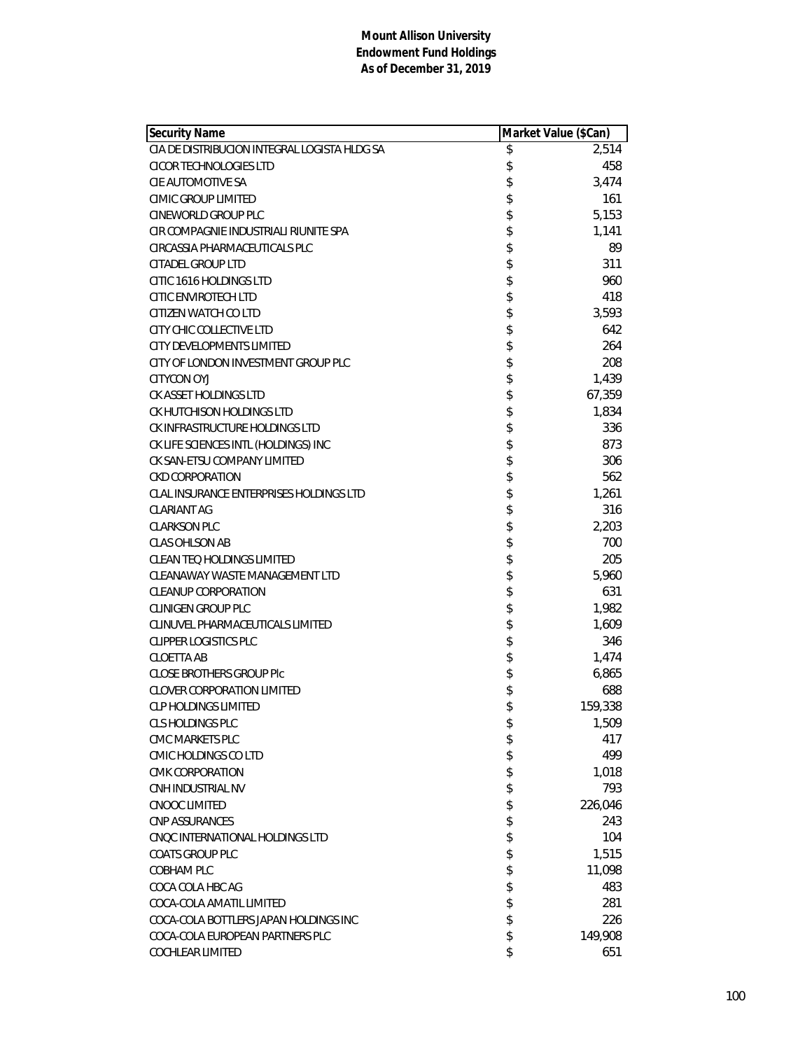**Mount Allison University**
**Endowment Fund Holdings**
**As of December 31, 2019**

| Security Name | Market Value ($Can) |
|---|---|
| CIA DE DISTRIBUCION INTEGRAL LOGISTA HLDG SA | $ 2,514 |
| CICOR TECHNOLOGIES LTD | $ 458 |
| CIE AUTOMOTIVE SA | $ 3,474 |
| CIMIC GROUP LIMITED | $ 161 |
| CINEWORLD GROUP PLC | $ 5,153 |
| CIR COMPAGNIE INDUSTRIALI RIUNITE SPA | $ 1,141 |
| CIRCASSIA PHARMACEUTICALS PLC | $ 89 |
| CITADEL GROUP LTD | $ 311 |
| CITIC 1616 HOLDINGS LTD | $ 960 |
| CITIC ENVIROTECH LTD | $ 418 |
| CITIZEN WATCH CO LTD | $ 3,593 |
| CITY CHIC COLLECTIVE LTD | $ 642 |
| CITY DEVELOPMENTS LIMITED | $ 264 |
| CITY OF LONDON INVESTMENT GROUP PLC | $ 208 |
| CITYCON OYJ | $ 1,439 |
| CK ASSET HOLDINGS LTD | $ 67,359 |
| CK HUTCHISON HOLDINGS LTD | $ 1,834 |
| CK INFRASTRUCTURE HOLDINGS LTD | $ 336 |
| CK LIFE SCIENCES INTL (HOLDINGS) INC | $ 873 |
| CK SAN-ETSU COMPANY LIMITED | $ 306 |
| CKD CORPORATION | $ 562 |
| CLAL INSURANCE ENTERPRISES HOLDINGS LTD | $ 1,261 |
| CLARIANT AG | $ 316 |
| CLARKSON PLC | $ 2,203 |
| CLAS OHLSON AB | $ 700 |
| CLEAN TEQ HOLDINGS LIMITED | $ 205 |
| CLEANAWAY WASTE MANAGEMENT LTD | $ 5,960 |
| CLEANUP CORPORATION | $ 631 |
| CLINIGEN GROUP PLC | $ 1,982 |
| CLINUVEL PHARMACEUTICALS LIMITED | $ 1,609 |
| CLIPPER LOGISTICS PLC | $ 346 |
| CLOETTA AB | $ 1,474 |
| CLOSE BROTHERS GROUP Plc | $ 6,865 |
| CLOVER CORPORATION LIMITED | $ 688 |
| CLP HOLDINGS LIMITED | $ 159,338 |
| CLS HOLDINGS PLC | $ 1,509 |
| CMC MARKETS PLC | $ 417 |
| CMIC HOLDINGS CO LTD | $ 499 |
| CMK CORPORATION | $ 1,018 |
| CNH INDUSTRIAL NV | $ 793 |
| CNOOC LIMITED | $ 226,046 |
| CNP ASSURANCES | $ 243 |
| CNQC INTERNATIONAL HOLDINGS LTD | $ 104 |
| COATS GROUP PLC | $ 1,515 |
| COBHAM PLC | $ 11,098 |
| COCA COLA HBC AG | $ 483 |
| COCA-COLA AMATIL LIMITED | $ 281 |
| COCA-COLA BOTTLERS JAPAN HOLDINGS INC | $ 226 |
| COCA-COLA EUROPEAN PARTNERS PLC | $ 149,908 |
| COCHLEAR LIMITED | $ 651 |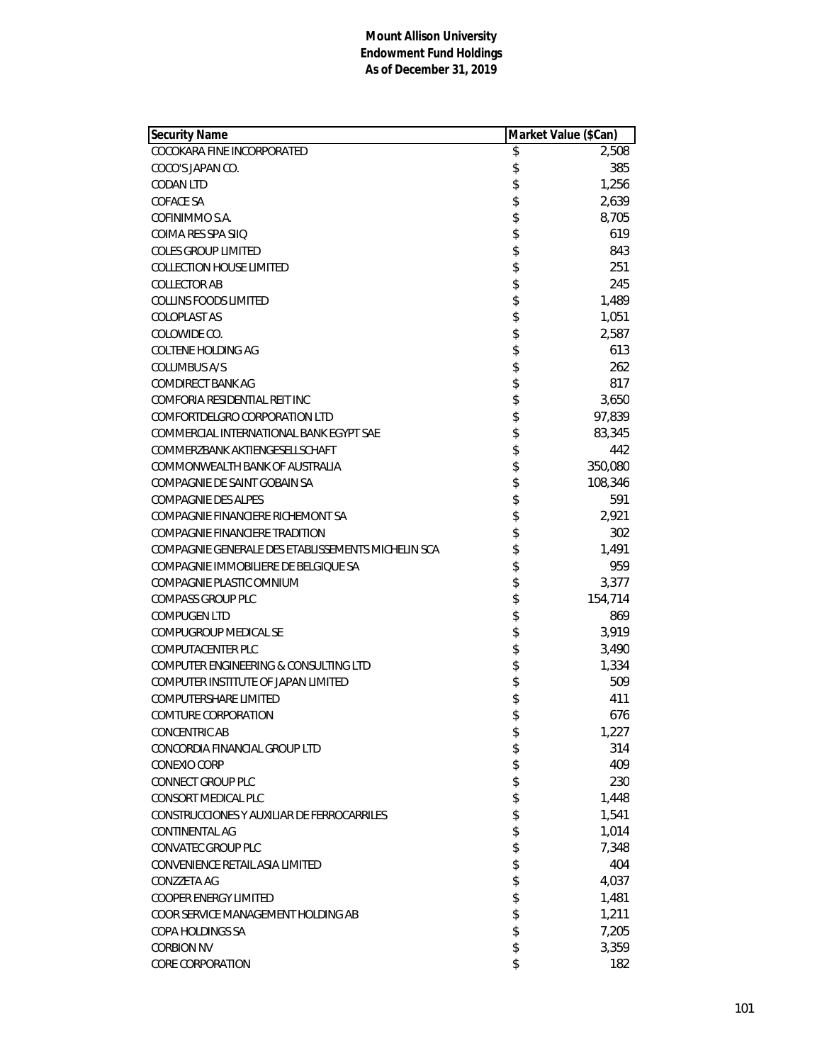**Mount Allison University**
**Endowment Fund Holdings**
**As of December 31, 2019**

| Security Name | Market Value ($Can) |
|---|---|
| COCOKARA FINE INCORPORATED | $ 2,508 |
| COCO'S JAPAN CO. | $ 385 |
| CODAN LTD | $ 1,256 |
| COFACE SA | $ 2,639 |
| COFINIMMO S.A. | $ 8,705 |
| COIMA RES SPA SIIQ | $ 619 |
| COLES GROUP LIMITED | $ 843 |
| COLLECTION HOUSE LIMITED | $ 251 |
| COLLECTOR AB | $ 245 |
| COLLINS FOODS LIMITED | $ 1,489 |
| COLOPLAST AS | $ 1,051 |
| COLOWIDE CO. | $ 2,587 |
| COLTENE HOLDING AG | $ 613 |
| COLUMBUS A/S | $ 262 |
| COMDIRECT BANK AG | $ 817 |
| COMFORIA RESIDENTIAL REIT INC | $ 3,650 |
| COMFORTDELGRO CORPORATION LTD | $ 97,839 |
| COMMERCIAL INTERNATIONAL BANK EGYPT SAE | $ 83,345 |
| COMMERZBANK AKTIENGESELLSCHAFT | $ 442 |
| COMMONWEALTH BANK OF AUSTRALIA | $ 350,080 |
| COMPAGNIE DE SAINT GOBAIN SA | $ 108,346 |
| COMPAGNIE DES ALPES | $ 591 |
| COMPAGNIE FINANCIERE RICHEMONT SA | $ 2,921 |
| COMPAGNIE FINANCIERE TRADITION | $ 302 |
| COMPAGNIE GENERALE DES ETABLISSEMENTS MICHELIN SCA | $ 1,491 |
| COMPAGNIE IMMOBILIERE DE BELGIQUE SA | $ 959 |
| COMPAGNIE PLASTIC OMNIUM | $ 3,377 |
| COMPASS GROUP PLC | $ 154,714 |
| COMPUGEN LTD | $ 869 |
| COMPUGROUP MEDICAL SE | $ 3,919 |
| COMPUTACENTER PLC | $ 3,490 |
| COMPUTER ENGINEERING & CONSULTING LTD | $ 1,334 |
| COMPUTER INSTITUTE OF JAPAN LIMITED | $ 509 |
| COMPUTERSHARE LIMITED | $ 411 |
| COMTURE CORPORATION | $ 676 |
| CONCENTRIC AB | $ 1,227 |
| CONCORDIA FINANCIAL GROUP LTD | $ 314 |
| CONEXIO CORP | $ 409 |
| CONNECT GROUP PLC | $ 230 |
| CONSORT MEDICAL PLC | $ 1,448 |
| CONSTRUCCIONES Y AUXILIAR DE FERROCARRILES | $ 1,541 |
| CONTINENTAL AG | $ 1,014 |
| CONVATEC GROUP PLC | $ 7,348 |
| CONVENIENCE RETAIL ASIA LIMITED | $ 404 |
| CONZZETA AG | $ 4,037 |
| COOPER ENERGY LIMITED | $ 1,481 |
| COOR SERVICE MANAGEMENT HOLDING AB | $ 1,211 |
| COPA HOLDINGS SA | $ 7,205 |
| CORBION NV | $ 3,359 |
| CORE CORPORATION | $ 182 |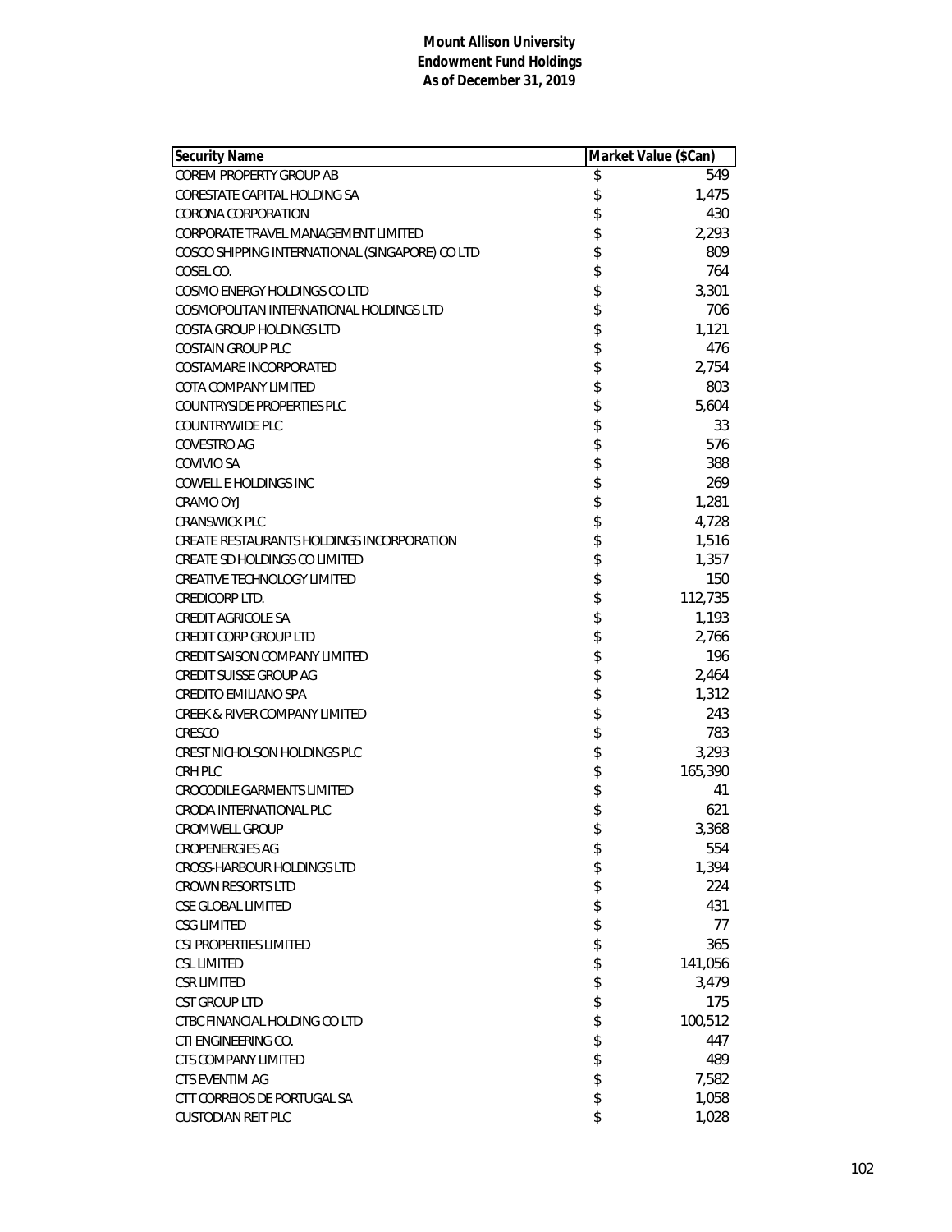**Mount Allison University**
**Endowment Fund Holdings**
**As of December 31, 2019**

| Security Name | Market Value ($Can) |
|---|---|
| COREM PROPERTY GROUP AB | $ 549 |
| CORESTATE CAPITAL HOLDING SA | $ 1,475 |
| CORONA CORPORATION | $ 430 |
| CORPORATE TRAVEL MANAGEMENT LIMITED | $ 2,293 |
| COSCO SHIPPING INTERNATIONAL (SINGAPORE) CO LTD | $ 809 |
| COSEL CO. | $ 764 |
| COSMO ENERGY HOLDINGS CO LTD | $ 3,301 |
| COSMOPOLITAN INTERNATIONAL HOLDINGS LTD | $ 706 |
| COSTA GROUP HOLDINGS LTD | $ 1,121 |
| COSTAIN GROUP PLC | $ 476 |
| COSTAMARE INCORPORATED | $ 2,754 |
| COTA COMPANY LIMITED | $ 803 |
| COUNTRYSIDE PROPERTIES PLC | $ 5,604 |
| COUNTRYWIDE PLC | $ 33 |
| COVESTRO AG | $ 576 |
| COVIVIO SA | $ 388 |
| COWELL E HOLDINGS INC | $ 269 |
| CRAMO OYJ | $ 1,281 |
| CRANSWICK PLC | $ 4,728 |
| CREATE RESTAURANTS HOLDINGS INCORPORATION | $ 1,516 |
| CREATE SD HOLDINGS CO LIMITED | $ 1,357 |
| CREATIVE TECHNOLOGY LIMITED | $ 150 |
| CREDICORP LTD. | $ 112,735 |
| CREDIT AGRICOLE SA | $ 1,193 |
| CREDIT CORP GROUP LTD | $ 2,766 |
| CREDIT SAISON COMPANY LIMITED | $ 196 |
| CREDIT SUISSE GROUP AG | $ 2,464 |
| CREDITO EMILIANO SPA | $ 1,312 |
| CREEK & RIVER COMPANY LIMITED | $ 243 |
| CRESCO | $ 783 |
| CREST NICHOLSON HOLDINGS PLC | $ 3,293 |
| CRH PLC | $ 165,390 |
| CROCODILE GARMENTS LIMITED | $ 41 |
| CRODA INTERNATIONAL PLC | $ 621 |
| CROMWELL GROUP | $ 3,368 |
| CROPENERGIES AG | $ 554 |
| CROSS-HARBOUR HOLDINGS LTD | $ 1,394 |
| CROWN RESORTS LTD | $ 224 |
| CSE GLOBAL LIMITED | $ 431 |
| CSG LIMITED | $ 77 |
| CSI PROPERTIES LIMITED | $ 365 |
| CSL LIMITED | $ 141,056 |
| CSR LIMITED | $ 3,479 |
| CST GROUP LTD | $ 175 |
| CTBC FINANCIAL HOLDING CO LTD | $ 100,512 |
| CTI ENGINEERING CO. | $ 447 |
| CTS COMPANY LIMITED | $ 489 |
| CTS EVENTIM AG | $ 7,582 |
| CTT CORREIOS DE PORTUGAL SA | $ 1,058 |
| CUSTODIAN REIT PLC | $ 1,028 |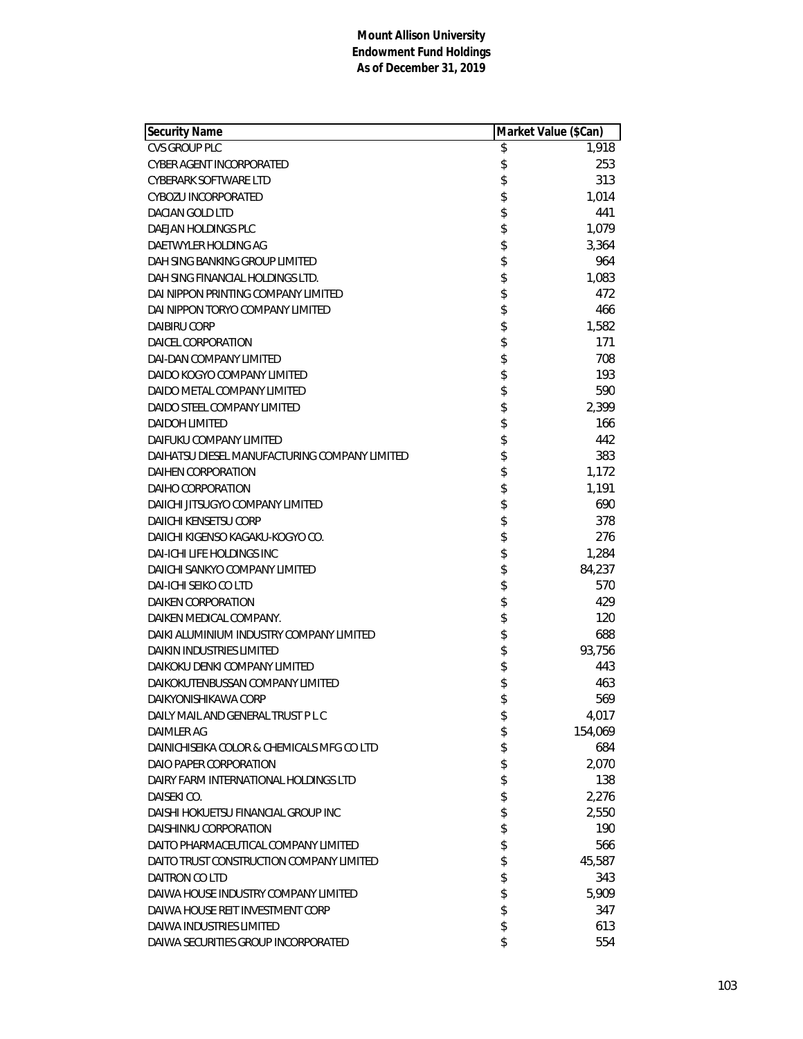**Mount Allison University**
**Endowment Fund Holdings**
**As of December 31, 2019**

| Security Name | Market Value ($Can) |
|---|---|
| CVS GROUP PLC | $ 1,918 |
| CYBER AGENT INCORPORATED | $ 253 |
| CYBERARK SOFTWARE LTD | $ 313 |
| CYBOZU INCORPORATED | $ 1,014 |
| DACIAN GOLD LTD | $ 441 |
| DAEJAN HOLDINGS PLC | $ 1,079 |
| DAETWYLER HOLDING AG | $ 3,364 |
| DAH SING BANKING GROUP LIMITED | $ 964 |
| DAH SING FINANCIAL HOLDINGS LTD. | $ 1,083 |
| DAI NIPPON PRINTING COMPANY LIMITED | $ 472 |
| DAI NIPPON TORYO COMPANY LIMITED | $ 466 |
| DAIBIRU CORP | $ 1,582 |
| DAICEL CORPORATION | $ 171 |
| DAI-DAN COMPANY LIMITED | $ 708 |
| DAIDO KOGYO COMPANY LIMITED | $ 193 |
| DAIDO METAL COMPANY LIMITED | $ 590 |
| DAIDO STEEL COMPANY LIMITED | $ 2,399 |
| DAIDOH LIMITED | $ 166 |
| DAIFUKU COMPANY LIMITED | $ 442 |
| DAIHATSU DIESEL MANUFACTURING COMPANY LIMITED | $ 383 |
| DAIHEN CORPORATION | $ 1,172 |
| DAIHO CORPORATION | $ 1,191 |
| DAIICHI JITSUGYO COMPANY LIMITED | $ 690 |
| DAIICHI KENSETSU CORP | $ 378 |
| DAIICHI KIGENSO KAGAKU-KOGYO CO. | $ 276 |
| DAI-ICHI LIFE HOLDINGS INC | $ 1,284 |
| DAIICHI SANKYO COMPANY LIMITED | $ 84,237 |
| DAI-ICHI SEIKO CO LTD | $ 570 |
| DAIKEN CORPORATION | $ 429 |
| DAIKEN MEDICAL COMPANY. | $ 120 |
| DAIKI ALUMINIUM INDUSTRY COMPANY LIMITED | $ 688 |
| DAIKIN INDUSTRIES LIMITED | $ 93,756 |
| DAIKOKU DENKI COMPANY LIMITED | $ 443 |
| DAIKOKUTENBUSSAN COMPANY LIMITED | $ 463 |
| DAIKYONISHIKAWA CORP | $ 569 |
| DAILY MAIL AND GENERAL TRUST P L C | $ 4,017 |
| DAIMLER AG | $ 154,069 |
| DAINICHISEIKA COLOR & CHEMICALS MFG CO LTD | $ 684 |
| DAIO PAPER CORPORATION | $ 2,070 |
| DAIRY FARM INTERNATIONAL HOLDINGS LTD | $ 138 |
| DAISEKI CO. | $ 2,276 |
| DAISHI HOKUETSU FINANCIAL GROUP INC | $ 2,550 |
| DAISHINKU CORPORATION | $ 190 |
| DAITO PHARMACEUTICAL COMPANY LIMITED | $ 566 |
| DAITO TRUST CONSTRUCTION COMPANY LIMITED | $ 45,587 |
| DAITRON CO LTD | $ 343 |
| DAIWA HOUSE INDUSTRY COMPANY LIMITED | $ 5,909 |
| DAIWA HOUSE REIT INVESTMENT CORP | $ 347 |
| DAIWA INDUSTRIES LIMITED | $ 613 |
| DAIWA SECURITIES GROUP INCORPORATED | $ 554 |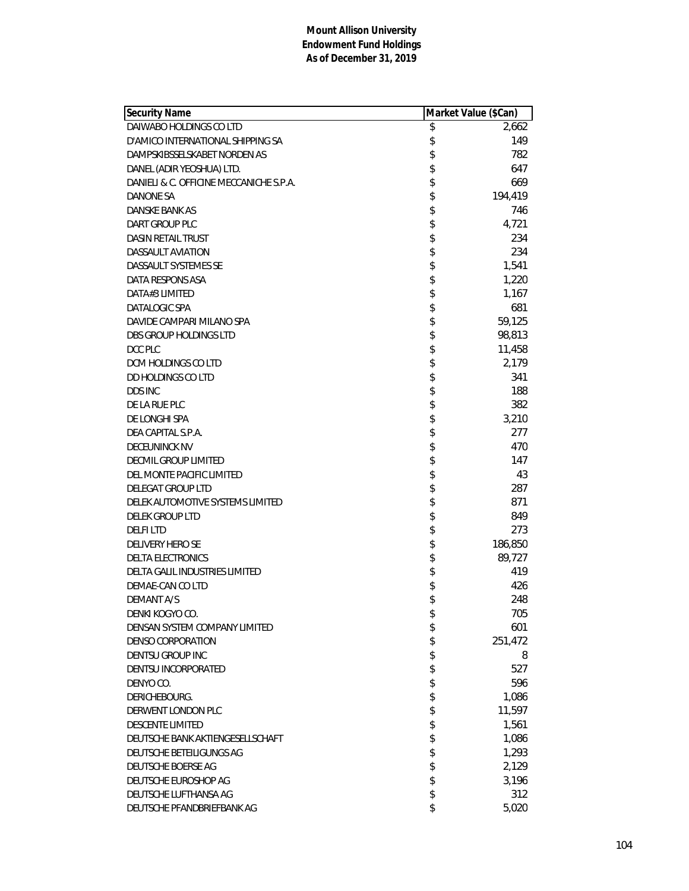**Mount Allison University**
**Endowment Fund Holdings**
**As of December 31, 2019**

| Security Name | Market Value ($Can) |
|---|---|
| DAIWABO HOLDINGS CO LTD | $ 2,662 |
| D'AMICO INTERNATIONAL SHIPPING SA | $ 149 |
| DAMPSKIBSSELSKABET NORDEN AS | $ 782 |
| DANEL (ADIR YEOSHUA) LTD. | $ 647 |
| DANIELI & C. OFFICINE MECCANICHE S.P.A. | $ 669 |
| DANONE SA | $ 194,419 |
| DANSKE BANK AS | $ 746 |
| DART GROUP PLC | $ 4,721 |
| DASIN RETAIL TRUST | $ 234 |
| DASSAULT AVIATION | $ 234 |
| DASSAULT SYSTEMES SE | $ 1,541 |
| DATA RESPONS ASA | $ 1,220 |
| DATA#3 LIMITED | $ 1,167 |
| DATALOGIC SPA | $ 681 |
| DAVIDE CAMPARI MILANO SPA | $ 59,125 |
| DBS GROUP HOLDINGS LTD | $ 98,813 |
| DCC PLC | $ 11,458 |
| DCM HOLDINGS CO LTD | $ 2,179 |
| DD HOLDINGS CO LTD | $ 341 |
| DDS INC | $ 188 |
| DE LA RUE PLC | $ 382 |
| DE LONGHI SPA | $ 3,210 |
| DEA CAPITAL S.P.A. | $ 277 |
| DECEUNINCK NV | $ 470 |
| DECMIL GROUP LIMITED | $ 147 |
| DEL MONTE PACIFIC LIMITED | $ 43 |
| DELEGAT GROUP LTD | $ 287 |
| DELEK AUTOMOTIVE SYSTEMS LIMITED | $ 871 |
| DELEK GROUP LTD | $ 849 |
| DELFI LTD | $ 273 |
| DELIVERY HERO SE | $ 186,850 |
| DELTA ELECTRONICS | $ 89,727 |
| DELTA GALIL INDUSTRIES LIMITED | $ 419 |
| DEMAE-CAN CO LTD | $ 426 |
| DEMANT A/S | $ 248 |
| DENKI KOGYO CO. | $ 705 |
| DENSAN SYSTEM COMPANY LIMITED | $ 601 |
| DENSO CORPORATION | $ 251,472 |
| DENTSU GROUP INC | $ 8 |
| DENTSU INCORPORATED | $ 527 |
| DENYO CO. | $ 596 |
| DERICHEBOURG. | $ 1,086 |
| DERWENT LONDON PLC | $ 11,597 |
| DESCENTE LIMITED | $ 1,561 |
| DEUTSCHE BANK AKTIENGESELLSCHAFT | $ 1,086 |
| DEUTSCHE BETEILIGUNGS AG | $ 1,293 |
| DEUTSCHE BOERSE AG | $ 2,129 |
| DEUTSCHE EUROSHOP AG | $ 3,196 |
| DEUTSCHE LUFTHANSA AG | $ 312 |
| DEUTSCHE PFANDBRIEFBANK AG | $ 5,020 |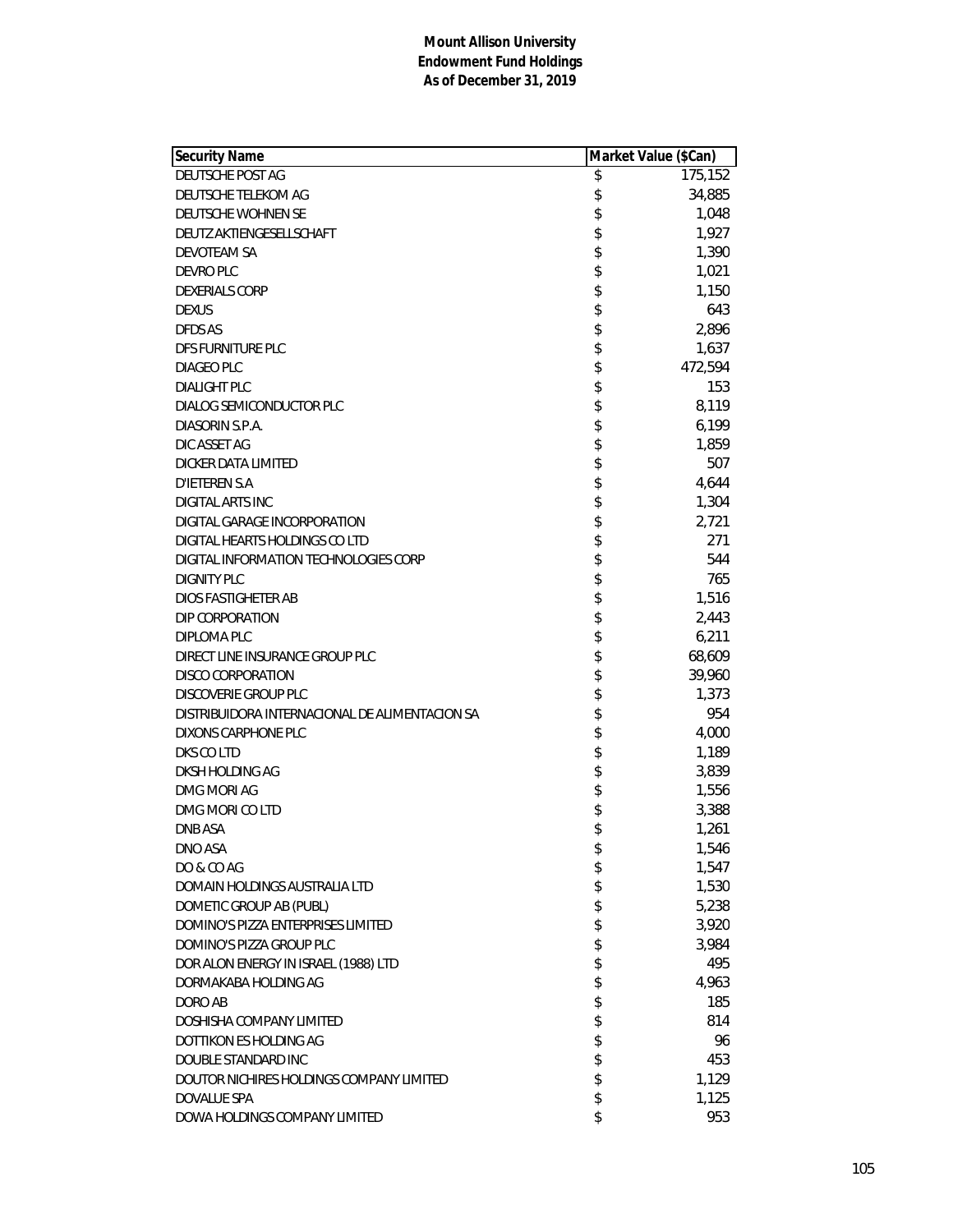**Mount Allison University**
**Endowment Fund Holdings**
**As of December 31, 2019**

| Security Name | Market Value ($Can) |
|---|---|
| DEUTSCHE POST AG | $ 175,152 |
| DEUTSCHE TELEKOM AG | $ 34,885 |
| DEUTSCHE WOHNEN SE | $ 1,048 |
| DEUTZ AKTIENGESELLSCHAFT | $ 1,927 |
| DEVOTEAM SA | $ 1,390 |
| DEVRO PLC | $ 1,021 |
| DEXERIALS CORP | $ 1,150 |
| DEXUS | $ 643 |
| DFDS AS | $ 2,896 |
| DFS FURNITURE PLC | $ 1,637 |
| DIAGEO PLC | $ 472,594 |
| DIALIGHT PLC | $ 153 |
| DIALOG SEMICONDUCTOR PLC | $ 8,119 |
| DIASORIN S.P.A. | $ 6,199 |
| DIC ASSET AG | $ 1,859 |
| DICKER DATA LIMITED | $ 507 |
| D'IETEREN S.A | $ 4,644 |
| DIGITAL ARTS INC | $ 1,304 |
| DIGITAL GARAGE INCORPORATION | $ 2,721 |
| DIGITAL HEARTS HOLDINGS CO LTD | $ 271 |
| DIGITAL INFORMATION TECHNOLOGIES CORP | $ 544 |
| DIGNITY PLC | $ 765 |
| DIOS FASTIGHETER AB | $ 1,516 |
| DIP CORPORATION | $ 2,443 |
| DIPLOMA PLC | $ 6,211 |
| DIRECT LINE INSURANCE GROUP PLC | $ 68,609 |
| DISCO CORPORATION | $ 39,960 |
| DISCOVERIE GROUP PLC | $ 1,373 |
| DISTRIBUIDORA INTERNACIONAL DE ALIMENTACION SA | $ 954 |
| DIXONS CARPHONE PLC | $ 4,000 |
| DKS CO LTD | $ 1,189 |
| DKSH HOLDING AG | $ 3,839 |
| DMG MORI AG | $ 1,556 |
| DMG MORI CO LTD | $ 3,388 |
| DNB ASA | $ 1,261 |
| DNO ASA | $ 1,546 |
| DO & CO AG | $ 1,547 |
| DOMAIN HOLDINGS AUSTRALIA LTD | $ 1,530 |
| DOMETIC GROUP AB (PUBL) | $ 5,238 |
| DOMINO'S PIZZA ENTERPRISES LIMITED | $ 3,920 |
| DOMINO'S PIZZA GROUP PLC | $ 3,984 |
| DOR ALON ENERGY IN ISRAEL (1988) LTD | $ 495 |
| DORMAKABA HOLDING AG | $ 4,963 |
| DORO AB | $ 185 |
| DOSHISHA COMPANY LIMITED | $ 814 |
| DOTTIKON ES HOLDING AG | $ 96 |
| DOUBLE STANDARD INC | $ 453 |
| DOUTOR NICHIRES HOLDINGS COMPANY LIMITED | $ 1,129 |
| DOVALUE SPA | $ 1,125 |
| DOWA HOLDINGS COMPANY LIMITED | $ 953 |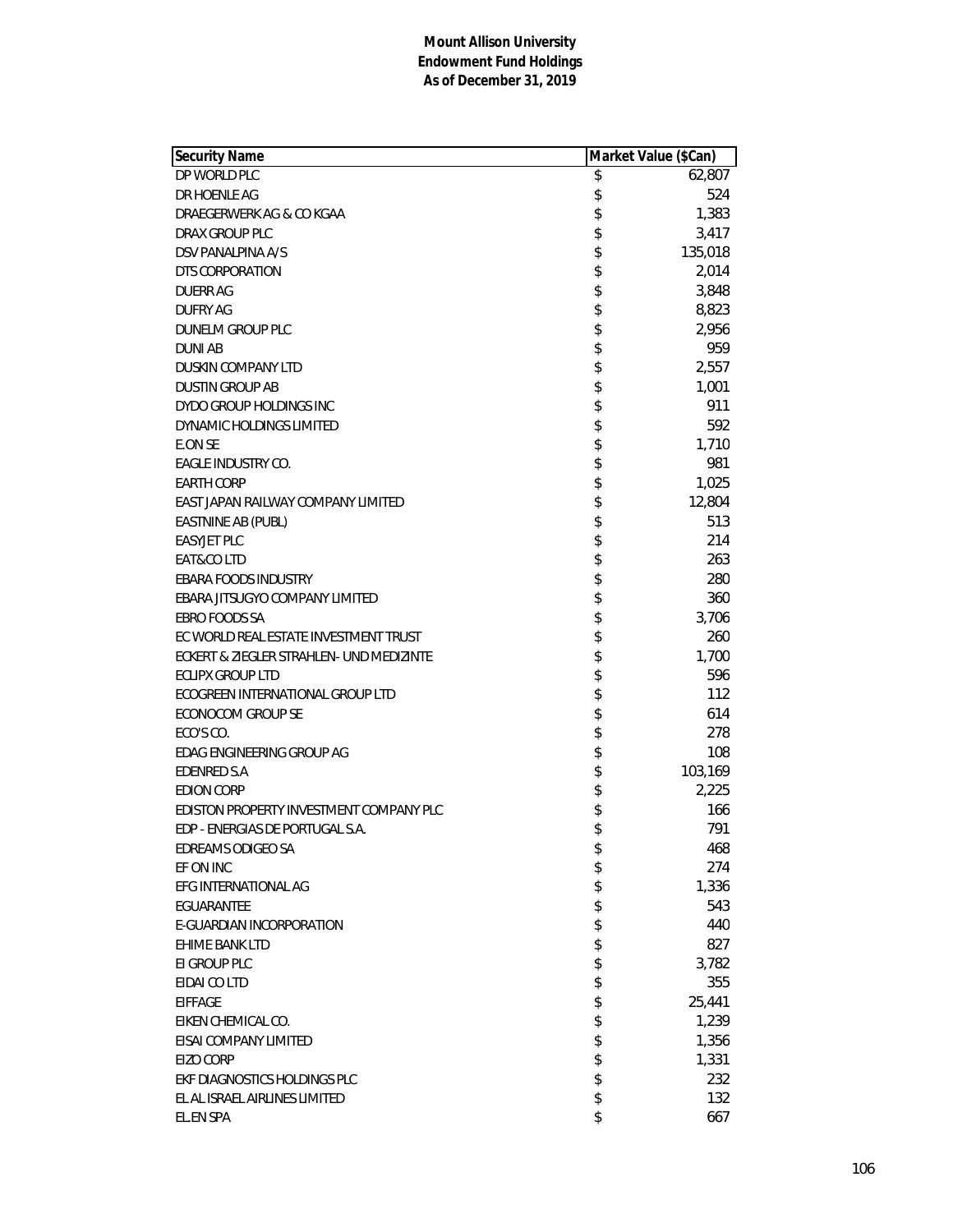**Mount Allison University**
**Endowment Fund Holdings**
**As of December 31, 2019**

| Security Name | Market Value ($Can) |
|---|---|
| DP WORLD PLC | $ 62,807 |
| DR HOENLE AG | $ 524 |
| DRAEGERWERK AG & CO KGAA | $ 1,383 |
| DRAX GROUP PLC | $ 3,417 |
| DSV PANALPINA A/S | $ 135,018 |
| DTS CORPORATION | $ 2,014 |
| DUERR AG | $ 3,848 |
| DUFRY AG | $ 8,823 |
| DUNELM GROUP PLC | $ 2,956 |
| DUNI AB | $ 959 |
| DUSKIN COMPANY LTD | $ 2,557 |
| DUSTIN GROUP AB | $ 1,001 |
| DYDO GROUP HOLDINGS INC | $ 911 |
| DYNAMIC HOLDINGS LIMITED | $ 592 |
| E.ON SE | $ 1,710 |
| EAGLE INDUSTRY CO. | $ 981 |
| EARTH CORP | $ 1,025 |
| EAST JAPAN RAILWAY COMPANY LIMITED | $ 12,804 |
| EASTNINE AB (PUBL) | $ 513 |
| EASYJET PLC | $ 214 |
| EAT&CO LTD | $ 263 |
| EBARA FOODS INDUSTRY | $ 280 |
| EBARA JITSUGYO COMPANY LIMITED | $ 360 |
| EBRO FOODS SA | $ 3,706 |
| EC WORLD REAL ESTATE INVESTMENT TRUST | $ 260 |
| ECKERT & ZIEGLER STRAHLEN- UND MEDIZINTE | $ 1,700 |
| ECLIPX GROUP LTD | $ 596 |
| ECOGREEN INTERNATIONAL GROUP LTD | $ 112 |
| ECONOCOM GROUP SE | $ 614 |
| ECO'S CO. | $ 278 |
| EDAG ENGINEERING GROUP AG | $ 108 |
| EDENRED S.A | $ 103,169 |
| EDION CORP | $ 2,225 |
| EDISTON PROPERTY INVESTMENT COMPANY PLC | $ 166 |
| EDP - ENERGIAS DE PORTUGAL S.A. | $ 791 |
| EDREAMS ODIGEO SA | $ 468 |
| EF ON INC | $ 274 |
| EFG INTERNATIONAL AG | $ 1,336 |
| EGUARANTEE | $ 543 |
| E-GUARDIAN INCORPORATION | $ 440 |
| EHIME BANK LTD | $ 827 |
| EI GROUP PLC | $ 3,782 |
| EIDAI CO LTD | $ 355 |
| EIFFAGE | $ 25,441 |
| EIKEN CHEMICAL CO. | $ 1,239 |
| EISAI COMPANY LIMITED | $ 1,356 |
| EIZO CORP | $ 1,331 |
| EKF DIAGNOSTICS HOLDINGS PLC | $ 232 |
| EL AL ISRAEL AIRLINES LIMITED | $ 132 |
| EL.EN SPA | $ 667 |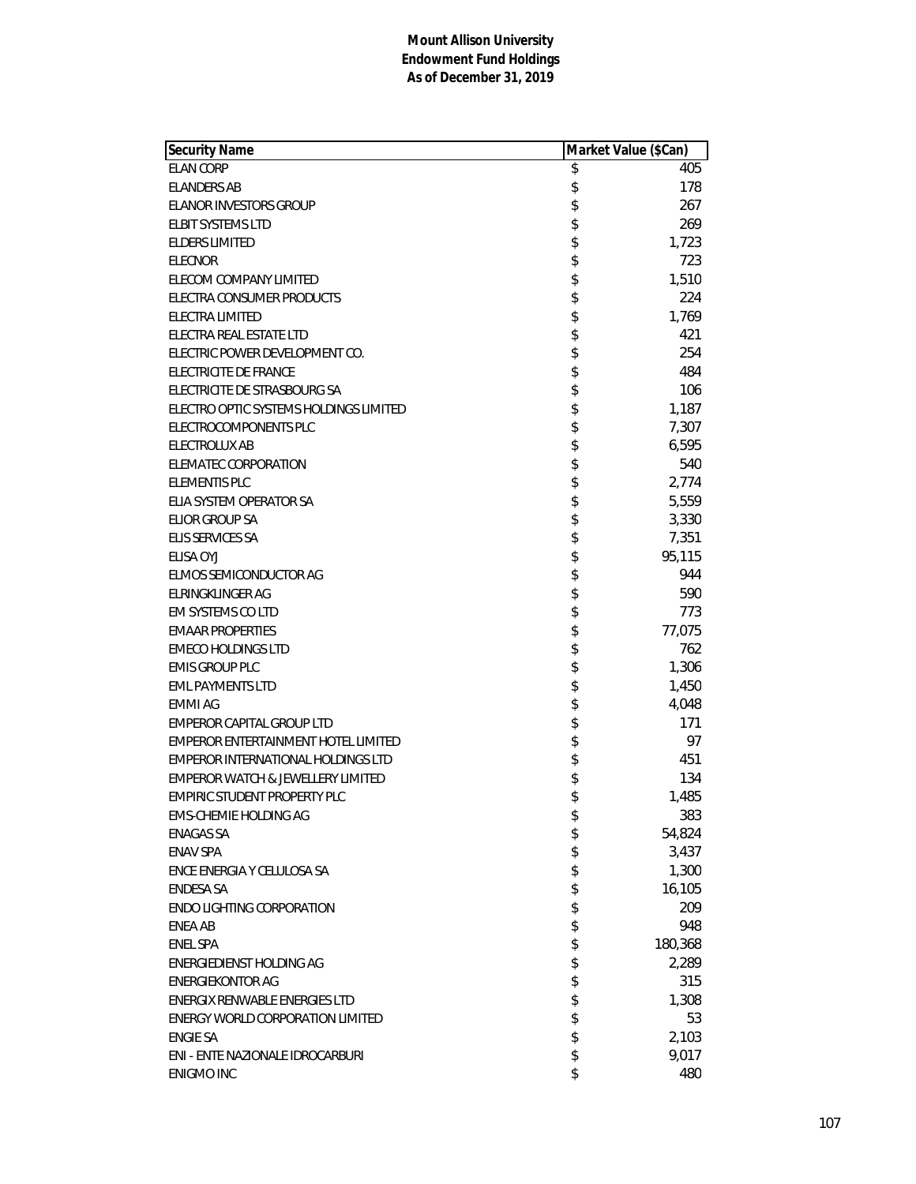**Mount Allison University**
**Endowment Fund Holdings**
**As of December 31, 2019**

| Security Name | Market Value ($Can) |
|---|---|
| ELAN CORP | $ 405 |
| ELANDERS AB | $ 178 |
| ELANOR INVESTORS GROUP | $ 267 |
| ELBIT SYSTEMS LTD | $ 269 |
| ELDERS LIMITED | $ 1,723 |
| ELECNOR | $ 723 |
| ELECOM COMPANY LIMITED | $ 1,510 |
| ELECTRA CONSUMER PRODUCTS | $ 224 |
| ELECTRA LIMITED | $ 1,769 |
| ELECTRA REAL ESTATE LTD | $ 421 |
| ELECTRIC POWER DEVELOPMENT CO. | $ 254 |
| ELECTRICITE DE FRANCE | $ 484 |
| ELECTRICITE DE STRASBOURG SA | $ 106 |
| ELECTRO OPTIC SYSTEMS HOLDINGS LIMITED | $ 1,187 |
| ELECTROCOMPONENTS PLC | $ 7,307 |
| ELECTROLUX AB | $ 6,595 |
| ELEMATEC CORPORATION | $ 540 |
| ELEMENTIS PLC | $ 2,774 |
| ELIA SYSTEM OPERATOR SA | $ 5,559 |
| ELIOR GROUP SA | $ 3,330 |
| ELIS SERVICES SA | $ 7,351 |
| ELISA OYJ | $ 95,115 |
| ELMOS SEMICONDUCTOR AG | $ 944 |
| ELRINGKLINGER AG | $ 590 |
| EM SYSTEMS CO LTD | $ 773 |
| EMAAR PROPERTIES | $ 77,075 |
| EMECO HOLDINGS LTD | $ 762 |
| EMIS GROUP PLC | $ 1,306 |
| EML PAYMENTS LTD | $ 1,450 |
| EMMI AG | $ 4,048 |
| EMPEROR CAPITAL GROUP LTD | $ 171 |
| EMPEROR ENTERTAINMENT HOTEL LIMITED | $ 97 |
| EMPEROR INTERNATIONAL HOLDINGS LTD | $ 451 |
| EMPEROR WATCH & JEWELLERY LIMITED | $ 134 |
| EMPIRIC STUDENT PROPERTY PLC | $ 1,485 |
| EMS-CHEMIE HOLDING AG | $ 383 |
| ENAGAS SA | $ 54,824 |
| ENAV SPA | $ 3,437 |
| ENCE ENERGIA Y CELULOSA SA | $ 1,300 |
| ENDESA SA | $ 16,105 |
| ENDO LIGHTING CORPORATION | $ 209 |
| ENEA AB | $ 948 |
| ENEL SPA | $ 180,368 |
| ENERGIEDIENST HOLDING AG | $ 2,289 |
| ENERGIEKONTOR AG | $ 315 |
| ENERGIX RENWABLE ENERGIES LTD | $ 1,308 |
| ENERGY WORLD CORPORATION LIMITED | $ 53 |
| ENGIE SA | $ 2,103 |
| ENI - ENTE NAZIONALE IDROCARBURI | $ 9,017 |
| ENIGMO INC | $ 480 |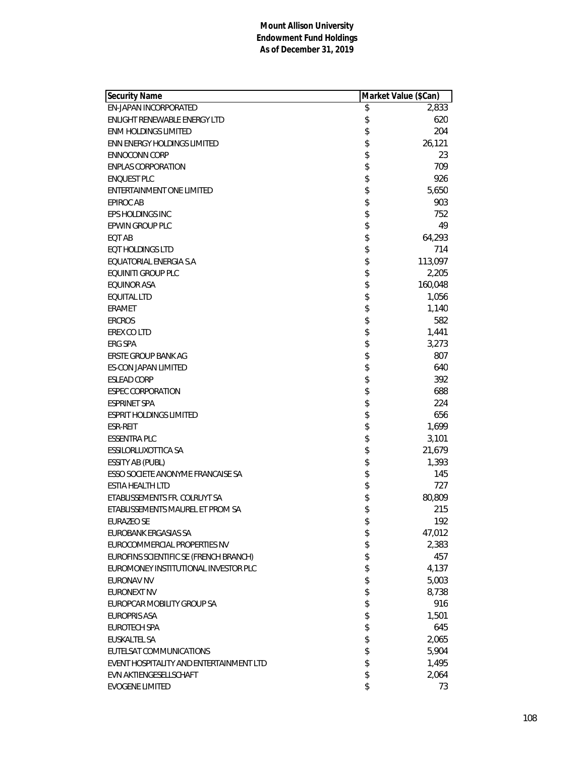**Mount Allison University**
**Endowment Fund Holdings**
**As of December 31, 2019**

| Security Name | Market Value ($Can) |
|---|---|
| EN-JAPAN INCORPORATED | $ 2,833 |
| ENLIGHT RENEWABLE ENERGY LTD | $ 620 |
| ENM HOLDINGS LIMITED | $ 204 |
| ENN ENERGY HOLDINGS LIMITED | $ 26,121 |
| ENNOCONN CORP | $ 23 |
| ENPLAS CORPORATION | $ 709 |
| ENQUEST PLC | $ 926 |
| ENTERTAINMENT ONE LIMITED | $ 5,650 |
| EPIROC AB | $ 903 |
| EPS HOLDINGS INC | $ 752 |
| EPWIN GROUP PLC | $ 49 |
| EQT AB | $ 64,293 |
| EQT HOLDINGS LTD | $ 714 |
| EQUATORIAL ENERGIA S.A | $ 113,097 |
| EQUINITI GROUP PLC | $ 2,205 |
| EQUINOR ASA | $ 160,048 |
| EQUITAL LTD | $ 1,056 |
| ERAMET | $ 1,140 |
| ERCROS | $ 582 |
| EREX CO LTD | $ 1,441 |
| ERG SPA | $ 3,273 |
| ERSTE GROUP BANK AG | $ 807 |
| ES-CON JAPAN LIMITED | $ 640 |
| ESLEAD CORP | $ 392 |
| ESPEC CORPORATION | $ 688 |
| ESPRINET SPA | $ 224 |
| ESPRIT HOLDINGS LIMITED | $ 656 |
| ESR-REIT | $ 1,699 |
| ESSENTRA PLC | $ 3,101 |
| ESSILORLUXOTTICA SA | $ 21,679 |
| ESSITY AB (PUBL) | $ 1,393 |
| ESSO SOCIETE ANONYME FRANCAISE SA | $ 145 |
| ESTIA HEALTH LTD | $ 727 |
| ETABLISSEMENTS FR. COLRUYT SA | $ 80,809 |
| ETABLISSEMENTS MAUREL ET PROM SA | $ 215 |
| EURAZEO SE | $ 192 |
| EUROBANK ERGASIAS SA | $ 47,012 |
| EUROCOMMERCIAL PROPERTIES NV | $ 2,383 |
| EUROFINS SCIENTIFIC SE (FRENCH BRANCH) | $ 457 |
| EUROMONEY INSTITUTIONAL INVESTOR PLC | $ 4,137 |
| EURONAV NV | $ 5,003 |
| EURONEXT NV | $ 8,738 |
| EUROPCAR MOBILITY GROUP SA | $ 916 |
| EUROPRIS ASA | $ 1,501 |
| EUROTECH SPA | $ 645 |
| EUSKALTEL SA | $ 2,065 |
| EUTELSAT COMMUNICATIONS | $ 5,904 |
| EVENT HOSPITALITY AND ENTERTAINMENT LTD | $ 1,495 |
| EVN AKTIENGESELLSCHAFT | $ 2,064 |
| EVOGENE LIMITED | $ 73 |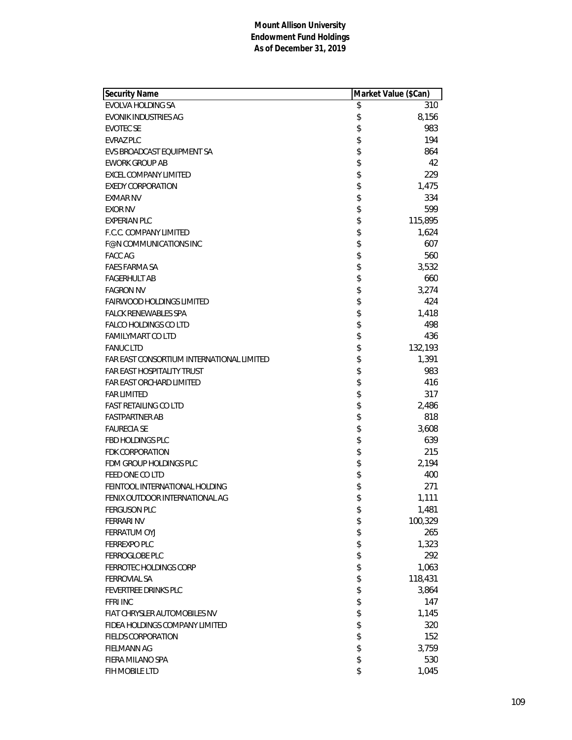**Mount Allison University**
**Endowment Fund Holdings**
**As of December 31, 2019**

| Security Name | Market Value ($Can) |
|---|---|
| EVOLVA HOLDING SA | $ 310 |
| EVONIK INDUSTRIES AG | $ 8,156 |
| EVOTEC SE | $ 983 |
| EVRAZ PLC | $ 194 |
| EVS BROADCAST EQUIPMENT SA | $ 864 |
| EWORK GROUP AB | $ 42 |
| EXCEL COMPANY LIMITED | $ 229 |
| EXEDY CORPORATION | $ 1,475 |
| EXMAR NV | $ 334 |
| EXOR NV | $ 599 |
| EXPERIAN PLC | $ 115,895 |
| F.C.C. COMPANY LIMITED | $ 1,624 |
| F@N COMMUNICATIONS INC | $ 607 |
| FACC AG | $ 560 |
| FAES FARMA SA | $ 3,532 |
| FAGERHULT AB | $ 660 |
| FAGRON NV | $ 3,274 |
| FAIRWOOD HOLDINGS LIMITED | $ 424 |
| FALCK RENEWABLES SPA | $ 1,418 |
| FALCO HOLDINGS CO LTD | $ 498 |
| FAMILYMART CO LTD | $ 436 |
| FANUC LTD | $ 132,193 |
| FAR EAST CONSORTIUM INTERNATIONAL LIMITED | $ 1,391 |
| FAR EAST HOSPITALITY TRUST | $ 983 |
| FAR EAST ORCHARD LIMITED | $ 416 |
| FAR LIMITED | $ 317 |
| FAST RETAILING CO LTD | $ 2,486 |
| FASTPARTNER AB | $ 818 |
| FAURECIA SE | $ 3,608 |
| FBD HOLDINGS PLC | $ 639 |
| FDK CORPORATION | $ 215 |
| FDM GROUP HOLDINGS PLC | $ 2,194 |
| FEED ONE CO LTD | $ 400 |
| FEINTOOL INTERNATIONAL HOLDING | $ 271 |
| FENIX OUTDOOR INTERNATIONAL AG | $ 1,111 |
| FERGUSON PLC | $ 1,481 |
| FERRARI NV | $ 100,329 |
| FERRATUM OYJ | $ 265 |
| FERREXPO PLC | $ 1,323 |
| FERROGLOBE PLC | $ 292 |
| FERROTEC HOLDINGS CORP | $ 1,063 |
| FERROVIAL SA | $ 118,431 |
| FEVERTREE DRINKS PLC | $ 3,864 |
| FFRI INC | $ 147 |
| FIAT CHRYSLER AUTOMOBILES NV | $ 1,145 |
| FIDEA HOLDINGS COMPANY LIMITED | $ 320 |
| FIELDS CORPORATION | $ 152 |
| FIELMANN AG | $ 3,759 |
| FIERA MILANO SPA | $ 530 |
| FIH MOBILE LTD | $ 1,045 |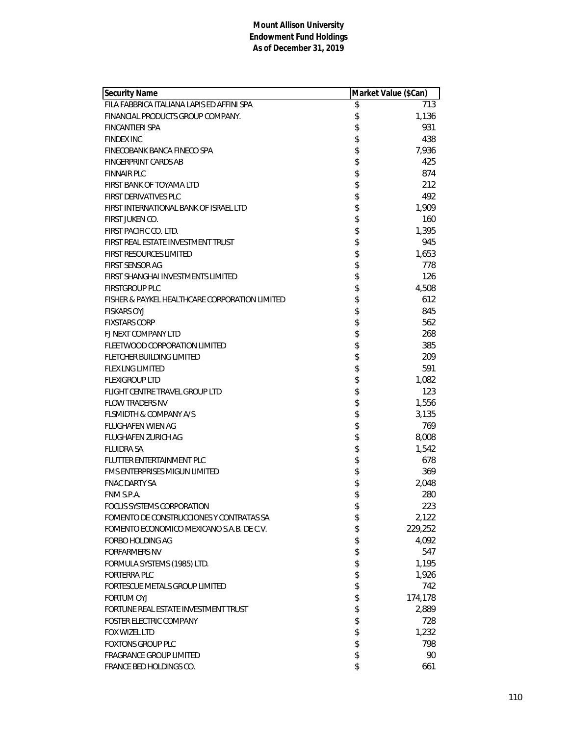**Mount Allison University**
**Endowment Fund Holdings**
**As of December 31, 2019**

| Security Name | Market Value ($Can) |
|---|---|
| FILA FABBRICA ITALIANA LAPIS ED AFFINI SPA | $ 713 |
| FINANCIAL PRODUCTS GROUP COMPANY. | $ 1,136 |
| FINCANTIERI SPA | $ 931 |
| FINDEX INC | $ 438 |
| FINECOBANK BANCA FINECO SPA | $ 7,936 |
| FINGERPRINT CARDS AB | $ 425 |
| FINNAIR PLC | $ 874 |
| FIRST BANK OF TOYAMA LTD | $ 212 |
| FIRST DERIVATIVES PLC | $ 492 |
| FIRST INTERNATIONAL BANK OF ISRAEL LTD | $ 1,909 |
| FIRST JUKEN CO. | $ 160 |
| FIRST PACIFIC CO. LTD. | $ 1,395 |
| FIRST REAL ESTATE INVESTMENT TRUST | $ 945 |
| FIRST RESOURCES LIMITED | $ 1,653 |
| FIRST SENSOR AG | $ 778 |
| FIRST SHANGHAI INVESTMENTS LIMITED | $ 126 |
| FIRSTGROUP PLC | $ 4,508 |
| FISHER & PAYKEL HEALTHCARE CORPORATION LIMITED | $ 612 |
| FISKARS OYJ | $ 845 |
| FIXSTARS CORP | $ 562 |
| FJ NEXT COMPANY LTD | $ 268 |
| FLEETWOOD CORPORATION LIMITED | $ 385 |
| FLETCHER BUILDING LIMITED | $ 209 |
| FLEX LNG LIMITED | $ 591 |
| FLEXIGROUP LTD | $ 1,082 |
| FLIGHT CENTRE TRAVEL GROUP LTD | $ 123 |
| FLOW TRADERS NV | $ 1,556 |
| FLSMIDTH & COMPANY A/S | $ 3,135 |
| FLUGHAFEN WIEN AG | $ 769 |
| FLUGHAFEN ZURICH AG | $ 8,008 |
| FLUIDRA SA | $ 1,542 |
| FLUTTER ENTERTAINMENT PLC | $ 678 |
| FMS ENTERPRISES MIGUN LIMITED | $ 369 |
| FNAC DARTY SA | $ 2,048 |
| FNM S.P.A. | $ 280 |
| FOCUS SYSTEMS CORPORATION | $ 223 |
| FOMENTO DE CONSTRUCCIONES Y CONTRATAS SA | $ 2,122 |
| FOMENTO ECONOMICO MEXICANO S.A.B. DE C.V. | $ 229,252 |
| FORBO HOLDING AG | $ 4,092 |
| FORFARMERS NV | $ 547 |
| FORMULA SYSTEMS (1985) LTD. | $ 1,195 |
| FORTERRA PLC | $ 1,926 |
| FORTESCUE METALS GROUP LIMITED | $ 742 |
| FORTUM OYJ | $ 174,178 |
| FORTUNE REAL ESTATE INVESTMENT TRUST | $ 2,889 |
| FOSTER ELECTRIC COMPANY | $ 728 |
| FOX WIZEL LTD | $ 1,232 |
| FOXTONS GROUP PLC | $ 798 |
| FRAGRANCE GROUP LIMITED | $ 90 |
| FRANCE BED HOLDINGS CO. | $ 661 |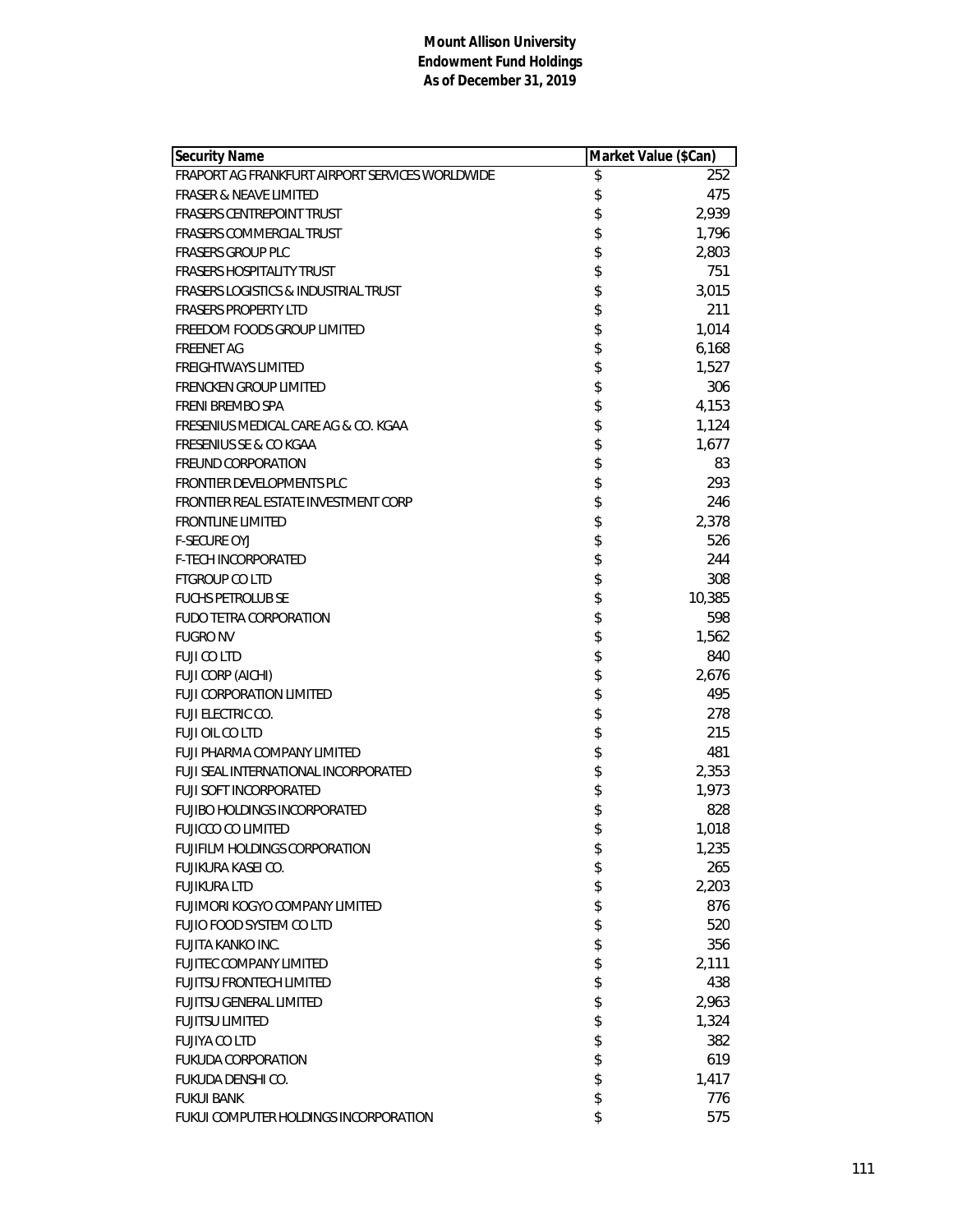**Mount Allison University**
**Endowment Fund Holdings**
**As of December 31, 2019**

| Security Name | Market Value ($Can) |
|---|---|
| FRAPORT AG FRANKFURT AIRPORT SERVICES WORLDWIDE | $ 252 |
| FRASER & NEAVE LIMITED | $ 475 |
| FRASERS CENTREPOINT TRUST | $ 2,939 |
| FRASERS COMMERCIAL TRUST | $ 1,796 |
| FRASERS GROUP PLC | $ 2,803 |
| FRASERS HOSPITALITY TRUST | $ 751 |
| FRASERS LOGISTICS & INDUSTRIAL TRUST | $ 3,015 |
| FRASERS PROPERTY LTD | $ 211 |
| FREEDOM FOODS GROUP LIMITED | $ 1,014 |
| FREENET AG | $ 6,168 |
| FREIGHTWAYS LIMITED | $ 1,527 |
| FRENCKEN GROUP LIMITED | $ 306 |
| FRENI BREMBO SPA | $ 4,153 |
| FRESENIUS MEDICAL CARE AG & CO. KGAA | $ 1,124 |
| FRESENIUS SE & CO KGAA | $ 1,677 |
| FREUND CORPORATION | $ 83 |
| FRONTIER DEVELOPMENTS PLC | $ 293 |
| FRONTIER REAL ESTATE INVESTMENT CORP | $ 246 |
| FRONTLINE LIMITED | $ 2,378 |
| F-SECURE OYJ | $ 526 |
| F-TECH INCORPORATED | $ 244 |
| FTGROUP CO LTD | $ 308 |
| FUCHS PETROLUB SE | $ 10,385 |
| FUDO TETRA CORPORATION | $ 598 |
| FUGRO NV | $ 1,562 |
| FUJI CO LTD | $ 840 |
| FUJI CORP (AICHI) | $ 2,676 |
| FUJI CORPORATION LIMITED | $ 495 |
| FUJI ELECTRIC CO. | $ 278 |
| FUJI OIL CO LTD | $ 215 |
| FUJI PHARMA COMPANY LIMITED | $ 481 |
| FUJI SEAL INTERNATIONAL INCORPORATED | $ 2,353 |
| FUJI SOFT INCORPORATED | $ 1,973 |
| FUJIBO HOLDINGS INCORPORATED | $ 828 |
| FUJICCO CO LIMITED | $ 1,018 |
| FUJIFILM HOLDINGS CORPORATION | $ 1,235 |
| FUJIKURA KASEI CO. | $ 265 |
| FUJIKURA LTD | $ 2,203 |
| FUJIMORI KOGYO COMPANY LIMITED | $ 876 |
| FUJIO FOOD SYSTEM CO LTD | $ 520 |
| FUJITA KANKO INC. | $ 356 |
| FUJITEC COMPANY LIMITED | $ 2,111 |
| FUJITSU FRONTECH LIMITED | $ 438 |
| FUJITSU GENERAL LIMITED | $ 2,963 |
| FUJITSU LIMITED | $ 1,324 |
| FUJIYA CO LTD | $ 382 |
| FUKUDA CORPORATION | $ 619 |
| FUKUDA DENSHI CO. | $ 1,417 |
| FUKUI BANK | $ 776 |
| FUKUI COMPUTER HOLDINGS INCORPORATION | $ 575 |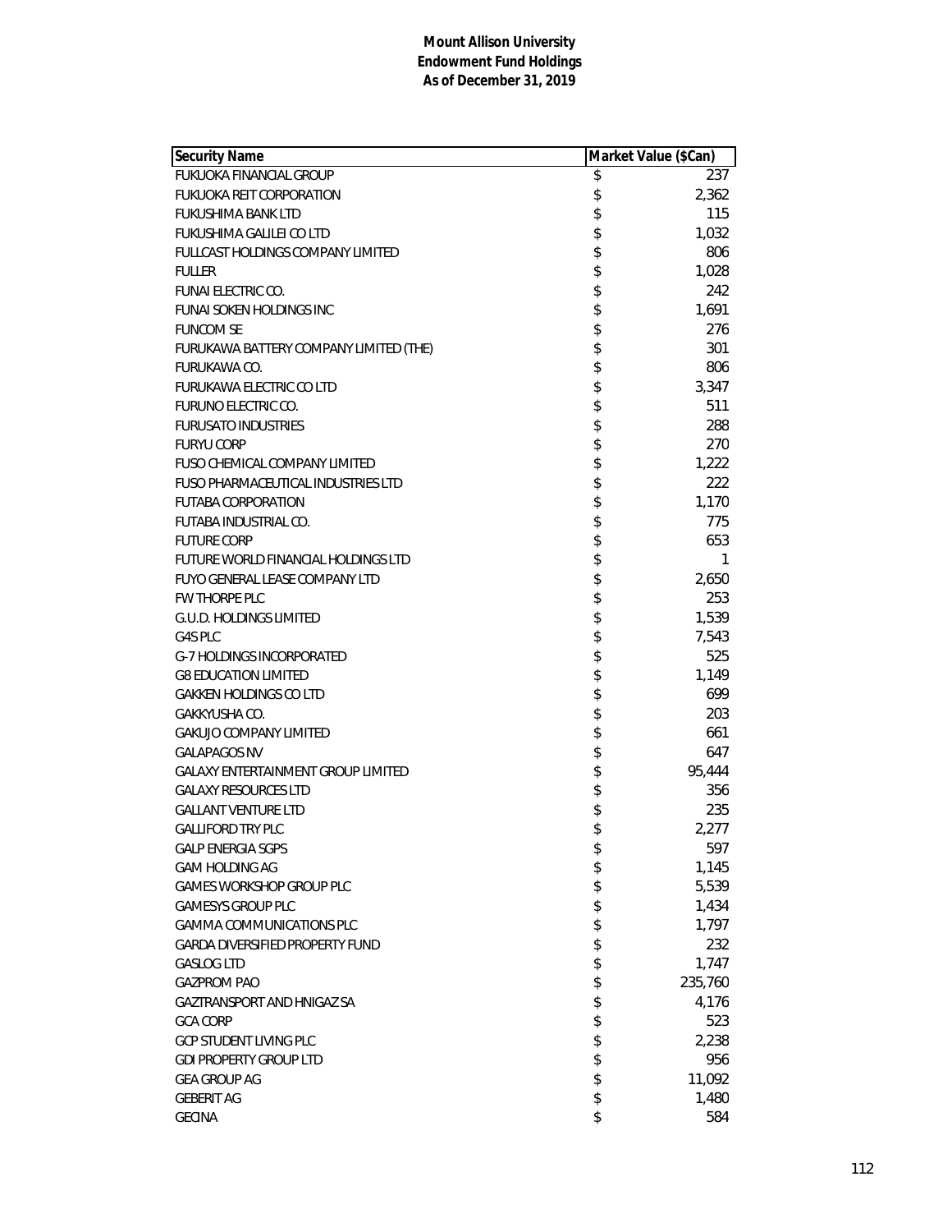**Mount Allison University**
**Endowment Fund Holdings**
**As of December 31, 2019**

| Security Name | Market Value ($Can) |
|---|---|
| FUKUOKA FINANCIAL GROUP | $ 237 |
| FUKUOKA REIT CORPORATION | $ 2,362 |
| FUKUSHIMA BANK LTD | $ 115 |
| FUKUSHIMA GALILEI CO LTD | $ 1,032 |
| FULLCAST HOLDINGS COMPANY LIMITED | $ 806 |
| FULLER | $ 1,028 |
| FUNAI ELECTRIC CO. | $ 242 |
| FUNAI SOKEN HOLDINGS INC | $ 1,691 |
| FUNCOM SE | $ 276 |
| FURUKAWA BATTERY COMPANY LIMITED (THE) | $ 301 |
| FURUKAWA CO. | $ 806 |
| FURUKAWA ELECTRIC CO LTD | $ 3,347 |
| FURUNO ELECTRIC CO. | $ 511 |
| FURUSATO INDUSTRIES | $ 288 |
| FURYU CORP | $ 270 |
| FUSO CHEMICAL COMPANY LIMITED | $ 1,222 |
| FUSO PHARMACEUTICAL INDUSTRIES LTD | $ 222 |
| FUTABA CORPORATION | $ 1,170 |
| FUTABA INDUSTRIAL CO. | $ 775 |
| FUTURE CORP | $ 653 |
| FUTURE WORLD FINANCIAL HOLDINGS LTD | $ 1 |
| FUYO GENERAL LEASE COMPANY LTD | $ 2,650 |
| FW THORPE PLC | $ 253 |
| G.U.D. HOLDINGS LIMITED | $ 1,539 |
| G4S PLC | $ 7,543 |
| G-7 HOLDINGS INCORPORATED | $ 525 |
| G8 EDUCATION LIMITED | $ 1,149 |
| GAKKEN HOLDINGS CO LTD | $ 699 |
| GAKKYUSHA CO. | $ 203 |
| GAKUJO COMPANY LIMITED | $ 661 |
| GALAPAGOS NV | $ 647 |
| GALAXY ENTERTAINMENT GROUP LIMITED | $ 95,444 |
| GALAXY RESOURCES LTD | $ 356 |
| GALLANT VENTURE LTD | $ 235 |
| GALLIFORD TRY PLC | $ 2,277 |
| GALP ENERGIA SGPS | $ 597 |
| GAM HOLDING AG | $ 1,145 |
| GAMES WORKSHOP GROUP PLC | $ 5,539 |
| GAMESYS GROUP PLC | $ 1,434 |
| GAMMA COMMUNICATIONS PLC | $ 1,797 |
| GARDA DIVERSIFIED PROPERTY FUND | $ 232 |
| GASLOG LTD | $ 1,747 |
| GAZPROM PAO | $ 235,760 |
| GAZTRANSPORT AND HNIGAZ SA | $ 4,176 |
| GCA CORP | $ 523 |
| GCP STUDENT LIVING PLC | $ 2,238 |
| GDI PROPERTY GROUP LTD | $ 956 |
| GEA GROUP AG | $ 11,092 |
| GEBERIT AG | $ 1,480 |
| GECINA | $ 584 |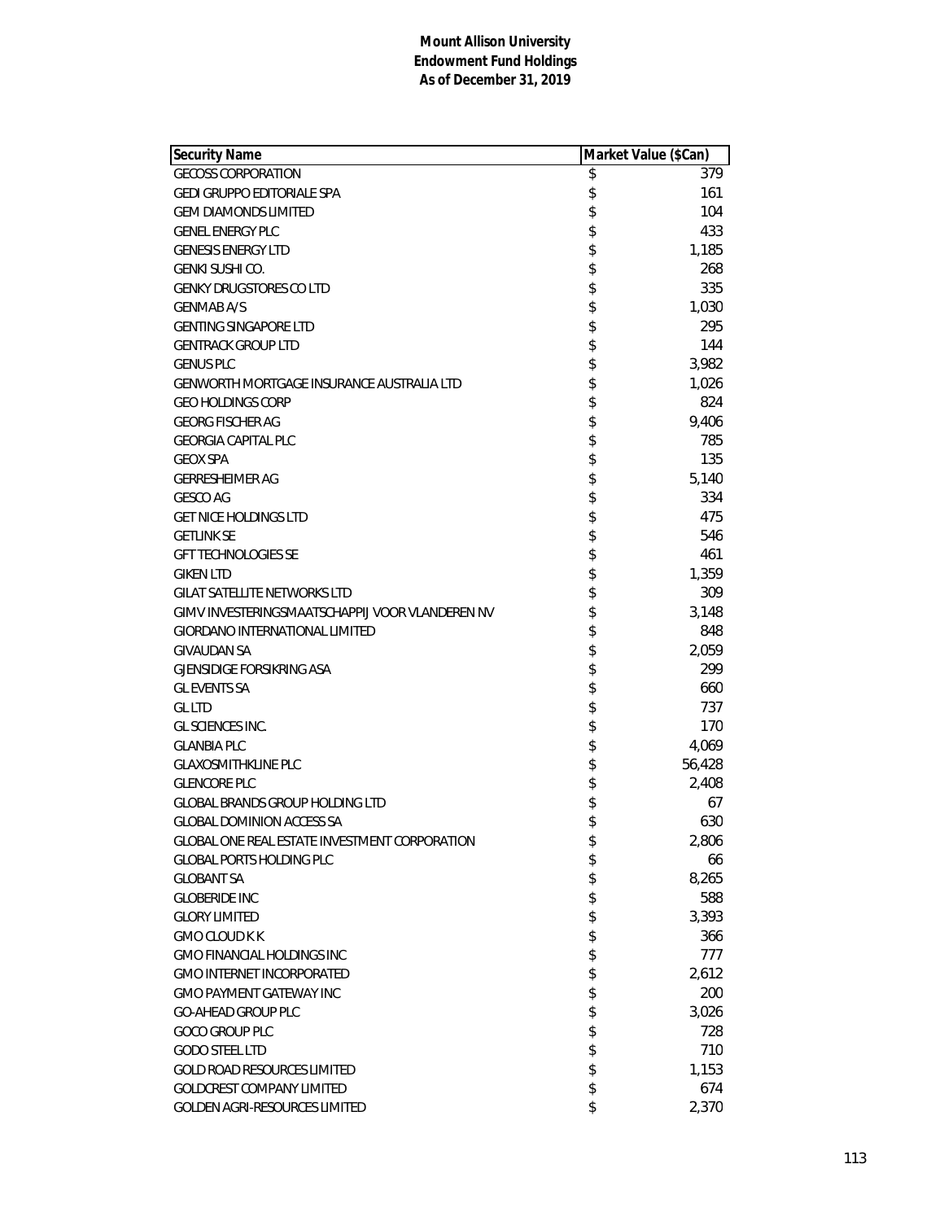**Mount Allison University**
**Endowment Fund Holdings**
**As of December 31, 2019**

| Security Name | Market Value ($Can) |
|---|---|
| GECOSS CORPORATION | $ 379 |
| GEDI GRUPPO EDITORIALE SPA | $ 161 |
| GEM DIAMONDS LIMITED | $ 104 |
| GENEL ENERGY PLC | $ 433 |
| GENESIS ENERGY LTD | $ 1,185 |
| GENKI SUSHI CO. | $ 268 |
| GENKY DRUGSTORES CO LTD | $ 335 |
| GENMAB A/S | $ 1,030 |
| GENTING SINGAPORE LTD | $ 295 |
| GENTRACK GROUP LTD | $ 144 |
| GENUS PLC | $ 3,982 |
| GENWORTH MORTGAGE INSURANCE AUSTRALIA LTD | $ 1,026 |
| GEO HOLDINGS CORP | $ 824 |
| GEORG FISCHER AG | $ 9,406 |
| GEORGIA CAPITAL PLC | $ 785 |
| GEOX SPA | $ 135 |
| GERRESHEIMER AG | $ 5,140 |
| GESCO AG | $ 334 |
| GET NICE HOLDINGS LTD | $ 475 |
| GETLINK SE | $ 546 |
| GFT TECHNOLOGIES SE | $ 461 |
| GIKEN LTD | $ 1,359 |
| GILAT SATELLITE NETWORKS LTD | $ 309 |
| GIMV INVESTERINGSMAATSCHAPPIJ VOOR VLANDEREN NV | $ 3,148 |
| GIORDANO INTERNATIONAL LIMITED | $ 848 |
| GIVAUDAN SA | $ 2,059 |
| GJENSIDIGE FORSIKRING ASA | $ 299 |
| GL EVENTS SA | $ 660 |
| GL LTD | $ 737 |
| GL SCIENCES INC. | $ 170 |
| GLANBIA PLC | $ 4,069 |
| GLAXOSMITHKLINE PLC | $ 56,428 |
| GLENCORE PLC | $ 2,408 |
| GLOBAL BRANDS GROUP HOLDING LTD | $ 67 |
| GLOBAL DOMINION ACCESS SA | $ 630 |
| GLOBAL ONE REAL ESTATE INVESTMENT CORPORATION | $ 2,806 |
| GLOBAL PORTS HOLDING PLC | $ 66 |
| GLOBANT SA | $ 8,265 |
| GLOBERIDE INC | $ 588 |
| GLORY LIMITED | $ 3,393 |
| GMO CLOUD K K | $ 366 |
| GMO FINANCIAL HOLDINGS INC | $ 777 |
| GMO INTERNET INCORPORATED | $ 2,612 |
| GMO PAYMENT GATEWAY INC | $ 200 |
| GO-AHEAD GROUP PLC | $ 3,026 |
| GOCO GROUP PLC | $ 728 |
| GODO STEEL LTD | $ 710 |
| GOLD ROAD RESOURCES LIMITED | $ 1,153 |
| GOLDCREST COMPANY LIMITED | $ 674 |
| GOLDEN AGRI-RESOURCES LIMITED | $ 2,370 |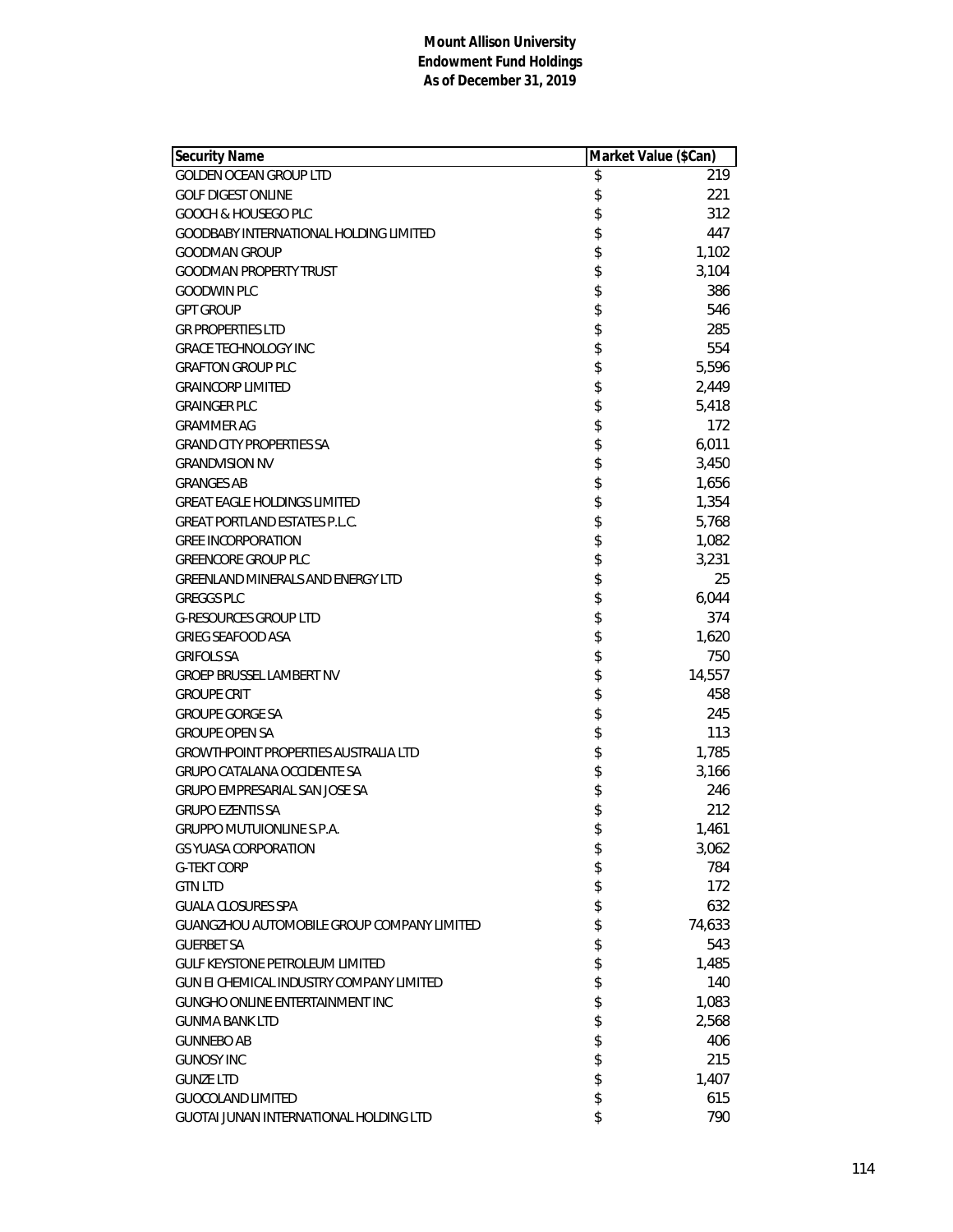**Mount Allison University**
**Endowment Fund Holdings**
**As of December 31, 2019**

| Security Name | Market Value ($Can) |
|---|---|
| GOLDEN OCEAN GROUP LTD | $ 219 |
| GOLF DIGEST ONLINE | $ 221 |
| GOOCH & HOUSEGO PLC | $ 312 |
| GOODBABY INTERNATIONAL HOLDING LIMITED | $ 447 |
| GOODMAN GROUP | $ 1,102 |
| GOODMAN PROPERTY TRUST | $ 3,104 |
| GOODWIN PLC | $ 386 |
| GPT GROUP | $ 546 |
| GR PROPERTIES LTD | $ 285 |
| GRACE TECHNOLOGY INC | $ 554 |
| GRAFTON GROUP PLC | $ 5,596 |
| GRAINCORP LIMITED | $ 2,449 |
| GRAINGER PLC | $ 5,418 |
| GRAMMER AG | $ 172 |
| GRAND CITY PROPERTIES SA | $ 6,011 |
| GRANDVISION NV | $ 3,450 |
| GRANGES AB | $ 1,656 |
| GREAT EAGLE HOLDINGS LIMITED | $ 1,354 |
| GREAT PORTLAND ESTATES P.L.C. | $ 5,768 |
| GREE INCORPORATION | $ 1,082 |
| GREENCORE GROUP PLC | $ 3,231 |
| GREENLAND MINERALS AND ENERGY LTD | $ 25 |
| GREGGS PLC | $ 6,044 |
| G-RESOURCES GROUP LTD | $ 374 |
| GRIEG SEAFOOD ASA | $ 1,620 |
| GRIFOLS SA | $ 750 |
| GROEP BRUSSEL LAMBERT NV | $ 14,557 |
| GROUPE CRIT | $ 458 |
| GROUPE GORGE SA | $ 245 |
| GROUPE OPEN SA | $ 113 |
| GROWTHPOINT PROPERTIES AUSTRALIA LTD | $ 1,785 |
| GRUPO CATALANA OCCIDENTE SA | $ 3,166 |
| GRUPO EMPRESARIAL SAN JOSE SA | $ 246 |
| GRUPO EZENTIS SA | $ 212 |
| GRUPPO MUTUIONLINE S.P.A. | $ 1,461 |
| GS YUASA CORPORATION | $ 3,062 |
| G-TEKT CORP | $ 784 |
| GTN LTD | $ 172 |
| GUALA CLOSURES SPA | $ 632 |
| GUANGZHOU AUTOMOBILE GROUP COMPANY LIMITED | $ 74,633 |
| GUERBET SA | $ 543 |
| GULF KEYSTONE PETROLEUM LIMITED | $ 1,485 |
| GUN EI CHEMICAL INDUSTRY COMPANY LIMITED | $ 140 |
| GUNGHO ONLINE ENTERTAINMENT INC | $ 1,083 |
| GUNMA BANK LTD | $ 2,568 |
| GUNNEBO AB | $ 406 |
| GUNOSY INC | $ 215 |
| GUNZE LTD | $ 1,407 |
| GUOCOLAND LIMITED | $ 615 |
| GUOTAI JUNAN INTERNATIONAL HOLDING LTD | $ 790 |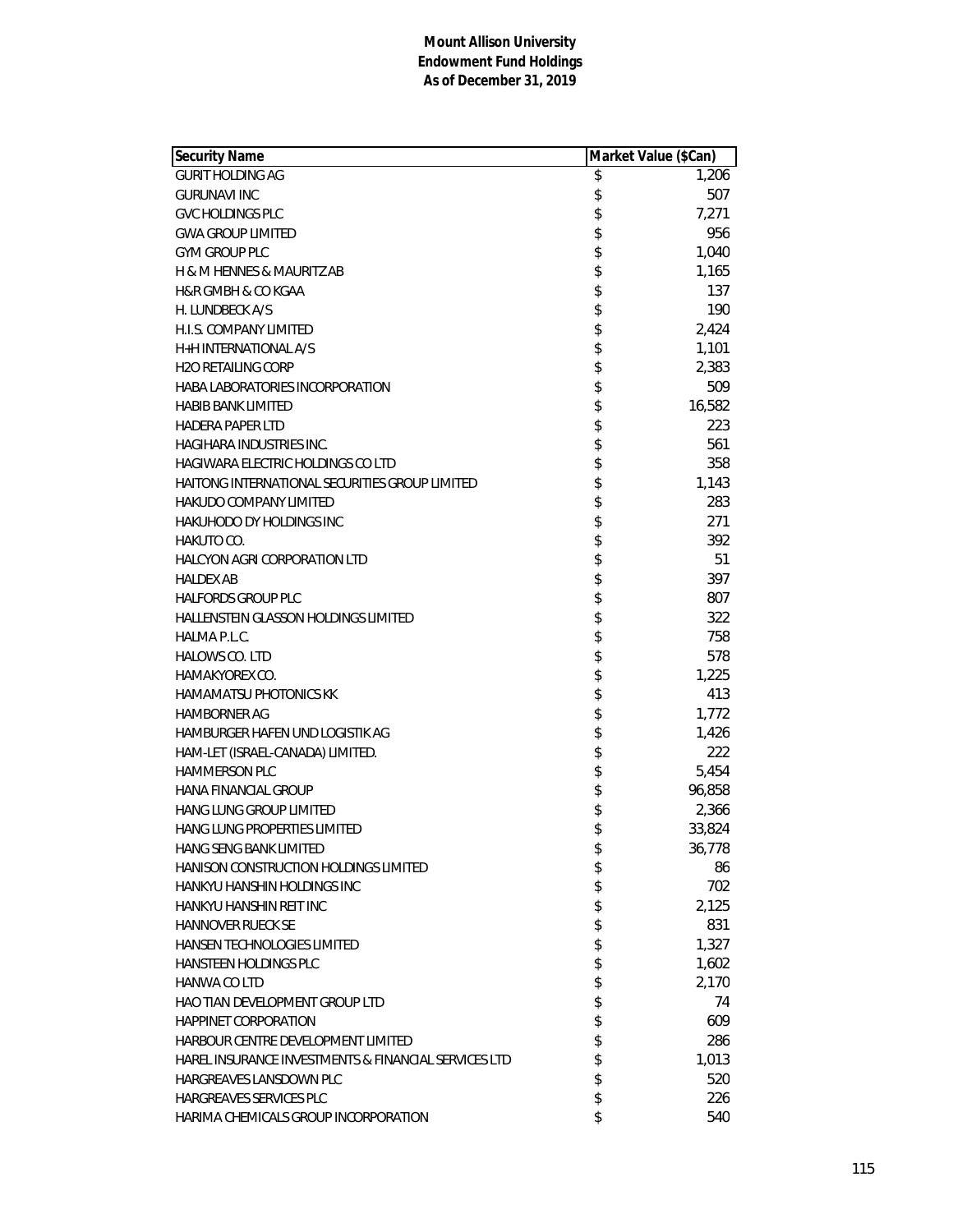**Mount Allison University**
**Endowment Fund Holdings**
**As of December 31, 2019**

| Security Name | Market Value ($Can) |
|---|---|
| GURIT HOLDING AG | $ 1,206 |
| GURUNAVI INC | $ 507 |
| GVC HOLDINGS PLC | $ 7,271 |
| GWA GROUP LIMITED | $ 956 |
| GYM GROUP PLC | $ 1,040 |
| H & M HENNES & MAURITZ AB | $ 1,165 |
| H&R GMBH & CO KGAA | $ 137 |
| H. LUNDBECK A/S | $ 190 |
| H.I.S. COMPANY LIMITED | $ 2,424 |
| H+H INTERNATIONAL A/S | $ 1,101 |
| H2O RETAILING CORP | $ 2,383 |
| HABA LABORATORIES INCORPORATION | $ 509 |
| HABIB BANK LIMITED | $ 16,582 |
| HADERA PAPER LTD | $ 223 |
| HAGIHARA INDUSTRIES INC. | $ 561 |
| HAGIWARA ELECTRIC HOLDINGS CO LTD | $ 358 |
| HAITONG INTERNATIONAL SECURITIES GROUP LIMITED | $ 1,143 |
| HAKUDO COMPANY LIMITED | $ 283 |
| HAKUHODO DY HOLDINGS INC | $ 271 |
| HAKUTO CO. | $ 392 |
| HALCYON AGRI CORPORATION LTD | $ 51 |
| HALDEX AB | $ 397 |
| HALFORDS GROUP PLC | $ 807 |
| HALLENSTEIN GLASSON HOLDINGS LIMITED | $ 322 |
| HALMA P.L.C. | $ 758 |
| HALOWS CO. LTD | $ 578 |
| HAMAKYOREX CO. | $ 1,225 |
| HAMAMATSU PHOTONICS KK | $ 413 |
| HAMBORNER AG | $ 1,772 |
| HAMBURGER HAFEN UND LOGISTIK AG | $ 1,426 |
| HAM-LET (ISRAEL-CANADA) LIMITED. | $ 222 |
| HAMMERSON PLC | $ 5,454 |
| HANA FINANCIAL GROUP | $ 96,858 |
| HANG LUNG GROUP LIMITED | $ 2,366 |
| HANG LUNG PROPERTIES LIMITED | $ 33,824 |
| HANG SENG BANK LIMITED | $ 36,778 |
| HANISON CONSTRUCTION HOLDINGS LIMITED | $ 86 |
| HANKYU HANSHIN HOLDINGS INC | $ 702 |
| HANKYU HANSHIN REIT INC | $ 2,125 |
| HANNOVER RUECK SE | $ 831 |
| HANSEN TECHNOLOGIES LIMITED | $ 1,327 |
| HANSTEEN HOLDINGS PLC | $ 1,602 |
| HANWA CO LTD | $ 2,170 |
| HAO TIAN DEVELOPMENT GROUP LTD | $ 74 |
| HAPPINET CORPORATION | $ 609 |
| HARBOUR CENTRE DEVELOPMENT LIMITED | $ 286 |
| HAREL INSURANCE INVESTMENTS & FINANCIAL SERVICES LTD | $ 1,013 |
| HARGREAVES LANSDOWN PLC | $ 520 |
| HARGREAVES SERVICES PLC | $ 226 |
| HARIMA CHEMICALS GROUP INCORPORATION | $ 540 |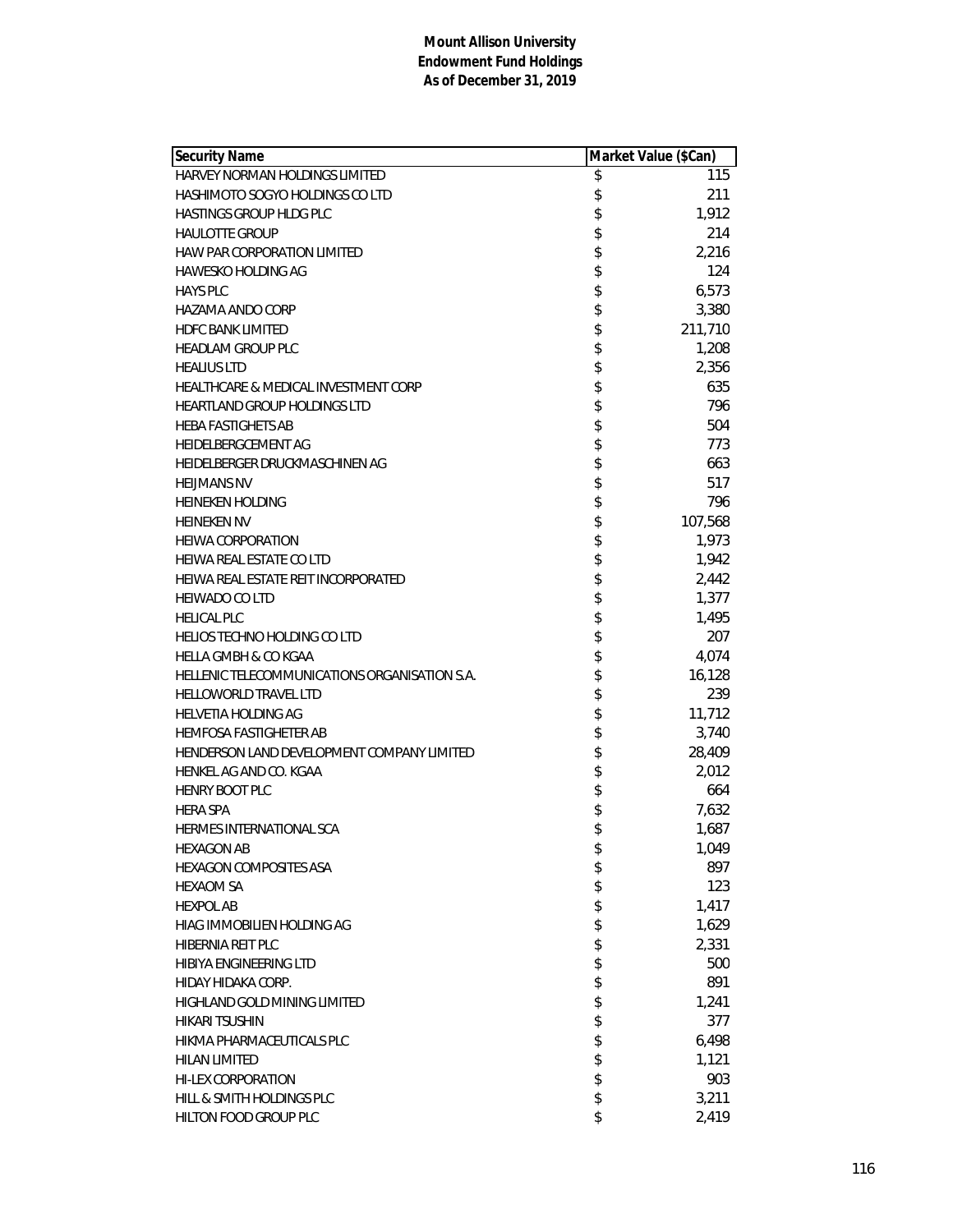**Mount Allison University**
**Endowment Fund Holdings**
**As of December 31, 2019**

| Security Name | Market Value ($Can) |
|---|---|
| HARVEY NORMAN HOLDINGS LIMITED | $ 115 |
| HASHIMOTO SOGYO HOLDINGS CO LTD | $ 211 |
| HASTINGS GROUP HLDG PLC | $ 1,912 |
| HAULOTTE GROUP | $ 214 |
| HAW PAR CORPORATION LIMITED | $ 2,216 |
| HAWESKO HOLDING AG | $ 124 |
| HAYS PLC | $ 6,573 |
| HAZAMA ANDO CORP | $ 3,380 |
| HDFC BANK LIMITED | $ 211,710 |
| HEADLAM GROUP PLC | $ 1,208 |
| HEALIUS LTD | $ 2,356 |
| HEALTHCARE & MEDICAL INVESTMENT CORP | $ 635 |
| HEARTLAND GROUP HOLDINGS LTD | $ 796 |
| HEBA FASTIGHETS AB | $ 504 |
| HEIDELBERGCEMENT AG | $ 773 |
| HEIDELBERGER DRUCKMASCHINEN AG | $ 663 |
| HEIJMANS NV | $ 517 |
| HEINEKEN HOLDING | $ 796 |
| HEINEKEN NV | $ 107,568 |
| HEIWA CORPORATION | $ 1,973 |
| HEIWA REAL ESTATE CO LTD | $ 1,942 |
| HEIWA REAL ESTATE REIT INCORPORATED | $ 2,442 |
| HEIWADO CO LTD | $ 1,377 |
| HELICAL PLC | $ 1,495 |
| HELIOS TECHNO HOLDING CO LTD | $ 207 |
| HELLA GMBH & CO KGAA | $ 4,074 |
| HELLENIC TELECOMMUNICATIONS ORGANISATION S.A. | $ 16,128 |
| HELLOWORLD TRAVEL LTD | $ 239 |
| HELVETIA HOLDING AG | $ 11,712 |
| HEMFOSA FASTIGHETER AB | $ 3,740 |
| HENDERSON LAND DEVELOPMENT COMPANY LIMITED | $ 28,409 |
| HENKEL AG AND CO. KGAA | $ 2,012 |
| HENRY BOOT PLC | $ 664 |
| HERA SPA | $ 7,632 |
| HERMES INTERNATIONAL SCA | $ 1,687 |
| HEXAGON AB | $ 1,049 |
| HEXAGON COMPOSITES ASA | $ 897 |
| HEXAOM SA | $ 123 |
| HEXPOL AB | $ 1,417 |
| HIAG IMMOBILIEN HOLDING AG | $ 1,629 |
| HIBERNIA REIT PLC | $ 2,331 |
| HIBIYA ENGINEERING LTD | $ 500 |
| HIDAY HIDAKA CORP. | $ 891 |
| HIGHLAND GOLD MINING LIMITED | $ 1,241 |
| HIKARI TSUSHIN | $ 377 |
| HIKMA PHARMACEUTICALS PLC | $ 6,498 |
| HILAN LIMITED | $ 1,121 |
| HI-LEX CORPORATION | $ 903 |
| HILL & SMITH HOLDINGS PLC | $ 3,211 |
| HILTON FOOD GROUP PLC | $ 2,419 |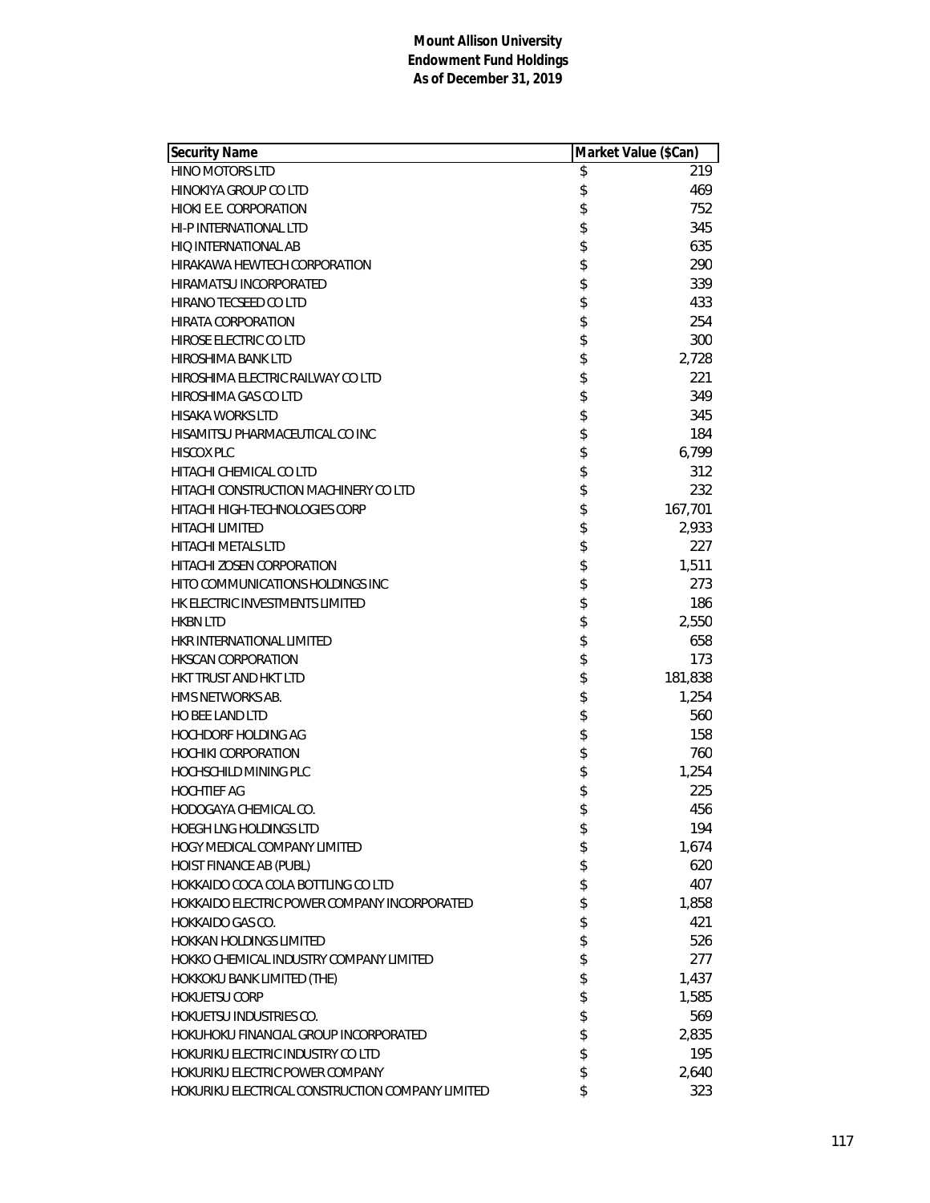**Mount Allison University**
**Endowment Fund Holdings**
**As of December 31, 2019**

| Security Name | Market Value ($Can) |
|---|---|
| HINO MOTORS LTD | $ 219 |
| HINOKIYA GROUP CO LTD | $ 469 |
| HIOKI E.E. CORPORATION | $ 752 |
| HI-P INTERNATIONAL LTD | $ 345 |
| HIQ INTERNATIONAL AB | $ 635 |
| HIRAKAWA HEWTECH CORPORATION | $ 290 |
| HIRAMATSU INCORPORATED | $ 339 |
| HIRANO TECSEED CO LTD | $ 433 |
| HIRATA CORPORATION | $ 254 |
| HIROSE ELECTRIC CO LTD | $ 300 |
| HIROSHIMA BANK LTD | $ 2,728 |
| HIROSHIMA ELECTRIC RAILWAY CO LTD | $ 221 |
| HIROSHIMA GAS CO LTD | $ 349 |
| HISAKA WORKS LTD | $ 345 |
| HISAMITSU PHARMACEUTICAL CO INC | $ 184 |
| HISCOX PLC | $ 6,799 |
| HITACHI CHEMICAL CO LTD | $ 312 |
| HITACHI CONSTRUCTION MACHINERY CO LTD | $ 232 |
| HITACHI HIGH-TECHNOLOGIES CORP | $ 167,701 |
| HITACHI LIMITED | $ 2,933 |
| HITACHI METALS LTD | $ 227 |
| HITACHI ZOSEN CORPORATION | $ 1,511 |
| HITO COMMUNICATIONS HOLDINGS INC | $ 273 |
| HK ELECTRIC INVESTMENTS LIMITED | $ 186 |
| HKBN LTD | $ 2,550 |
| HKR INTERNATIONAL LIMITED | $ 658 |
| HKSCAN CORPORATION | $ 173 |
| HKT TRUST AND HKT LTD | $ 181,838 |
| HMS NETWORKS AB. | $ 1,254 |
| HO BEE LAND LTD | $ 560 |
| HOCHDORF HOLDING AG | $ 158 |
| HOCHIKI CORPORATION | $ 760 |
| HOCHSCHILD MINING PLC | $ 1,254 |
| HOCHTIEF AG | $ 225 |
| HODOGAYA CHEMICAL CO. | $ 456 |
| HOEGH LNG HOLDINGS LTD | $ 194 |
| HOGY MEDICAL COMPANY LIMITED | $ 1,674 |
| HOIST FINANCE AB (PUBL) | $ 620 |
| HOKKAIDO COCA COLA BOTTLING CO LTD | $ 407 |
| HOKKAIDO ELECTRIC POWER COMPANY INCORPORATED | $ 1,858 |
| HOKKAIDO GAS CO. | $ 421 |
| HOKKAN HOLDINGS LIMITED | $ 526 |
| HOKKO CHEMICAL INDUSTRY COMPANY LIMITED | $ 277 |
| HOKKOKU BANK LIMITED (THE) | $ 1,437 |
| HOKUETSU CORP | $ 1,585 |
| HOKUETSU INDUSTRIES CO. | $ 569 |
| HOKUHOKU FINANCIAL GROUP INCORPORATED | $ 2,835 |
| HOKURIKU ELECTRIC INDUSTRY CO LTD | $ 195 |
| HOKURIKU ELECTRIC POWER COMPANY | $ 2,640 |
| HOKURIKU ELECTRICAL CONSTRUCTION COMPANY LIMITED | $ 323 |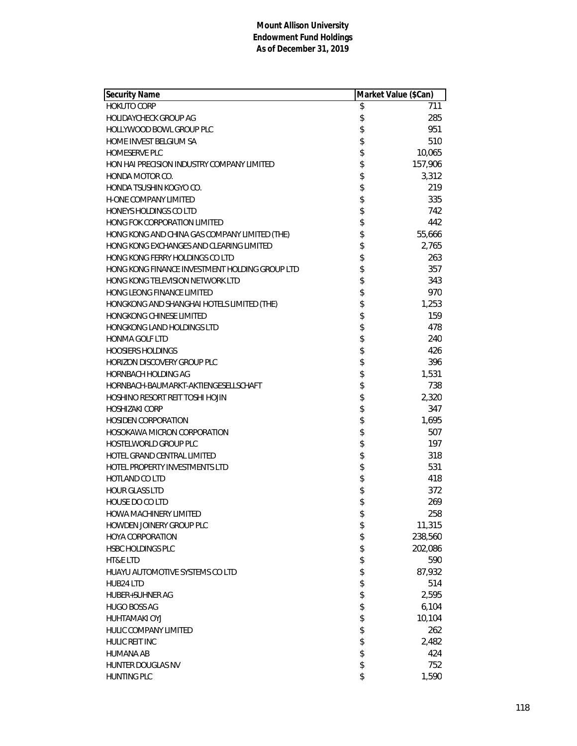**Mount Allison University**
**Endowment Fund Holdings**
**As of December 31, 2019**

| Security Name | Market Value ($Can) |
|---|---|
| HOKUTO CORP | $ 711 |
| HOLIDAYCHECK GROUP AG | $ 285 |
| HOLLYWOOD BOWL GROUP PLC | $ 951 |
| HOME INVEST BELGIUM SA | $ 510 |
| HOMESERVE PLC | $ 10,065 |
| HON HAI PRECISION INDUSTRY COMPANY LIMITED | $ 157,906 |
| HONDA MOTOR CO. | $ 3,312 |
| HONDA TSUSHIN KOGYO CO. | $ 219 |
| H-ONE COMPANY LIMITED | $ 335 |
| HONEYS HOLDINGS CO LTD | $ 742 |
| HONG FOK CORPORATION LIMITED | $ 442 |
| HONG KONG AND CHINA GAS COMPANY LIMITED (THE) | $ 55,666 |
| HONG KONG EXCHANGES AND CLEARING LIMITED | $ 2,765 |
| HONG KONG FERRY HOLDINGS CO LTD | $ 263 |
| HONG KONG FINANCE INVESTMENT HOLDING GROUP LTD | $ 357 |
| HONG KONG TELEVISION NETWORK LTD | $ 343 |
| HONG LEONG FINANCE LIMITED | $ 970 |
| HONGKONG AND SHANGHAI HOTELS LIMITED (THE) | $ 1,253 |
| HONGKONG CHINESE LIMITED | $ 159 |
| HONGKONG LAND HOLDINGS LTD | $ 478 |
| HONMA GOLF LTD | $ 240 |
| HOOSIERS HOLDINGS | $ 426 |
| HORIZON DISCOVERY GROUP PLC | $ 396 |
| HORNBACH HOLDING AG | $ 1,531 |
| HORNBACH-BAUMARKT-AKTIENGESELLSCHAFT | $ 738 |
| HOSHINO RESORT REIT TOSHI HOJIN | $ 2,320 |
| HOSHIZAKI CORP | $ 347 |
| HOSIDEN CORPORATION | $ 1,695 |
| HOSOKAWA MICRON CORPORATION | $ 507 |
| HOSTELWORLD GROUP PLC | $ 197 |
| HOTEL GRAND CENTRAL LIMITED | $ 318 |
| HOTEL PROPERTY INVESTMENTS LTD | $ 531 |
| HOTLAND CO LTD | $ 418 |
| HOUR GLASS LTD | $ 372 |
| HOUSE DO CO LTD | $ 269 |
| HOWA MACHINERY LIMITED | $ 258 |
| HOWDEN JOINERY GROUP PLC | $ 11,315 |
| HOYA CORPORATION | $ 238,560 |
| HSBC HOLDINGS PLC | $ 202,086 |
| HT&E LTD | $ 590 |
| HUAYU AUTOMOTIVE SYSTEMS CO LTD | $ 87,932 |
| HUB24 LTD | $ 514 |
| HUBER+SUHNER AG | $ 2,595 |
| HUGO BOSS AG | $ 6,104 |
| HUHTAMAKI OYJ | $ 10,104 |
| HULIC COMPANY LIMITED | $ 262 |
| HULIC REIT INC | $ 2,482 |
| HUMANA AB | $ 424 |
| HUNTER DOUGLAS NV | $ 752 |
| HUNTING PLC | $ 1,590 |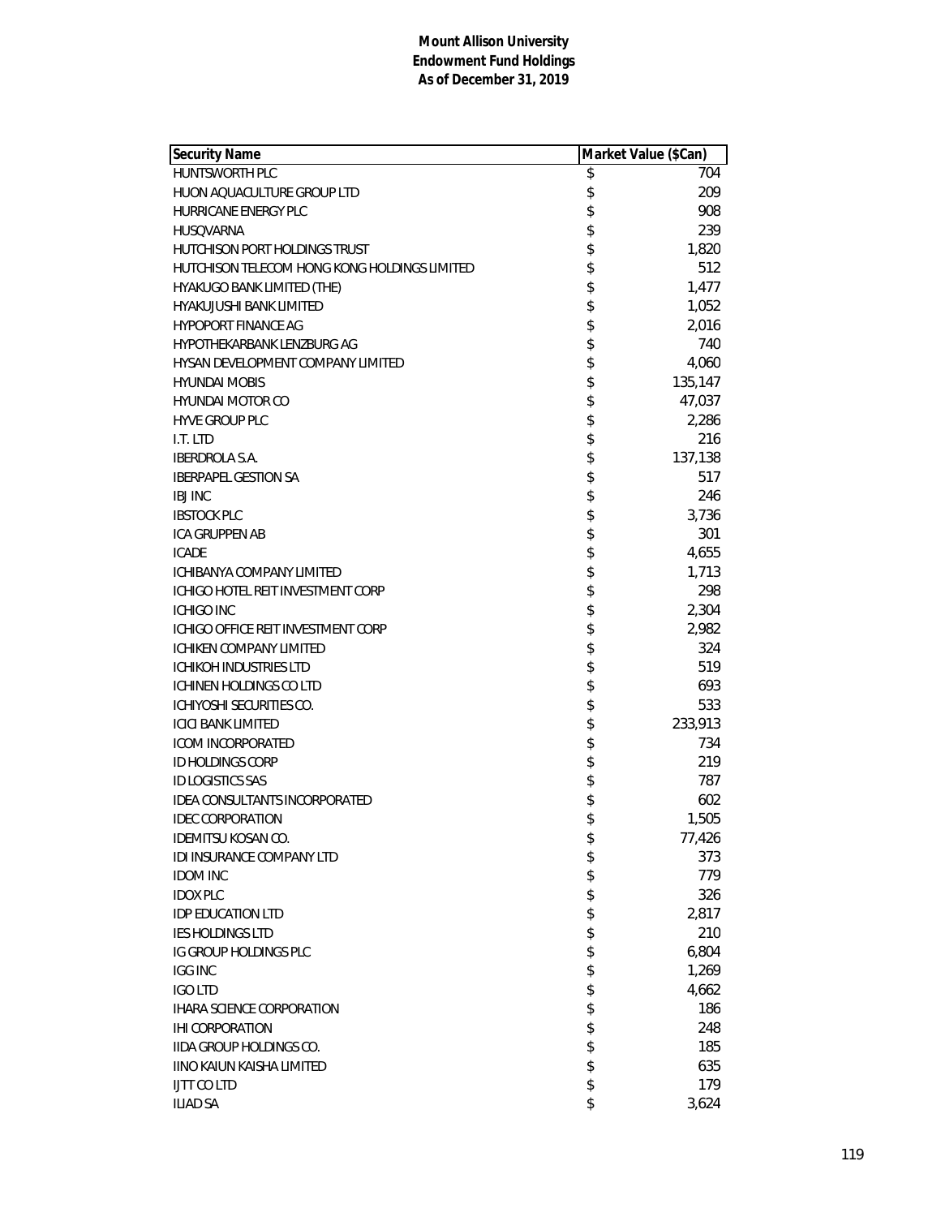**Mount Allison University**
**Endowment Fund Holdings**
**As of December 31, 2019**

| Security Name | Market Value ($Can) |
|---|---|
| HUNTSWORTH PLC | $ 704 |
| HUON AQUACULTURE GROUP LTD | $ 209 |
| HURRICANE ENERGY PLC | $ 908 |
| HUSQVARNA | $ 239 |
| HUTCHISON PORT HOLDINGS TRUST | $ 1,820 |
| HUTCHISON TELECOM HONG KONG HOLDINGS LIMITED | $ 512 |
| HYAKUGO BANK LIMITED (THE) | $ 1,477 |
| HYAKUJUSHI BANK LIMITED | $ 1,052 |
| HYPOPORT FINANCE AG | $ 2,016 |
| HYPOTHEKARBANK LENZBURG AG | $ 740 |
| HYSAN DEVELOPMENT COMPANY LIMITED | $ 4,060 |
| HYUNDAI MOBIS | $ 135,147 |
| HYUNDAI MOTOR CO | $ 47,037 |
| HYVE GROUP PLC | $ 2,286 |
| I.T. LTD | $ 216 |
| IBERDROLA S.A. | $ 137,138 |
| IBERPAPEL GESTION SA | $ 517 |
| IBJ INC | $ 246 |
| IBSTOCK PLC | $ 3,736 |
| ICA GRUPPEN AB | $ 301 |
| ICADE | $ 4,655 |
| ICHIBANYA COMPANY LIMITED | $ 1,713 |
| ICHIGO HOTEL REIT INVESTMENT CORP | $ 298 |
| ICHIGO INC | $ 2,304 |
| ICHIGO OFFICE REIT INVESTMENT CORP | $ 2,982 |
| ICHIKEN COMPANY LIMITED | $ 324 |
| ICHIKOH INDUSTRIES LTD | $ 519 |
| ICHINEN HOLDINGS CO LTD | $ 693 |
| ICHIYOSHI SECURITIES CO. | $ 533 |
| ICICI BANK LIMITED | $ 233,913 |
| ICOM INCORPORATED | $ 734 |
| ID HOLDINGS CORP | $ 219 |
| ID LOGISTICS SAS | $ 787 |
| IDEA CONSULTANTS INCORPORATED | $ 602 |
| IDEC CORPORATION | $ 1,505 |
| IDEMITSU KOSAN CO. | $ 77,426 |
| IDI INSURANCE COMPANY LTD | $ 373 |
| IDOM INC | $ 779 |
| IDOX PLC | $ 326 |
| IDP EDUCATION LTD | $ 2,817 |
| IES HOLDINGS LTD | $ 210 |
| IG GROUP HOLDINGS PLC | $ 6,804 |
| IGG INC | $ 1,269 |
| IGO LTD | $ 4,662 |
| IHARA SCIENCE CORPORATION | $ 186 |
| IHI CORPORATION | $ 248 |
| IIDA GROUP HOLDINGS CO. | $ 185 |
| IINO KAIUN KAISHA LIMITED | $ 635 |
| IJTT CO LTD | $ 179 |
| ILIAD SA | $ 3,624 |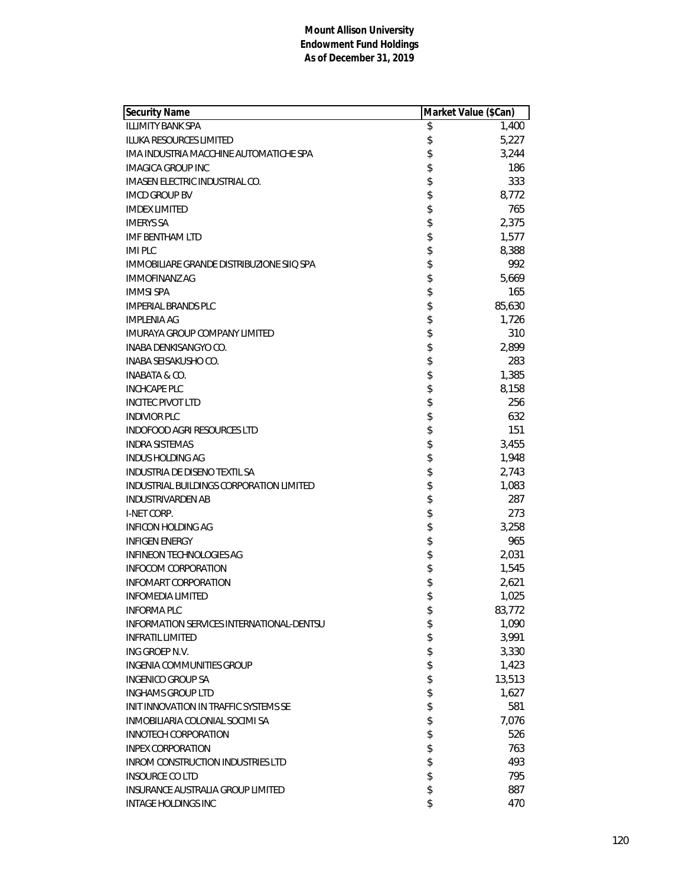**Mount Allison University**
**Endowment Fund Holdings**
**As of December 31, 2019**

| Security Name | Market Value ($Can) |
|---|---|
| ILLIMITY BANK SPA | $ 1,400 |
| ILUKA RESOURCES LIMITED | $ 5,227 |
| IMA INDUSTRIA MACCHINE AUTOMATICHE SPA | $ 3,244 |
| IMAGICA GROUP INC | $ 186 |
| IMASEN ELECTRIC INDUSTRIAL CO. | $ 333 |
| IMCD GROUP BV | $ 8,772 |
| IMDEX LIMITED | $ 765 |
| IMERYS SA | $ 2,375 |
| IMF BENTHAM LTD | $ 1,577 |
| IMI PLC | $ 8,388 |
| IMMOBILIARE GRANDE DISTRIBUZIONE SIIQ SPA | $ 992 |
| IMMOFINANZ AG | $ 5,669 |
| IMMSI SPA | $ 165 |
| IMPERIAL BRANDS PLC | $ 85,630 |
| IMPLENIA AG | $ 1,726 |
| IMURAYA GROUP COMPANY LIMITED | $ 310 |
| INABA DENKISANGYO CO. | $ 2,899 |
| INABA SEISAKUSHO CO. | $ 283 |
| INABATA & CO. | $ 1,385 |
| INCHCAPE PLC | $ 8,158 |
| INCITEC PIVOT LTD | $ 256 |
| INDIVIOR PLC | $ 632 |
| INDOFOOD AGRI RESOURCES LTD | $ 151 |
| INDRA SISTEMAS | $ 3,455 |
| INDUS HOLDING AG | $ 1,948 |
| INDUSTRIA DE DISENO TEXTIL SA | $ 2,743 |
| INDUSTRIAL BUILDINGS CORPORATION LIMITED | $ 1,083 |
| INDUSTRIVARDEN AB | $ 287 |
| I-NET CORP. | $ 273 |
| INFICON HOLDING AG | $ 3,258 |
| INFIGEN ENERGY | $ 965 |
| INFINEON TECHNOLOGIES AG | $ 2,031 |
| INFOCOM CORPORATION | $ 1,545 |
| INFOMART CORPORATION | $ 2,621 |
| INFOMEDIA LIMITED | $ 1,025 |
| INFORMA PLC | $ 83,772 |
| INFORMATION SERVICES INTERNATIONAL-DENTSU | $ 1,090 |
| INFRATIL LIMITED | $ 3,991 |
| ING GROEP N.V. | $ 3,330 |
| INGENIA COMMUNITIES GROUP | $ 1,423 |
| INGENICO GROUP SA | $ 13,513 |
| INGHAMS GROUP LTD | $ 1,627 |
| INIT INNOVATION IN TRAFFIC SYSTEMS SE | $ 581 |
| INMOBILIARIA COLONIAL SOCIMI SA | $ 7,076 |
| INNOTECH CORPORATION | $ 526 |
| INPEX CORPORATION | $ 763 |
| INROM CONSTRUCTION INDUSTRIES LTD | $ 493 |
| INSOURCE CO LTD | $ 795 |
| INSURANCE AUSTRALIA GROUP LIMITED | $ 887 |
| INTAGE HOLDINGS INC | $ 470 |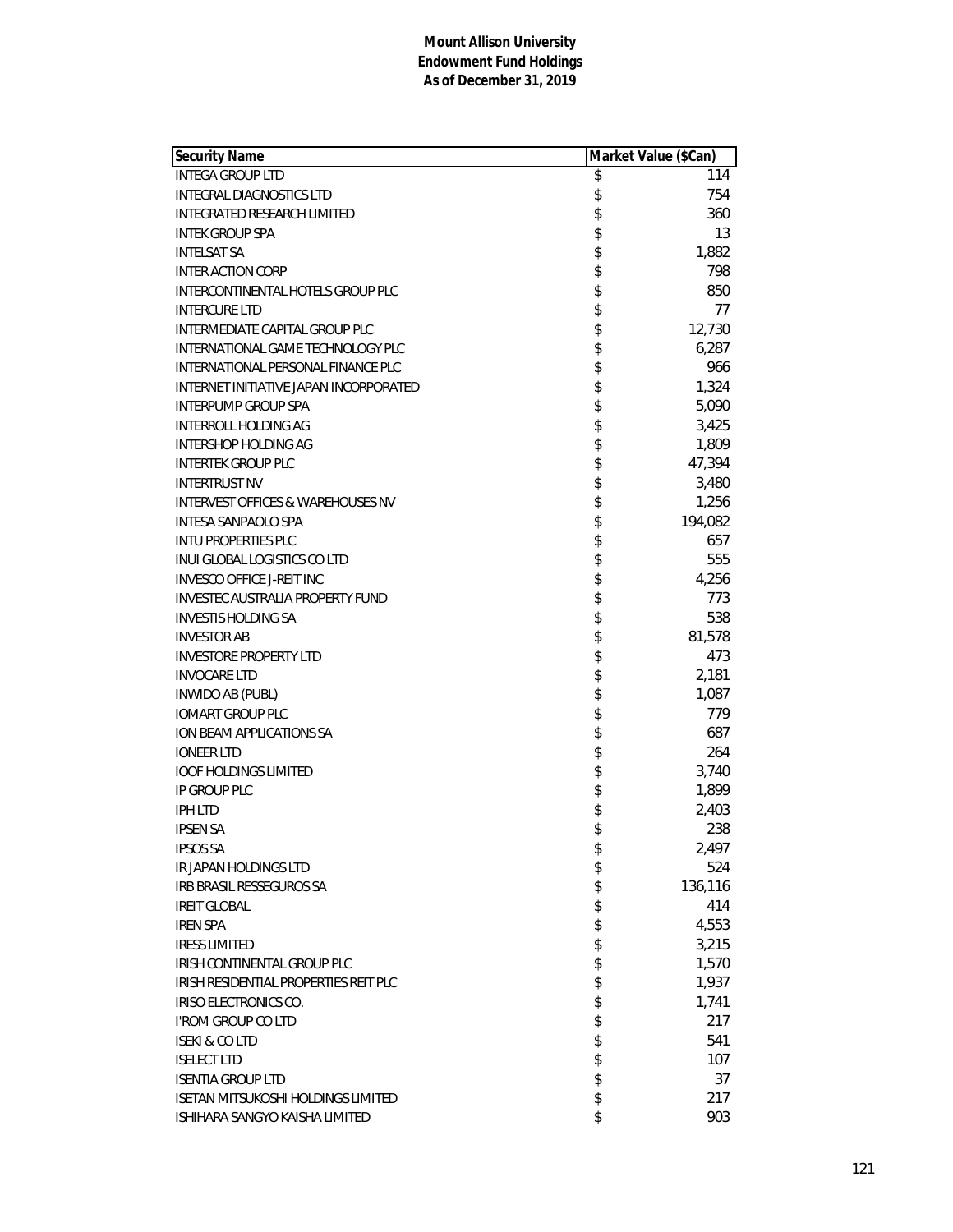**Mount Allison University**
**Endowment Fund Holdings**
**As of December 31, 2019**

| Security Name | Market Value ($Can) |
|---|---|
| INTEGA GROUP LTD | $ 114 |
| INTEGRAL DIAGNOSTICS LTD | $ 754 |
| INTEGRATED RESEARCH LIMITED | $ 360 |
| INTEK GROUP SPA | $ 13 |
| INTELSAT SA | $ 1,882 |
| INTER ACTION CORP | $ 798 |
| INTERCONTINENTAL HOTELS GROUP PLC | $ 850 |
| INTERCURE LTD | $ 77 |
| INTERMEDIATE CAPITAL GROUP PLC | $ 12,730 |
| INTERNATIONAL GAME TECHNOLOGY PLC | $ 6,287 |
| INTERNATIONAL PERSONAL FINANCE PLC | $ 966 |
| INTERNET INITIATIVE JAPAN INCORPORATED | $ 1,324 |
| INTERPUMP GROUP SPA | $ 5,090 |
| INTERROLL HOLDING AG | $ 3,425 |
| INTERSHOP HOLDING AG | $ 1,809 |
| INTERTEK GROUP PLC | $ 47,394 |
| INTERTRUST NV | $ 3,480 |
| INTERVEST OFFICES & WAREHOUSES NV | $ 1,256 |
| INTESA SANPAOLO SPA | $ 194,082 |
| INTU PROPERTIES PLC | $ 657 |
| INUI GLOBAL LOGISTICS CO LTD | $ 555 |
| INVESCO OFFICE J-REIT INC | $ 4,256 |
| INVESTEC AUSTRALIA PROPERTY FUND | $ 773 |
| INVESTIS HOLDING SA | $ 538 |
| INVESTOR AB | $ 81,578 |
| INVESTORE PROPERTY LTD | $ 473 |
| INVOCARE LTD | $ 2,181 |
| INWIDO AB (PUBL) | $ 1,087 |
| IOMART GROUP PLC | $ 779 |
| ION BEAM APPLICATIONS SA | $ 687 |
| IONEER LTD | $ 264 |
| IOOF HOLDINGS LIMITED | $ 3,740 |
| IP GROUP PLC | $ 1,899 |
| IPH LTD | $ 2,403 |
| IPSEN SA | $ 238 |
| IPSOS SA | $ 2,497 |
| IR JAPAN HOLDINGS LTD | $ 524 |
| IRB BRASIL RESSEGUROS SA | $ 136,116 |
| IREIT GLOBAL | $ 414 |
| IREN SPA | $ 4,553 |
| IRESS LIMITED | $ 3,215 |
| IRISH CONTINENTAL GROUP PLC | $ 1,570 |
| IRISH RESIDENTIAL PROPERTIES REIT PLC | $ 1,937 |
| IRISO ELECTRONICS CO. | $ 1,741 |
| I'ROM GROUP CO LTD | $ 217 |
| ISEKI & CO LTD | $ 541 |
| ISELECT LTD | $ 107 |
| ISENTIA GROUP LTD | $ 37 |
| ISETAN MITSUKOSHI HOLDINGS LIMITED | $ 217 |
| ISHIHARA SANGYO KAISHA LIMITED | $ 903 |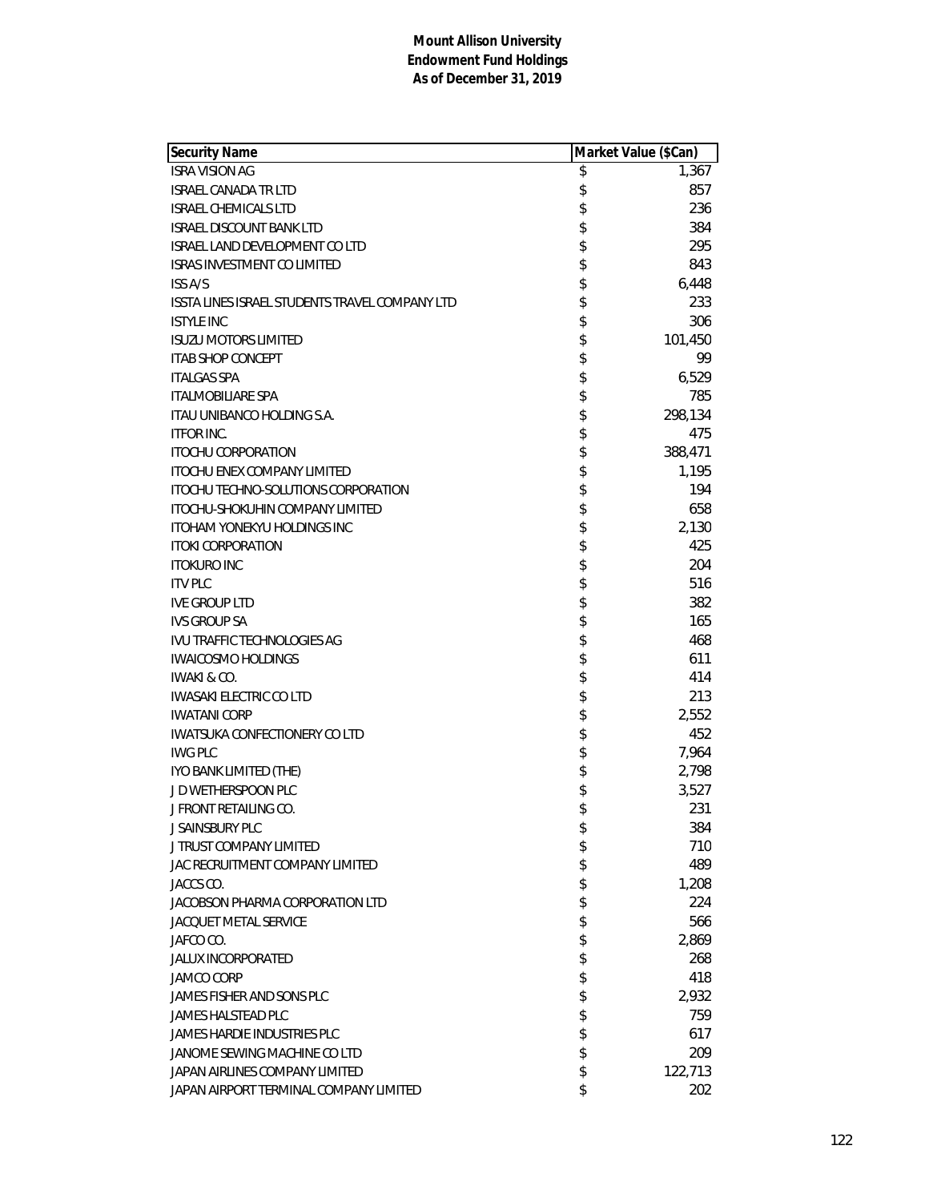**Mount Allison University**
**Endowment Fund Holdings**
**As of December 31, 2019**

| Security Name | Market Value ($Can) |
|---|---|
| ISRA VISION AG | $ 1,367 |
| ISRAEL CANADA TR LTD | $ 857 |
| ISRAEL CHEMICALS LTD | $ 236 |
| ISRAEL DISCOUNT BANK LTD | $ 384 |
| ISRAEL LAND DEVELOPMENT CO LTD | $ 295 |
| ISRAS INVESTMENT CO LIMITED | $ 843 |
| ISS A/S | $ 6,448 |
| ISSTA LINES ISRAEL STUDENTS TRAVEL COMPANY LTD | $ 233 |
| ISTYLE INC | $ 306 |
| ISUZU MOTORS LIMITED | $ 101,450 |
| ITAB SHOP CONCEPT | $ 99 |
| ITALGAS SPA | $ 6,529 |
| ITALMOBILIARE SPA | $ 785 |
| ITAU UNIBANCO HOLDING S.A. | $ 298,134 |
| ITFOR INC. | $ 475 |
| ITOCHU CORPORATION | $ 388,471 |
| ITOCHU ENEX COMPANY LIMITED | $ 1,195 |
| ITOCHU TECHNO-SOLUTIONS CORPORATION | $ 194 |
| ITOCHU-SHOKUHIN COMPANY LIMITED | $ 658 |
| ITOHAM YONEKYU HOLDINGS INC | $ 2,130 |
| ITOKI CORPORATION | $ 425 |
| ITOKURO INC | $ 204 |
| ITV PLC | $ 516 |
| IVE GROUP LTD | $ 382 |
| IVS GROUP SA | $ 165 |
| IVU TRAFFIC TECHNOLOGIES AG | $ 468 |
| IWAICOSMO HOLDINGS | $ 611 |
| IWAKI & CO. | $ 414 |
| IWASAKI ELECTRIC CO LTD | $ 213 |
| IWATANI CORP | $ 2,552 |
| IWATSUKA CONFECTIONERY CO LTD | $ 452 |
| IWG PLC | $ 7,964 |
| IYO BANK LIMITED (THE) | $ 2,798 |
| J D WETHERSPOON PLC | $ 3,527 |
| J FRONT RETAILING CO. | $ 231 |
| J SAINSBURY PLC | $ 384 |
| J TRUST COMPANY LIMITED | $ 710 |
| JAC RECRUITMENT COMPANY LIMITED | $ 489 |
| JACCS CO. | $ 1,208 |
| JACOBSON PHARMA CORPORATION LTD | $ 224 |
| JACQUET METAL SERVICE | $ 566 |
| JAFCO CO. | $ 2,869 |
| JALUX INCORPORATED | $ 268 |
| JAMCO CORP | $ 418 |
| JAMES FISHER AND SONS PLC | $ 2,932 |
| JAMES HALSTEAD PLC | $ 759 |
| JAMES HARDIE INDUSTRIES PLC | $ 617 |
| JANOME SEWING MACHINE CO LTD | $ 209 |
| JAPAN AIRLINES COMPANY LIMITED | $ 122,713 |
| JAPAN AIRPORT TERMINAL COMPANY LIMITED | $ 202 |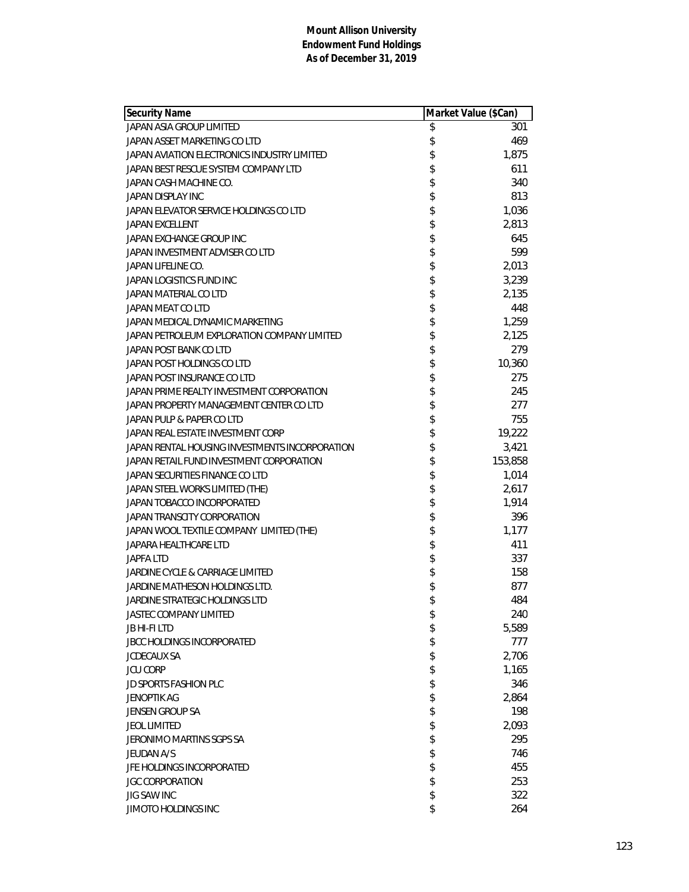**Mount Allison University**
**Endowment Fund Holdings**
**As of December 31, 2019**

| Security Name | Market Value ($Can) |
|---|---|
| JAPAN ASIA GROUP LIMITED | $ 301 |
| JAPAN ASSET MARKETING CO LTD | $ 469 |
| JAPAN AVIATION ELECTRONICS INDUSTRY LIMITED | $ 1,875 |
| JAPAN BEST RESCUE SYSTEM COMPANY LTD | $ 611 |
| JAPAN CASH MACHINE CO. | $ 340 |
| JAPAN DISPLAY INC | $ 813 |
| JAPAN ELEVATOR SERVICE HOLDINGS CO LTD | $ 1,036 |
| JAPAN EXCELLENT | $ 2,813 |
| JAPAN EXCHANGE GROUP INC | $ 645 |
| JAPAN INVESTMENT ADVISER CO LTD | $ 599 |
| JAPAN LIFELINE CO. | $ 2,013 |
| JAPAN LOGISTICS FUND INC | $ 3,239 |
| JAPAN MATERIAL CO LTD | $ 2,135 |
| JAPAN MEAT CO LTD | $ 448 |
| JAPAN MEDICAL DYNAMIC MARKETING | $ 1,259 |
| JAPAN PETROLEUM EXPLORATION COMPANY LIMITED | $ 2,125 |
| JAPAN POST BANK CO LTD | $ 279 |
| JAPAN POST HOLDINGS CO LTD | $ 10,360 |
| JAPAN POST INSURANCE CO LTD | $ 275 |
| JAPAN PRIME REALTY INVESTMENT CORPORATION | $ 245 |
| JAPAN PROPERTY MANAGEMENT CENTER CO LTD | $ 277 |
| JAPAN PULP & PAPER CO LTD | $ 755 |
| JAPAN REAL ESTATE INVESTMENT CORP | $ 19,222 |
| JAPAN RENTAL HOUSING INVESTMENTS INCORPORATION | $ 3,421 |
| JAPAN RETAIL FUND INVESTMENT CORPORATION | $ 153,858 |
| JAPAN SECURITIES FINANCE CO LTD | $ 1,014 |
| JAPAN STEEL WORKS LIMITED (THE) | $ 2,617 |
| JAPAN TOBACCO INCORPORATED | $ 1,914 |
| JAPAN TRANSCITY CORPORATION | $ 396 |
| JAPAN WOOL TEXTILE COMPANY LIMITED (THE) | $ 1,177 |
| JAPARA HEALTHCARE LTD | $ 411 |
| JAPFA LTD | $ 337 |
| JARDINE CYCLE & CARRIAGE LIMITED | $ 158 |
| JARDINE MATHESON HOLDINGS LTD. | $ 877 |
| JARDINE STRATEGIC HOLDINGS LTD | $ 484 |
| JASTEC COMPANY LIMITED | $ 240 |
| JB HI-FI LTD | $ 5,589 |
| JBCC HOLDINGS INCORPORATED | $ 777 |
| JCDECAUX SA | $ 2,706 |
| JCU CORP | $ 1,165 |
| JD SPORTS FASHION PLC | $ 346 |
| JENOPTIK AG | $ 2,864 |
| JENSEN GROUP SA | $ 198 |
| JEOL LIMITED | $ 2,093 |
| JERONIMO MARTINS SGPS SA | $ 295 |
| JEUDAN A/S | $ 746 |
| JFE HOLDINGS INCORPORATED | $ 455 |
| JGC CORPORATION | $ 253 |
| JIG SAW INC | $ 322 |
| JIMOTO HOLDINGS INC | $ 264 |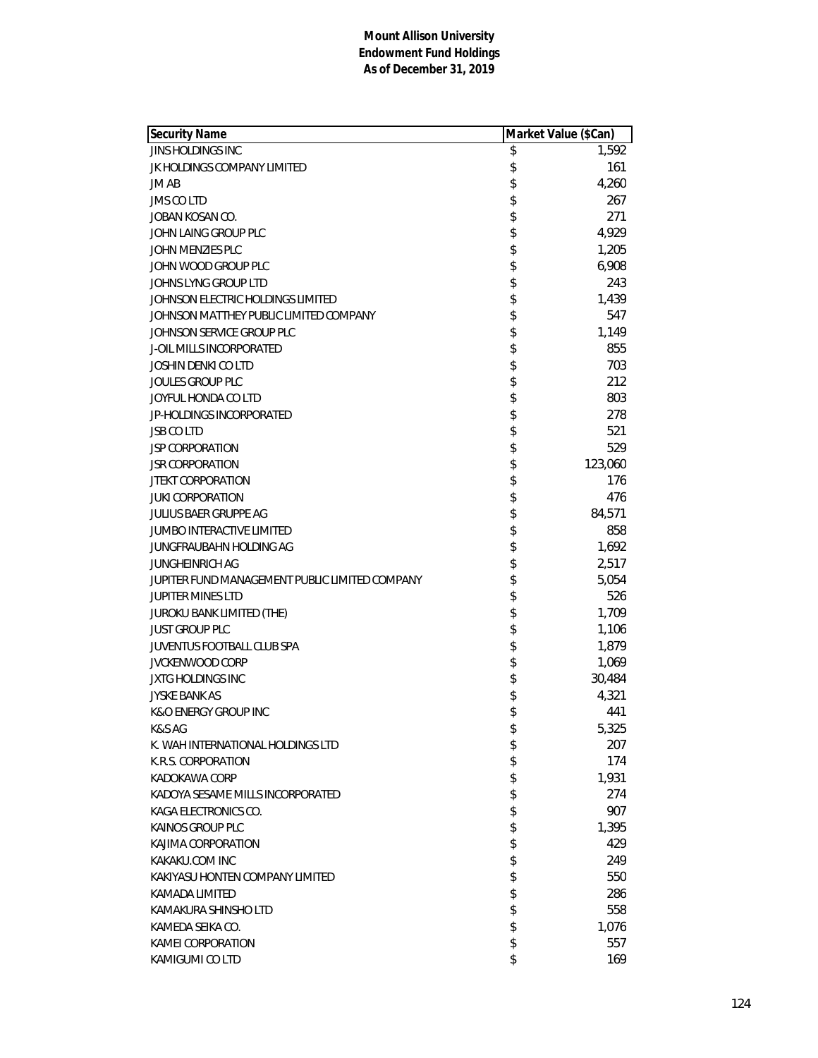**Mount Allison University**
**Endowment Fund Holdings**
**As of December 31, 2019**

| Security Name | Market Value ($Can) |
|---|---|
| JINS HOLDINGS INC | $ 1,592 |
| JK HOLDINGS COMPANY LIMITED | $ 161 |
| JM AB | $ 4,260 |
| JMS CO LTD | $ 267 |
| JOBAN KOSAN CO. | $ 271 |
| JOHN LAING GROUP PLC | $ 4,929 |
| JOHN MENZIES PLC | $ 1,205 |
| JOHN WOOD GROUP PLC | $ 6,908 |
| JOHNS LYNG GROUP LTD | $ 243 |
| JOHNSON ELECTRIC HOLDINGS LIMITED | $ 1,439 |
| JOHNSON MATTHEY PUBLIC LIMITED COMPANY | $ 547 |
| JOHNSON SERVICE GROUP PLC | $ 1,149 |
| J-OIL MILLS INCORPORATED | $ 855 |
| JOSHIN DENKI CO LTD | $ 703 |
| JOULES GROUP PLC | $ 212 |
| JOYFUL HONDA CO LTD | $ 803 |
| JP-HOLDINGS INCORPORATED | $ 278 |
| JSB CO LTD | $ 521 |
| JSP CORPORATION | $ 529 |
| JSR CORPORATION | $ 123,060 |
| JTEKT CORPORATION | $ 176 |
| JUKI CORPORATION | $ 476 |
| JULIUS BAER GRUPPE AG | $ 84,571 |
| JUMBO INTERACTIVE LIMITED | $ 858 |
| JUNGFRAUBAHN HOLDING AG | $ 1,692 |
| JUNGHEINRICH AG | $ 2,517 |
| JUPITER FUND MANAGEMENT PUBLIC LIMITED COMPANY | $ 5,054 |
| JUPITER MINES LTD | $ 526 |
| JUROKU BANK LIMITED (THE) | $ 1,709 |
| JUST GROUP PLC | $ 1,106 |
| JUVENTUS FOOTBALL CLUB SPA | $ 1,879 |
| JVCKENWOOD CORP | $ 1,069 |
| JXTG HOLDINGS INC | $ 30,484 |
| JYSKE BANK AS | $ 4,321 |
| K&O ENERGY GROUP INC | $ 441 |
| K&S AG | $ 5,325 |
| K. WAH INTERNATIONAL HOLDINGS LTD | $ 207 |
| K.R.S. CORPORATION | $ 174 |
| KADOKAWA CORP | $ 1,931 |
| KADOYA SESAME MILLS INCORPORATED | $ 274 |
| KAGA ELECTRONICS CO. | $ 907 |
| KAINOS GROUP PLC | $ 1,395 |
| KAJIMA CORPORATION | $ 429 |
| KAKAKU.COM INC | $ 249 |
| KAKIYASU HONTEN COMPANY LIMITED | $ 550 |
| KAMADA LIMITED | $ 286 |
| KAMAKURA SHINSHO LTD | $ 558 |
| KAMEDA SEIKA CO. | $ 1,076 |
| KAMEI CORPORATION | $ 557 |
| KAMIGUMI CO LTD | $ 169 |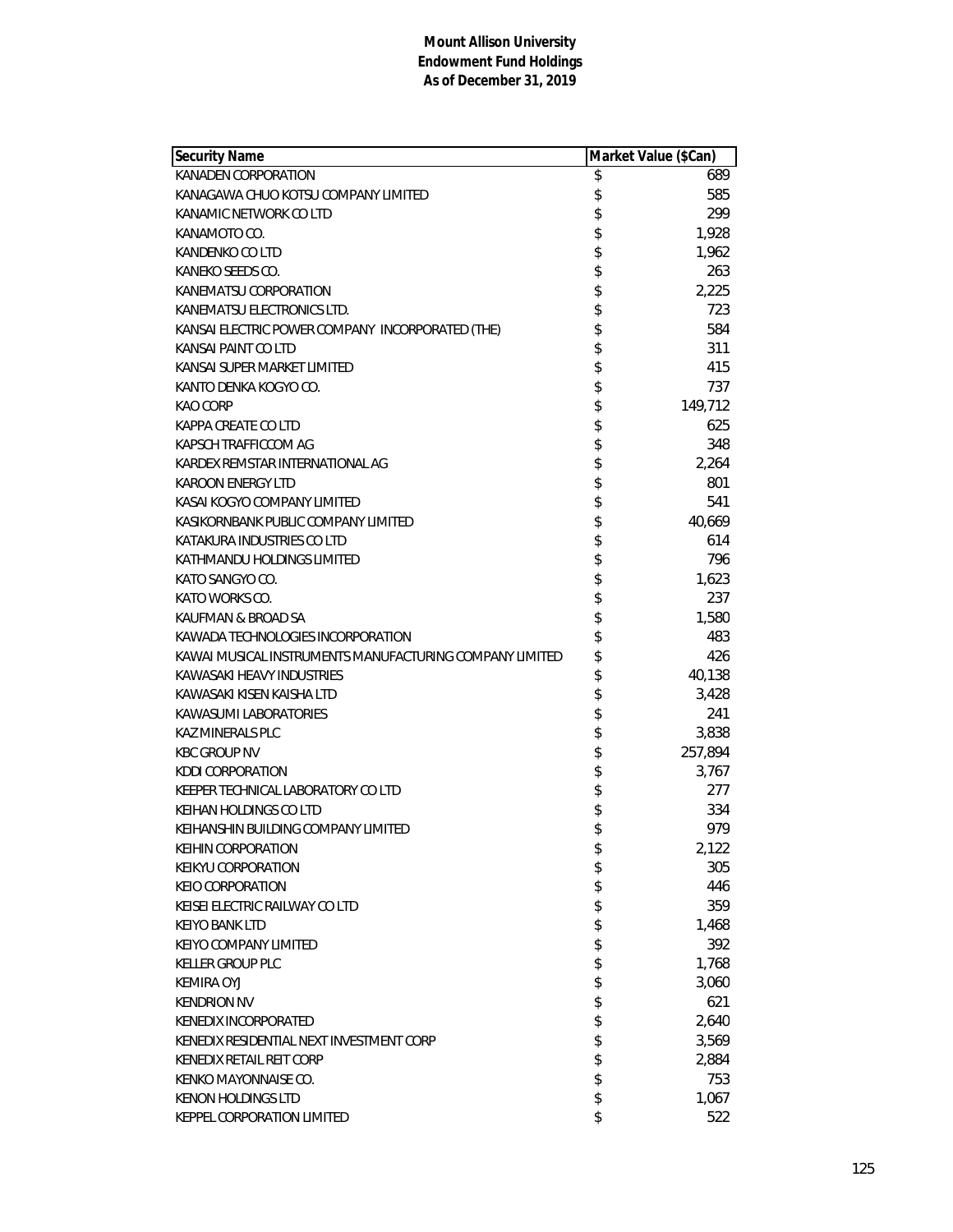**Mount Allison University**
**Endowment Fund Holdings**
**As of December 31, 2019**

| Security Name | Market Value ($Can) |
|---|---|
| KANADEN CORPORATION | $ 689 |
| KANAGAWA CHUO KOTSU COMPANY LIMITED | $ 585 |
| KANAMIC NETWORK CO LTD | $ 299 |
| KANAMOTO CO. | $ 1,928 |
| KANDENKO CO LTD | $ 1,962 |
| KANEKO SEEDS CO. | $ 263 |
| KANEMATSU CORPORATION | $ 2,225 |
| KANEMATSU ELECTRONICS LTD. | $ 723 |
| KANSAI ELECTRIC POWER COMPANY INCORPORATED (THE) | $ 584 |
| KANSAI PAINT CO LTD | $ 311 |
| KANSAI SUPER MARKET LIMITED | $ 415 |
| KANTO DENKA KOGYO CO. | $ 737 |
| KAO CORP | $ 149,712 |
| KAPPA CREATE CO LTD | $ 625 |
| KAPSCH TRAFFICCOM AG | $ 348 |
| KARDEX REMSTAR INTERNATIONAL AG | $ 2,264 |
| KAROON ENERGY LTD | $ 801 |
| KASAI KOGYO COMPANY LIMITED | $ 541 |
| KASIKORNBANK PUBLIC COMPANY LIMITED | $ 40,669 |
| KATAKURA INDUSTRIES CO LTD | $ 614 |
| KATHMANDU HOLDINGS LIMITED | $ 796 |
| KATO SANGYO CO. | $ 1,623 |
| KATO WORKS CO. | $ 237 |
| KAUFMAN & BROAD SA | $ 1,580 |
| KAWADA TECHNOLOGIES INCORPORATION | $ 483 |
| KAWAI MUSICAL INSTRUMENTS MANUFACTURING COMPANY LIMITED | $ 426 |
| KAWASAKI HEAVY INDUSTRIES | $ 40,138 |
| KAWASAKI KISEN KAISHA LTD | $ 3,428 |
| KAWASUMI LABORATORIES | $ 241 |
| KAZ MINERALS PLC | $ 3,838 |
| KBC GROUP NV | $ 257,894 |
| KDDI CORPORATION | $ 3,767 |
| KEEPER TECHNICAL LABORATORY CO LTD | $ 277 |
| KEIHAN HOLDINGS CO LTD | $ 334 |
| KEIHANSHIN BUILDING COMPANY LIMITED | $ 979 |
| KEIHIN CORPORATION | $ 2,122 |
| KEIKYU CORPORATION | $ 305 |
| KEIO CORPORATION | $ 446 |
| KEISEI ELECTRIC RAILWAY CO LTD | $ 359 |
| KEIYO BANK LTD | $ 1,468 |
| KEIYO COMPANY LIMITED | $ 392 |
| KELLER GROUP PLC | $ 1,768 |
| KEMIRA OYJ | $ 3,060 |
| KENDRION NV | $ 621 |
| KENEDIX INCORPORATED | $ 2,640 |
| KENEDIX RESIDENTIAL NEXT INVESTMENT CORP | $ 3,569 |
| KENEDIX RETAIL REIT CORP | $ 2,884 |
| KENKO MAYONNAISE CO. | $ 753 |
| KENON HOLDINGS LTD | $ 1,067 |
| KEPPEL CORPORATION LIMITED | $ 522 |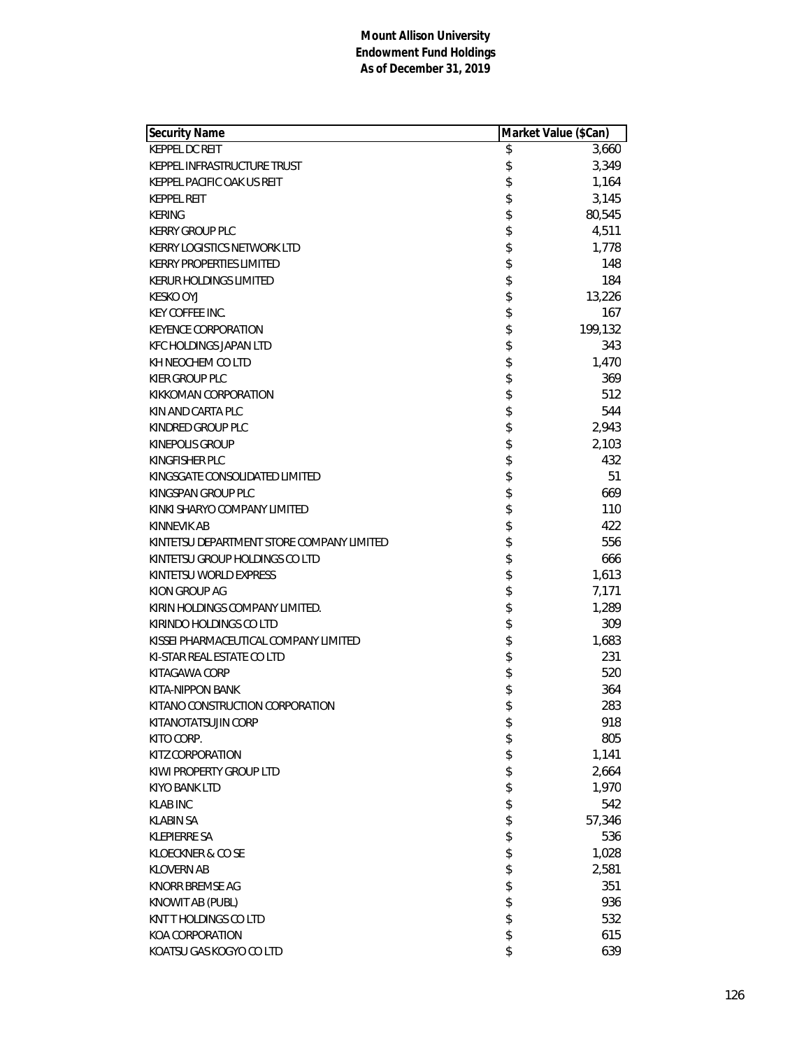**Mount Allison University**
**Endowment Fund Holdings**
**As of December 31, 2019**

| Security Name | Market Value ($Can) |
|---|---|
| KEPPEL DC REIT | $ 3,660 |
| KEPPEL INFRASTRUCTURE TRUST | $ 3,349 |
| KEPPEL PACIFIC OAK US REIT | $ 1,164 |
| KEPPEL REIT | $ 3,145 |
| KERING | $ 80,545 |
| KERRY GROUP PLC | $ 4,511 |
| KERRY LOGISTICS NETWORK LTD | $ 1,778 |
| KERRY PROPERTIES LIMITED | $ 148 |
| KERUR HOLDINGS LIMITED | $ 184 |
| KESKO OYJ | $ 13,226 |
| KEY COFFEE INC. | $ 167 |
| KEYENCE CORPORATION | $ 199,132 |
| KFC HOLDINGS JAPAN LTD | $ 343 |
| KH NEOCHEM CO LTD | $ 1,470 |
| KIER GROUP PLC | $ 369 |
| KIKKOMAN CORPORATION | $ 512 |
| KIN AND CARTA PLC | $ 544 |
| KINDRED GROUP PLC | $ 2,943 |
| KINEPOLIS GROUP | $ 2,103 |
| KINGFISHER PLC | $ 432 |
| KINGSGATE CONSOLIDATED LIMITED | $ 51 |
| KINGSPAN GROUP PLC | $ 669 |
| KINKI SHARYO COMPANY LIMITED | $ 110 |
| KINNEVIK AB | $ 422 |
| KINTETSU DEPARTMENT STORE COMPANY LIMITED | $ 556 |
| KINTETSU GROUP HOLDINGS CO LTD | $ 666 |
| KINTETSU WORLD EXPRESS | $ 1,613 |
| KION GROUP AG | $ 7,171 |
| KIRIN HOLDINGS COMPANY LIMITED. | $ 1,289 |
| KIRINDO HOLDINGS CO LTD | $ 309 |
| KISSEI PHARMACEUTICAL COMPANY LIMITED | $ 1,683 |
| KI-STAR REAL ESTATE CO LTD | $ 231 |
| KITAGAWA CORP | $ 520 |
| KITA-NIPPON BANK | $ 364 |
| KITANO CONSTRUCTION CORPORATION | $ 283 |
| KITANOTATSUJIN CORP | $ 918 |
| KITO CORP. | $ 805 |
| KITZ CORPORATION | $ 1,141 |
| KIWI PROPERTY GROUP LTD | $ 2,664 |
| KIYO BANK LTD | $ 1,970 |
| KLAB INC | $ 542 |
| KLABIN SA | $ 57,346 |
| KLEPIERRE SA | $ 536 |
| KLOECKNER & CO SE | $ 1,028 |
| KLOVERN AB | $ 2,581 |
| KNORR BREMSE AG | $ 351 |
| KNOWIT AB (PUBL) | $ 936 |
| KNT T HOLDINGS CO LTD | $ 532 |
| KOA CORPORATION | $ 615 |
| KOATSU GAS KOGYO CO LTD | $ 639 |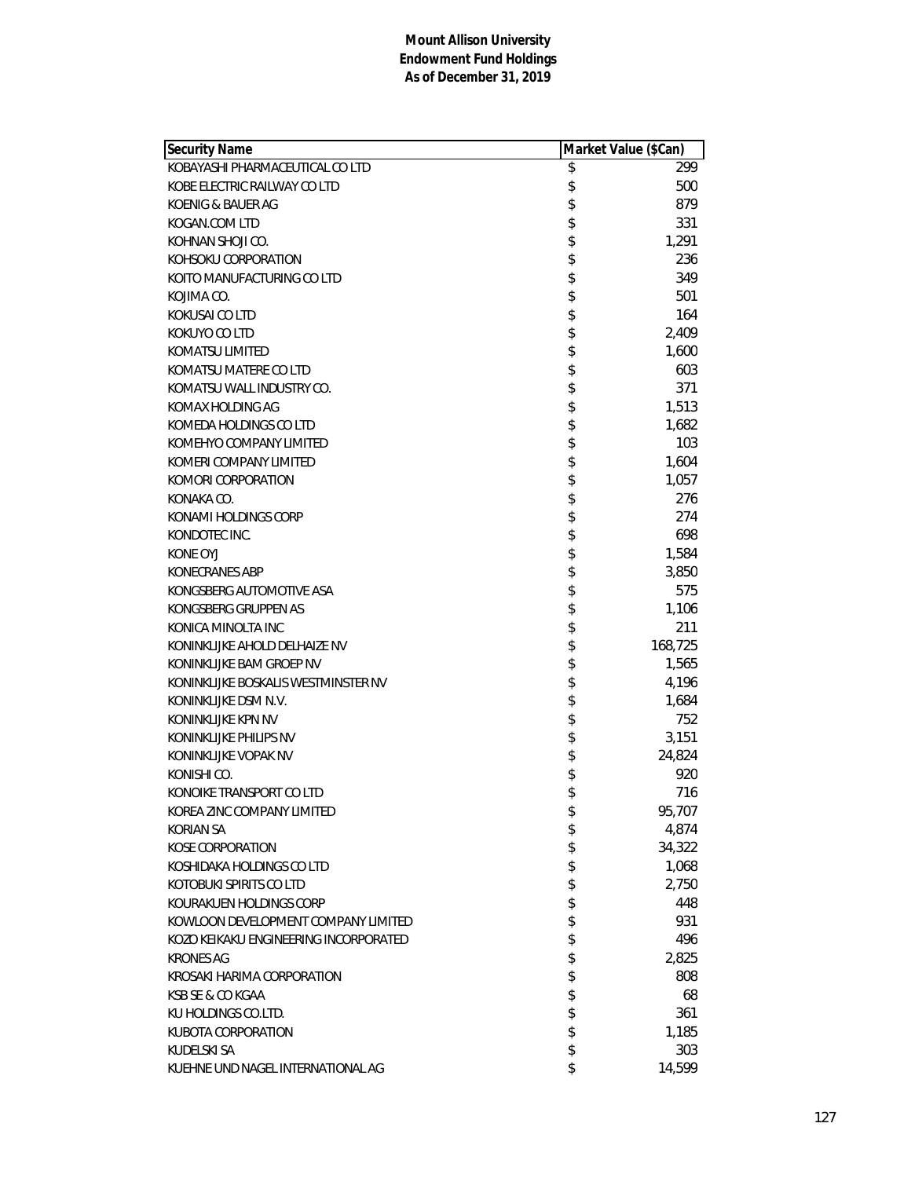**Mount Allison University**
**Endowment Fund Holdings**
**As of December 31, 2019**

| Security Name | Market Value ($Can) |
|---|---|
| KOBAYASHI PHARMACEUTICAL CO LTD | $ 299 |
| KOBE ELECTRIC RAILWAY CO LTD | $ 500 |
| KOENIG & BAUER AG | $ 879 |
| KOGAN.COM LTD | $ 331 |
| KOHNAN SHOJI CO. | $ 1,291 |
| KOHSOKU CORPORATION | $ 236 |
| KOITO MANUFACTURING CO LTD | $ 349 |
| KOJIMA CO. | $ 501 |
| KOKUSAI CO LTD | $ 164 |
| KOKUYO CO LTD | $ 2,409 |
| KOMATSU LIMITED | $ 1,600 |
| KOMATSU MATERE CO LTD | $ 603 |
| KOMATSU WALL INDUSTRY CO. | $ 371 |
| KOMAX HOLDING AG | $ 1,513 |
| KOMEDA HOLDINGS CO LTD | $ 1,682 |
| KOMEHYO COMPANY LIMITED | $ 103 |
| KOMERI COMPANY LIMITED | $ 1,604 |
| KOMORI CORPORATION | $ 1,057 |
| KONAKA CO. | $ 276 |
| KONAMI HOLDINGS CORP | $ 274 |
| KONDOTEC INC. | $ 698 |
| KONE OYJ | $ 1,584 |
| KONECRANES ABP | $ 3,850 |
| KONGSBERG AUTOMOTIVE ASA | $ 575 |
| KONGSBERG GRUPPEN AS | $ 1,106 |
| KONICA MINOLTA INC | $ 211 |
| KONINKLIJKE AHOLD DELHAIZE NV | $ 168,725 |
| KONINKLIJKE BAM GROEP NV | $ 1,565 |
| KONINKLIJKE BOSKALIS WESTMINSTER NV | $ 4,196 |
| KONINKLIJKE DSM N.V. | $ 1,684 |
| KONINKLIJKE KPN NV | $ 752 |
| KONINKLIJKE PHILIPS NV | $ 3,151 |
| KONINKLIJKE VOPAK NV | $ 24,824 |
| KONISHI CO. | $ 920 |
| KONOIKE TRANSPORT CO LTD | $ 716 |
| KOREA ZINC COMPANY LIMITED | $ 95,707 |
| KORIAN SA | $ 4,874 |
| KOSE CORPORATION | $ 34,322 |
| KOSHIDAKA HOLDINGS CO LTD | $ 1,068 |
| KOTOBUKI SPIRITS CO LTD | $ 2,750 |
| KOURAKUEN HOLDINGS CORP | $ 448 |
| KOWLOON DEVELOPMENT COMPANY LIMITED | $ 931 |
| KOZO KEIKAKU ENGINEERING INCORPORATED | $ 496 |
| KRONES AG | $ 2,825 |
| KROSAKI HARIMA CORPORATION | $ 808 |
| KSB SE & CO KGAA | $ 68 |
| KU HOLDINGS CO.LTD. | $ 361 |
| KUBOTA CORPORATION | $ 1,185 |
| KUDELSKI SA | $ 303 |
| KUEHNE UND NAGEL INTERNATIONAL AG | $ 14,599 |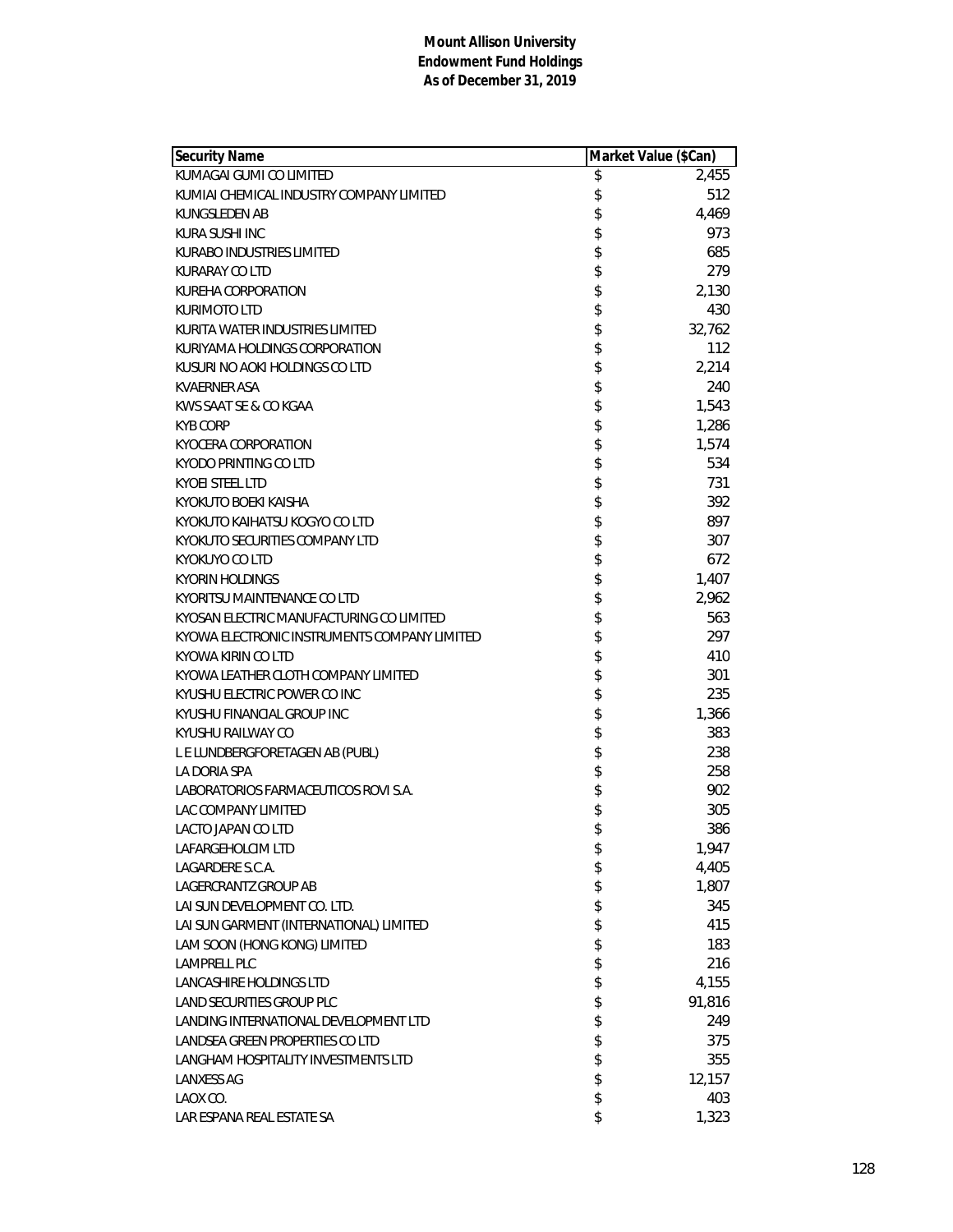**Mount Allison University**
**Endowment Fund Holdings**
**As of December 31, 2019**

| Security Name | Market Value ($Can) |
|---|---|
| KUMAGAI GUMI CO LIMITED | $ 2,455 |
| KUMIAI CHEMICAL INDUSTRY COMPANY LIMITED | $ 512 |
| KUNGSLEDEN AB | $ 4,469 |
| KURA SUSHI INC | $ 973 |
| KURABO INDUSTRIES LIMITED | $ 685 |
| KURARAY CO LTD | $ 279 |
| KUREHA CORPORATION | $ 2,130 |
| KURIMOTO LTD | $ 430 |
| KURITA WATER INDUSTRIES LIMITED | $ 32,762 |
| KURIYAMA HOLDINGS CORPORATION | $ 112 |
| KUSURI NO AOKI HOLDINGS CO LTD | $ 2,214 |
| KVAERNER ASA | $ 240 |
| KWS SAAT SE & CO KGAA | $ 1,543 |
| KYB CORP | $ 1,286 |
| KYOCERA CORPORATION | $ 1,574 |
| KYODO PRINTING CO LTD | $ 534 |
| KYOEI STEEL LTD | $ 731 |
| KYOKUTO BOEKI KAISHA | $ 392 |
| KYOKUTO KAIHATSU KOGYO CO LTD | $ 897 |
| KYOKUTO SECURITIES COMPANY LTD | $ 307 |
| KYOKUYO CO LTD | $ 672 |
| KYORIN HOLDINGS | $ 1,407 |
| KYORITSU MAINTENANCE CO LTD | $ 2,962 |
| KYOSAN ELECTRIC MANUFACTURING CO LIMITED | $ 563 |
| KYOWA ELECTRONIC INSTRUMENTS COMPANY LIMITED | $ 297 |
| KYOWA KIRIN CO LTD | $ 410 |
| KYOWA LEATHER CLOTH COMPANY LIMITED | $ 301 |
| KYUSHU ELECTRIC POWER CO INC | $ 235 |
| KYUSHU FINANCIAL GROUP INC | $ 1,366 |
| KYUSHU RAILWAY CO | $ 383 |
| L E LUNDBERGFORETAGEN AB (PUBL) | $ 238 |
| LA DORIA SPA | $ 258 |
| LABORATORIOS FARMACEUTICOS ROVI S.A. | $ 902 |
| LAC COMPANY LIMITED | $ 305 |
| LACTO JAPAN CO LTD | $ 386 |
| LAFARGEHOLCIM LTD | $ 1,947 |
| LAGARDERE S.C.A. | $ 4,405 |
| LAGERCRANTZ GROUP AB | $ 1,807 |
| LAI SUN DEVELOPMENT CO. LTD. | $ 345 |
| LAI SUN GARMENT (INTERNATIONAL) LIMITED | $ 415 |
| LAM SOON (HONG KONG) LIMITED | $ 183 |
| LAMPRELL PLC | $ 216 |
| LANCASHIRE HOLDINGS LTD | $ 4,155 |
| LAND SECURITIES GROUP PLC | $ 91,816 |
| LANDING INTERNATIONAL DEVELOPMENT LTD | $ 249 |
| LANDSEA GREEN PROPERTIES CO LTD | $ 375 |
| LANGHAM HOSPITALITY INVESTMENTS LTD | $ 355 |
| LANXESS AG | $ 12,157 |
| LAOX CO. | $ 403 |
| LAR ESPANA REAL ESTATE SA | $ 1,323 |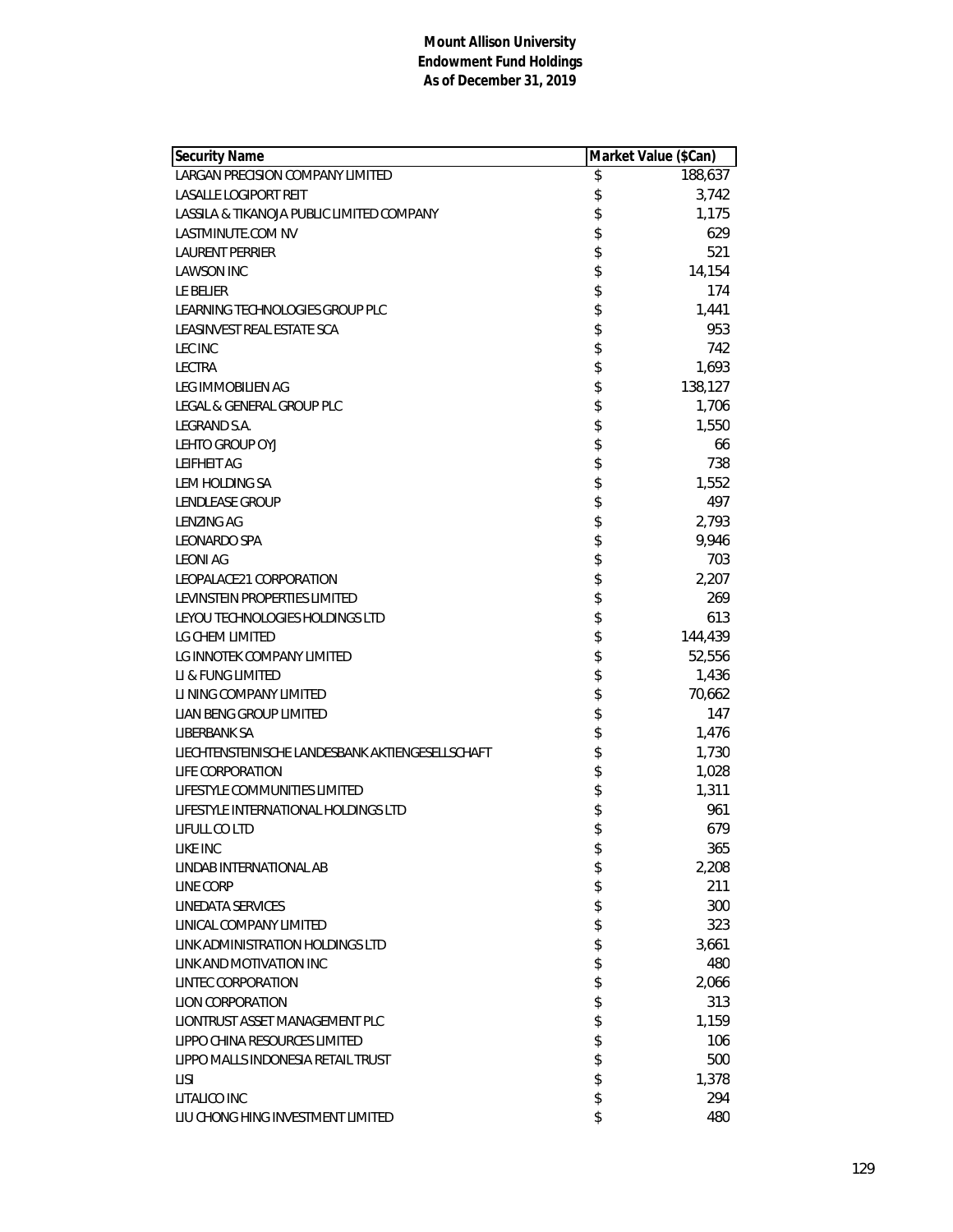**Mount Allison University**
**Endowment Fund Holdings**
**As of December 31, 2019**

| Security Name | Market Value ($Can) |
|---|---|
| LARGAN PRECISION COMPANY LIMITED | $ 188,637 |
| LASALLE LOGIPORT REIT | $ 3,742 |
| LASSILA & TIKANOJA PUBLIC LIMITED COMPANY | $ 1,175 |
| LASTMINUTE.COM NV | $ 629 |
| LAURENT PERRIER | $ 521 |
| LAWSON INC | $ 14,154 |
| LE BELIER | $ 174 |
| LEARNING TECHNOLOGIES GROUP PLC | $ 1,441 |
| LEASINVEST REAL ESTATE SCA | $ 953 |
| LEC INC | $ 742 |
| LECTRA | $ 1,693 |
| LEG IMMOBILIEN AG | $ 138,127 |
| LEGAL & GENERAL GROUP PLC | $ 1,706 |
| LEGRAND S.A. | $ 1,550 |
| LEHTO GROUP OYJ | $ 66 |
| LEIFHEIT AG | $ 738 |
| LEM HOLDING SA | $ 1,552 |
| LENDLEASE GROUP | $ 497 |
| LENZING AG | $ 2,793 |
| LEONARDO SPA | $ 9,946 |
| LEONI AG | $ 703 |
| LEOPALACE21 CORPORATION | $ 2,207 |
| LEVINSTEIN PROPERTIES LIMITED | $ 269 |
| LEYOU TECHNOLOGIES HOLDINGS LTD | $ 613 |
| LG CHEM LIMITED | $ 144,439 |
| LG INNOTEK COMPANY LIMITED | $ 52,556 |
| LI & FUNG LIMITED | $ 1,436 |
| LI NING COMPANY LIMITED | $ 70,662 |
| LIAN BENG GROUP LIMITED | $ 147 |
| LIBERBANK SA | $ 1,476 |
| LIECHTENSTEINISCHE LANDESBANK AKTIENGESELLSCHAFT | $ 1,730 |
| LIFE CORPORATION | $ 1,028 |
| LIFESTYLE COMMUNITIES LIMITED | $ 1,311 |
| LIFESTYLE INTERNATIONAL HOLDINGS LTD | $ 961 |
| LIFULL CO LTD | $ 679 |
| LIKE INC | $ 365 |
| LINDAB INTERNATIONAL AB | $ 2,208 |
| LINE CORP | $ 211 |
| LINEDATA SERVICES | $ 300 |
| LINICAL COMPANY LIMITED | $ 323 |
| LINK ADMINISTRATION HOLDINGS LTD | $ 3,661 |
| LINK AND MOTIVATION INC | $ 480 |
| LINTEC CORPORATION | $ 2,066 |
| LION CORPORATION | $ 313 |
| LIONTRUST ASSET MANAGEMENT PLC | $ 1,159 |
| LIPPO CHINA RESOURCES LIMITED | $ 106 |
| LIPPO MALLS INDONESIA RETAIL TRUST | $ 500 |
| LISI | $ 1,378 |
| LITALICO INC | $ 294 |
| LIU CHONG HING INVESTMENT LIMITED | $ 480 |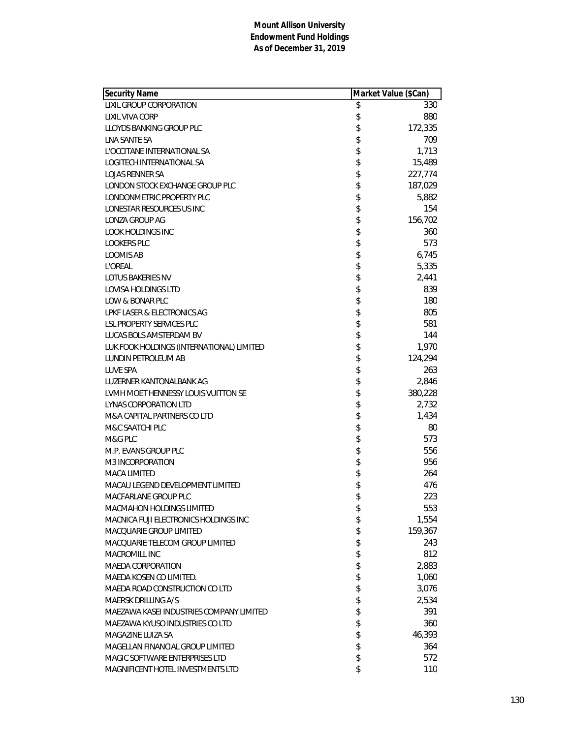**Mount Allison University**
**Endowment Fund Holdings**
**As of December 31, 2019**

| Security Name | Market Value ($Can) |
|---|---|
| LIXIL GROUP CORPORATION | $ 330 |
| LIXIL VIVA CORP | $ 880 |
| LLOYDS BANKING GROUP PLC | $ 172,335 |
| LNA SANTE SA | $ 709 |
| L'OCCITANE INTERNATIONAL SA | $ 1,713 |
| LOGITECH INTERNATIONAL SA | $ 15,489 |
| LOJAS RENNER SA | $ 227,774 |
| LONDON STOCK EXCHANGE GROUP PLC | $ 187,029 |
| LONDONMETRIC PROPERTY PLC | $ 5,882 |
| LONESTAR RESOURCES US INC | $ 154 |
| LONZA GROUP AG | $ 156,702 |
| LOOK HOLDINGS INC | $ 360 |
| LOOKERS PLC | $ 573 |
| LOOMIS AB | $ 6,745 |
| L'OREAL | $ 5,335 |
| LOTUS BAKERIES NV | $ 2,441 |
| LOVISA HOLDINGS LTD | $ 839 |
| LOW & BONAR PLC | $ 180 |
| LPKF LASER & ELECTRONICS AG | $ 805 |
| LSL PROPERTY SERVICES PLC | $ 581 |
| LUCAS BOLS AMSTERDAM BV | $ 144 |
| LUK FOOK HOLDINGS (INTERNATIONAL) LIMITED | $ 1,970 |
| LUNDIN PETROLEUM AB | $ 124,294 |
| LUVE SPA | $ 263 |
| LUZERNER KANTONALBANK AG | $ 2,846 |
| LVMH MOET HENNESSY LOUIS VUITTON SE | $ 380,228 |
| LYNAS CORPORATION LTD | $ 2,732 |
| M&A CAPITAL PARTNERS CO LTD | $ 1,434 |
| M&C SAATCHI PLC | $ 80 |
| M&G PLC | $ 573 |
| M.P. EVANS GROUP PLC | $ 556 |
| M3 INCORPORATION | $ 956 |
| MACA LIMITED | $ 264 |
| MACAU LEGEND DEVELOPMENT LIMITED | $ 476 |
| MACFARLANE GROUP PLC | $ 223 |
| MACMAHON HOLDINGS LIMITED | $ 553 |
| MACNICA FUJI ELECTRONICS HOLDINGS INC | $ 1,554 |
| MACQUARIE GROUP LIMITED | $ 159,367 |
| MACQUARIE TELECOM GROUP LIMITED | $ 243 |
| MACROMILL INC | $ 812 |
| MAEDA CORPORATION | $ 2,883 |
| MAEDA KOSEN CO LIMITED. | $ 1,060 |
| MAEDA ROAD CONSTRUCTION CO LTD | $ 3,076 |
| MAERSK DRILLING A/S | $ 2,534 |
| MAEZAWA KASEI INDUSTRIES COMPANY LIMITED | $ 391 |
| MAEZAWA KYUSO INDUSTRIES CO LTD | $ 360 |
| MAGAZINE LUIZA SA | $ 46,393 |
| MAGELLAN FINANCIAL GROUP LIMITED | $ 364 |
| MAGIC SOFTWARE ENTERPRISES LTD | $ 572 |
| MAGNIFICENT HOTEL INVESTMENTS LTD | $ 110 |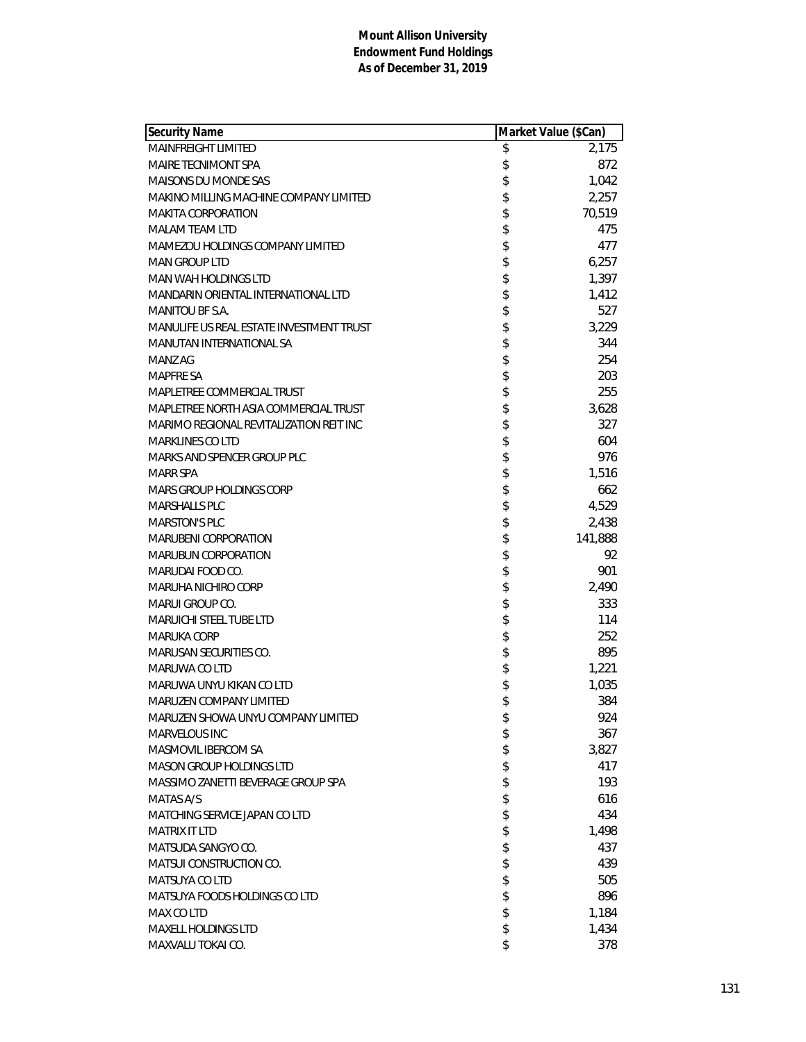**Mount Allison University**
**Endowment Fund Holdings**
**As of December 31, 2019**

| Security Name | Market Value ($Can) |
|---|---|
| MAINFREIGHT LIMITED | $ 2,175 |
| MAIRE TECNIMONT SPA | $ 872 |
| MAISONS DU MONDE SAS | $ 1,042 |
| MAKINO MILLING MACHINE COMPANY LIMITED | $ 2,257 |
| MAKITA CORPORATION | $ 70,519 |
| MALAM TEAM LTD | $ 475 |
| MAMEZOU HOLDINGS COMPANY LIMITED | $ 477 |
| MAN GROUP LTD | $ 6,257 |
| MAN WAH HOLDINGS LTD | $ 1,397 |
| MANDARIN ORIENTAL INTERNATIONAL LTD | $ 1,412 |
| MANITOU BF S.A. | $ 527 |
| MANULIFE US REAL ESTATE INVESTMENT TRUST | $ 3,229 |
| MANUTAN INTERNATIONAL SA | $ 344 |
| MANZ AG | $ 254 |
| MAPFRE SA | $ 203 |
| MAPLETREE COMMERCIAL TRUST | $ 255 |
| MAPLETREE NORTH ASIA COMMERCIAL TRUST | $ 3,628 |
| MARIMO REGIONAL REVITALIZATION REIT INC | $ 327 |
| MARKLINES CO LTD | $ 604 |
| MARKS AND SPENCER GROUP PLC | $ 976 |
| MARR SPA | $ 1,516 |
| MARS GROUP HOLDINGS CORP | $ 662 |
| MARSHALLS PLC | $ 4,529 |
| MARSTON'S PLC | $ 2,438 |
| MARUBENI CORPORATION | $ 141,888 |
| MARUBUN CORPORATION | $ 92 |
| MARUDAI FOOD CO. | $ 901 |
| MARUHA NICHIRO CORP | $ 2,490 |
| MARUI GROUP CO. | $ 333 |
| MARUICHI STEEL TUBE LTD | $ 114 |
| MARUKA CORP | $ 252 |
| MARUSAN SECURITIES CO. | $ 895 |
| MARUWA CO LTD | $ 1,221 |
| MARUWA UNYU KIKAN CO LTD | $ 1,035 |
| MARUZEN COMPANY LIMITED | $ 384 |
| MARUZEN SHOWA UNYU COMPANY LIMITED | $ 924 |
| MARVELOUS INC | $ 367 |
| MASMOVIL IBERCOM SA | $ 3,827 |
| MASON GROUP HOLDINGS LTD | $ 417 |
| MASSIMO ZANETTI BEVERAGE GROUP SPA | $ 193 |
| MATAS A/S | $ 616 |
| MATCHING SERVICE JAPAN CO LTD | $ 434 |
| MATRIX IT LTD | $ 1,498 |
| MATSUDA SANGYO CO. | $ 437 |
| MATSUI CONSTRUCTION CO. | $ 439 |
| MATSUYA CO LTD | $ 505 |
| MATSUYA FOODS HOLDINGS CO LTD | $ 896 |
| MAX CO LTD | $ 1,184 |
| MAXELL HOLDINGS LTD | $ 1,434 |
| MAXVALU TOKAI CO. | $ 378 |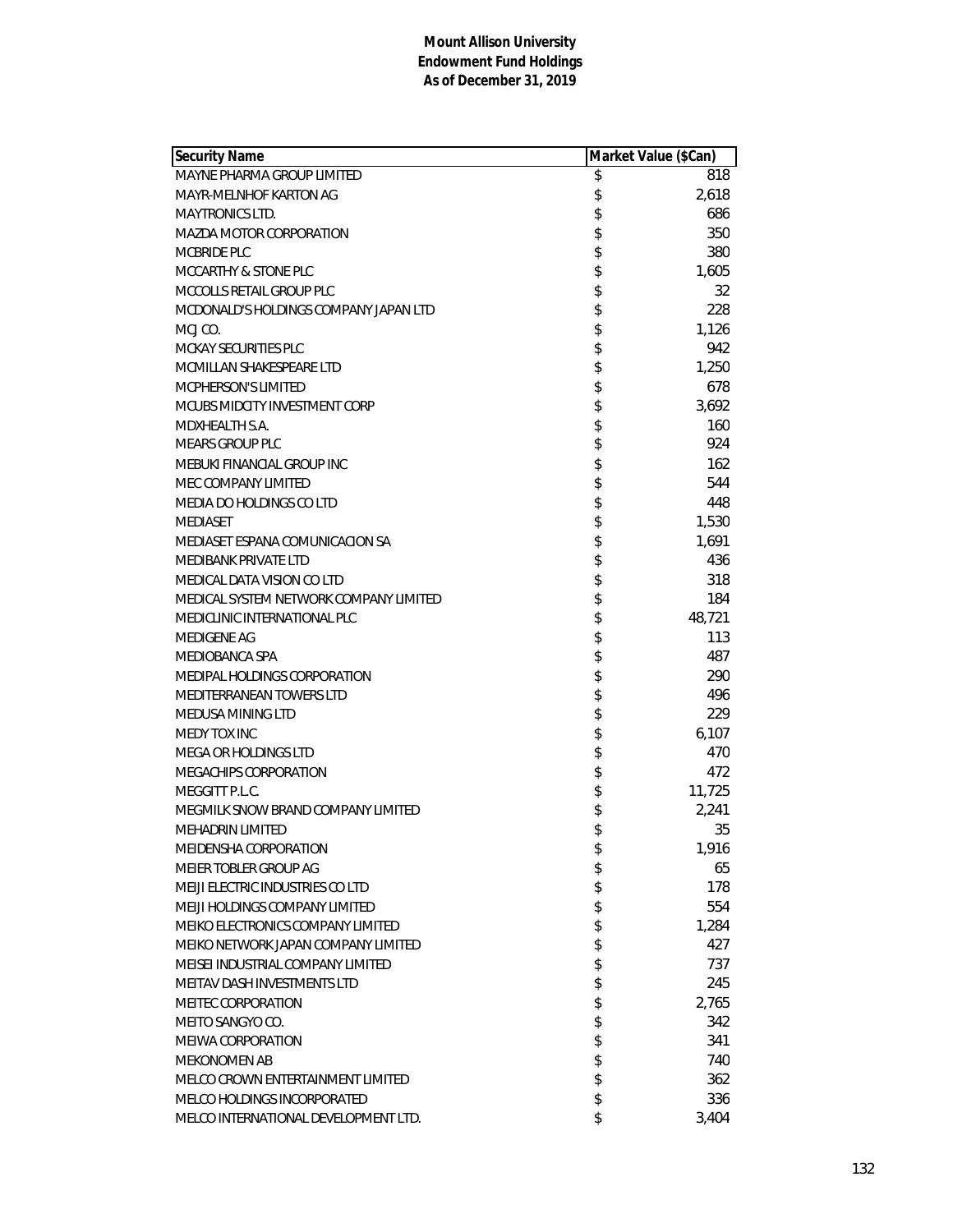**Mount Allison University**
**Endowment Fund Holdings**
**As of December 31, 2019**

| Security Name | Market Value ($Can) |
|---|---|
| MAYNE PHARMA GROUP LIMITED | $ 818 |
| MAYR-MELNHOF KARTON AG | $ 2,618 |
| MAYTRONICS LTD. | $ 686 |
| MAZDA MOTOR CORPORATION | $ 350 |
| MCBRIDE PLC | $ 380 |
| MCCARTHY & STONE PLC | $ 1,605 |
| MCCOLLS RETAIL GROUP PLC | $ 32 |
| MCDONALD'S HOLDINGS COMPANY JAPAN LTD | $ 228 |
| MCJ CO. | $ 1,126 |
| MCKAY SECURITIES PLC | $ 942 |
| MCMILLAN SHAKESPEARE LTD | $ 1,250 |
| MCPHERSON'S LIMITED | $ 678 |
| MCUBS MIDCITY INVESTMENT CORP | $ 3,692 |
| MDXHEALTH S.A. | $ 160 |
| MEARS GROUP PLC | $ 924 |
| MEBUKI FINANCIAL GROUP INC | $ 162 |
| MEC COMPANY LIMITED | $ 544 |
| MEDIA DO HOLDINGS CO LTD | $ 448 |
| MEDIASET | $ 1,530 |
| MEDIASET ESPANA COMUNICACION SA | $ 1,691 |
| MEDIBANK PRIVATE LTD | $ 436 |
| MEDICAL DATA VISION CO LTD | $ 318 |
| MEDICAL SYSTEM NETWORK COMPANY LIMITED | $ 184 |
| MEDICLINIC INTERNATIONAL PLC | $ 48,721 |
| MEDIGENE AG | $ 113 |
| MEDIOBANCA SPA | $ 487 |
| MEDIPAL HOLDINGS CORPORATION | $ 290 |
| MEDITERRANEAN TOWERS LTD | $ 496 |
| MEDUSA MINING LTD | $ 229 |
| MEDY TOX INC | $ 6,107 |
| MEGA OR HOLDINGS LTD | $ 470 |
| MEGACHIPS CORPORATION | $ 472 |
| MEGGITT P.L.C. | $ 11,725 |
| MEGMILK SNOW BRAND COMPANY LIMITED | $ 2,241 |
| MEHADRIN LIMITED | $ 35 |
| MEIDENSHA CORPORATION | $ 1,916 |
| MEIER TOBLER GROUP AG | $ 65 |
| MEIJI ELECTRIC INDUSTRIES CO LTD | $ 178 |
| MEIJI HOLDINGS COMPANY LIMITED | $ 554 |
| MEIKO ELECTRONICS COMPANY LIMITED | $ 1,284 |
| MEIKO NETWORK JAPAN COMPANY LIMITED | $ 427 |
| MEISEI INDUSTRIAL COMPANY LIMITED | $ 737 |
| MEITAV DASH INVESTMENTS LTD | $ 245 |
| MEITEC CORPORATION | $ 2,765 |
| MEITO SANGYO CO. | $ 342 |
| MEIWA CORPORATION | $ 341 |
| MEKONOMEN AB | $ 740 |
| MELCO CROWN ENTERTAINMENT LIMITED | $ 362 |
| MELCO HOLDINGS INCORPORATED | $ 336 |
| MELCO INTERNATIONAL DEVELOPMENT LTD. | $ 3,404 |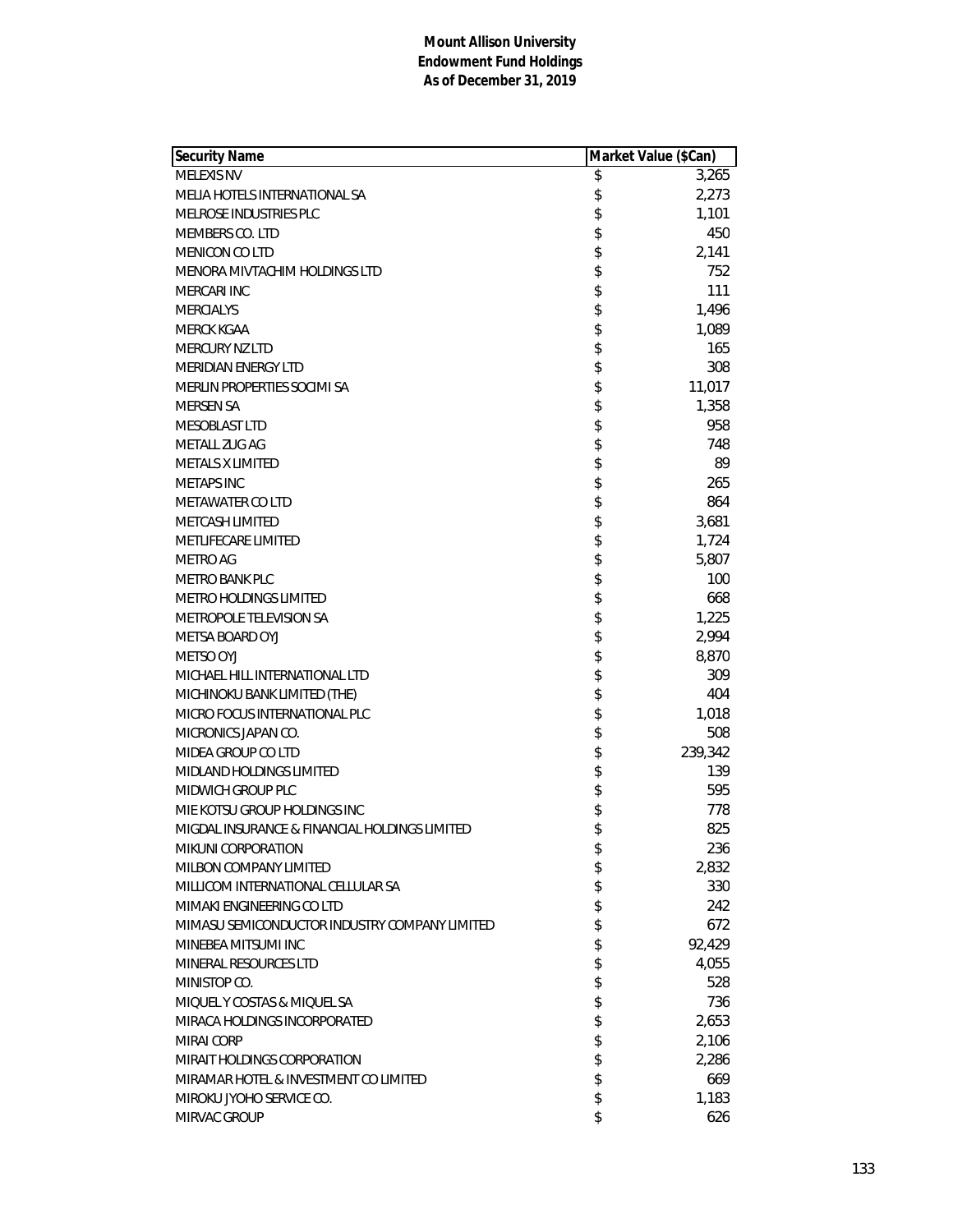**Mount Allison University**
**Endowment Fund Holdings**
**As of December 31, 2019**

| Security Name | Market Value ($Can) |
|---|---|
| MELEXIS NV | $ 3,265 |
| MELIA HOTELS INTERNATIONAL SA | $ 2,273 |
| MELROSE INDUSTRIES PLC | $ 1,101 |
| MEMBERS CO. LTD | $ 450 |
| MENICON CO LTD | $ 2,141 |
| MENORA MIVTACHIM HOLDINGS LTD | $ 752 |
| MERCARI INC | $ 111 |
| MERCIALYS | $ 1,496 |
| MERCK KGAA | $ 1,089 |
| MERCURY NZ LTD | $ 165 |
| MERIDIAN ENERGY LTD | $ 308 |
| MERLIN PROPERTIES SOCIMI SA | $ 11,017 |
| MERSEN SA | $ 1,358 |
| MESOBLAST LTD | $ 958 |
| METALL ZUG AG | $ 748 |
| METALS X LIMITED | $ 89 |
| METAPS INC | $ 265 |
| METAWATER CO LTD | $ 864 |
| METCASH LIMITED | $ 3,681 |
| METLIFECARE LIMITED | $ 1,724 |
| METRO AG | $ 5,807 |
| METRO BANK PLC | $ 100 |
| METRO HOLDINGS LIMITED | $ 668 |
| METROPOLE TELEVISION SA | $ 1,225 |
| METSA BOARD OYJ | $ 2,994 |
| METSO OYJ | $ 8,870 |
| MICHAEL HILL INTERNATIONAL LTD | $ 309 |
| MICHINOKU BANK LIMITED (THE) | $ 404 |
| MICRO FOCUS INTERNATIONAL PLC | $ 1,018 |
| MICRONICS JAPAN CO. | $ 508 |
| MIDEA GROUP CO LTD | $ 239,342 |
| MIDLAND HOLDINGS LIMITED | $ 139 |
| MIDWICH GROUP PLC | $ 595 |
| MIE KOTSU GROUP HOLDINGS INC | $ 778 |
| MIGDAL INSURANCE & FINANCIAL HOLDINGS LIMITED | $ 825 |
| MIKUNI CORPORATION | $ 236 |
| MILBON COMPANY LIMITED | $ 2,832 |
| MILLICOM INTERNATIONAL CELLULAR SA | $ 330 |
| MIMAKI ENGINEERING CO LTD | $ 242 |
| MIMASU SEMICONDUCTOR INDUSTRY COMPANY LIMITED | $ 672 |
| MINEBEA MITSUMI INC | $ 92,429 |
| MINERAL RESOURCES LTD | $ 4,055 |
| MINISTOP CO. | $ 528 |
| MIQUEL Y COSTAS & MIQUEL SA | $ 736 |
| MIRACA HOLDINGS INCORPORATED | $ 2,653 |
| MIRAI CORP | $ 2,106 |
| MIRAIT HOLDINGS CORPORATION | $ 2,286 |
| MIRAMAR HOTEL & INVESTMENT CO LIMITED | $ 669 |
| MIROKU JYOHO SERVICE CO. | $ 1,183 |
| MIRVAC GROUP | $ 626 |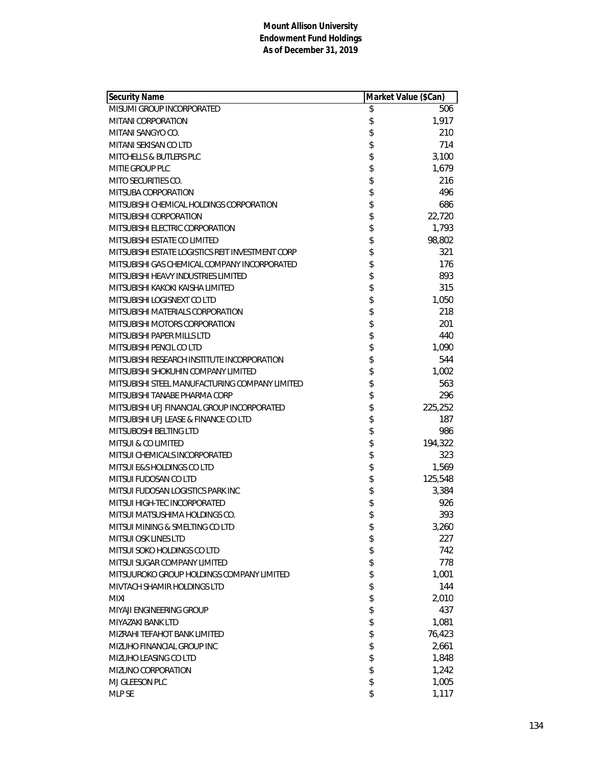**Mount Allison University**
**Endowment Fund Holdings**
**As of December 31, 2019**

| Security Name | Market Value ($Can) |
|---|---|
| MISUMI GROUP INCORPORATED | $ 506 |
| MITANI CORPORATION | $ 1,917 |
| MITANI SANGYO CO. | $ 210 |
| MITANI SEKISAN CO LTD | $ 714 |
| MITCHELLS & BUTLERS PLC | $ 3,100 |
| MITIE GROUP PLC | $ 1,679 |
| MITO SECURITIES CO. | $ 216 |
| MITSUBA CORPORATION | $ 496 |
| MITSUBISHI CHEMICAL HOLDINGS CORPORATION | $ 686 |
| MITSUBISHI CORPORATION | $ 22,720 |
| MITSUBISHI ELECTRIC CORPORATION | $ 1,793 |
| MITSUBISHI ESTATE CO LIMITED | $ 98,802 |
| MITSUBISHI ESTATE LOGISTICS REIT INVESTMENT CORP | $ 321 |
| MITSUBISHI GAS CHEMICAL COMPANY INCORPORATED | $ 176 |
| MITSUBISHI HEAVY INDUSTRIES LIMITED | $ 893 |
| MITSUBISHI KAKOKI KAISHA LIMITED | $ 315 |
| MITSUBISHI LOGISNEXT CO LTD | $ 1,050 |
| MITSUBISHI MATERIALS CORPORATION | $ 218 |
| MITSUBISHI MOTORS CORPORATION | $ 201 |
| MITSUBISHI PAPER MILLS LTD | $ 440 |
| MITSUBISHI PENCIL CO LTD | $ 1,090 |
| MITSUBISHI RESEARCH INSTITUTE INCORPORATION | $ 544 |
| MITSUBISHI SHOKUHIN COMPANY LIMITED | $ 1,002 |
| MITSUBISHI STEEL MANUFACTURING COMPANY LIMITED | $ 563 |
| MITSUBISHI TANABE PHARMA CORP | $ 296 |
| MITSUBISHI UFJ FINANCIAL GROUP INCORPORATED | $ 225,252 |
| MITSUBISHI UFJ LEASE & FINANCE CO LTD | $ 187 |
| MITSUBOSHI BELTING LTD | $ 986 |
| MITSUI & CO LIMITED | $ 194,322 |
| MITSUI CHEMICALS INCORPORATED | $ 323 |
| MITSUI E&S HOLDINGS CO LTD | $ 1,569 |
| MITSUI FUDOSAN CO LTD | $ 125,548 |
| MITSUI FUDOSAN LOGISTICS PARK INC | $ 3,384 |
| MITSUI HIGH-TEC INCORPORATED | $ 926 |
| MITSUI MATSUSHIMA HOLDINGS CO. | $ 393 |
| MITSUI MINING & SMELTING CO LTD | $ 3,260 |
| MITSUI OSK LINES LTD | $ 227 |
| MITSUI SOKO HOLDINGS CO LTD | $ 742 |
| MITSUI SUGAR COMPANY LIMITED | $ 778 |
| MITSUUROKO GROUP HOLDINGS COMPANY LIMITED | $ 1,001 |
| MIVTACH SHAMIR HOLDINGS LTD | $ 144 |
| MIXI | $ 2,010 |
| MIYAJI ENGINEERING GROUP | $ 437 |
| MIYAZAKI BANK LTD | $ 1,081 |
| MIZRAHI TEFAHOT BANK LIMITED | $ 76,423 |
| MIZUHO FINANCIAL GROUP INC | $ 2,661 |
| MIZUHO LEASING CO LTD | $ 1,848 |
| MIZUNO CORPORATION | $ 1,242 |
| MJ GLEESON PLC | $ 1,005 |
| MLP SE | $ 1,117 |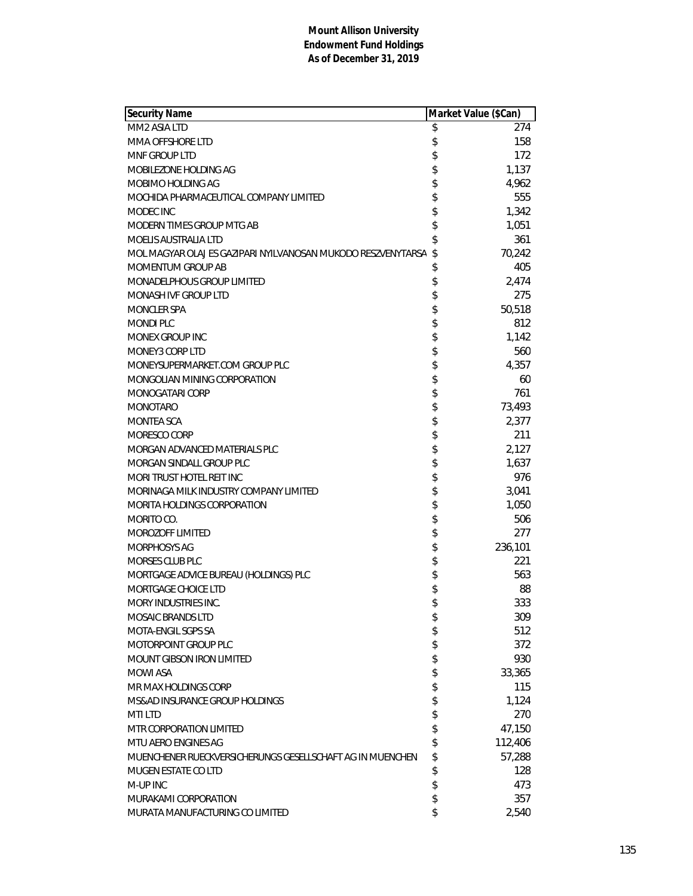**Mount Allison University**
**Endowment Fund Holdings**
**As of December 31, 2019**

| Security Name | Market Value ($Can) |
|---|---|
| MM2 ASIA LTD | $ 274 |
| MMA OFFSHORE LTD | $ 158 |
| MNF GROUP LTD | $ 172 |
| MOBILEZONE HOLDING AG | $ 1,137 |
| MOBIMO HOLDING AG | $ 4,962 |
| MOCHIDA PHARMACEUTICAL COMPANY LIMITED | $ 555 |
| MODEC INC | $ 1,342 |
| MODERN TIMES GROUP MTG AB | $ 1,051 |
| MOELIS AUSTRALIA LTD | $ 361 |
| MOL MAGYAR OLAJ ES GAZIPARI NYILVANOSAN MUKODO RESZVENYTARSA | $ 70,242 |
| MOMENTUM GROUP AB | $ 405 |
| MONADELPHOUS GROUP LIMITED | $ 2,474 |
| MONASH IVF GROUP LTD | $ 275 |
| MONCLER SPA | $ 50,518 |
| MONDI PLC | $ 812 |
| MONEX GROUP INC | $ 1,142 |
| MONEY3 CORP LTD | $ 560 |
| MONEYSUPERMARKET.COM GROUP PLC | $ 4,357 |
| MONGOLIAN MINING CORPORATION | $ 60 |
| MONOGATARI CORP | $ 761 |
| MONOTARO | $ 73,493 |
| MONTEA SCA | $ 2,377 |
| MORESCO CORP | $ 211 |
| MORGAN ADVANCED MATERIALS PLC | $ 2,127 |
| MORGAN SINDALL GROUP PLC | $ 1,637 |
| MORI TRUST HOTEL REIT INC | $ 976 |
| MORINAGA MILK INDUSTRY COMPANY LIMITED | $ 3,041 |
| MORITA HOLDINGS CORPORATION | $ 1,050 |
| MORITO CO. | $ 506 |
| MOROZOFF LIMITED | $ 277 |
| MORPHOSYS AG | $ 236,101 |
| MORSES CLUB PLC | $ 221 |
| MORTGAGE ADVICE BUREAU (HOLDINGS) PLC | $ 563 |
| MORTGAGE CHOICE LTD | $ 88 |
| MORY INDUSTRIES INC. | $ 333 |
| MOSAIC BRANDS LTD | $ 309 |
| MOTA-ENGIL SGPS SA | $ 512 |
| MOTORPOINT GROUP PLC | $ 372 |
| MOUNT GIBSON IRON LIMITED | $ 930 |
| MOWI ASA | $ 33,365 |
| MR MAX HOLDINGS CORP | $ 115 |
| MS&AD INSURANCE GROUP HOLDINGS | $ 1,124 |
| MTI LTD | $ 270 |
| MTR CORPORATION LIMITED | $ 47,150 |
| MTU AERO ENGINES AG | $ 112,406 |
| MUENCHENER RUECKVERSICHERUNGS GESELLSCHAFT AG IN MUENCHEN | $ 57,288 |
| MUGEN ESTATE CO LTD | $ 128 |
| M-UP INC | $ 473 |
| MURAKAMI CORPORATION | $ 357 |
| MURATA MANUFACTURING CO LIMITED | $ 2,540 |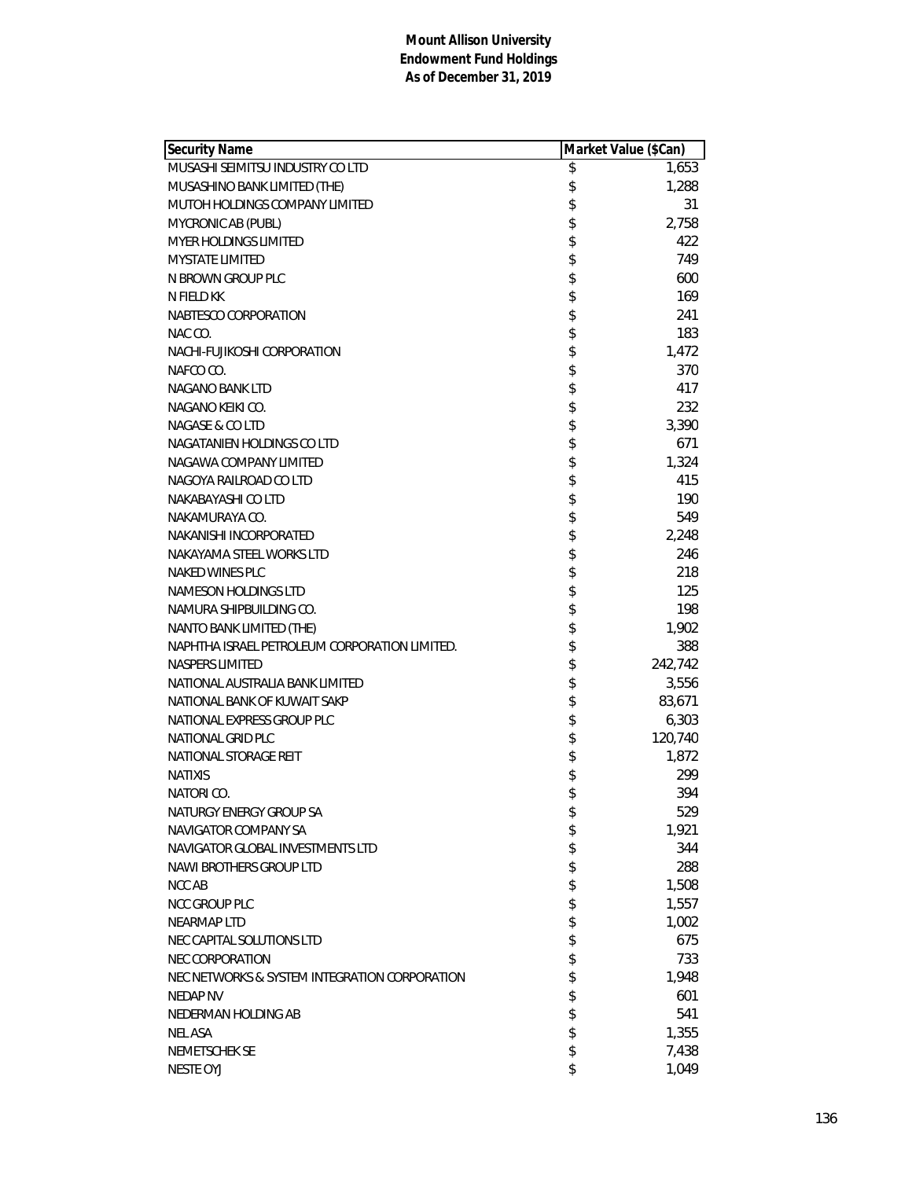**Mount Allison University**
**Endowment Fund Holdings**
**As of December 31, 2019**

| Security Name | Market Value ($Can) |
|---|---|
| MUSASHI SEIMITSU INDUSTRY CO LTD | $ 1,653 |
| MUSASHINO BANK LIMITED (THE) | $ 1,288 |
| MUTOH HOLDINGS COMPANY LIMITED | $ 31 |
| MYCRONIC AB (PUBL) | $ 2,758 |
| MYER HOLDINGS LIMITED | $ 422 |
| MYSTATE LIMITED | $ 749 |
| N BROWN GROUP PLC | $ 600 |
| N FIELD KK | $ 169 |
| NABTESCO CORPORATION | $ 241 |
| NAC CO. | $ 183 |
| NACHI-FUJIKOSHI CORPORATION | $ 1,472 |
| NAFCO CO. | $ 370 |
| NAGANO BANK LTD | $ 417 |
| NAGANO KEIKI CO. | $ 232 |
| NAGASE & CO LTD | $ 3,390 |
| NAGATANIEN HOLDINGS CO LTD | $ 671 |
| NAGAWA COMPANY LIMITED | $ 1,324 |
| NAGOYA RAILROAD CO LTD | $ 415 |
| NAKABAYASHI CO LTD | $ 190 |
| NAKAMURAYA CO. | $ 549 |
| NAKANISHI INCORPORATED | $ 2,248 |
| NAKAYAMA STEEL WORKS LTD | $ 246 |
| NAKED WINES PLC | $ 218 |
| NAMESON HOLDINGS LTD | $ 125 |
| NAMURA SHIPBUILDING CO. | $ 198 |
| NANTO BANK LIMITED (THE) | $ 1,902 |
| NAPHTHA ISRAEL PETROLEUM CORPORATION LIMITED. | $ 388 |
| NASPERS LIMITED | $ 242,742 |
| NATIONAL AUSTRALIA BANK LIMITED | $ 3,556 |
| NATIONAL BANK OF KUWAIT SAKP | $ 83,671 |
| NATIONAL EXPRESS GROUP PLC | $ 6,303 |
| NATIONAL GRID PLC | $ 120,740 |
| NATIONAL STORAGE REIT | $ 1,872 |
| NATIXIS | $ 299 |
| NATORI CO. | $ 394 |
| NATURGY ENERGY GROUP SA | $ 529 |
| NAVIGATOR COMPANY SA | $ 1,921 |
| NAVIGATOR GLOBAL INVESTMENTS LTD | $ 344 |
| NAWI BROTHERS GROUP LTD | $ 288 |
| NCC AB | $ 1,508 |
| NCC GROUP PLC | $ 1,557 |
| NEARMAP LTD | $ 1,002 |
| NEC CAPITAL SOLUTIONS LTD | $ 675 |
| NEC CORPORATION | $ 733 |
| NEC NETWORKS & SYSTEM INTEGRATION CORPORATION | $ 1,948 |
| NEDAP NV | $ 601 |
| NEDERMAN HOLDING AB | $ 541 |
| NEL ASA | $ 1,355 |
| NEMETSCHEK SE | $ 7,438 |
| NESTE OYJ | $ 1,049 |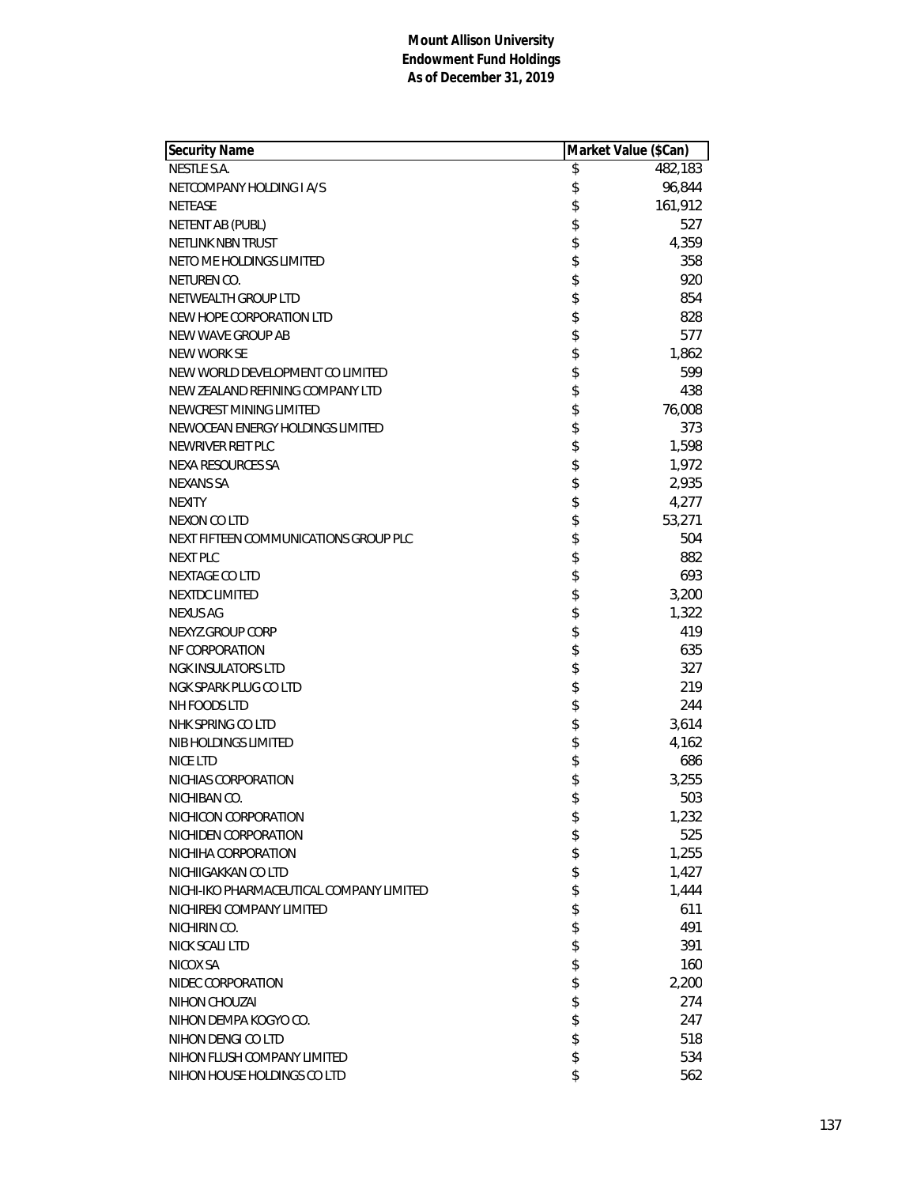**Mount Allison University**
**Endowment Fund Holdings**
**As of December 31, 2019**

| Security Name | Market Value ($Can) |
|---|---|
| NESTLE S.A. | $ 482,183 |
| NETCOMPANY HOLDING I A/S | $ 96,844 |
| NETEASE | $ 161,912 |
| NETENT AB (PUBL) | $ 527 |
| NETLINK NBN TRUST | $ 4,359 |
| NETO ME HOLDINGS LIMITED | $ 358 |
| NETUREN CO. | $ 920 |
| NETWEALTH GROUP LTD | $ 854 |
| NEW HOPE CORPORATION LTD | $ 828 |
| NEW WAVE GROUP AB | $ 577 |
| NEW WORK SE | $ 1,862 |
| NEW WORLD DEVELOPMENT CO LIMITED | $ 599 |
| NEW ZEALAND REFINING COMPANY LTD | $ 438 |
| NEWCREST MINING LIMITED | $ 76,008 |
| NEWOCEAN ENERGY HOLDINGS LIMITED | $ 373 |
| NEWRIVER REIT PLC | $ 1,598 |
| NEXA RESOURCES SA | $ 1,972 |
| NEXANS SA | $ 2,935 |
| NEXITY | $ 4,277 |
| NEXON CO LTD | $ 53,271 |
| NEXT FIFTEEN COMMUNICATIONS GROUP PLC | $ 504 |
| NEXT PLC | $ 882 |
| NEXTAGE CO LTD | $ 693 |
| NEXTDC LIMITED | $ 3,200 |
| NEXUS AG | $ 1,322 |
| NEXYZ GROUP CORP | $ 419 |
| NF CORPORATION | $ 635 |
| NGK INSULATORS LTD | $ 327 |
| NGK SPARK PLUG CO LTD | $ 219 |
| NH FOODS LTD | $ 244 |
| NHK SPRING CO LTD | $ 3,614 |
| NIB HOLDINGS LIMITED | $ 4,162 |
| NICE LTD | $ 686 |
| NICHIAS CORPORATION | $ 3,255 |
| NICHIBAN CO. | $ 503 |
| NICHICON CORPORATION | $ 1,232 |
| NICHIDEN CORPORATION | $ 525 |
| NICHIHA CORPORATION | $ 1,255 |
| NICHIIGAKKAN CO LTD | $ 1,427 |
| NICHI-IKO PHARMACEUTICAL COMPANY LIMITED | $ 1,444 |
| NICHIREKI COMPANY LIMITED | $ 611 |
| NICHIRIN CO. | $ 491 |
| NICK SCALI LTD | $ 391 |
| NICOX SA | $ 160 |
| NIDEC CORPORATION | $ 2,200 |
| NIHON CHOUZAI | $ 274 |
| NIHON DEMPA KOGYO CO. | $ 247 |
| NIHON DENGI CO LTD | $ 518 |
| NIHON FLUSH COMPANY LIMITED | $ 534 |
| NIHON HOUSE HOLDINGS CO LTD | $ 562 |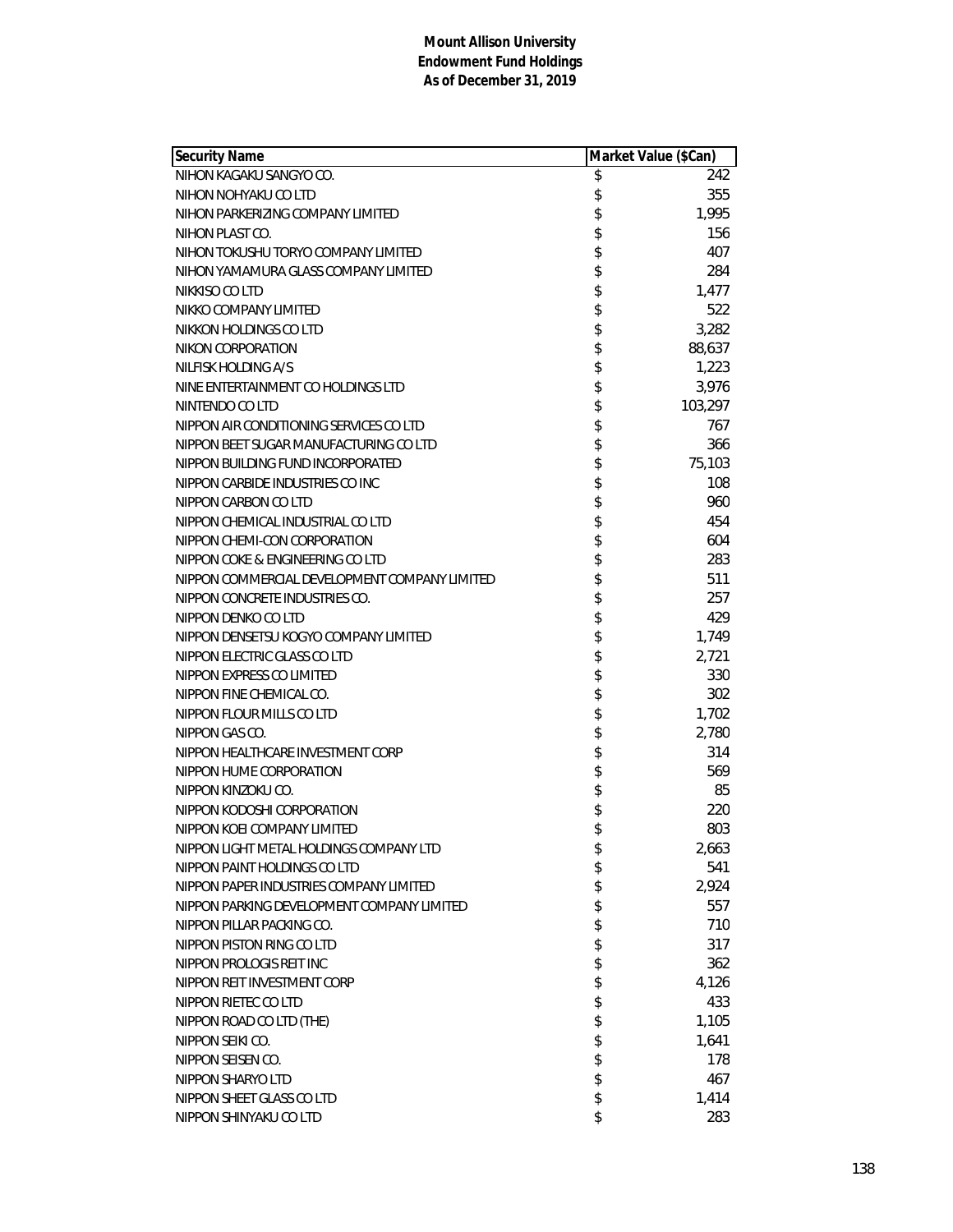**Mount Allison University**
**Endowment Fund Holdings**
**As of December 31, 2019**

| Security Name | Market Value ($Can) |
|---|---|
| NIHON KAGAKU SANGYO CO. | $ 242 |
| NIHON NOHYAKU CO LTD | $ 355 |
| NIHON PARKERIZING COMPANY LIMITED | $ 1,995 |
| NIHON PLAST CO. | $ 156 |
| NIHON TOKUSHU TORYO COMPANY LIMITED | $ 407 |
| NIHON YAMAMURA GLASS COMPANY LIMITED | $ 284 |
| NIKKISO CO LTD | $ 1,477 |
| NIKKO COMPANY LIMITED | $ 522 |
| NIKKON HOLDINGS CO LTD | $ 3,282 |
| NIKON CORPORATION | $ 88,637 |
| NILFISK HOLDING A/S | $ 1,223 |
| NINE ENTERTAINMENT CO HOLDINGS LTD | $ 3,976 |
| NINTENDO CO LTD | $ 103,297 |
| NIPPON AIR CONDITIONING SERVICES CO LTD | $ 767 |
| NIPPON BEET SUGAR MANUFACTURING CO LTD | $ 366 |
| NIPPON BUILDING FUND INCORPORATED | $ 75,103 |
| NIPPON CARBIDE INDUSTRIES CO INC | $ 108 |
| NIPPON CARBON CO LTD | $ 960 |
| NIPPON CHEMICAL INDUSTRIAL CO LTD | $ 454 |
| NIPPON CHEMI-CON CORPORATION | $ 604 |
| NIPPON COKE & ENGINEERING CO LTD | $ 283 |
| NIPPON COMMERCIAL DEVELOPMENT COMPANY LIMITED | $ 511 |
| NIPPON CONCRETE INDUSTRIES CO. | $ 257 |
| NIPPON DENKO CO LTD | $ 429 |
| NIPPON DENSETSU KOGYO COMPANY LIMITED | $ 1,749 |
| NIPPON ELECTRIC GLASS CO LTD | $ 2,721 |
| NIPPON EXPRESS CO LIMITED | $ 330 |
| NIPPON FINE CHEMICAL CO. | $ 302 |
| NIPPON FLOUR MILLS CO LTD | $ 1,702 |
| NIPPON GAS CO. | $ 2,780 |
| NIPPON HEALTHCARE INVESTMENT CORP | $ 314 |
| NIPPON HUME CORPORATION | $ 569 |
| NIPPON KINZOKU CO. | $ 85 |
| NIPPON KODOSHI CORPORATION | $ 220 |
| NIPPON KOEI COMPANY LIMITED | $ 803 |
| NIPPON LIGHT METAL HOLDINGS COMPANY LTD | $ 2,663 |
| NIPPON PAINT HOLDINGS CO LTD | $ 541 |
| NIPPON PAPER INDUSTRIES COMPANY LIMITED | $ 2,924 |
| NIPPON PARKING DEVELOPMENT COMPANY LIMITED | $ 557 |
| NIPPON PILLAR PACKING CO. | $ 710 |
| NIPPON PISTON RING CO LTD | $ 317 |
| NIPPON PROLOGIS REIT INC | $ 362 |
| NIPPON REIT INVESTMENT CORP | $ 4,126 |
| NIPPON RIETEC CO LTD | $ 433 |
| NIPPON ROAD CO LTD (THE) | $ 1,105 |
| NIPPON SEIKI CO. | $ 1,641 |
| NIPPON SEISEN CO. | $ 178 |
| NIPPON SHARYO LTD | $ 467 |
| NIPPON SHEET GLASS CO LTD | $ 1,414 |
| NIPPON SHINYAKU CO LTD | $ 283 |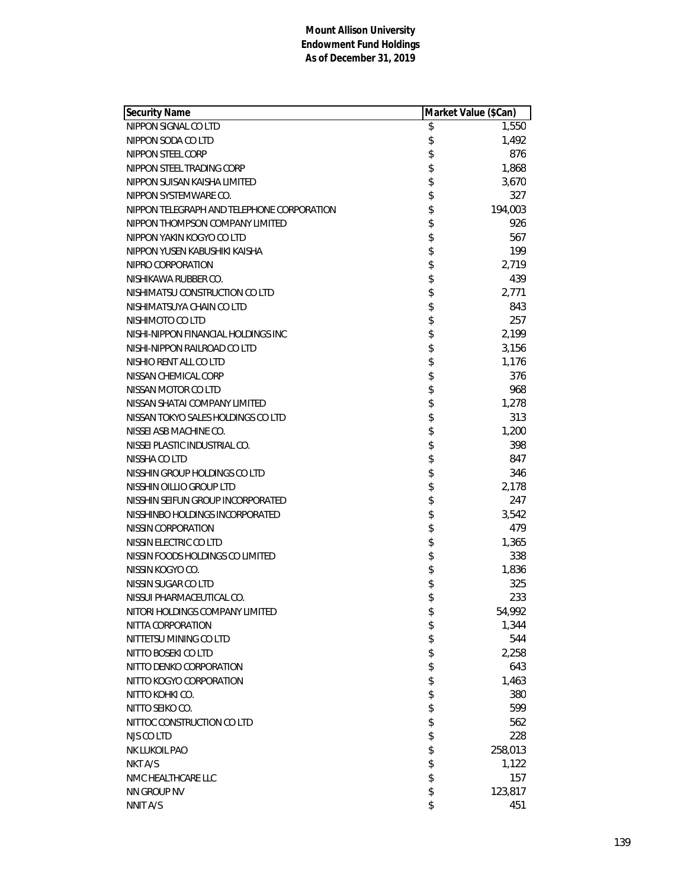**Mount Allison University**
**Endowment Fund Holdings**
**As of December 31, 2019**

| Security Name | Market Value ($Can) |
|---|---|
| NIPPON SIGNAL CO LTD | $ 1,550 |
| NIPPON SODA CO LTD | $ 1,492 |
| NIPPON STEEL CORP | $ 876 |
| NIPPON STEEL TRADING CORP | $ 1,868 |
| NIPPON SUISAN KAISHA LIMITED | $ 3,670 |
| NIPPON SYSTEMWARE CO. | $ 327 |
| NIPPON TELEGRAPH AND TELEPHONE CORPORATION | $ 194,003 |
| NIPPON THOMPSON COMPANY LIMITED | $ 926 |
| NIPPON YAKIN KOGYO CO LTD | $ 567 |
| NIPPON YUSEN KABUSHIKI KAISHA | $ 199 |
| NIPRO CORPORATION | $ 2,719 |
| NISHIKAWA RUBBER CO. | $ 439 |
| NISHIMATSU CONSTRUCTION CO LTD | $ 2,771 |
| NISHIMATSUYA CHAIN CO LTD | $ 843 |
| NISHIMOTO CO LTD | $ 257 |
| NISHI-NIPPON FINANCIAL HOLDINGS INC | $ 2,199 |
| NISHI-NIPPON RAILROAD CO LTD | $ 3,156 |
| NISHIO RENT ALL CO LTD | $ 1,176 |
| NISSAN CHEMICAL CORP | $ 376 |
| NISSAN MOTOR CO LTD | $ 968 |
| NISSAN SHATAI COMPANY LIMITED | $ 1,278 |
| NISSAN TOKYO SALES HOLDINGS CO LTD | $ 313 |
| NISSEI ASB MACHINE CO. | $ 1,200 |
| NISSEI PLASTIC INDUSTRIAL CO. | $ 398 |
| NISSHA CO LTD | $ 847 |
| NISSHIN GROUP HOLDINGS CO LTD | $ 346 |
| NISSHIN OILLIO GROUP LTD | $ 2,178 |
| NISSHIN SEIFUN GROUP INCORPORATED | $ 247 |
| NISSHINBO HOLDINGS INCORPORATED | $ 3,542 |
| NISSIN CORPORATION | $ 479 |
| NISSIN ELECTRIC CO LTD | $ 1,365 |
| NISSIN FOODS HOLDINGS CO LIMITED | $ 338 |
| NISSIN KOGYO CO. | $ 1,836 |
| NISSIN SUGAR CO LTD | $ 325 |
| NISSUI PHARMACEUTICAL CO. | $ 233 |
| NITORI HOLDINGS COMPANY LIMITED | $ 54,992 |
| NITTA CORPORATION | $ 1,344 |
| NITTETSU MINING CO LTD | $ 544 |
| NITTO BOSEKI CO LTD | $ 2,258 |
| NITTO DENKO CORPORATION | $ 643 |
| NITTO KOGYO CORPORATION | $ 1,463 |
| NITTO KOHKI CO. | $ 380 |
| NITTO SEIKO CO. | $ 599 |
| NITTOC CONSTRUCTION CO LTD | $ 562 |
| NJS CO LTD | $ 228 |
| NK LUKOIL PAO | $ 258,013 |
| NKT A/S | $ 1,122 |
| NMC HEALTHCARE LLC | $ 157 |
| NN GROUP NV | $ 123,817 |
| NNIT A/S | $ 451 |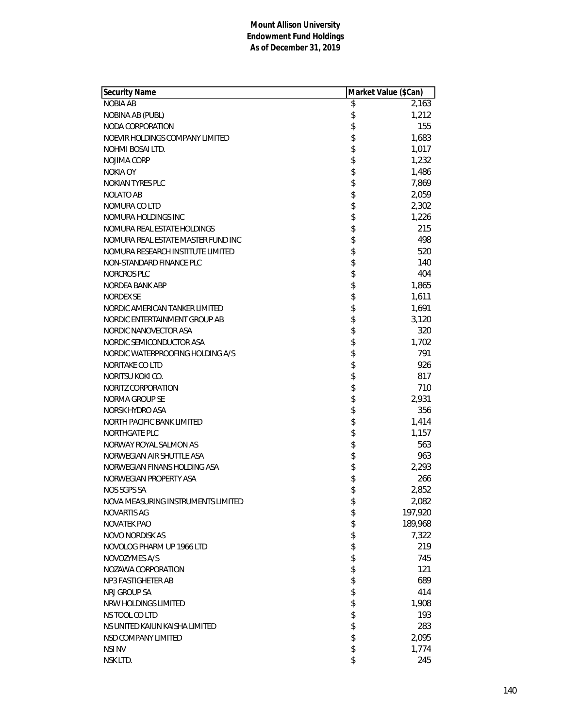**Mount Allison University**
**Endowment Fund Holdings**
**As of December 31, 2019**

| Security Name | Market Value ($Can) |
|---|---|
| NOBIA AB | $ 2,163 |
| NOBINA AB (PUBL) | $ 1,212 |
| NODA CORPORATION | $ 155 |
| NOEVIR HOLDINGS COMPANY LIMITED | $ 1,683 |
| NOHMI BOSAI LTD. | $ 1,017 |
| NOJIMA CORP | $ 1,232 |
| NOKIA OY | $ 1,486 |
| NOKIAN TYRES PLC | $ 7,869 |
| NOLATO AB | $ 2,059 |
| NOMURA CO LTD | $ 2,302 |
| NOMURA HOLDINGS INC | $ 1,226 |
| NOMURA REAL ESTATE HOLDINGS | $ 215 |
| NOMURA REAL ESTATE MASTER FUND INC | $ 498 |
| NOMURA RESEARCH INSTITUTE LIMITED | $ 520 |
| NON-STANDARD FINANCE PLC | $ 140 |
| NORCROS PLC | $ 404 |
| NORDEA BANK ABP | $ 1,865 |
| NORDEX SE | $ 1,611 |
| NORDIC AMERICAN TANKER LIMITED | $ 1,691 |
| NORDIC ENTERTAINMENT GROUP AB | $ 3,120 |
| NORDIC NANOVECTOR ASA | $ 320 |
| NORDIC SEMICONDUCTOR ASA | $ 1,702 |
| NORDIC WATERPROOFING HOLDING A/S | $ 791 |
| NORITAKE CO LTD | $ 926 |
| NORITSU KOKI CO. | $ 817 |
| NORITZ CORPORATION | $ 710 |
| NORMA GROUP SE | $ 2,931 |
| NORSK HYDRO ASA | $ 356 |
| NORTH PACIFIC BANK LIMITED | $ 1,414 |
| NORTHGATE PLC | $ 1,157 |
| NORWAY ROYAL SALMON AS | $ 563 |
| NORWEGIAN AIR SHUTTLE ASA | $ 963 |
| NORWEGIAN FINANS HOLDING ASA | $ 2,293 |
| NORWEGIAN PROPERTY ASA | $ 266 |
| NOS SGPS SA | $ 2,852 |
| NOVA MEASURING INSTRUMENTS LIMITED | $ 2,082 |
| NOVARTIS AG | $ 197,920 |
| NOVATEK PAO | $ 189,968 |
| NOVO NORDISK AS | $ 7,322 |
| NOVOLOG PHARM UP 1966 LTD | $ 219 |
| NOVOZYMES A/S | $ 745 |
| NOZAWA CORPORATION | $ 121 |
| NP3 FASTIGHETER AB | $ 689 |
| NRJ GROUP SA | $ 414 |
| NRW HOLDINGS LIMITED | $ 1,908 |
| NS TOOL CO LTD | $ 193 |
| NS UNITED KAIUN KAISHA LIMITED | $ 283 |
| NSD COMPANY LIMITED | $ 2,095 |
| NSI NV | $ 1,774 |
| NSK LTD. | $ 245 |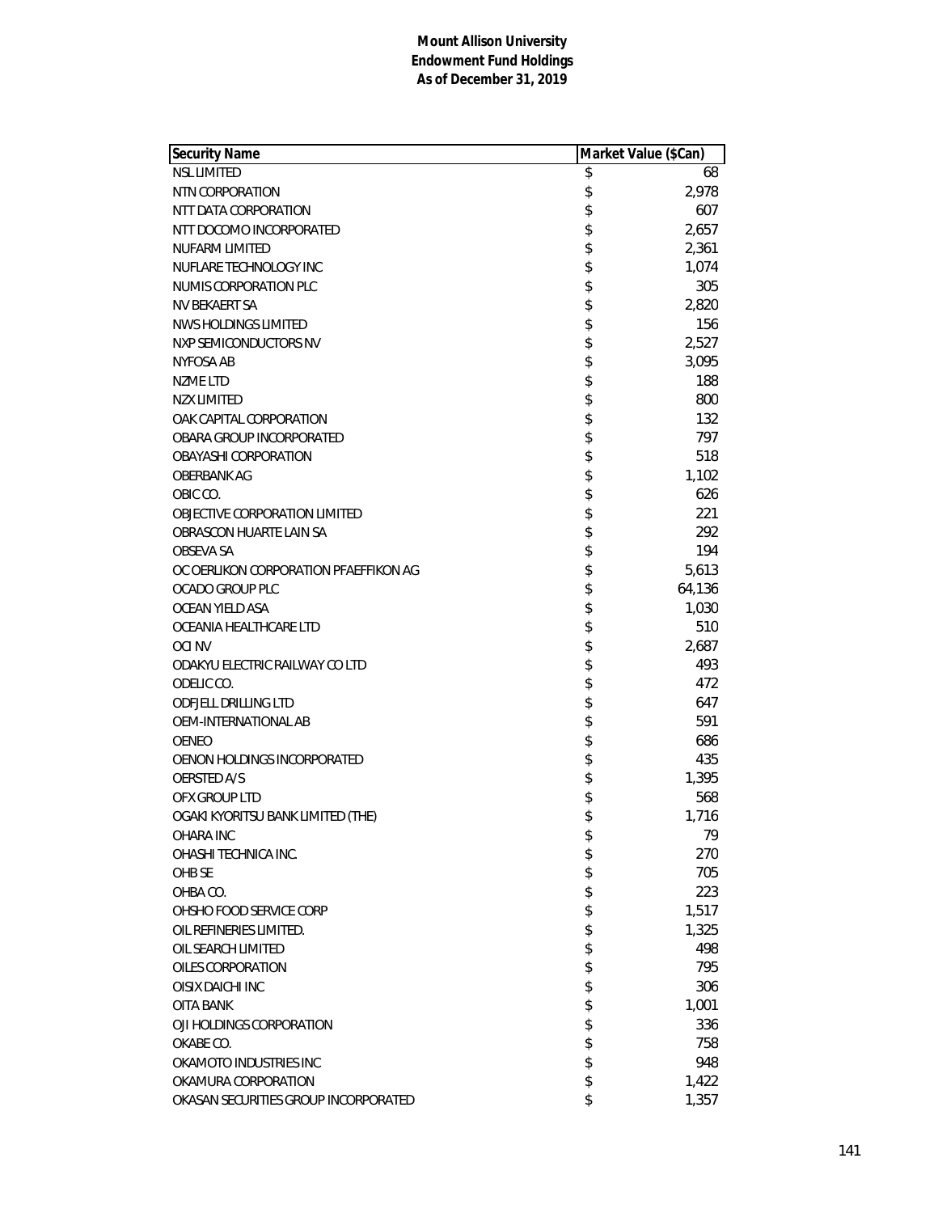**Mount Allison University**
**Endowment Fund Holdings**
**As of December 31, 2019**

| Security Name | Market Value ($Can) |
|---|---|
| NSL LIMITED | $ 68 |
| NTN CORPORATION | $ 2,978 |
| NTT DATA CORPORATION | $ 607 |
| NTT DOCOMO INCORPORATED | $ 2,657 |
| NUFARM LIMITED | $ 2,361 |
| NUFLARE TECHNOLOGY INC | $ 1,074 |
| NUMIS CORPORATION PLC | $ 305 |
| NV BEKAERT SA | $ 2,820 |
| NWS HOLDINGS LIMITED | $ 156 |
| NXP SEMICONDUCTORS NV | $ 2,527 |
| NYFOSA AB | $ 3,095 |
| NZME LTD | $ 188 |
| NZX LIMITED | $ 800 |
| OAK CAPITAL CORPORATION | $ 132 |
| OBARA GROUP INCORPORATED | $ 797 |
| OBAYASHI CORPORATION | $ 518 |
| OBERBANK AG | $ 1,102 |
| OBIC CO. | $ 626 |
| OBJECTIVE CORPORATION LIMITED | $ 221 |
| OBRASCON HUARTE LAIN SA | $ 292 |
| OBSEVA SA | $ 194 |
| OC OERLIKON CORPORATION PFAEFFIKON AG | $ 5,613 |
| OCADO GROUP PLC | $ 64,136 |
| OCEAN YIELD ASA | $ 1,030 |
| OCEANIA HEALTHCARE LTD | $ 510 |
| OCI NV | $ 2,687 |
| ODAKYU ELECTRIC RAILWAY CO LTD | $ 493 |
| ODELIC CO. | $ 472 |
| ODFJELL DRILLING LTD | $ 647 |
| OEM-INTERNATIONAL AB | $ 591 |
| OENEO | $ 686 |
| OENON HOLDINGS INCORPORATED | $ 435 |
| OERSTED A/S | $ 1,395 |
| OFX GROUP LTD | $ 568 |
| OGAKI KYORITSU BANK LIMITED (THE) | $ 1,716 |
| OHARA INC | $ 79 |
| OHASHI TECHNICA INC. | $ 270 |
| OHB SE | $ 705 |
| OHBA CO. | $ 223 |
| OHSHO FOOD SERVICE CORP | $ 1,517 |
| OIL REFINERIES LIMITED. | $ 1,325 |
| OIL SEARCH LIMITED | $ 498 |
| OILES CORPORATION | $ 795 |
| OISIX DAICHI INC | $ 306 |
| OITA BANK | $ 1,001 |
| OJI HOLDINGS CORPORATION | $ 336 |
| OKABE CO. | $ 758 |
| OKAMOTO INDUSTRIES INC | $ 948 |
| OKAMURA CORPORATION | $ 1,422 |
| OKASAN SECURITIES GROUP INCORPORATED | $ 1,357 |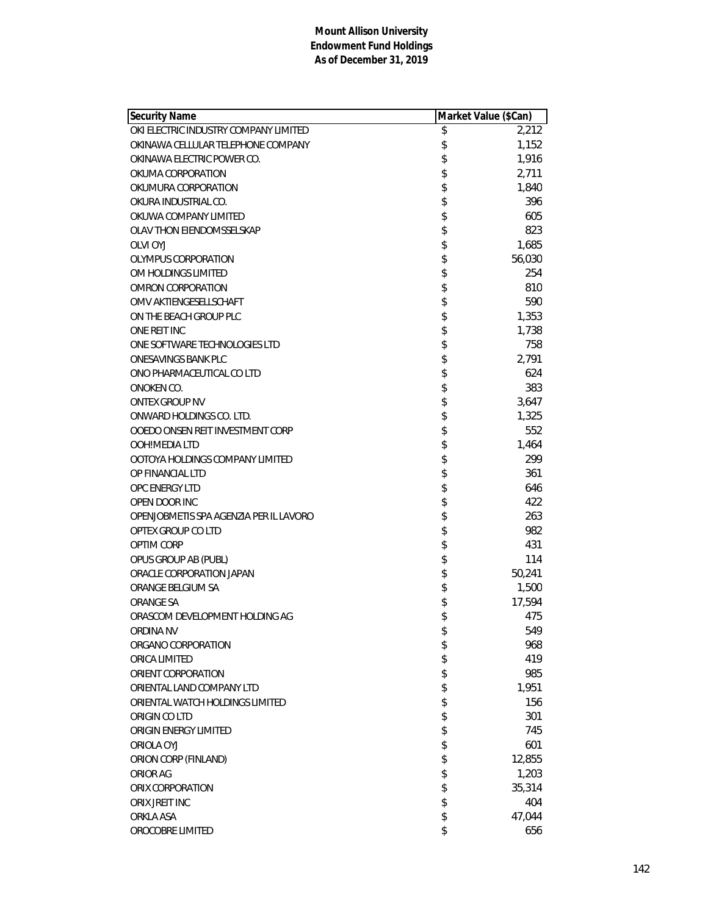**Mount Allison University**
**Endowment Fund Holdings**
**As of December 31, 2019**

| Security Name | Market Value ($Can) |
|---|---|
| OKI ELECTRIC INDUSTRY COMPANY LIMITED | $ 2,212 |
| OKINAWA CELLULAR TELEPHONE COMPANY | $ 1,152 |
| OKINAWA ELECTRIC POWER CO. | $ 1,916 |
| OKUMA CORPORATION | $ 2,711 |
| OKUMURA CORPORATION | $ 1,840 |
| OKURA INDUSTRIAL CO. | $ 396 |
| OKUWA COMPANY LIMITED | $ 605 |
| OLAV THON EIENDOMSSELSKAP | $ 823 |
| OLVI OYJ | $ 1,685 |
| OLYMPUS CORPORATION | $ 56,030 |
| OM HOLDINGS LIMITED | $ 254 |
| OMRON CORPORATION | $ 810 |
| OMV AKTIENGESELLSCHAFT | $ 590 |
| ON THE BEACH GROUP PLC | $ 1,353 |
| ONE REIT INC | $ 1,738 |
| ONE SOFTWARE TECHNOLOGIES LTD | $ 758 |
| ONESAVINGS BANK PLC | $ 2,791 |
| ONO PHARMACEUTICAL CO LTD | $ 624 |
| ONOKEN CO. | $ 383 |
| ONTEX GROUP NV | $ 3,647 |
| ONWARD HOLDINGS CO. LTD. | $ 1,325 |
| OOEDO ONSEN REIT INVESTMENT CORP | $ 552 |
| OOH!MEDIA LTD | $ 1,464 |
| OOTOYA HOLDINGS COMPANY LIMITED | $ 299 |
| OP FINANCIAL LTD | $ 361 |
| OPC ENERGY LTD | $ 646 |
| OPEN DOOR INC | $ 422 |
| OPENJOBMETIS SPA AGENZIA PER IL LAVORO | $ 263 |
| OPTEX GROUP CO LTD | $ 982 |
| OPTIM CORP | $ 431 |
| OPUS GROUP AB (PUBL) | $ 114 |
| ORACLE CORPORATION JAPAN | $ 50,241 |
| ORANGE BELGIUM SA | $ 1,500 |
| ORANGE SA | $ 17,594 |
| ORASCOM DEVELOPMENT HOLDING AG | $ 475 |
| ORDINA NV | $ 549 |
| ORGANO CORPORATION | $ 968 |
| ORICA LIMITED | $ 419 |
| ORIENT CORPORATION | $ 985 |
| ORIENTAL LAND COMPANY LTD | $ 1,951 |
| ORIENTAL WATCH HOLDINGS LIMITED | $ 156 |
| ORIGIN CO LTD | $ 301 |
| ORIGIN ENERGY LIMITED | $ 745 |
| ORIOLA OYJ | $ 601 |
| ORION CORP (FINLAND) | $ 12,855 |
| ORIOR AG | $ 1,203 |
| ORIX CORPORATION | $ 35,314 |
| ORIX JREIT INC | $ 404 |
| ORKLA ASA | $ 47,044 |
| OROCOBRE LIMITED | $ 656 |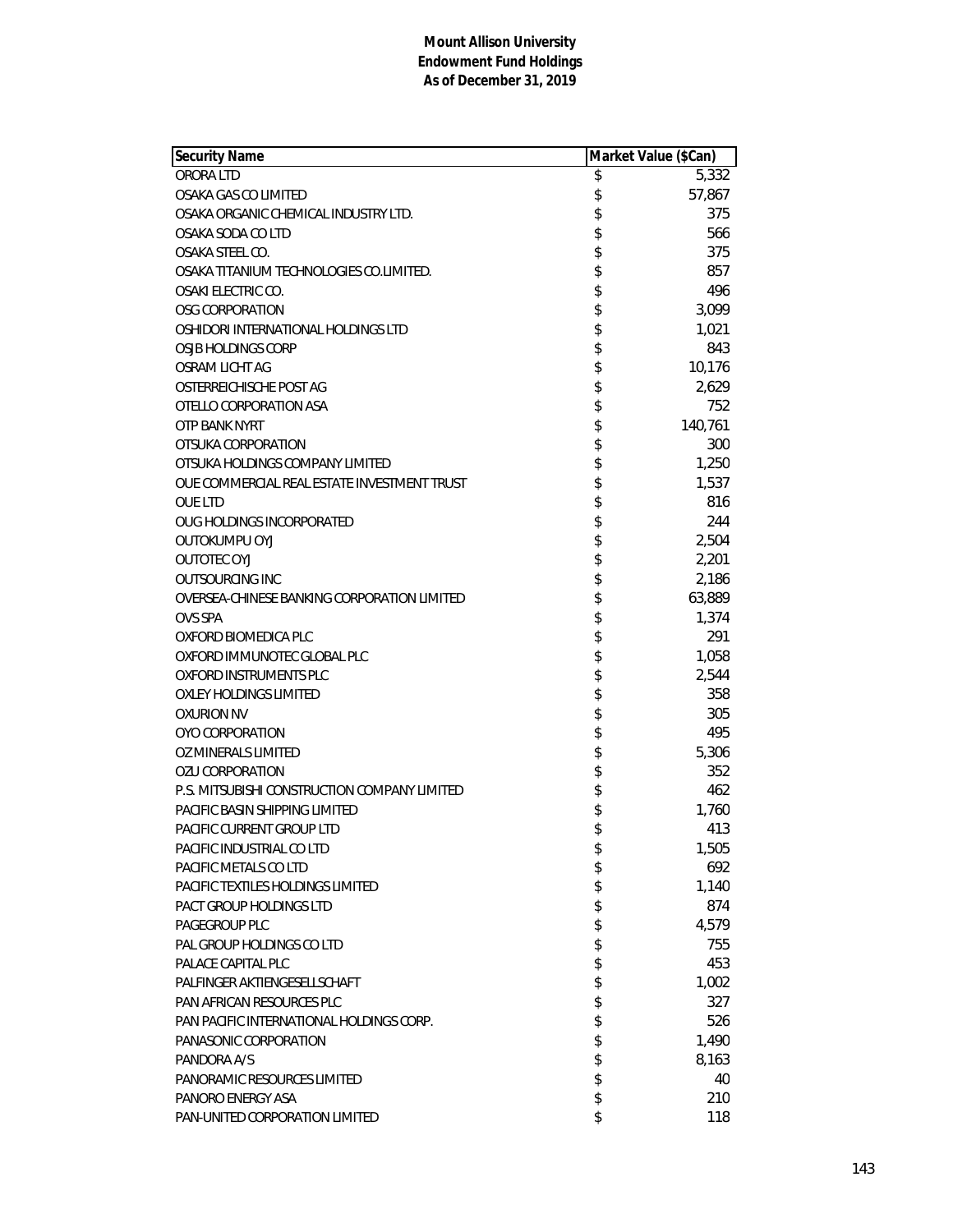**Mount Allison University**
**Endowment Fund Holdings**
**As of December 31, 2019**

| Security Name | Market Value ($Can) |
|---|---|
| ORORA LTD | $ 5,332 |
| OSAKA GAS CO LIMITED | $ 57,867 |
| OSAKA ORGANIC CHEMICAL INDUSTRY LTD. | $ 375 |
| OSAKA SODA CO LTD | $ 566 |
| OSAKA STEEL CO. | $ 375 |
| OSAKA TITANIUM TECHNOLOGIES CO.LIMITED. | $ 857 |
| OSAKI ELECTRIC CO. | $ 496 |
| OSG CORPORATION | $ 3,099 |
| OSHIDORI INTERNATIONAL HOLDINGS LTD | $ 1,021 |
| OSJB HOLDINGS CORP | $ 843 |
| OSRAM LICHT AG | $ 10,176 |
| OSTERREICHISCHE POST AG | $ 2,629 |
| OTELLO CORPORATION ASA | $ 752 |
| OTP BANK NYRT | $ 140,761 |
| OTSUKA CORPORATION | $ 300 |
| OTSUKA HOLDINGS COMPANY LIMITED | $ 1,250 |
| OUE COMMERCIAL REAL ESTATE INVESTMENT TRUST | $ 1,537 |
| OUE LTD | $ 816 |
| OUG HOLDINGS INCORPORATED | $ 244 |
| OUTOKUMPU OYJ | $ 2,504 |
| OUTOTEC OYJ | $ 2,201 |
| OUTSOURCING INC | $ 2,186 |
| OVERSEA-CHINESE BANKING CORPORATION LIMITED | $ 63,889 |
| OVS SPA | $ 1,374 |
| OXFORD BIOMEDICA PLC | $ 291 |
| OXFORD IMMUNOTEC GLOBAL PLC | $ 1,058 |
| OXFORD INSTRUMENTS PLC | $ 2,544 |
| OXLEY HOLDINGS LIMITED | $ 358 |
| OXURION NV | $ 305 |
| OYO CORPORATION | $ 495 |
| OZ MINERALS LIMITED | $ 5,306 |
| OZU CORPORATION | $ 352 |
| P.S. MITSUBISHI CONSTRUCTION COMPANY LIMITED | $ 462 |
| PACIFIC BASIN SHIPPING LIMITED | $ 1,760 |
| PACIFIC CURRENT GROUP LTD | $ 413 |
| PACIFIC INDUSTRIAL CO LTD | $ 1,505 |
| PACIFIC METALS CO LTD | $ 692 |
| PACIFIC TEXTILES HOLDINGS LIMITED | $ 1,140 |
| PACT GROUP HOLDINGS LTD | $ 874 |
| PAGEGROUP PLC | $ 4,579 |
| PAL GROUP HOLDINGS CO LTD | $ 755 |
| PALACE CAPITAL PLC | $ 453 |
| PALFINGER AKTIENGESELLSCHAFT | $ 1,002 |
| PAN AFRICAN RESOURCES PLC | $ 327 |
| PAN PACIFIC INTERNATIONAL HOLDINGS CORP. | $ 526 |
| PANASONIC CORPORATION | $ 1,490 |
| PANDORA A/S | $ 8,163 |
| PANORAMIC RESOURCES LIMITED | $ 40 |
| PANORO ENERGY ASA | $ 210 |
| PAN-UNITED CORPORATION LIMITED | $ 118 |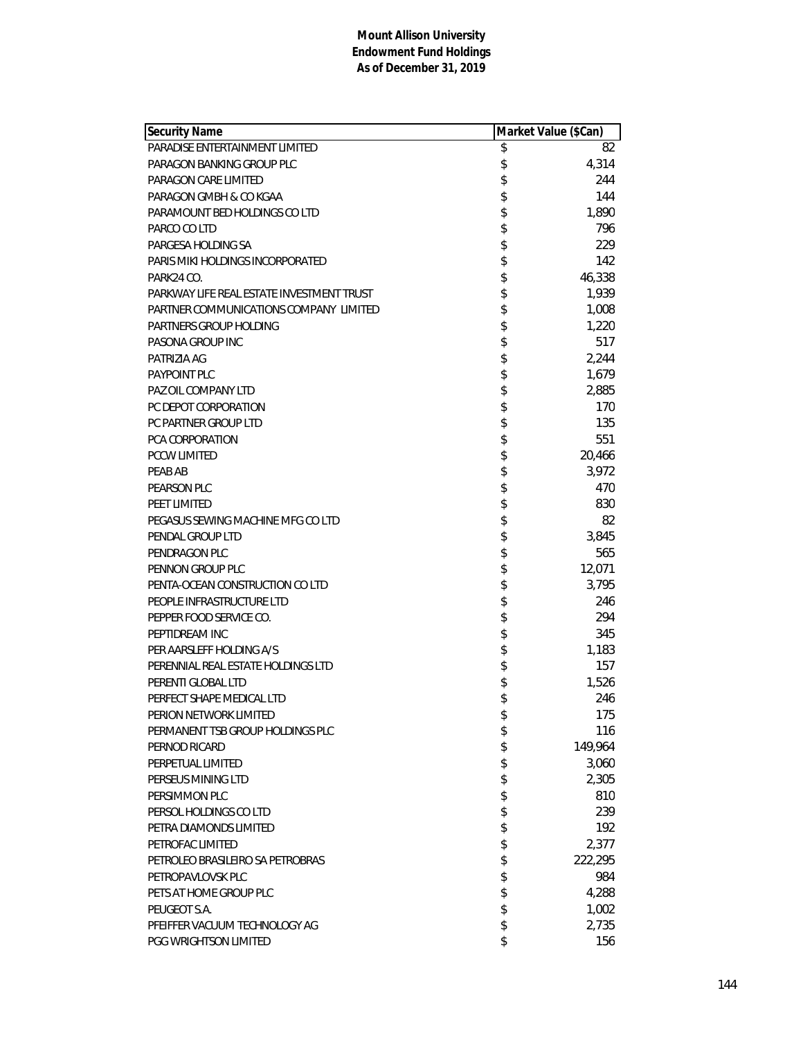**Mount Allison University**
**Endowment Fund Holdings**
**As of December 31, 2019**

| Security Name | Market Value ($Can) |
|---|---|
| PARADISE ENTERTAINMENT LIMITED | $ 82 |
| PARAGON BANKING GROUP PLC | $ 4,314 |
| PARAGON CARE LIMITED | $ 244 |
| PARAGON GMBH & CO KGAA | $ 144 |
| PARAMOUNT BED HOLDINGS CO LTD | $ 1,890 |
| PARCO CO LTD | $ 796 |
| PARGESA HOLDING SA | $ 229 |
| PARIS MIKI HOLDINGS INCORPORATED | $ 142 |
| PARK24 CO. | $ 46,338 |
| PARKWAY LIFE REAL ESTATE INVESTMENT TRUST | $ 1,939 |
| PARTNER COMMUNICATIONS COMPANY LIMITED | $ 1,008 |
| PARTNERS GROUP HOLDING | $ 1,220 |
| PASONA GROUP INC | $ 517 |
| PATRIZIA AG | $ 2,244 |
| PAYPOINT PLC | $ 1,679 |
| PAZ OIL COMPANY LTD | $ 2,885 |
| PC DEPOT CORPORATION | $ 170 |
| PC PARTNER GROUP LTD | $ 135 |
| PCA CORPORATION | $ 551 |
| PCCW LIMITED | $ 20,466 |
| PEAB AB | $ 3,972 |
| PEARSON PLC | $ 470 |
| PEET LIMITED | $ 830 |
| PEGASUS SEWING MACHINE MFG CO LTD | $ 82 |
| PENDAL GROUP LTD | $ 3,845 |
| PENDRAGON PLC | $ 565 |
| PENNON GROUP PLC | $ 12,071 |
| PENTA-OCEAN CONSTRUCTION CO LTD | $ 3,795 |
| PEOPLE INFRASTRUCTURE LTD | $ 246 |
| PEPPER FOOD SERVICE CO. | $ 294 |
| PEPTIDREAM INC | $ 345 |
| PER AARSLEFF HOLDING A/S | $ 1,183 |
| PERENNIAL REAL ESTATE HOLDINGS LTD | $ 157 |
| PERENTI GLOBAL LTD | $ 1,526 |
| PERFECT SHAPE MEDICAL LTD | $ 246 |
| PERION NETWORK LIMITED | $ 175 |
| PERMANENT TSB GROUP HOLDINGS PLC | $ 116 |
| PERNOD RICARD | $ 149,964 |
| PERPETUAL LIMITED | $ 3,060 |
| PERSEUS MINING LTD | $ 2,305 |
| PERSIMMON PLC | $ 810 |
| PERSOL HOLDINGS CO LTD | $ 239 |
| PETRA DIAMONDS LIMITED | $ 192 |
| PETROFAC LIMITED | $ 2,377 |
| PETROLEO BRASILEIRO SA PETROBRAS | $ 222,295 |
| PETROPAVLOVSK PLC | $ 984 |
| PETS AT HOME GROUP PLC | $ 4,288 |
| PEUGEOT S.A. | $ 1,002 |
| PFEIFFER VACUUM TECHNOLOGY AG | $ 2,735 |
| PGG WRIGHTSON LIMITED | $ 156 |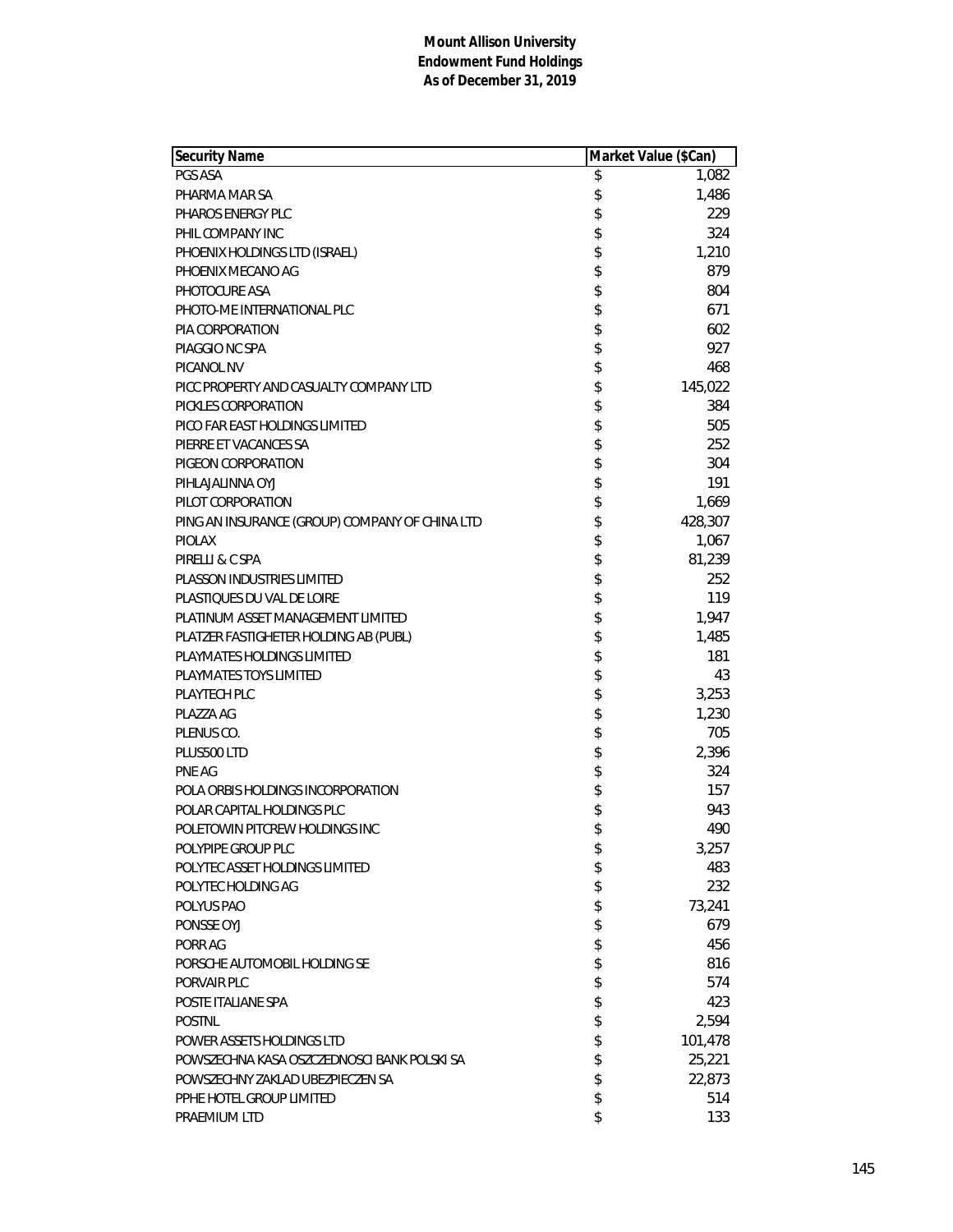**Mount Allison University**
**Endowment Fund Holdings**
**As of December 31, 2019**

| Security Name | Market Value ($Can) |
|---|---|
| PGS ASA | $ 1,082 |
| PHARMA MAR SA | $ 1,486 |
| PHAROS ENERGY PLC | $ 229 |
| PHIL COMPANY INC | $ 324 |
| PHOENIX HOLDINGS LTD (ISRAEL) | $ 1,210 |
| PHOENIX MECANO AG | $ 879 |
| PHOTOCURE ASA | $ 804 |
| PHOTO-ME INTERNATIONAL PLC | $ 671 |
| PIA CORPORATION | $ 602 |
| PIAGGIO NC SPA | $ 927 |
| PICANOL NV | $ 468 |
| PICC PROPERTY AND CASUALTY COMPANY LTD | $ 145,022 |
| PICKLES CORPORATION | $ 384 |
| PICO FAR EAST HOLDINGS LIMITED | $ 505 |
| PIERRE ET VACANCES SA | $ 252 |
| PIGEON CORPORATION | $ 304 |
| PIHLAJALINNA OYJ | $ 191 |
| PILOT CORPORATION | $ 1,669 |
| PING AN INSURANCE (GROUP) COMPANY OF CHINA LTD | $ 428,307 |
| PIOLAX | $ 1,067 |
| PIRELLI & C SPA | $ 81,239 |
| PLASSON INDUSTRIES LIMITED | $ 252 |
| PLASTIQUES DU VAL DE LOIRE | $ 119 |
| PLATINUM ASSET MANAGEMENT LIMITED | $ 1,947 |
| PLATZER FASTIGHETER HOLDING AB (PUBL) | $ 1,485 |
| PLAYMATES HOLDINGS LIMITED | $ 181 |
| PLAYMATES TOYS LIMITED | $ 43 |
| PLAYTECH PLC | $ 3,253 |
| PLAZZA AG | $ 1,230 |
| PLENUS CO. | $ 705 |
| PLUS500 LTD | $ 2,396 |
| PNE AG | $ 324 |
| POLA ORBIS HOLDINGS INCORPORATION | $ 157 |
| POLAR CAPITAL HOLDINGS PLC | $ 943 |
| POLETOWIN PITCREW HOLDINGS INC | $ 490 |
| POLYPIPE GROUP PLC | $ 3,257 |
| POLYTEC ASSET HOLDINGS LIMITED | $ 483 |
| POLYTEC HOLDING AG | $ 232 |
| POLYUS PAO | $ 73,241 |
| PONSSE OYJ | $ 679 |
| PORR AG | $ 456 |
| PORSCHE AUTOMOBIL HOLDING SE | $ 816 |
| PORVAIR PLC | $ 574 |
| POSTE ITALIANE SPA | $ 423 |
| POSTNL | $ 2,594 |
| POWER ASSETS HOLDINGS LTD | $ 101,478 |
| POWSZECHNA KASA OSZCZEDNOSCI BANK POLSKI SA | $ 25,221 |
| POWSZECHNY ZAKLAD UBEZPIECZEN SA | $ 22,873 |
| PPHE HOTEL GROUP LIMITED | $ 514 |
| PRAEMIUM LTD | $ 133 |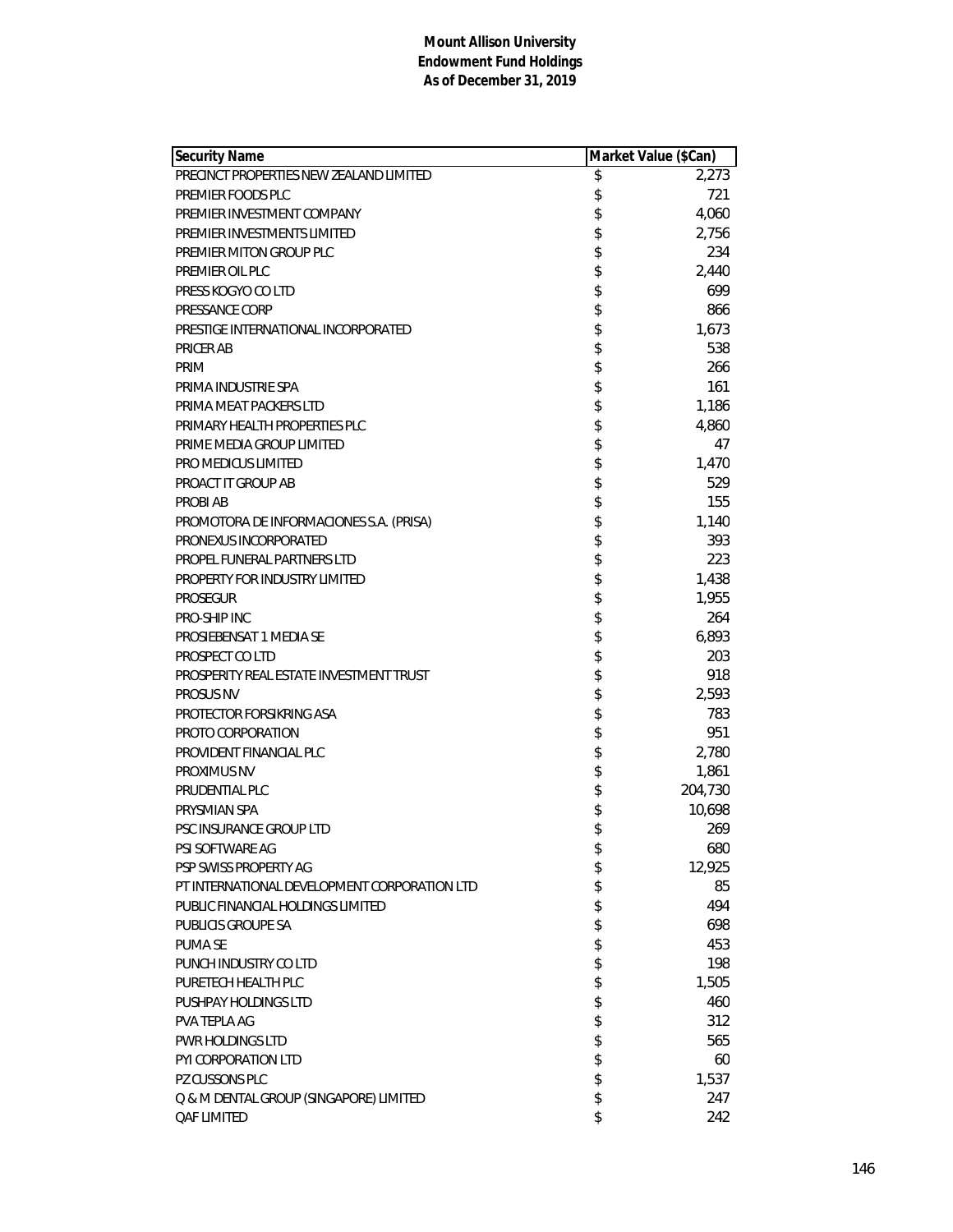**Mount Allison University**
**Endowment Fund Holdings**
**As of December 31, 2019**

| Security Name | Market Value ($Can) |
|---|---|
| PRECINCT PROPERTIES NEW ZEALAND LIMITED | $ 2,273 |
| PREMIER FOODS PLC | $ 721 |
| PREMIER INVESTMENT COMPANY | $ 4,060 |
| PREMIER INVESTMENTS LIMITED | $ 2,756 |
| PREMIER MITON GROUP PLC | $ 234 |
| PREMIER OIL PLC | $ 2,440 |
| PRESS KOGYO CO LTD | $ 699 |
| PRESSANCE CORP | $ 866 |
| PRESTIGE INTERNATIONAL INCORPORATED | $ 1,673 |
| PRICER AB | $ 538 |
| PRIM | $ 266 |
| PRIMA INDUSTRIE SPA | $ 161 |
| PRIMA MEAT PACKERS LTD | $ 1,186 |
| PRIMARY HEALTH PROPERTIES PLC | $ 4,860 |
| PRIME MEDIA GROUP LIMITED | $ 47 |
| PRO MEDICUS LIMITED | $ 1,470 |
| PROACT IT GROUP AB | $ 529 |
| PROBI AB | $ 155 |
| PROMOTORA DE INFORMACIONES S.A. (PRISA) | $ 1,140 |
| PRONEXUS INCORPORATED | $ 393 |
| PROPEL FUNERAL PARTNERS LTD | $ 223 |
| PROPERTY FOR INDUSTRY LIMITED | $ 1,438 |
| PROSEGUR | $ 1,955 |
| PRO-SHIP INC | $ 264 |
| PROSIEBENSAT 1 MEDIA SE | $ 6,893 |
| PROSPECT CO LTD | $ 203 |
| PROSPERITY REAL ESTATE INVESTMENT TRUST | $ 918 |
| PROSUS NV | $ 2,593 |
| PROTECTOR FORSIKRING ASA | $ 783 |
| PROTO CORPORATION | $ 951 |
| PROVIDENT FINANCIAL PLC | $ 2,780 |
| PROXIMUS NV | $ 1,861 |
| PRUDENTIAL PLC | $ 204,730 |
| PRYSMIAN SPA | $ 10,698 |
| PSC INSURANCE GROUP LTD | $ 269 |
| PSI SOFTWARE AG | $ 680 |
| PSP SWISS PROPERTY AG | $ 12,925 |
| PT INTERNATIONAL DEVELOPMENT CORPORATION LTD | $ 85 |
| PUBLIC FINANCIAL HOLDINGS LIMITED | $ 494 |
| PUBLICIS GROUPE SA | $ 698 |
| PUMA SE | $ 453 |
| PUNCH INDUSTRY CO LTD | $ 198 |
| PURETECH HEALTH PLC | $ 1,505 |
| PUSHPAY HOLDINGS LTD | $ 460 |
| PVA TEPLA AG | $ 312 |
| PWR HOLDINGS LTD | $ 565 |
| PYI CORPORATION LTD | $ 60 |
| PZ CUSSONS PLC | $ 1,537 |
| Q & M DENTAL GROUP (SINGAPORE) LIMITED | $ 247 |
| QAF LIMITED | $ 242 |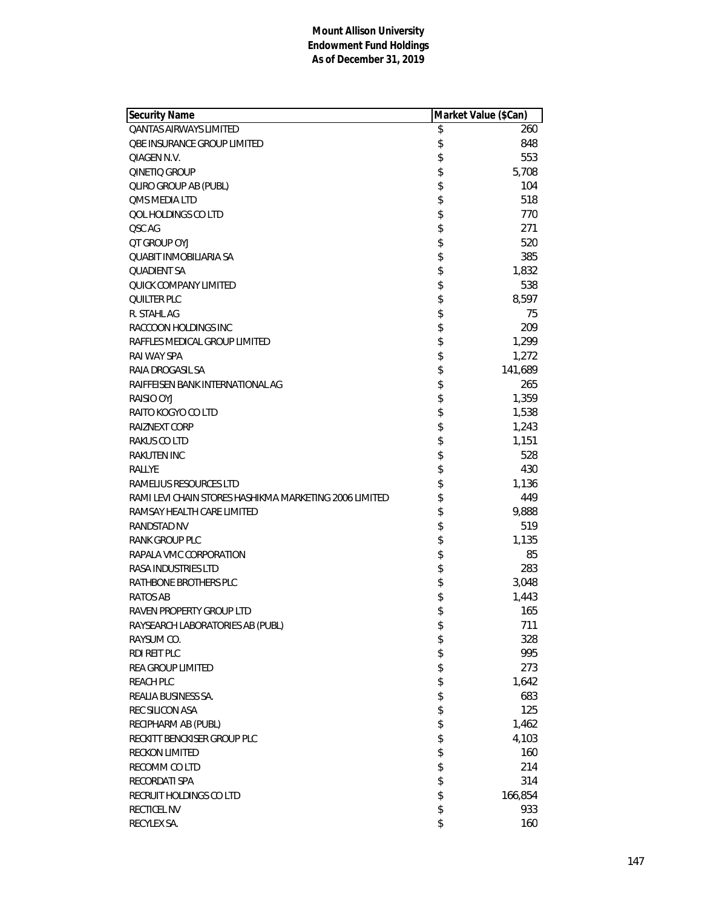**Mount Allison University**
**Endowment Fund Holdings**
**As of December 31, 2019**

| Security Name | Market Value ($Can) |
|---|---|
| QANTAS AIRWAYS LIMITED | $ 260 |
| QBE INSURANCE GROUP LIMITED | $ 848 |
| QIAGEN N.V. | $ 553 |
| QINETIQ GROUP | $ 5,708 |
| QLIRO GROUP AB (PUBL) | $ 104 |
| QMS MEDIA LTD | $ 518 |
| QOL HOLDINGS CO LTD | $ 770 |
| QSC AG | $ 271 |
| QT GROUP OYJ | $ 520 |
| QUABIT INMOBILIARIA SA | $ 385 |
| QUADIENT SA | $ 1,832 |
| QUICK COMPANY LIMITED | $ 538 |
| QUILTER PLC | $ 8,597 |
| R. STAHL AG | $ 75 |
| RACCOON HOLDINGS INC | $ 209 |
| RAFFLES MEDICAL GROUP LIMITED | $ 1,299 |
| RAI WAY SPA | $ 1,272 |
| RAIA DROGASIL SA | $ 141,689 |
| RAIFFEISEN BANK INTERNATIONAL AG | $ 265 |
| RAISIO OYJ | $ 1,359 |
| RAITO KOGYO CO LTD | $ 1,538 |
| RAIZNEXT CORP | $ 1,243 |
| RAKUS CO LTD | $ 1,151 |
| RAKUTEN INC | $ 528 |
| RALLYE | $ 430 |
| RAMELIUS RESOURCES LTD | $ 1,136 |
| RAMI LEVI CHAIN STORES HASHIKMA MARKETING 2006 LIMITED | $ 449 |
| RAMSAY HEALTH CARE LIMITED | $ 9,888 |
| RANDSTAD NV | $ 519 |
| RANK GROUP PLC | $ 1,135 |
| RAPALA VMC CORPORATION | $ 85 |
| RASA INDUSTRIES LTD | $ 283 |
| RATHBONE BROTHERS PLC | $ 3,048 |
| RATOS AB | $ 1,443 |
| RAVEN PROPERTY GROUP LTD | $ 165 |
| RAYSEARCH LABORATORIES AB (PUBL) | $ 711 |
| RAYSUM CO. | $ 328 |
| RDI REIT PLC | $ 995 |
| REA GROUP LIMITED | $ 273 |
| REACH PLC | $ 1,642 |
| REALIA BUSINESS SA. | $ 683 |
| REC SILICON ASA | $ 125 |
| RECIPHARM AB (PUBL) | $ 1,462 |
| RECKITT BENCKISER GROUP PLC | $ 4,103 |
| RECKON LIMITED | $ 160 |
| RECOMM CO LTD | $ 214 |
| RECORDATI SPA | $ 314 |
| RECRUIT HOLDINGS CO LTD | $ 166,854 |
| RECTICEL NV | $ 933 |
| RECYLEX SA. | $ 160 |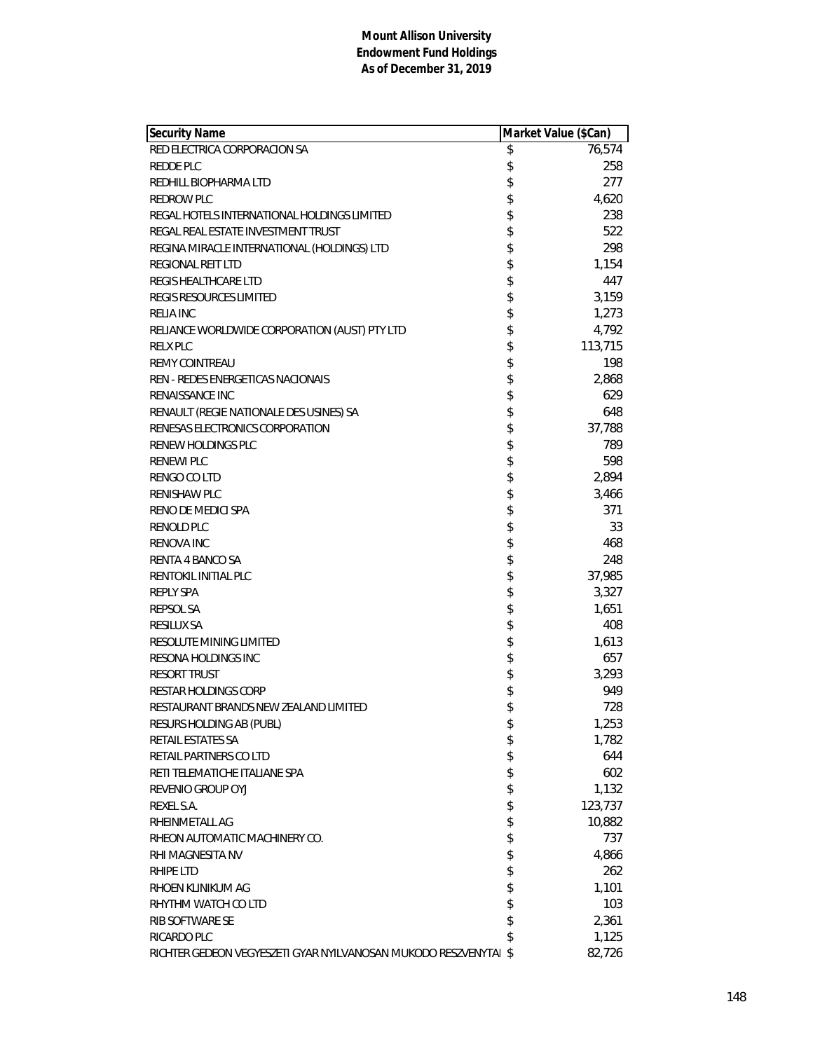**Mount Allison University**
**Endowment Fund Holdings**
**As of December 31, 2019**

| Security Name | Market Value ($Can) |
|---|---|
| RED ELECTRICA CORPORACION SA | $ 76,574 |
| REDDE PLC | $ 258 |
| REDHILL BIOPHARMA LTD | $ 277 |
| REDROW PLC | $ 4,620 |
| REGAL HOTELS INTERNATIONAL HOLDINGS LIMITED | $ 238 |
| REGAL REAL ESTATE INVESTMENT TRUST | $ 522 |
| REGINA MIRACLE INTERNATIONAL (HOLDINGS) LTD | $ 298 |
| REGIONAL REIT LTD | $ 1,154 |
| REGIS HEALTHCARE LTD | $ 447 |
| REGIS RESOURCES LIMITED | $ 3,159 |
| RELIA INC | $ 1,273 |
| RELIANCE WORLDWIDE CORPORATION (AUST) PTY LTD | $ 4,792 |
| RELX PLC | $ 113,715 |
| REMY COINTREAU | $ 198 |
| REN - REDES ENERGETICAS NACIONAIS | $ 2,868 |
| RENAISSANCE INC | $ 629 |
| RENAULT (REGIE NATIONALE DES USINES) SA | $ 648 |
| RENESAS ELECTRONICS CORPORATION | $ 37,788 |
| RENEW HOLDINGS PLC | $ 789 |
| RENEWI PLC | $ 598 |
| RENGO CO LTD | $ 2,894 |
| RENISHAW PLC | $ 3,466 |
| RENO DE MEDICI SPA | $ 371 |
| RENOLD PLC | $ 33 |
| RENOVA INC | $ 468 |
| RENTA 4 BANCO SA | $ 248 |
| RENTOKIL INITIAL PLC | $ 37,985 |
| REPLY SPA | $ 3,327 |
| REPSOL SA | $ 1,651 |
| RESILUX SA | $ 408 |
| RESOLUTE MINING LIMITED | $ 1,613 |
| RESONA HOLDINGS INC | $ 657 |
| RESORT TRUST | $ 3,293 |
| RESTAR HOLDINGS CORP | $ 949 |
| RESTAURANT BRANDS NEW ZEALAND LIMITED | $ 728 |
| RESURS HOLDING AB (PUBL) | $ 1,253 |
| RETAIL ESTATES SA | $ 1,782 |
| RETAIL PARTNERS CO LTD | $ 644 |
| RETI TELEMATICHE ITALIANE SPA | $ 602 |
| REVENIO GROUP OYJ | $ 1,132 |
| REXEL S.A. | $ 123,737 |
| RHEINMETALL AG | $ 10,882 |
| RHEON AUTOMATIC MACHINERY CO. | $ 737 |
| RHI MAGNESITA NV | $ 4,866 |
| RHIPE LTD | $ 262 |
| RHOEN KLINIKUM AG | $ 1,101 |
| RHYTHM WATCH CO LTD | $ 103 |
| RIB SOFTWARE SE | $ 2,361 |
| RICARDO PLC | $ 1,125 |
| RICHTER GEDEON VEGYESZETI GYAR NYILVANOSAN MUKODO RESZVENYTAI | $ 82,726 |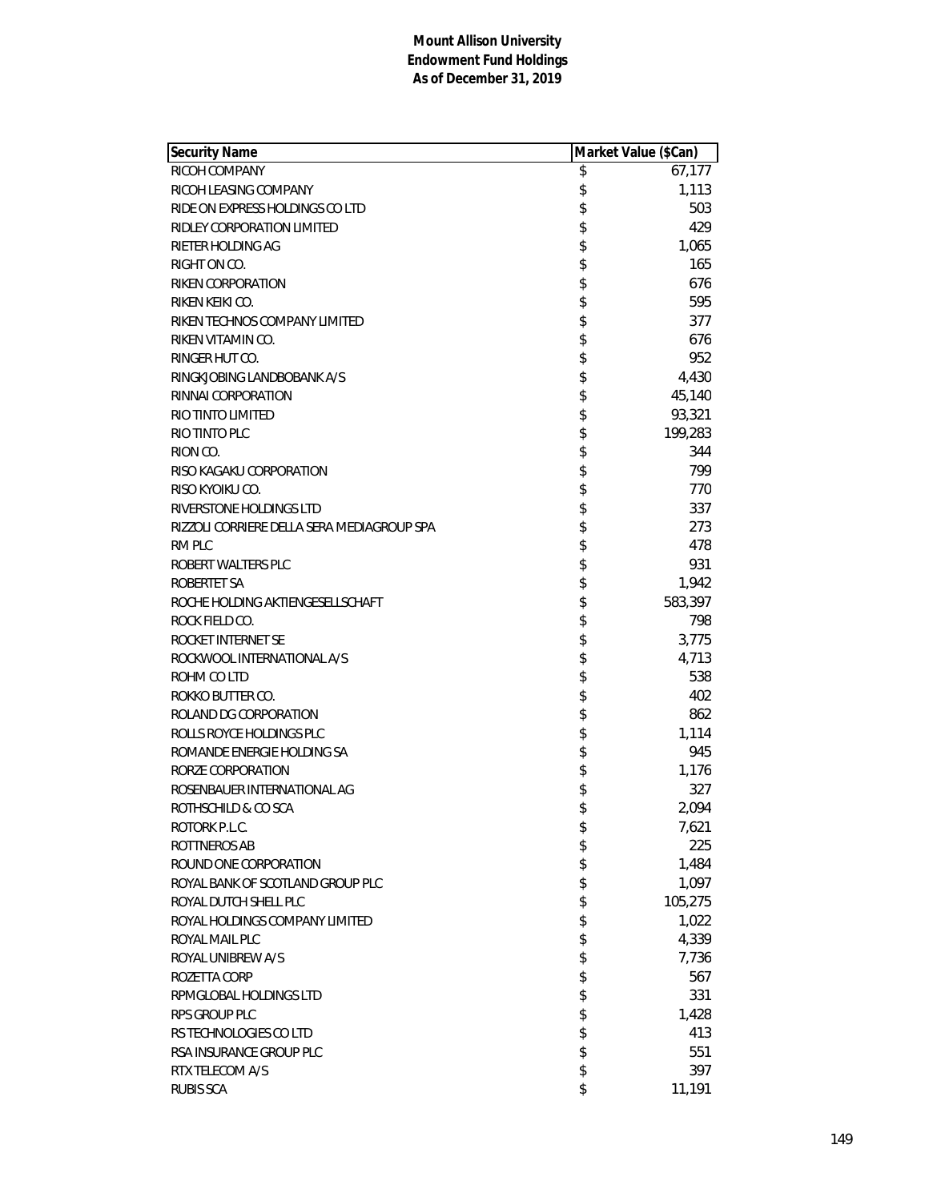**Mount Allison University**
**Endowment Fund Holdings**
**As of December 31, 2019**

| Security Name | Market Value ($Can) |
|---|---|
| RICOH COMPANY | $ 67,177 |
| RICOH LEASING COMPANY | $ 1,113 |
| RIDE ON EXPRESS HOLDINGS CO LTD | $ 503 |
| RIDLEY CORPORATION LIMITED | $ 429 |
| RIETER HOLDING AG | $ 1,065 |
| RIGHT ON CO. | $ 165 |
| RIKEN CORPORATION | $ 676 |
| RIKEN KEIKI CO. | $ 595 |
| RIKEN TECHNOS COMPANY LIMITED | $ 377 |
| RIKEN VITAMIN CO. | $ 676 |
| RINGER HUT CO. | $ 952 |
| RINGKJOBING LANDBOBANK A/S | $ 4,430 |
| RINNAI CORPORATION | $ 45,140 |
| RIO TINTO LIMITED | $ 93,321 |
| RIO TINTO PLC | $ 199,283 |
| RION CO. | $ 344 |
| RISO KAGAKU CORPORATION | $ 799 |
| RISO KYOIKU CO. | $ 770 |
| RIVERSTONE HOLDINGS LTD | $ 337 |
| RIZZOLI CORRIERE DELLA SERA MEDIAGROUP SPA | $ 273 |
| RM PLC | $ 478 |
| ROBERT WALTERS PLC | $ 931 |
| ROBERTET SA | $ 1,942 |
| ROCHE HOLDING AKTIENGESELLSCHAFT | $ 583,397 |
| ROCK FIELD CO. | $ 798 |
| ROCKET INTERNET SE | $ 3,775 |
| ROCKWOOL INTERNATIONAL A/S | $ 4,713 |
| ROHM CO LTD | $ 538 |
| ROKKO BUTTER CO. | $ 402 |
| ROLAND DG CORPORATION | $ 862 |
| ROLLS ROYCE HOLDINGS PLC | $ 1,114 |
| ROMANDE ENERGIE HOLDING SA | $ 945 |
| RORZE CORPORATION | $ 1,176 |
| ROSENBAUER INTERNATIONAL AG | $ 327 |
| ROTHSCHILD & CO SCA | $ 2,094 |
| ROTORK P.L.C. | $ 7,621 |
| ROTTNEROS AB | $ 225 |
| ROUND ONE CORPORATION | $ 1,484 |
| ROYAL BANK OF SCOTLAND GROUP PLC | $ 1,097 |
| ROYAL DUTCH SHELL PLC | $ 105,275 |
| ROYAL HOLDINGS COMPANY LIMITED | $ 1,022 |
| ROYAL MAIL PLC | $ 4,339 |
| ROYAL UNIBREW A/S | $ 7,736 |
| ROZETTA CORP | $ 567 |
| RPMGLOBAL HOLDINGS LTD | $ 331 |
| RPS GROUP PLC | $ 1,428 |
| RS TECHNOLOGIES CO LTD | $ 413 |
| RSA INSURANCE GROUP PLC | $ 551 |
| RTX TELECOM A/S | $ 397 |
| RUBIS SCA | $ 11,191 |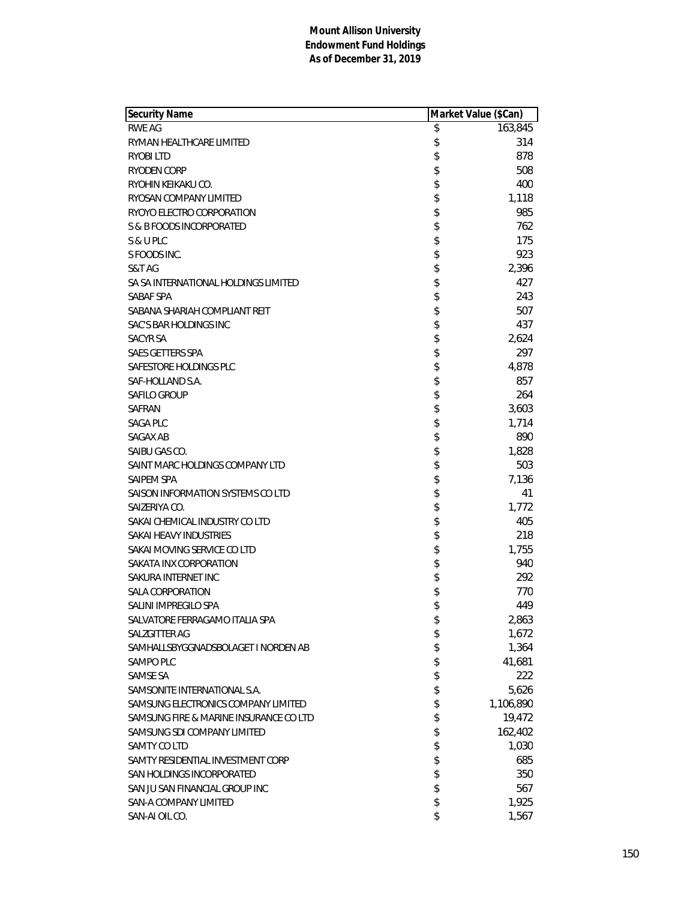**Mount Allison University**
**Endowment Fund Holdings**
**As of December 31, 2019**

| Security Name | Market Value ($Can) |
|---|---|
| RWE AG | $ 163,845 |
| RYMAN HEALTHCARE LIMITED | $ 314 |
| RYOBI LTD | $ 878 |
| RYODEN CORP | $ 508 |
| RYOHIN KEIKAKU CO. | $ 400 |
| RYOSAN COMPANY LIMITED | $ 1,118 |
| RYOYO ELECTRO CORPORATION | $ 985 |
| S & B FOODS INCORPORATED | $ 762 |
| S & U PLC | $ 175 |
| S FOODS INC. | $ 923 |
| S&T AG | $ 2,396 |
| SA SA INTERNATIONAL HOLDINGS LIMITED | $ 427 |
| SABAF SPA | $ 243 |
| SABANA SHARIAH COMPLIANT REIT | $ 507 |
| SAC'S BAR HOLDINGS INC | $ 437 |
| SACYR SA | $ 2,624 |
| SAES GETTERS SPA | $ 297 |
| SAFESTORE HOLDINGS PLC | $ 4,878 |
| SAF-HOLLAND S.A. | $ 857 |
| SAFILO GROUP | $ 264 |
| SAFRAN | $ 3,603 |
| SAGA PLC | $ 1,714 |
| SAGAX AB | $ 890 |
| SAIBU GAS CO. | $ 1,828 |
| SAINT MARC HOLDINGS COMPANY LTD | $ 503 |
| SAIPEM SPA | $ 7,136 |
| SAISON INFORMATION SYSTEMS CO LTD | $ 41 |
| SAIZERIYA CO. | $ 1,772 |
| SAKAI CHEMICAL INDUSTRY CO LTD | $ 405 |
| SAKAI HEAVY INDUSTRIES | $ 218 |
| SAKAI MOVING SERVICE CO LTD | $ 1,755 |
| SAKATA INX CORPORATION | $ 940 |
| SAKURA INTERNET INC | $ 292 |
| SALA CORPORATION | $ 770 |
| SALINI IMPREGILO SPA | $ 449 |
| SALVATORE FERRAGAMO ITALIA SPA | $ 2,863 |
| SALZGITTER AG | $ 1,672 |
| SAMHALLSBYGGNADSBOLAGET I NORDEN AB | $ 1,364 |
| SAMPO PLC | $ 41,681 |
| SAMSE SA | $ 222 |
| SAMSONITE INTERNATIONAL S.A. | $ 5,626 |
| SAMSUNG ELECTRONICS COMPANY LIMITED | $ 1,106,890 |
| SAMSUNG FIRE & MARINE INSURANCE CO LTD | $ 19,472 |
| SAMSUNG SDI COMPANY LIMITED | $ 162,402 |
| SAMTY CO LTD | $ 1,030 |
| SAMTY RESIDENTIAL INVESTMENT CORP | $ 685 |
| SAN HOLDINGS INCORPORATED | $ 350 |
| SAN JU SAN FINANCIAL GROUP INC | $ 567 |
| SAN-A COMPANY LIMITED | $ 1,925 |
| SAN-AI OIL CO. | $ 1,567 |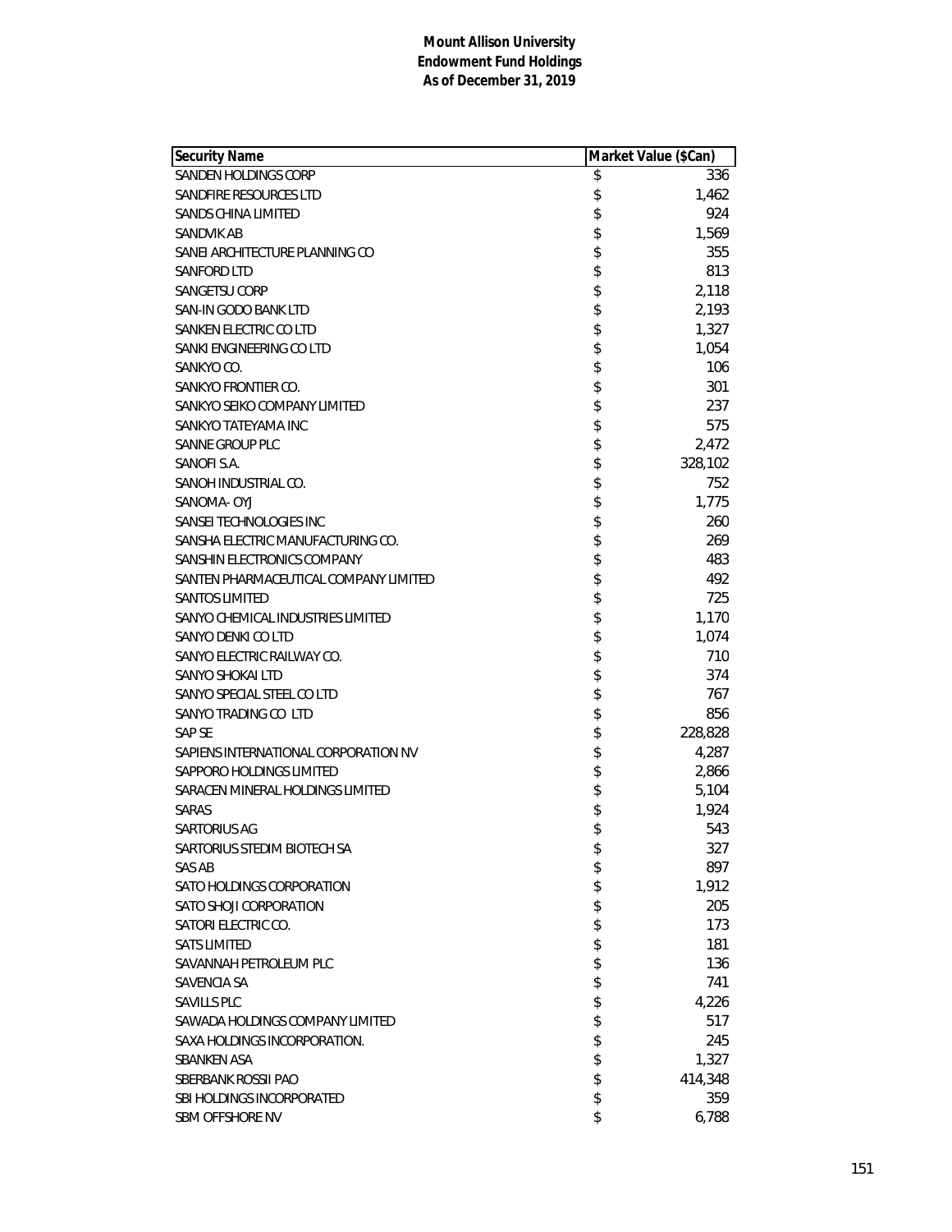**Mount Allison University**
**Endowment Fund Holdings**
**As of December 31, 2019**

| Security Name | Market Value ($Can) |
|---|---|
| SANDEN HOLDINGS CORP | $ 336 |
| SANDFIRE RESOURCES LTD | $ 1,462 |
| SANDS CHINA LIMITED | $ 924 |
| SANDVIK AB | $ 1,569 |
| SANEI ARCHITECTURE PLANNING CO | $ 355 |
| SANFORD LTD | $ 813 |
| SANGETSU CORP | $ 2,118 |
| SAN-IN GODO BANK LTD | $ 2,193 |
| SANKEN ELECTRIC CO LTD | $ 1,327 |
| SANKI ENGINEERING CO LTD | $ 1,054 |
| SANKYO CO. | $ 106 |
| SANKYO FRONTIER CO. | $ 301 |
| SANKYO SEIKO COMPANY LIMITED | $ 237 |
| SANKYO TATEYAMA INC | $ 575 |
| SANNE GROUP PLC | $ 2,472 |
| SANOFI S.A. | $ 328,102 |
| SANOH INDUSTRIAL CO. | $ 752 |
| SANOMA- OYJ | $ 1,775 |
| SANSEI TECHNOLOGIES INC | $ 260 |
| SANSHA ELECTRIC MANUFACTURING CO. | $ 269 |
| SANSHIN ELECTRONICS COMPANY | $ 483 |
| SANTEN PHARMACEUTICAL COMPANY LIMITED | $ 492 |
| SANTOS LIMITED | $ 725 |
| SANYO CHEMICAL INDUSTRIES LIMITED | $ 1,170 |
| SANYO DENKI CO LTD | $ 1,074 |
| SANYO ELECTRIC RAILWAY CO. | $ 710 |
| SANYO SHOKAI LTD | $ 374 |
| SANYO SPECIAL STEEL CO LTD | $ 767 |
| SANYO TRADING CO LTD | $ 856 |
| SAP SE | $ 228,828 |
| SAPIENS INTERNATIONAL CORPORATION NV | $ 4,287 |
| SAPPORO HOLDINGS LIMITED | $ 2,866 |
| SARACEN MINERAL HOLDINGS LIMITED | $ 5,104 |
| SARAS | $ 1,924 |
| SARTORIUS AG | $ 543 |
| SARTORIUS STEDIM BIOTECH SA | $ 327 |
| SAS AB | $ 897 |
| SATO HOLDINGS CORPORATION | $ 1,912 |
| SATO SHOJI CORPORATION | $ 205 |
| SATORI ELECTRIC CO. | $ 173 |
| SATS LIMITED | $ 181 |
| SAVANNAH PETROLEUM PLC | $ 136 |
| SAVENCIA SA | $ 741 |
| SAVILLS PLC | $ 4,226 |
| SAWADA HOLDINGS COMPANY LIMITED | $ 517 |
| SAXA HOLDINGS INCORPORATION. | $ 245 |
| SBANKEN ASA | $ 1,327 |
| SBERBANK ROSSII PAO | $ 414,348 |
| SBI HOLDINGS INCORPORATED | $ 359 |
| SBM OFFSHORE NV | $ 6,788 |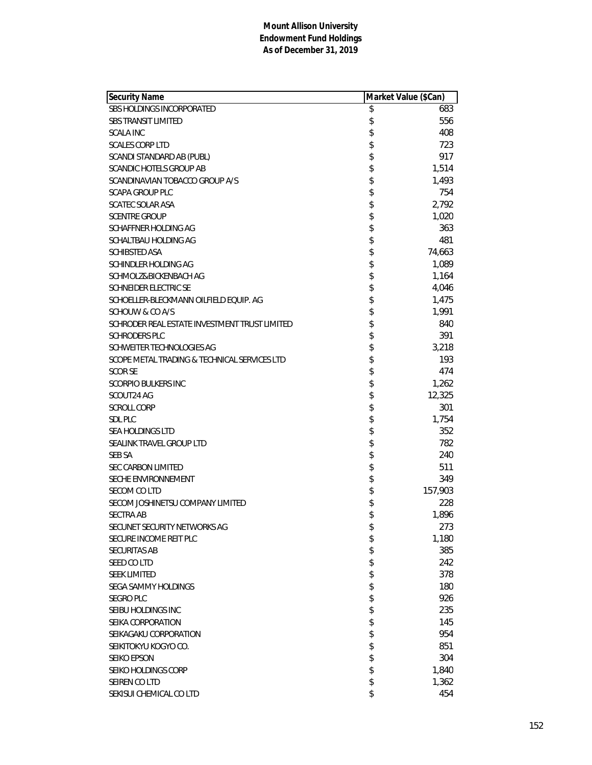**Mount Allison University**
**Endowment Fund Holdings**
**As of December 31, 2019**

| Security Name | Market Value ($Can) |
|---|---|
| SBS HOLDINGS INCORPORATED | $ 683 |
| SBS TRANSIT LIMITED | $ 556 |
| SCALA INC | $ 408 |
| SCALES CORP LTD | $ 723 |
| SCANDI STANDARD AB (PUBL) | $ 917 |
| SCANDIC HOTELS GROUP AB | $ 1,514 |
| SCANDINAVIAN TOBACCO GROUP A/S | $ 1,493 |
| SCAPA GROUP PLC | $ 754 |
| SCATEC SOLAR ASA | $ 2,792 |
| SCENTRE GROUP | $ 1,020 |
| SCHAFFNER HOLDING AG | $ 363 |
| SCHALTBAU HOLDING AG | $ 481 |
| SCHIBSTED ASA | $ 74,663 |
| SCHINDLER HOLDING AG | $ 1,089 |
| SCHMOLZ&BICKENBACH AG | $ 1,164 |
| SCHNEIDER ELECTRIC SE | $ 4,046 |
| SCHOELLER-BLECKMANN OILFIELD EQUIP. AG | $ 1,475 |
| SCHOUW & CO A/S | $ 1,991 |
| SCHRODER REAL ESTATE INVESTMENT TRUST LIMITED | $ 840 |
| SCHRODERS PLC | $ 391 |
| SCHWEITER TECHNOLOGIES AG | $ 3,218 |
| SCOPE METAL TRADING & TECHNICAL SERVICES LTD | $ 193 |
| SCOR SE | $ 474 |
| SCORPIO BULKERS INC | $ 1,262 |
| SCOUT24 AG | $ 12,325 |
| SCROLL CORP | $ 301 |
| SDL PLC | $ 1,754 |
| SEA HOLDINGS LTD | $ 352 |
| SEALINK TRAVEL GROUP LTD | $ 782 |
| SEB SA | $ 240 |
| SEC CARBON LIMITED | $ 511 |
| SECHE ENVIRONNEMENT | $ 349 |
| SECOM CO LTD | $ 157,903 |
| SECOM JOSHINETSU COMPANY LIMITED | $ 228 |
| SECTRA AB | $ 1,896 |
| SECUNET SECURITY NETWORKS AG | $ 273 |
| SECURE INCOME REIT PLC | $ 1,180 |
| SECURITAS AB | $ 385 |
| SEED CO LTD | $ 242 |
| SEEK LIMITED | $ 378 |
| SEGA SAMMY HOLDINGS | $ 180 |
| SEGRO PLC | $ 926 |
| SEIBU HOLDINGS INC | $ 235 |
| SEIKA CORPORATION | $ 145 |
| SEIKAGAKU CORPORATION | $ 954 |
| SEIKITOKYU KOGYO CO. | $ 851 |
| SEIKO EPSON | $ 304 |
| SEIKO HOLDINGS CORP | $ 1,840 |
| SEIREN CO LTD | $ 1,362 |
| SEKISUI CHEMICAL CO LTD | $ 454 |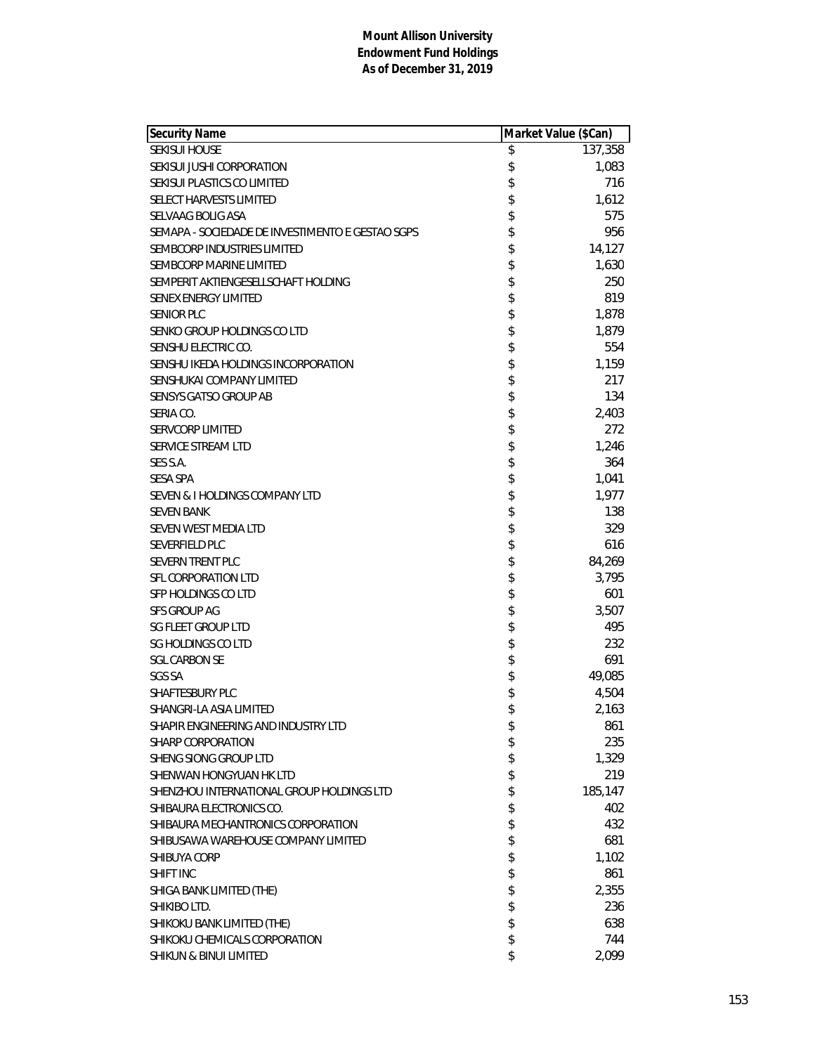**Mount Allison University**
**Endowment Fund Holdings**
**As of December 31, 2019**

| Security Name | Market Value ($Can) |
|---|---|
| SEKISUI HOUSE | $ 137,358 |
| SEKISUI JUSHI CORPORATION | $ 1,083 |
| SEKISUI PLASTICS CO LIMITED | $ 716 |
| SELECT HARVESTS LIMITED | $ 1,612 |
| SELVAAG BOLIG ASA | $ 575 |
| SEMAPA - SOCIEDADE DE INVESTIMENTO E GESTAO SGPS | $ 956 |
| SEMBCORP INDUSTRIES LIMITED | $ 14,127 |
| SEMBCORP MARINE LIMITED | $ 1,630 |
| SEMPERIT AKTIENGESELLSCHAFT HOLDING | $ 250 |
| SENEX ENERGY LIMITED | $ 819 |
| SENIOR PLC | $ 1,878 |
| SENKO GROUP HOLDINGS CO LTD | $ 1,879 |
| SENSHU ELECTRIC CO. | $ 554 |
| SENSHU IKEDA HOLDINGS INCORPORATION | $ 1,159 |
| SENSHUKAI COMPANY LIMITED | $ 217 |
| SENSYS GATSO GROUP AB | $ 134 |
| SERIA CO. | $ 2,403 |
| SERVCORP LIMITED | $ 272 |
| SERVICE STREAM LTD | $ 1,246 |
| SES S.A. | $ 364 |
| SESA SPA | $ 1,041 |
| SEVEN & I HOLDINGS COMPANY LTD | $ 1,977 |
| SEVEN BANK | $ 138 |
| SEVEN WEST MEDIA LTD | $ 329 |
| SEVERFIELD PLC | $ 616 |
| SEVERN TRENT PLC | $ 84,269 |
| SFL CORPORATION LTD | $ 3,795 |
| SFP HOLDINGS CO LTD | $ 601 |
| SFS GROUP AG | $ 3,507 |
| SG FLEET GROUP LTD | $ 495 |
| SG HOLDINGS CO LTD | $ 232 |
| SGL CARBON SE | $ 691 |
| SGS SA | $ 49,085 |
| SHAFTESBURY PLC | $ 4,504 |
| SHANGRI-LA ASIA LIMITED | $ 2,163 |
| SHAPIR ENGINEERING AND INDUSTRY LTD | $ 861 |
| SHARP CORPORATION | $ 235 |
| SHENG SIONG GROUP LTD | $ 1,329 |
| SHENWAN HONGYUAN HK LTD | $ 219 |
| SHENZHOU INTERNATIONAL GROUP HOLDINGS LTD | $ 185,147 |
| SHIBAURA ELECTRONICS CO. | $ 402 |
| SHIBAURA MECHANTRONICS CORPORATION | $ 432 |
| SHIBUSAWA WAREHOUSE COMPANY LIMITED | $ 681 |
| SHIBUYA CORP | $ 1,102 |
| SHIFT INC | $ 861 |
| SHIGA BANK LIMITED (THE) | $ 2,355 |
| SHIKIBO LTD. | $ 236 |
| SHIKOKU BANK LIMITED (THE) | $ 638 |
| SHIKOKU CHEMICALS CORPORATION | $ 744 |
| SHIKUN & BINUI LIMITED | $ 2,099 |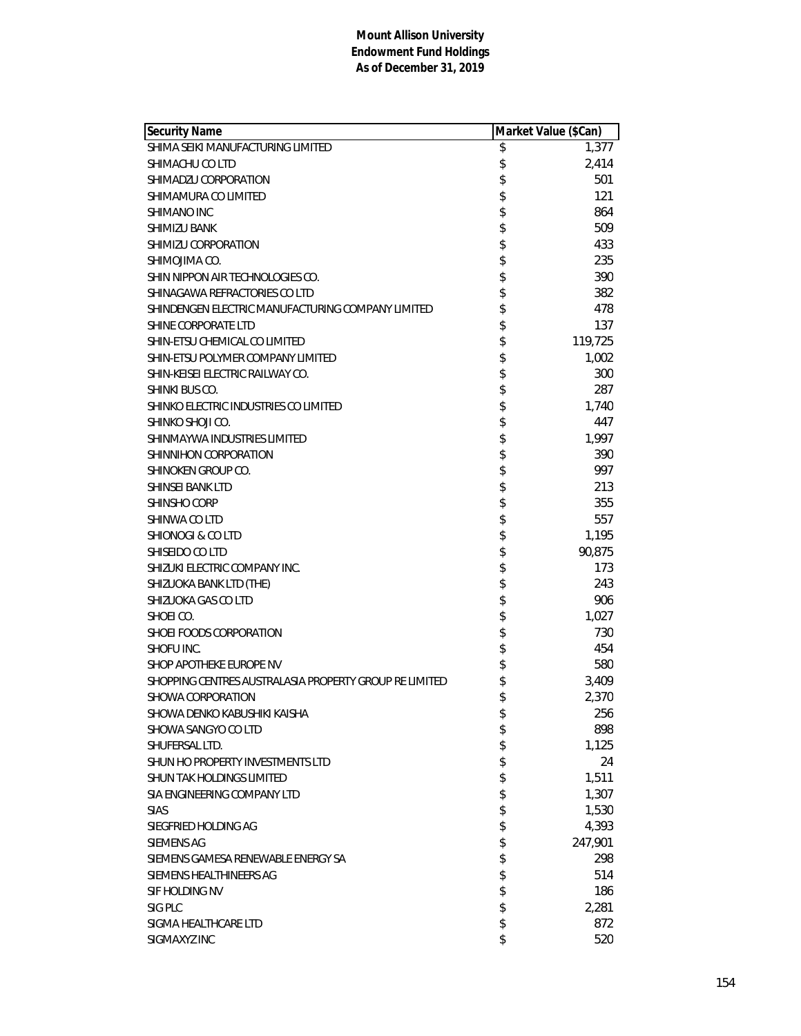**Mount Allison University**
**Endowment Fund Holdings**
**As of December 31, 2019**

| Security Name | Market Value ($Can) |
|---|---|
| SHIMA SEIKI MANUFACTURING LIMITED | $ 1,377 |
| SHIMACHU CO LTD | $ 2,414 |
| SHIMADZU CORPORATION | $ 501 |
| SHIMAMURA CO LIMITED | $ 121 |
| SHIMANO INC | $ 864 |
| SHIMIZU BANK | $ 509 |
| SHIMIZU CORPORATION | $ 433 |
| SHIMOJIMA CO. | $ 235 |
| SHIN NIPPON AIR TECHNOLOGIES CO. | $ 390 |
| SHINAGAWA REFRACTORIES CO LTD | $ 382 |
| SHINDENGEN ELECTRIC MANUFACTURING COMPANY LIMITED | $ 478 |
| SHINE CORPORATE LTD | $ 137 |
| SHIN-ETSU CHEMICAL CO LIMITED | $ 119,725 |
| SHIN-ETSU POLYMER COMPANY LIMITED | $ 1,002 |
| SHIN-KEISEI ELECTRIC RAILWAY CO. | $ 300 |
| SHINKI BUS CO. | $ 287 |
| SHINKO ELECTRIC INDUSTRIES CO LIMITED | $ 1,740 |
| SHINKO SHOJI CO. | $ 447 |
| SHINMAYWA INDUSTRIES LIMITED | $ 1,997 |
| SHINNIHON CORPORATION | $ 390 |
| SHINOKEN GROUP CO. | $ 997 |
| SHINSEI BANK LTD | $ 213 |
| SHINSHO CORP | $ 355 |
| SHINWA CO LTD | $ 557 |
| SHIONOGI & CO LTD | $ 1,195 |
| SHISEIDO CO LTD | $ 90,875 |
| SHIZUKI ELECTRIC COMPANY INC. | $ 173 |
| SHIZUOKA BANK LTD (THE) | $ 243 |
| SHIZUOKA GAS CO LTD | $ 906 |
| SHOEI CO. | $ 1,027 |
| SHOEI FOODS CORPORATION | $ 730 |
| SHOFU INC. | $ 454 |
| SHOP APOTHEKE EUROPE NV | $ 580 |
| SHOPPING CENTRES AUSTRALASIA PROPERTY GROUP RE LIMITED | $ 3,409 |
| SHOWA CORPORATION | $ 2,370 |
| SHOWA DENKO KABUSHIKI KAISHA | $ 256 |
| SHOWA SANGYO CO LTD | $ 898 |
| SHUFERSAL LTD. | $ 1,125 |
| SHUN HO PROPERTY INVESTMENTS LTD | $ 24 |
| SHUN TAK HOLDINGS LIMITED | $ 1,511 |
| SIA ENGINEERING COMPANY LTD | $ 1,307 |
| SIAS | $ 1,530 |
| SIEGFRIED HOLDING AG | $ 4,393 |
| SIEMENS AG | $ 247,901 |
| SIEMENS GAMESA RENEWABLE ENERGY SA | $ 298 |
| SIEMENS HEALTHINEERS AG | $ 514 |
| SIF HOLDING NV | $ 186 |
| SIG PLC | $ 2,281 |
| SIGMA HEALTHCARE LTD | $ 872 |
| SIGMAXYZ INC | $ 520 |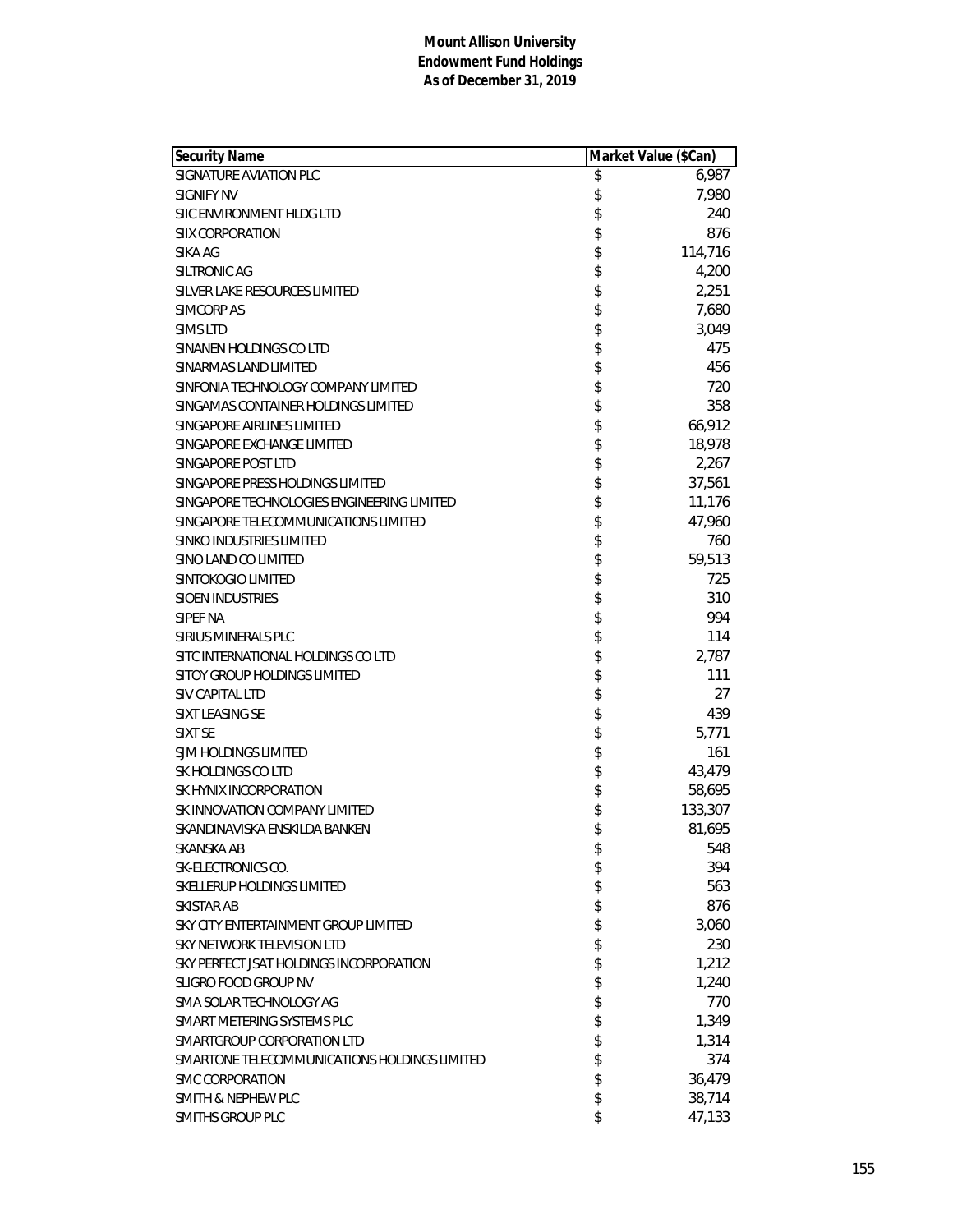**Mount Allison University**
**Endowment Fund Holdings**
**As of December 31, 2019**

| Security Name | Market Value ($Can) |
|---|---|
| SIGNATURE AVIATION PLC | $ 6,987 |
| SIGNIFY NV | $ 7,980 |
| SIIC ENVIRONMENT HLDG LTD | $ 240 |
| SIIX CORPORATION | $ 876 |
| SIKA AG | $ 114,716 |
| SILTRONIC AG | $ 4,200 |
| SILVER LAKE RESOURCES LIMITED | $ 2,251 |
| SIMCORP AS | $ 7,680 |
| SIMS LTD | $ 3,049 |
| SINANEN HOLDINGS CO LTD | $ 475 |
| SINARMAS LAND LIMITED | $ 456 |
| SINFONIA TECHNOLOGY COMPANY LIMITED | $ 720 |
| SINGAMAS CONTAINER HOLDINGS LIMITED | $ 358 |
| SINGAPORE AIRLINES LIMITED | $ 66,912 |
| SINGAPORE EXCHANGE LIMITED | $ 18,978 |
| SINGAPORE POST LTD | $ 2,267 |
| SINGAPORE PRESS HOLDINGS LIMITED | $ 37,561 |
| SINGAPORE TECHNOLOGIES ENGINEERING LIMITED | $ 11,176 |
| SINGAPORE TELECOMMUNICATIONS LIMITED | $ 47,960 |
| SINKO INDUSTRIES LIMITED | $ 760 |
| SINO LAND CO LIMITED | $ 59,513 |
| SINTOKOGIO LIMITED | $ 725 |
| SIOEN INDUSTRIES | $ 310 |
| SIPEF NA | $ 994 |
| SIRIUS MINERALS PLC | $ 114 |
| SITC INTERNATIONAL HOLDINGS CO LTD | $ 2,787 |
| SITOY GROUP HOLDINGS LIMITED | $ 111 |
| SIV CAPITAL LTD | $ 27 |
| SIXT LEASING SE | $ 439 |
| SIXT SE | $ 5,771 |
| SJM HOLDINGS LIMITED | $ 161 |
| SK HOLDINGS CO LTD | $ 43,479 |
| SK HYNIX INCORPORATION | $ 58,695 |
| SK INNOVATION COMPANY LIMITED | $ 133,307 |
| SKANDINAVISKA ENSKILDA BANKEN | $ 81,695 |
| SKANSKA AB | $ 548 |
| SK-ELECTRONICS CO. | $ 394 |
| SKELLERUP HOLDINGS LIMITED | $ 563 |
| SKISTAR AB | $ 876 |
| SKY CITY ENTERTAINMENT GROUP LIMITED | $ 3,060 |
| SKY NETWORK TELEVISION LTD | $ 230 |
| SKY PERFECT JSAT HOLDINGS INCORPORATION | $ 1,212 |
| SLIGRO FOOD GROUP NV | $ 1,240 |
| SMA SOLAR TECHNOLOGY AG | $ 770 |
| SMART METERING SYSTEMS PLC | $ 1,349 |
| SMARTGROUP CORPORATION LTD | $ 1,314 |
| SMARTONE TELECOMMUNICATIONS HOLDINGS LIMITED | $ 374 |
| SMC CORPORATION | $ 36,479 |
| SMITH & NEPHEW PLC | $ 38,714 |
| SMITHS GROUP PLC | $ 47,133 |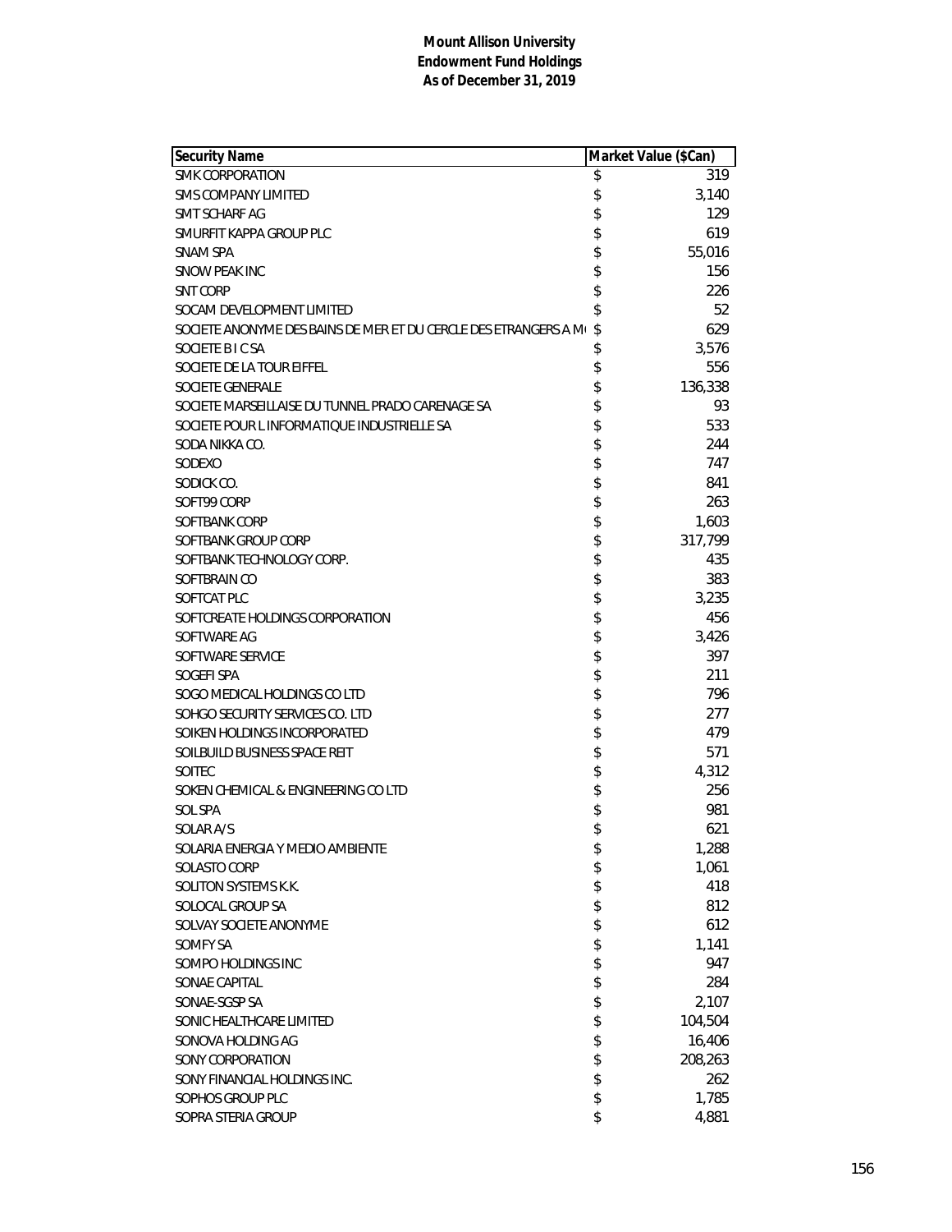**Mount Allison University**
**Endowment Fund Holdings**
**As of December 31, 2019**

| Security Name | Market Value ($Can) |
|---|---|
| SMK CORPORATION | $ 319 |
| SMS COMPANY LIMITED | $ 3,140 |
| SMT SCHARF AG | $ 129 |
| SMURFIT KAPPA GROUP PLC | $ 619 |
| SNAM SPA | $ 55,016 |
| SNOW PEAK INC | $ 156 |
| SNT CORP | $ 226 |
| SOCAM DEVELOPMENT LIMITED | $ 52 |
| SOCIETE ANONYME DES BAINS DE MER ET DU CERCLE DES ETRANGERS A MO | $ 629 |
| SOCIETE B I C SA | $ 3,576 |
| SOCIETE DE LA TOUR EIFFEL | $ 556 |
| SOCIETE GENERALE | $ 136,338 |
| SOCIETE MARSEILLAISE DU TUNNEL PRADO CARENAGE SA | $ 93 |
| SOCIETE POUR L INFORMATIQUE INDUSTRIELLE SA | $ 533 |
| SODA NIKKA CO. | $ 244 |
| SODEXO | $ 747 |
| SODICK CO. | $ 841 |
| SOFT99 CORP | $ 263 |
| SOFTBANK CORP | $ 1,603 |
| SOFTBANK GROUP CORP | $ 317,799 |
| SOFTBANK TECHNOLOGY CORP. | $ 435 |
| SOFTBRAIN CO | $ 383 |
| SOFTCAT PLC | $ 3,235 |
| SOFTCREATE HOLDINGS CORPORATION | $ 456 |
| SOFTWARE AG | $ 3,426 |
| SOFTWARE SERVICE | $ 397 |
| SOGEFI SPA | $ 211 |
| SOGO MEDICAL HOLDINGS CO LTD | $ 796 |
| SOHGO SECURITY SERVICES CO. LTD | $ 277 |
| SOIKEN HOLDINGS INCORPORATED | $ 479 |
| SOILBUILD BUSINESS SPACE REIT | $ 571 |
| SOITEC | $ 4,312 |
| SOKEN CHEMICAL & ENGINEERING CO LTD | $ 256 |
| SOL SPA | $ 981 |
| SOLAR A/S | $ 621 |
| SOLARIA ENERGIA Y MEDIO AMBIENTE | $ 1,288 |
| SOLASTO CORP | $ 1,061 |
| SOLITON SYSTEMS K.K. | $ 418 |
| SOLOCAL GROUP SA | $ 812 |
| SOLVAY SOCIETE ANONYME | $ 612 |
| SOMFY SA | $ 1,141 |
| SOMPO HOLDINGS INC | $ 947 |
| SONAE CAPITAL | $ 284 |
| SONAE-SGSP SA | $ 2,107 |
| SONIC HEALTHCARE LIMITED | $ 104,504 |
| SONOVA HOLDING AG | $ 16,406 |
| SONY CORPORATION | $ 208,263 |
| SONY FINANCIAL HOLDINGS INC. | $ 262 |
| SOPHOS GROUP PLC | $ 1,785 |
| SOPRA STERIA GROUP | $ 4,881 |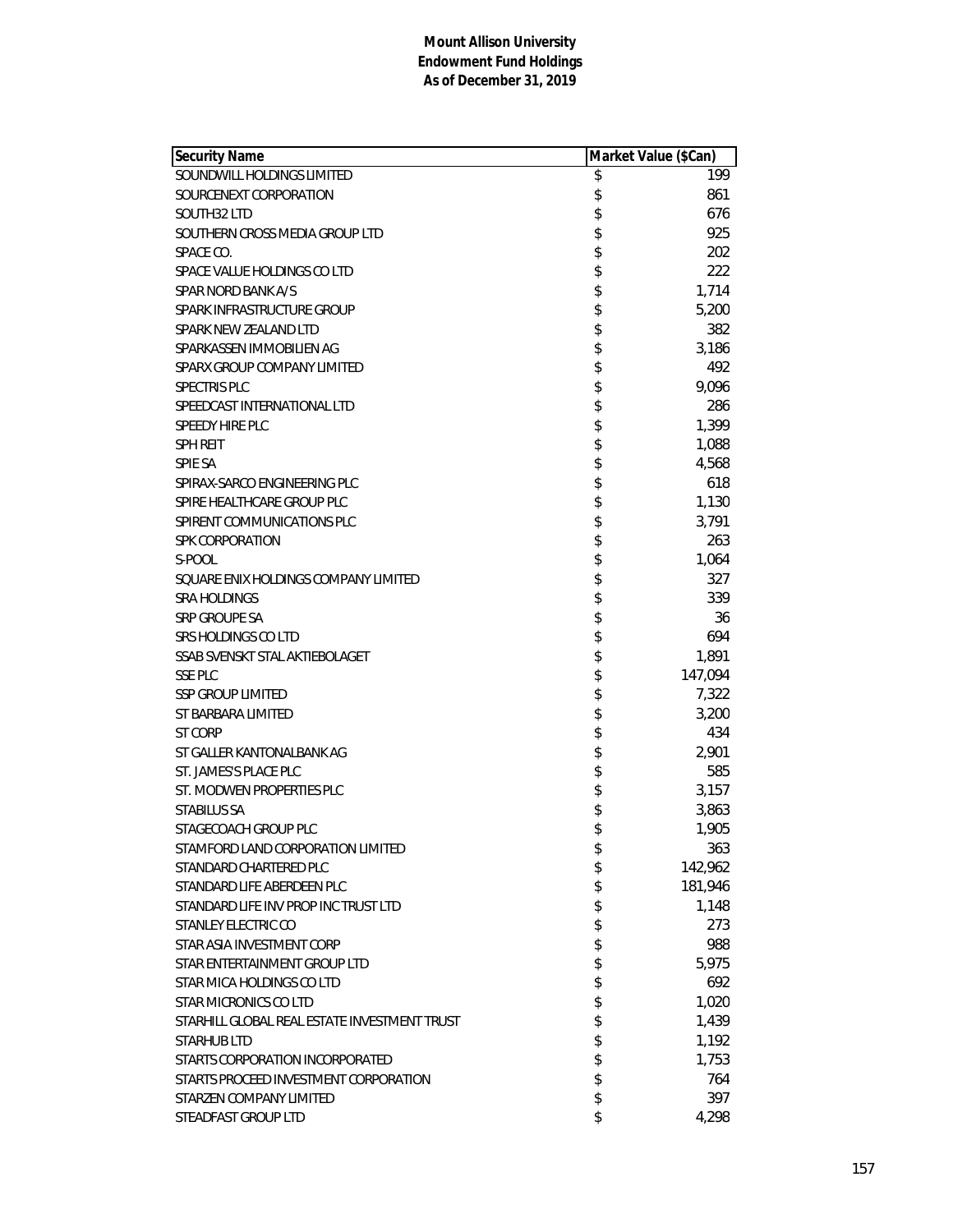**Mount Allison University**
**Endowment Fund Holdings**
**As of December 31, 2019**

| Security Name | Market Value ($Can) |
|---|---|
| SOUNDWILL HOLDINGS LIMITED | $ 199 |
| SOURCENEXT CORPORATION | $ 861 |
| SOUTH32 LTD | $ 676 |
| SOUTHERN CROSS MEDIA GROUP LTD | $ 925 |
| SPACE CO. | $ 202 |
| SPACE VALUE HOLDINGS CO LTD | $ 222 |
| SPAR NORD BANK A/S | $ 1,714 |
| SPARK INFRASTRUCTURE GROUP | $ 5,200 |
| SPARK NEW ZEALAND LTD | $ 382 |
| SPARKASSEN IMMOBILIEN AG | $ 3,186 |
| SPARX GROUP COMPANY LIMITED | $ 492 |
| SPECTRIS PLC | $ 9,096 |
| SPEEDCAST INTERNATIONAL LTD | $ 286 |
| SPEEDY HIRE PLC | $ 1,399 |
| SPH REIT | $ 1,088 |
| SPIE SA | $ 4,568 |
| SPIRAX-SARCO ENGINEERING PLC | $ 618 |
| SPIRE HEALTHCARE GROUP PLC | $ 1,130 |
| SPIRENT COMMUNICATIONS PLC | $ 3,791 |
| SPK CORPORATION | $ 263 |
| S-POOL | $ 1,064 |
| SQUARE ENIX HOLDINGS COMPANY LIMITED | $ 327 |
| SRA HOLDINGS | $ 339 |
| SRP GROUPE SA | $ 36 |
| SRS HOLDINGS CO LTD | $ 694 |
| SSAB SVENSKT STAL AKTIEBOLAGET | $ 1,891 |
| SSE PLC | $ 147,094 |
| SSP GROUP LIMITED | $ 7,322 |
| ST BARBARA LIMITED | $ 3,200 |
| ST CORP | $ 434 |
| ST GALLER KANTONALBANK AG | $ 2,901 |
| ST. JAMES'S PLACE PLC | $ 585 |
| ST. MODWEN PROPERTIES PLC | $ 3,157 |
| STABILUS SA | $ 3,863 |
| STAGECOACH GROUP PLC | $ 1,905 |
| STAMFORD LAND CORPORATION LIMITED | $ 363 |
| STANDARD CHARTERED PLC | $ 142,962 |
| STANDARD LIFE ABERDEEN PLC | $ 181,946 |
| STANDARD LIFE INV PROP INC TRUST LTD | $ 1,148 |
| STANLEY ELECTRIC CO | $ 273 |
| STAR ASIA INVESTMENT CORP | $ 988 |
| STAR ENTERTAINMENT GROUP LTD | $ 5,975 |
| STAR MICA HOLDINGS CO LTD | $ 692 |
| STAR MICRONICS CO LTD | $ 1,020 |
| STARHILL GLOBAL REAL ESTATE INVESTMENT TRUST | $ 1,439 |
| STARHUB LTD | $ 1,192 |
| STARTS CORPORATION INCORPORATED | $ 1,753 |
| STARTS PROCEED INVESTMENT CORPORATION | $ 764 |
| STARZEN COMPANY LIMITED | $ 397 |
| STEADFAST GROUP LTD | $ 4,298 |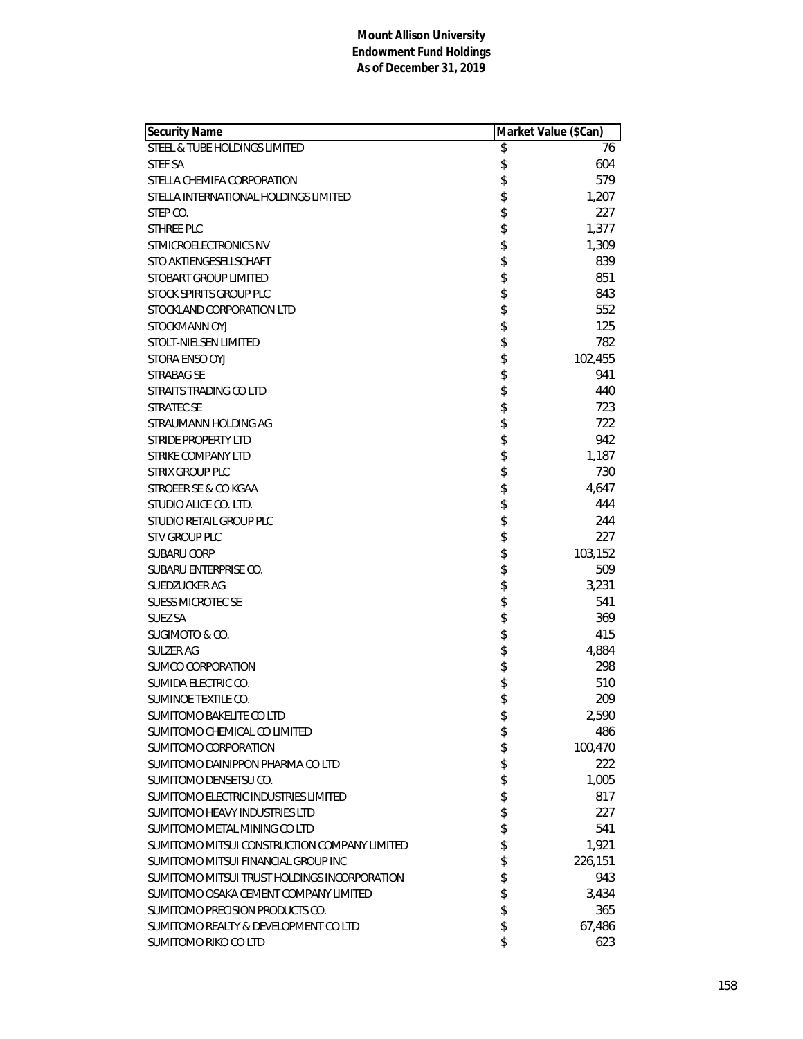**Mount Allison University**
**Endowment Fund Holdings**
**As of December 31, 2019**

| Security Name | Market Value ($Can) |
|---|---|
| STEEL & TUBE HOLDINGS LIMITED | $ 76 |
| STEF SA | $ 604 |
| STELLA CHEMIFA CORPORATION | $ 579 |
| STELLA INTERNATIONAL HOLDINGS LIMITED | $ 1,207 |
| STEP CO. | $ 227 |
| STHREE PLC | $ 1,377 |
| STMICROELECTRONICS NV | $ 1,309 |
| STO AKTIENGESELLSCHAFT | $ 839 |
| STOBART GROUP LIMITED | $ 851 |
| STOCK SPIRITS GROUP PLC | $ 843 |
| STOCKLAND CORPORATION LTD | $ 552 |
| STOCKMANN OYJ | $ 125 |
| STOLT-NIELSEN LIMITED | $ 782 |
| STORA ENSO OYJ | $ 102,455 |
| STRABAG SE | $ 941 |
| STRAITS TRADING CO LTD | $ 440 |
| STRATEC SE | $ 723 |
| STRAUMANN HOLDING AG | $ 722 |
| STRIDE PROPERTY LTD | $ 942 |
| STRIKE COMPANY LTD | $ 1,187 |
| STRIX GROUP PLC | $ 730 |
| STROEER SE & CO KGAA | $ 4,647 |
| STUDIO ALICE CO. LTD. | $ 444 |
| STUDIO RETAIL GROUP PLC | $ 244 |
| STV GROUP PLC | $ 227 |
| SUBARU CORP | $ 103,152 |
| SUBARU ENTERPRISE CO. | $ 509 |
| SUEDZUCKER AG | $ 3,231 |
| SUESS MICROTEC SE | $ 541 |
| SUEZ SA | $ 369 |
| SUGIMOTO & CO. | $ 415 |
| SULZER AG | $ 4,884 |
| SUMCO CORPORATION | $ 298 |
| SUMIDA ELECTRIC CO. | $ 510 |
| SUMINOE TEXTILE CO. | $ 209 |
| SUMITOMO BAKELITE CO LTD | $ 2,590 |
| SUMITOMO CHEMICAL CO LIMITED | $ 486 |
| SUMITOMO CORPORATION | $ 100,470 |
| SUMITOMO DAINIPPON PHARMA CO LTD | $ 222 |
| SUMITOMO DENSETSU CO. | $ 1,005 |
| SUMITOMO ELECTRIC INDUSTRIES LIMITED | $ 817 |
| SUMITOMO HEAVY INDUSTRIES LTD | $ 227 |
| SUMITOMO METAL MINING CO LTD | $ 541 |
| SUMITOMO MITSUI CONSTRUCTION COMPANY LIMITED | $ 1,921 |
| SUMITOMO MITSUI FINANCIAL GROUP INC | $ 226,151 |
| SUMITOMO MITSUI TRUST HOLDINGS INCORPORATION | $ 943 |
| SUMITOMO OSAKA CEMENT COMPANY LIMITED | $ 3,434 |
| SUMITOMO PRECISION PRODUCTS CO. | $ 365 |
| SUMITOMO REALTY & DEVELOPMENT CO LTD | $ 67,486 |
| SUMITOMO RIKO CO LTD | $ 623 |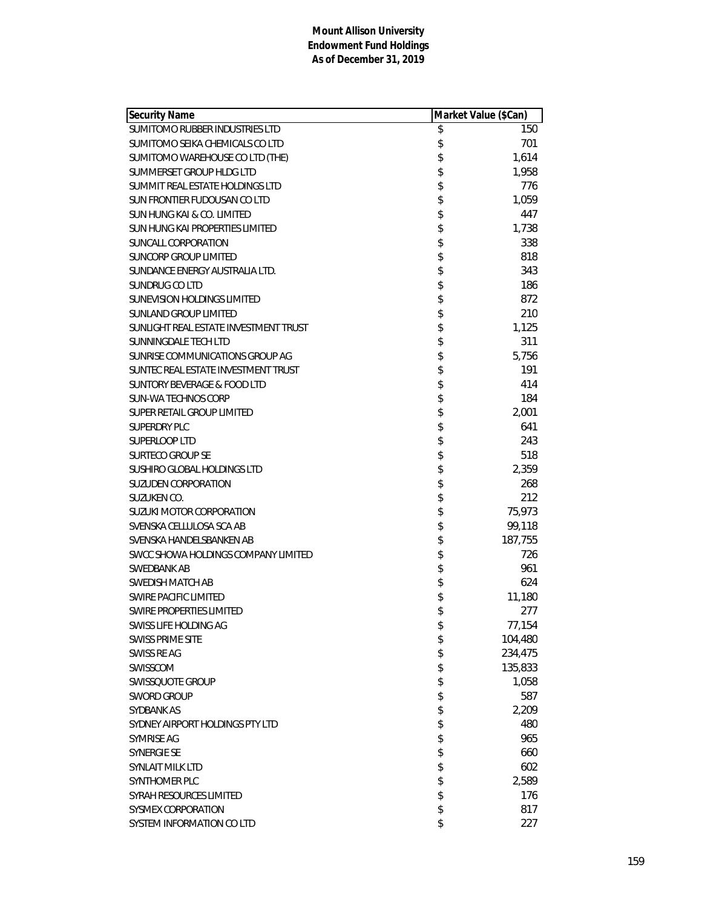**Mount Allison University**
**Endowment Fund Holdings**
**As of December 31, 2019**

| Security Name | Market Value ($Can) |
|---|---|
| SUMITOMO RUBBER INDUSTRIES LTD | $ 150 |
| SUMITOMO SEIKA CHEMICALS CO LTD | $ 701 |
| SUMITOMO WAREHOUSE CO LTD (THE) | $ 1,614 |
| SUMMERSET GROUP HLDG LTD | $ 1,958 |
| SUMMIT REAL ESTATE HOLDINGS LTD | $ 776 |
| SUN FRONTIER FUDOUSAN CO LTD | $ 1,059 |
| SUN HUNG KAI & CO. LIMITED | $ 447 |
| SUN HUNG KAI PROPERTIES LIMITED | $ 1,738 |
| SUNCALL CORPORATION | $ 338 |
| SUNCORP GROUP LIMITED | $ 818 |
| SUNDANCE ENERGY AUSTRALIA LTD. | $ 343 |
| SUNDRUG CO LTD | $ 186 |
| SUNEVISION HOLDINGS LIMITED | $ 872 |
| SUNLAND GROUP LIMITED | $ 210 |
| SUNLIGHT REAL ESTATE INVESTMENT TRUST | $ 1,125 |
| SUNNINGDALE TECH LTD | $ 311 |
| SUNRISE COMMUNICATIONS GROUP AG | $ 5,756 |
| SUNTEC REAL ESTATE INVESTMENT TRUST | $ 191 |
| SUNTORY BEVERAGE & FOOD LTD | $ 414 |
| SUN-WA TECHNOS CORP | $ 184 |
| SUPER RETAIL GROUP LIMITED | $ 2,001 |
| SUPERDRY PLC | $ 641 |
| SUPERLOOP LTD | $ 243 |
| SURTECO GROUP SE | $ 518 |
| SUSHIRO GLOBAL HOLDINGS LTD | $ 2,359 |
| SUZUDEN CORPORATION | $ 268 |
| SUZUKEN CO. | $ 212 |
| SUZUKI MOTOR CORPORATION | $ 75,973 |
| SVENSKA CELLULOSA SCA AB | $ 99,118 |
| SVENSKA HANDELSBANKEN AB | $ 187,755 |
| SWCC SHOWA HOLDINGS COMPANY LIMITED | $ 726 |
| SWEDBANK AB | $ 961 |
| SWEDISH MATCH AB | $ 624 |
| SWIRE PACIFIC LIMITED | $ 11,180 |
| SWIRE PROPERTIES LIMITED | $ 277 |
| SWISS LIFE HOLDING AG | $ 77,154 |
| SWISS PRIME SITE | $ 104,480 |
| SWISS RE AG | $ 234,475 |
| SWISSCOM | $ 135,833 |
| SWISSQUOTE GROUP | $ 1,058 |
| SWORD GROUP | $ 587 |
| SYDBANK AS | $ 2,209 |
| SYDNEY AIRPORT HOLDINGS PTY LTD | $ 480 |
| SYMRISE AG | $ 965 |
| SYNERGIE SE | $ 660 |
| SYNLAIT MILK LTD | $ 602 |
| SYNTHOMER PLC | $ 2,589 |
| SYRAH RESOURCES LIMITED | $ 176 |
| SYSMEX CORPORATION | $ 817 |
| SYSTEM INFORMATION CO LTD | $ 227 |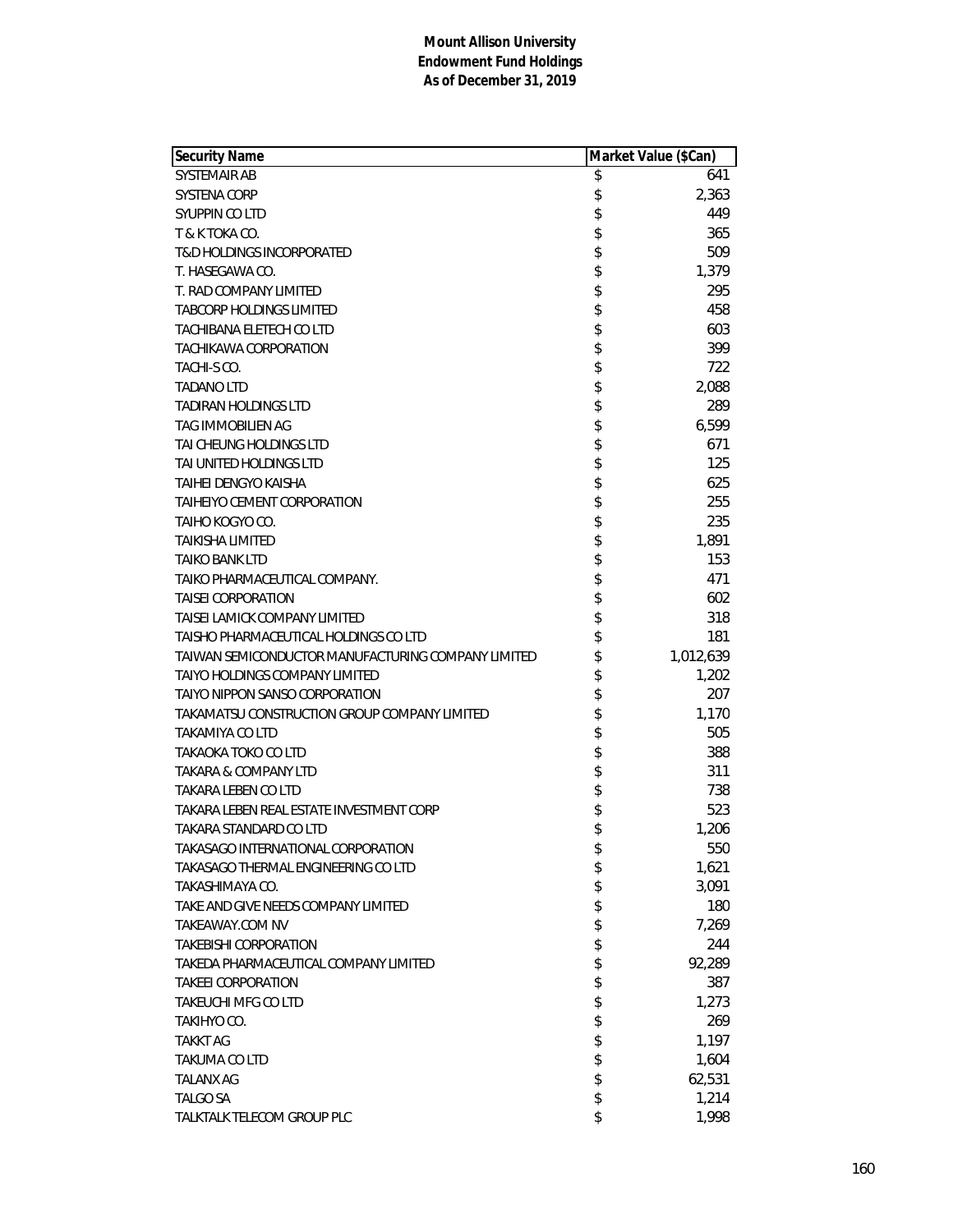**Mount Allison University**
**Endowment Fund Holdings**
**As of December 31, 2019**

| Security Name | Market Value ($Can) |
|---|---|
| SYSTEMAIR AB | $ 641 |
| SYSTENA CORP | $ 2,363 |
| SYUPPIN CO LTD | $ 449 |
| T & K TOKA CO. | $ 365 |
| T&D HOLDINGS INCORPORATED | $ 509 |
| T. HASEGAWA CO. | $ 1,379 |
| T. RAD COMPANY LIMITED | $ 295 |
| TABCORP HOLDINGS LIMITED | $ 458 |
| TACHIBANA ELETECH CO LTD | $ 603 |
| TACHIKAWA CORPORATION | $ 399 |
| TACHI-S CO. | $ 722 |
| TADANO LTD | $ 2,088 |
| TADIRAN HOLDINGS LTD | $ 289 |
| TAG IMMOBILIEN AG | $ 6,599 |
| TAI CHEUNG HOLDINGS LTD | $ 671 |
| TAI UNITED HOLDINGS LTD | $ 125 |
| TAIHEI DENGYO KAISHA | $ 625 |
| TAIHEIYO CEMENT CORPORATION | $ 255 |
| TAIHO KOGYO CO. | $ 235 |
| TAIKISHA LIMITED | $ 1,891 |
| TAIKO BANK LTD | $ 153 |
| TAIKO PHARMACEUTICAL COMPANY. | $ 471 |
| TAISEI CORPORATION | $ 602 |
| TAISEI LAMICK COMPANY LIMITED | $ 318 |
| TAISHO PHARMACEUTICAL HOLDINGS CO LTD | $ 181 |
| TAIWAN SEMICONDUCTOR MANUFACTURING COMPANY LIMITED | $ 1,012,639 |
| TAIYO HOLDINGS COMPANY LIMITED | $ 1,202 |
| TAIYO NIPPON SANSO CORPORATION | $ 207 |
| TAKAMATSU CONSTRUCTION GROUP COMPANY LIMITED | $ 1,170 |
| TAKAMIYA CO LTD | $ 505 |
| TAKAOKA TOKO CO LTD | $ 388 |
| TAKARA & COMPANY LTD | $ 311 |
| TAKARA LEBEN CO LTD | $ 738 |
| TAKARA LEBEN REAL ESTATE INVESTMENT CORP | $ 523 |
| TAKARA STANDARD CO LTD | $ 1,206 |
| TAKASAGO INTERNATIONAL CORPORATION | $ 550 |
| TAKASAGO THERMAL ENGINEERING CO LTD | $ 1,621 |
| TAKASHIMAYA CO. | $ 3,091 |
| TAKE AND GIVE NEEDS COMPANY LIMITED | $ 180 |
| TAKEAWAY.COM NV | $ 7,269 |
| TAKEBISHI CORPORATION | $ 244 |
| TAKEDA PHARMACEUTICAL COMPANY LIMITED | $ 92,289 |
| TAKEEI CORPORATION | $ 387 |
| TAKEUCHI MFG CO LTD | $ 1,273 |
| TAKIHYO CO. | $ 269 |
| TAKKT AG | $ 1,197 |
| TAKUMA CO LTD | $ 1,604 |
| TALANX AG | $ 62,531 |
| TALGO SA | $ 1,214 |
| TALKTALK TELECOM GROUP PLC | $ 1,998 |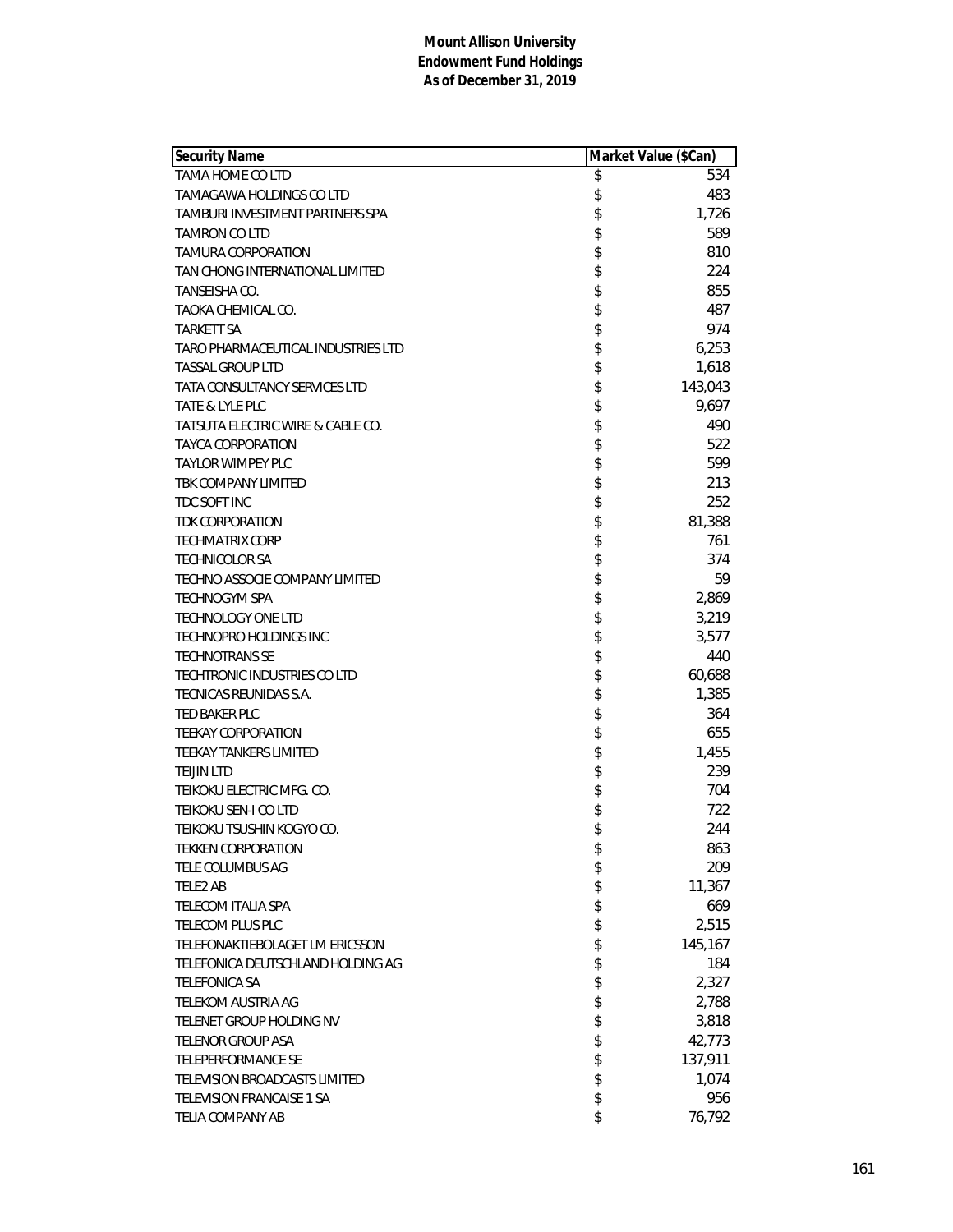**Mount Allison University**
**Endowment Fund Holdings**
**As of December 31, 2019**

| Security Name | Market Value ($Can) |
|---|---|
| TAMA HOME CO LTD | $ 534 |
| TAMAGAWA HOLDINGS CO LTD | $ 483 |
| TAMBURI INVESTMENT PARTNERS SPA | $ 1,726 |
| TAMRON CO LTD | $ 589 |
| TAMURA CORPORATION | $ 810 |
| TAN CHONG INTERNATIONAL LIMITED | $ 224 |
| TANSEISHA CO. | $ 855 |
| TAOKA CHEMICAL CO. | $ 487 |
| TARKETT SA | $ 974 |
| TARO PHARMACEUTICAL INDUSTRIES LTD | $ 6,253 |
| TASSAL GROUP LTD | $ 1,618 |
| TATA CONSULTANCY SERVICES LTD | $ 143,043 |
| TATE & LYLE PLC | $ 9,697 |
| TATSUTA ELECTRIC WIRE & CABLE CO. | $ 490 |
| TAYCA CORPORATION | $ 522 |
| TAYLOR WIMPEY PLC | $ 599 |
| TBK COMPANY LIMITED | $ 213 |
| TDC SOFT INC | $ 252 |
| TDK CORPORATION | $ 81,388 |
| TECHMATRIX CORP | $ 761 |
| TECHNICOLOR SA | $ 374 |
| TECHNO ASSOCIE COMPANY LIMITED | $ 59 |
| TECHNOGYM SPA | $ 2,869 |
| TECHNOLOGY ONE LTD | $ 3,219 |
| TECHNOPRO HOLDINGS INC | $ 3,577 |
| TECHNOTRANS SE | $ 440 |
| TECHTRONIC INDUSTRIES CO LTD | $ 60,688 |
| TECNICAS REUNIDAS S.A. | $ 1,385 |
| TED BAKER PLC | $ 364 |
| TEEKAY CORPORATION | $ 655 |
| TEEKAY TANKERS LIMITED | $ 1,455 |
| TEIJIN LTD | $ 239 |
| TEIKOKU ELECTRIC MFG. CO. | $ 704 |
| TEIKOKU SEN-I CO LTD | $ 722 |
| TEIKOKU TSUSHIN KOGYO CO. | $ 244 |
| TEKKEN CORPORATION | $ 863 |
| TELE COLUMBUS AG | $ 209 |
| TELE2 AB | $ 11,367 |
| TELECOM ITALIA SPA | $ 669 |
| TELECOM PLUS PLC | $ 2,515 |
| TELEFONAKTIEBOLAGET LM ERICSSON | $ 145,167 |
| TELEFONICA DEUTSCHLAND HOLDING AG | $ 184 |
| TELEFONICA SA | $ 2,327 |
| TELEKOM AUSTRIA AG | $ 2,788 |
| TELENET GROUP HOLDING NV | $ 3,818 |
| TELENOR GROUP ASA | $ 42,773 |
| TELEPERFORMANCE SE | $ 137,911 |
| TELEVISION BROADCASTS LIMITED | $ 1,074 |
| TELEVISION FRANCAISE 1 SA | $ 956 |
| TELIA COMPANY AB | $ 76,792 |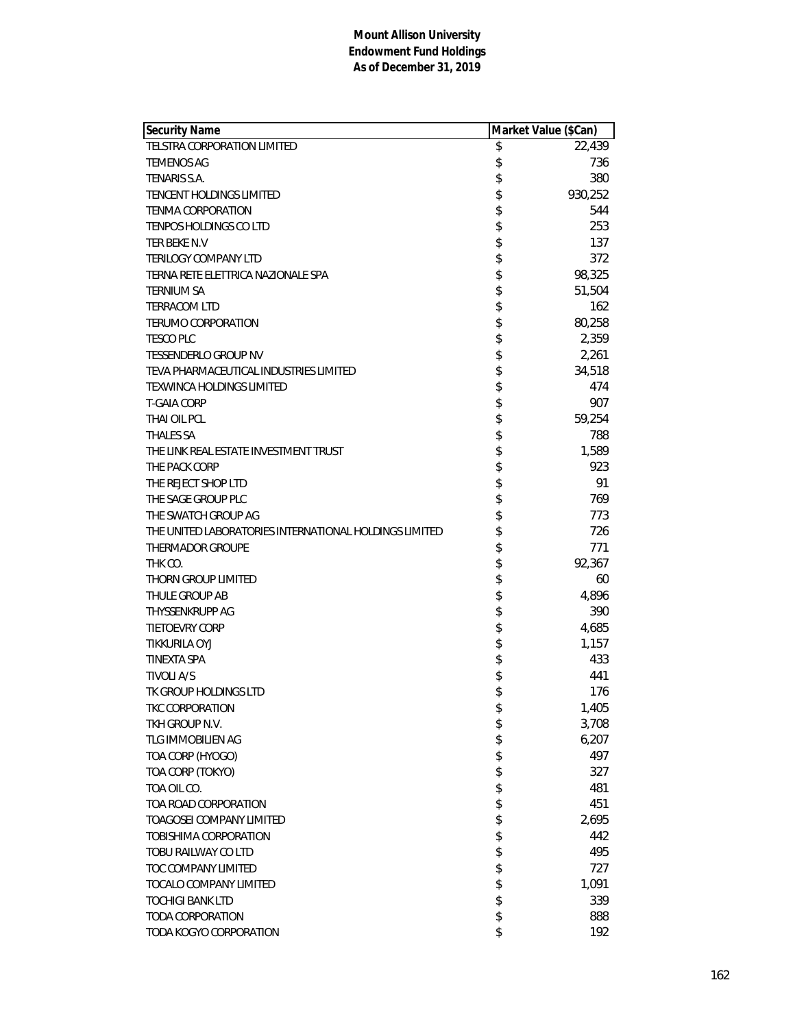**Mount Allison University**
**Endowment Fund Holdings**
**As of December 31, 2019**

| Security Name | Market Value ($Can) |
|---|---|
| TELSTRA CORPORATION LIMITED | $ 22,439 |
| TEMENOS AG | $ 736 |
| TENARIS S.A. | $ 380 |
| TENCENT HOLDINGS LIMITED | $ 930,252 |
| TENMA CORPORATION | $ 544 |
| TENPOS HOLDINGS CO LTD | $ 253 |
| TER BEKE N.V | $ 137 |
| TERILOGY COMPANY LTD | $ 372 |
| TERNA RETE ELETTRICA NAZIONALE SPA | $ 98,325 |
| TERNIUM SA | $ 51,504 |
| TERRACOM LTD | $ 162 |
| TERUMO CORPORATION | $ 80,258 |
| TESCO PLC | $ 2,359 |
| TESSENDERLO GROUP NV | $ 2,261 |
| TEVA PHARMACEUTICAL INDUSTRIES LIMITED | $ 34,518 |
| TEXWINCA HOLDINGS LIMITED | $ 474 |
| T-GAIA CORP | $ 907 |
| THAI OIL PCL. | $ 59,254 |
| THALES SA | $ 788 |
| THE LINK REAL ESTATE INVESTMENT TRUST | $ 1,589 |
| THE PACK CORP | $ 923 |
| THE REJECT SHOP LTD | $ 91 |
| THE SAGE GROUP PLC | $ 769 |
| THE SWATCH GROUP AG | $ 773 |
| THE UNITED LABORATORIES INTERNATIONAL HOLDINGS LIMITED | $ 726 |
| THERMADOR GROUPE | $ 771 |
| THK CO. | $ 92,367 |
| THORN GROUP LIMITED | $ 60 |
| THULE GROUP AB | $ 4,896 |
| THYSSENKRUPP AG | $ 390 |
| TIETOEVRY CORP | $ 4,685 |
| TIKKURILA OYJ | $ 1,157 |
| TINEXTA SPA | $ 433 |
| TIVOLI A/S | $ 441 |
| TK GROUP HOLDINGS LTD | $ 176 |
| TKC CORPORATION | $ 1,405 |
| TKH GROUP N.V. | $ 3,708 |
| TLG IMMOBILIEN AG | $ 6,207 |
| TOA CORP (HYOGO) | $ 497 |
| TOA CORP (TOKYO) | $ 327 |
| TOA OIL CO. | $ 481 |
| TOA ROAD CORPORATION | $ 451 |
| TOAGOSEI COMPANY LIMITED | $ 2,695 |
| TOBISHIMA CORPORATION | $ 442 |
| TOBU RAILWAY CO LTD | $ 495 |
| TOC COMPANY LIMITED | $ 727 |
| TOCALO COMPANY LIMITED | $ 1,091 |
| TOCHIGI BANK LTD | $ 339 |
| TODA CORPORATION | $ 888 |
| TODA KOGYO CORPORATION | $ 192 |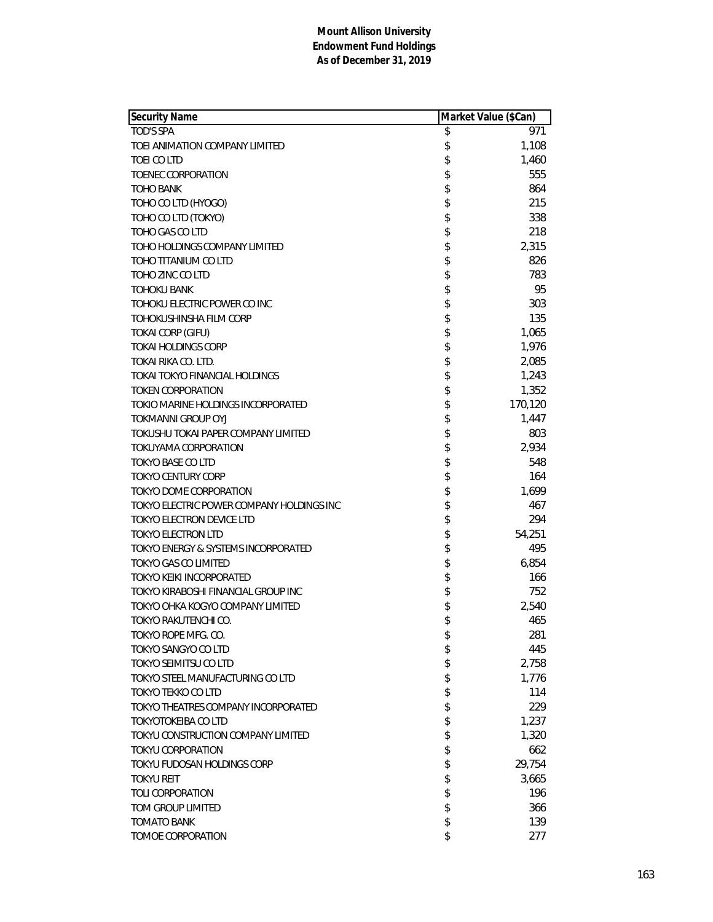**Mount Allison University**
**Endowment Fund Holdings**
**As of December 31, 2019**

| Security Name | Market Value ($Can) |
|---|---|
| TOD'S SPA | $ 971 |
| TOEI ANIMATION COMPANY LIMITED | $ 1,108 |
| TOEI CO LTD | $ 1,460 |
| TOENEC CORPORATION | $ 555 |
| TOHO BANK | $ 864 |
| TOHO CO LTD (HYOGO) | $ 215 |
| TOHO CO LTD (TOKYO) | $ 338 |
| TOHO GAS CO LTD | $ 218 |
| TOHO HOLDINGS COMPANY LIMITED | $ 2,315 |
| TOHO TITANIUM CO LTD | $ 826 |
| TOHO ZINC CO LTD | $ 783 |
| TOHOKU BANK | $ 95 |
| TOHOKU ELECTRIC POWER CO INC | $ 303 |
| TOHOKUSHINSHA FILM CORP | $ 135 |
| TOKAI CORP (GIFU) | $ 1,065 |
| TOKAI HOLDINGS CORP | $ 1,976 |
| TOKAI RIKA CO. LTD. | $ 2,085 |
| TOKAI TOKYO FINANCIAL HOLDINGS | $ 1,243 |
| TOKEN CORPORATION | $ 1,352 |
| TOKIO MARINE HOLDINGS INCORPORATED | $ 170,120 |
| TOKMANNI GROUP OYJ | $ 1,447 |
| TOKUSHU TOKAI PAPER COMPANY LIMITED | $ 803 |
| TOKUYAMA CORPORATION | $ 2,934 |
| TOKYO BASE CO LTD | $ 548 |
| TOKYO CENTURY CORP | $ 164 |
| TOKYO DOME CORPORATION | $ 1,699 |
| TOKYO ELECTRIC POWER COMPANY HOLDINGS INC | $ 467 |
| TOKYO ELECTRON DEVICE LTD | $ 294 |
| TOKYO ELECTRON LTD | $ 54,251 |
| TOKYO ENERGY & SYSTEMS INCORPORATED | $ 495 |
| TOKYO GAS CO LIMITED | $ 6,854 |
| TOKYO KEIKI INCORPORATED | $ 166 |
| TOKYO KIRABOSHI FINANCIAL GROUP INC | $ 752 |
| TOKYO OHKA KOGYO COMPANY LIMITED | $ 2,540 |
| TOKYO RAKUTENCHI CO. | $ 465 |
| TOKYO ROPE MFG. CO. | $ 281 |
| TOKYO SANGYO CO LTD | $ 445 |
| TOKYO SEIMITSU CO LTD | $ 2,758 |
| TOKYO STEEL MANUFACTURING CO LTD | $ 1,776 |
| TOKYO TEKKO CO LTD | $ 114 |
| TOKYO THEATRES COMPANY INCORPORATED | $ 229 |
| TOKYOTOKEIBA CO LTD | $ 1,237 |
| TOKYU CONSTRUCTION COMPANY LIMITED | $ 1,320 |
| TOKYU CORPORATION | $ 662 |
| TOKYU FUDOSAN HOLDINGS CORP | $ 29,754 |
| TOKYU REIT | $ 3,665 |
| TOLI CORPORATION | $ 196 |
| TOM GROUP LIMITED | $ 366 |
| TOMATO BANK | $ 139 |
| TOMOE CORPORATION | $ 277 |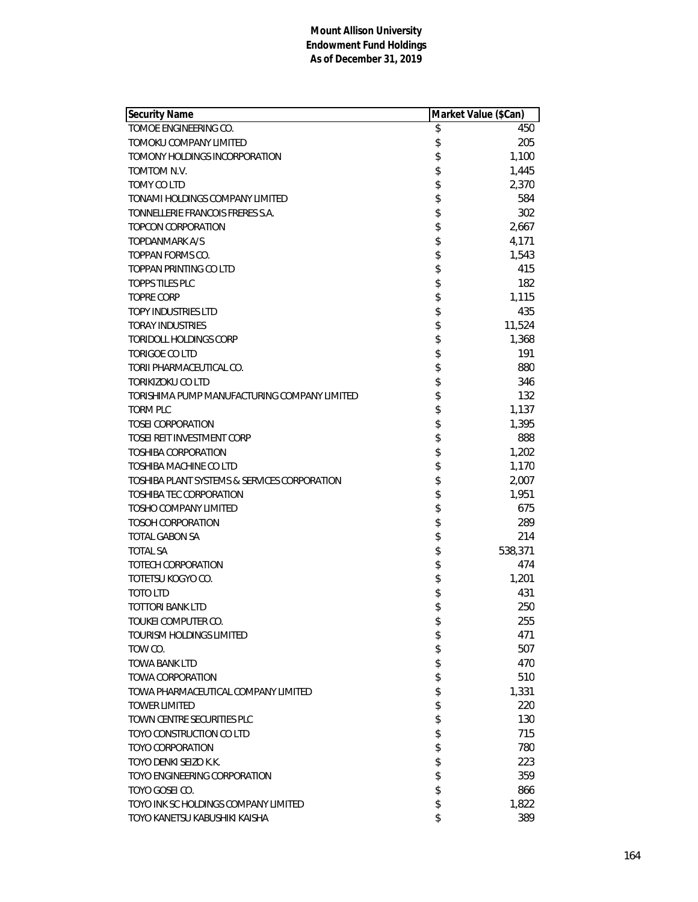**Mount Allison University**
**Endowment Fund Holdings**
**As of December 31, 2019**

| Security Name | Market Value ($Can) |
|---|---|
| TOMOE ENGINEERING CO. | $ 450 |
| TOMOKU COMPANY LIMITED | $ 205 |
| TOMONY HOLDINGS INCORPORATION | $ 1,100 |
| TOMTOM N.V. | $ 1,445 |
| TOMY CO LTD | $ 2,370 |
| TONAMI HOLDINGS COMPANY LIMITED | $ 584 |
| TONNELLERIE FRANCOIS FRERES S.A. | $ 302 |
| TOPCON CORPORATION | $ 2,667 |
| TOPDANMARK A/S | $ 4,171 |
| TOPPAN FORMS CO. | $ 1,543 |
| TOPPAN PRINTING CO LTD | $ 415 |
| TOPPS TILES PLC | $ 182 |
| TOPRE CORP | $ 1,115 |
| TOPY INDUSTRIES LTD | $ 435 |
| TORAY INDUSTRIES | $ 11,524 |
| TORIDOLL HOLDINGS CORP | $ 1,368 |
| TORIGOE CO LTD | $ 191 |
| TORII PHARMACEUTICAL CO. | $ 880 |
| TORIKIZOKU CO LTD | $ 346 |
| TORISHIMA PUMP MANUFACTURING COMPANY LIMITED | $ 132 |
| TORM PLC | $ 1,137 |
| TOSEI CORPORATION | $ 1,395 |
| TOSEI REIT INVESTMENT CORP | $ 888 |
| TOSHIBA CORPORATION | $ 1,202 |
| TOSHIBA MACHINE CO LTD | $ 1,170 |
| TOSHIBA PLANT SYSTEMS & SERVICES CORPORATION | $ 2,007 |
| TOSHIBA TEC CORPORATION | $ 1,951 |
| TOSHO COMPANY LIMITED | $ 675 |
| TOSOH CORPORATION | $ 289 |
| TOTAL GABON SA | $ 214 |
| TOTAL SA | $ 538,371 |
| TOTECH CORPORATION | $ 474 |
| TOTETSU KOGYO CO. | $ 1,201 |
| TOTO LTD | $ 431 |
| TOTTORI BANK LTD | $ 250 |
| TOUKEI COMPUTER CO. | $ 255 |
| TOURISM HOLDINGS LIMITED | $ 471 |
| TOW CO. | $ 507 |
| TOWA BANK LTD | $ 470 |
| TOWA CORPORATION | $ 510 |
| TOWA PHARMACEUTICAL COMPANY LIMITED | $ 1,331 |
| TOWER LIMITED | $ 220 |
| TOWN CENTRE SECURITIES PLC | $ 130 |
| TOYO CONSTRUCTION CO LTD | $ 715 |
| TOYO CORPORATION | $ 780 |
| TOYO DENKI SEIZO K.K. | $ 223 |
| TOYO ENGINEERING CORPORATION | $ 359 |
| TOYO GOSEI CO. | $ 866 |
| TOYO INK SC HOLDINGS COMPANY LIMITED | $ 1,822 |
| TOYO KANETSU KABUSHIKI KAISHA | $ 389 |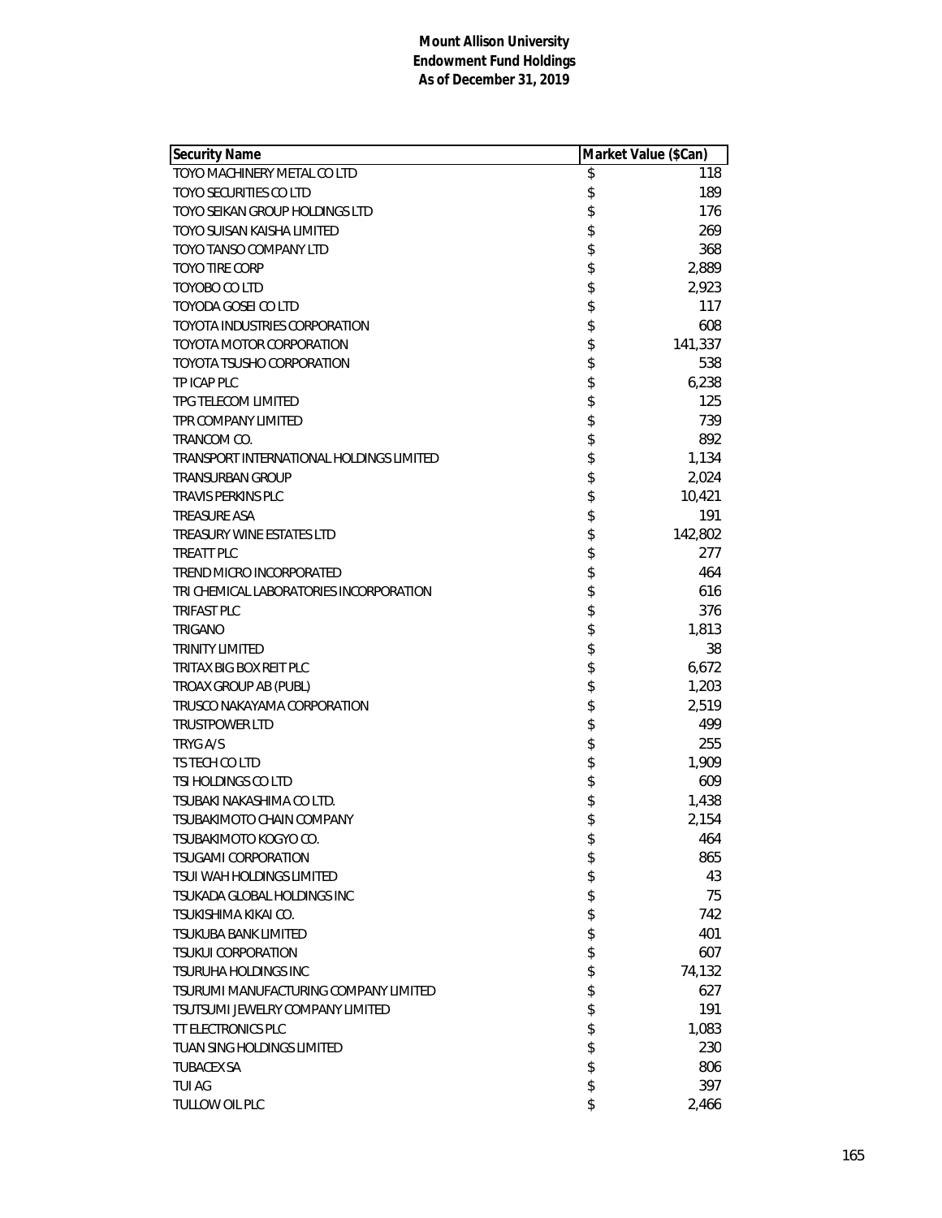**Mount Allison University**
**Endowment Fund Holdings**
**As of December 31, 2019**

| Security Name | Market Value ($Can) |
|---|---|
| TOYO MACHINERY METAL CO LTD | $ 118 |
| TOYO SECURITIES CO LTD | $ 189 |
| TOYO SEIKAN GROUP HOLDINGS LTD | $ 176 |
| TOYO SUISAN KAISHA LIMITED | $ 269 |
| TOYO TANSO COMPANY LTD | $ 368 |
| TOYO TIRE CORP | $ 2,889 |
| TOYOBO CO LTD | $ 2,923 |
| TOYODA GOSEI CO LTD | $ 117 |
| TOYOTA INDUSTRIES CORPORATION | $ 608 |
| TOYOTA MOTOR CORPORATION | $ 141,337 |
| TOYOTA TSUSHO CORPORATION | $ 538 |
| TP ICAP PLC | $ 6,238 |
| TPG TELECOM LIMITED | $ 125 |
| TPR COMPANY LIMITED | $ 739 |
| TRANCOM CO. | $ 892 |
| TRANSPORT INTERNATIONAL HOLDINGS LIMITED | $ 1,134 |
| TRANSURBAN GROUP | $ 2,024 |
| TRAVIS PERKINS PLC | $ 10,421 |
| TREASURE ASA | $ 191 |
| TREASURY WINE ESTATES LTD | $ 142,802 |
| TREATT PLC | $ 277 |
| TREND MICRO INCORPORATED | $ 464 |
| TRI CHEMICAL LABORATORIES INCORPORATION | $ 616 |
| TRIFAST PLC | $ 376 |
| TRIGANO | $ 1,813 |
| TRINITY LIMITED | $ 38 |
| TRITAX BIG BOX REIT PLC | $ 6,672 |
| TROAX GROUP AB (PUBL) | $ 1,203 |
| TRUSCO NAKAYAMA CORPORATION | $ 2,519 |
| TRUSTPOWER LTD | $ 499 |
| TRYG A/S | $ 255 |
| TS TECH CO LTD | $ 1,909 |
| TSI HOLDINGS CO LTD | $ 609 |
| TSUBAKI NAKASHIMA CO LTD. | $ 1,438 |
| TSUBAKIMOTO CHAIN COMPANY | $ 2,154 |
| TSUBAKIMOTO KOGYO CO. | $ 464 |
| TSUGAMI CORPORATION | $ 865 |
| TSUI WAH HOLDINGS LIMITED | $ 43 |
| TSUKADA GLOBAL HOLDINGS INC | $ 75 |
| TSUKISHIMA KIKAI CO. | $ 742 |
| TSUKUBA BANK LIMITED | $ 401 |
| TSUKUI CORPORATION | $ 607 |
| TSURUHA HOLDINGS INC | $ 74,132 |
| TSURUMI MANUFACTURING COMPANY LIMITED | $ 627 |
| TSUTSUMI JEWELRY COMPANY LIMITED | $ 191 |
| TT ELECTRONICS PLC | $ 1,083 |
| TUAN SING HOLDINGS LIMITED | $ 230 |
| TUBACEX SA | $ 806 |
| TUI AG | $ 397 |
| TULLOW OIL PLC | $ 2,466 |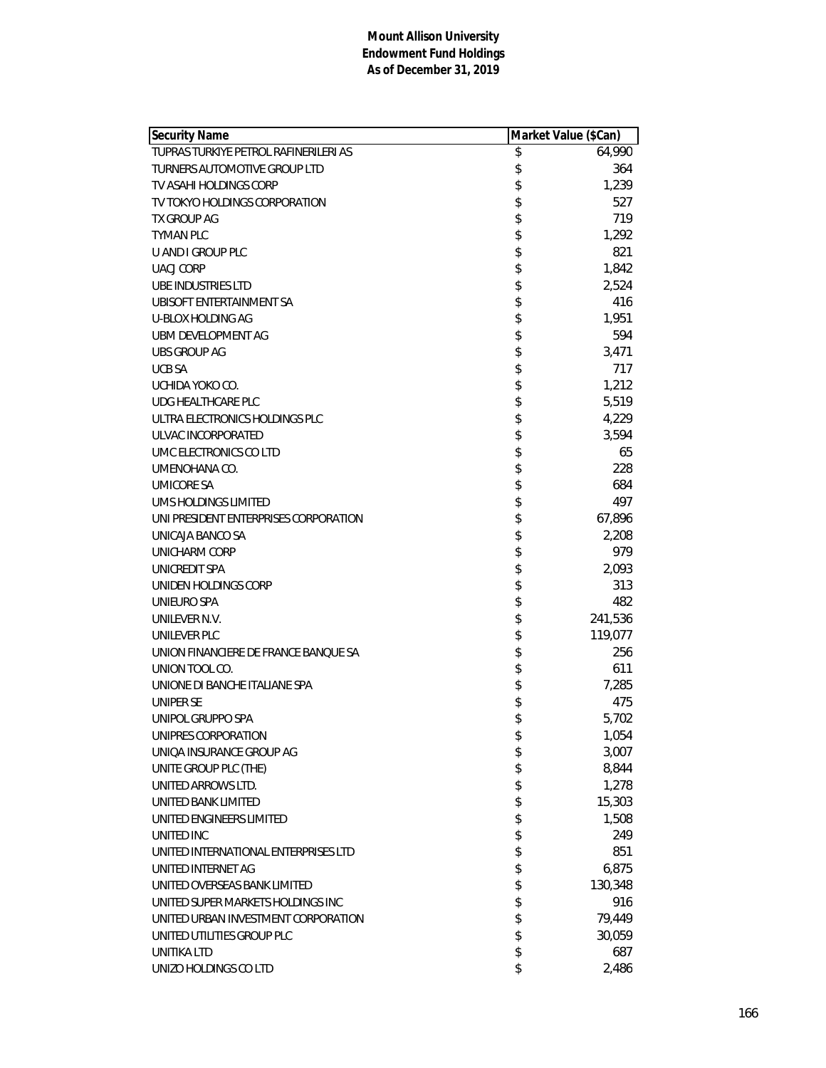**Mount Allison University**
**Endowment Fund Holdings**
**As of December 31, 2019**

| Security Name | Market Value ($Can) |
|---|---|
| TUPRAS TURKIYE PETROL RAFINERILERI AS | $ 64,990 |
| TURNERS AUTOMOTIVE GROUP LTD | $ 364 |
| TV ASAHI HOLDINGS CORP | $ 1,239 |
| TV TOKYO HOLDINGS CORPORATION | $ 527 |
| TX GROUP AG | $ 719 |
| TYMAN PLC | $ 1,292 |
| U AND I GROUP PLC | $ 821 |
| UACJ CORP | $ 1,842 |
| UBE INDUSTRIES LTD | $ 2,524 |
| UBISOFT ENTERTAINMENT SA | $ 416 |
| U-BLOX HOLDING AG | $ 1,951 |
| UBM DEVELOPMENT AG | $ 594 |
| UBS GROUP AG | $ 3,471 |
| UCB SA | $ 717 |
| UCHIDA YOKO CO. | $ 1,212 |
| UDG HEALTHCARE PLC | $ 5,519 |
| ULTRA ELECTRONICS HOLDINGS PLC | $ 4,229 |
| ULVAC INCORPORATED | $ 3,594 |
| UMC ELECTRONICS CO LTD | $ 65 |
| UMENOHANA CO. | $ 228 |
| UMICORE SA | $ 684 |
| UMS HOLDINGS LIMITED | $ 497 |
| UNI PRESIDENT ENTERPRISES CORPORATION | $ 67,896 |
| UNICAJA BANCO SA | $ 2,208 |
| UNICHARM CORP | $ 979 |
| UNICREDIT SPA | $ 2,093 |
| UNIDEN HOLDINGS CORP | $ 313 |
| UNIEURO SPA | $ 482 |
| UNILEVER N.V. | $ 241,536 |
| UNILEVER PLC | $ 119,077 |
| UNION FINANCIERE DE FRANCE BANQUE SA | $ 256 |
| UNION TOOL CO. | $ 611 |
| UNIONE DI BANCHE ITALIANE SPA | $ 7,285 |
| UNIPER SE | $ 475 |
| UNIPOL GRUPPO SPA | $ 5,702 |
| UNIPRES CORPORATION | $ 1,054 |
| UNIQA INSURANCE GROUP AG | $ 3,007 |
| UNITE GROUP PLC (THE) | $ 8,844 |
| UNITED ARROWS LTD. | $ 1,278 |
| UNITED BANK LIMITED | $ 15,303 |
| UNITED ENGINEERS LIMITED | $ 1,508 |
| UNITED INC | $ 249 |
| UNITED INTERNATIONAL ENTERPRISES LTD | $ 851 |
| UNITED INTERNET AG | $ 6,875 |
| UNITED OVERSEAS BANK LIMITED | $ 130,348 |
| UNITED SUPER MARKETS HOLDINGS INC | $ 916 |
| UNITED URBAN INVESTMENT CORPORATION | $ 79,449 |
| UNITED UTILITIES GROUP PLC | $ 30,059 |
| UNITIKA LTD | $ 687 |
| UNIZO HOLDINGS CO LTD | $ 2,486 |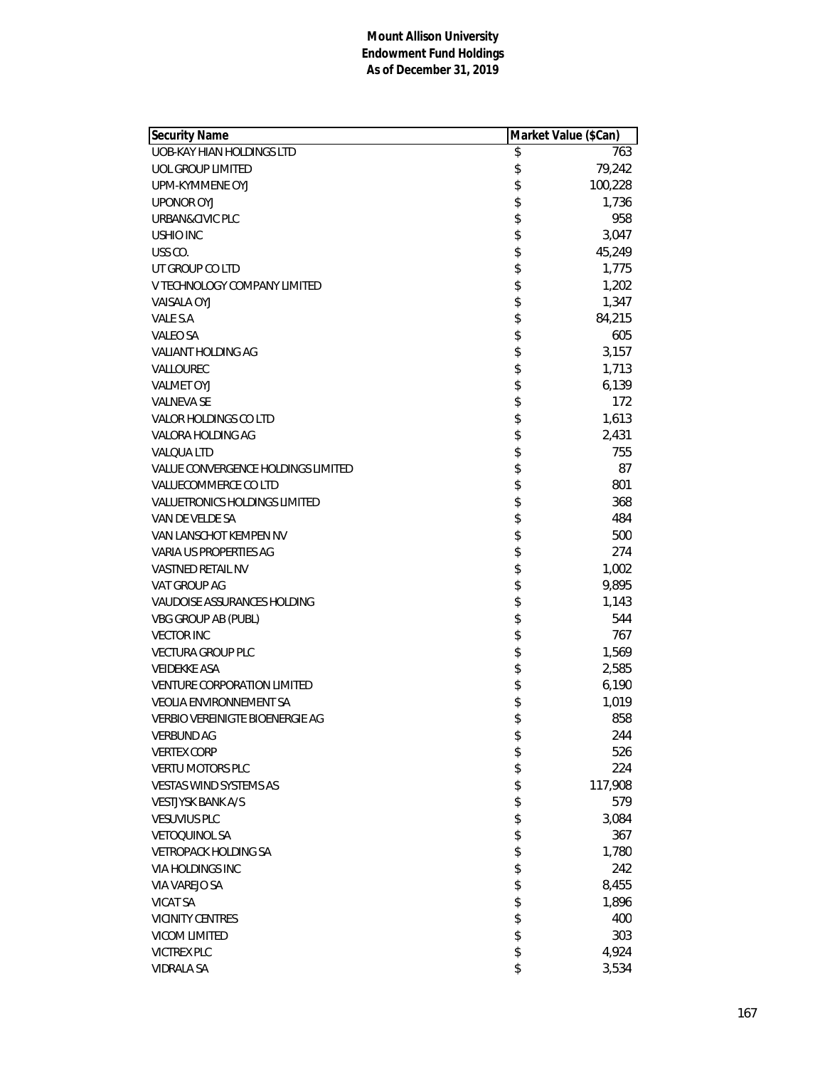**Mount Allison University**
**Endowment Fund Holdings**
**As of December 31, 2019**

| Security Name | Market Value ($Can) |
|---|---|
| UOB-KAY HIAN HOLDINGS LTD | $ 763 |
| UOL GROUP LIMITED | $ 79,242 |
| UPM-KYMMENE OYJ | $ 100,228 |
| UPONOR OYJ | $ 1,736 |
| URBAN&CIVIC PLC | $ 958 |
| USHIO INC | $ 3,047 |
| USS CO. | $ 45,249 |
| UT GROUP CO LTD | $ 1,775 |
| V TECHNOLOGY COMPANY LIMITED | $ 1,202 |
| VAISALA OYJ | $ 1,347 |
| VALE S.A | $ 84,215 |
| VALEO SA | $ 605 |
| VALIANT HOLDING AG | $ 3,157 |
| VALLOUREC | $ 1,713 |
| VALMET OYJ | $ 6,139 |
| VALNEVA SE | $ 172 |
| VALOR HOLDINGS CO LTD | $ 1,613 |
| VALORA HOLDING AG | $ 2,431 |
| VALQUA LTD | $ 755 |
| VALUE CONVERGENCE HOLDINGS LIMITED | $ 87 |
| VALUECOMMERCE CO LTD | $ 801 |
| VALUETRONICS HOLDINGS LIMITED | $ 368 |
| VAN DE VELDE SA | $ 484 |
| VAN LANSCHOT KEMPEN NV | $ 500 |
| VARIA US PROPERTIES AG | $ 274 |
| VASTNED RETAIL NV | $ 1,002 |
| VAT GROUP AG | $ 9,895 |
| VAUDOISE ASSURANCES HOLDING | $ 1,143 |
| VBG GROUP AB (PUBL) | $ 544 |
| VECTOR INC | $ 767 |
| VECTURA GROUP PLC | $ 1,569 |
| VEIDEKKE ASA | $ 2,585 |
| VENTURE CORPORATION LIMITED | $ 6,190 |
| VEOLIA ENVIRONNEMENT SA | $ 1,019 |
| VERBIO VEREINIGTE BIOENERGIE AG | $ 858 |
| VERBUND AG | $ 244 |
| VERTEX CORP | $ 526 |
| VERTU MOTORS PLC | $ 224 |
| VESTAS WIND SYSTEMS AS | $ 117,908 |
| VESTJYSK BANK A/S | $ 579 |
| VESUVIUS PLC | $ 3,084 |
| VETOQUINOL SA | $ 367 |
| VETROPACK HOLDING SA | $ 1,780 |
| VIA HOLDINGS INC | $ 242 |
| VIA VAREJO SA | $ 8,455 |
| VICAT SA | $ 1,896 |
| VICINITY CENTRES | $ 400 |
| VICOM LIMITED | $ 303 |
| VICTREX PLC | $ 4,924 |
| VIDRALA SA | $ 3,534 |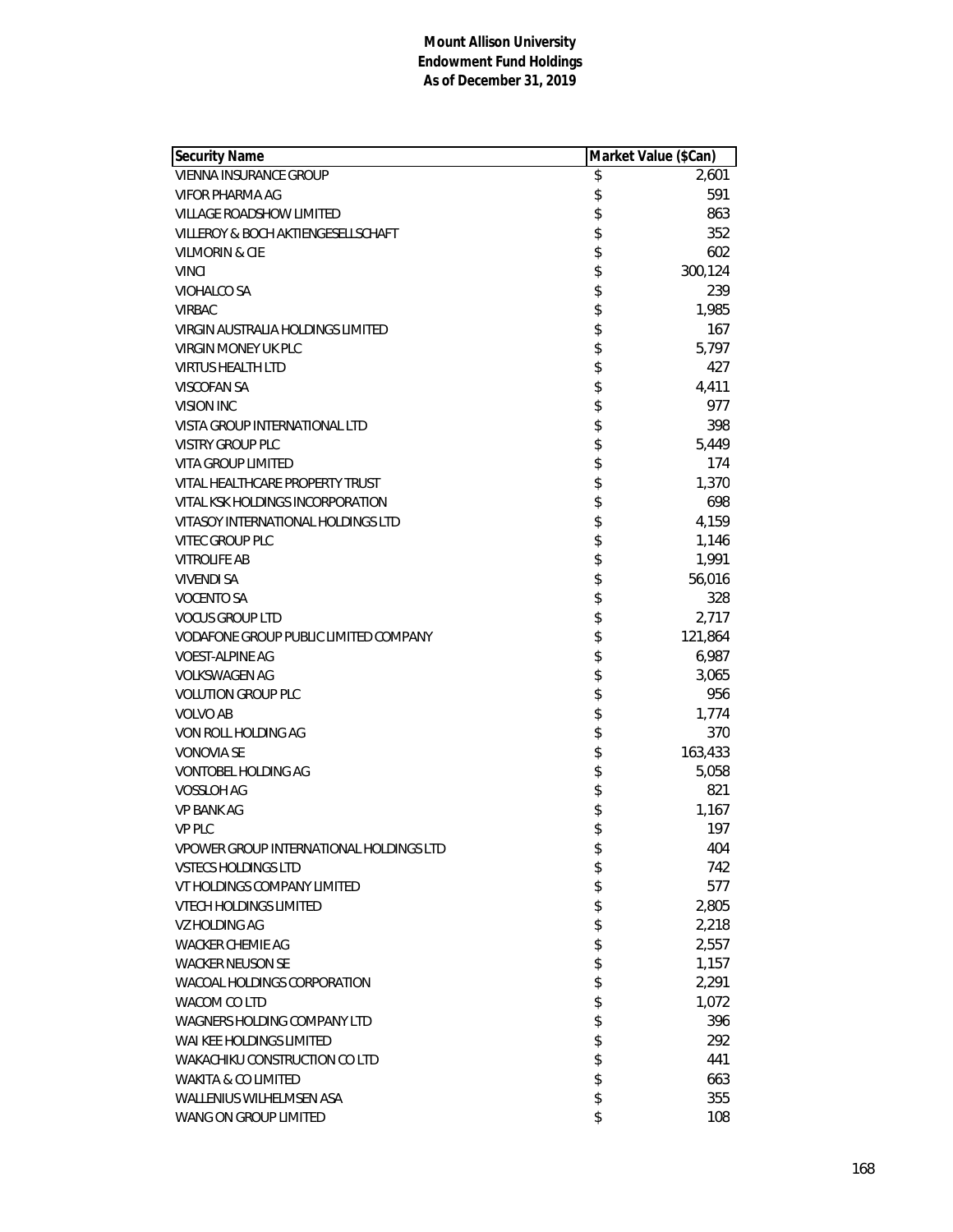**Mount Allison University**
**Endowment Fund Holdings**
**As of December 31, 2019**

| Security Name | Market Value ($Can) |
|---|---|
| VIENNA INSURANCE GROUP | $ 2,601 |
| VIFOR PHARMA AG | $ 591 |
| VILLAGE ROADSHOW LIMITED | $ 863 |
| VILLEROY & BOCH AKTIENGESELLSCHAFT | $ 352 |
| VILMORIN & CIE | $ 602 |
| VINCI | $ 300,124 |
| VIOHALCO SA | $ 239 |
| VIRBAC | $ 1,985 |
| VIRGIN AUSTRALIA HOLDINGS LIMITED | $ 167 |
| VIRGIN MONEY UK PLC | $ 5,797 |
| VIRTUS HEALTH LTD | $ 427 |
| VISCOFAN SA | $ 4,411 |
| VISION INC | $ 977 |
| VISTA GROUP INTERNATIONAL LTD | $ 398 |
| VISTRY GROUP PLC | $ 5,449 |
| VITA GROUP LIMITED | $ 174 |
| VITAL HEALTHCARE PROPERTY TRUST | $ 1,370 |
| VITAL KSK HOLDINGS INCORPORATION | $ 698 |
| VITASOY INTERNATIONAL HOLDINGS LTD | $ 4,159 |
| VITEC GROUP PLC | $ 1,146 |
| VITROLIFE AB | $ 1,991 |
| VIVENDI SA | $ 56,016 |
| VOCENTO SA | $ 328 |
| VOCUS GROUP LTD | $ 2,717 |
| VODAFONE GROUP PUBLIC LIMITED COMPANY | $ 121,864 |
| VOEST-ALPINE AG | $ 6,987 |
| VOLKSWAGEN AG | $ 3,065 |
| VOLUTION GROUP PLC | $ 956 |
| VOLVO AB | $ 1,774 |
| VON ROLL HOLDING AG | $ 370 |
| VONOVIA SE | $ 163,433 |
| VONTOBEL HOLDING AG | $ 5,058 |
| VOSSLOH AG | $ 821 |
| VP BANK AG | $ 1,167 |
| VP PLC | $ 197 |
| VPOWER GROUP INTERNATIONAL HOLDINGS LTD | $ 404 |
| VSTECS HOLDINGS LTD | $ 742 |
| VT HOLDINGS COMPANY LIMITED | $ 577 |
| VTECH HOLDINGS LIMITED | $ 2,805 |
| VZ HOLDING AG | $ 2,218 |
| WACKER CHEMIE AG | $ 2,557 |
| WACKER NEUSON SE | $ 1,157 |
| WACOAL HOLDINGS CORPORATION | $ 2,291 |
| WACOM CO LTD | $ 1,072 |
| WAGNERS HOLDING COMPANY LTD | $ 396 |
| WAI KEE HOLDINGS LIMITED | $ 292 |
| WAKACHIKU CONSTRUCTION CO LTD | $ 441 |
| WAKITA & CO LIMITED | $ 663 |
| WALLENIUS WILHELMSEN ASA | $ 355 |
| WANG ON GROUP LIMITED | $ 108 |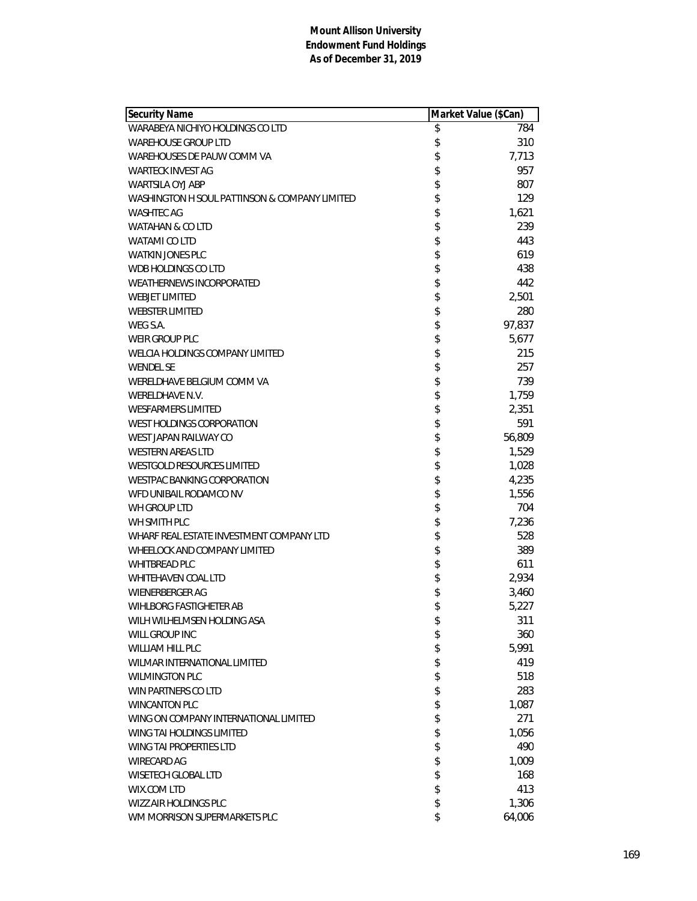**Mount Allison University**
**Endowment Fund Holdings**
**As of December 31, 2019**

| Security Name | Market Value ($Can) |
|---|---|
| WARABEYA NICHIYO HOLDINGS CO LTD | $ 784 |
| WAREHOUSE GROUP LTD | $ 310 |
| WAREHOUSES DE PAUW COMM VA | $ 7,713 |
| WARTECK INVEST AG | $ 957 |
| WARTSILA OYJ ABP | $ 807 |
| WASHINGTON H SOUL PATTINSON & COMPANY LIMITED | $ 129 |
| WASHTEC AG | $ 1,621 |
| WATAHAN & CO LTD | $ 239 |
| WATAMI CO LTD | $ 443 |
| WATKIN JONES PLC | $ 619 |
| WDB HOLDINGS CO LTD | $ 438 |
| WEATHERNEWS INCORPORATED | $ 442 |
| WEBJET LIMITED | $ 2,501 |
| WEBSTER LIMITED | $ 280 |
| WEG S.A. | $ 97,837 |
| WEIR GROUP PLC | $ 5,677 |
| WELCIA HOLDINGS COMPANY LIMITED | $ 215 |
| WENDEL SE | $ 257 |
| WERELDHAVE BELGIUM COMM VA | $ 739 |
| WERELDHAVE N.V. | $ 1,759 |
| WESFARMERS LIMITED | $ 2,351 |
| WEST HOLDINGS CORPORATION | $ 591 |
| WEST JAPAN RAILWAY CO | $ 56,809 |
| WESTERN AREAS LTD | $ 1,529 |
| WESTGOLD RESOURCES LIMITED | $ 1,028 |
| WESTPAC BANKING CORPORATION | $ 4,235 |
| WFD UNIBAIL RODAMCO NV | $ 1,556 |
| WH GROUP LTD | $ 704 |
| WH SMITH PLC | $ 7,236 |
| WHARF REAL ESTATE INVESTMENT COMPANY LTD | $ 528 |
| WHEELOCK AND COMPANY LIMITED | $ 389 |
| WHITBREAD PLC | $ 611 |
| WHITEHAVEN COAL LTD | $ 2,934 |
| WIENERBERGER AG | $ 3,460 |
| WIHLBORG FASTIGHETER AB | $ 5,227 |
| WILH WILHELMSEN HOLDING ASA | $ 311 |
| WILL GROUP INC | $ 360 |
| WILLIAM HILL PLC | $ 5,991 |
| WILMAR INTERNATIONAL LIMITED | $ 419 |
| WILMINGTON PLC | $ 518 |
| WIN PARTNERS CO LTD | $ 283 |
| WINCANTON PLC | $ 1,087 |
| WING ON COMPANY INTERNATIONAL LIMITED | $ 271 |
| WING TAI HOLDINGS LIMITED | $ 1,056 |
| WING TAI PROPERTIES LTD | $ 490 |
| WIRECARD AG | $ 1,009 |
| WISETECH GLOBAL LTD | $ 168 |
| WIX.COM LTD | $ 413 |
| WIZZ AIR HOLDINGS PLC | $ 1,306 |
| WM MORRISON SUPERMARKETS PLC | $ 64,006 |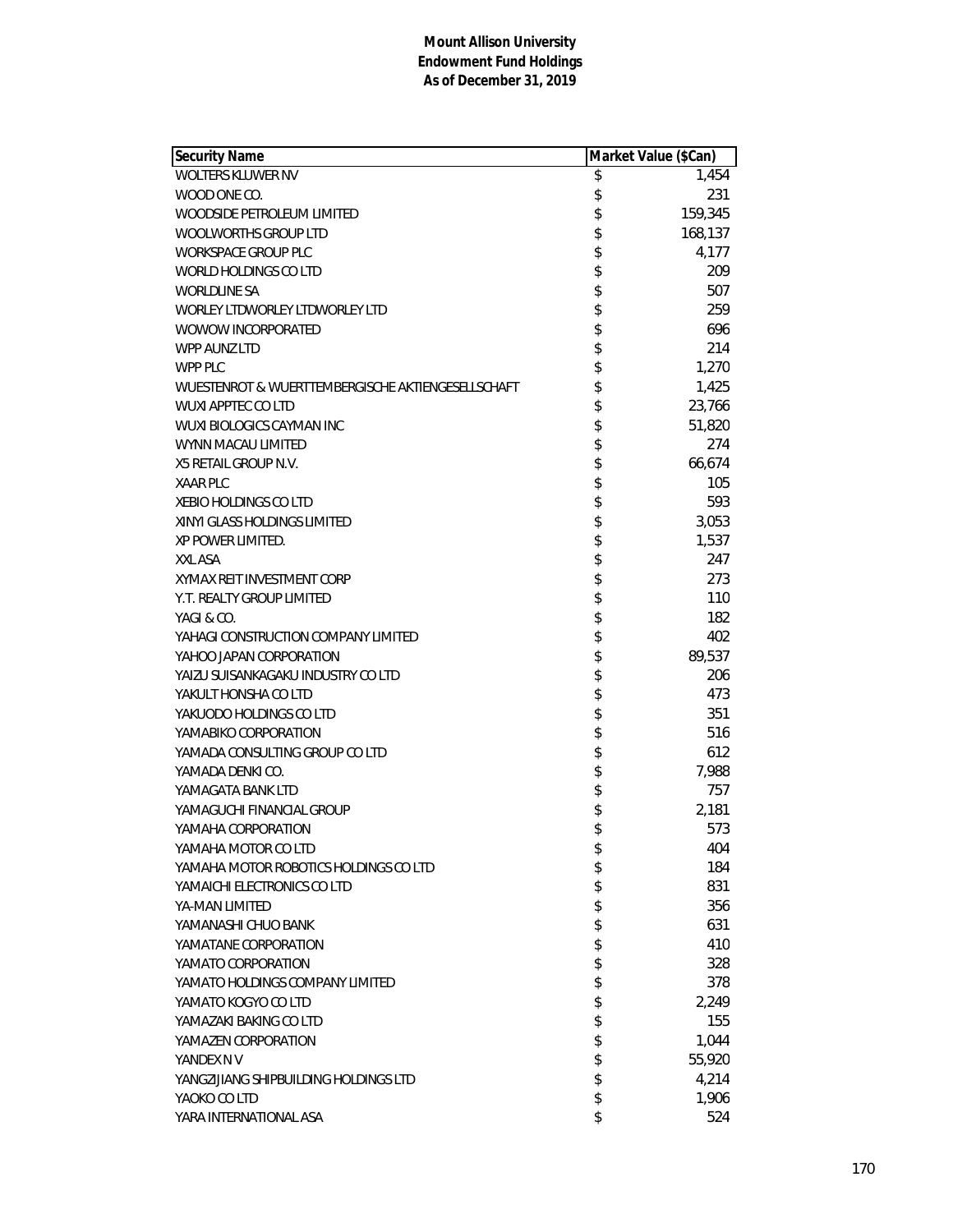**Mount Allison University**
**Endowment Fund Holdings**
**As of December 31, 2019**

| Security Name | Market Value ($Can) |
|---|---|
| WOLTERS KLUWER NV | $ 1,454 |
| WOOD ONE CO. | $ 231 |
| WOODSIDE PETROLEUM LIMITED | $ 159,345 |
| WOOLWORTHS GROUP LTD | $ 168,137 |
| WORKSPACE GROUP PLC | $ 4,177 |
| WORLD HOLDINGS CO LTD | $ 209 |
| WORLDLINE SA | $ 507 |
| WORLEY LTDWORLEY LTDWORLEY LTD | $ 259 |
| WOWOW INCORPORATED | $ 696 |
| WPP AUNZ LTD | $ 214 |
| WPP PLC | $ 1,270 |
| WUESTENROT & WUERTTEMBERGISCHE AKTIENGESELLSCHAFT | $ 1,425 |
| WUXI APPTEC CO LTD | $ 23,766 |
| WUXI BIOLOGICS CAYMAN INC | $ 51,820 |
| WYNN MACAU LIMITED | $ 274 |
| X5 RETAIL GROUP N.V. | $ 66,674 |
| XAAR PLC | $ 105 |
| XEBIO HOLDINGS CO LTD | $ 593 |
| XINYI GLASS HOLDINGS LIMITED | $ 3,053 |
| XP POWER LIMITED. | $ 1,537 |
| XXL ASA | $ 247 |
| XYMAX REIT INVESTMENT CORP | $ 273 |
| Y.T. REALTY GROUP LIMITED | $ 110 |
| YAGI & CO. | $ 182 |
| YAHAGI CONSTRUCTION COMPANY LIMITED | $ 402 |
| YAHOO JAPAN CORPORATION | $ 89,537 |
| YAIZU SUISANKAGAKU INDUSTRY CO LTD | $ 206 |
| YAKULT HONSHA CO LTD | $ 473 |
| YAKUODO HOLDINGS CO LTD | $ 351 |
| YAMABIKO CORPORATION | $ 516 |
| YAMADA CONSULTING GROUP CO LTD | $ 612 |
| YAMADA DENKI CO. | $ 7,988 |
| YAMAGATA BANK LTD | $ 757 |
| YAMAGUCHI FINANCIAL GROUP | $ 2,181 |
| YAMAHA CORPORATION | $ 573 |
| YAMAHA MOTOR CO LTD | $ 404 |
| YAMAHA MOTOR ROBOTICS HOLDINGS CO LTD | $ 184 |
| YAMAICHI ELECTRONICS CO LTD | $ 831 |
| YA-MAN LIMITED | $ 356 |
| YAMANASHI CHUO BANK | $ 631 |
| YAMATANE CORPORATION | $ 410 |
| YAMATO CORPORATION | $ 328 |
| YAMATO HOLDINGS COMPANY LIMITED | $ 378 |
| YAMATO KOGYO CO LTD | $ 2,249 |
| YAMAZAKI BAKING CO LTD | $ 155 |
| YAMAZEN CORPORATION | $ 1,044 |
| YANDEX N V | $ 55,920 |
| YANGZIJIANG SHIPBUILDING HOLDINGS LTD | $ 4,214 |
| YAOKO CO LTD | $ 1,906 |
| YARA INTERNATIONAL ASA | $ 524 |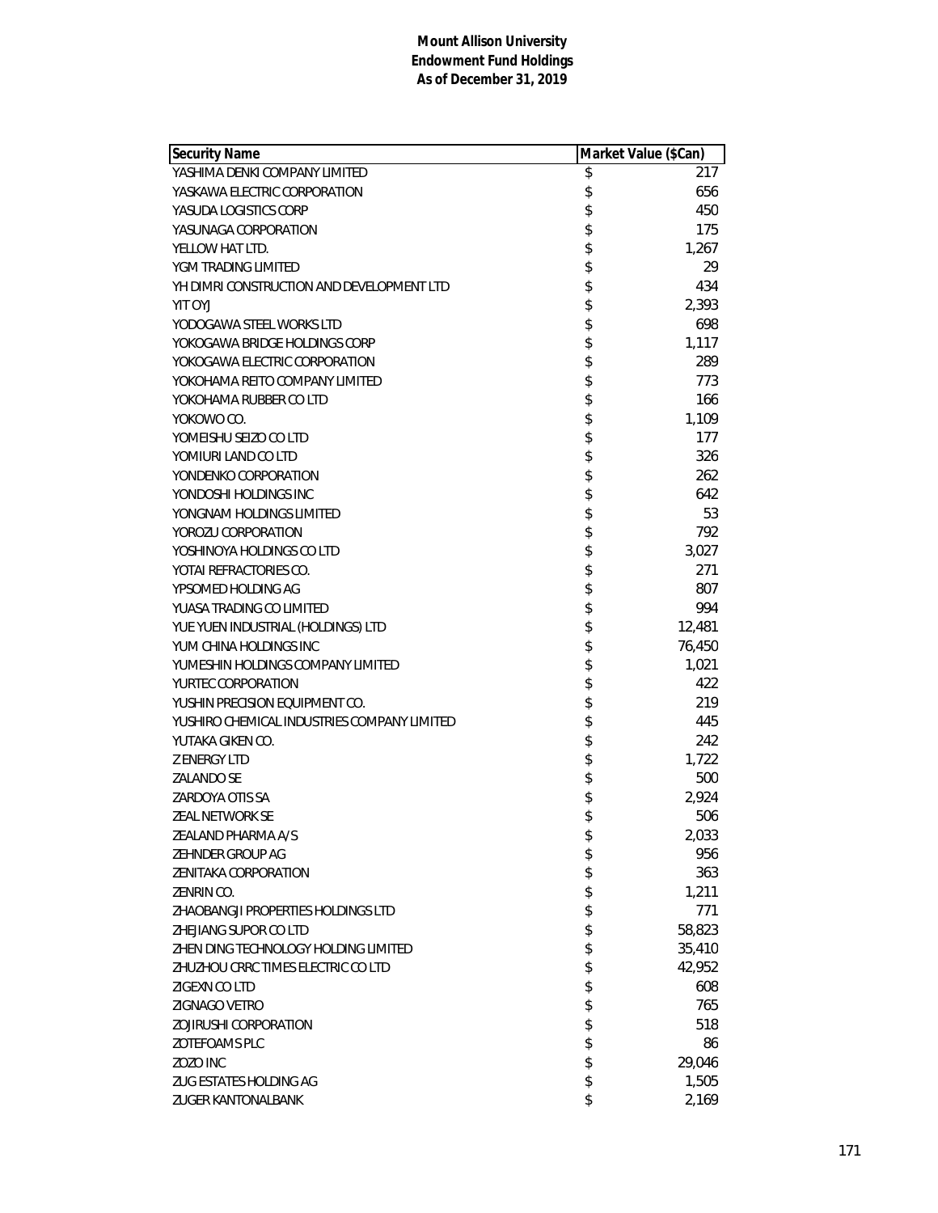**Mount Allison University**
**Endowment Fund Holdings**
**As of December 31, 2019**

| Security Name | Market Value ($Can) |
|---|---|
| YASHIMA DENKI COMPANY LIMITED | $ 217 |
| YASKAWA ELECTRIC CORPORATION | $ 656 |
| YASUDA LOGISTICS CORP | $ 450 |
| YASUNAGA CORPORATION | $ 175 |
| YELLOW HAT LTD. | $ 1,267 |
| YGM TRADING LIMITED | $ 29 |
| YH DIMRI CONSTRUCTION AND DEVELOPMENT LTD | $ 434 |
| YIT OYJ | $ 2,393 |
| YODOGAWA STEEL WORKS LTD | $ 698 |
| YOKOGAWA BRIDGE HOLDINGS CORP | $ 1,117 |
| YOKOGAWA ELECTRIC CORPORATION | $ 289 |
| YOKOHAMA REITO COMPANY LIMITED | $ 773 |
| YOKOHAMA RUBBER CO LTD | $ 166 |
| YOKOWO CO. | $ 1,109 |
| YOMEISHU SEIZO CO LTD | $ 177 |
| YOMIURI LAND CO LTD | $ 326 |
| YONDENKO CORPORATION | $ 262 |
| YONDOSHI HOLDINGS INC | $ 642 |
| YONGNAM HOLDINGS LIMITED | $ 53 |
| YOROZU CORPORATION | $ 792 |
| YOSHINOYA HOLDINGS CO LTD | $ 3,027 |
| YOTAI REFRACTORIES CO. | $ 271 |
| YPSOMED HOLDING AG | $ 807 |
| YUASA TRADING CO LIMITED | $ 994 |
| YUE YUEN INDUSTRIAL (HOLDINGS) LTD | $ 12,481 |
| YUM CHINA HOLDINGS INC | $ 76,450 |
| YUMESHIN HOLDINGS COMPANY LIMITED | $ 1,021 |
| YURTEC CORPORATION | $ 422 |
| YUSHIN PRECISION EQUIPMENT CO. | $ 219 |
| YUSHIRO CHEMICAL INDUSTRIES COMPANY LIMITED | $ 445 |
| YUTAKA GIKEN CO. | $ 242 |
| Z ENERGY LTD | $ 1,722 |
| ZALANDO SE | $ 500 |
| ZARDOYA OTIS SA | $ 2,924 |
| ZEAL NETWORK SE | $ 506 |
| ZEALAND PHARMA A/S | $ 2,033 |
| ZEHNDER GROUP AG | $ 956 |
| ZENITAKA CORPORATION | $ 363 |
| ZENRIN CO. | $ 1,211 |
| ZHAOBANGJI PROPERTIES HOLDINGS LTD | $ 771 |
| ZHEJIANG SUPOR CO LTD | $ 58,823 |
| ZHEN DING TECHNOLOGY HOLDING LIMITED | $ 35,410 |
| ZHUZHOU CRRC TIMES ELECTRIC CO LTD | $ 42,952 |
| ZIGEXN CO LTD | $ 608 |
| ZIGNAGO VETRO | $ 765 |
| ZOJIRUSHI CORPORATION | $ 518 |
| ZOTEFOAMS PLC | $ 86 |
| ZOZO INC | $ 29,046 |
| ZUG ESTATES HOLDING AG | $ 1,505 |
| ZUGER KANTONALBANK | $ 2,169 |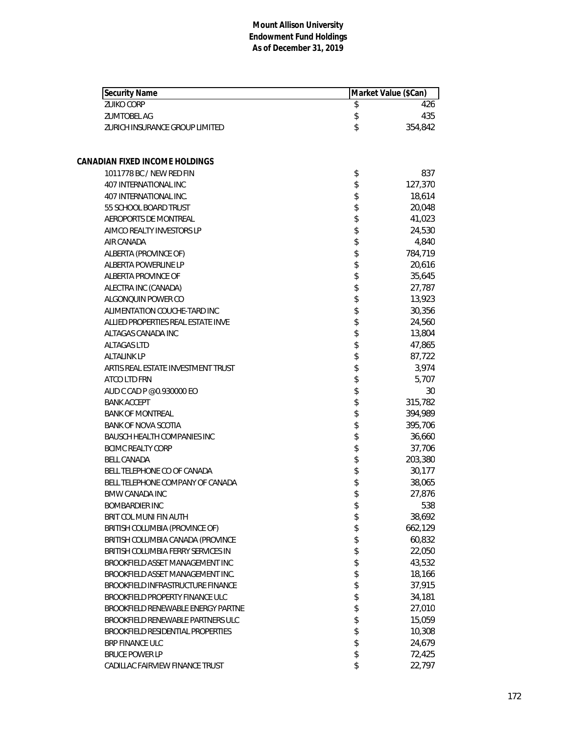**Mount Allison University**
**Endowment Fund Holdings**
**As of December 31, 2019**

| Security Name | Market Value ($Can) |
|---|---|
| ZUIKO CORP | $ 426 |
| ZUMTOBEL AG | $ 435 |
| ZURICH INSURANCE GROUP LIMITED | $ 354,842 |
| | |
| **CANADIAN FIXED INCOME HOLDINGS** | |
| 1011778 BC / NEW RED FIN | $ 837 |
| 407 INTERNATIONAL INC | $ 127,370 |
| 407 INTERNATIONAL INC. | $ 18,614 |
| 55 SCHOOL BOARD TRUST | $ 20,048 |
| AEROPORTS DE MONTREAL | $ 41,023 |
| AIMCO REALTY INVESTORS LP | $ 24,530 |
| AIR CANADA | $ 4,840 |
| ALBERTA (PROVINCE OF) | $ 784,719 |
| ALBERTA POWERLINE LP | $ 20,616 |
| ALBERTA PROVINCE OF | $ 35,645 |
| ALECTRA INC (CANADA) | $ 27,787 |
| ALGONQUIN POWER CO | $ 13,923 |
| ALIMENTATION COUCHE-TARD INC | $ 30,356 |
| ALLIED PROPERTIES REAL ESTATE INVE | $ 24,560 |
| ALTAGAS CANADA INC | $ 13,804 |
| ALTAGAS LTD | $ 47,865 |
| ALTALINK LP | $ 87,722 |
| ARTIS REAL ESTATE INVESTMENT TRUST | $ 3,974 |
| ATCO LTD FRN | $ 5,707 |
| AUD C CAD P @0.930000 EO | $ 30 |
| BANK ACCEPT | $ 315,782 |
| BANK OF MONTREAL | $ 394,989 |
| BANK OF NOVA SCOTIA | $ 395,706 |
| BAUSCH HEALTH COMPANIES INC | $ 36,660 |
| BCIMC REALTY CORP | $ 37,706 |
| BELL CANADA | $ 203,380 |
| BELL TELEPHONE CO OF CANADA | $ 30,177 |
| BELL TELEPHONE COMPANY OF CANADA | $ 38,065 |
| BMW CANADA INC | $ 27,876 |
| BOMBARDIER INC | $ 538 |
| BRIT COL MUNI FIN AUTH | $ 38,692 |
| BRITISH COLUMBIA (PROVINCE OF) | $ 662,129 |
| BRITISH COLUMBIA CANADA (PROVINCE | $ 60,832 |
| BRITISH COLUMBIA FERRY SERVICES IN | $ 22,050 |
| BROOKFIELD ASSET MANAGEMENT INC | $ 43,532 |
| BROOKFIELD ASSET MANAGEMENT INC. | $ 18,166 |
| BROOKFIELD INFRASTRUCTURE FINANCE | $ 37,915 |
| BROOKFIELD PROPERTY FINANCE ULC | $ 34,181 |
| BROOKFIELD RENEWABLE ENERGY PARTNE | $ 27,010 |
| BROOKFIELD RENEWABLE PARTNERS ULC | $ 15,059 |
| BROOKFIELD RESIDENTIAL PROPERTIES | $ 10,308 |
| BRP FINANCE ULC | $ 24,679 |
| BRUCE POWER LP | $ 72,425 |
| CADILLAC FAIRVIEW FINANCE TRUST | $ 22,797 |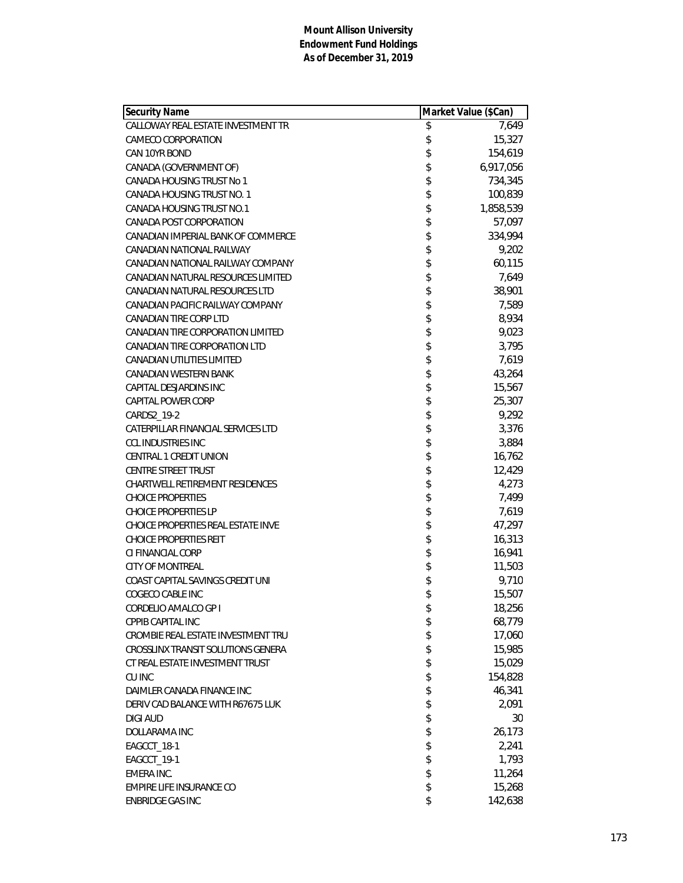**Mount Allison University**
**Endowment Fund Holdings**
**As of December 31, 2019**

| Security Name | Market Value ($Can) |
|---|---|
| CALLOWAY REAL ESTATE INVESTMENT TR | $ 7,649 |
| CAMECO CORPORATION | $ 15,327 |
| CAN 10YR BOND | $ 154,619 |
| CANADA (GOVERNMENT OF) | $ 6,917,056 |
| CANADA HOUSING TRUST No 1 | $ 734,345 |
| CANADA HOUSING TRUST NO. 1 | $ 100,839 |
| CANADA HOUSING TRUST NO.1 | $ 1,858,539 |
| CANADA POST CORPORATION | $ 57,097 |
| CANADIAN IMPERIAL BANK OF COMMERCE | $ 334,994 |
| CANADIAN NATIONAL RAILWAY | $ 9,202 |
| CANADIAN NATIONAL RAILWAY COMPANY | $ 60,115 |
| CANADIAN NATURAL RESOURCES LIMITED | $ 7,649 |
| CANADIAN NATURAL RESOURCES LTD | $ 38,901 |
| CANADIAN PACIFIC RAILWAY COMPANY | $ 7,589 |
| CANADIAN TIRE CORP LTD | $ 8,934 |
| CANADIAN TIRE CORPORATION LIMITED | $ 9,023 |
| CANADIAN TIRE CORPORATION LTD | $ 3,795 |
| CANADIAN UTILITIES LIMITED | $ 7,619 |
| CANADIAN WESTERN BANK | $ 43,264 |
| CAPITAL DESJARDINS INC | $ 15,567 |
| CAPITAL POWER CORP | $ 25,307 |
| CARDS2_19-2 | $ 9,292 |
| CATERPILLAR FINANCIAL SERVICES LTD | $ 3,376 |
| CCL INDUSTRIES INC | $ 3,884 |
| CENTRAL 1 CREDIT UNION | $ 16,762 |
| CENTRE STREET TRUST | $ 12,429 |
| CHARTWELL RETIREMENT RESIDENCES | $ 4,273 |
| CHOICE PROPERTIES | $ 7,499 |
| CHOICE PROPERTIES LP | $ 7,619 |
| CHOICE PROPERTIES REAL ESTATE INVE | $ 47,297 |
| CHOICE PROPERTIES REIT | $ 16,313 |
| CI FINANCIAL CORP | $ 16,941 |
| CITY OF MONTREAL | $ 11,503 |
| COAST CAPITAL SAVINGS CREDIT UNI | $ 9,710 |
| COGECO CABLE INC | $ 15,507 |
| CORDELIO AMALCO GP I | $ 18,256 |
| CPPIB CAPITAL INC | $ 68,779 |
| CROMBIE REAL ESTATE INVESTMENT TRU | $ 17,060 |
| CROSSLINX TRANSIT SOLUTIONS GENERA | $ 15,985 |
| CT REAL ESTATE INVESTMENT TRUST | $ 15,029 |
| CU INC | $ 154,828 |
| DAIMLER CANADA FINANCE INC | $ 46,341 |
| DERIV CAD BALANCE WITH R67675 LUK | $ 2,091 |
| DIGI AUD | $ 30 |
| DOLLARAMA INC | $ 26,173 |
| EAGCCT_18-1 | $ 2,241 |
| EAGCCT_19-1 | $ 1,793 |
| EMERA INC. | $ 11,264 |
| EMPIRE LIFE INSURANCE CO | $ 15,268 |
| ENBRIDGE GAS INC | $ 142,638 |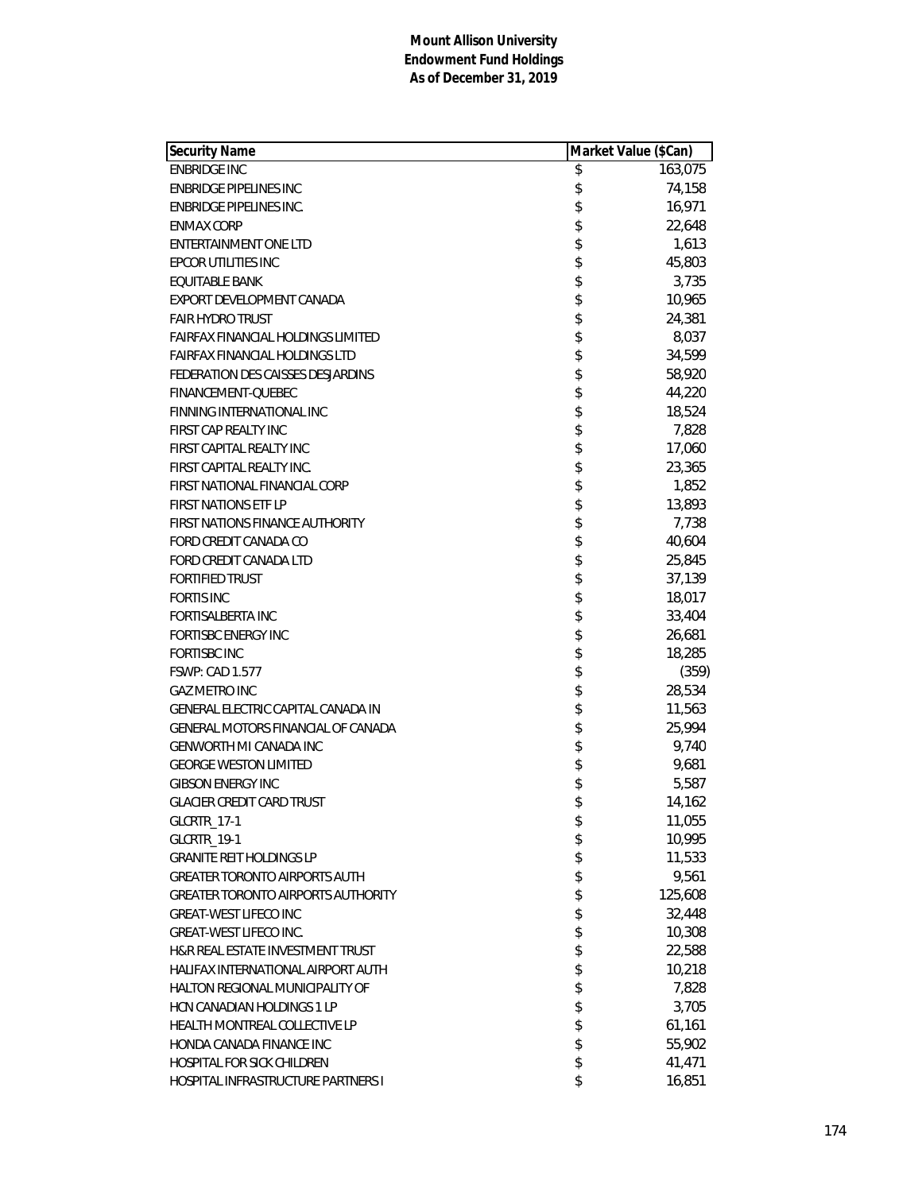**Mount Allison University**
**Endowment Fund Holdings**
**As of December 31, 2019**

| Security Name | Market Value ($Can) |
|---|---|
| ENBRIDGE INC | $ 163,075 |
| ENBRIDGE PIPELINES INC | $ 74,158 |
| ENBRIDGE PIPELINES INC. | $ 16,971 |
| ENMAX CORP | $ 22,648 |
| ENTERTAINMENT ONE LTD | $ 1,613 |
| EPCOR UTILITIES INC | $ 45,803 |
| EQUITABLE BANK | $ 3,735 |
| EXPORT DEVELOPMENT CANADA | $ 10,965 |
| FAIR HYDRO TRUST | $ 24,381 |
| FAIRFAX FINANCIAL HOLDINGS LIMITED | $ 8,037 |
| FAIRFAX FINANCIAL HOLDINGS LTD | $ 34,599 |
| FEDERATION DES CAISSES DESJARDINS | $ 58,920 |
| FINANCEMENT-QUEBEC | $ 44,220 |
| FINNING INTERNATIONAL INC | $ 18,524 |
| FIRST CAP REALTY INC | $ 7,828 |
| FIRST CAPITAL REALTY INC | $ 17,060 |
| FIRST CAPITAL REALTY INC. | $ 23,365 |
| FIRST NATIONAL FINANCIAL CORP | $ 1,852 |
| FIRST NATIONS ETF LP | $ 13,893 |
| FIRST NATIONS FINANCE AUTHORITY | $ 7,738 |
| FORD CREDIT CANADA CO | $ 40,604 |
| FORD CREDIT CANADA LTD | $ 25,845 |
| FORTIFIED TRUST | $ 37,139 |
| FORTIS INC | $ 18,017 |
| FORTISALBERTA INC | $ 33,404 |
| FORTISBC ENERGY INC | $ 26,681 |
| FORTISBC INC | $ 18,285 |
| FSWP: CAD 1.577 | $ (359) |
| GAZ METRO INC | $ 28,534 |
| GENERAL ELECTRIC CAPITAL CANADA IN | $ 11,563 |
| GENERAL MOTORS FINANCIAL OF CANADA | $ 25,994 |
| GENWORTH MI CANADA INC | $ 9,740 |
| GEORGE WESTON LIMITED | $ 9,681 |
| GIBSON ENERGY INC | $ 5,587 |
| GLACIER CREDIT CARD TRUST | $ 14,162 |
| GLCRTR_17-1 | $ 11,055 |
| GLCRTR_19-1 | $ 10,995 |
| GRANITE REIT HOLDINGS LP | $ 11,533 |
| GREATER TORONTO AIRPORTS AUTH | $ 9,561 |
| GREATER TORONTO AIRPORTS AUTHORITY | $ 125,608 |
| GREAT-WEST LIFECO INC | $ 32,448 |
| GREAT-WEST LIFECO INC. | $ 10,308 |
| H&R REAL ESTATE INVESTMENT TRUST | $ 22,588 |
| HALIFAX INTERNATIONAL AIRPORT AUTH | $ 10,218 |
| HALTON REGIONAL MUNICIPALITY OF | $ 7,828 |
| HCN CANADIAN HOLDINGS 1 LP | $ 3,705 |
| HEALTH MONTREAL COLLECTIVE LP | $ 61,161 |
| HONDA CANADA FINANCE INC | $ 55,902 |
| HOSPITAL FOR SICK CHILDREN | $ 41,471 |
| HOSPITAL INFRASTRUCTURE PARTNERS I | $ 16,851 |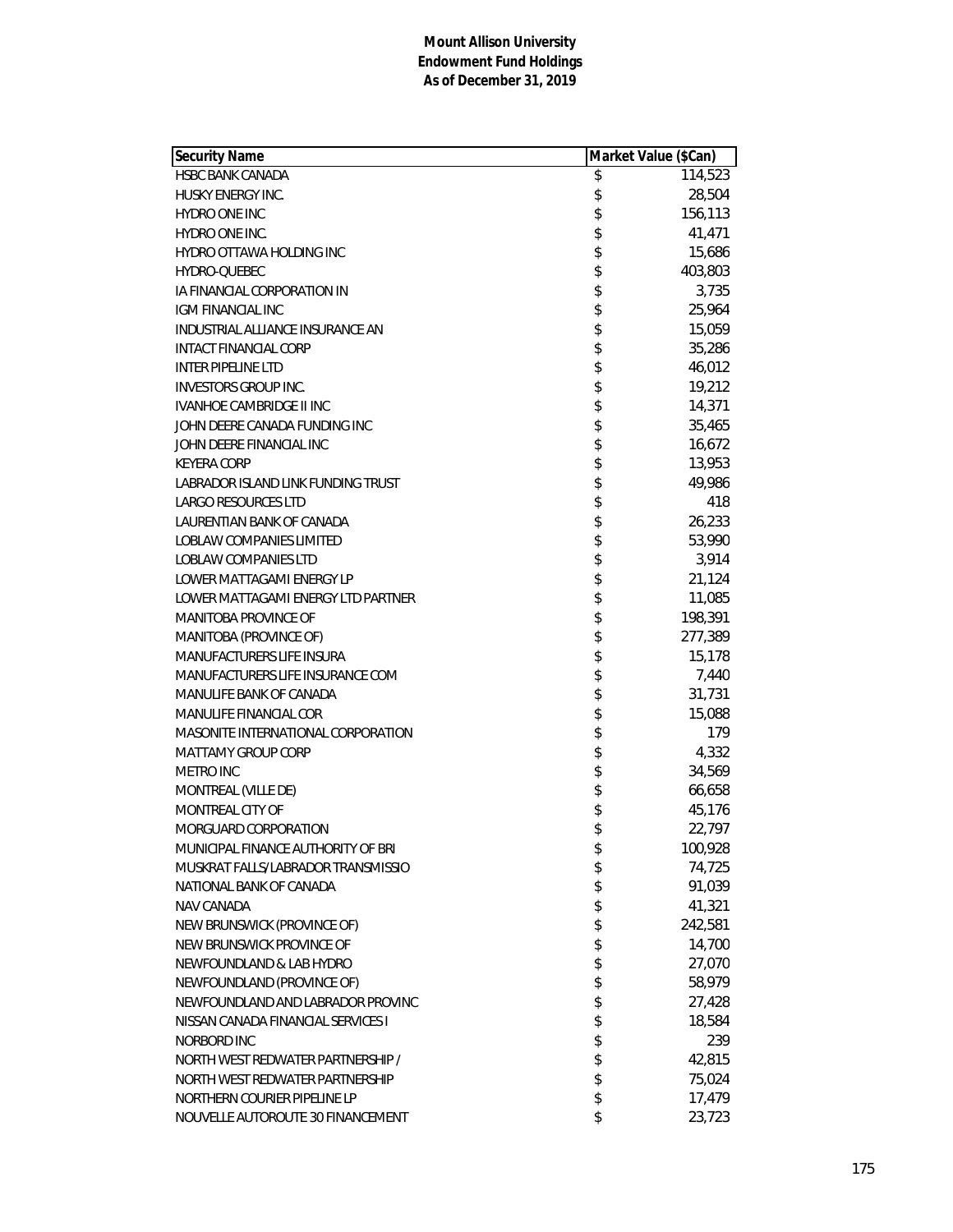**Mount Allison University**
**Endowment Fund Holdings**
**As of December 31, 2019**

| Security Name | Market Value ($Can) |
|---|---|
| HSBC BANK CANADA | $ 114,523 |
| HUSKY ENERGY INC. | $ 28,504 |
| HYDRO ONE INC | $ 156,113 |
| HYDRO ONE INC. | $ 41,471 |
| HYDRO OTTAWA HOLDING INC | $ 15,686 |
| HYDRO-QUEBEC | $ 403,803 |
| IA FINANCIAL CORPORATION IN | $ 3,735 |
| IGM FINANCIAL INC | $ 25,964 |
| INDUSTRIAL ALLIANCE INSURANCE AN | $ 15,059 |
| INTACT FINANCIAL CORP | $ 35,286 |
| INTER PIPELINE LTD | $ 46,012 |
| INVESTORS GROUP INC. | $ 19,212 |
| IVANHOE CAMBRIDGE II INC | $ 14,371 |
| JOHN DEERE CANADA FUNDING INC | $ 35,465 |
| JOHN DEERE FINANCIAL INC | $ 16,672 |
| KEYERA CORP | $ 13,953 |
| LABRADOR ISLAND LINK FUNDING TRUST | $ 49,986 |
| LARGO RESOURCES LTD | $ 418 |
| LAURENTIAN BANK OF CANADA | $ 26,233 |
| LOBLAW COMPANIES LIMITED | $ 53,990 |
| LOBLAW COMPANIES LTD | $ 3,914 |
| LOWER MATTAGAMI ENERGY LP | $ 21,124 |
| LOWER MATTAGAMI ENERGY LTD PARTNER | $ 11,085 |
| MANITOBA PROVINCE OF | $ 198,391 |
| MANITOBA (PROVINCE OF) | $ 277,389 |
| MANUFACTURERS LIFE INSURA | $ 15,178 |
| MANUFACTURERS LIFE INSURANCE COM | $ 7,440 |
| MANULIFE BANK OF CANADA | $ 31,731 |
| MANULIFE FINANCIAL COR | $ 15,088 |
| MASONITE INTERNATIONAL CORPORATION | $ 179 |
| MATTAMY GROUP CORP | $ 4,332 |
| METRO INC | $ 34,569 |
| MONTREAL (VILLE DE) | $ 66,658 |
| MONTREAL CITY OF | $ 45,176 |
| MORGUARD CORPORATION | $ 22,797 |
| MUNICIPAL FINANCE AUTHORITY OF BRI | $ 100,928 |
| MUSKRAT FALLS/LABRADOR TRANSMISSIO | $ 74,725 |
| NATIONAL BANK OF CANADA | $ 91,039 |
| NAV CANADA | $ 41,321 |
| NEW BRUNSWICK (PROVINCE OF) | $ 242,581 |
| NEW BRUNSWICK PROVINCE OF | $ 14,700 |
| NEWFOUNDLAND & LAB HYDRO | $ 27,070 |
| NEWFOUNDLAND (PROVINCE OF) | $ 58,979 |
| NEWFOUNDLAND AND LABRADOR PROVINC | $ 27,428 |
| NISSAN CANADA FINANCIAL SERVICES I | $ 18,584 |
| NORBORD INC | $ 239 |
| NORTH WEST REDWATER PARTNERSHIP / | $ 42,815 |
| NORTH WEST REDWATER PARTNERSHIP | $ 75,024 |
| NORTHERN COURIER PIPELINE LP | $ 17,479 |
| NOUVELLE AUTOROUTE 30 FINANCEMENT | $ 23,723 |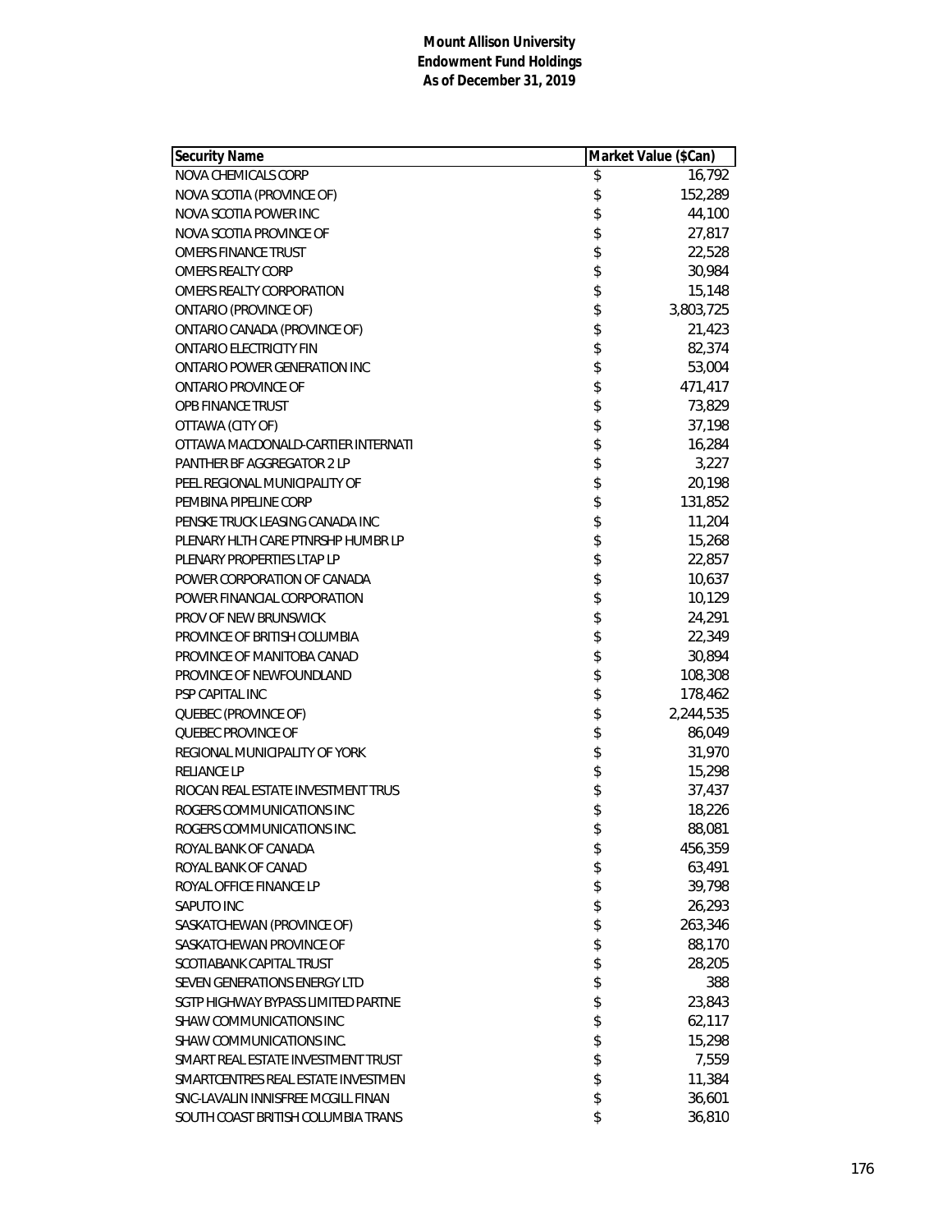**Mount Allison University**
**Endowment Fund Holdings**
**As of December 31, 2019**

| Security Name | Market Value ($Can) |
|---|---|
| NOVA CHEMICALS CORP | $ 16,792 |
| NOVA SCOTIA (PROVINCE OF) | $ 152,289 |
| NOVA SCOTIA POWER INC | $ 44,100 |
| NOVA SCOTIA PROVINCE OF | $ 27,817 |
| OMERS FINANCE TRUST | $ 22,528 |
| OMERS REALTY CORP | $ 30,984 |
| OMERS REALTY CORPORATION | $ 15,148 |
| ONTARIO (PROVINCE OF) | $ 3,803,725 |
| ONTARIO CANADA (PROVINCE OF) | $ 21,423 |
| ONTARIO ELECTRICITY FIN | $ 82,374 |
| ONTARIO POWER GENERATION INC | $ 53,004 |
| ONTARIO PROVINCE OF | $ 471,417 |
| OPB FINANCE TRUST | $ 73,829 |
| OTTAWA (CITY OF) | $ 37,198 |
| OTTAWA MACDONALD-CARTIER INTERNATI | $ 16,284 |
| PANTHER BF AGGREGATOR 2 LP | $ 3,227 |
| PEEL REGIONAL MUNICIPALITY OF | $ 20,198 |
| PEMBINA PIPELINE CORP | $ 131,852 |
| PENSKE TRUCK LEASING CANADA INC | $ 11,204 |
| PLENARY HLTH CARE PTNRSHP HUMBR LP | $ 15,268 |
| PLENARY PROPERTIES LTAP LP | $ 22,857 |
| POWER CORPORATION OF CANADA | $ 10,637 |
| POWER FINANCIAL CORPORATION | $ 10,129 |
| PROV OF NEW BRUNSWICK | $ 24,291 |
| PROVINCE OF BRITISH COLUMBIA | $ 22,349 |
| PROVINCE OF MANITOBA CANAD | $ 30,894 |
| PROVINCE OF NEWFOUNDLAND | $ 108,308 |
| PSP CAPITAL INC | $ 178,462 |
| QUEBEC (PROVINCE OF) | $ 2,244,535 |
| QUEBEC PROVINCE OF | $ 86,049 |
| REGIONAL MUNICIPALITY OF YORK | $ 31,970 |
| RELIANCE LP | $ 15,298 |
| RIOCAN REAL ESTATE INVESTMENT TRUS | $ 37,437 |
| ROGERS COMMUNICATIONS INC | $ 18,226 |
| ROGERS COMMUNICATIONS INC. | $ 88,081 |
| ROYAL BANK OF CANADA | $ 456,359 |
| ROYAL BANK OF CANAD | $ 63,491 |
| ROYAL OFFICE FINANCE LP | $ 39,798 |
| SAPUTO INC | $ 26,293 |
| SASKATCHEWAN (PROVINCE OF) | $ 263,346 |
| SASKATCHEWAN PROVINCE OF | $ 88,170 |
| SCOTIABANK CAPITAL TRUST | $ 28,205 |
| SEVEN GENERATIONS ENERGY LTD | $ 388 |
| SGTP HIGHWAY BYPASS LIMITED PARTNE | $ 23,843 |
| SHAW COMMUNICATIONS INC | $ 62,117 |
| SHAW COMMUNICATIONS INC. | $ 15,298 |
| SMART REAL ESTATE INVESTMENT TRUST | $ 7,559 |
| SMARTCENTRES REAL ESTATE INVESTMEN | $ 11,384 |
| SNC-LAVALIN INNISFREE MCGILL FINAN | $ 36,601 |
| SOUTH COAST BRITISH COLUMBIA TRANS | $ 36,810 |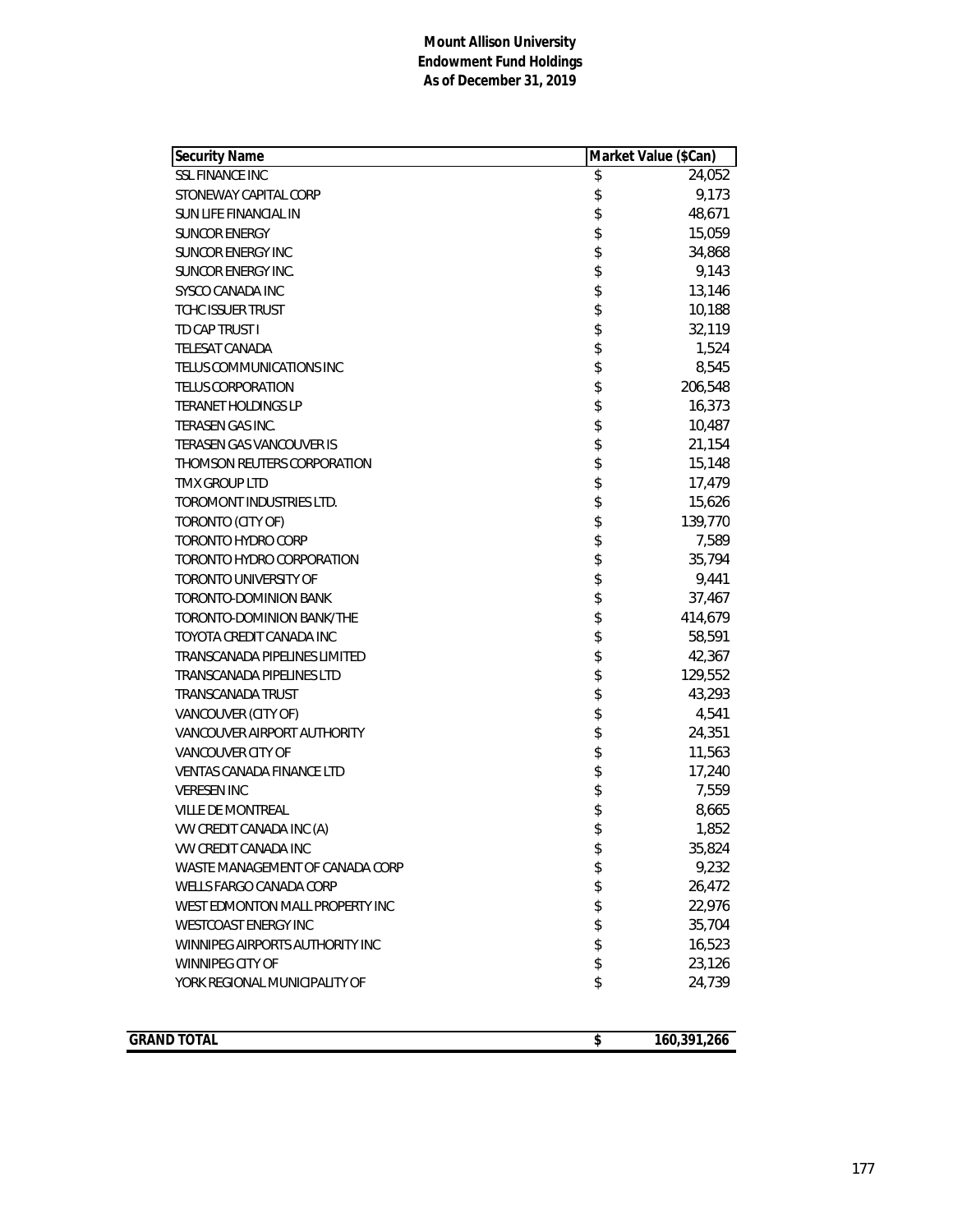**Mount Allison University**
**Endowment Fund Holdings**
**As of December 31, 2019**

| Security Name | Market Value ($Can) |
|---|---|
| SSL FINANCE INC | $ 24,052 |
| STONEWAY CAPITAL CORP | $ 9,173 |
| SUN LIFE FINANCIAL IN | $ 48,671 |
| SUNCOR ENERGY | $ 15,059 |
| SUNCOR ENERGY INC | $ 34,868 |
| SUNCOR ENERGY INC. | $ 9,143 |
| SYSCO CANADA INC | $ 13,146 |
| TCHC ISSUER TRUST | $ 10,188 |
| TD CAP TRUST I | $ 32,119 |
| TELESAT CANADA | $ 1,524 |
| TELUS COMMUNICATIONS INC | $ 8,545 |
| TELUS CORPORATION | $ 206,548 |
| TERANET HOLDINGS LP | $ 16,373 |
| TERASEN GAS INC. | $ 10,487 |
| TERASEN GAS VANCOUVER IS | $ 21,154 |
| THOMSON REUTERS CORPORATION | $ 15,148 |
| TMX GROUP LTD | $ 17,479 |
| TOROMONT INDUSTRIES LTD. | $ 15,626 |
| TORONTO (CITY OF) | $ 139,770 |
| TORONTO HYDRO CORP | $ 7,589 |
| TORONTO HYDRO CORPORATION | $ 35,794 |
| TORONTO UNIVERSITY OF | $ 9,441 |
| TORONTO-DOMINION BANK | $ 37,467 |
| TORONTO-DOMINION BANK/THE | $ 414,679 |
| TOYOTA CREDIT CANADA INC | $ 58,591 |
| TRANSCANADA PIPELINES LIMITED | $ 42,367 |
| TRANSCANADA PIPELINES LTD | $ 129,552 |
| TRANSCANADA TRUST | $ 43,293 |
| VANCOUVER (CITY OF) | $ 4,541 |
| VANCOUVER AIRPORT AUTHORITY | $ 24,351 |
| VANCOUVER CITY OF | $ 11,563 |
| VENTAS CANADA FINANCE LTD | $ 17,240 |
| VERESEN INC | $ 7,559 |
| VILLE DE MONTREAL | $ 8,665 |
| VW CREDIT CANADA INC (A) | $ 1,852 |
| VW CREDIT CANADA INC | $ 35,824 |
| WASTE MANAGEMENT OF CANADA CORP | $ 9,232 |
| WELLS FARGO CANADA CORP | $ 26,472 |
| WEST EDMONTON MALL PROPERTY INC | $ 22,976 |
| WESTCOAST ENERGY INC | $ 35,704 |
| WINNIPEG AIRPORTS AUTHORITY INC | $ 16,523 |
| WINNIPEG CITY OF | $ 23,126 |
| YORK REGIONAL MUNICIPALITY OF | $ 24,739 |
| **GRAND TOTAL** | **$ 160,391,266** |